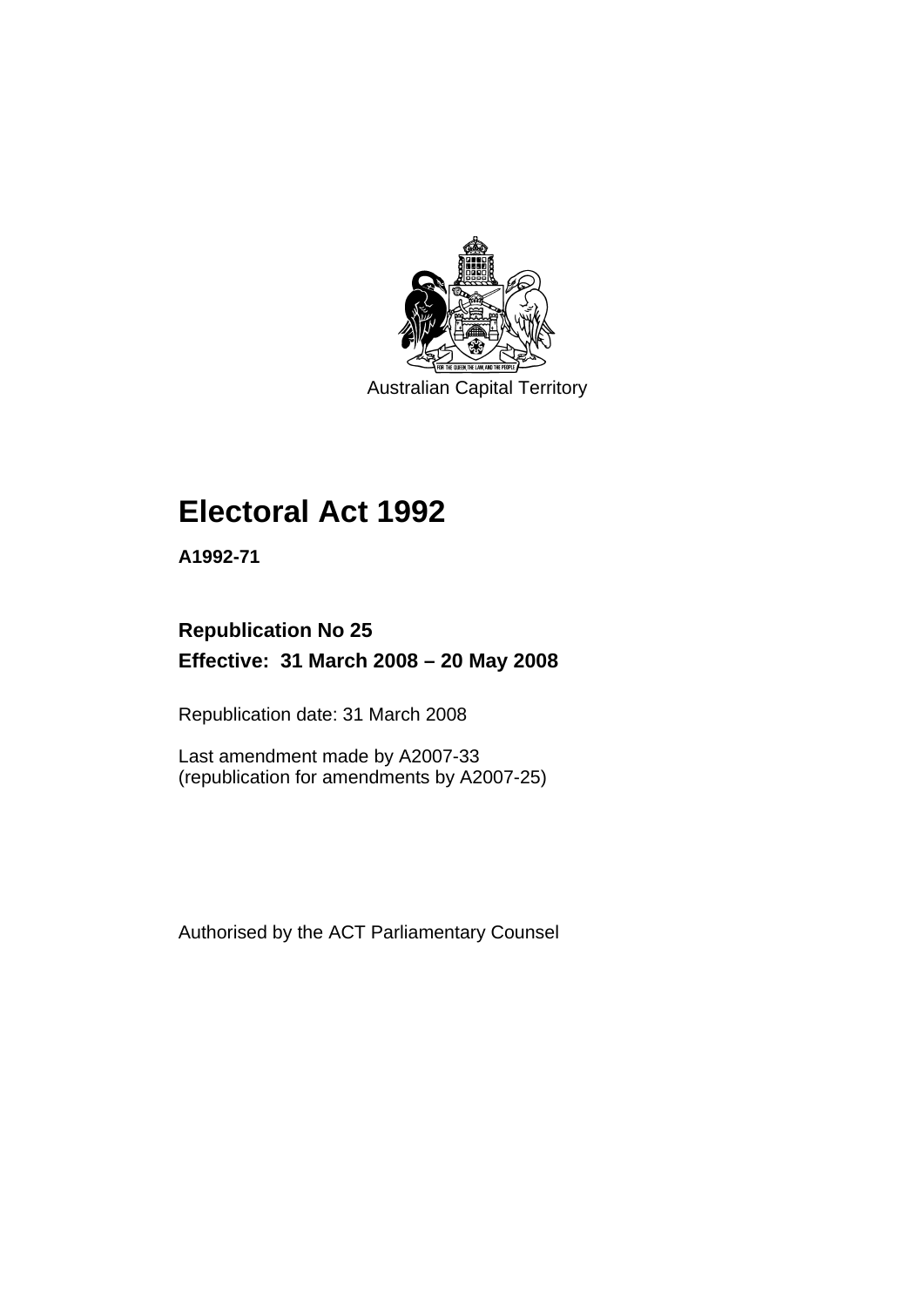Australian Capital Territory

# Electoral Act 1992

**A1992-71**

**Republication No 25**

**Effective: 31 March 2008 – 20 May 2008**

Republication date: 31 March 2008

Last amendment made by A2007-33
(republication for amendments by A2007-25)

Authorised by the ACT Parliamentary Counsel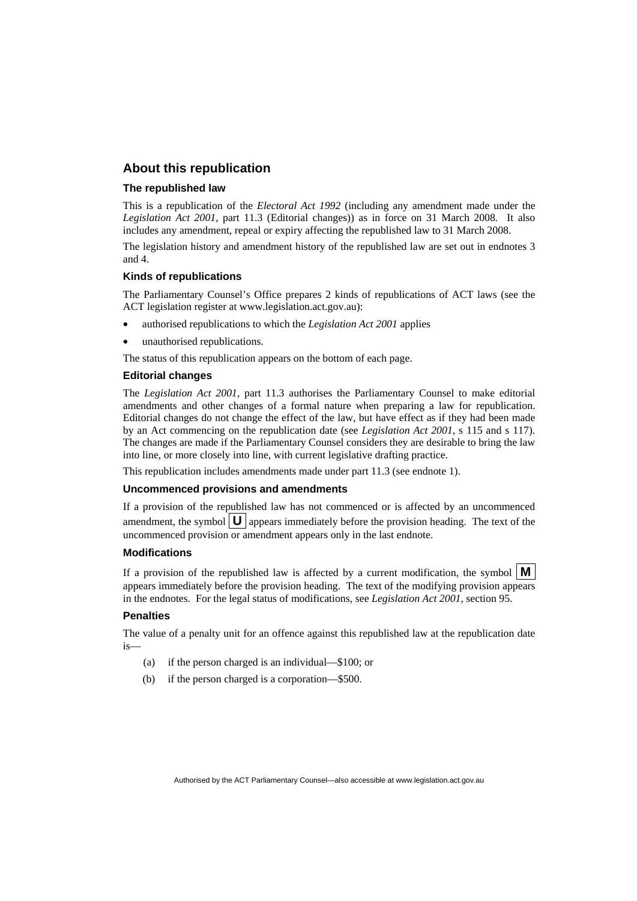## About this republication

### The republished law

This is a republication of the *Electoral Act 1992* (including any amendment made under the *Legislation Act 2001*, part 11.3 (Editorial changes)) as in force on 31 March 2008. It also includes any amendment, repeal or expiry affecting the republished law to 31 March 2008.

The legislation history and amendment history of the republished law are set out in endnotes 3 and 4.

### Kinds of republications

The Parliamentary Counsel's Office prepares 2 kinds of republications of ACT laws (see the ACT legislation register at www.legislation.act.gov.au):

- authorised republications to which the *Legislation Act 2001* applies
- unauthorised republications.

The status of this republication appears on the bottom of each page.

### Editorial changes

The *Legislation Act 2001*, part 11.3 authorises the Parliamentary Counsel to make editorial amendments and other changes of a formal nature when preparing a law for republication. Editorial changes do not change the effect of the law, but have effect as if they had been made by an Act commencing on the republication date (see *Legislation Act 2001*, s 115 and s 117). The changes are made if the Parliamentary Counsel considers they are desirable to bring the law into line, or more closely into line, with current legislative drafting practice.

This republication includes amendments made under part 11.3 (see endnote 1).

### Uncommenced provisions and amendments

If a provision of the republished law has not commenced or is affected by an uncommenced amendment, the symbol **U** appears immediately before the provision heading. The text of the uncommenced provision or amendment appears only in the last endnote.

### Modifications

If a provision of the republished law is affected by a current modification, the symbol **M** appears immediately before the provision heading. The text of the modifying provision appears in the endnotes. For the legal status of modifications, see *Legislation Act 2001*, section 95.

### Penalties

The value of a penalty unit for an offence against this republished law at the republication date is—

(a) if the person charged is an individual—$100; or

(b) if the person charged is a corporation—$500.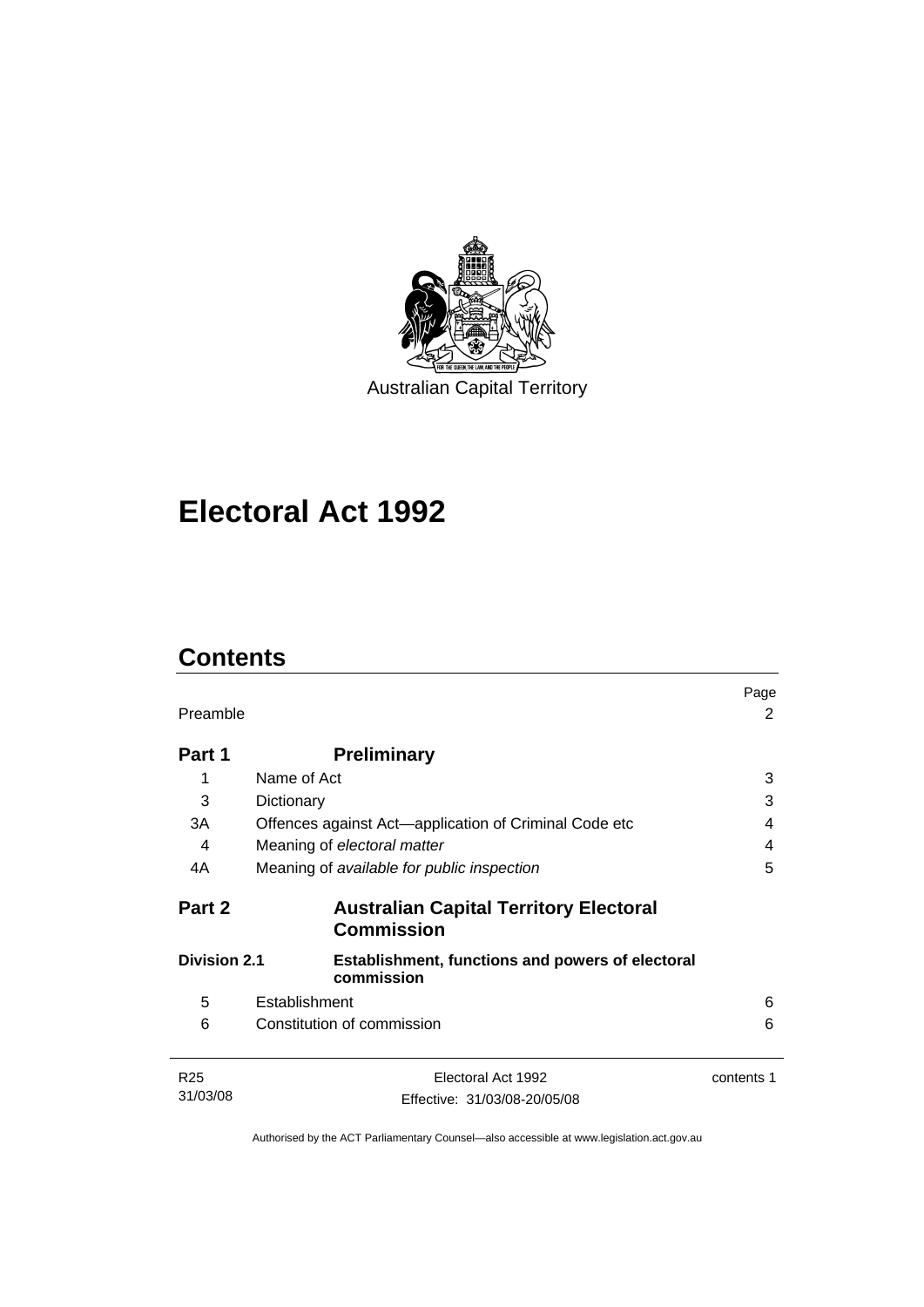Australian Capital Territory

# Electoral Act 1992

## Contents

| | | Page |
|---|---|---|
| Preamble | | 2 |
| **Part 1** | **Preliminary** | |
| 1 | Name of Act | 3 |
| 3 | Dictionary | 3 |
| 3A | Offences against Act—application of Criminal Code etc | 4 |
| 4 | Meaning of *electoral matter* | 4 |
| 4A | Meaning of *available for public inspection* | 5 |
| **Part 2** | **Australian Capital Territory Electoral Commission** | |
| **Division 2.1** | **Establishment, functions and powers of electoral commission** | |
| 5 | Establishment | 6 |
| 6 | Constitution of commission | 6 |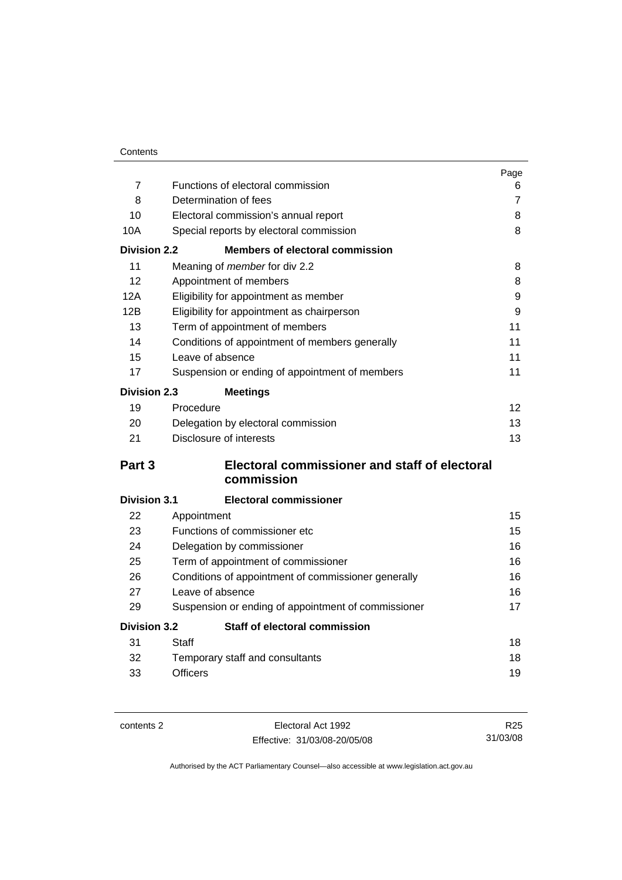| | | Page |
|---|---|---|
| 7 | Functions of electoral commission | 6 |
| 8 | Determination of fees | 7 |
| 10 | Electoral commission's annual report | 8 |
| 10A | Special reports by electoral commission | 8 |
| **Division 2.2** | **Members of electoral commission** | |
| 11 | Meaning of *member* for div 2.2 | 8 |
| 12 | Appointment of members | 8 |
| 12A | Eligibility for appointment as member | 9 |
| 12B | Eligibility for appointment as chairperson | 9 |
| 13 | Term of appointment of members | 11 |
| 14 | Conditions of appointment of members generally | 11 |
| 15 | Leave of absence | 11 |
| 17 | Suspension or ending of appointment of members | 11 |
| **Division 2.3** | **Meetings** | |
| 19 | Procedure | 12 |
| 20 | Delegation by electoral commission | 13 |
| 21 | Disclosure of interests | 13 |

## Part 3 Electoral commissioner and staff of electoral commission

| | | |
|---|---|---|
| **Division 3.1** | **Electoral commissioner** | |
| 22 | Appointment | 15 |
| 23 | Functions of commissioner etc | 15 |
| 24 | Delegation by commissioner | 16 |
| 25 | Term of appointment of commissioner | 16 |
| 26 | Conditions of appointment of commissioner generally | 16 |
| 27 | Leave of absence | 16 |
| 29 | Suspension or ending of appointment of commissioner | 17 |
| **Division 3.2** | **Staff of electoral commission** | |
| 31 | Staff | 18 |
| 32 | Temporary staff and consultants | 18 |
| 33 | Officers | 19 |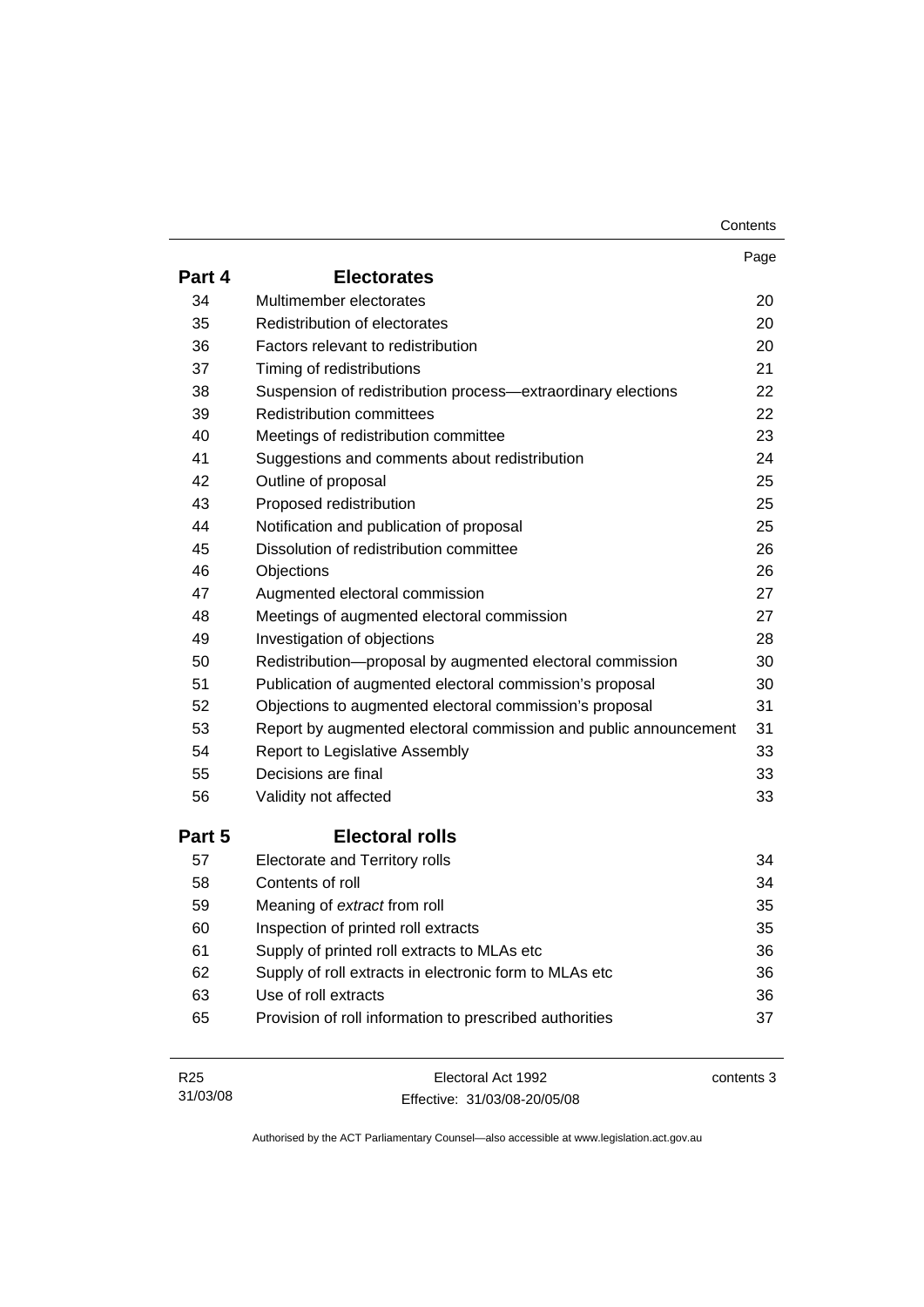| | | Page |
|---|---|---|
| **Part 4** | **Electorates** | |
| 34 | Multimember electorates | 20 |
| 35 | Redistribution of electorates | 20 |
| 36 | Factors relevant to redistribution | 20 |
| 37 | Timing of redistributions | 21 |
| 38 | Suspension of redistribution process—extraordinary elections | 22 |
| 39 | Redistribution committees | 22 |
| 40 | Meetings of redistribution committee | 23 |
| 41 | Suggestions and comments about redistribution | 24 |
| 42 | Outline of proposal | 25 |
| 43 | Proposed redistribution | 25 |
| 44 | Notification and publication of proposal | 25 |
| 45 | Dissolution of redistribution committee | 26 |
| 46 | Objections | 26 |
| 47 | Augmented electoral commission | 27 |
| 48 | Meetings of augmented electoral commission | 27 |
| 49 | Investigation of objections | 28 |
| 50 | Redistribution—proposal by augmented electoral commission | 30 |
| 51 | Publication of augmented electoral commission's proposal | 30 |
| 52 | Objections to augmented electoral commission's proposal | 31 |
| 53 | Report by augmented electoral commission and public announcement | 31 |
| 54 | Report to Legislative Assembly | 33 |
| 55 | Decisions are final | 33 |
| 56 | Validity not affected | 33 |
| **Part 5** | **Electoral rolls** | |
| 57 | Electorate and Territory rolls | 34 |
| 58 | Contents of roll | 34 |
| 59 | Meaning of *extract* from roll | 35 |
| 60 | Inspection of printed roll extracts | 35 |
| 61 | Supply of printed roll extracts to MLAs etc | 36 |
| 62 | Supply of roll extracts in electronic form to MLAs etc | 36 |
| 63 | Use of roll extracts | 36 |
| 65 | Provision of roll information to prescribed authorities | 37 |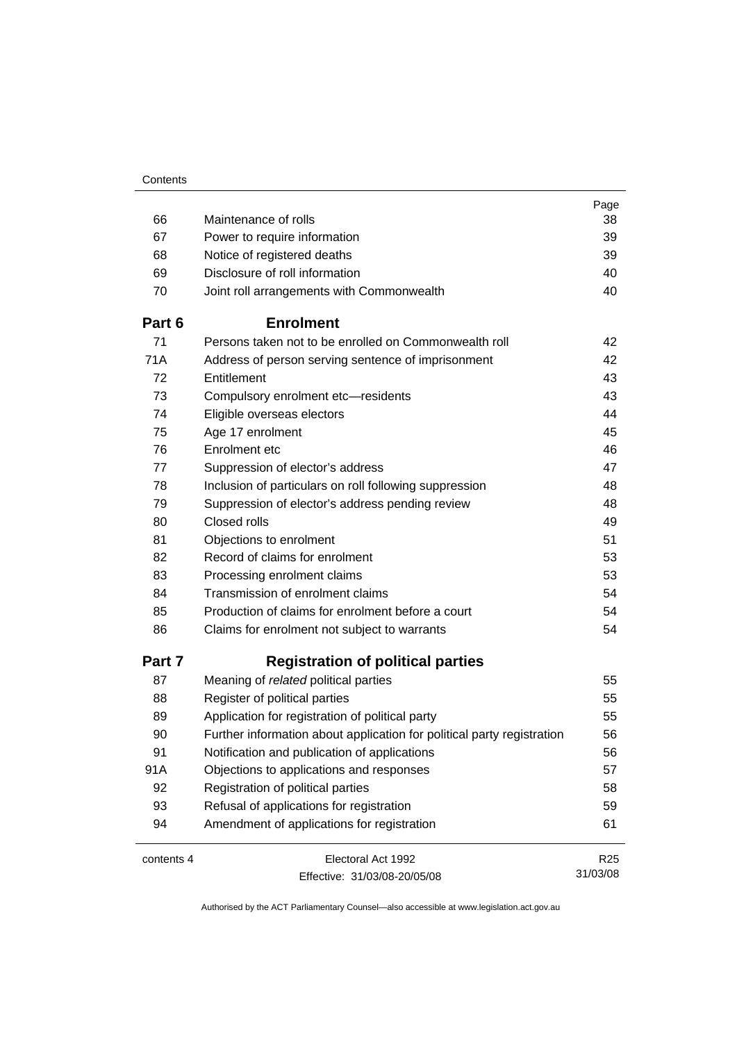| | | Page |
|---|---|---|
| 66 | Maintenance of rolls | 38 |
| 67 | Power to require information | 39 |
| 68 | Notice of registered deaths | 39 |
| 69 | Disclosure of roll information | 40 |
| 70 | Joint roll arrangements with Commonwealth | 40 |
| **Part 6** | **Enrolment** | |
| 71 | Persons taken not to be enrolled on Commonwealth roll | 42 |
| 71A | Address of person serving sentence of imprisonment | 42 |
| 72 | Entitlement | 43 |
| 73 | Compulsory enrolment etc—residents | 43 |
| 74 | Eligible overseas electors | 44 |
| 75 | Age 17 enrolment | 45 |
| 76 | Enrolment etc | 46 |
| 77 | Suppression of elector's address | 47 |
| 78 | Inclusion of particulars on roll following suppression | 48 |
| 79 | Suppression of elector's address pending review | 48 |
| 80 | Closed rolls | 49 |
| 81 | Objections to enrolment | 51 |
| 82 | Record of claims for enrolment | 53 |
| 83 | Processing enrolment claims | 53 |
| 84 | Transmission of enrolment claims | 54 |
| 85 | Production of claims for enrolment before a court | 54 |
| 86 | Claims for enrolment not subject to warrants | 54 |
| **Part 7** | **Registration of political parties** | |
| 87 | Meaning of *related* political parties | 55 |
| 88 | Register of political parties | 55 |
| 89 | Application for registration of political party | 55 |
| 90 | Further information about application for political party registration | 56 |
| 91 | Notification and publication of applications | 56 |
| 91A | Objections to applications and responses | 57 |
| 92 | Registration of political parties | 58 |
| 93 | Refusal of applications for registration | 59 |
| 94 | Amendment of applications for registration | 61 |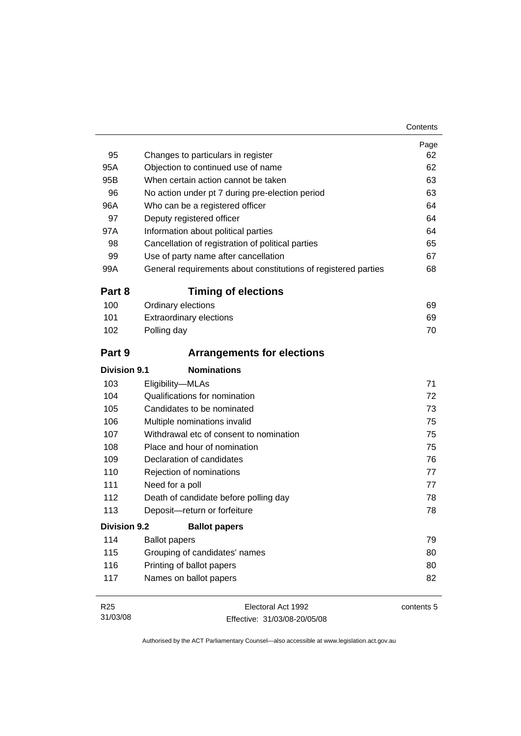| | | Page |
|---|---|---|
| 95 | Changes to particulars in register | 62 |
| 95A | Objection to continued use of name | 62 |
| 95B | When certain action cannot be taken | 63 |
| 96 | No action under pt 7 during pre-election period | 63 |
| 96A | Who can be a registered officer | 64 |
| 97 | Deputy registered officer | 64 |
| 97A | Information about political parties | 64 |
| 98 | Cancellation of registration of political parties | 65 |
| 99 | Use of party name after cancellation | 67 |
| 99A | General requirements about constitutions of registered parties | 68 |

## Part 8 Timing of elections

| | | |
|---|---|---|
| 100 | Ordinary elections | 69 |
| 101 | Extraordinary elections | 69 |
| 102 | Polling day | 70 |

## Part 9 Arrangements for elections

### Division 9.1 Nominations

| | | |
|---|---|---|
| 103 | Eligibility—MLAs | 71 |
| 104 | Qualifications for nomination | 72 |
| 105 | Candidates to be nominated | 73 |
| 106 | Multiple nominations invalid | 75 |
| 107 | Withdrawal etc of consent to nomination | 75 |
| 108 | Place and hour of nomination | 75 |
| 109 | Declaration of candidates | 76 |
| 110 | Rejection of nominations | 77 |
| 111 | Need for a poll | 77 |
| 112 | Death of candidate before polling day | 78 |
| 113 | Deposit—return or forfeiture | 78 |

### Division 9.2 Ballot papers

| | | |
|---|---|---|
| 114 | Ballot papers | 79 |
| 115 | Grouping of candidates' names | 80 |
| 116 | Printing of ballot papers | 80 |
| 117 | Names on ballot papers | 82 |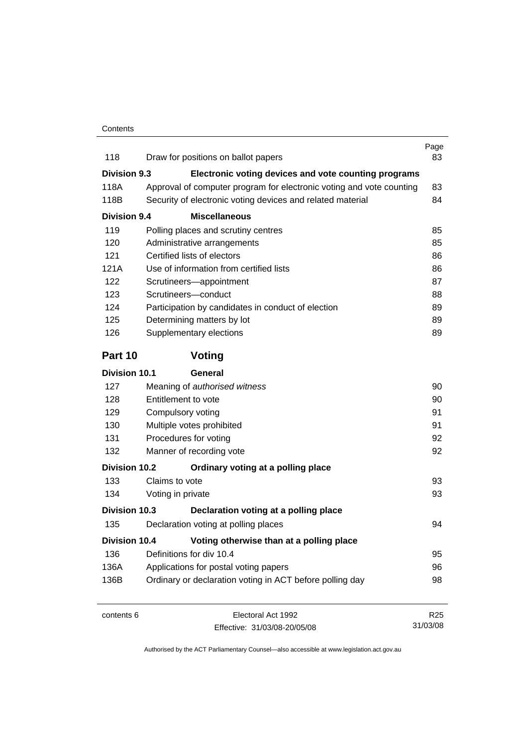| | | Page |
|---|---|---|
| 118 | Draw for positions on ballot papers | 83 |
| **Division 9.3** | **Electronic voting devices and vote counting programs** | |
| 118A | Approval of computer program for electronic voting and vote counting | 83 |
| 118B | Security of electronic voting devices and related material | 84 |
| **Division 9.4** | **Miscellaneous** | |
| 119 | Polling places and scrutiny centres | 85 |
| 120 | Administrative arrangements | 85 |
| 121 | Certified lists of electors | 86 |
| 121A | Use of information from certified lists | 86 |
| 122 | Scrutineers—appointment | 87 |
| 123 | Scrutineers—conduct | 88 |
| 124 | Participation by candidates in conduct of election | 89 |
| 125 | Determining matters by lot | 89 |
| 126 | Supplementary elections | 89 |

## Part 10 Voting

| | | |
|---|---|---|
| **Division 10.1** | **General** | |
| 127 | Meaning of *authorised witness* | 90 |
| 128 | Entitlement to vote | 90 |
| 129 | Compulsory voting | 91 |
| 130 | Multiple votes prohibited | 91 |
| 131 | Procedures for voting | 92 |
| 132 | Manner of recording vote | 92 |
| **Division 10.2** | **Ordinary voting at a polling place** | |
| 133 | Claims to vote | 93 |
| 134 | Voting in private | 93 |
| **Division 10.3** | **Declaration voting at a polling place** | |
| 135 | Declaration voting at polling places | 94 |
| **Division 10.4** | **Voting otherwise than at a polling place** | |
| 136 | Definitions for div 10.4 | 95 |
| 136A | Applications for postal voting papers | 96 |
| 136B | Ordinary or declaration voting in ACT before polling day | 98 |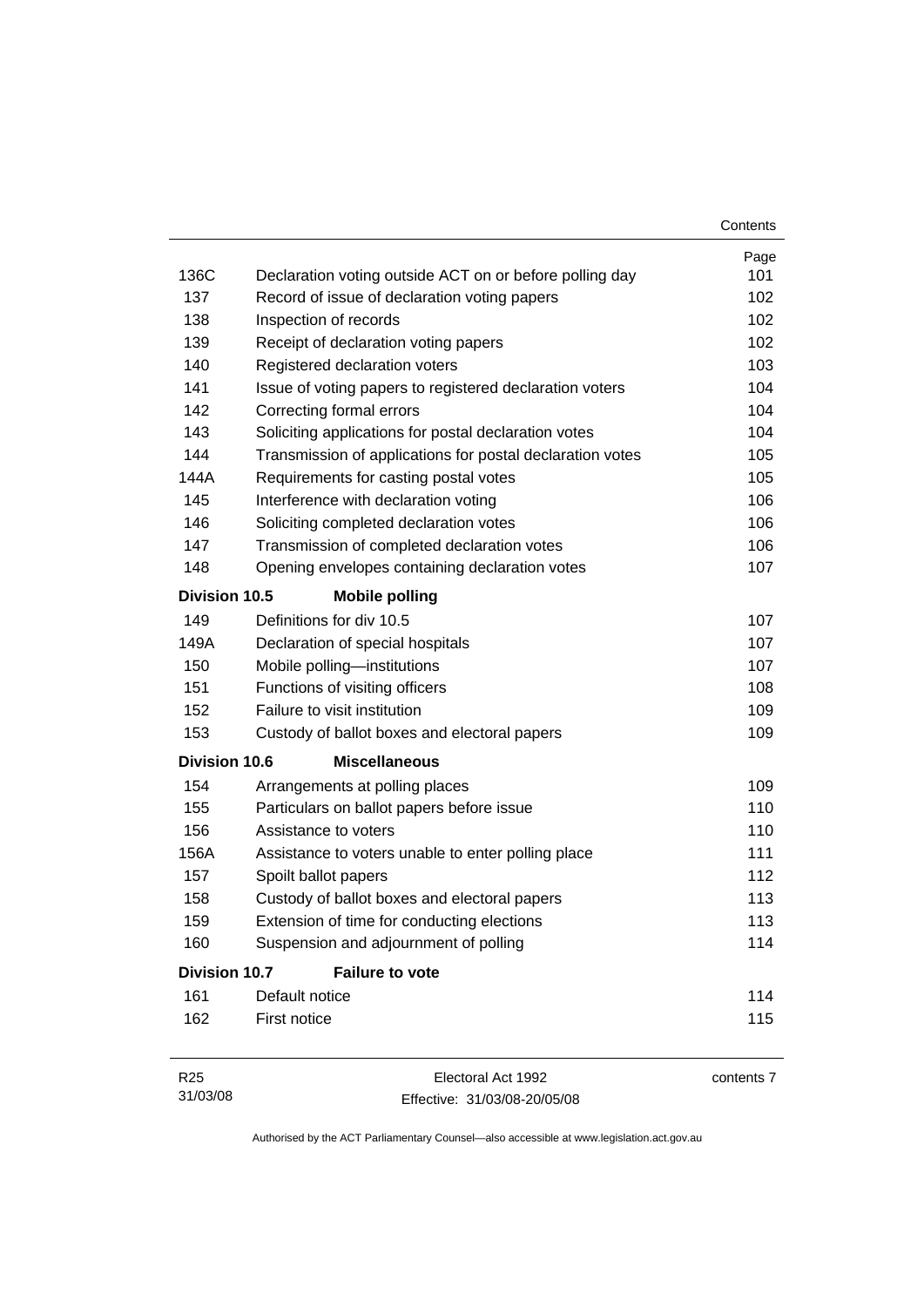| | | Page |
|---|---|---|
| 136C | Declaration voting outside ACT on or before polling day | 101 |
| 137 | Record of issue of declaration voting papers | 102 |
| 138 | Inspection of records | 102 |
| 139 | Receipt of declaration voting papers | 102 |
| 140 | Registered declaration voters | 103 |
| 141 | Issue of voting papers to registered declaration voters | 104 |
| 142 | Correcting formal errors | 104 |
| 143 | Soliciting applications for postal declaration votes | 104 |
| 144 | Transmission of applications for postal declaration votes | 105 |
| 144A | Requirements for casting postal votes | 105 |
| 145 | Interference with declaration voting | 106 |
| 146 | Soliciting completed declaration votes | 106 |
| 147 | Transmission of completed declaration votes | 106 |
| 148 | Opening envelopes containing declaration votes | 107 |
| **Division 10.5** | **Mobile polling** | |
| 149 | Definitions for div 10.5 | 107 |
| 149A | Declaration of special hospitals | 107 |
| 150 | Mobile polling—institutions | 107 |
| 151 | Functions of visiting officers | 108 |
| 152 | Failure to visit institution | 109 |
| 153 | Custody of ballot boxes and electoral papers | 109 |
| **Division 10.6** | **Miscellaneous** | |
| 154 | Arrangements at polling places | 109 |
| 155 | Particulars on ballot papers before issue | 110 |
| 156 | Assistance to voters | 110 |
| 156A | Assistance to voters unable to enter polling place | 111 |
| 157 | Spoilt ballot papers | 112 |
| 158 | Custody of ballot boxes and electoral papers | 113 |
| 159 | Extension of time for conducting elections | 113 |
| 160 | Suspension and adjournment of polling | 114 |
| **Division 10.7** | **Failure to vote** | |
| 161 | Default notice | 114 |
| 162 | First notice | 115 |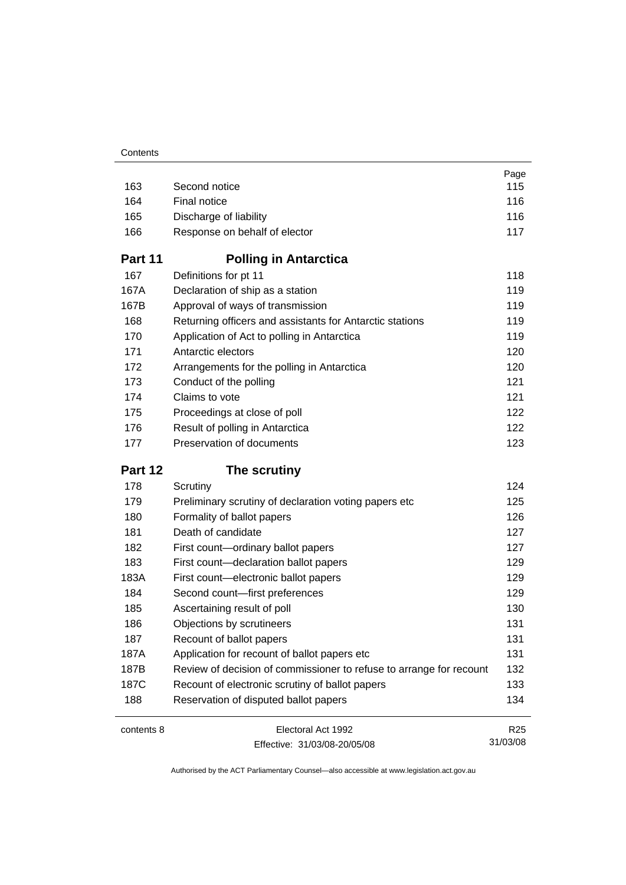| | | Page |
|---|---|---|
| 163 | Second notice | 115 |
| 164 | Final notice | 116 |
| 165 | Discharge of liability | 116 |
| 166 | Response on behalf of elector | 117 |

## Part 11 Polling in Antarctica

| | | |
|---|---|---|
| 167 | Definitions for pt 11 | 118 |
| 167A | Declaration of ship as a station | 119 |
| 167B | Approval of ways of transmission | 119 |
| 168 | Returning officers and assistants for Antarctic stations | 119 |
| 170 | Application of Act to polling in Antarctica | 119 |
| 171 | Antarctic electors | 120 |
| 172 | Arrangements for the polling in Antarctica | 120 |
| 173 | Conduct of the polling | 121 |
| 174 | Claims to vote | 121 |
| 175 | Proceedings at close of poll | 122 |
| 176 | Result of polling in Antarctica | 122 |
| 177 | Preservation of documents | 123 |

## Part 12 The scrutiny

| | | |
|---|---|---|
| 178 | Scrutiny | 124 |
| 179 | Preliminary scrutiny of declaration voting papers etc | 125 |
| 180 | Formality of ballot papers | 126 |
| 181 | Death of candidate | 127 |
| 182 | First count—ordinary ballot papers | 127 |
| 183 | First count—declaration ballot papers | 129 |
| 183A | First count—electronic ballot papers | 129 |
| 184 | Second count—first preferences | 129 |
| 185 | Ascertaining result of poll | 130 |
| 186 | Objections by scrutineers | 131 |
| 187 | Recount of ballot papers | 131 |
| 187A | Application for recount of ballot papers etc | 131 |
| 187B | Review of decision of commissioner to refuse to arrange for recount | 132 |
| 187C | Recount of electronic scrutiny of ballot papers | 133 |
| 188 | Reservation of disputed ballot papers | 134 |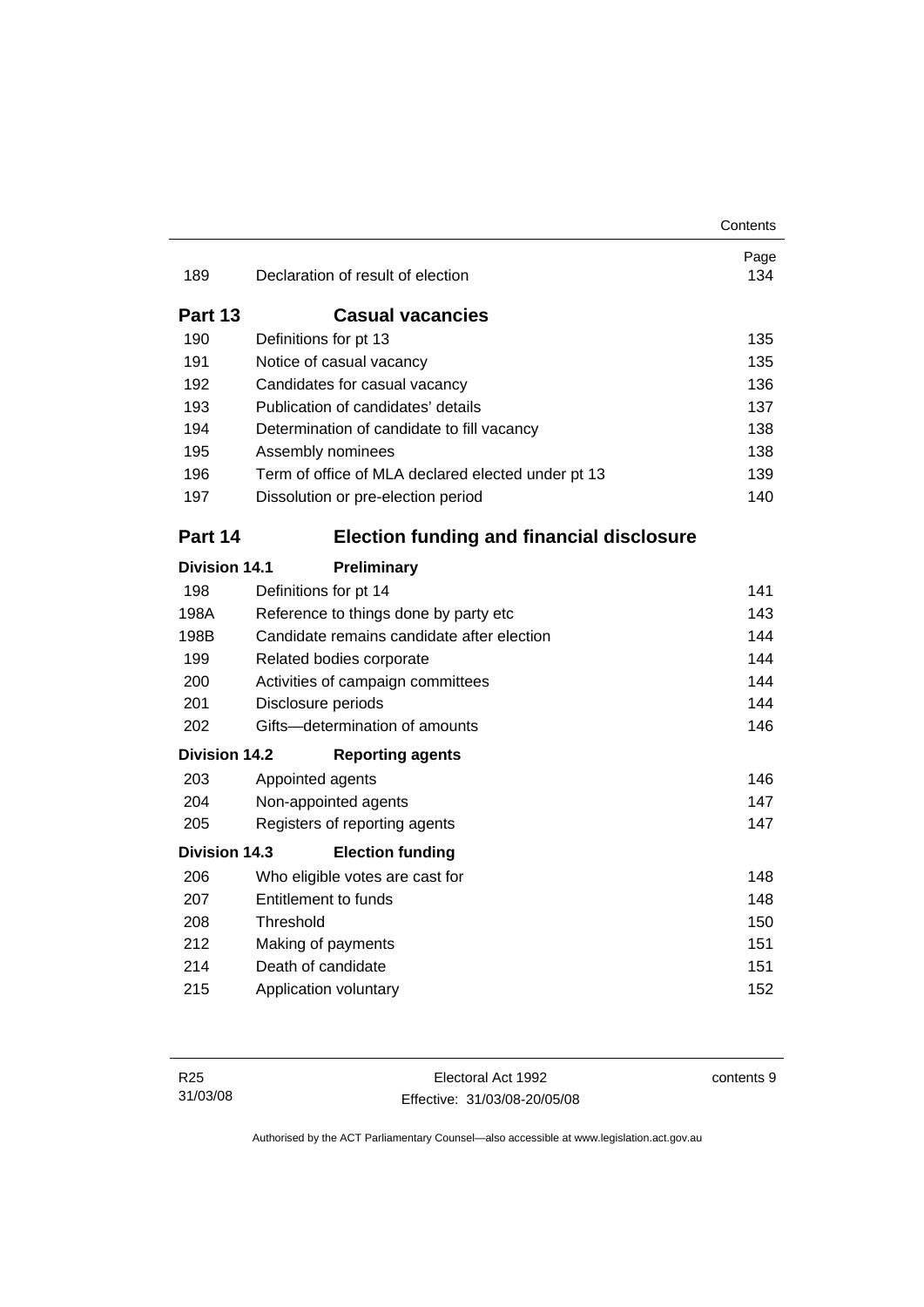| | | Page |
|---|---|---|
| 189 | Declaration of result of election | 134 |

## Part 13 Casual vacancies

| | | |
|---|---|---|
| 190 | Definitions for pt 13 | 135 |
| 191 | Notice of casual vacancy | 135 |
| 192 | Candidates for casual vacancy | 136 |
| 193 | Publication of candidates' details | 137 |
| 194 | Determination of candidate to fill vacancy | 138 |
| 195 | Assembly nominees | 138 |
| 196 | Term of office of MLA declared elected under pt 13 | 139 |
| 197 | Dissolution or pre-election period | 140 |

## Part 14 Election funding and financial disclosure

### Division 14.1 Preliminary

| | | |
|---|---|---|
| 198 | Definitions for pt 14 | 141 |
| 198A | Reference to things done by party etc | 143 |
| 198B | Candidate remains candidate after election | 144 |
| 199 | Related bodies corporate | 144 |
| 200 | Activities of campaign committees | 144 |
| 201 | Disclosure periods | 144 |
| 202 | Gifts—determination of amounts | 146 |

### Division 14.2 Reporting agents

| | | |
|---|---|---|
| 203 | Appointed agents | 146 |
| 204 | Non-appointed agents | 147 |
| 205 | Registers of reporting agents | 147 |

### Division 14.3 Election funding

| | | |
|---|---|---|
| 206 | Who eligible votes are cast for | 148 |
| 207 | Entitlement to funds | 148 |
| 208 | Threshold | 150 |
| 212 | Making of payments | 151 |
| 214 | Death of candidate | 151 |
| 215 | Application voluntary | 152 |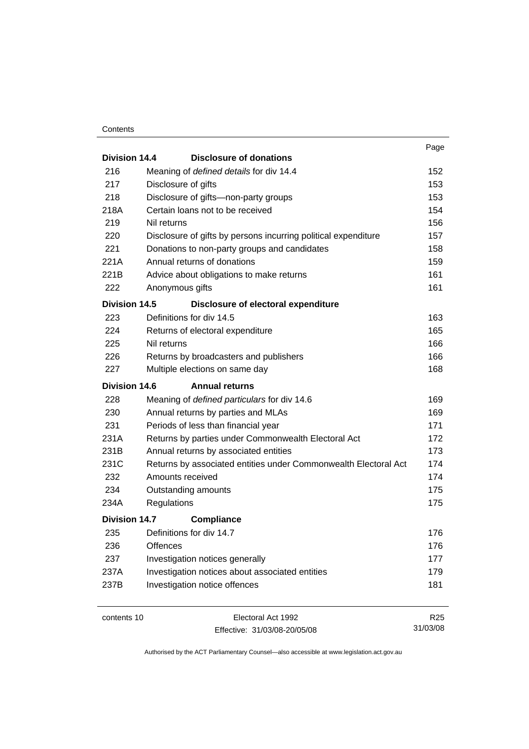| | | Page |
|---|---|---|
| **Division 14.4** | **Disclosure of donations** | |
| 216 | Meaning of *defined details* for div 14.4 | 152 |
| 217 | Disclosure of gifts | 153 |
| 218 | Disclosure of gifts—non-party groups | 153 |
| 218A | Certain loans not to be received | 154 |
| 219 | Nil returns | 156 |
| 220 | Disclosure of gifts by persons incurring political expenditure | 157 |
| 221 | Donations to non-party groups and candidates | 158 |
| 221A | Annual returns of donations | 159 |
| 221B | Advice about obligations to make returns | 161 |
| 222 | Anonymous gifts | 161 |
| **Division 14.5** | **Disclosure of electoral expenditure** | |
| 223 | Definitions for div 14.5 | 163 |
| 224 | Returns of electoral expenditure | 165 |
| 225 | Nil returns | 166 |
| 226 | Returns by broadcasters and publishers | 166 |
| 227 | Multiple elections on same day | 168 |
| **Division 14.6** | **Annual returns** | |
| 228 | Meaning of *defined particulars* for div 14.6 | 169 |
| 230 | Annual returns by parties and MLAs | 169 |
| 231 | Periods of less than financial year | 171 |
| 231A | Returns by parties under Commonwealth Electoral Act | 172 |
| 231B | Annual returns by associated entities | 173 |
| 231C | Returns by associated entities under Commonwealth Electoral Act | 174 |
| 232 | Amounts received | 174 |
| 234 | Outstanding amounts | 175 |
| 234A | Regulations | 175 |
| **Division 14.7** | **Compliance** | |
| 235 | Definitions for div 14.7 | 176 |
| 236 | Offences | 176 |
| 237 | Investigation notices generally | 177 |
| 237A | Investigation notices about associated entities | 179 |
| 237B | Investigation notice offences | 181 |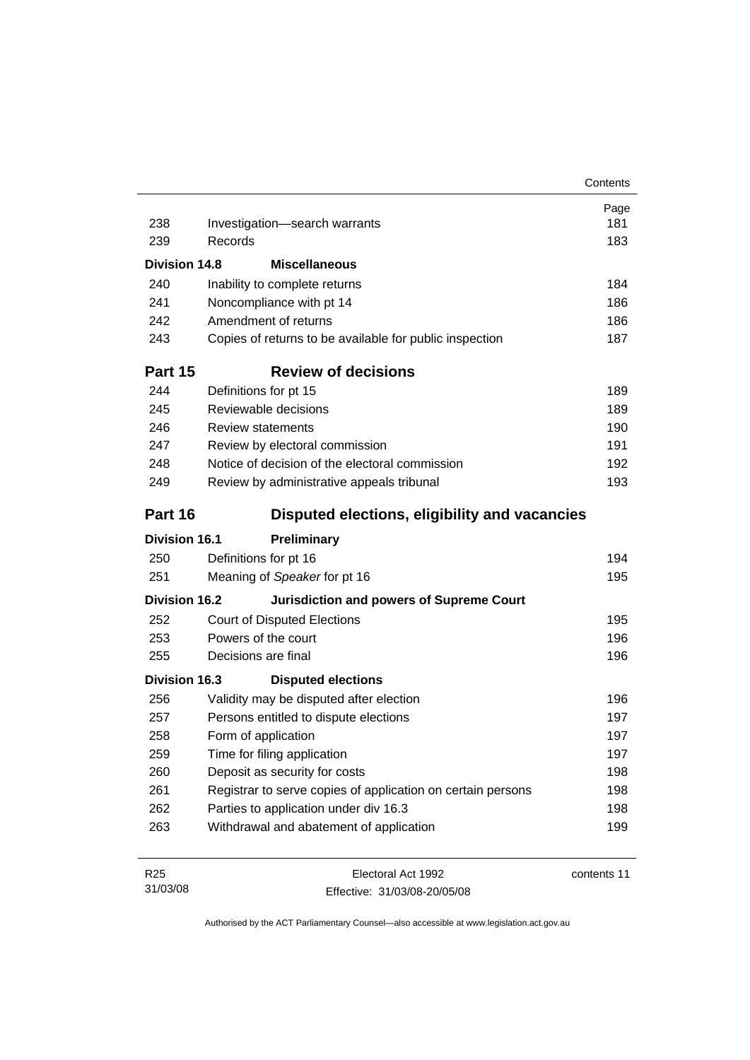| | | Page |
|---|---|---|
| 238 | Investigation—search warrants | 181 |
| 239 | Records | 183 |
| **Division 14.8** | **Miscellaneous** | |
| 240 | Inability to complete returns | 184 |
| 241 | Noncompliance with pt 14 | 186 |
| 242 | Amendment of returns | 186 |
| 243 | Copies of returns to be available for public inspection | 187 |
| **Part 15** | **Review of decisions** | |
| 244 | Definitions for pt 15 | 189 |
| 245 | Reviewable decisions | 189 |
| 246 | Review statements | 190 |
| 247 | Review by electoral commission | 191 |
| 248 | Notice of decision of the electoral commission | 192 |
| 249 | Review by administrative appeals tribunal | 193 |
| **Part 16** | **Disputed elections, eligibility and vacancies** | |
| **Division 16.1** | **Preliminary** | |
| 250 | Definitions for pt 16 | 194 |
| 251 | Meaning of *Speaker* for pt 16 | 195 |
| **Division 16.2** | **Jurisdiction and powers of Supreme Court** | |
| 252 | Court of Disputed Elections | 195 |
| 253 | Powers of the court | 196 |
| 255 | Decisions are final | 196 |
| **Division 16.3** | **Disputed elections** | |
| 256 | Validity may be disputed after election | 196 |
| 257 | Persons entitled to dispute elections | 197 |
| 258 | Form of application | 197 |
| 259 | Time for filing application | 197 |
| 260 | Deposit as security for costs | 198 |
| 261 | Registrar to serve copies of application on certain persons | 198 |
| 262 | Parties to application under div 16.3 | 198 |
| 263 | Withdrawal and abatement of application | 199 |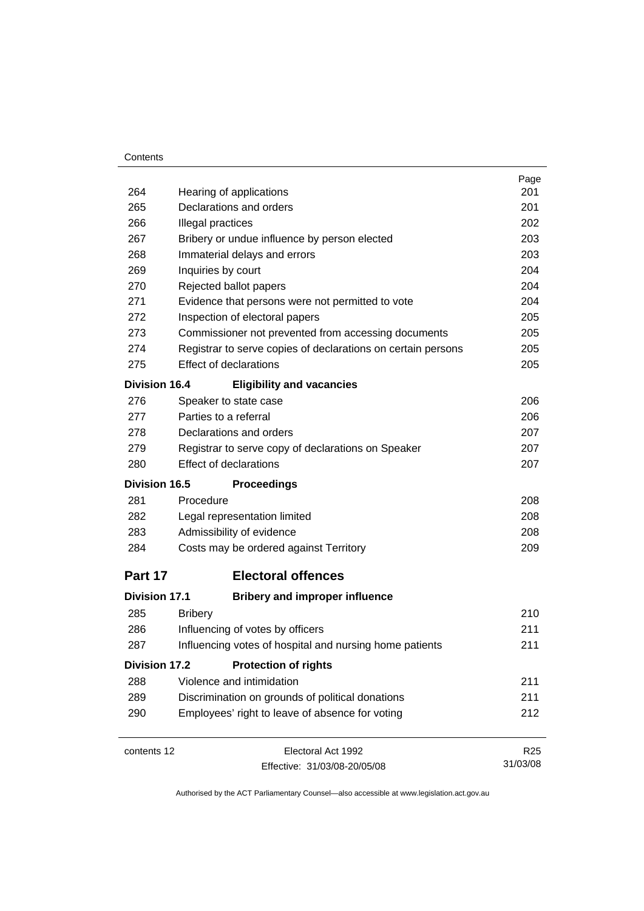| | | Page |
|---|---|---|
| 264 | Hearing of applications | 201 |
| 265 | Declarations and orders | 201 |
| 266 | Illegal practices | 202 |
| 267 | Bribery or undue influence by person elected | 203 |
| 268 | Immaterial delays and errors | 203 |
| 269 | Inquiries by court | 204 |
| 270 | Rejected ballot papers | 204 |
| 271 | Evidence that persons were not permitted to vote | 204 |
| 272 | Inspection of electoral papers | 205 |
| 273 | Commissioner not prevented from accessing documents | 205 |
| 274 | Registrar to serve copies of declarations on certain persons | 205 |
| 275 | Effect of declarations | 205 |
| **Division 16.4** | **Eligibility and vacancies** | |
| 276 | Speaker to state case | 206 |
| 277 | Parties to a referral | 206 |
| 278 | Declarations and orders | 207 |
| 279 | Registrar to serve copy of declarations on Speaker | 207 |
| 280 | Effect of declarations | 207 |
| **Division 16.5** | **Proceedings** | |
| 281 | Procedure | 208 |
| 282 | Legal representation limited | 208 |
| 283 | Admissibility of evidence | 208 |
| 284 | Costs may be ordered against Territory | 209 |
| **Part 17** | **Electoral offences** | |
| **Division 17.1** | **Bribery and improper influence** | |
| 285 | Bribery | 210 |
| 286 | Influencing of votes by officers | 211 |
| 287 | Influencing votes of hospital and nursing home patients | 211 |
| **Division 17.2** | **Protection of rights** | |
| 288 | Violence and intimidation | 211 |
| 289 | Discrimination on grounds of political donations | 211 |
| 290 | Employees' right to leave of absence for voting | 212 |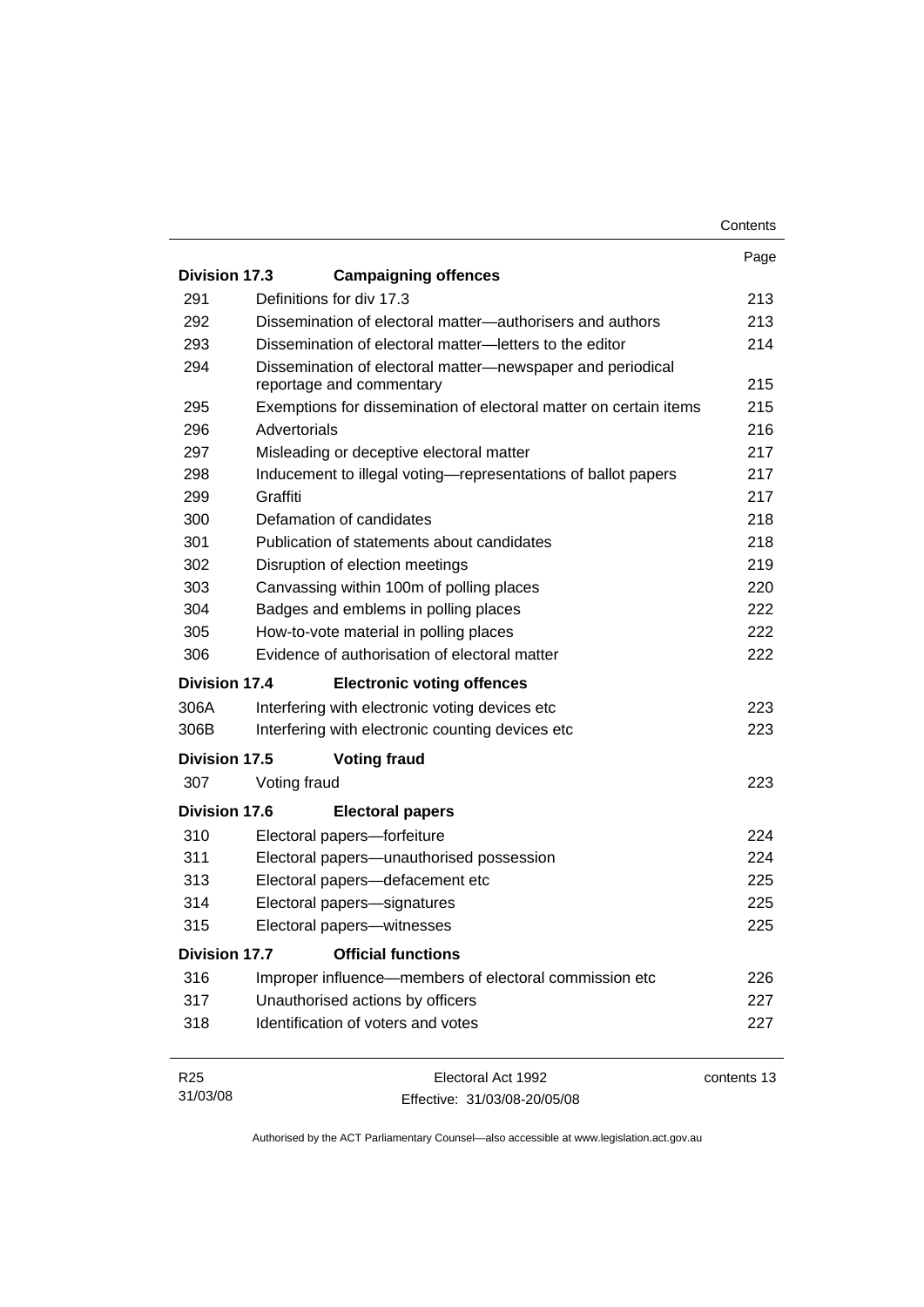| | | Page |
|---|---|---|
| **Division 17.3** | **Campaigning offences** | |
| 291 | Definitions for div 17.3 | 213 |
| 292 | Dissemination of electoral matter—authorisers and authors | 213 |
| 293 | Dissemination of electoral matter—letters to the editor | 214 |
| 294 | Dissemination of electoral matter—newspaper and periodical reportage and commentary | 215 |
| 295 | Exemptions for dissemination of electoral matter on certain items | 215 |
| 296 | Advertorials | 216 |
| 297 | Misleading or deceptive electoral matter | 217 |
| 298 | Inducement to illegal voting—representations of ballot papers | 217 |
| 299 | Graffiti | 217 |
| 300 | Defamation of candidates | 218 |
| 301 | Publication of statements about candidates | 218 |
| 302 | Disruption of election meetings | 219 |
| 303 | Canvassing within 100m of polling places | 220 |
| 304 | Badges and emblems in polling places | 222 |
| 305 | How-to-vote material in polling places | 222 |
| 306 | Evidence of authorisation of electoral matter | 222 |
| **Division 17.4** | **Electronic voting offences** | |
| 306A | Interfering with electronic voting devices etc | 223 |
| 306B | Interfering with electronic counting devices etc | 223 |
| **Division 17.5** | **Voting fraud** | |
| 307 | Voting fraud | 223 |
| **Division 17.6** | **Electoral papers** | |
| 310 | Electoral papers—forfeiture | 224 |
| 311 | Electoral papers—unauthorised possession | 224 |
| 313 | Electoral papers—defacement etc | 225 |
| 314 | Electoral papers—signatures | 225 |
| 315 | Electoral papers—witnesses | 225 |
| **Division 17.7** | **Official functions** | |
| 316 | Improper influence—members of electoral commission etc | 226 |
| 317 | Unauthorised actions by officers | 227 |
| 318 | Identification of voters and votes | 227 |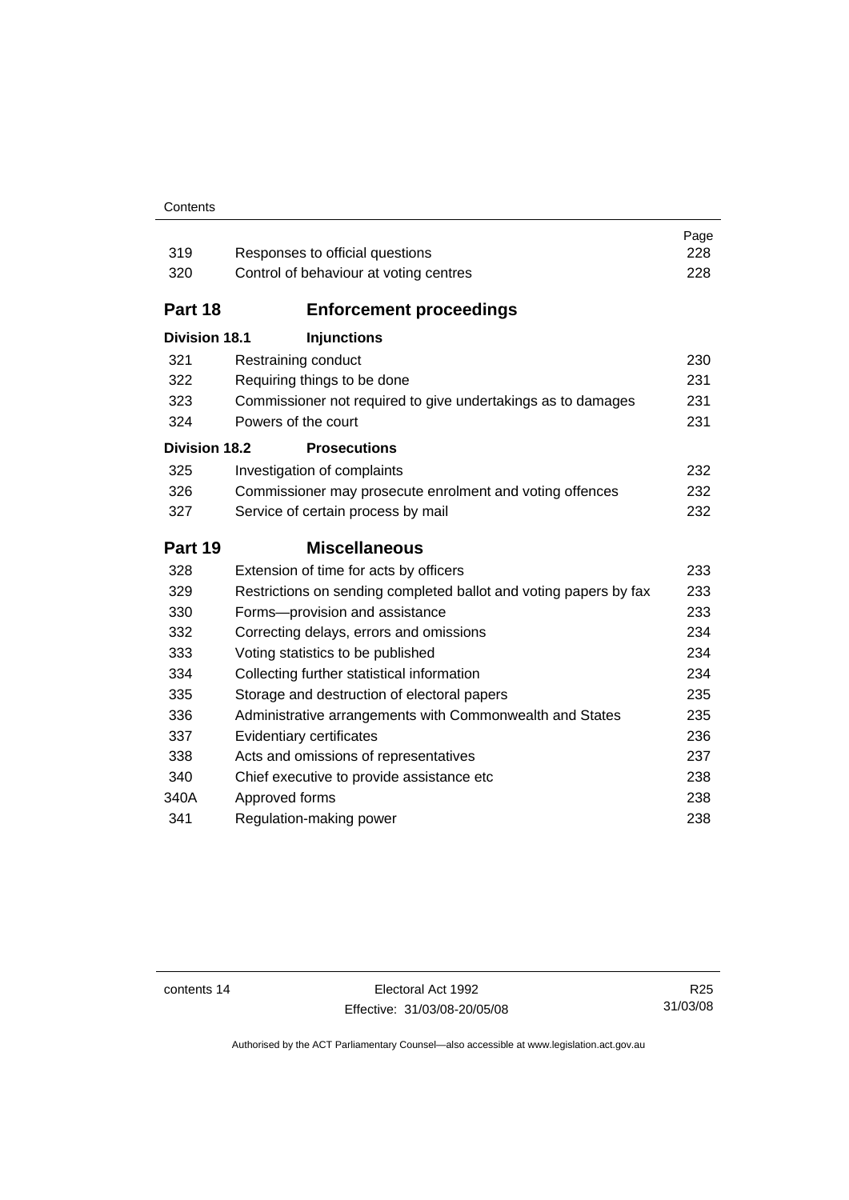| | | Page |
|---|---|---|
| 319 | Responses to official questions | 228 |
| 320 | Control of behaviour at voting centres | 228 |

## Part 18 Enforcement proceedings

### Division 18.1 Injunctions

| | | |
|---|---|---|
| 321 | Restraining conduct | 230 |
| 322 | Requiring things to be done | 231 |
| 323 | Commissioner not required to give undertakings as to damages | 231 |
| 324 | Powers of the court | 231 |

### Division 18.2 Prosecutions

| | | |
|---|---|---|
| 325 | Investigation of complaints | 232 |
| 326 | Commissioner may prosecute enrolment and voting offences | 232 |
| 327 | Service of certain process by mail | 232 |

## Part 19 Miscellaneous

| | | |
|---|---|---|
| 328 | Extension of time for acts by officers | 233 |
| 329 | Restrictions on sending completed ballot and voting papers by fax | 233 |
| 330 | Forms—provision and assistance | 233 |
| 332 | Correcting delays, errors and omissions | 234 |
| 333 | Voting statistics to be published | 234 |
| 334 | Collecting further statistical information | 234 |
| 335 | Storage and destruction of electoral papers | 235 |
| 336 | Administrative arrangements with Commonwealth and States | 235 |
| 337 | Evidentiary certificates | 236 |
| 338 | Acts and omissions of representatives | 237 |
| 340 | Chief executive to provide assistance etc | 238 |
| 340A | Approved forms | 238 |
| 341 | Regulation-making power | 238 |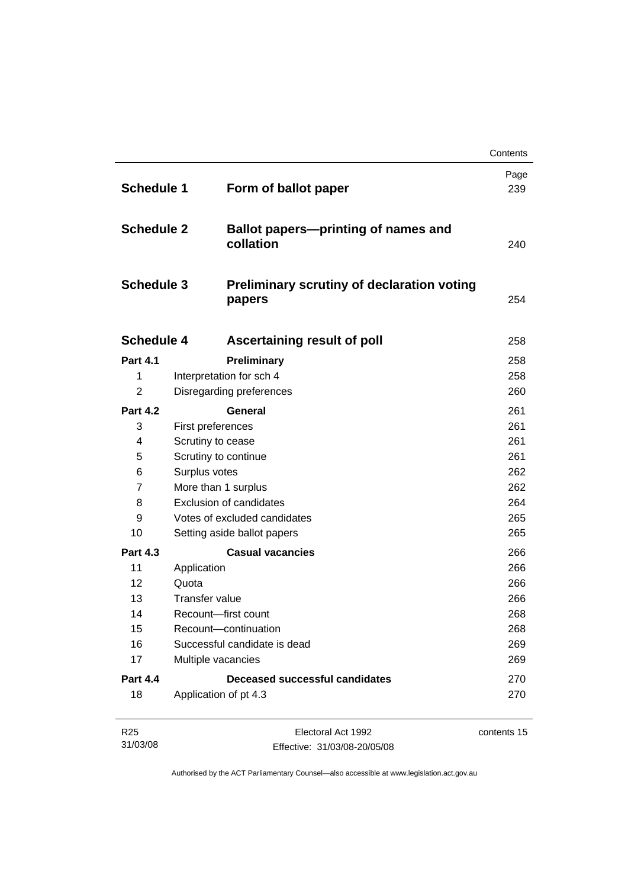| | | Page |
|---|---|---|
| **Schedule 1** | **Form of ballot paper** | 239 |
| **Schedule 2** | **Ballot papers—printing of names and collation** | 240 |
| **Schedule 3** | **Preliminary scrutiny of declaration voting papers** | 254 |
| **Schedule 4** | **Ascertaining result of poll** | 258 |
| **Part 4.1** | **Preliminary** | 258 |
| 1 | Interpretation for sch 4 | 258 |
| 2 | Disregarding preferences | 260 |
| **Part 4.2** | **General** | 261 |
| 3 | First preferences | 261 |
| 4 | Scrutiny to cease | 261 |
| 5 | Scrutiny to continue | 261 |
| 6 | Surplus votes | 262 |
| 7 | More than 1 surplus | 262 |
| 8 | Exclusion of candidates | 264 |
| 9 | Votes of excluded candidates | 265 |
| 10 | Setting aside ballot papers | 265 |
| **Part 4.3** | **Casual vacancies** | 266 |
| 11 | Application | 266 |
| 12 | Quota | 266 |
| 13 | Transfer value | 266 |
| 14 | Recount—first count | 268 |
| 15 | Recount—continuation | 268 |
| 16 | Successful candidate is dead | 269 |
| 17 | Multiple vacancies | 269 |
| **Part 4.4** | **Deceased successful candidates** | 270 |
| 18 | Application of pt 4.3 | 270 |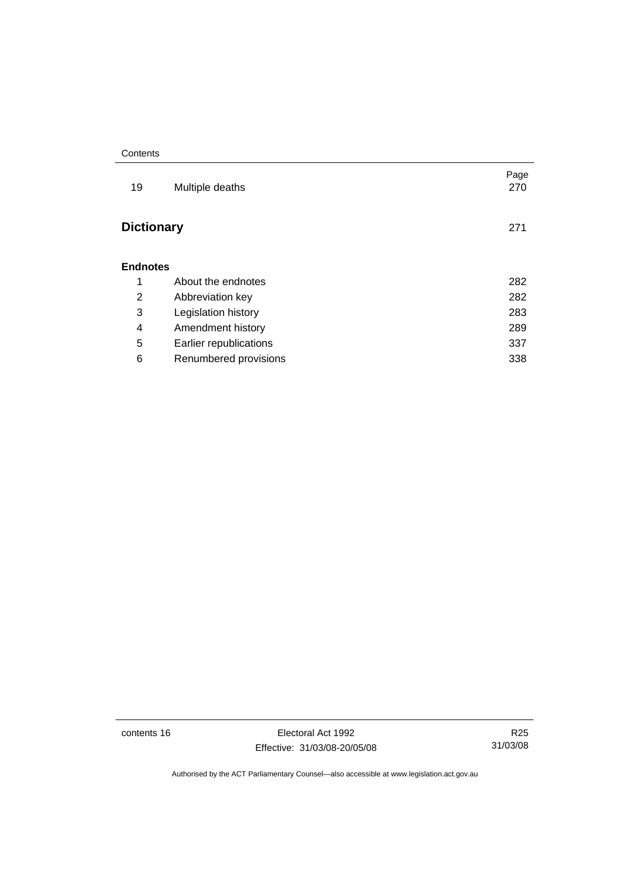| | | Page |
|---|---|---|
| 19 | Multiple deaths | 270 |

**Dictionary** 271

**Endnotes**

| | | |
|---|---|---|
| 1 | About the endnotes | 282 |
| 2 | Abbreviation key | 282 |
| 3 | Legislation history | 283 |
| 4 | Amendment history | 289 |
| 5 | Earlier republications | 337 |
| 6 | Renumbered provisions | 338 |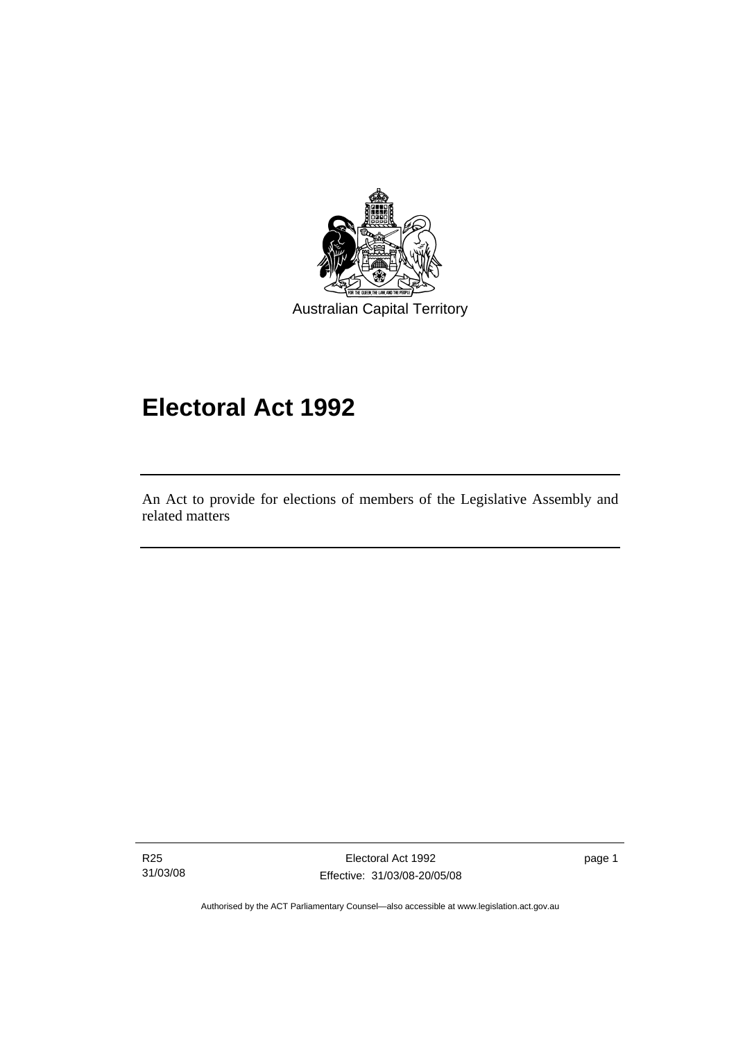Australian Capital Territory

# Electoral Act 1992

An Act to provide for elections of members of the Legislative Assembly and related matters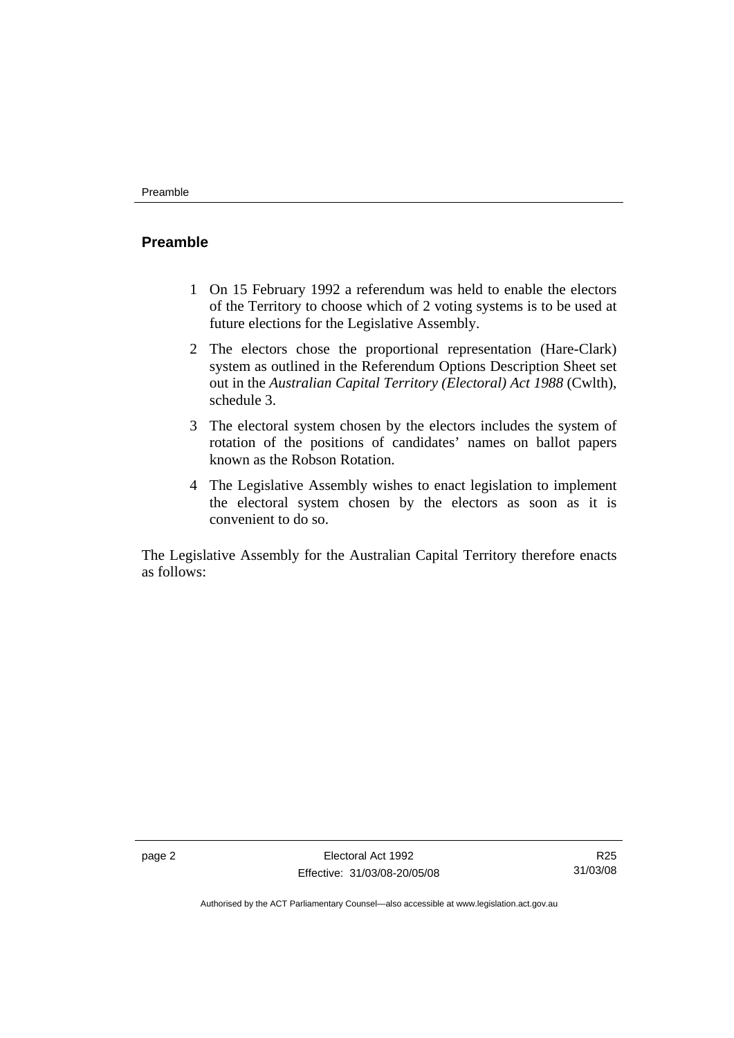## Preamble

1. On 15 February 1992 a referendum was held to enable the electors of the Territory to choose which of 2 voting systems is to be used at future elections for the Legislative Assembly.

2. The electors chose the proportional representation (Hare-Clark) system as outlined in the Referendum Options Description Sheet set out in the *Australian Capital Territory (Electoral) Act 1988* (Cwlth), schedule 3.

3. The electoral system chosen by the electors includes the system of rotation of the positions of candidates' names on ballot papers known as the Robson Rotation.

4. The Legislative Assembly wishes to enact legislation to implement the electoral system chosen by the electors as soon as it is convenient to do so.

The Legislative Assembly for the Australian Capital Territory therefore enacts as follows: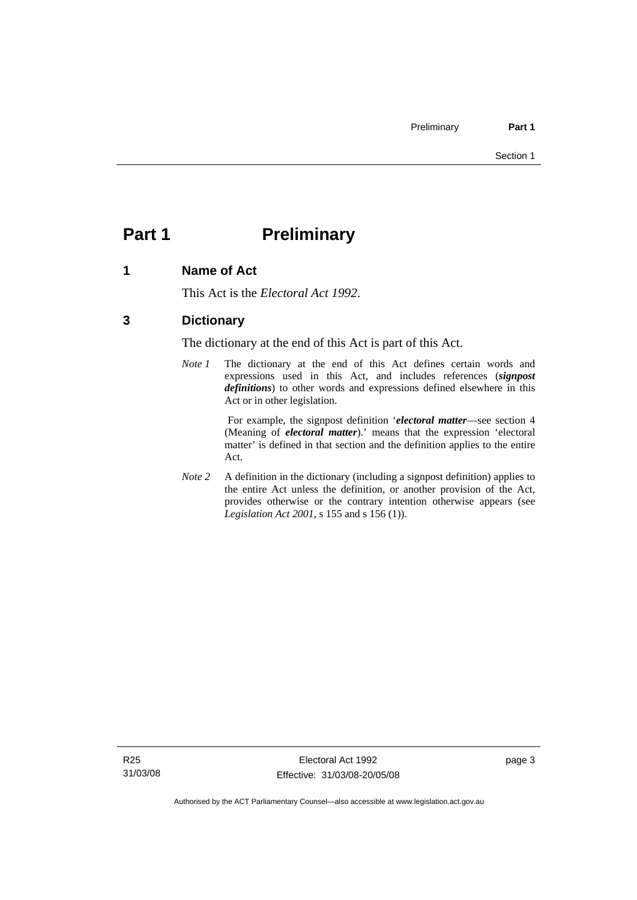# Part 1 Preliminary

## 1 Name of Act

This Act is the *Electoral Act 1992*.

## 3 Dictionary

The dictionary at the end of this Act is part of this Act.

*Note 1* The dictionary at the end of this Act defines certain words and expressions used in this Act, and includes references (***signpost definitions***) to other words and expressions defined elsewhere in this Act or in other legislation.

For example, the signpost definition '***electoral matter***—see section 4 (Meaning of ***electoral matter***).' means that the expression 'electoral matter' is defined in that section and the definition applies to the entire Act.

*Note 2* A definition in the dictionary (including a signpost definition) applies to the entire Act unless the definition, or another provision of the Act, provides otherwise or the contrary intention otherwise appears (see *Legislation Act 2001*, s 155 and s 156 (1)).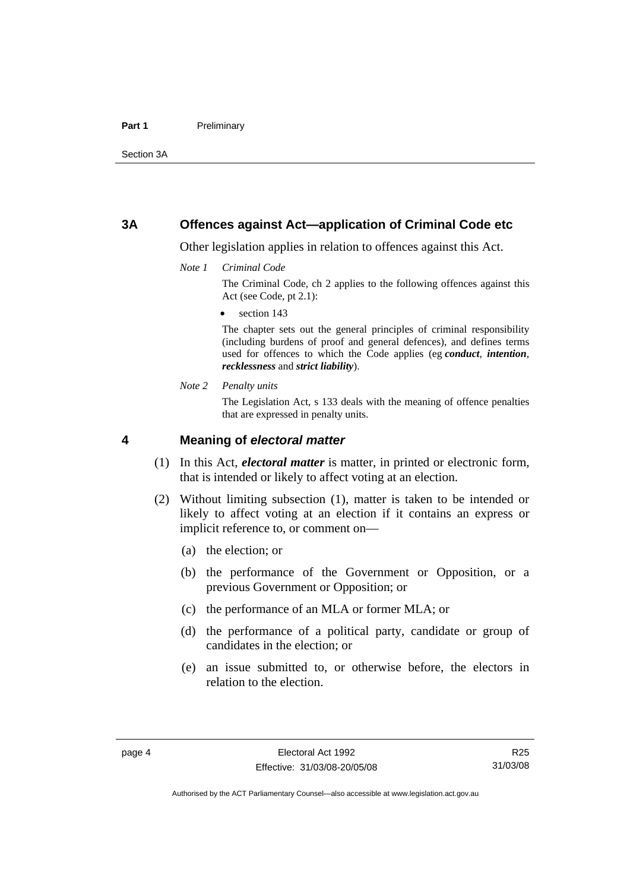## 3A Offences against Act—application of Criminal Code etc

Other legislation applies in relation to offences against this Act.

*Note 1 Criminal Code*

The Criminal Code, ch 2 applies to the following offences against this Act (see Code, pt 2.1):

- section 143

The chapter sets out the general principles of criminal responsibility (including burdens of proof and general defences), and defines terms used for offences to which the Code applies (eg ***conduct***, ***intention***, ***recklessness*** and ***strict liability***).

*Note 2 Penalty units*

The Legislation Act, s 133 deals with the meaning of offence penalties that are expressed in penalty units.

## 4 Meaning of *electoral matter*

(1) In this Act, ***electoral matter*** is matter, in printed or electronic form, that is intended or likely to affect voting at an election.

(2) Without limiting subsection (1), matter is taken to be intended or likely to affect voting at an election if it contains an express or implicit reference to, or comment on—

(a) the election; or

(b) the performance of the Government or Opposition, or a previous Government or Opposition; or

(c) the performance of an MLA or former MLA; or

(d) the performance of a political party, candidate or group of candidates in the election; or

(e) an issue submitted to, or otherwise before, the electors in relation to the election.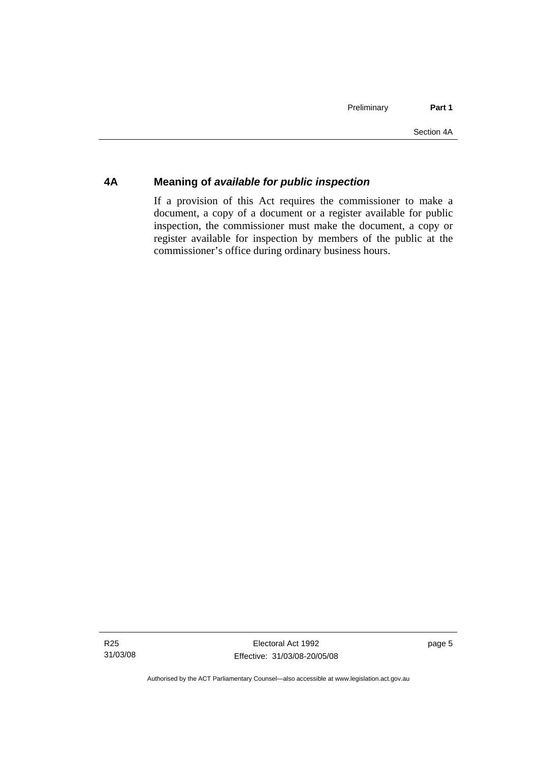## 4A Meaning of *available for public inspection*

If a provision of this Act requires the commissioner to make a document, a copy of a document or a register available for public inspection, the commissioner must make the document, a copy or register available for inspection by members of the public at the commissioner's office during ordinary business hours.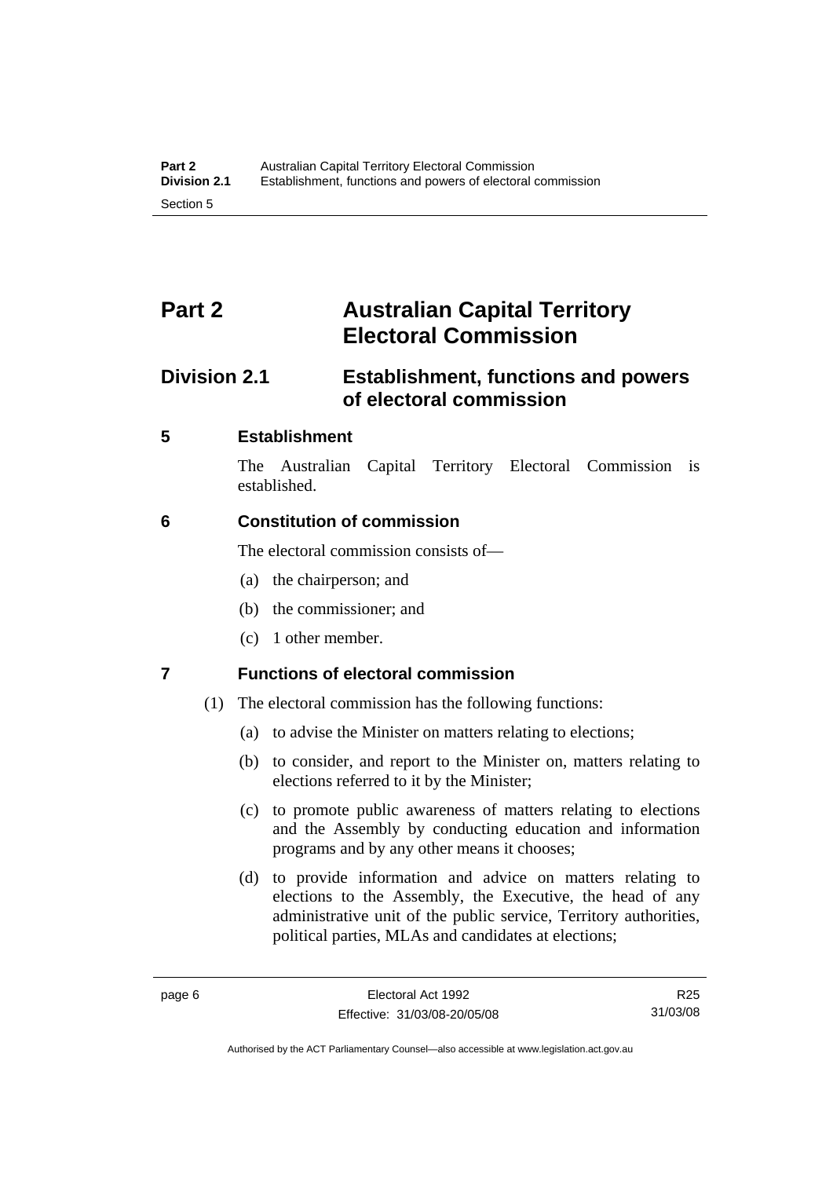# Part 2 Australian Capital Territory Electoral Commission

## Division 2.1 Establishment, functions and powers of electoral commission

### 5 Establishment

The Australian Capital Territory Electoral Commission is established.

### 6 Constitution of commission

The electoral commission consists of—

(a) the chairperson; and

(b) the commissioner; and

(c) 1 other member.

### 7 Functions of electoral commission

(1) The electoral commission has the following functions:

(a) to advise the Minister on matters relating to elections;

(b) to consider, and report to the Minister on, matters relating to elections referred to it by the Minister;

(c) to promote public awareness of matters relating to elections and the Assembly by conducting education and information programs and by any other means it chooses;

(d) to provide information and advice on matters relating to elections to the Assembly, the Executive, the head of any administrative unit of the public service, Territory authorities, political parties, MLAs and candidates at elections;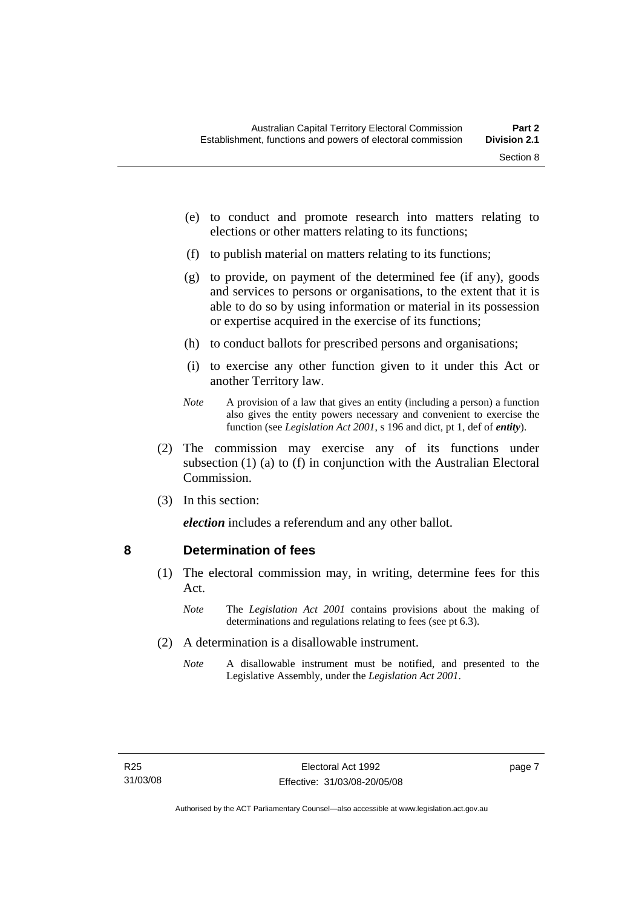(e) to conduct and promote research into matters relating to elections or other matters relating to its functions;

(f) to publish material on matters relating to its functions;

(g) to provide, on payment of the determined fee (if any), goods and services to persons or organisations, to the extent that it is able to do so by using information or material in its possession or expertise acquired in the exercise of its functions;

(h) to conduct ballots for prescribed persons and organisations;

(i) to exercise any other function given to it under this Act or another Territory law.

*Note* A provision of a law that gives an entity (including a person) a function also gives the entity powers necessary and convenient to exercise the function (see *Legislation Act 2001*, s 196 and dict, pt 1, def of ***entity***).

(2) The commission may exercise any of its functions under subsection (1) (a) to (f) in conjunction with the Australian Electoral Commission.

(3) In this section:

***election*** includes a referendum and any other ballot.

## 8 Determination of fees

(1) The electoral commission may, in writing, determine fees for this Act.

*Note* The *Legislation Act 2001* contains provisions about the making of determinations and regulations relating to fees (see pt 6.3).

(2) A determination is a disallowable instrument.

*Note* A disallowable instrument must be notified, and presented to the Legislative Assembly, under the *Legislation Act 2001*.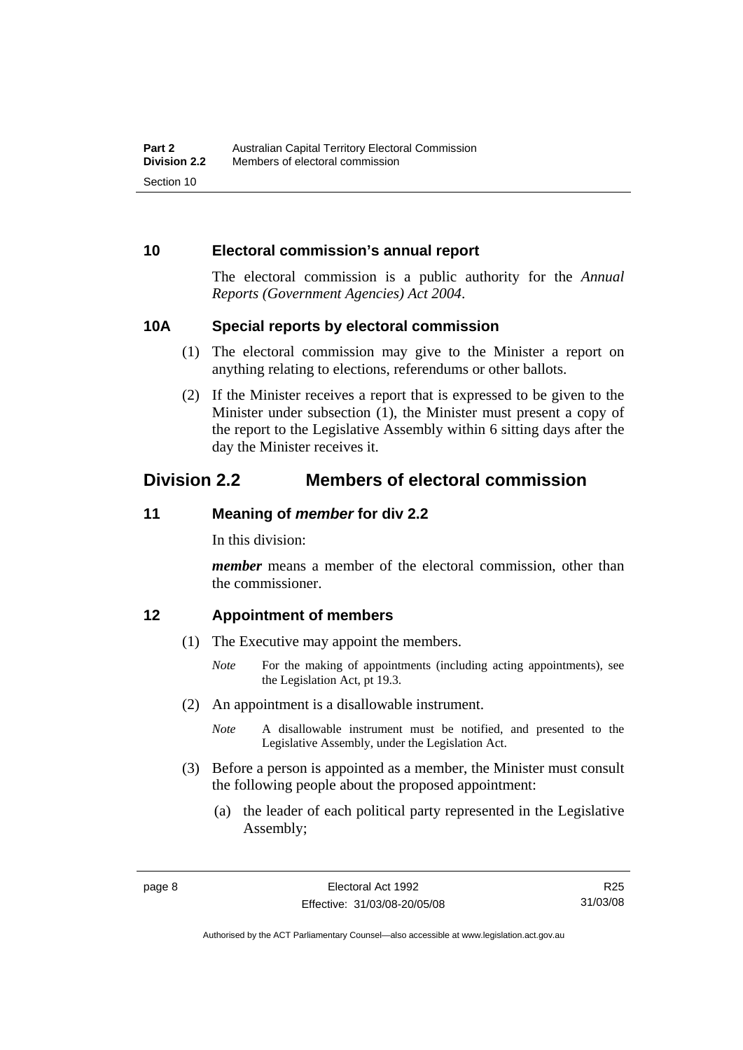## 10 Electoral commission's annual report

The electoral commission is a public authority for the *Annual Reports (Government Agencies) Act 2004*.

## 10A Special reports by electoral commission

(1) The electoral commission may give to the Minister a report on anything relating to elections, referendums or other ballots.

(2) If the Minister receives a report that is expressed to be given to the Minister under subsection (1), the Minister must present a copy of the report to the Legislative Assembly within 6 sitting days after the day the Minister receives it.

# Division 2.2 Members of electoral commission

## 11 Meaning of *member* for div 2.2

In this division:

***member*** means a member of the electoral commission, other than the commissioner.

## 12 Appointment of members

(1) The Executive may appoint the members.

*Note* For the making of appointments (including acting appointments), see the Legislation Act, pt 19.3.

(2) An appointment is a disallowable instrument.

*Note* A disallowable instrument must be notified, and presented to the Legislative Assembly, under the Legislation Act.

(3) Before a person is appointed as a member, the Minister must consult the following people about the proposed appointment:

(a) the leader of each political party represented in the Legislative Assembly;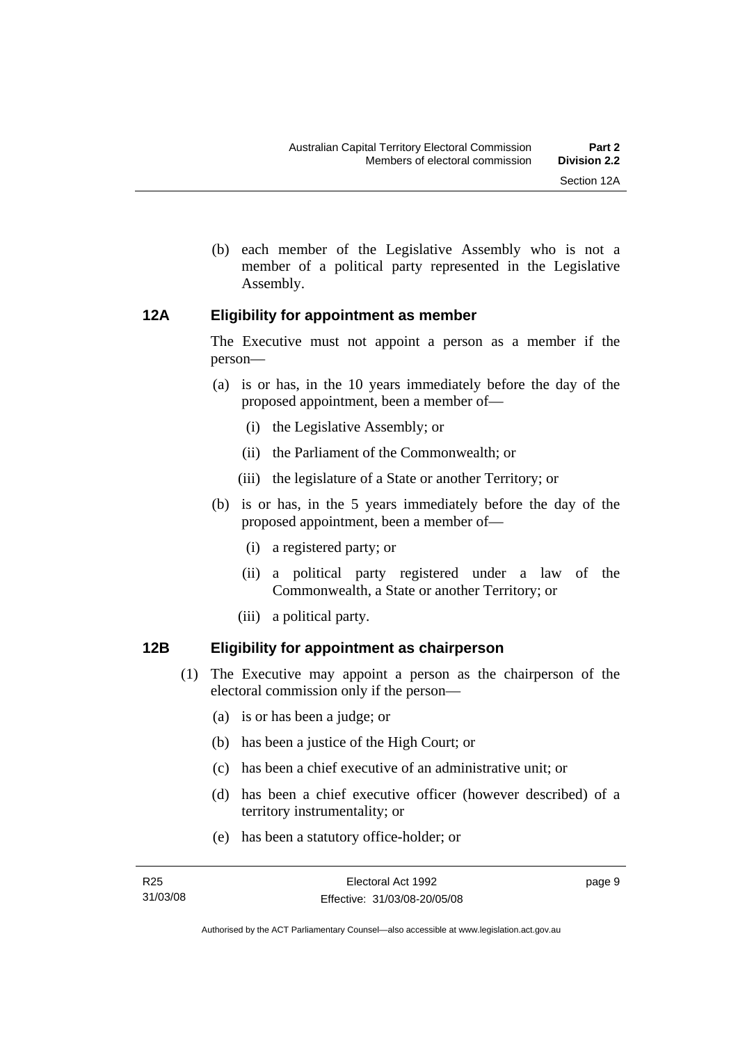(b) each member of the Legislative Assembly who is not a member of a political party represented in the Legislative Assembly.

## 12A Eligibility for appointment as member

The Executive must not appoint a person as a member if the person—

(a) is or has, in the 10 years immediately before the day of the proposed appointment, been a member of—

(i) the Legislative Assembly; or

(ii) the Parliament of the Commonwealth; or

(iii) the legislature of a State or another Territory; or

(b) is or has, in the 5 years immediately before the day of the proposed appointment, been a member of—

(i) a registered party; or

(ii) a political party registered under a law of the Commonwealth, a State or another Territory; or

(iii) a political party.

## 12B Eligibility for appointment as chairperson

(1) The Executive may appoint a person as the chairperson of the electoral commission only if the person—

(a) is or has been a judge; or

(b) has been a justice of the High Court; or

(c) has been a chief executive of an administrative unit; or

(d) has been a chief executive officer (however described) of a territory instrumentality; or

(e) has been a statutory office-holder; or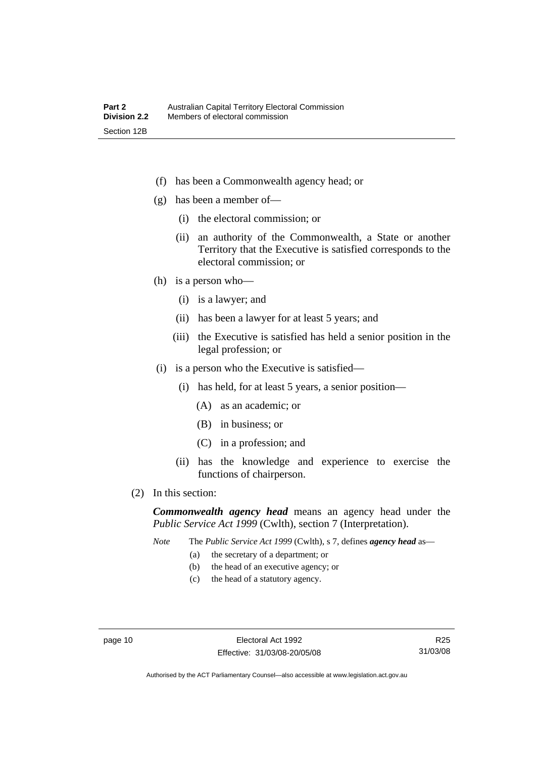(f) has been a Commonwealth agency head; or

(g) has been a member of—

(i) the electoral commission; or

(ii) an authority of the Commonwealth, a State or another Territory that the Executive is satisfied corresponds to the electoral commission; or

(h) is a person who—

(i) is a lawyer; and

(ii) has been a lawyer for at least 5 years; and

(iii) the Executive is satisfied has held a senior position in the legal profession; or

(i) is a person who the Executive is satisfied—

(i) has held, for at least 5 years, a senior position—

(A) as an academic; or

(B) in business; or

(C) in a profession; and

(ii) has the knowledge and experience to exercise the functions of chairperson.

(2) In this section:

***Commonwealth agency head*** means an agency head under the *Public Service Act 1999* (Cwlth), section 7 (Interpretation).

*Note* The *Public Service Act 1999* (Cwlth), s 7, defines ***agency head*** as—

(a) the secretary of a department; or

(b) the head of an executive agency; or

(c) the head of a statutory agency.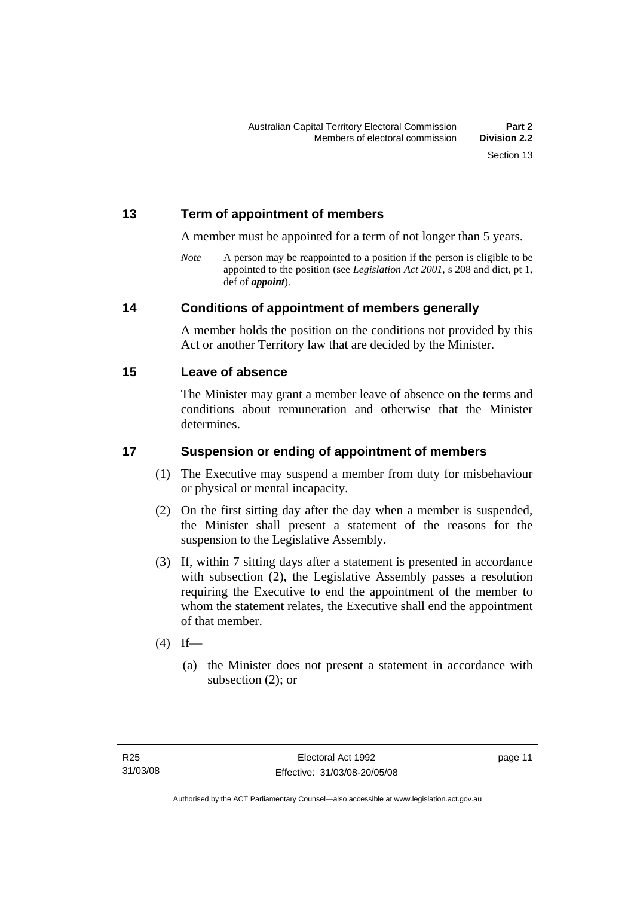## 13 Term of appointment of members

A member must be appointed for a term of not longer than 5 years.

*Note* A person may be reappointed to a position if the person is eligible to be appointed to the position (see *Legislation Act 2001*, s 208 and dict, pt 1, def of ***appoint***).

## 14 Conditions of appointment of members generally

A member holds the position on the conditions not provided by this Act or another Territory law that are decided by the Minister.

## 15 Leave of absence

The Minister may grant a member leave of absence on the terms and conditions about remuneration and otherwise that the Minister determines.

## 17 Suspension or ending of appointment of members

(1) The Executive may suspend a member from duty for misbehaviour or physical or mental incapacity.

(2) On the first sitting day after the day when a member is suspended, the Minister shall present a statement of the reasons for the suspension to the Legislative Assembly.

(3) If, within 7 sitting days after a statement is presented in accordance with subsection (2), the Legislative Assembly passes a resolution requiring the Executive to end the appointment of the member to whom the statement relates, the Executive shall end the appointment of that member.

(4) If—

(a) the Minister does not present a statement in accordance with subsection (2); or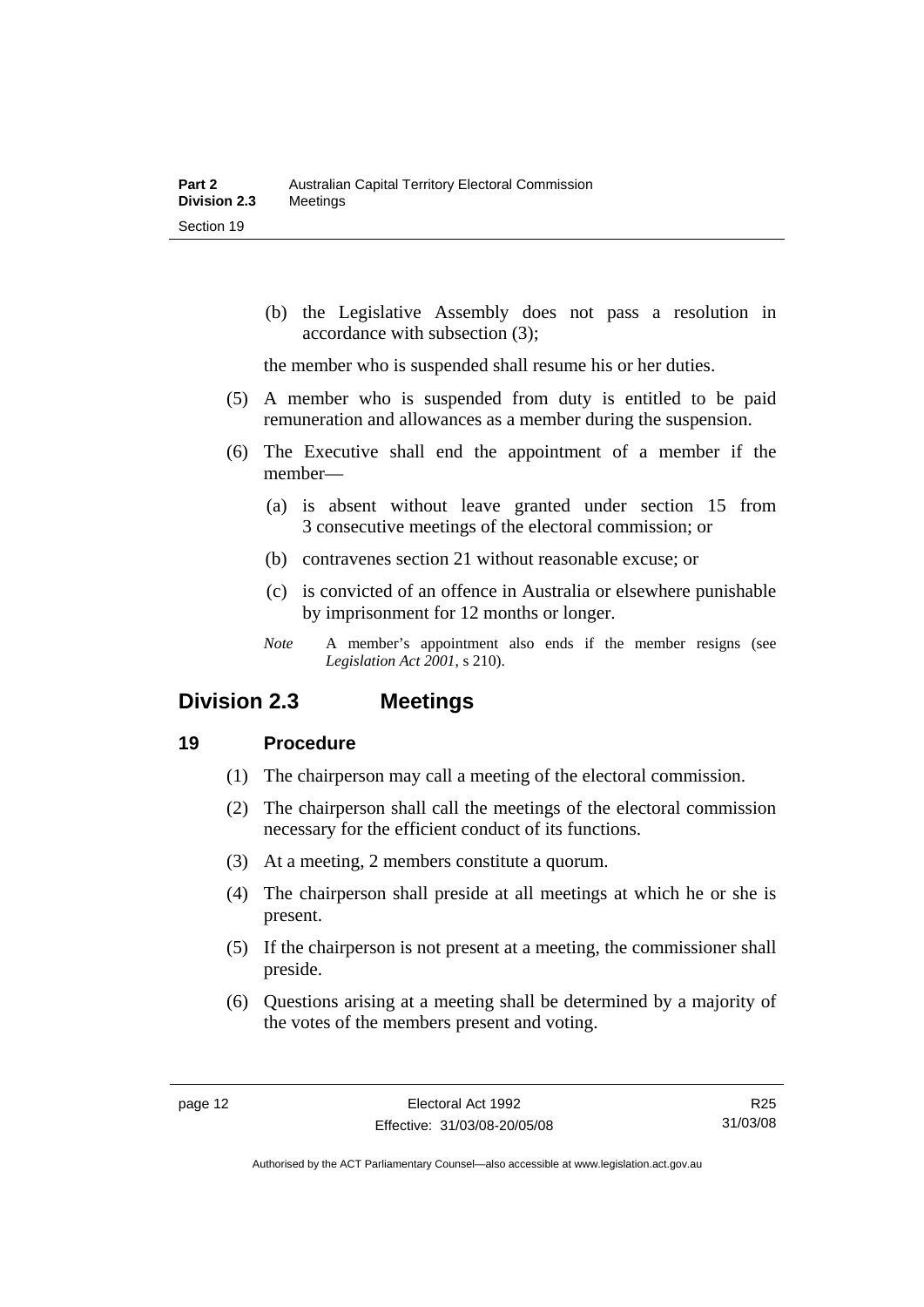(b) the Legislative Assembly does not pass a resolution in accordance with subsection (3);

the member who is suspended shall resume his or her duties.

(5) A member who is suspended from duty is entitled to be paid remuneration and allowances as a member during the suspension.

(6) The Executive shall end the appointment of a member if the member—

(a) is absent without leave granted under section 15 from 3 consecutive meetings of the electoral commission; or

(b) contravenes section 21 without reasonable excuse; or

(c) is convicted of an offence in Australia or elsewhere punishable by imprisonment for 12 months or longer.

*Note* A member's appointment also ends if the member resigns (see *Legislation Act 2001*, s 210).

## Division 2.3 Meetings

### 19 Procedure

(1) The chairperson may call a meeting of the electoral commission.

(2) The chairperson shall call the meetings of the electoral commission necessary for the efficient conduct of its functions.

(3) At a meeting, 2 members constitute a quorum.

(4) The chairperson shall preside at all meetings at which he or she is present.

(5) If the chairperson is not present at a meeting, the commissioner shall preside.

(6) Questions arising at a meeting shall be determined by a majority of the votes of the members present and voting.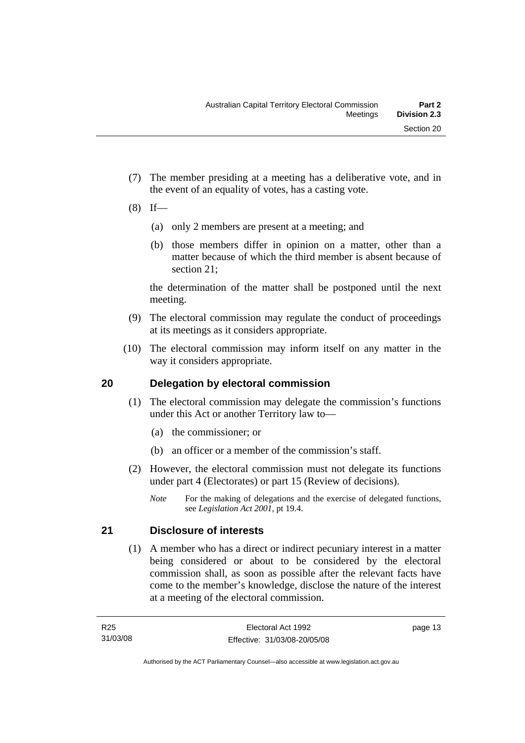(7) The member presiding at a meeting has a deliberative vote, and in the event of an equality of votes, has a casting vote.

(8) If—

(a) only 2 members are present at a meeting; and

(b) those members differ in opinion on a matter, other than a matter because of which the third member is absent because of section 21;

the determination of the matter shall be postponed until the next meeting.

(9) The electoral commission may regulate the conduct of proceedings at its meetings as it considers appropriate.

(10) The electoral commission may inform itself on any matter in the way it considers appropriate.

## 20 Delegation by electoral commission

(1) The electoral commission may delegate the commission's functions under this Act or another Territory law to—

(a) the commissioner; or

(b) an officer or a member of the commission's staff.

(2) However, the electoral commission must not delegate its functions under part 4 (Electorates) or part 15 (Review of decisions).

*Note* For the making of delegations and the exercise of delegated functions, see *Legislation Act 2001*, pt 19.4.

## 21 Disclosure of interests

(1) A member who has a direct or indirect pecuniary interest in a matter being considered or about to be considered by the electoral commission shall, as soon as possible after the relevant facts have come to the member's knowledge, disclose the nature of the interest at a meeting of the electoral commission.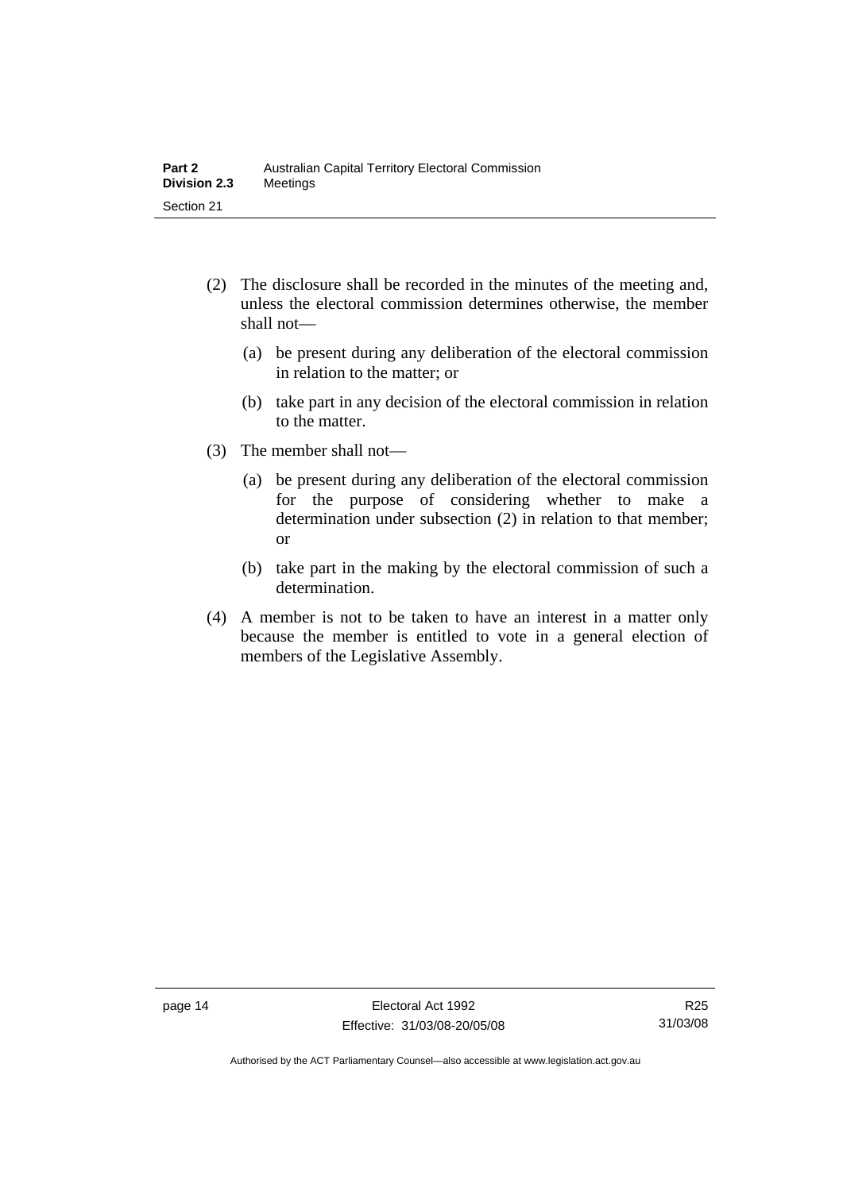(2) The disclosure shall be recorded in the minutes of the meeting and, unless the electoral commission determines otherwise, the member shall not—

(a) be present during any deliberation of the electoral commission in relation to the matter; or

(b) take part in any decision of the electoral commission in relation to the matter.

(3) The member shall not—

(a) be present during any deliberation of the electoral commission for the purpose of considering whether to make a determination under subsection (2) in relation to that member; or

(b) take part in the making by the electoral commission of such a determination.

(4) A member is not to be taken to have an interest in a matter only because the member is entitled to vote in a general election of members of the Legislative Assembly.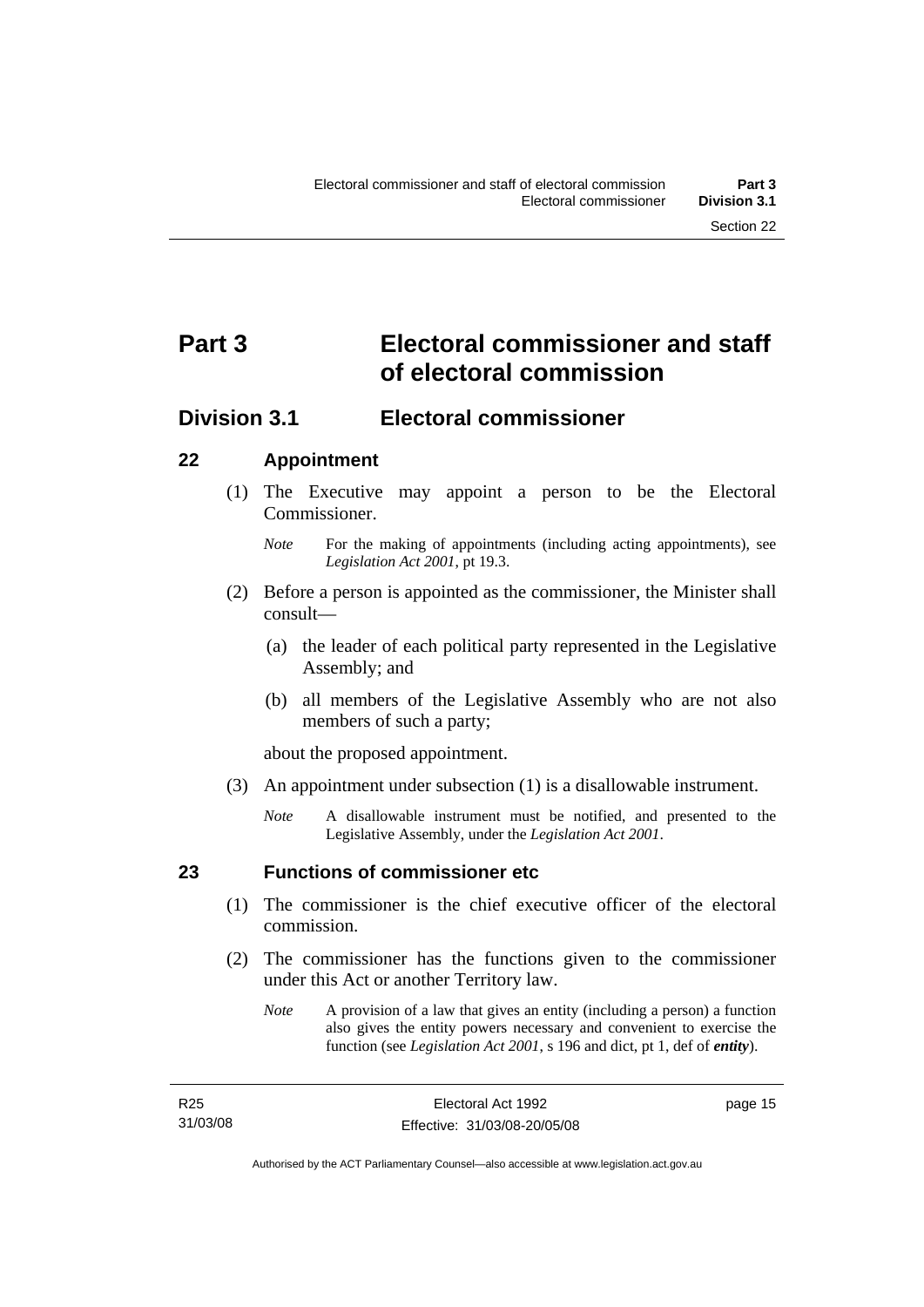# Part 3 Electoral commissioner and staff of electoral commission

## Division 3.1 Electoral commissioner

### 22 Appointment

(1) The Executive may appoint a person to be the Electoral Commissioner.

*Note* For the making of appointments (including acting appointments), see *Legislation Act 2001*, pt 19.3.

(2) Before a person is appointed as the commissioner, the Minister shall consult—

(a) the leader of each political party represented in the Legislative Assembly; and

(b) all members of the Legislative Assembly who are not also members of such a party;

about the proposed appointment.

(3) An appointment under subsection (1) is a disallowable instrument.

*Note* A disallowable instrument must be notified, and presented to the Legislative Assembly, under the *Legislation Act 2001*.

### 23 Functions of commissioner etc

(1) The commissioner is the chief executive officer of the electoral commission.

(2) The commissioner has the functions given to the commissioner under this Act or another Territory law.

*Note* A provision of a law that gives an entity (including a person) a function also gives the entity powers necessary and convenient to exercise the function (see *Legislation Act 2001*, s 196 and dict, pt 1, def of ***entity***).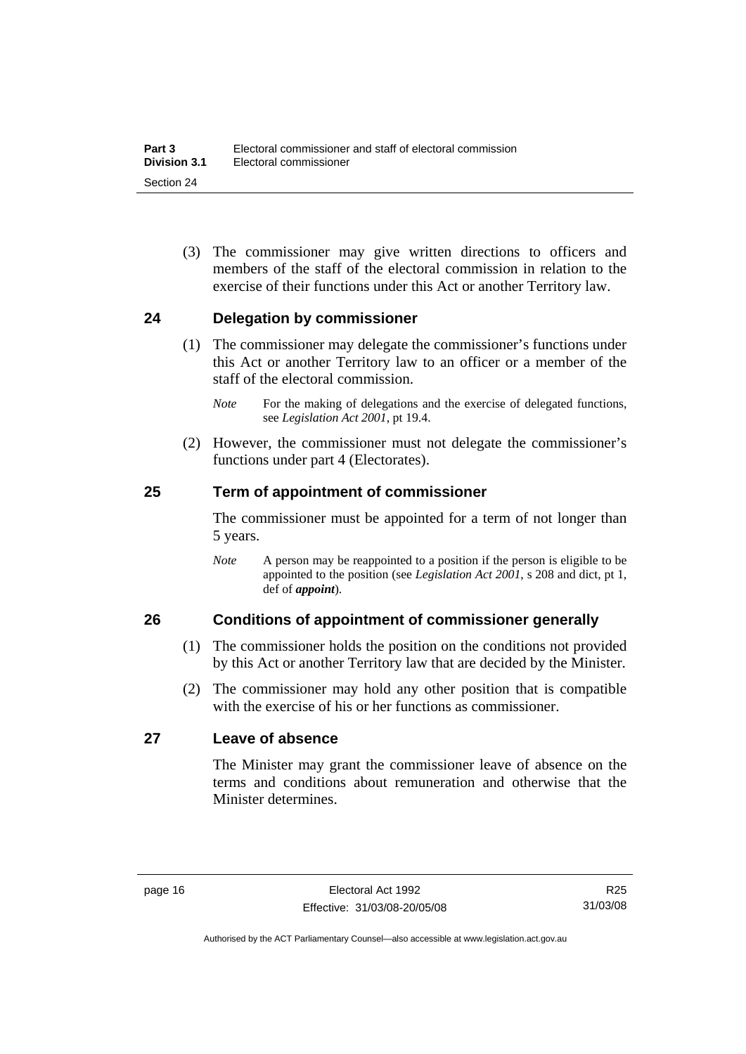(3) The commissioner may give written directions to officers and members of the staff of the electoral commission in relation to the exercise of their functions under this Act or another Territory law.

## 24 Delegation by commissioner

(1) The commissioner may delegate the commissioner's functions under this Act or another Territory law to an officer or a member of the staff of the electoral commission.

*Note* For the making of delegations and the exercise of delegated functions, see *Legislation Act 2001*, pt 19.4.

(2) However, the commissioner must not delegate the commissioner's functions under part 4 (Electorates).

## 25 Term of appointment of commissioner

The commissioner must be appointed for a term of not longer than 5 years.

*Note* A person may be reappointed to a position if the person is eligible to be appointed to the position (see *Legislation Act 2001*, s 208 and dict, pt 1, def of ***appoint***).

## 26 Conditions of appointment of commissioner generally

(1) The commissioner holds the position on the conditions not provided by this Act or another Territory law that are decided by the Minister.

(2) The commissioner may hold any other position that is compatible with the exercise of his or her functions as commissioner.

## 27 Leave of absence

The Minister may grant the commissioner leave of absence on the terms and conditions about remuneration and otherwise that the Minister determines.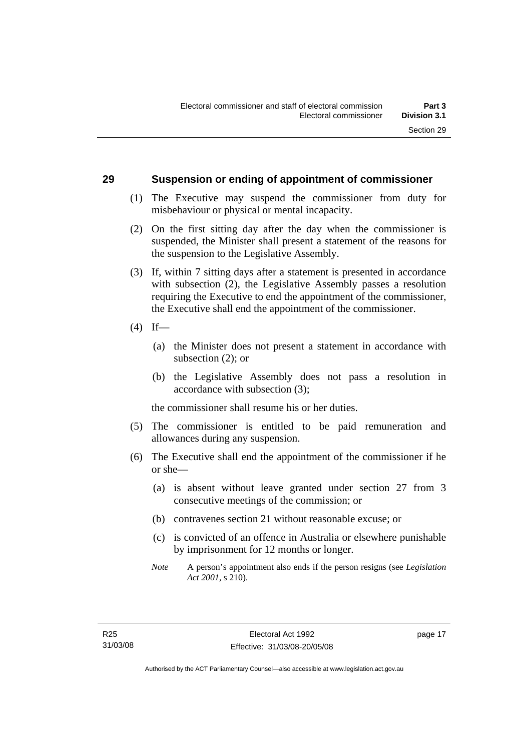## 29 Suspension or ending of appointment of commissioner

(1) The Executive may suspend the commissioner from duty for misbehaviour or physical or mental incapacity.

(2) On the first sitting day after the day when the commissioner is suspended, the Minister shall present a statement of the reasons for the suspension to the Legislative Assembly.

(3) If, within 7 sitting days after a statement is presented in accordance with subsection (2), the Legislative Assembly passes a resolution requiring the Executive to end the appointment of the commissioner, the Executive shall end the appointment of the commissioner.

(4) If—

(a) the Minister does not present a statement in accordance with subsection (2); or

(b) the Legislative Assembly does not pass a resolution in accordance with subsection (3);

the commissioner shall resume his or her duties.

(5) The commissioner is entitled to be paid remuneration and allowances during any suspension.

(6) The Executive shall end the appointment of the commissioner if he or she—

(a) is absent without leave granted under section 27 from 3 consecutive meetings of the commission; or

(b) contravenes section 21 without reasonable excuse; or

(c) is convicted of an offence in Australia or elsewhere punishable by imprisonment for 12 months or longer.

*Note* A person's appointment also ends if the person resigns (see *Legislation Act 2001*, s 210).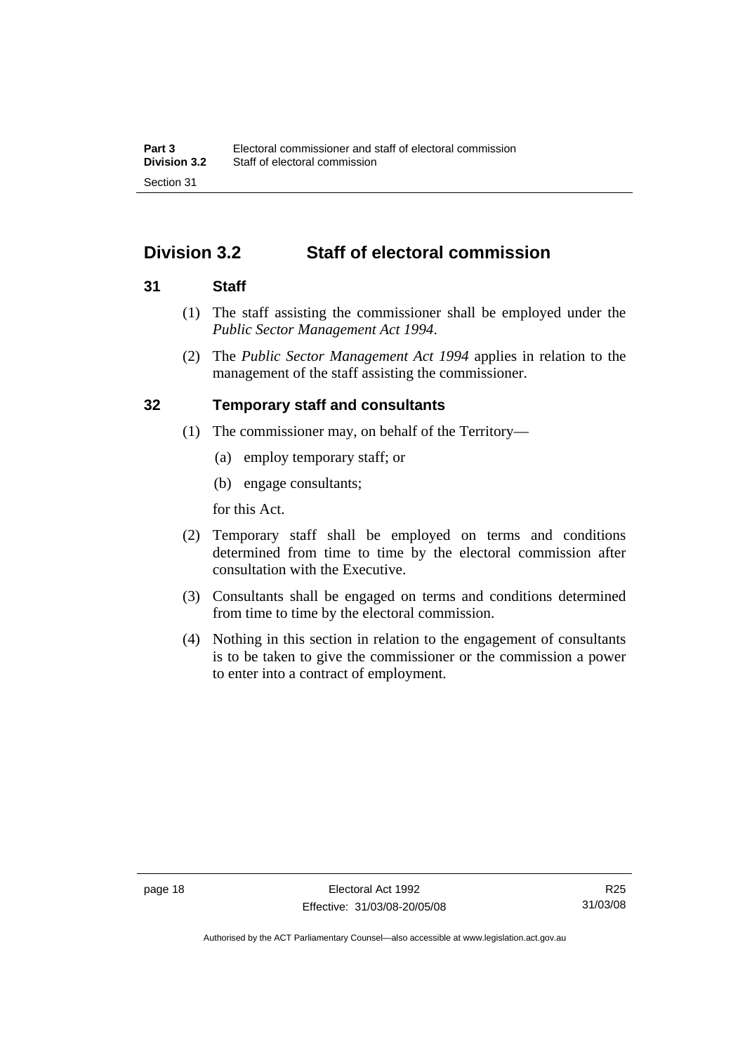## Division 3.2 Staff of electoral commission

### 31 Staff

(1) The staff assisting the commissioner shall be employed under the *Public Sector Management Act 1994*.

(2) The *Public Sector Management Act 1994* applies in relation to the management of the staff assisting the commissioner.

### 32 Temporary staff and consultants

(1) The commissioner may, on behalf of the Territory—

(a) employ temporary staff; or

(b) engage consultants;

for this Act.

(2) Temporary staff shall be employed on terms and conditions determined from time to time by the electoral commission after consultation with the Executive.

(3) Consultants shall be engaged on terms and conditions determined from time to time by the electoral commission.

(4) Nothing in this section in relation to the engagement of consultants is to be taken to give the commissioner or the commission a power to enter into a contract of employment.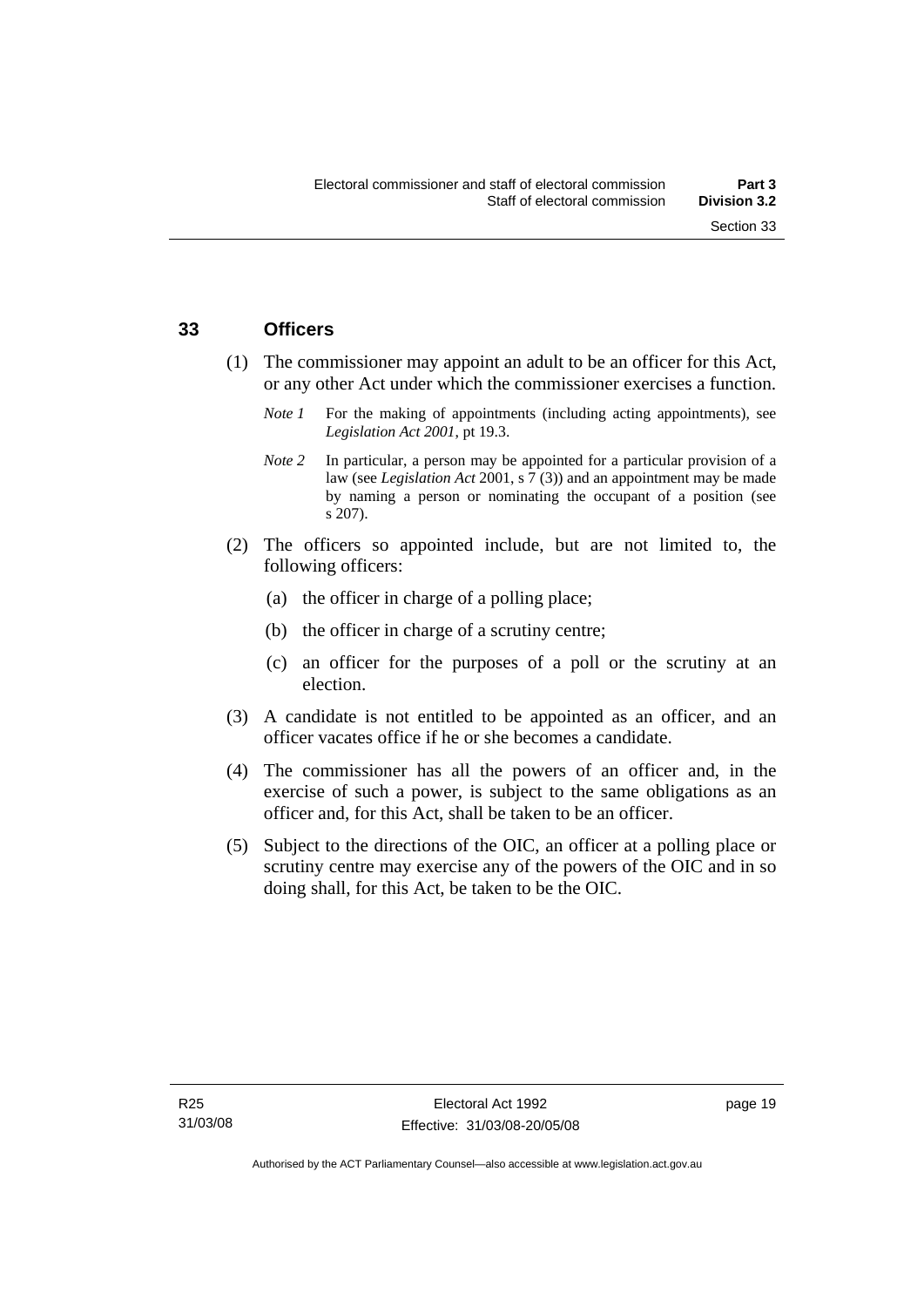## 33 Officers

(1) The commissioner may appoint an adult to be an officer for this Act, or any other Act under which the commissioner exercises a function.

*Note 1* For the making of appointments (including acting appointments), see *Legislation Act 2001*, pt 19.3.

*Note 2* In particular, a person may be appointed for a particular provision of a law (see *Legislation Act* 2001, s 7 (3)) and an appointment may be made by naming a person or nominating the occupant of a position (see s 207).

(2) The officers so appointed include, but are not limited to, the following officers:

(a) the officer in charge of a polling place;

(b) the officer in charge of a scrutiny centre;

(c) an officer for the purposes of a poll or the scrutiny at an election.

(3) A candidate is not entitled to be appointed as an officer, and an officer vacates office if he or she becomes a candidate.

(4) The commissioner has all the powers of an officer and, in the exercise of such a power, is subject to the same obligations as an officer and, for this Act, shall be taken to be an officer.

(5) Subject to the directions of the OIC, an officer at a polling place or scrutiny centre may exercise any of the powers of the OIC and in so doing shall, for this Act, be taken to be the OIC.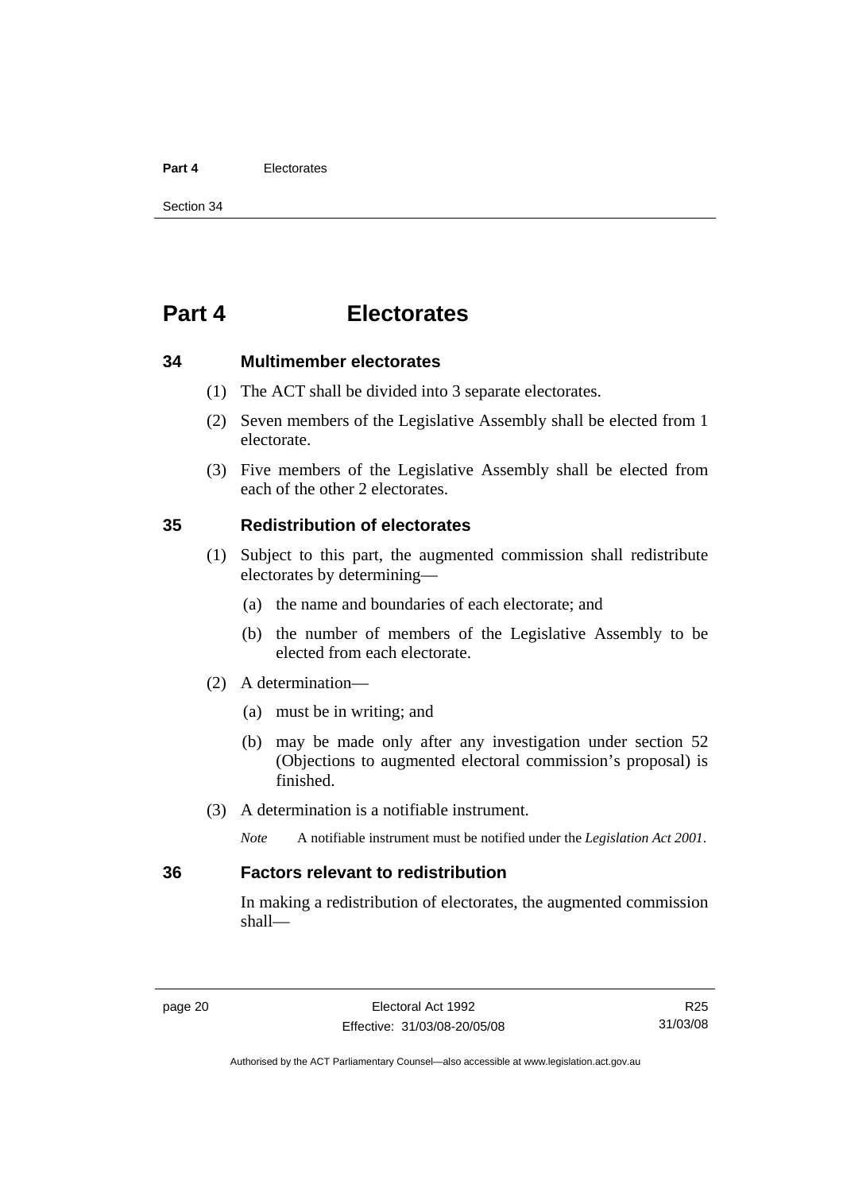# Part 4 Electorates

## 34 Multimember electorates

(1) The ACT shall be divided into 3 separate electorates.

(2) Seven members of the Legislative Assembly shall be elected from 1 electorate.

(3) Five members of the Legislative Assembly shall be elected from each of the other 2 electorates.

## 35 Redistribution of electorates

(1) Subject to this part, the augmented commission shall redistribute electorates by determining—

(a) the name and boundaries of each electorate; and

(b) the number of members of the Legislative Assembly to be elected from each electorate.

(2) A determination—

(a) must be in writing; and

(b) may be made only after any investigation under section 52 (Objections to augmented electoral commission's proposal) is finished.

(3) A determination is a notifiable instrument.

*Note* A notifiable instrument must be notified under the *Legislation Act 2001*.

## 36 Factors relevant to redistribution

In making a redistribution of electorates, the augmented commission shall—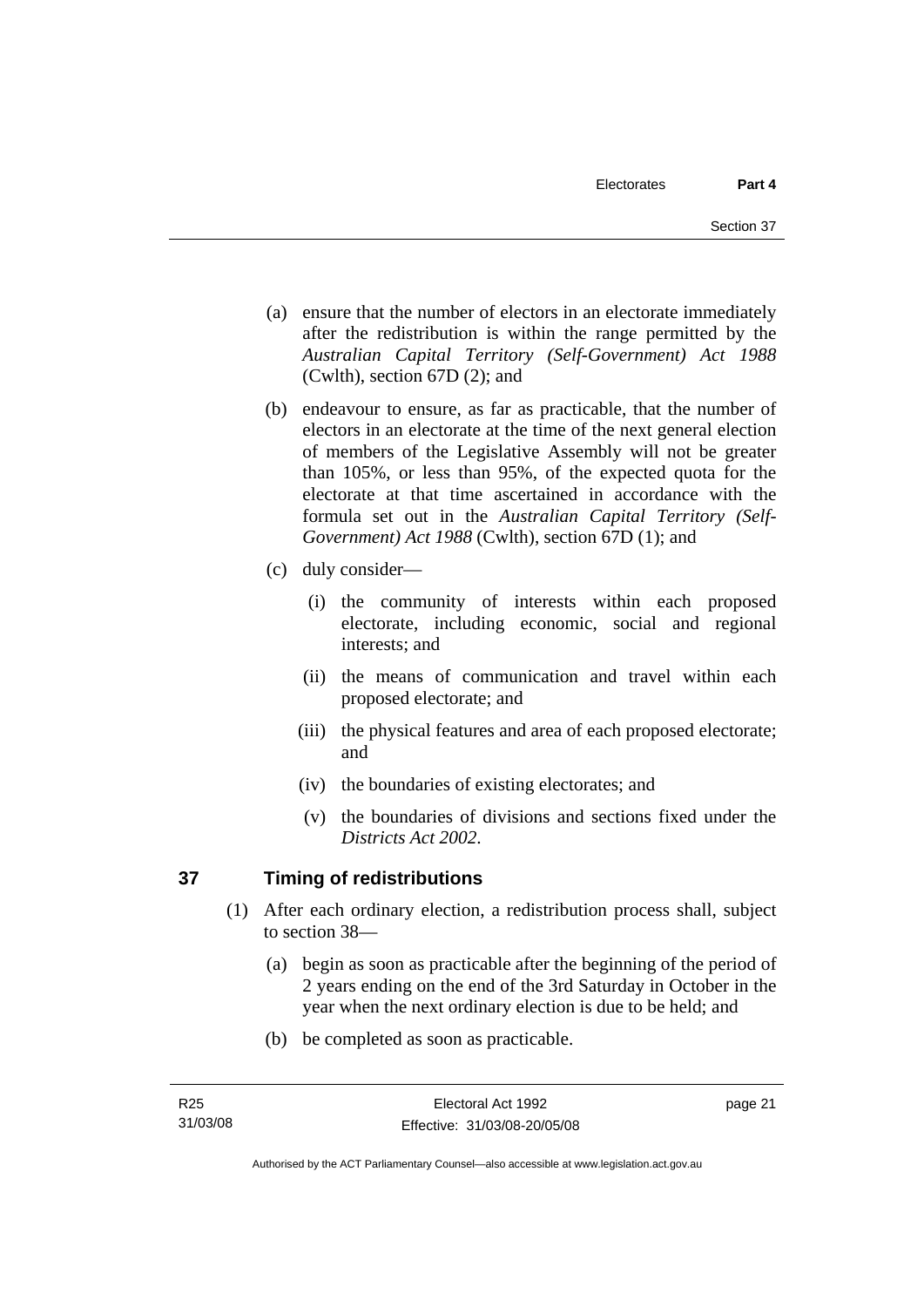(a) ensure that the number of electors in an electorate immediately after the redistribution is within the range permitted by the *Australian Capital Territory (Self-Government) Act 1988* (Cwlth), section 67D (2); and

(b) endeavour to ensure, as far as practicable, that the number of electors in an electorate at the time of the next general election of members of the Legislative Assembly will not be greater than 105%, or less than 95%, of the expected quota for the electorate at that time ascertained in accordance with the formula set out in the *Australian Capital Territory (Self-Government) Act 1988* (Cwlth), section 67D (1); and

(c) duly consider—

(i) the community of interests within each proposed electorate, including economic, social and regional interests; and

(ii) the means of communication and travel within each proposed electorate; and

(iii) the physical features and area of each proposed electorate; and

(iv) the boundaries of existing electorates; and

(v) the boundaries of divisions and sections fixed under the *Districts Act 2002*.

## 37 Timing of redistributions

(1) After each ordinary election, a redistribution process shall, subject to section 38—

(a) begin as soon as practicable after the beginning of the period of 2 years ending on the end of the 3rd Saturday in October in the year when the next ordinary election is due to be held; and

(b) be completed as soon as practicable.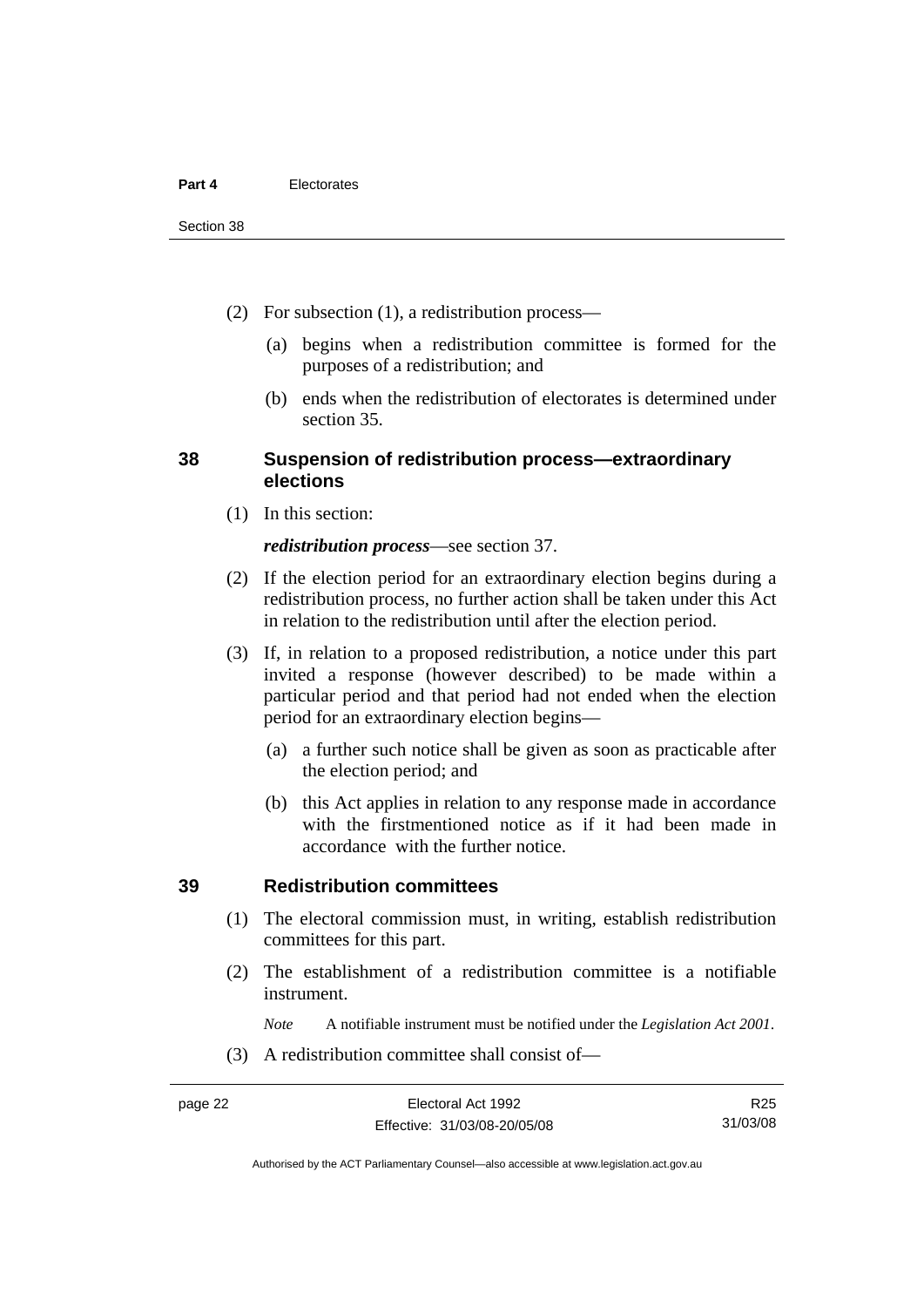(2) For subsection (1), a redistribution process—

(a) begins when a redistribution committee is formed for the purposes of a redistribution; and

(b) ends when the redistribution of electorates is determined under section 35.

## 38 Suspension of redistribution process—extraordinary elections

(1) In this section:

***redistribution process***—see section 37.

(2) If the election period for an extraordinary election begins during a redistribution process, no further action shall be taken under this Act in relation to the redistribution until after the election period.

(3) If, in relation to a proposed redistribution, a notice under this part invited a response (however described) to be made within a particular period and that period had not ended when the election period for an extraordinary election begins—

(a) a further such notice shall be given as soon as practicable after the election period; and

(b) this Act applies in relation to any response made in accordance with the firstmentioned notice as if it had been made in accordance with the further notice.

## 39 Redistribution committees

(1) The electoral commission must, in writing, establish redistribution committees for this part.

(2) The establishment of a redistribution committee is a notifiable instrument.

*Note* A notifiable instrument must be notified under the *Legislation Act 2001*.

(3) A redistribution committee shall consist of—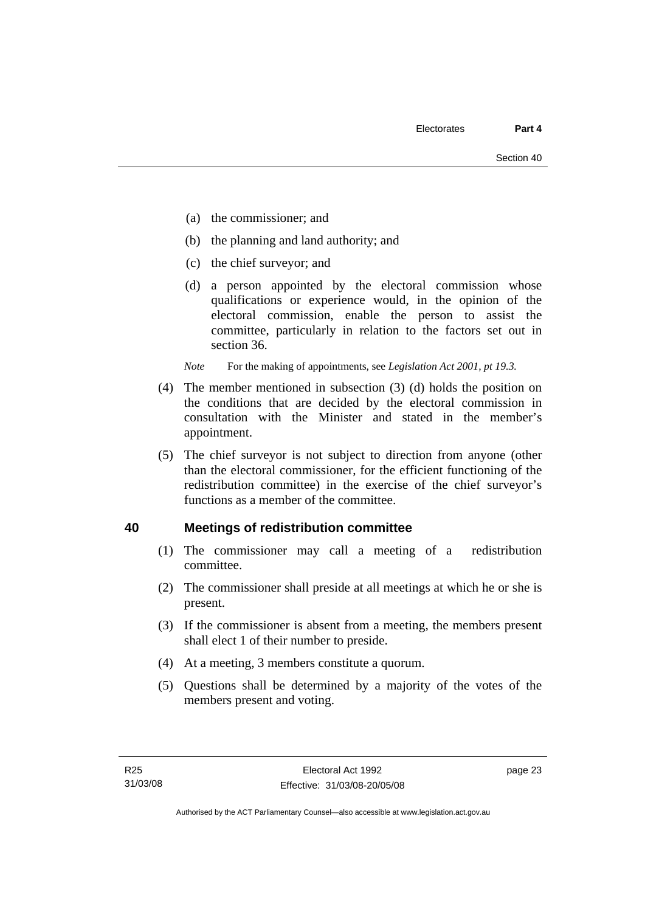(a) the commissioner; and

(b) the planning and land authority; and

(c) the chief surveyor; and

(d) a person appointed by the electoral commission whose qualifications or experience would, in the opinion of the electoral commission, enable the person to assist the committee, particularly in relation to the factors set out in section 36.

*Note* For the making of appointments, see *Legislation Act 2001, pt 19.3.*

(4) The member mentioned in subsection (3) (d) holds the position on the conditions that are decided by the electoral commission in consultation with the Minister and stated in the member's appointment.

(5) The chief surveyor is not subject to direction from anyone (other than the electoral commissioner, for the efficient functioning of the redistribution committee) in the exercise of the chief surveyor's functions as a member of the committee.

## 40 Meetings of redistribution committee

(1) The commissioner may call a meeting of a redistribution committee.

(2) The commissioner shall preside at all meetings at which he or she is present.

(3) If the commissioner is absent from a meeting, the members present shall elect 1 of their number to preside.

(4) At a meeting, 3 members constitute a quorum.

(5) Questions shall be determined by a majority of the votes of the members present and voting.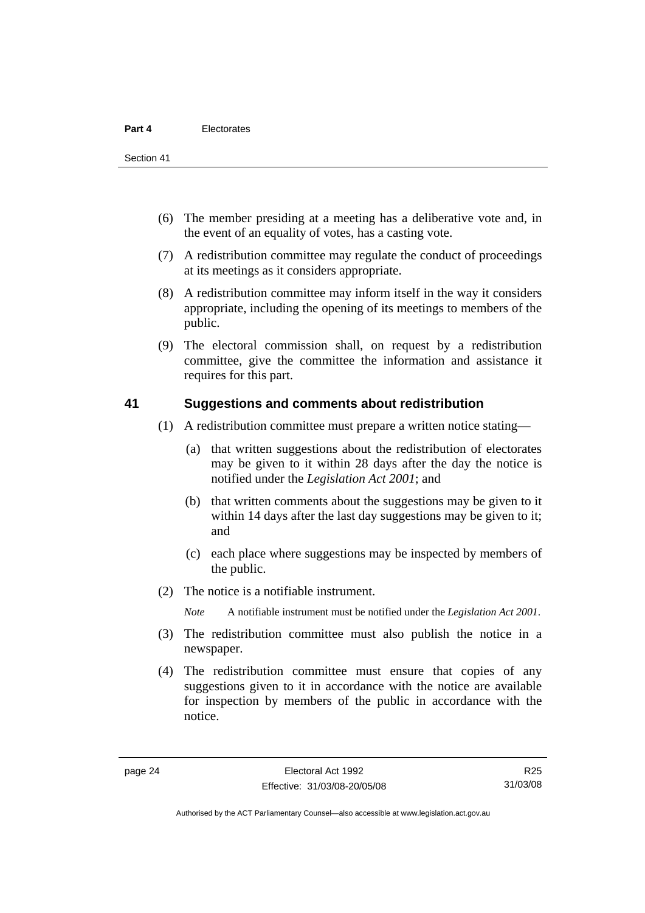(6) The member presiding at a meeting has a deliberative vote and, in the event of an equality of votes, has a casting vote.

(7) A redistribution committee may regulate the conduct of proceedings at its meetings as it considers appropriate.

(8) A redistribution committee may inform itself in the way it considers appropriate, including the opening of its meetings to members of the public.

(9) The electoral commission shall, on request by a redistribution committee, give the committee the information and assistance it requires for this part.

## 41 Suggestions and comments about redistribution

(1) A redistribution committee must prepare a written notice stating—

(a) that written suggestions about the redistribution of electorates may be given to it within 28 days after the day the notice is notified under the *Legislation Act 2001*; and

(b) that written comments about the suggestions may be given to it within 14 days after the last day suggestions may be given to it; and

(c) each place where suggestions may be inspected by members of the public.

(2) The notice is a notifiable instrument.

*Note* A notifiable instrument must be notified under the *Legislation Act 2001*.

(3) The redistribution committee must also publish the notice in a newspaper.

(4) The redistribution committee must ensure that copies of any suggestions given to it in accordance with the notice are available for inspection by members of the public in accordance with the notice.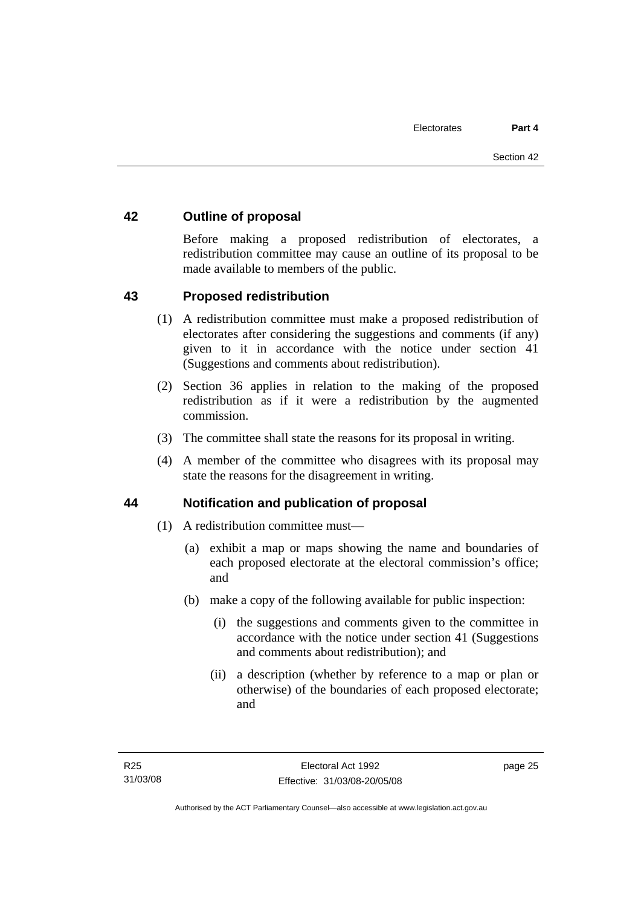## 42 Outline of proposal

Before making a proposed redistribution of electorates, a redistribution committee may cause an outline of its proposal to be made available to members of the public.

## 43 Proposed redistribution

(1) A redistribution committee must make a proposed redistribution of electorates after considering the suggestions and comments (if any) given to it in accordance with the notice under section 41 (Suggestions and comments about redistribution).

(2) Section 36 applies in relation to the making of the proposed redistribution as if it were a redistribution by the augmented commission.

(3) The committee shall state the reasons for its proposal in writing.

(4) A member of the committee who disagrees with its proposal may state the reasons for the disagreement in writing.

## 44 Notification and publication of proposal

(1) A redistribution committee must—

(a) exhibit a map or maps showing the name and boundaries of each proposed electorate at the electoral commission's office; and

(b) make a copy of the following available for public inspection:

(i) the suggestions and comments given to the committee in accordance with the notice under section 41 (Suggestions and comments about redistribution); and

(ii) a description (whether by reference to a map or plan or otherwise) of the boundaries of each proposed electorate; and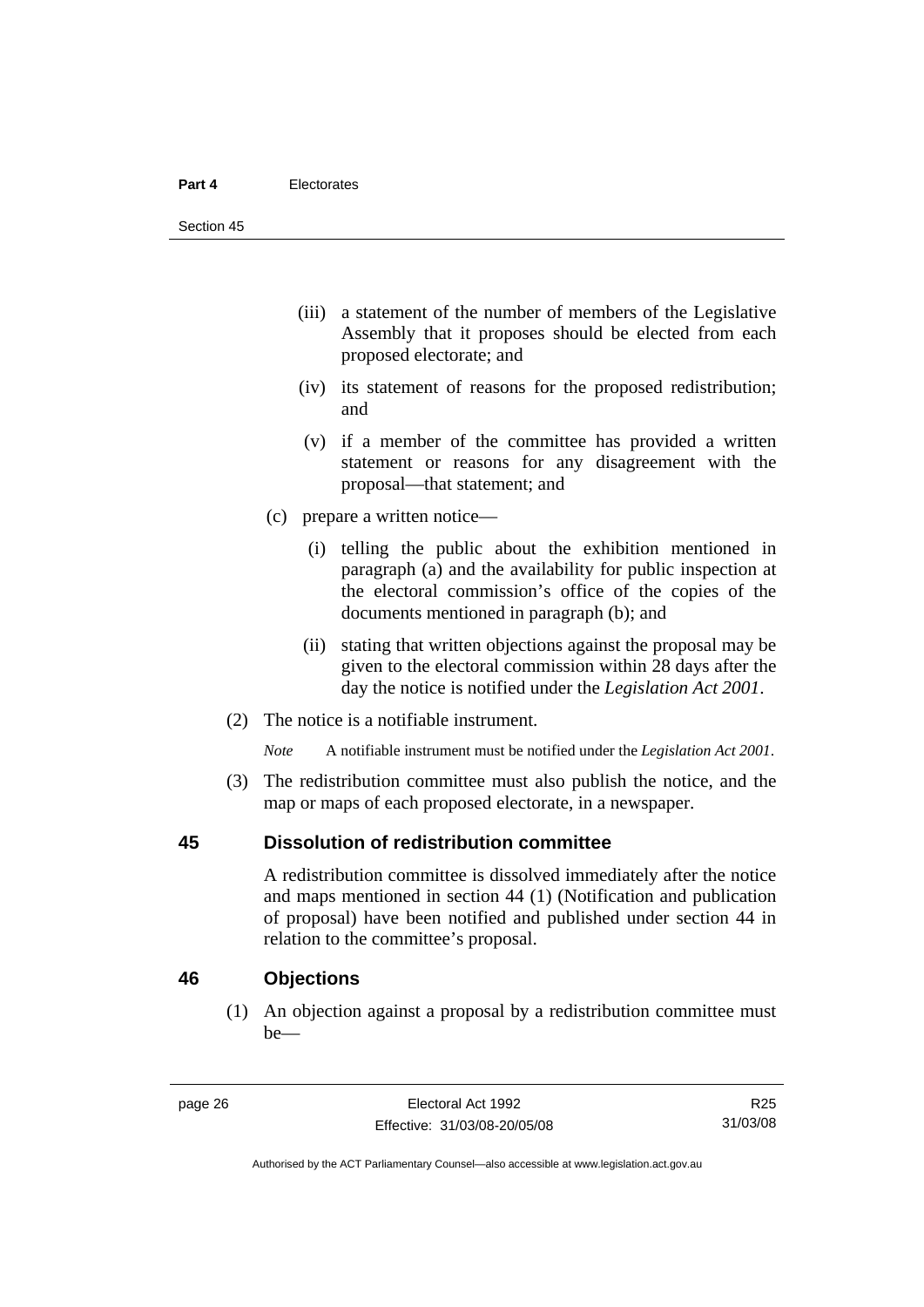(iii) a statement of the number of members of the Legislative Assembly that it proposes should be elected from each proposed electorate; and

(iv) its statement of reasons for the proposed redistribution; and

(v) if a member of the committee has provided a written statement or reasons for any disagreement with the proposal—that statement; and

(c) prepare a written notice—

(i) telling the public about the exhibition mentioned in paragraph (a) and the availability for public inspection at the electoral commission's office of the copies of the documents mentioned in paragraph (b); and

(ii) stating that written objections against the proposal may be given to the electoral commission within 28 days after the day the notice is notified under the *Legislation Act 2001*.

(2) The notice is a notifiable instrument.

*Note* A notifiable instrument must be notified under the *Legislation Act 2001*.

(3) The redistribution committee must also publish the notice, and the map or maps of each proposed electorate, in a newspaper.

## 45 Dissolution of redistribution committee

A redistribution committee is dissolved immediately after the notice and maps mentioned in section 44 (1) (Notification and publication of proposal) have been notified and published under section 44 in relation to the committee's proposal.

## 46 Objections

(1) An objection against a proposal by a redistribution committee must be—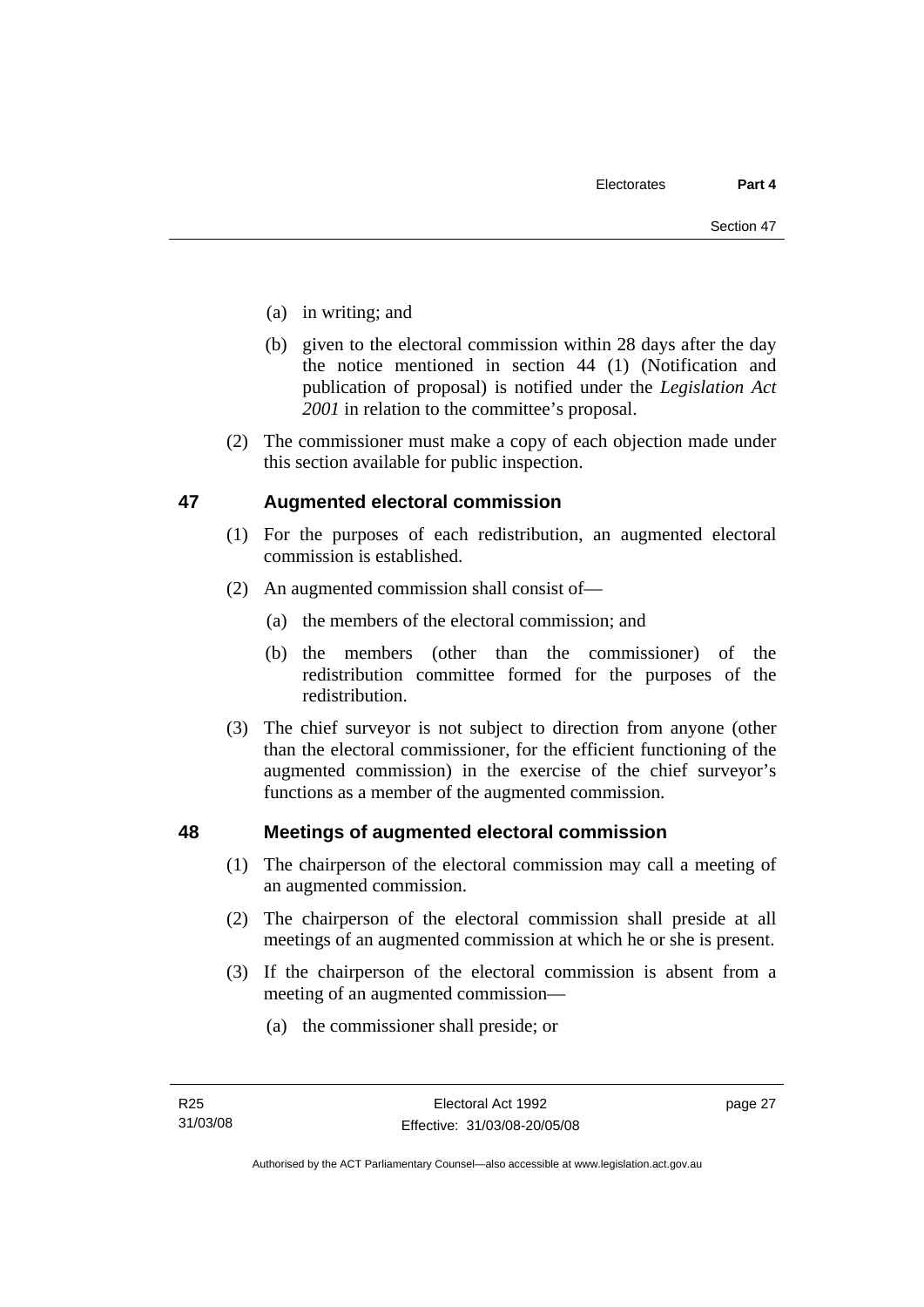(a) in writing; and

(b) given to the electoral commission within 28 days after the day the notice mentioned in section 44 (1) (Notification and publication of proposal) is notified under the *Legislation Act 2001* in relation to the committee's proposal.

(2) The commissioner must make a copy of each objection made under this section available for public inspection.

## 47 Augmented electoral commission

(1) For the purposes of each redistribution, an augmented electoral commission is established.

(2) An augmented commission shall consist of—

(a) the members of the electoral commission; and

(b) the members (other than the commissioner) of the redistribution committee formed for the purposes of the redistribution.

(3) The chief surveyor is not subject to direction from anyone (other than the electoral commissioner, for the efficient functioning of the augmented commission) in the exercise of the chief surveyor's functions as a member of the augmented commission.

## 48 Meetings of augmented electoral commission

(1) The chairperson of the electoral commission may call a meeting of an augmented commission.

(2) The chairperson of the electoral commission shall preside at all meetings of an augmented commission at which he or she is present.

(3) If the chairperson of the electoral commission is absent from a meeting of an augmented commission—

(a) the commissioner shall preside; or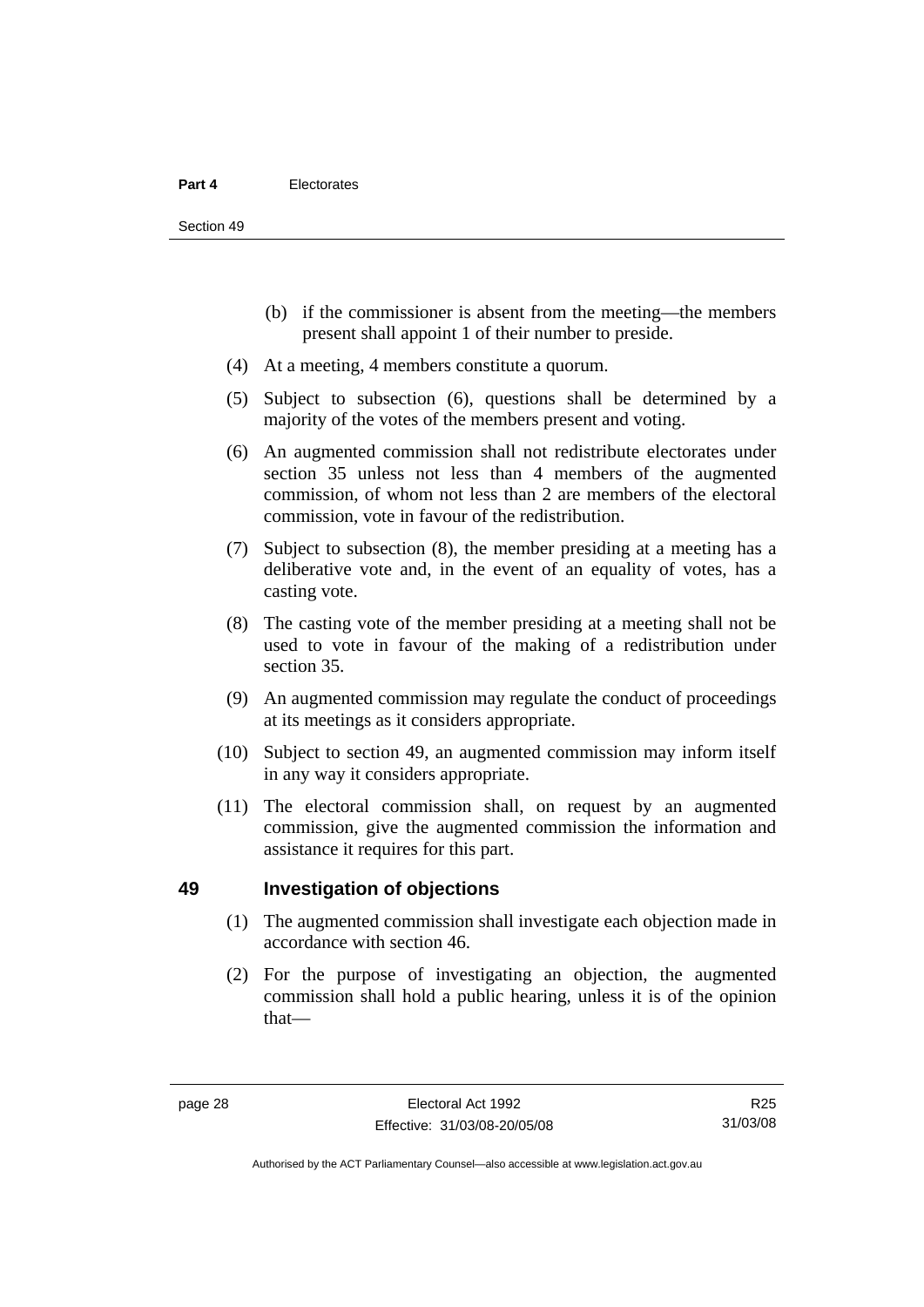(b) if the commissioner is absent from the meeting—the members present shall appoint 1 of their number to preside.

(4) At a meeting, 4 members constitute a quorum.

(5) Subject to subsection (6), questions shall be determined by a majority of the votes of the members present and voting.

(6) An augmented commission shall not redistribute electorates under section 35 unless not less than 4 members of the augmented commission, of whom not less than 2 are members of the electoral commission, vote in favour of the redistribution.

(7) Subject to subsection (8), the member presiding at a meeting has a deliberative vote and, in the event of an equality of votes, has a casting vote.

(8) The casting vote of the member presiding at a meeting shall not be used to vote in favour of the making of a redistribution under section 35.

(9) An augmented commission may regulate the conduct of proceedings at its meetings as it considers appropriate.

(10) Subject to section 49, an augmented commission may inform itself in any way it considers appropriate.

(11) The electoral commission shall, on request by an augmented commission, give the augmented commission the information and assistance it requires for this part.

## 49 Investigation of objections

(1) The augmented commission shall investigate each objection made in accordance with section 46.

(2) For the purpose of investigating an objection, the augmented commission shall hold a public hearing, unless it is of the opinion that—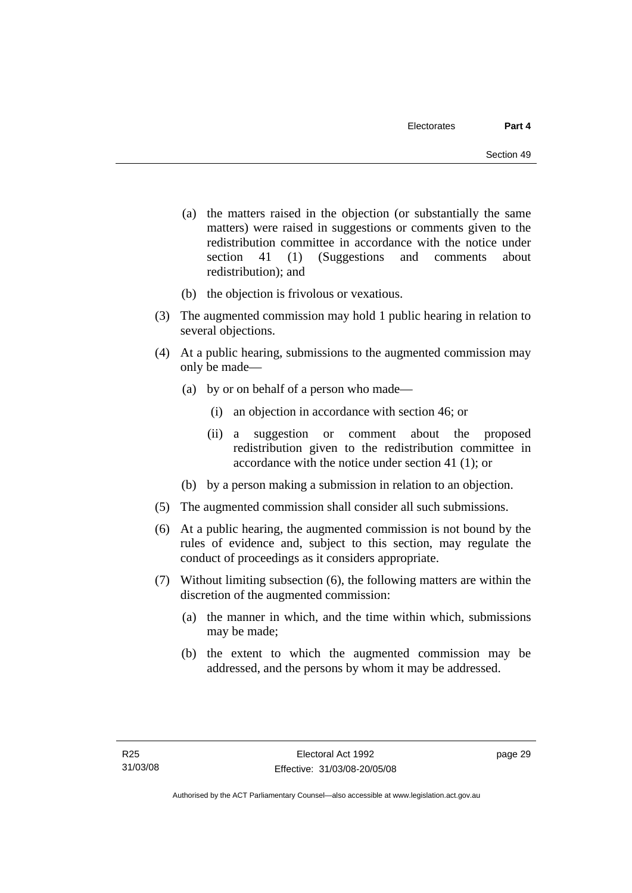(a) the matters raised in the objection (or substantially the same matters) were raised in suggestions or comments given to the redistribution committee in accordance with the notice under section 41 (1) (Suggestions and comments about redistribution); and

(b) the objection is frivolous or vexatious.

(3) The augmented commission may hold 1 public hearing in relation to several objections.

(4) At a public hearing, submissions to the augmented commission may only be made—

(a) by or on behalf of a person who made—

(i) an objection in accordance with section 46; or

(ii) a suggestion or comment about the proposed redistribution given to the redistribution committee in accordance with the notice under section 41 (1); or

(b) by a person making a submission in relation to an objection.

(5) The augmented commission shall consider all such submissions.

(6) At a public hearing, the augmented commission is not bound by the rules of evidence and, subject to this section, may regulate the conduct of proceedings as it considers appropriate.

(7) Without limiting subsection (6), the following matters are within the discretion of the augmented commission:

(a) the manner in which, and the time within which, submissions may be made;

(b) the extent to which the augmented commission may be addressed, and the persons by whom it may be addressed.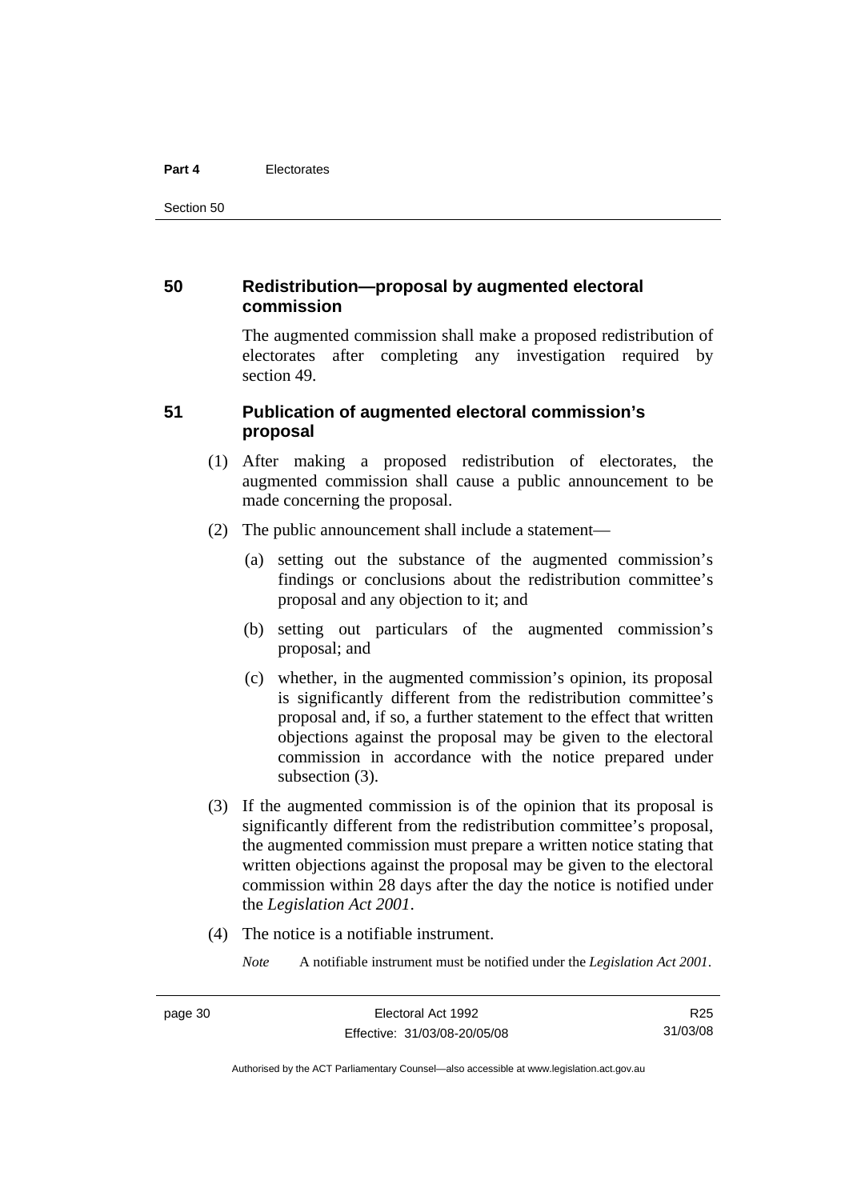## 50 Redistribution—proposal by augmented electoral commission

The augmented commission shall make a proposed redistribution of electorates after completing any investigation required by section 49.

## 51 Publication of augmented electoral commission's proposal

(1) After making a proposed redistribution of electorates, the augmented commission shall cause a public announcement to be made concerning the proposal.

(2) The public announcement shall include a statement—

(a) setting out the substance of the augmented commission's findings or conclusions about the redistribution committee's proposal and any objection to it; and

(b) setting out particulars of the augmented commission's proposal; and

(c) whether, in the augmented commission's opinion, its proposal is significantly different from the redistribution committee's proposal and, if so, a further statement to the effect that written objections against the proposal may be given to the electoral commission in accordance with the notice prepared under subsection (3).

(3) If the augmented commission is of the opinion that its proposal is significantly different from the redistribution committee's proposal, the augmented commission must prepare a written notice stating that written objections against the proposal may be given to the electoral commission within 28 days after the day the notice is notified under the *Legislation Act 2001*.

(4) The notice is a notifiable instrument.

*Note* A notifiable instrument must be notified under the *Legislation Act 2001*.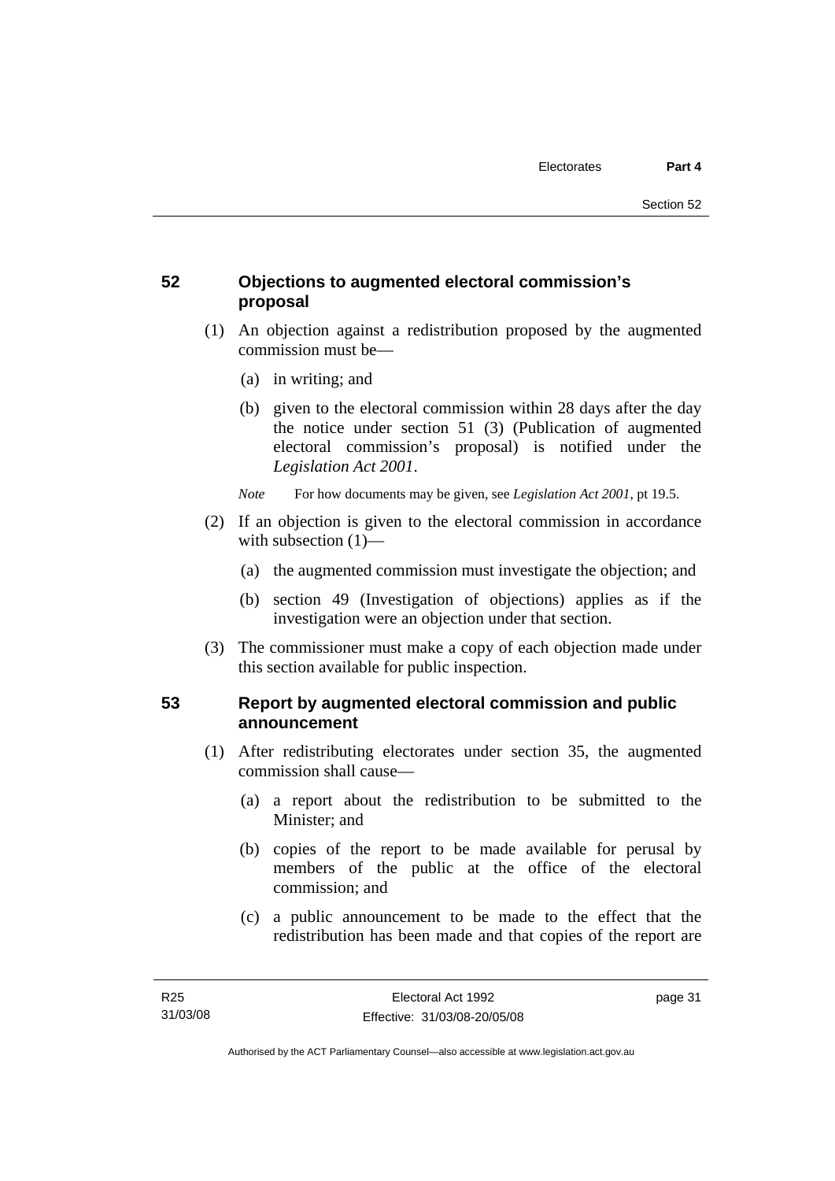## 52 Objections to augmented electoral commission's proposal

(1) An objection against a redistribution proposed by the augmented commission must be—

(a) in writing; and

(b) given to the electoral commission within 28 days after the day the notice under section 51 (3) (Publication of augmented electoral commission's proposal) is notified under the *Legislation Act 2001*.

*Note* For how documents may be given, see *Legislation Act 2001*, pt 19.5.

(2) If an objection is given to the electoral commission in accordance with subsection (1)—

(a) the augmented commission must investigate the objection; and

(b) section 49 (Investigation of objections) applies as if the investigation were an objection under that section.

(3) The commissioner must make a copy of each objection made under this section available for public inspection.

## 53 Report by augmented electoral commission and public announcement

(1) After redistributing electorates under section 35, the augmented commission shall cause—

(a) a report about the redistribution to be submitted to the Minister; and

(b) copies of the report to be made available for perusal by members of the public at the office of the electoral commission; and

(c) a public announcement to be made to the effect that the redistribution has been made and that copies of the report are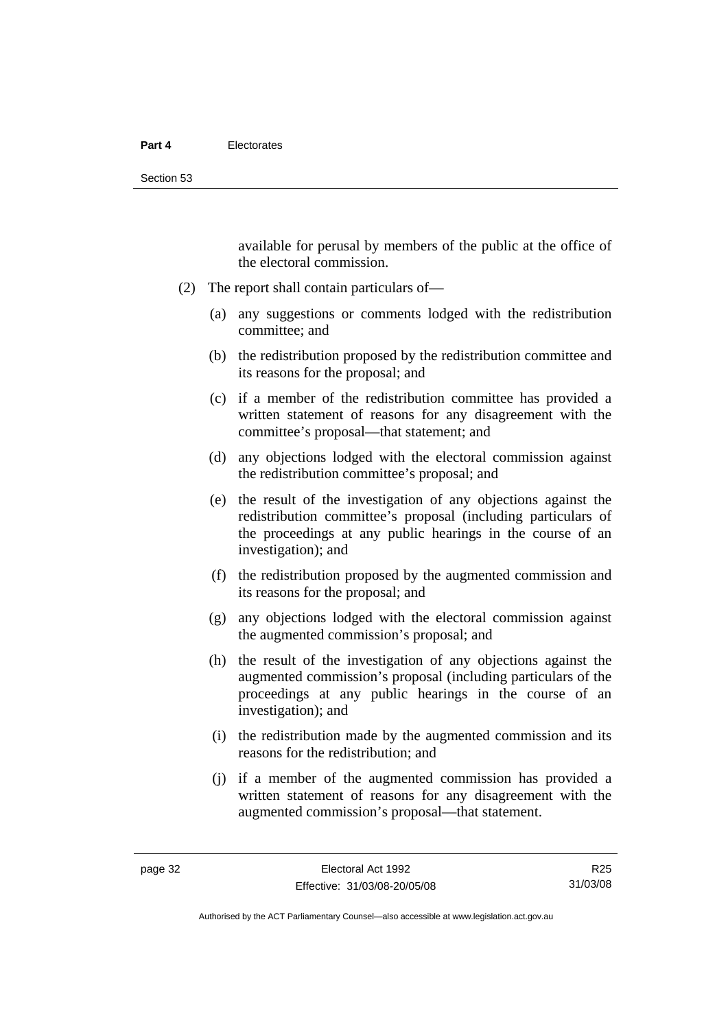available for perusal by members of the public at the office of the electoral commission.

(2) The report shall contain particulars of—

(a) any suggestions or comments lodged with the redistribution committee; and

(b) the redistribution proposed by the redistribution committee and its reasons for the proposal; and

(c) if a member of the redistribution committee has provided a written statement of reasons for any disagreement with the committee's proposal—that statement; and

(d) any objections lodged with the electoral commission against the redistribution committee's proposal; and

(e) the result of the investigation of any objections against the redistribution committee's proposal (including particulars of the proceedings at any public hearings in the course of an investigation); and

(f) the redistribution proposed by the augmented commission and its reasons for the proposal; and

(g) any objections lodged with the electoral commission against the augmented commission's proposal; and

(h) the result of the investigation of any objections against the augmented commission's proposal (including particulars of the proceedings at any public hearings in the course of an investigation); and

(i) the redistribution made by the augmented commission and its reasons for the redistribution; and

(j) if a member of the augmented commission has provided a written statement of reasons for any disagreement with the augmented commission's proposal—that statement.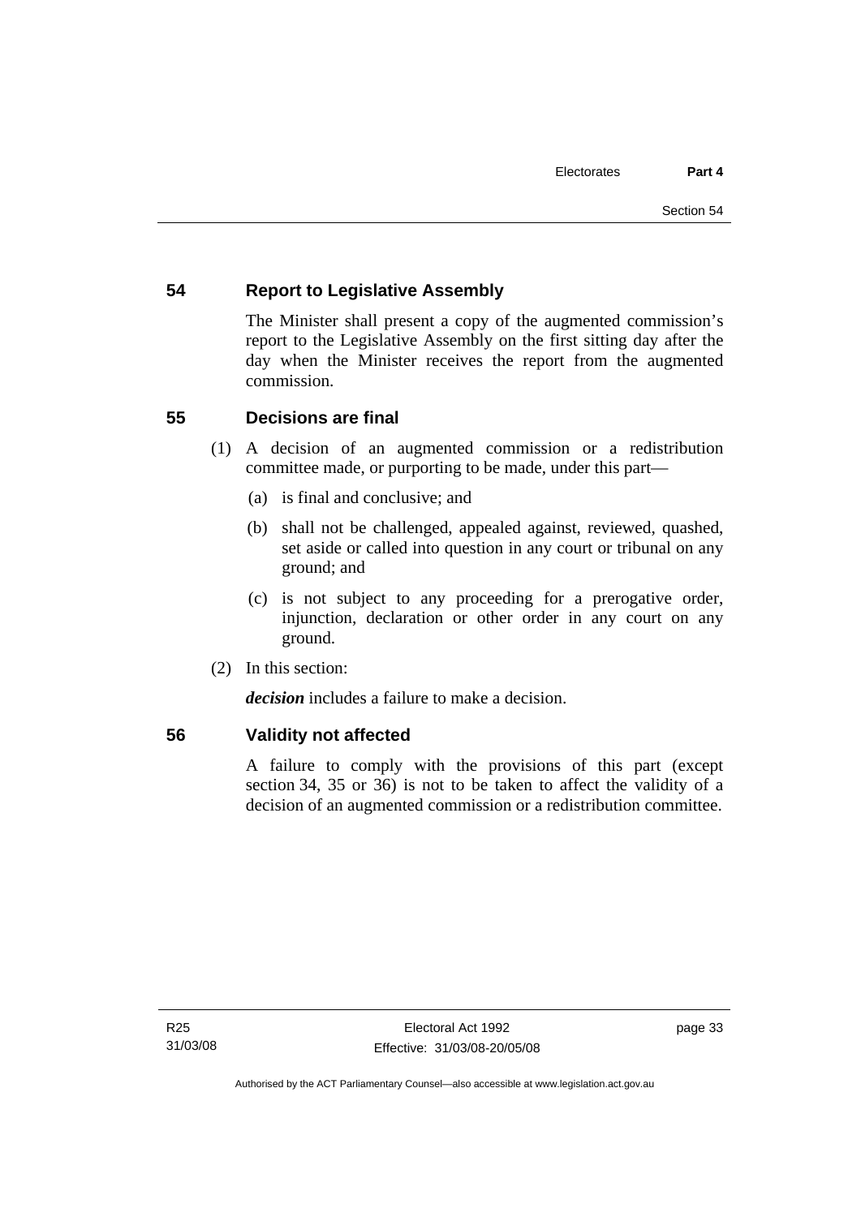## 54 Report to Legislative Assembly

The Minister shall present a copy of the augmented commission's report to the Legislative Assembly on the first sitting day after the day when the Minister receives the report from the augmented commission.

## 55 Decisions are final

(1) A decision of an augmented commission or a redistribution committee made, or purporting to be made, under this part—

(a) is final and conclusive; and

(b) shall not be challenged, appealed against, reviewed, quashed, set aside or called into question in any court or tribunal on any ground; and

(c) is not subject to any proceeding for a prerogative order, injunction, declaration or other order in any court on any ground.

(2) In this section:

***decision*** includes a failure to make a decision.

## 56 Validity not affected

A failure to comply with the provisions of this part (except section 34, 35 or 36) is not to be taken to affect the validity of a decision of an augmented commission or a redistribution committee.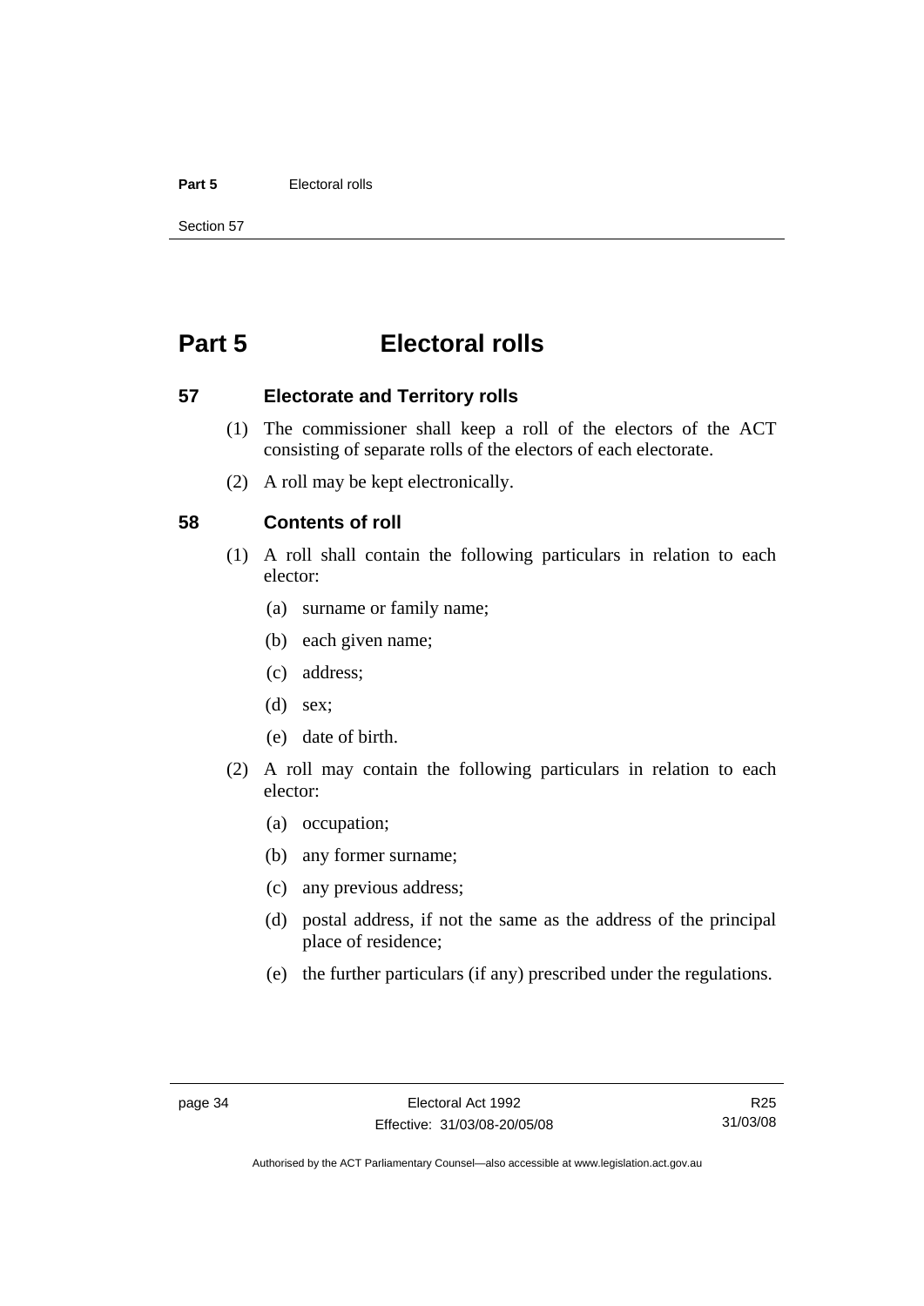# Part 5 Electoral rolls

## 57 Electorate and Territory rolls

(1) The commissioner shall keep a roll of the electors of the ACT consisting of separate rolls of the electors of each electorate.

(2) A roll may be kept electronically.

## 58 Contents of roll

(1) A roll shall contain the following particulars in relation to each elector:

- (a) surname or family name;
- (b) each given name;
- (c) address;
- (d) sex;
- (e) date of birth.

(2) A roll may contain the following particulars in relation to each elector:

- (a) occupation;
- (b) any former surname;
- (c) any previous address;
- (d) postal address, if not the same as the address of the principal place of residence;
- (e) the further particulars (if any) prescribed under the regulations.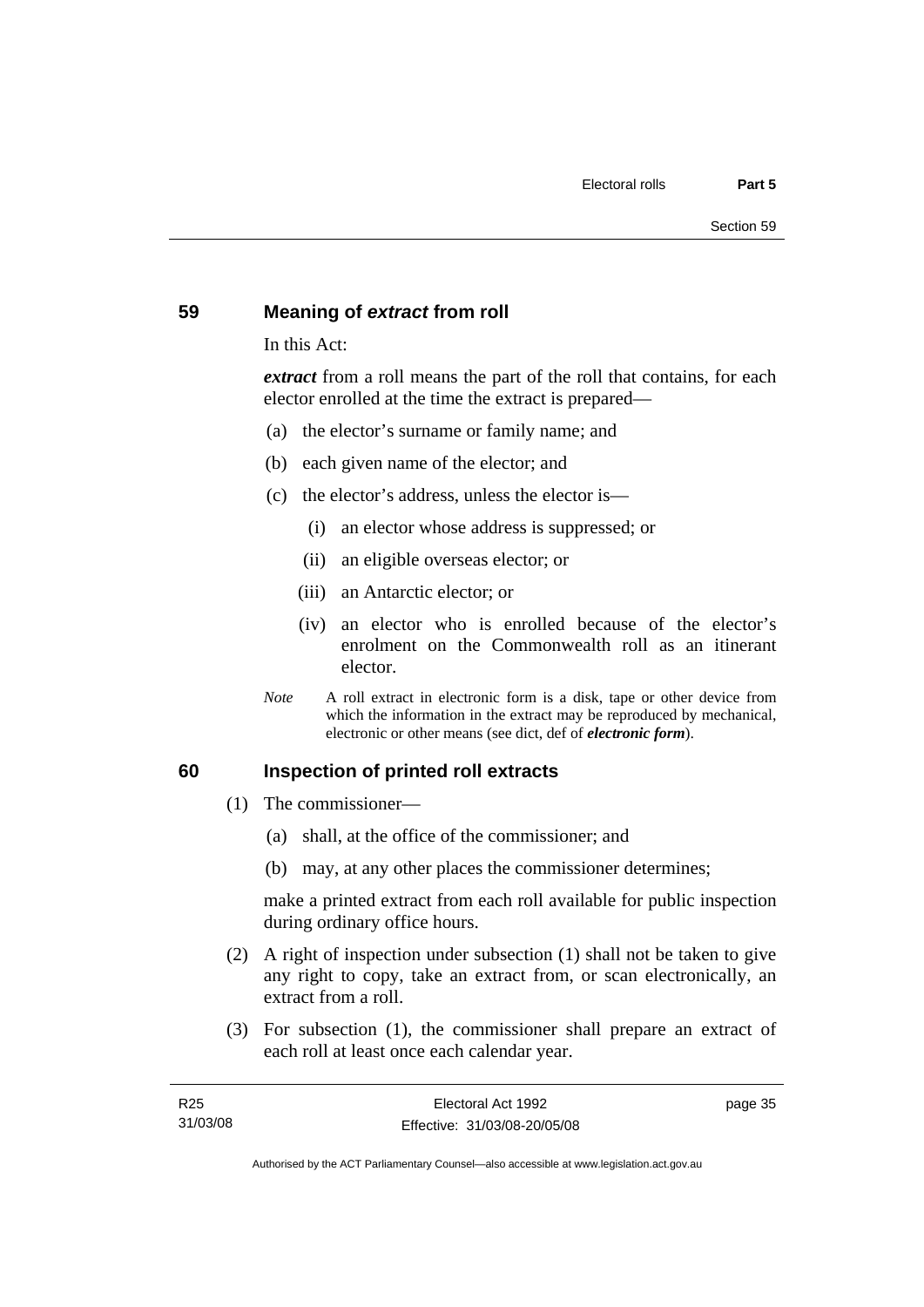## 59 Meaning of *extract* from roll

In this Act:

***extract*** from a roll means the part of the roll that contains, for each elector enrolled at the time the extract is prepared—

(a) the elector's surname or family name; and

(b) each given name of the elector; and

(c) the elector's address, unless the elector is—

  (i) an elector whose address is suppressed; or

  (ii) an eligible overseas elector; or

  (iii) an Antarctic elector; or

  (iv) an elector who is enrolled because of the elector's enrolment on the Commonwealth roll as an itinerant elector.

*Note* A roll extract in electronic form is a disk, tape or other device from which the information in the extract may be reproduced by mechanical, electronic or other means (see dict, def of ***electronic form***).

## 60 Inspection of printed roll extracts

(1) The commissioner—

  (a) shall, at the office of the commissioner; and

  (b) may, at any other places the commissioner determines;

  make a printed extract from each roll available for public inspection during ordinary office hours.

(2) A right of inspection under subsection (1) shall not be taken to give any right to copy, take an extract from, or scan electronically, an extract from a roll.

(3) For subsection (1), the commissioner shall prepare an extract of each roll at least once each calendar year.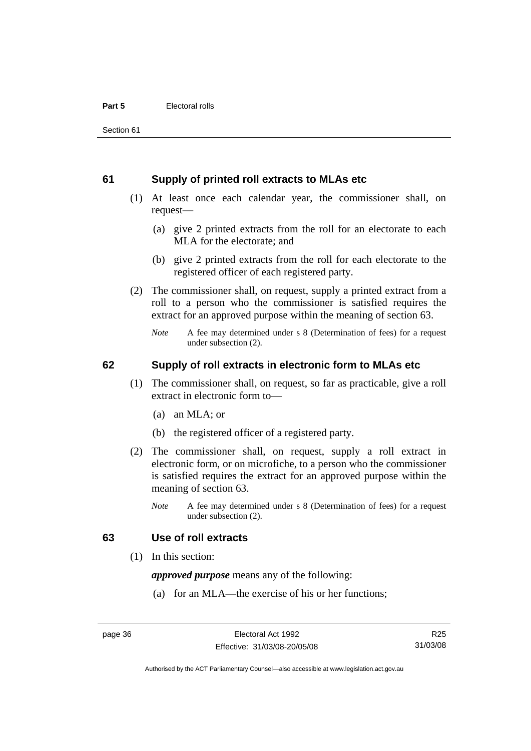## 61 Supply of printed roll extracts to MLAs etc

(1) At least once each calendar year, the commissioner shall, on request—

(a) give 2 printed extracts from the roll for an electorate to each MLA for the electorate; and

(b) give 2 printed extracts from the roll for each electorate to the registered officer of each registered party.

(2) The commissioner shall, on request, supply a printed extract from a roll to a person who the commissioner is satisfied requires the extract for an approved purpose within the meaning of section 63.

*Note* A fee may determined under s 8 (Determination of fees) for a request under subsection (2).

## 62 Supply of roll extracts in electronic form to MLAs etc

(1) The commissioner shall, on request, so far as practicable, give a roll extract in electronic form to—

(a) an MLA; or

(b) the registered officer of a registered party.

(2) The commissioner shall, on request, supply a roll extract in electronic form, or on microfiche, to a person who the commissioner is satisfied requires the extract for an approved purpose within the meaning of section 63.

*Note* A fee may determined under s 8 (Determination of fees) for a request under subsection (2).

## 63 Use of roll extracts

(1) In this section:

***approved purpose*** means any of the following:

(a) for an MLA—the exercise of his or her functions;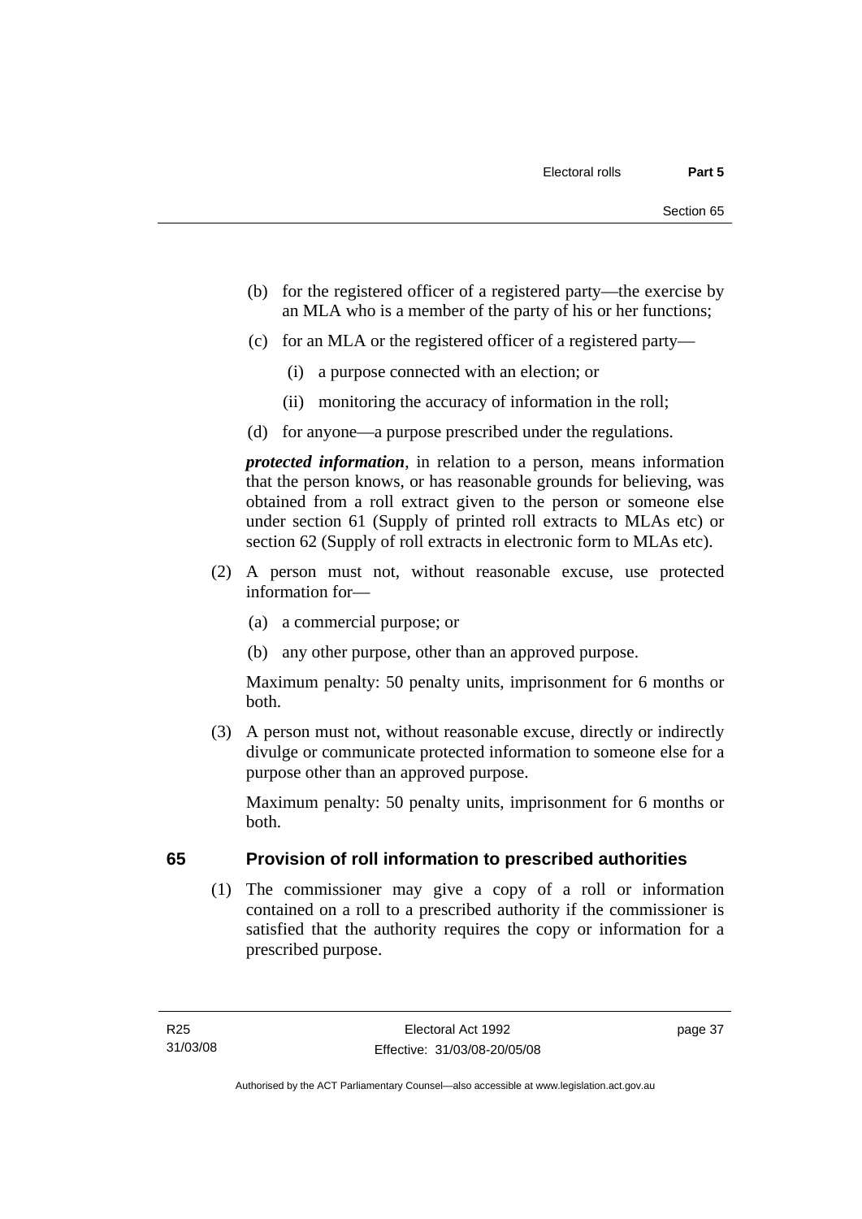(b) for the registered officer of a registered party—the exercise by an MLA who is a member of the party of his or her functions;

(c) for an MLA or the registered officer of a registered party—

(i) a purpose connected with an election; or

(ii) monitoring the accuracy of information in the roll;

(d) for anyone—a purpose prescribed under the regulations.

***protected information***, in relation to a person, means information that the person knows, or has reasonable grounds for believing, was obtained from a roll extract given to the person or someone else under section 61 (Supply of printed roll extracts to MLAs etc) or section 62 (Supply of roll extracts in electronic form to MLAs etc).

(2) A person must not, without reasonable excuse, use protected information for—

(a) a commercial purpose; or

(b) any other purpose, other than an approved purpose.

Maximum penalty: 50 penalty units, imprisonment for 6 months or both.

(3) A person must not, without reasonable excuse, directly or indirectly divulge or communicate protected information to someone else for a purpose other than an approved purpose.

Maximum penalty: 50 penalty units, imprisonment for 6 months or both.

## 65 Provision of roll information to prescribed authorities

(1) The commissioner may give a copy of a roll or information contained on a roll to a prescribed authority if the commissioner is satisfied that the authority requires the copy or information for a prescribed purpose.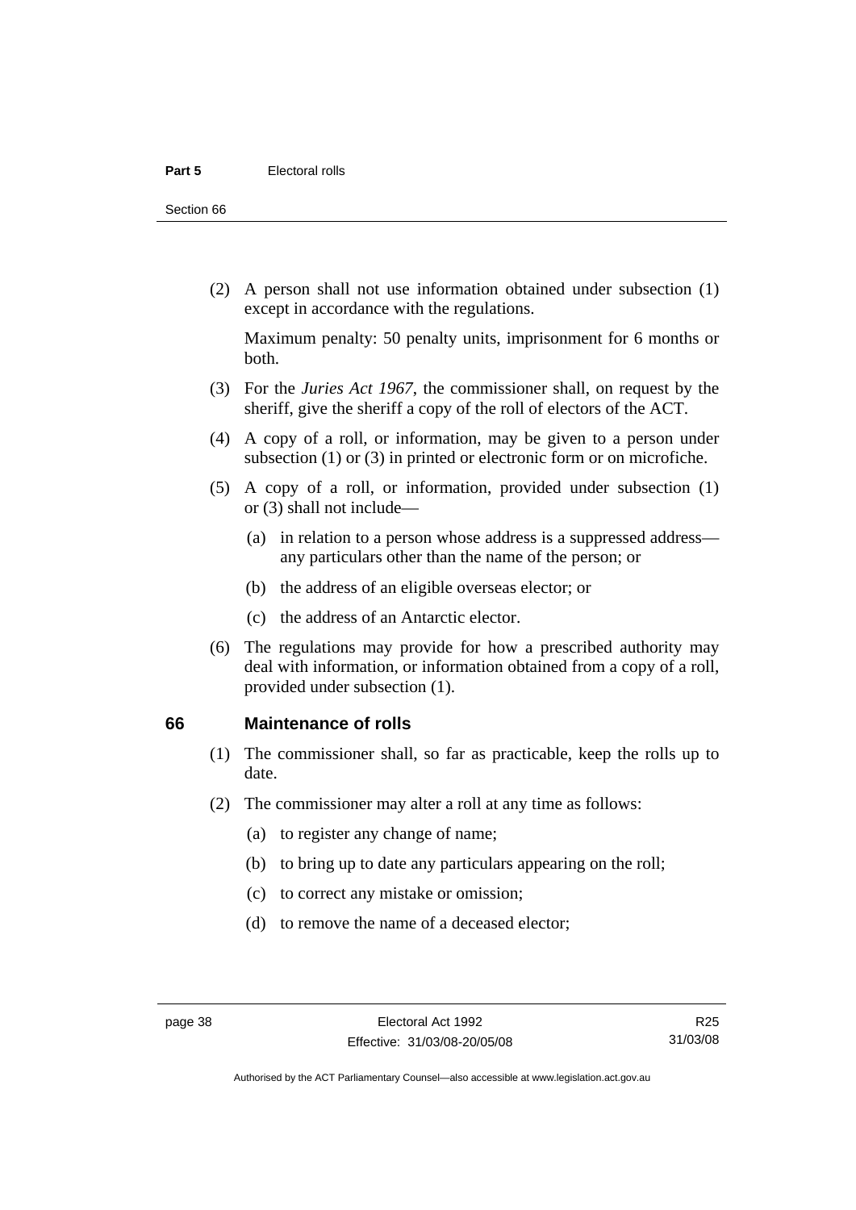(2) A person shall not use information obtained under subsection (1) except in accordance with the regulations.

Maximum penalty: 50 penalty units, imprisonment for 6 months or both.

(3) For the *Juries Act 1967*, the commissioner shall, on request by the sheriff, give the sheriff a copy of the roll of electors of the ACT.

(4) A copy of a roll, or information, may be given to a person under subsection (1) or (3) in printed or electronic form or on microfiche.

(5) A copy of a roll, or information, provided under subsection (1) or (3) shall not include—

(a) in relation to a person whose address is a suppressed address—any particulars other than the name of the person; or

(b) the address of an eligible overseas elector; or

(c) the address of an Antarctic elector.

(6) The regulations may provide for how a prescribed authority may deal with information, or information obtained from a copy of a roll, provided under subsection (1).

## 66 Maintenance of rolls

(1) The commissioner shall, so far as practicable, keep the rolls up to date.

(2) The commissioner may alter a roll at any time as follows:

(a) to register any change of name;

(b) to bring up to date any particulars appearing on the roll;

(c) to correct any mistake or omission;

(d) to remove the name of a deceased elector;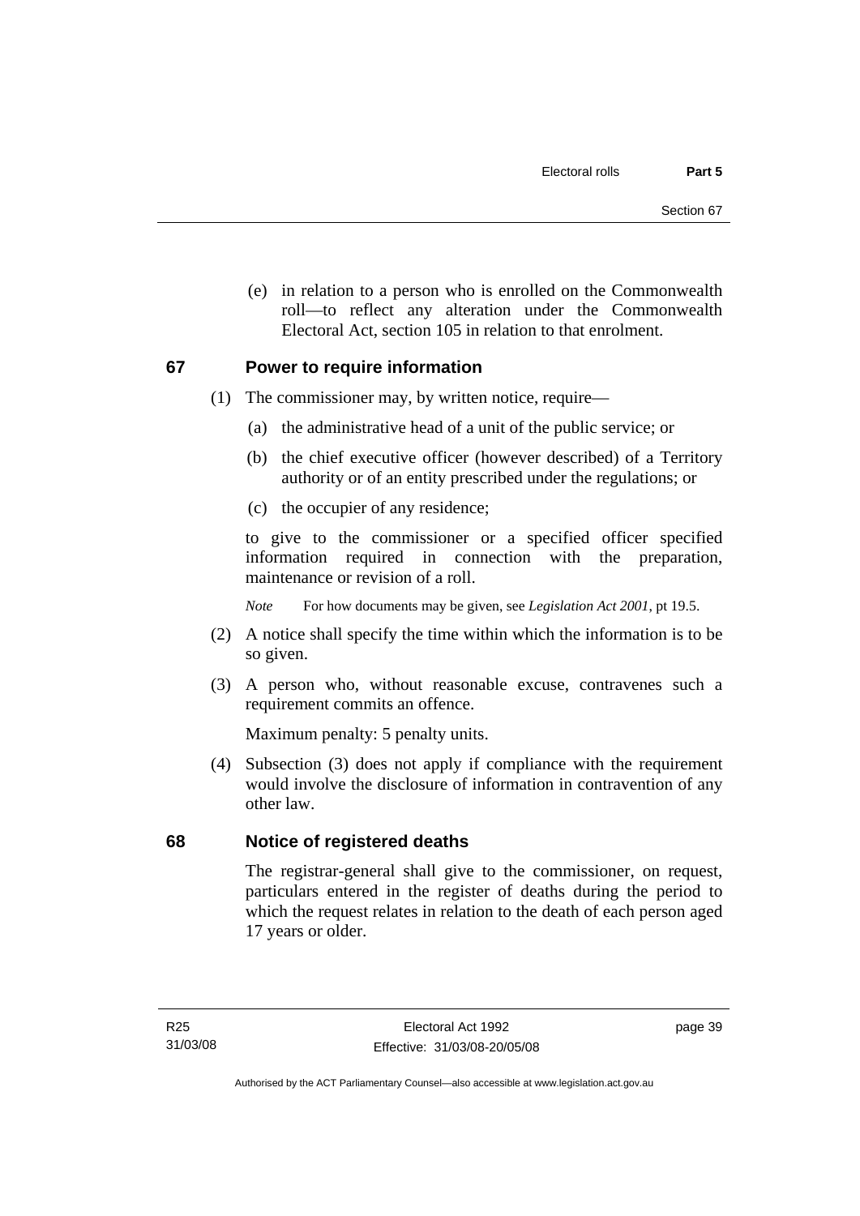(e) in relation to a person who is enrolled on the Commonwealth roll—to reflect any alteration under the Commonwealth Electoral Act, section 105 in relation to that enrolment.

## 67 Power to require information

(1) The commissioner may, by written notice, require—

(a) the administrative head of a unit of the public service; or

(b) the chief executive officer (however described) of a Territory authority or of an entity prescribed under the regulations; or

(c) the occupier of any residence;

to give to the commissioner or a specified officer specified information required in connection with the preparation, maintenance or revision of a roll.

*Note* For how documents may be given, see *Legislation Act 2001*, pt 19.5.

(2) A notice shall specify the time within which the information is to be so given.

(3) A person who, without reasonable excuse, contravenes such a requirement commits an offence.

Maximum penalty: 5 penalty units.

(4) Subsection (3) does not apply if compliance with the requirement would involve the disclosure of information in contravention of any other law.

## 68 Notice of registered deaths

The registrar-general shall give to the commissioner, on request, particulars entered in the register of deaths during the period to which the request relates in relation to the death of each person aged 17 years or older.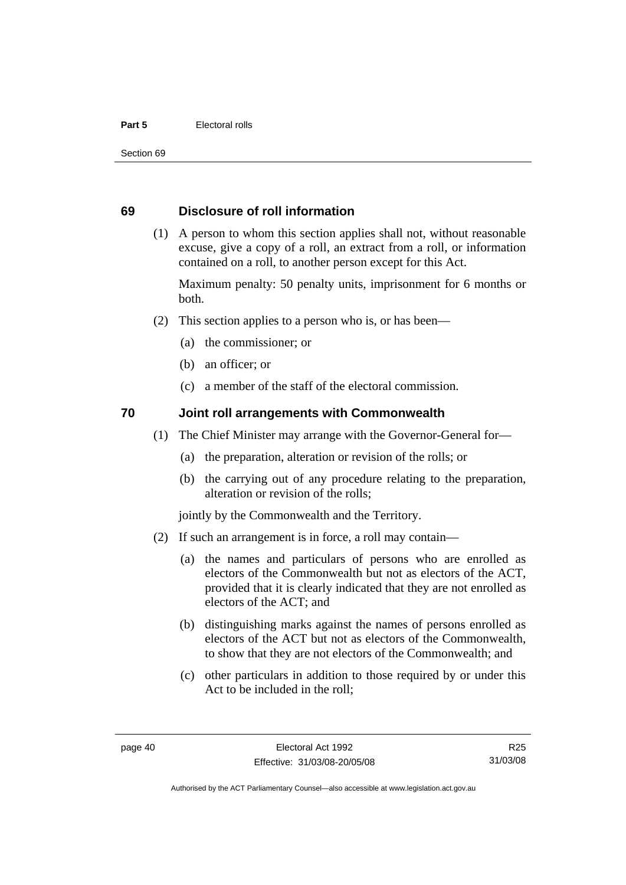## 69 Disclosure of roll information

(1) A person to whom this section applies shall not, without reasonable excuse, give a copy of a roll, an extract from a roll, or information contained on a roll, to another person except for this Act.

Maximum penalty: 50 penalty units, imprisonment for 6 months or both.

(2) This section applies to a person who is, or has been—

- (a) the commissioner; or
- (b) an officer; or
- (c) a member of the staff of the electoral commission.

## 70 Joint roll arrangements with Commonwealth

(1) The Chief Minister may arrange with the Governor-General for—

- (a) the preparation, alteration or revision of the rolls; or
- (b) the carrying out of any procedure relating to the preparation, alteration or revision of the rolls;

jointly by the Commonwealth and the Territory.

(2) If such an arrangement is in force, a roll may contain—

- (a) the names and particulars of persons who are enrolled as electors of the Commonwealth but not as electors of the ACT, provided that it is clearly indicated that they are not enrolled as electors of the ACT; and
- (b) distinguishing marks against the names of persons enrolled as electors of the ACT but not as electors of the Commonwealth, to show that they are not electors of the Commonwealth; and
- (c) other particulars in addition to those required by or under this Act to be included in the roll;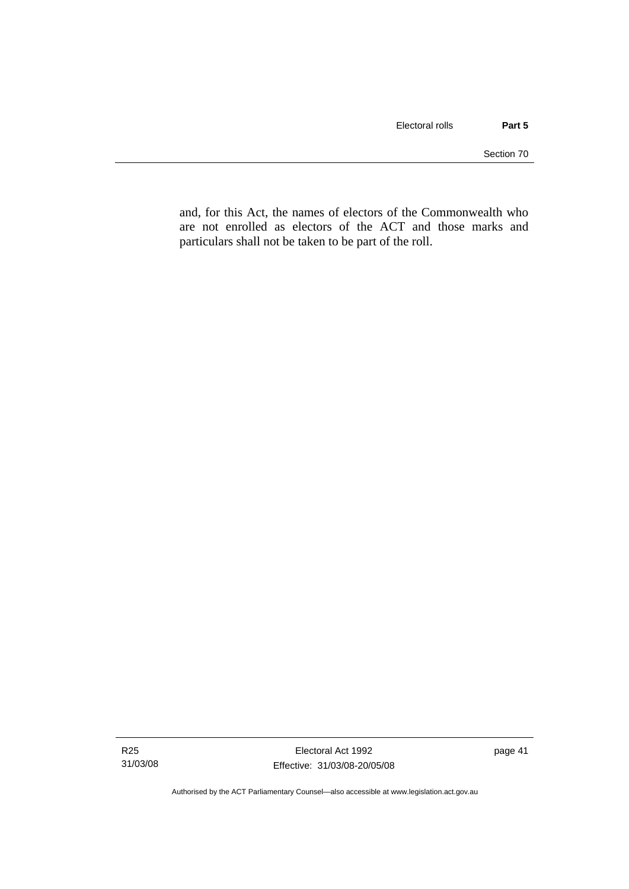and, for this Act, the names of electors of the Commonwealth who are not enrolled as electors of the ACT and those marks and particulars shall not be taken to be part of the roll.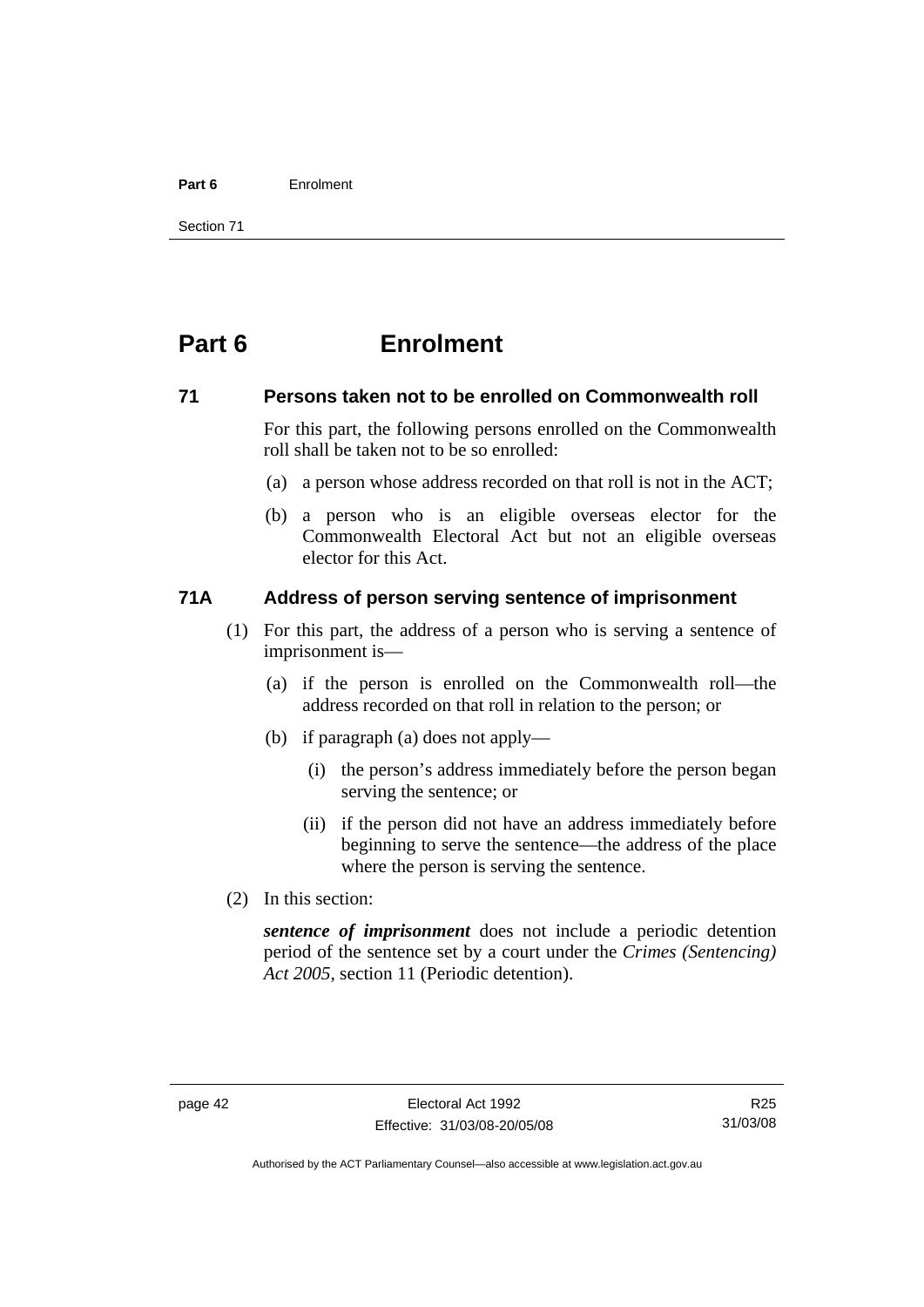# Part 6 Enrolment

## 71 Persons taken not to be enrolled on Commonwealth roll

For this part, the following persons enrolled on the Commonwealth roll shall be taken not to be so enrolled:

(a) a person whose address recorded on that roll is not in the ACT;

(b) a person who is an eligible overseas elector for the Commonwealth Electoral Act but not an eligible overseas elector for this Act.

## 71A Address of person serving sentence of imprisonment

(1) For this part, the address of a person who is serving a sentence of imprisonment is—

(a) if the person is enrolled on the Commonwealth roll—the address recorded on that roll in relation to the person; or

(b) if paragraph (a) does not apply—

(i) the person's address immediately before the person began serving the sentence; or

(ii) if the person did not have an address immediately before beginning to serve the sentence—the address of the place where the person is serving the sentence.

(2) In this section:

***sentence of imprisonment*** does not include a periodic detention period of the sentence set by a court under the *Crimes (Sentencing) Act 2005*, section 11 (Periodic detention).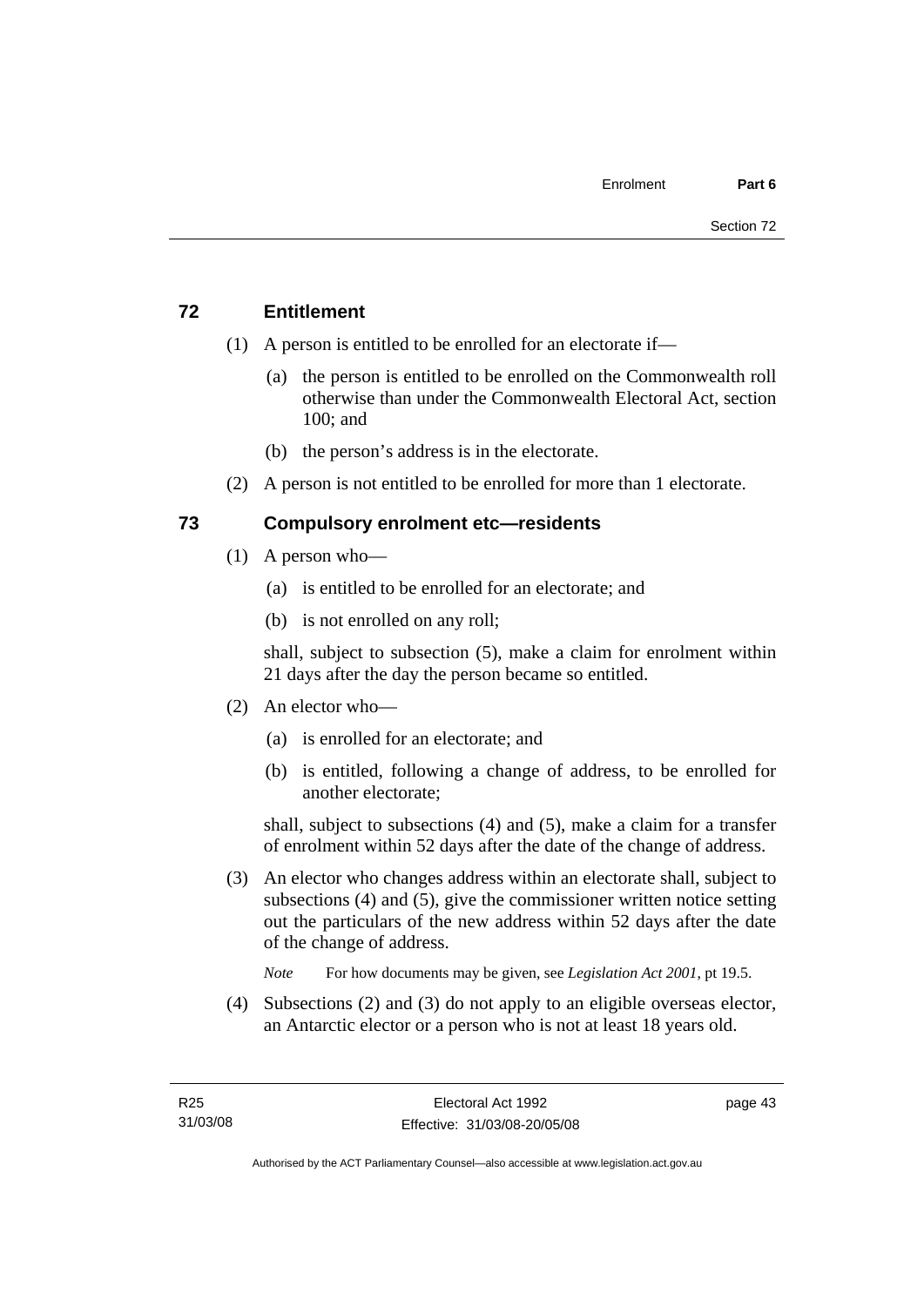## 72 Entitlement

(1) A person is entitled to be enrolled for an electorate if—

(a) the person is entitled to be enrolled on the Commonwealth roll otherwise than under the Commonwealth Electoral Act, section 100; and

(b) the person's address is in the electorate.

(2) A person is not entitled to be enrolled for more than 1 electorate.

## 73 Compulsory enrolment etc—residents

(1) A person who—

(a) is entitled to be enrolled for an electorate; and

(b) is not enrolled on any roll;

shall, subject to subsection (5), make a claim for enrolment within 21 days after the day the person became so entitled.

(2) An elector who—

(a) is enrolled for an electorate; and

(b) is entitled, following a change of address, to be enrolled for another electorate;

shall, subject to subsections (4) and (5), make a claim for a transfer of enrolment within 52 days after the date of the change of address.

(3) An elector who changes address within an electorate shall, subject to subsections (4) and (5), give the commissioner written notice setting out the particulars of the new address within 52 days after the date of the change of address.

*Note* For how documents may be given, see *Legislation Act 2001*, pt 19.5.

(4) Subsections (2) and (3) do not apply to an eligible overseas elector, an Antarctic elector or a person who is not at least 18 years old.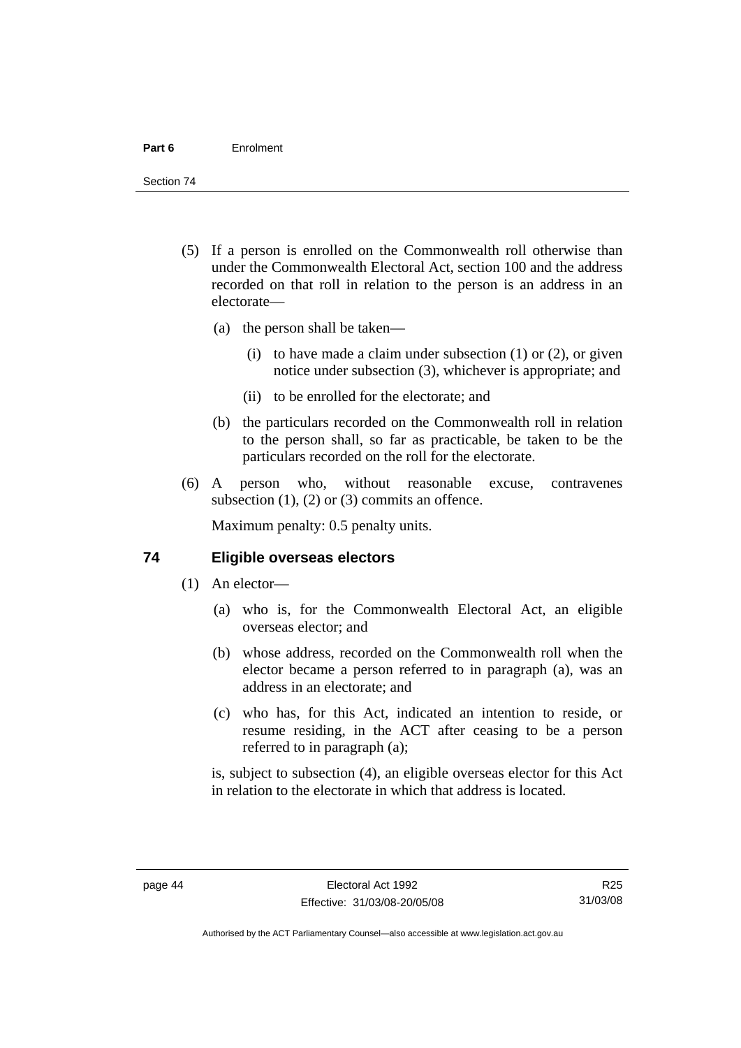(5) If a person is enrolled on the Commonwealth roll otherwise than under the Commonwealth Electoral Act, section 100 and the address recorded on that roll in relation to the person is an address in an electorate—

   (a) the person shall be taken—

      (i) to have made a claim under subsection (1) or (2), or given notice under subsection (3), whichever is appropriate; and

      (ii) to be enrolled for the electorate; and

   (b) the particulars recorded on the Commonwealth roll in relation to the person shall, so far as practicable, be taken to be the particulars recorded on the roll for the electorate.

(6) A person who, without reasonable excuse, contravenes subsection (1), (2) or (3) commits an offence.

Maximum penalty: 0.5 penalty units.

## 74 Eligible overseas electors

(1) An elector—

   (a) who is, for the Commonwealth Electoral Act, an eligible overseas elector; and

   (b) whose address, recorded on the Commonwealth roll when the elector became a person referred to in paragraph (a), was an address in an electorate; and

   (c) who has, for this Act, indicated an intention to reside, or resume residing, in the ACT after ceasing to be a person referred to in paragraph (a);

is, subject to subsection (4), an eligible overseas elector for this Act in relation to the electorate in which that address is located.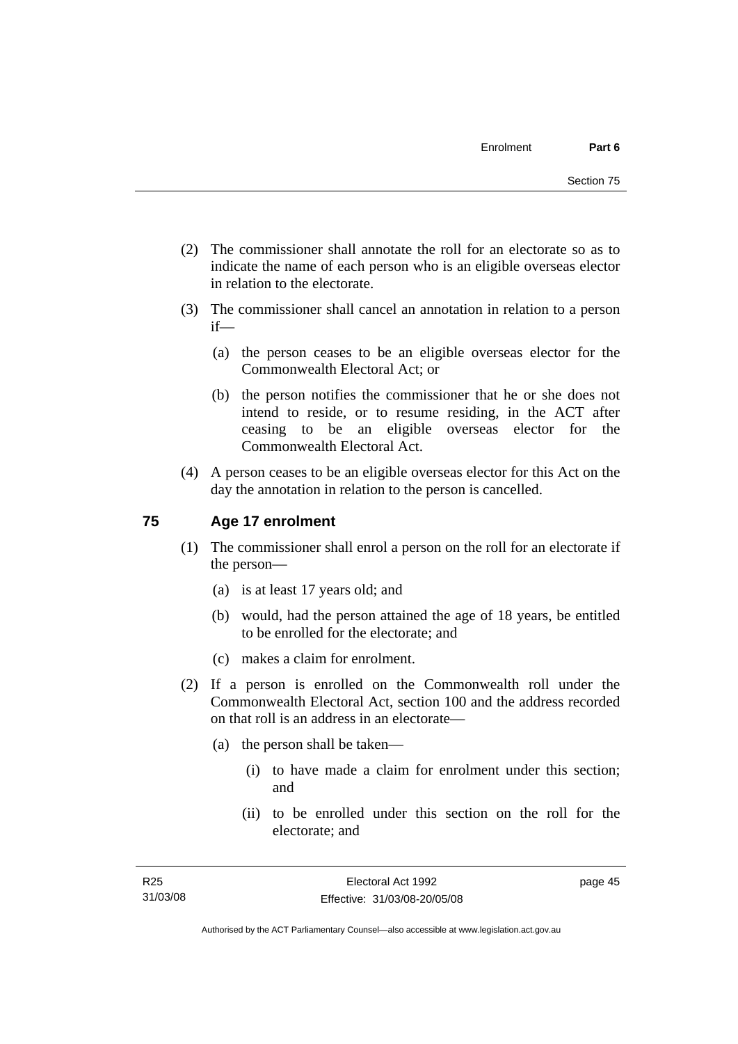(2) The commissioner shall annotate the roll for an electorate so as to indicate the name of each person who is an eligible overseas elector in relation to the electorate.

(3) The commissioner shall cancel an annotation in relation to a person if—

  (a) the person ceases to be an eligible overseas elector for the Commonwealth Electoral Act; or

  (b) the person notifies the commissioner that he or she does not intend to reside, or to resume residing, in the ACT after ceasing to be an eligible overseas elector for the Commonwealth Electoral Act.

(4) A person ceases to be an eligible overseas elector for this Act on the day the annotation in relation to the person is cancelled.

## 75 Age 17 enrolment

(1) The commissioner shall enrol a person on the roll for an electorate if the person—

  (a) is at least 17 years old; and

  (b) would, had the person attained the age of 18 years, be entitled to be enrolled for the electorate; and

  (c) makes a claim for enrolment.

(2) If a person is enrolled on the Commonwealth roll under the Commonwealth Electoral Act, section 100 and the address recorded on that roll is an address in an electorate—

  (a) the person shall be taken—

    (i) to have made a claim for enrolment under this section; and

    (ii) to be enrolled under this section on the roll for the electorate; and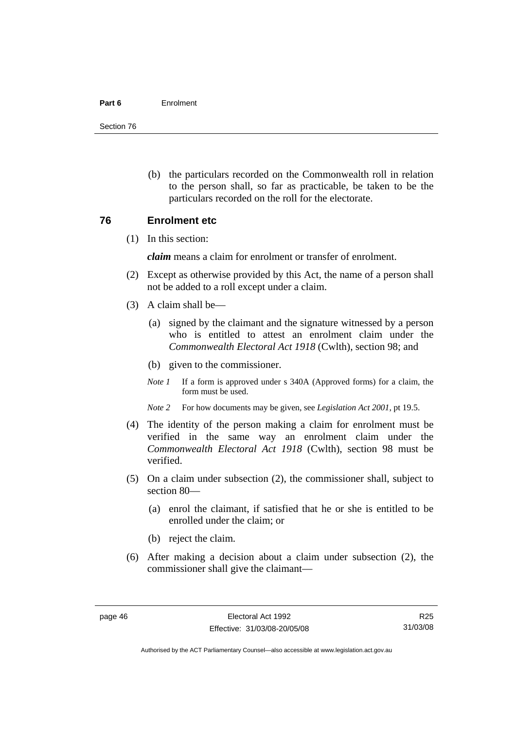(b) the particulars recorded on the Commonwealth roll in relation to the person shall, so far as practicable, be taken to be the particulars recorded on the roll for the electorate.

## 76 Enrolment etc

(1) In this section:

***claim*** means a claim for enrolment or transfer of enrolment.

(2) Except as otherwise provided by this Act, the name of a person shall not be added to a roll except under a claim.

(3) A claim shall be—

(a) signed by the claimant and the signature witnessed by a person who is entitled to attest an enrolment claim under the *Commonwealth Electoral Act 1918* (Cwlth), section 98; and

(b) given to the commissioner.

*Note 1* If a form is approved under s 340A (Approved forms) for a claim, the form must be used.

*Note 2* For how documents may be given, see *Legislation Act 2001*, pt 19.5.

(4) The identity of the person making a claim for enrolment must be verified in the same way an enrolment claim under the *Commonwealth Electoral Act 1918* (Cwlth), section 98 must be verified.

(5) On a claim under subsection (2), the commissioner shall, subject to section 80—

(a) enrol the claimant, if satisfied that he or she is entitled to be enrolled under the claim; or

(b) reject the claim.

(6) After making a decision about a claim under subsection (2), the commissioner shall give the claimant—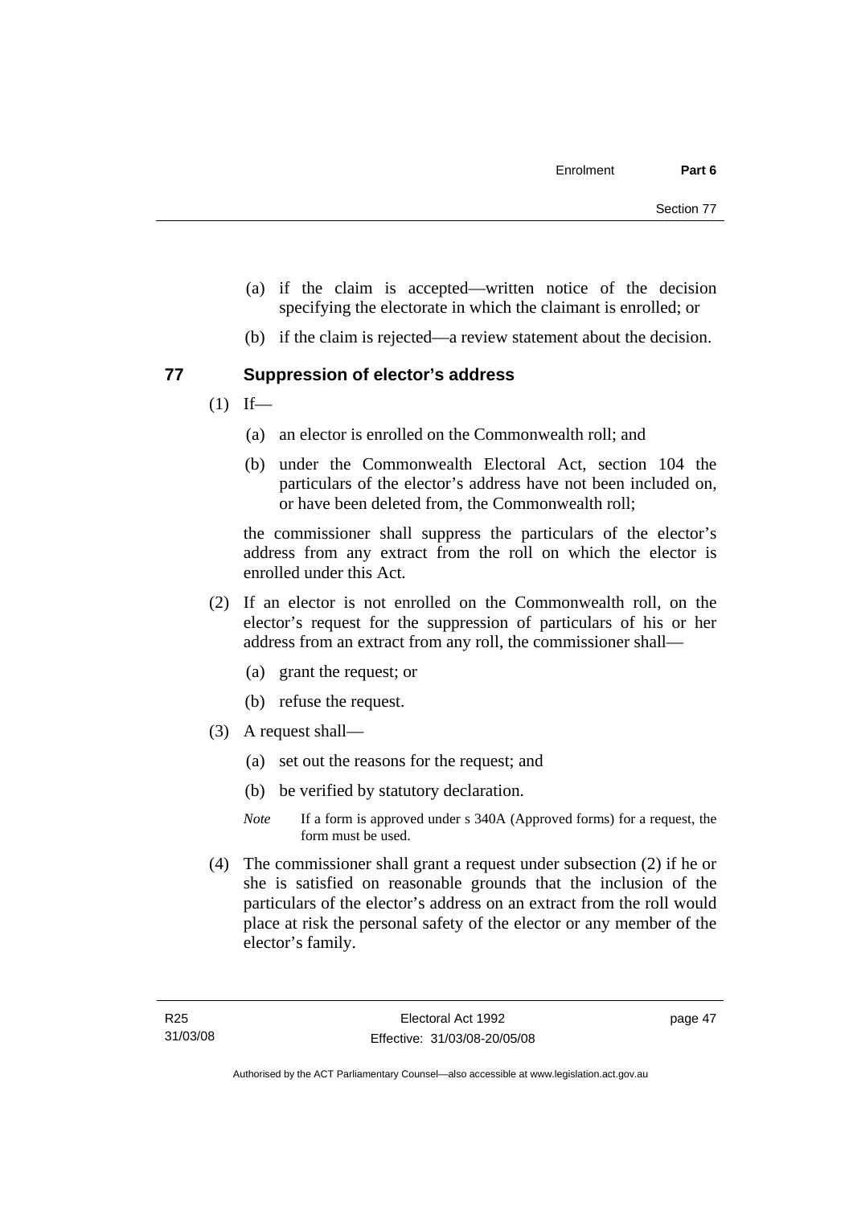(a) if the claim is accepted—written notice of the decision specifying the electorate in which the claimant is enrolled; or

(b) if the claim is rejected—a review statement about the decision.

## 77 Suppression of elector's address

(1) If—

(a) an elector is enrolled on the Commonwealth roll; and

(b) under the Commonwealth Electoral Act, section 104 the particulars of the elector's address have not been included on, or have been deleted from, the Commonwealth roll;

the commissioner shall suppress the particulars of the elector's address from any extract from the roll on which the elector is enrolled under this Act.

(2) If an elector is not enrolled on the Commonwealth roll, on the elector's request for the suppression of particulars of his or her address from an extract from any roll, the commissioner shall—

(a) grant the request; or

(b) refuse the request.

(3) A request shall—

(a) set out the reasons for the request; and

(b) be verified by statutory declaration.

*Note* If a form is approved under s 340A (Approved forms) for a request, the form must be used.

(4) The commissioner shall grant a request under subsection (2) if he or she is satisfied on reasonable grounds that the inclusion of the particulars of the elector's address on an extract from the roll would place at risk the personal safety of the elector or any member of the elector's family.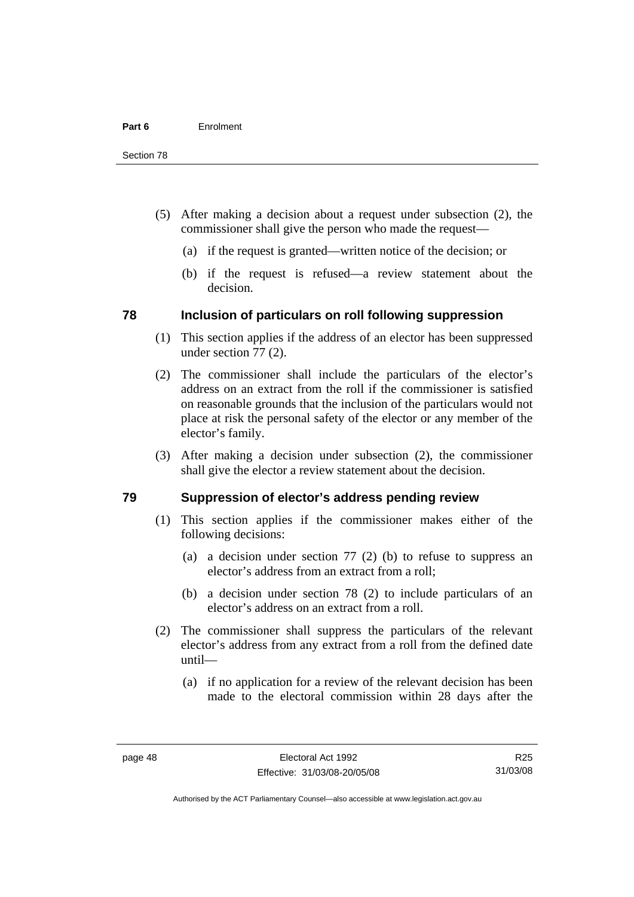(5) After making a decision about a request under subsection (2), the commissioner shall give the person who made the request—

(a) if the request is granted—written notice of the decision; or

(b) if the request is refused—a review statement about the decision.

### 78 Inclusion of particulars on roll following suppression

(1) This section applies if the address of an elector has been suppressed under section 77 (2).

(2) The commissioner shall include the particulars of the elector's address on an extract from the roll if the commissioner is satisfied on reasonable grounds that the inclusion of the particulars would not place at risk the personal safety of the elector or any member of the elector's family.

(3) After making a decision under subsection (2), the commissioner shall give the elector a review statement about the decision.

### 79 Suppression of elector's address pending review

(1) This section applies if the commissioner makes either of the following decisions:

(a) a decision under section 77 (2) (b) to refuse to suppress an elector's address from an extract from a roll;

(b) a decision under section 78 (2) to include particulars of an elector's address on an extract from a roll.

(2) The commissioner shall suppress the particulars of the relevant elector's address from any extract from a roll from the defined date until—

(a) if no application for a review of the relevant decision has been made to the electoral commission within 28 days after the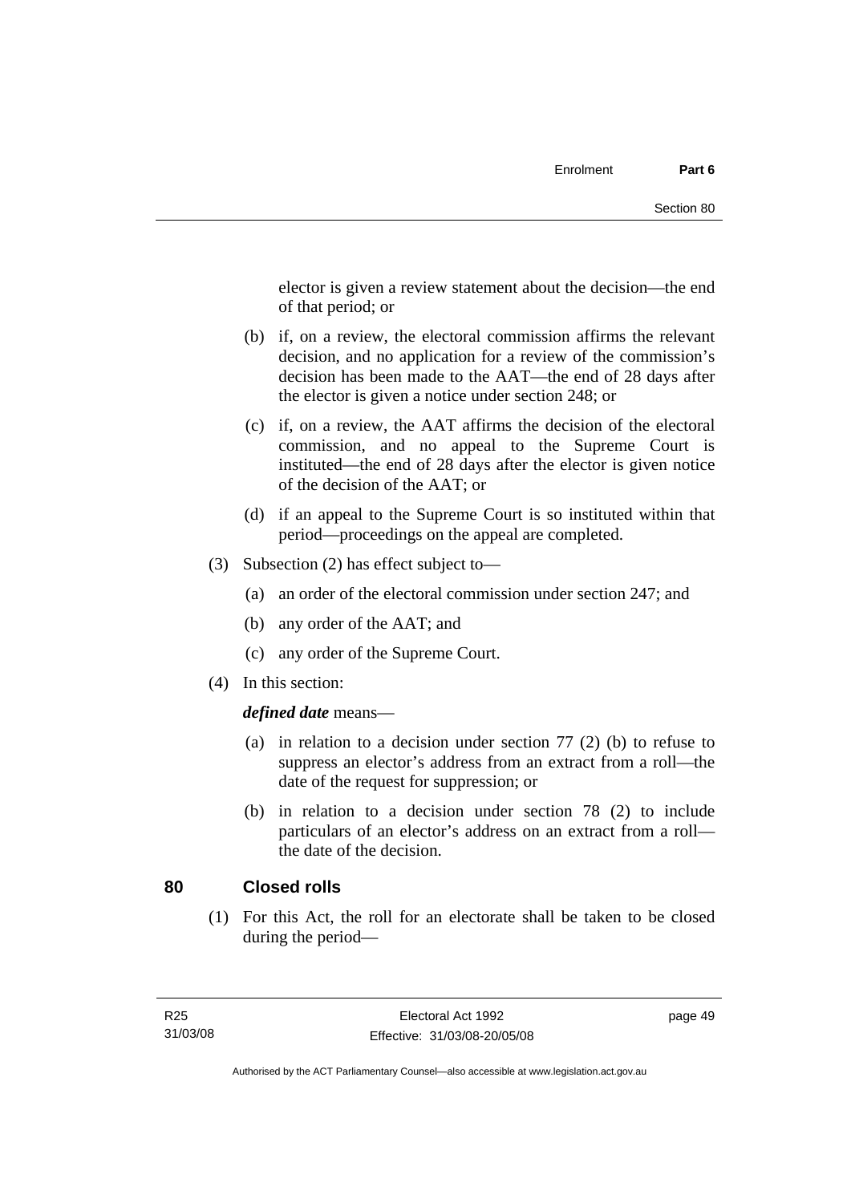elector is given a review statement about the decision—the end of that period; or

(b) if, on a review, the electoral commission affirms the relevant decision, and no application for a review of the commission's decision has been made to the AAT—the end of 28 days after the elector is given a notice under section 248; or

(c) if, on a review, the AAT affirms the decision of the electoral commission, and no appeal to the Supreme Court is instituted—the end of 28 days after the elector is given notice of the decision of the AAT; or

(d) if an appeal to the Supreme Court is so instituted within that period—proceedings on the appeal are completed.

(3) Subsection (2) has effect subject to—

(a) an order of the electoral commission under section 247; and

(b) any order of the AAT; and

(c) any order of the Supreme Court.

(4) In this section:

***defined date*** means—

(a) in relation to a decision under section 77 (2) (b) to refuse to suppress an elector's address from an extract from a roll—the date of the request for suppression; or

(b) in relation to a decision under section 78 (2) to include particulars of an elector's address on an extract from a roll—the date of the decision.

## 80 Closed rolls

(1) For this Act, the roll for an electorate shall be taken to be closed during the period—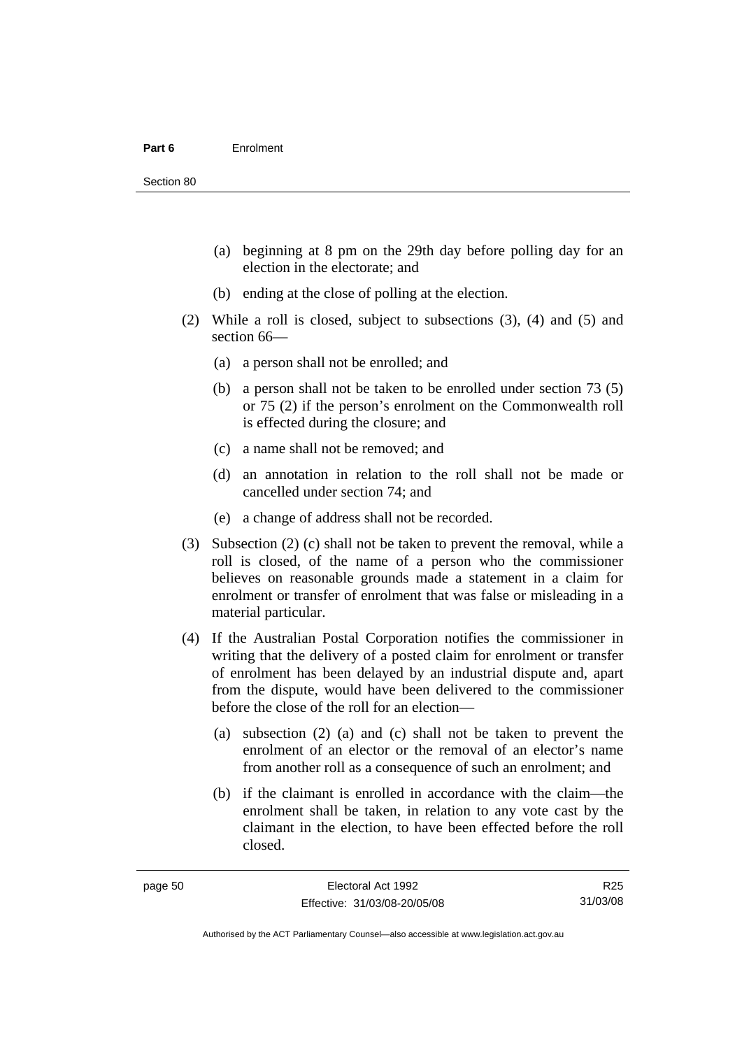(a) beginning at 8 pm on the 29th day before polling day for an election in the electorate; and

(b) ending at the close of polling at the election.

(2) While a roll is closed, subject to subsections (3), (4) and (5) and section 66—

(a) a person shall not be enrolled; and

(b) a person shall not be taken to be enrolled under section 73 (5) or 75 (2) if the person's enrolment on the Commonwealth roll is effected during the closure; and

(c) a name shall not be removed; and

(d) an annotation in relation to the roll shall not be made or cancelled under section 74; and

(e) a change of address shall not be recorded.

(3) Subsection (2) (c) shall not be taken to prevent the removal, while a roll is closed, of the name of a person who the commissioner believes on reasonable grounds made a statement in a claim for enrolment or transfer of enrolment that was false or misleading in a material particular.

(4) If the Australian Postal Corporation notifies the commissioner in writing that the delivery of a posted claim for enrolment or transfer of enrolment has been delayed by an industrial dispute and, apart from the dispute, would have been delivered to the commissioner before the close of the roll for an election—

(a) subsection (2) (a) and (c) shall not be taken to prevent the enrolment of an elector or the removal of an elector's name from another roll as a consequence of such an enrolment; and

(b) if the claimant is enrolled in accordance with the claim—the enrolment shall be taken, in relation to any vote cast by the claimant in the election, to have been effected before the roll closed.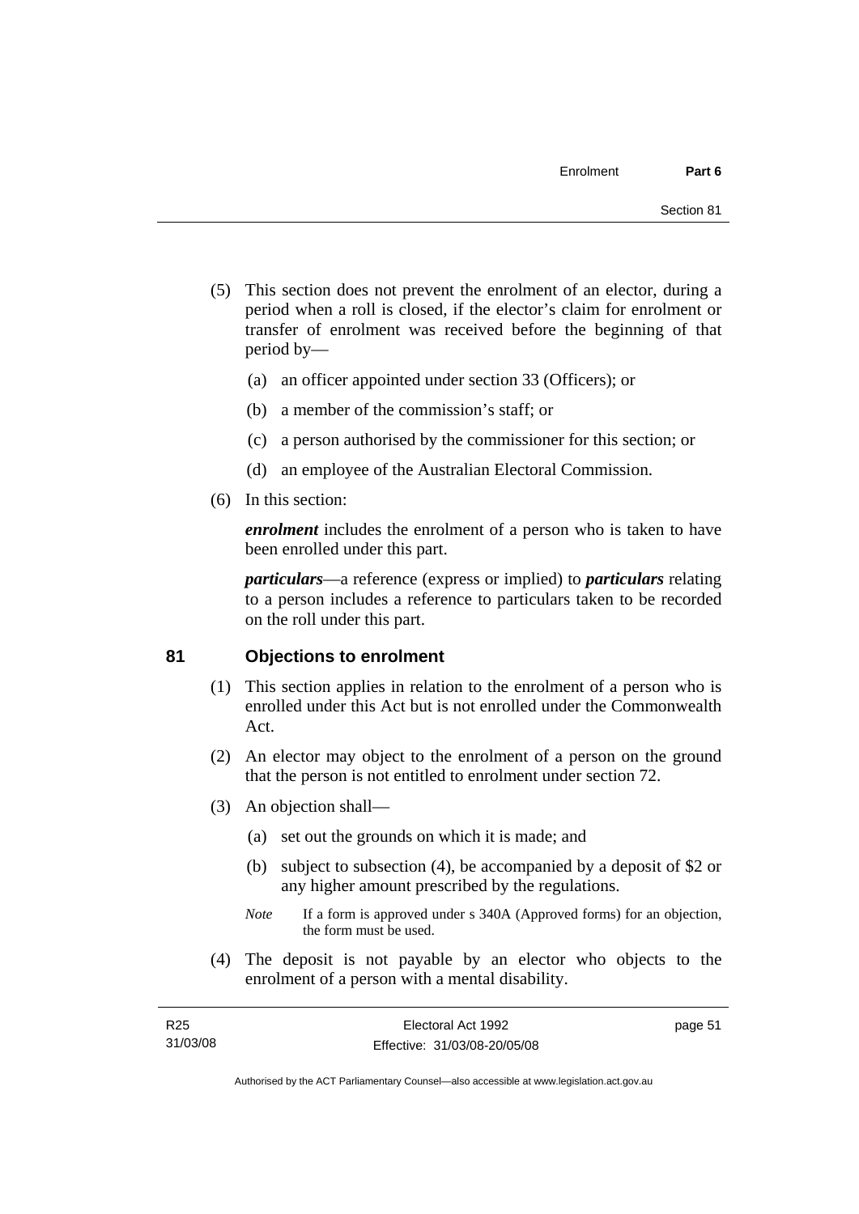(5) This section does not prevent the enrolment of an elector, during a period when a roll is closed, if the elector's claim for enrolment or transfer of enrolment was received before the beginning of that period by—

  (a) an officer appointed under section 33 (Officers); or

  (b) a member of the commission's staff; or

  (c) a person authorised by the commissioner for this section; or

  (d) an employee of the Australian Electoral Commission.

(6) In this section:

***enrolment*** includes the enrolment of a person who is taken to have been enrolled under this part.

***particulars***—a reference (express or implied) to ***particulars*** relating to a person includes a reference to particulars taken to be recorded on the roll under this part.

## 81 Objections to enrolment

(1) This section applies in relation to the enrolment of a person who is enrolled under this Act but is not enrolled under the Commonwealth Act.

(2) An elector may object to the enrolment of a person on the ground that the person is not entitled to enrolment under section 72.

(3) An objection shall—

  (a) set out the grounds on which it is made; and

  (b) subject to subsection (4), be accompanied by a deposit of $2 or any higher amount prescribed by the regulations.

  *Note* If a form is approved under s 340A (Approved forms) for an objection, the form must be used.

(4) The deposit is not payable by an elector who objects to the enrolment of a person with a mental disability.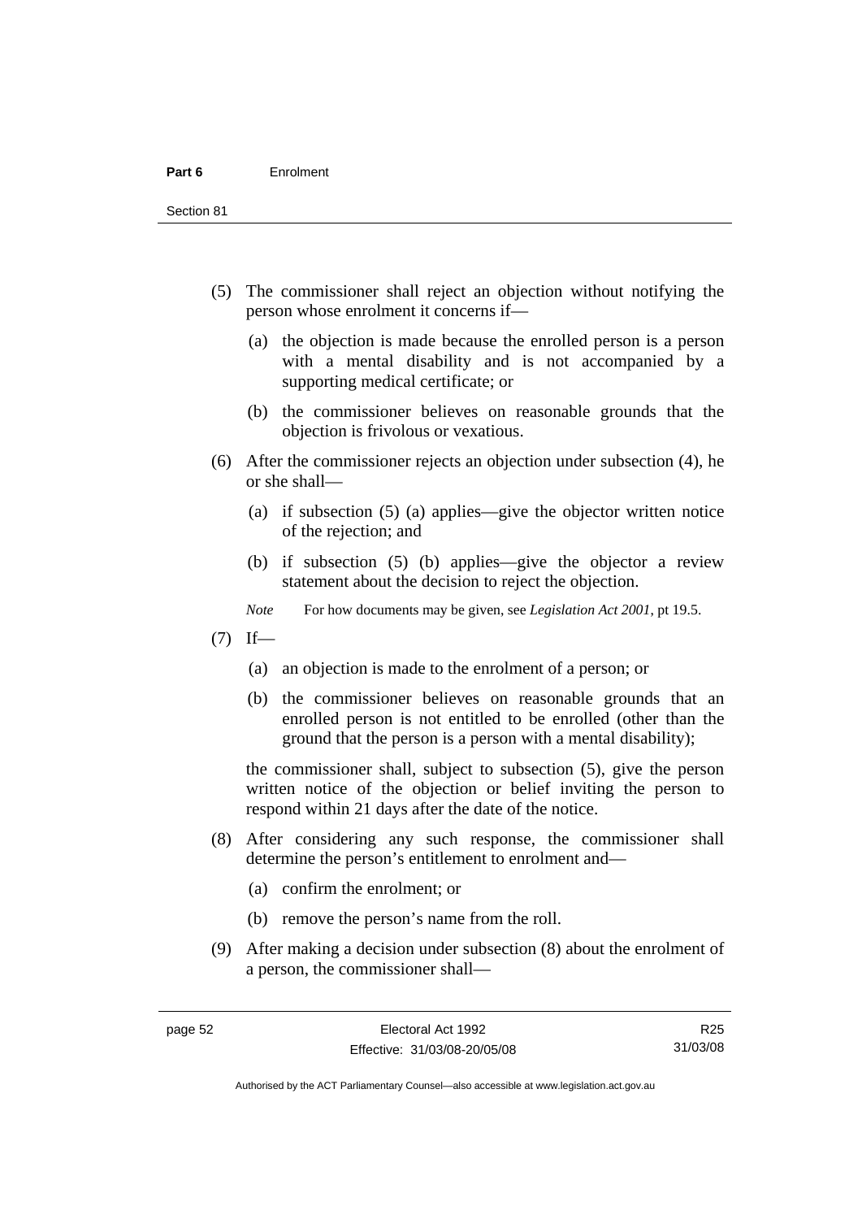(5) The commissioner shall reject an objection without notifying the person whose enrolment it concerns if—

  (a) the objection is made because the enrolled person is a person with a mental disability and is not accompanied by a supporting medical certificate; or

  (b) the commissioner believes on reasonable grounds that the objection is frivolous or vexatious.

(6) After the commissioner rejects an objection under subsection (4), he or she shall—

  (a) if subsection (5) (a) applies—give the objector written notice of the rejection; and

  (b) if subsection (5) (b) applies—give the objector a review statement about the decision to reject the objection.

  *Note* For how documents may be given, see *Legislation Act 2001*, pt 19.5.

(7) If—

  (a) an objection is made to the enrolment of a person; or

  (b) the commissioner believes on reasonable grounds that an enrolled person is not entitled to be enrolled (other than the ground that the person is a person with a mental disability);

  the commissioner shall, subject to subsection (5), give the person written notice of the objection or belief inviting the person to respond within 21 days after the date of the notice.

(8) After considering any such response, the commissioner shall determine the person's entitlement to enrolment and—

  (a) confirm the enrolment; or

  (b) remove the person's name from the roll.

(9) After making a decision under subsection (8) about the enrolment of a person, the commissioner shall—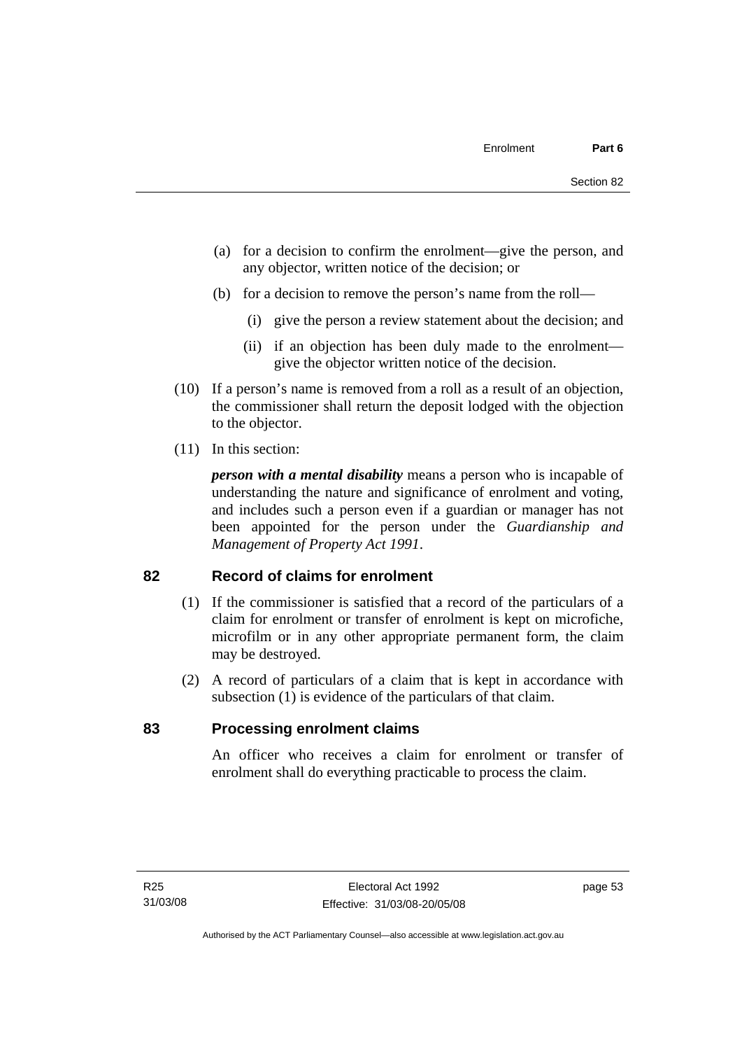(a) for a decision to confirm the enrolment—give the person, and any objector, written notice of the decision; or

(b) for a decision to remove the person's name from the roll—

(i) give the person a review statement about the decision; and

(ii) if an objection has been duly made to the enrolment—give the objector written notice of the decision.

(10) If a person's name is removed from a roll as a result of an objection, the commissioner shall return the deposit lodged with the objection to the objector.

(11) In this section:

***person with a mental disability*** means a person who is incapable of understanding the nature and significance of enrolment and voting, and includes such a person even if a guardian or manager has not been appointed for the person under the *Guardianship and Management of Property Act 1991*.

## 82 Record of claims for enrolment

(1) If the commissioner is satisfied that a record of the particulars of a claim for enrolment or transfer of enrolment is kept on microfiche, microfilm or in any other appropriate permanent form, the claim may be destroyed.

(2) A record of particulars of a claim that is kept in accordance with subsection (1) is evidence of the particulars of that claim.

## 83 Processing enrolment claims

An officer who receives a claim for enrolment or transfer of enrolment shall do everything practicable to process the claim.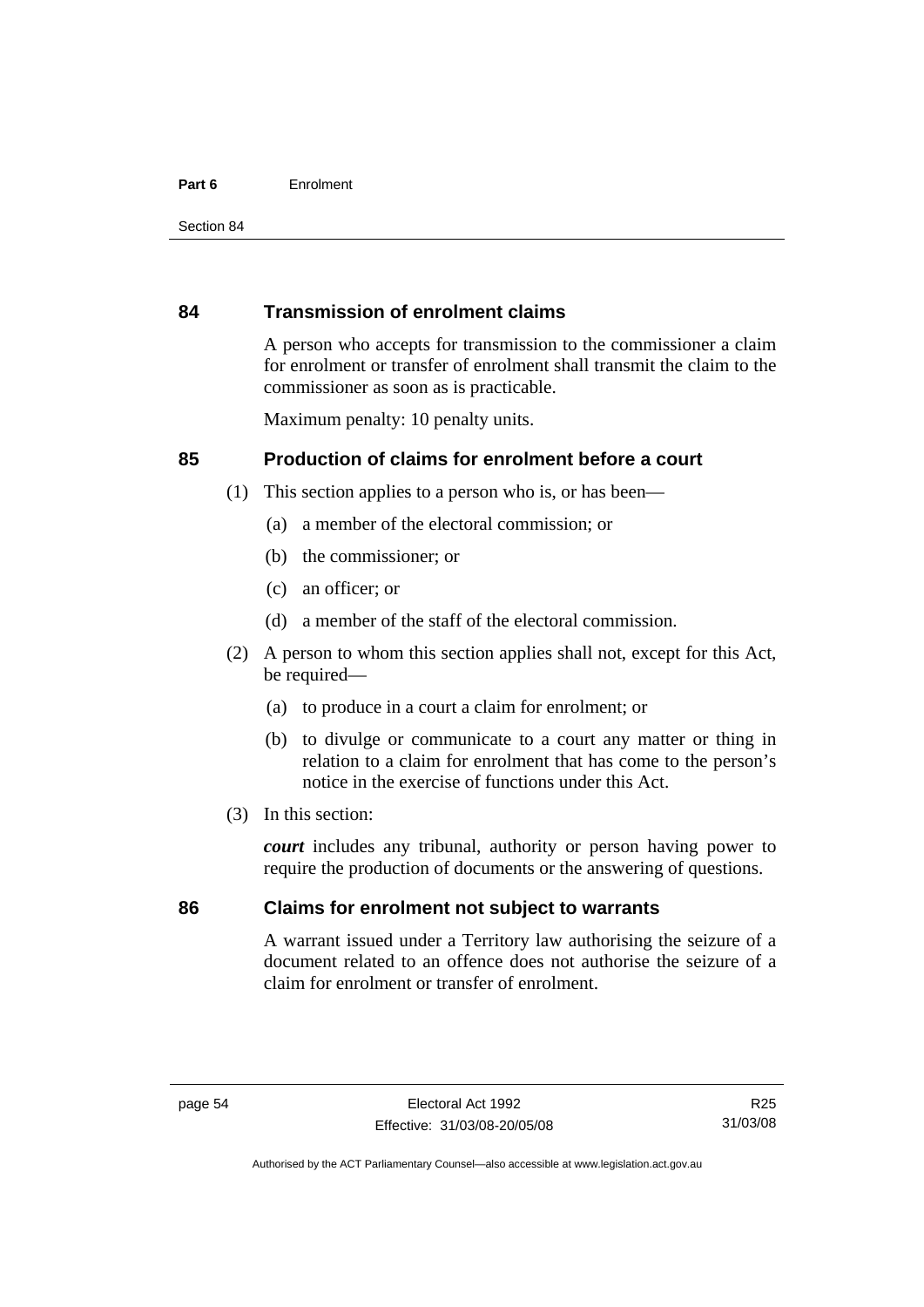### 84 Transmission of enrolment claims

A person who accepts for transmission to the commissioner a claim for enrolment or transfer of enrolment shall transmit the claim to the commissioner as soon as is practicable.

Maximum penalty: 10 penalty units.

### 85 Production of claims for enrolment before a court

(1) This section applies to a person who is, or has been—

- (a) a member of the electoral commission; or
- (b) the commissioner; or
- (c) an officer; or
- (d) a member of the staff of the electoral commission.

(2) A person to whom this section applies shall not, except for this Act, be required—

- (a) to produce in a court a claim for enrolment; or
- (b) to divulge or communicate to a court any matter or thing in relation to a claim for enrolment that has come to the person's notice in the exercise of functions under this Act.

(3) In this section:

***court*** includes any tribunal, authority or person having power to require the production of documents or the answering of questions.

### 86 Claims for enrolment not subject to warrants

A warrant issued under a Territory law authorising the seizure of a document related to an offence does not authorise the seizure of a claim for enrolment or transfer of enrolment.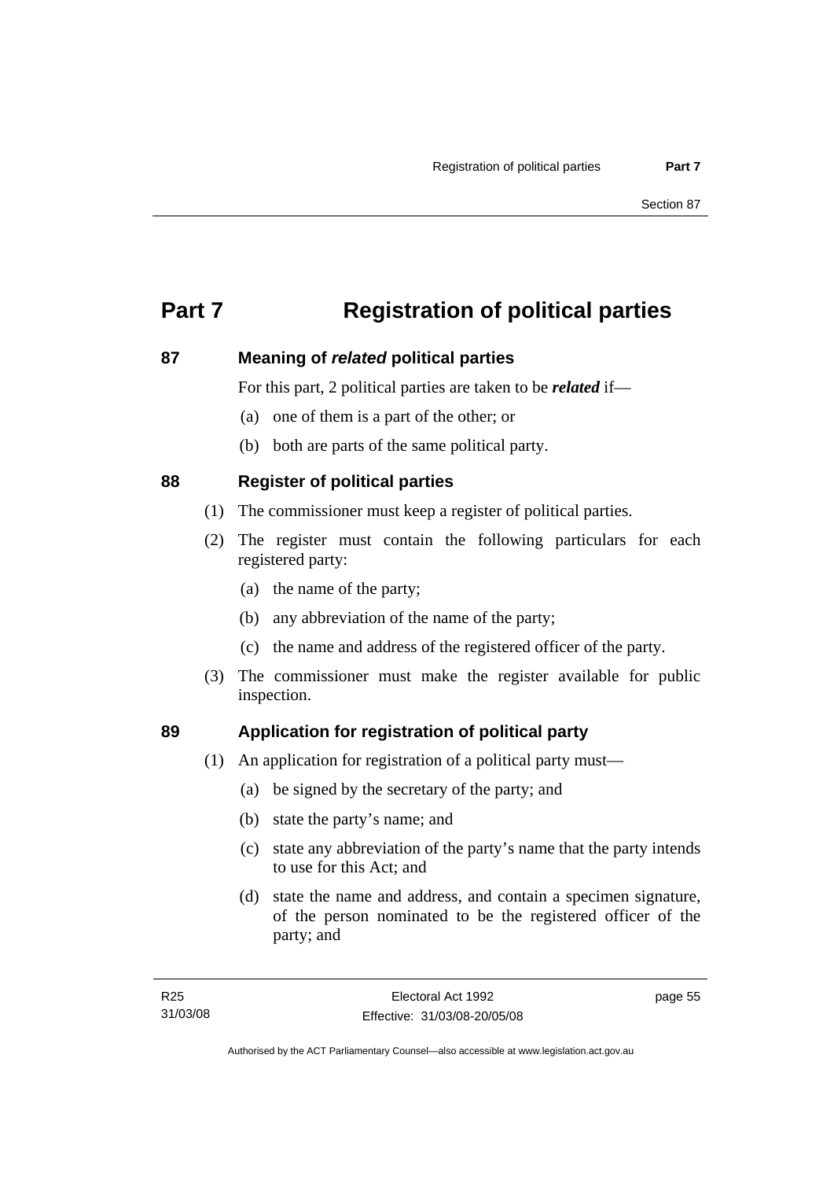# Part 7 Registration of political parties

## 87 Meaning of *related* political parties

For this part, 2 political parties are taken to be ***related*** if—

(a) one of them is a part of the other; or

(b) both are parts of the same political party.

## 88 Register of political parties

(1) The commissioner must keep a register of political parties.

(2) The register must contain the following particulars for each registered party:

(a) the name of the party;

(b) any abbreviation of the name of the party;

(c) the name and address of the registered officer of the party.

(3) The commissioner must make the register available for public inspection.

## 89 Application for registration of political party

(1) An application for registration of a political party must—

(a) be signed by the secretary of the party; and

(b) state the party's name; and

(c) state any abbreviation of the party's name that the party intends to use for this Act; and

(d) state the name and address, and contain a specimen signature, of the person nominated to be the registered officer of the party; and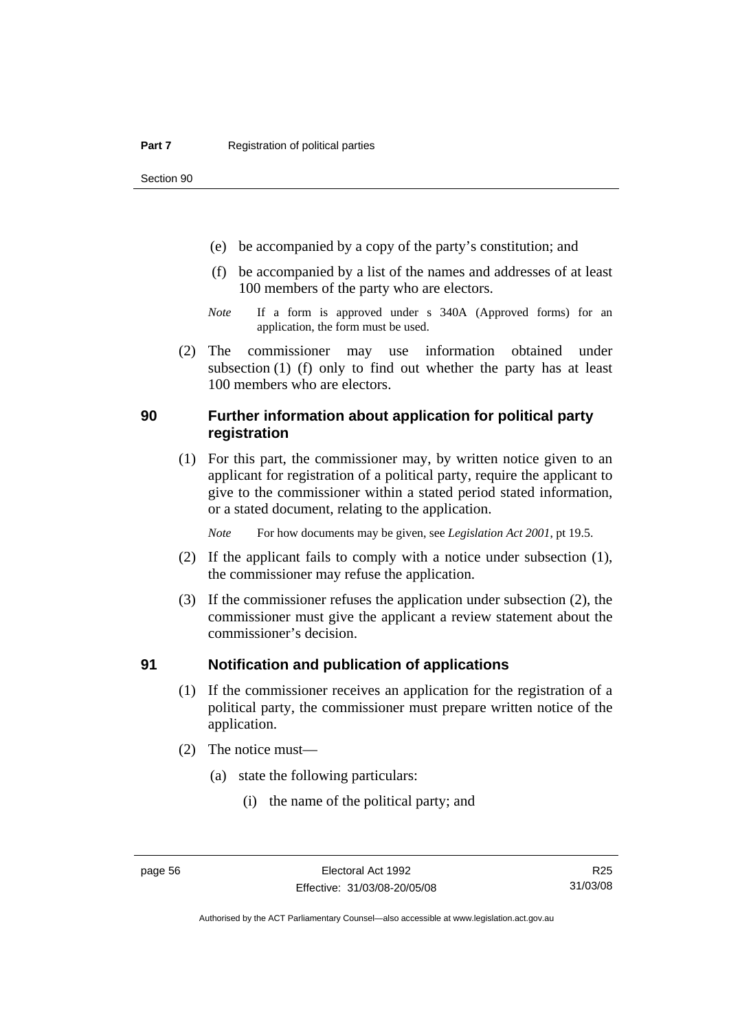(e) be accompanied by a copy of the party's constitution; and

(f) be accompanied by a list of the names and addresses of at least 100 members of the party who are electors.

*Note* If a form is approved under s 340A (Approved forms) for an application, the form must be used.

(2) The commissioner may use information obtained under subsection (1) (f) only to find out whether the party has at least 100 members who are electors.

## 90 Further information about application for political party registration

(1) For this part, the commissioner may, by written notice given to an applicant for registration of a political party, require the applicant to give to the commissioner within a stated period stated information, or a stated document, relating to the application.

*Note* For how documents may be given, see *Legislation Act 2001*, pt 19.5.

(2) If the applicant fails to comply with a notice under subsection (1), the commissioner may refuse the application.

(3) If the commissioner refuses the application under subsection (2), the commissioner must give the applicant a review statement about the commissioner's decision.

## 91 Notification and publication of applications

(1) If the commissioner receives an application for the registration of a political party, the commissioner must prepare written notice of the application.

(2) The notice must—

(a) state the following particulars:

(i) the name of the political party; and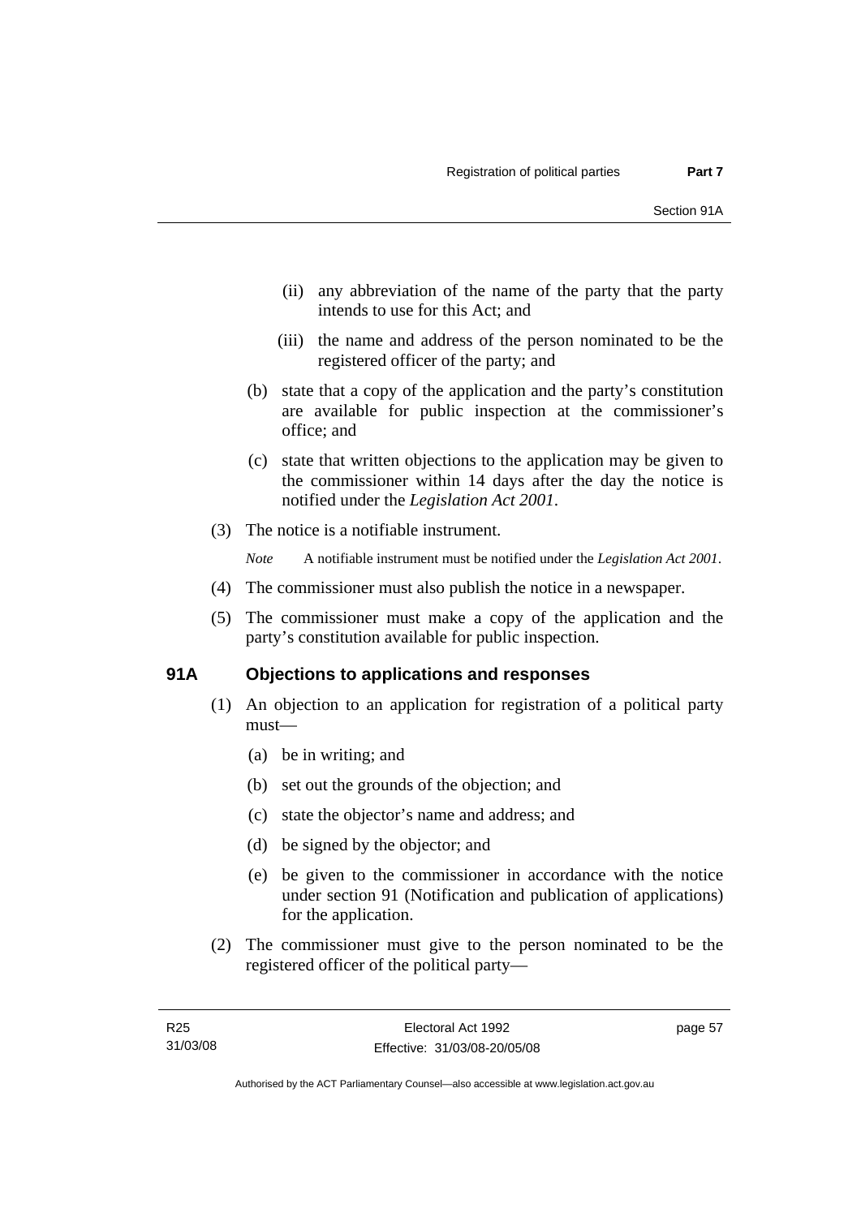(ii) any abbreviation of the name of the party that the party intends to use for this Act; and

(iii) the name and address of the person nominated to be the registered officer of the party; and

(b) state that a copy of the application and the party's constitution are available for public inspection at the commissioner's office; and

(c) state that written objections to the application may be given to the commissioner within 14 days after the day the notice is notified under the *Legislation Act 2001*.

(3) The notice is a notifiable instrument.

*Note* A notifiable instrument must be notified under the *Legislation Act 2001*.

(4) The commissioner must also publish the notice in a newspaper.

(5) The commissioner must make a copy of the application and the party's constitution available for public inspection.

## 91A Objections to applications and responses

(1) An objection to an application for registration of a political party must—

(a) be in writing; and

(b) set out the grounds of the objection; and

(c) state the objector's name and address; and

(d) be signed by the objector; and

(e) be given to the commissioner in accordance with the notice under section 91 (Notification and publication of applications) for the application.

(2) The commissioner must give to the person nominated to be the registered officer of the political party—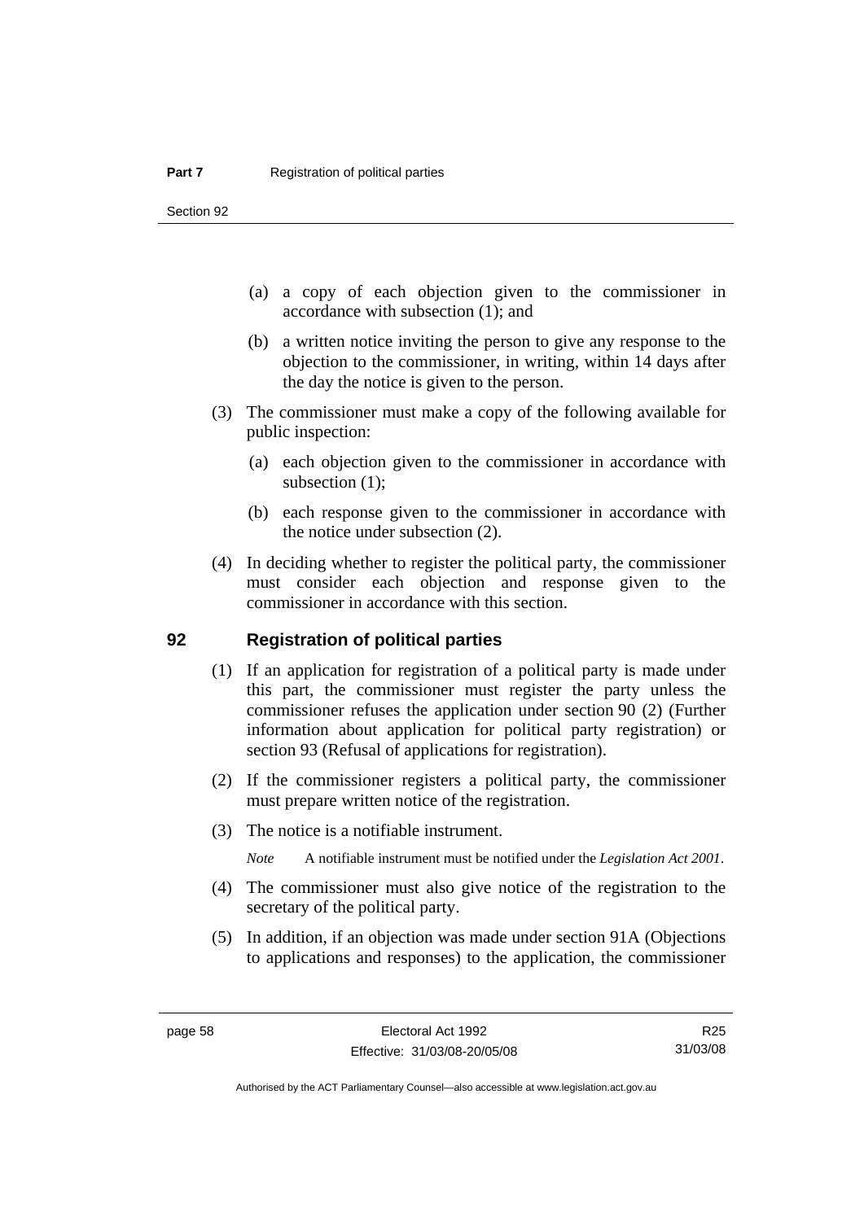(a) a copy of each objection given to the commissioner in accordance with subsection (1); and

(b) a written notice inviting the person to give any response to the objection to the commissioner, in writing, within 14 days after the day the notice is given to the person.

(3) The commissioner must make a copy of the following available for public inspection:

(a) each objection given to the commissioner in accordance with subsection (1);

(b) each response given to the commissioner in accordance with the notice under subsection (2).

(4) In deciding whether to register the political party, the commissioner must consider each objection and response given to the commissioner in accordance with this section.

## 92 Registration of political parties

(1) If an application for registration of a political party is made under this part, the commissioner must register the party unless the commissioner refuses the application under section 90 (2) (Further information about application for political party registration) or section 93 (Refusal of applications for registration).

(2) If the commissioner registers a political party, the commissioner must prepare written notice of the registration.

(3) The notice is a notifiable instrument.

*Note* A notifiable instrument must be notified under the *Legislation Act 2001*.

(4) The commissioner must also give notice of the registration to the secretary of the political party.

(5) In addition, if an objection was made under section 91A (Objections to applications and responses) to the application, the commissioner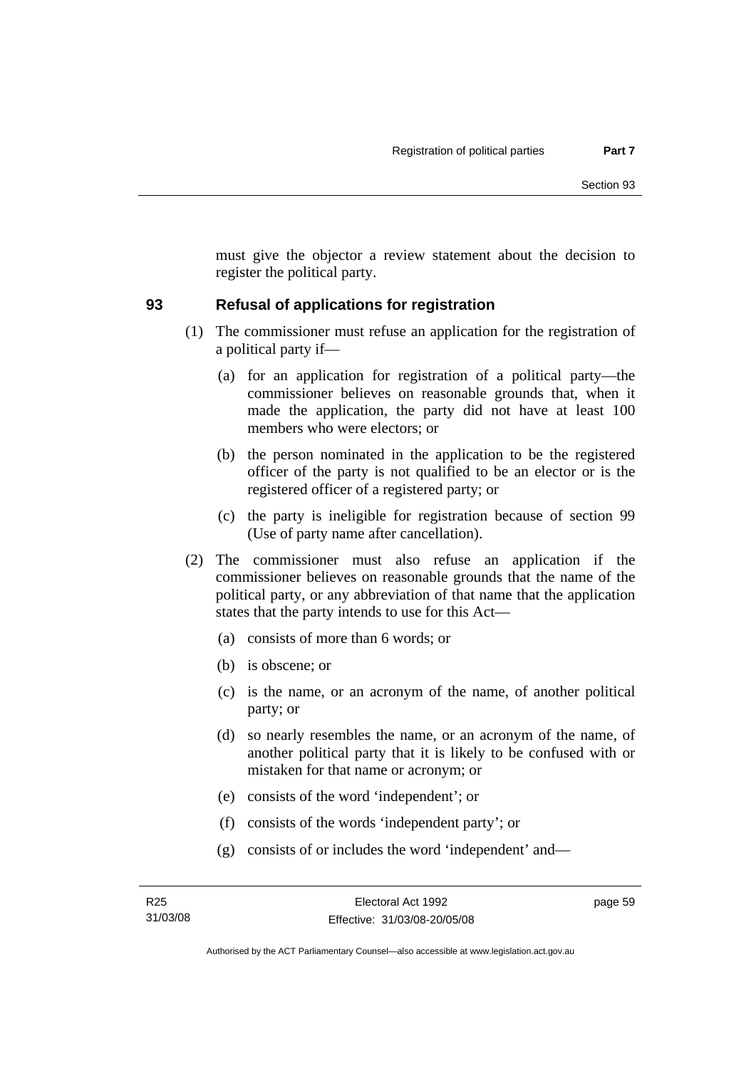must give the objector a review statement about the decision to register the political party.

## 93 Refusal of applications for registration

(1) The commissioner must refuse an application for the registration of a political party if—

(a) for an application for registration of a political party—the commissioner believes on reasonable grounds that, when it made the application, the party did not have at least 100 members who were electors; or

(b) the person nominated in the application to be the registered officer of the party is not qualified to be an elector or is the registered officer of a registered party; or

(c) the party is ineligible for registration because of section 99 (Use of party name after cancellation).

(2) The commissioner must also refuse an application if the commissioner believes on reasonable grounds that the name of the political party, or any abbreviation of that name that the application states that the party intends to use for this Act—

(a) consists of more than 6 words; or

(b) is obscene; or

(c) is the name, or an acronym of the name, of another political party; or

(d) so nearly resembles the name, or an acronym of the name, of another political party that it is likely to be confused with or mistaken for that name or acronym; or

(e) consists of the word 'independent'; or

(f) consists of the words 'independent party'; or

(g) consists of or includes the word 'independent' and—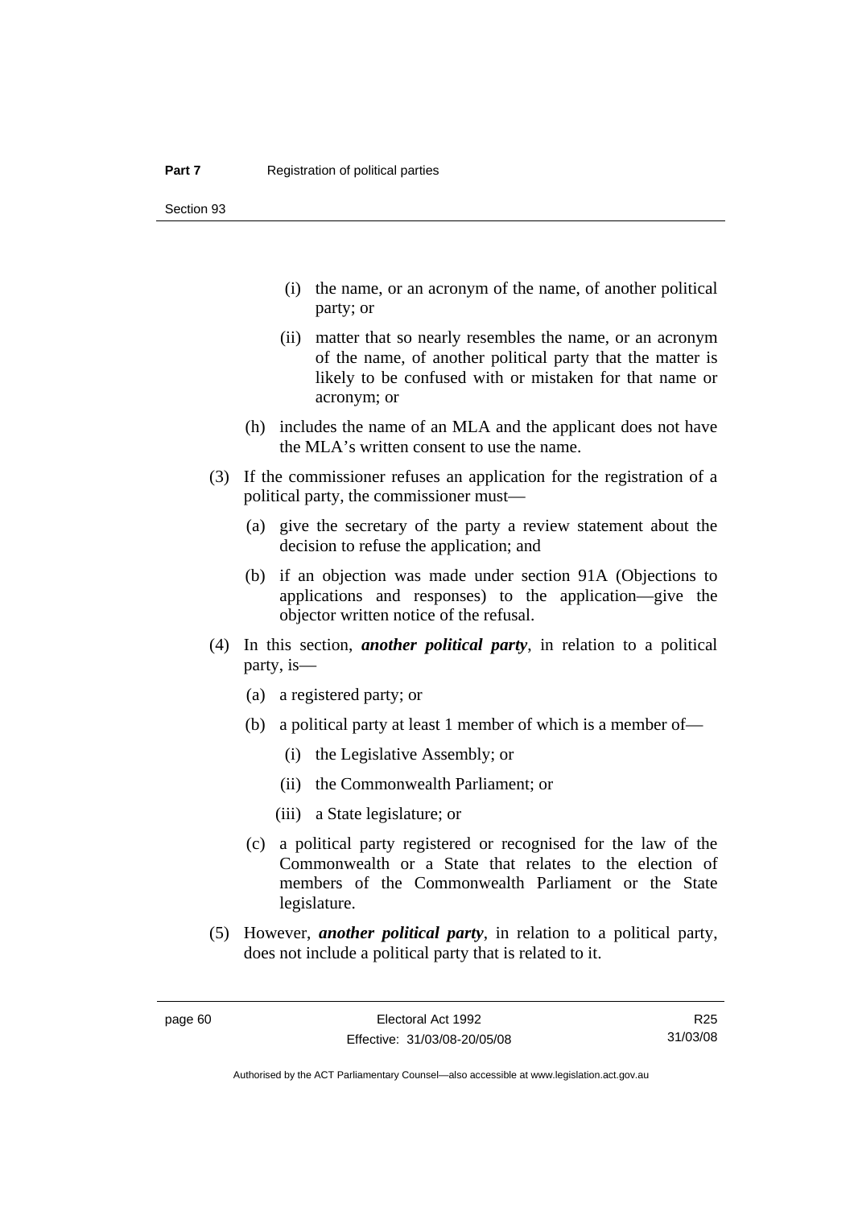(i) the name, or an acronym of the name, of another political party; or

(ii) matter that so nearly resembles the name, or an acronym of the name, of another political party that the matter is likely to be confused with or mistaken for that name or acronym; or

(h) includes the name of an MLA and the applicant does not have the MLA's written consent to use the name.

(3) If the commissioner refuses an application for the registration of a political party, the commissioner must—

(a) give the secretary of the party a review statement about the decision to refuse the application; and

(b) if an objection was made under section 91A (Objections to applications and responses) to the application—give the objector written notice of the refusal.

(4) In this section, ***another political party***, in relation to a political party, is—

(a) a registered party; or

(b) a political party at least 1 member of which is a member of—

(i) the Legislative Assembly; or

(ii) the Commonwealth Parliament; or

(iii) a State legislature; or

(c) a political party registered or recognised for the law of the Commonwealth or a State that relates to the election of members of the Commonwealth Parliament or the State legislature.

(5) However, ***another political party***, in relation to a political party, does not include a political party that is related to it.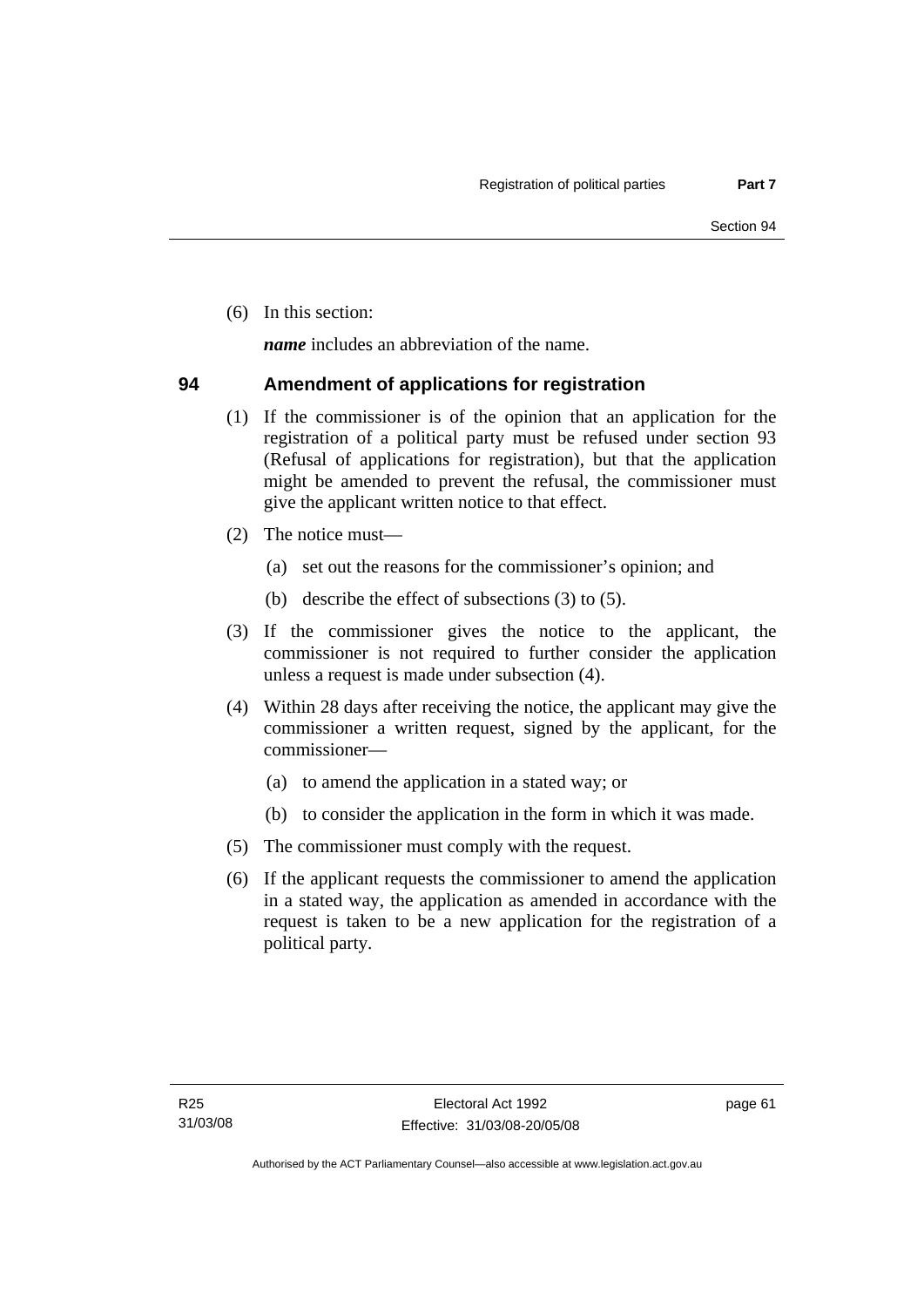(6) In this section:

***name*** includes an abbreviation of the name.

## 94 Amendment of applications for registration

(1) If the commissioner is of the opinion that an application for the registration of a political party must be refused under section 93 (Refusal of applications for registration), but that the application might be amended to prevent the refusal, the commissioner must give the applicant written notice to that effect.

(2) The notice must—

(a) set out the reasons for the commissioner's opinion; and

(b) describe the effect of subsections (3) to (5).

(3) If the commissioner gives the notice to the applicant, the commissioner is not required to further consider the application unless a request is made under subsection (4).

(4) Within 28 days after receiving the notice, the applicant may give the commissioner a written request, signed by the applicant, for the commissioner—

(a) to amend the application in a stated way; or

(b) to consider the application in the form in which it was made.

(5) The commissioner must comply with the request.

(6) If the applicant requests the commissioner to amend the application in a stated way, the application as amended in accordance with the request is taken to be a new application for the registration of a political party.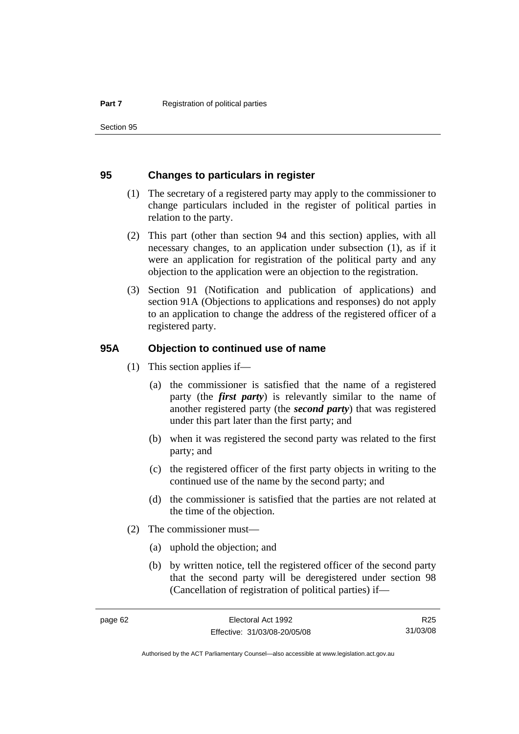## 95 Changes to particulars in register

(1) The secretary of a registered party may apply to the commissioner to change particulars included in the register of political parties in relation to the party.

(2) This part (other than section 94 and this section) applies, with all necessary changes, to an application under subsection (1), as if it were an application for registration of the political party and any objection to the application were an objection to the registration.

(3) Section 91 (Notification and publication of applications) and section 91A (Objections to applications and responses) do not apply to an application to change the address of the registered officer of a registered party.

## 95A Objection to continued use of name

(1) This section applies if—

(a) the commissioner is satisfied that the name of a registered party (the ***first party***) is relevantly similar to the name of another registered party (the ***second party***) that was registered under this part later than the first party; and

(b) when it was registered the second party was related to the first party; and

(c) the registered officer of the first party objects in writing to the continued use of the name by the second party; and

(d) the commissioner is satisfied that the parties are not related at the time of the objection.

(2) The commissioner must—

(a) uphold the objection; and

(b) by written notice, tell the registered officer of the second party that the second party will be deregistered under section 98 (Cancellation of registration of political parties) if—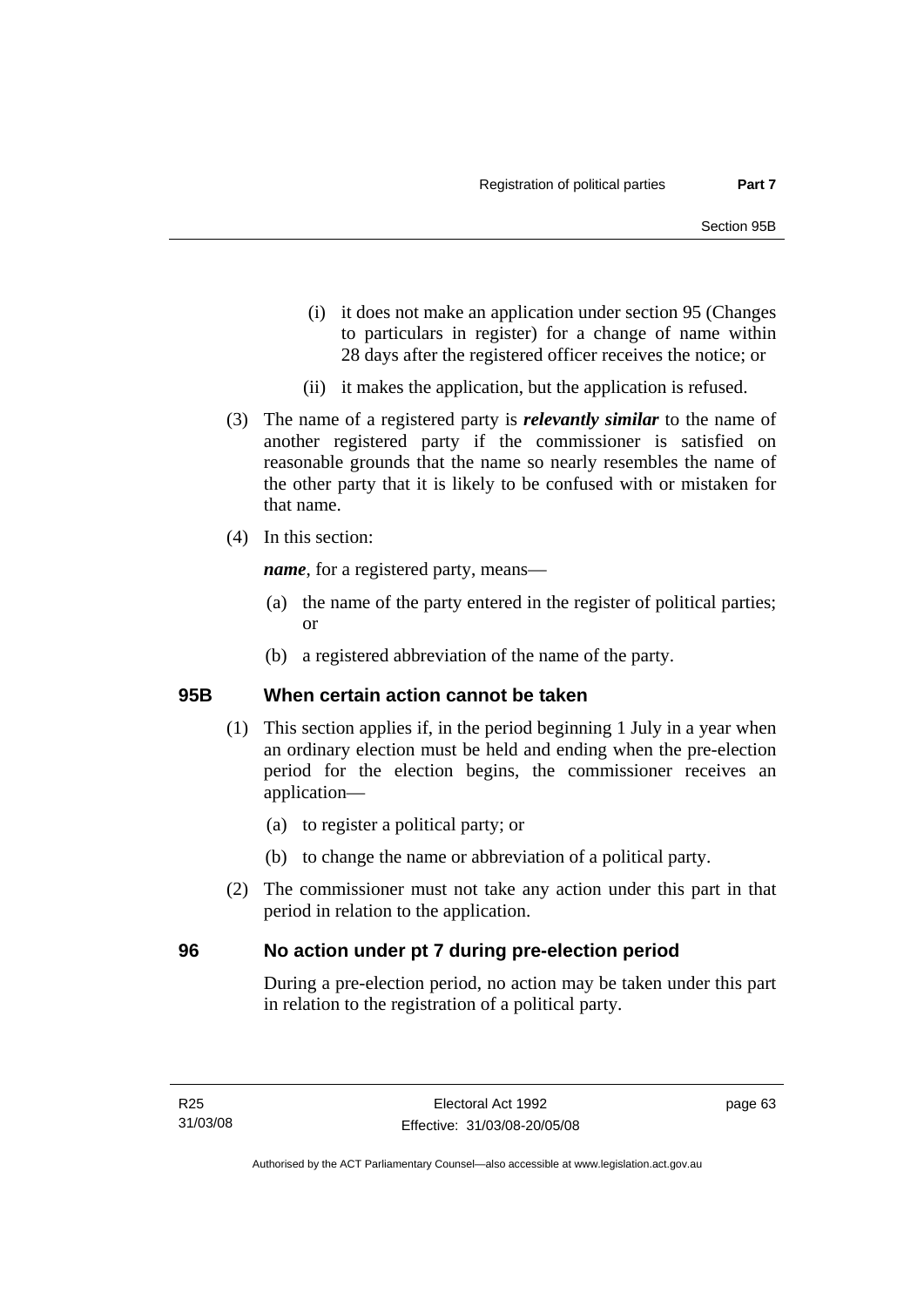(i) it does not make an application under section 95 (Changes to particulars in register) for a change of name within 28 days after the registered officer receives the notice; or

(ii) it makes the application, but the application is refused.

(3) The name of a registered party is ***relevantly similar*** to the name of another registered party if the commissioner is satisfied on reasonable grounds that the name so nearly resembles the name of the other party that it is likely to be confused with or mistaken for that name.

(4) In this section:

***name***, for a registered party, means—

(a) the name of the party entered in the register of political parties; or

(b) a registered abbreviation of the name of the party.

## 95B When certain action cannot be taken

(1) This section applies if, in the period beginning 1 July in a year when an ordinary election must be held and ending when the pre-election period for the election begins, the commissioner receives an application—

(a) to register a political party; or

(b) to change the name or abbreviation of a political party.

(2) The commissioner must not take any action under this part in that period in relation to the application.

## 96 No action under pt 7 during pre-election period

During a pre-election period, no action may be taken under this part in relation to the registration of a political party.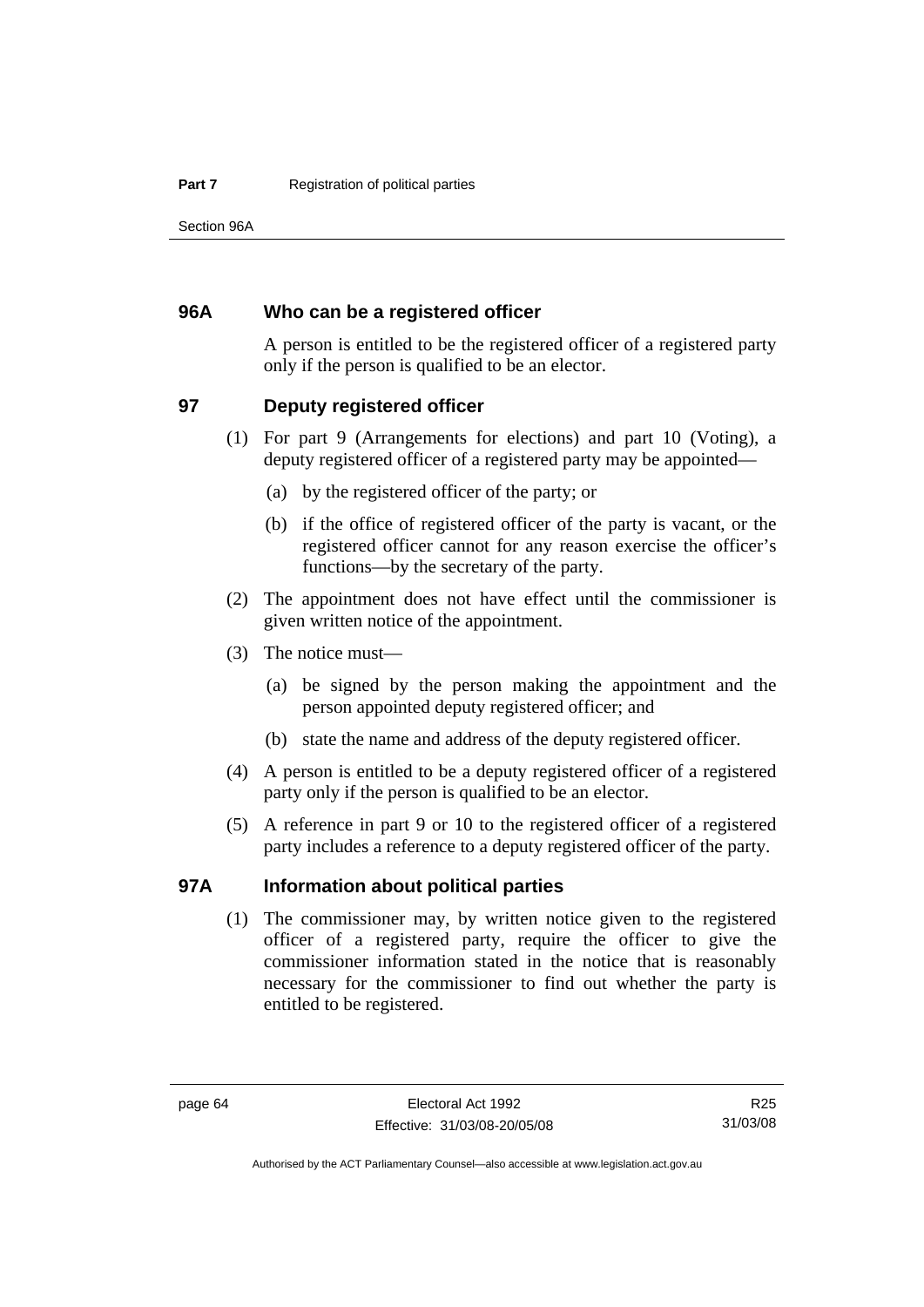### 96A Who can be a registered officer

A person is entitled to be the registered officer of a registered party only if the person is qualified to be an elector.

### 97 Deputy registered officer

(1) For part 9 (Arrangements for elections) and part 10 (Voting), a deputy registered officer of a registered party may be appointed—

(a) by the registered officer of the party; or

(b) if the office of registered officer of the party is vacant, or the registered officer cannot for any reason exercise the officer's functions—by the secretary of the party.

(2) The appointment does not have effect until the commissioner is given written notice of the appointment.

(3) The notice must—

(a) be signed by the person making the appointment and the person appointed deputy registered officer; and

(b) state the name and address of the deputy registered officer.

(4) A person is entitled to be a deputy registered officer of a registered party only if the person is qualified to be an elector.

(5) A reference in part 9 or 10 to the registered officer of a registered party includes a reference to a deputy registered officer of the party.

### 97A Information about political parties

(1) The commissioner may, by written notice given to the registered officer of a registered party, require the officer to give the commissioner information stated in the notice that is reasonably necessary for the commissioner to find out whether the party is entitled to be registered.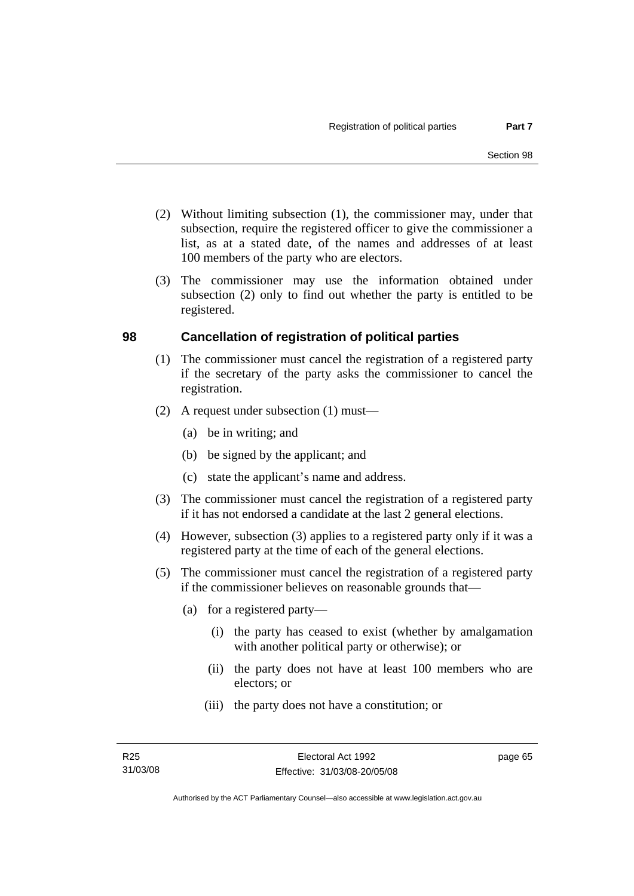(2) Without limiting subsection (1), the commissioner may, under that subsection, require the registered officer to give the commissioner a list, as at a stated date, of the names and addresses of at least 100 members of the party who are electors.

(3) The commissioner may use the information obtained under subsection (2) only to find out whether the party is entitled to be registered.

## 98 Cancellation of registration of political parties

(1) The commissioner must cancel the registration of a registered party if the secretary of the party asks the commissioner to cancel the registration.

(2) A request under subsection (1) must—

(a) be in writing; and

(b) be signed by the applicant; and

(c) state the applicant's name and address.

(3) The commissioner must cancel the registration of a registered party if it has not endorsed a candidate at the last 2 general elections.

(4) However, subsection (3) applies to a registered party only if it was a registered party at the time of each of the general elections.

(5) The commissioner must cancel the registration of a registered party if the commissioner believes on reasonable grounds that—

(a) for a registered party—

(i) the party has ceased to exist (whether by amalgamation with another political party or otherwise); or

(ii) the party does not have at least 100 members who are electors; or

(iii) the party does not have a constitution; or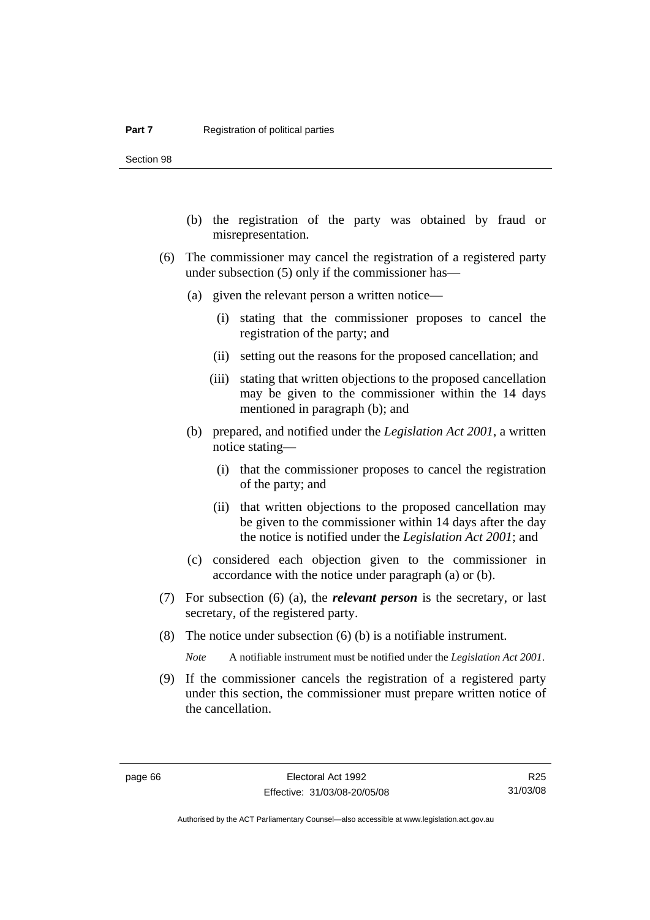(b) the registration of the party was obtained by fraud or misrepresentation.

(6) The commissioner may cancel the registration of a registered party under subsection (5) only if the commissioner has—

(a) given the relevant person a written notice—

(i) stating that the commissioner proposes to cancel the registration of the party; and

(ii) setting out the reasons for the proposed cancellation; and

(iii) stating that written objections to the proposed cancellation may be given to the commissioner within the 14 days mentioned in paragraph (b); and

(b) prepared, and notified under the *Legislation Act 2001*, a written notice stating—

(i) that the commissioner proposes to cancel the registration of the party; and

(ii) that written objections to the proposed cancellation may be given to the commissioner within 14 days after the day the notice is notified under the *Legislation Act 2001*; and

(c) considered each objection given to the commissioner in accordance with the notice under paragraph (a) or (b).

(7) For subsection (6) (a), the ***relevant person*** is the secretary, or last secretary, of the registered party.

(8) The notice under subsection (6) (b) is a notifiable instrument.

*Note* A notifiable instrument must be notified under the *Legislation Act 2001*.

(9) If the commissioner cancels the registration of a registered party under this section, the commissioner must prepare written notice of the cancellation.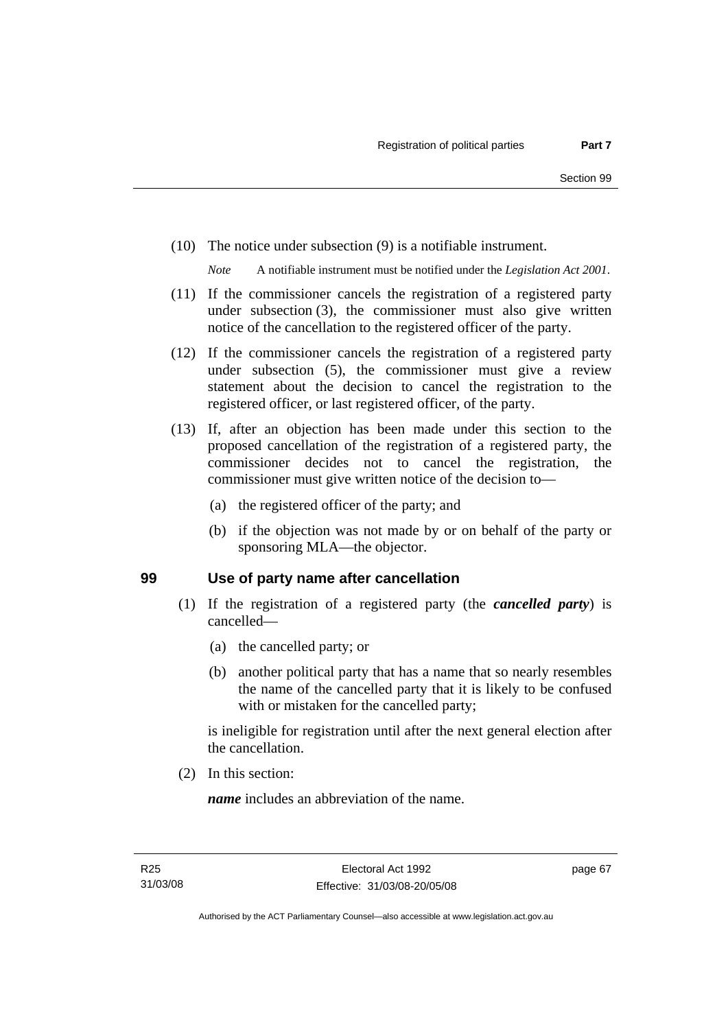(10) The notice under subsection (9) is a notifiable instrument.

*Note* A notifiable instrument must be notified under the *Legislation Act 2001*.

(11) If the commissioner cancels the registration of a registered party under subsection (3), the commissioner must also give written notice of the cancellation to the registered officer of the party.

(12) If the commissioner cancels the registration of a registered party under subsection (5), the commissioner must give a review statement about the decision to cancel the registration to the registered officer, or last registered officer, of the party.

(13) If, after an objection has been made under this section to the proposed cancellation of the registration of a registered party, the commissioner decides not to cancel the registration, the commissioner must give written notice of the decision to—

(a) the registered officer of the party; and

(b) if the objection was not made by or on behalf of the party or sponsoring MLA—the objector.

## 99 Use of party name after cancellation

(1) If the registration of a registered party (the ***cancelled party***) is cancelled—

(a) the cancelled party; or

(b) another political party that has a name that so nearly resembles the name of the cancelled party that it is likely to be confused with or mistaken for the cancelled party;

is ineligible for registration until after the next general election after the cancellation.

(2) In this section:

***name*** includes an abbreviation of the name.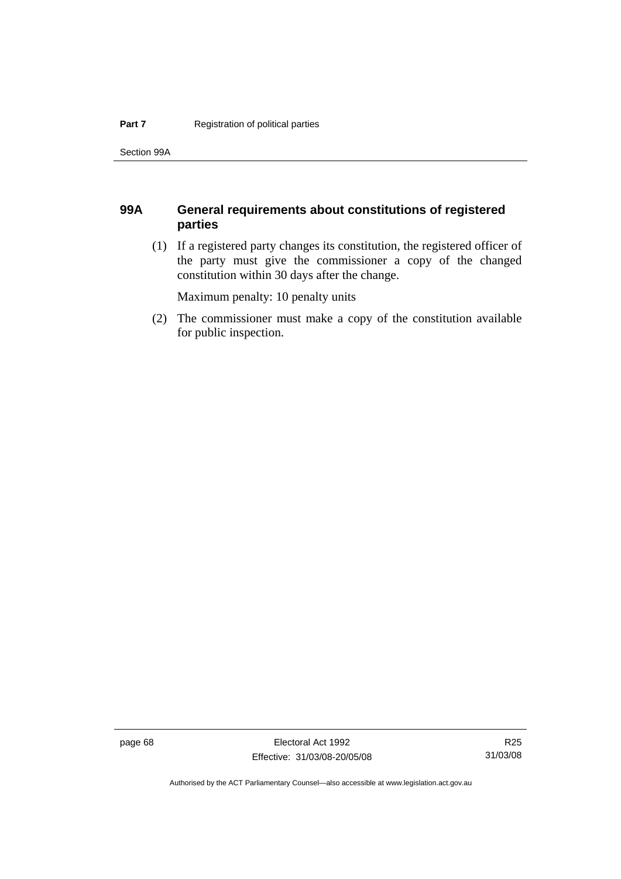## 99A General requirements about constitutions of registered parties

(1) If a registered party changes its constitution, the registered officer of the party must give the commissioner a copy of the changed constitution within 30 days after the change.

Maximum penalty: 10 penalty units

(2) The commissioner must make a copy of the constitution available for public inspection.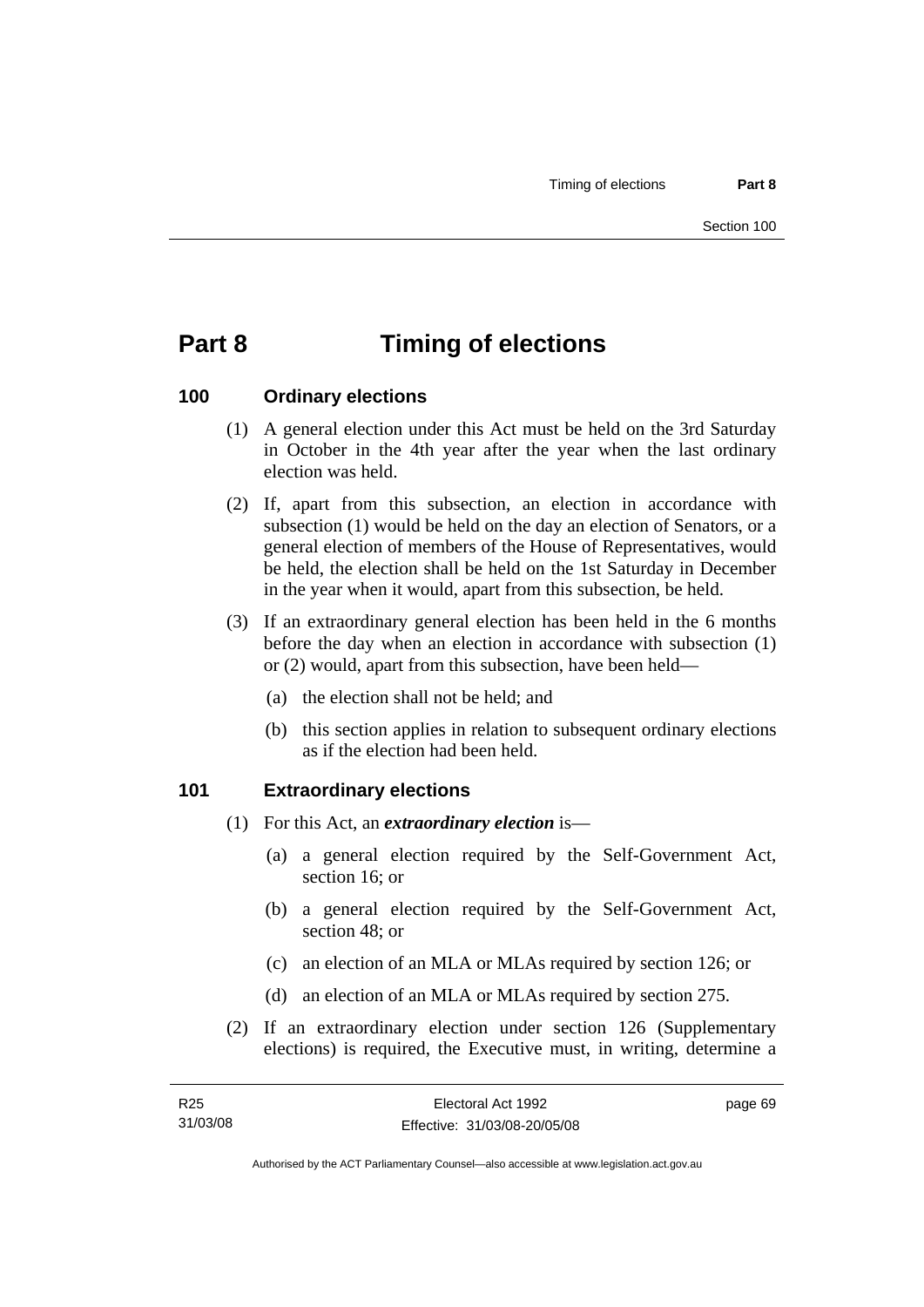# Part 8 Timing of elections

## 100 Ordinary elections

(1) A general election under this Act must be held on the 3rd Saturday in October in the 4th year after the year when the last ordinary election was held.

(2) If, apart from this subsection, an election in accordance with subsection (1) would be held on the day an election of Senators, or a general election of members of the House of Representatives, would be held, the election shall be held on the 1st Saturday in December in the year when it would, apart from this subsection, be held.

(3) If an extraordinary general election has been held in the 6 months before the day when an election in accordance with subsection (1) or (2) would, apart from this subsection, have been held—

(a) the election shall not be held; and

(b) this section applies in relation to subsequent ordinary elections as if the election had been held.

## 101 Extraordinary elections

(1) For this Act, an ***extraordinary election*** is—

(a) a general election required by the Self-Government Act, section 16; or

(b) a general election required by the Self-Government Act, section 48; or

(c) an election of an MLA or MLAs required by section 126; or

(d) an election of an MLA or MLAs required by section 275.

(2) If an extraordinary election under section 126 (Supplementary elections) is required, the Executive must, in writing, determine a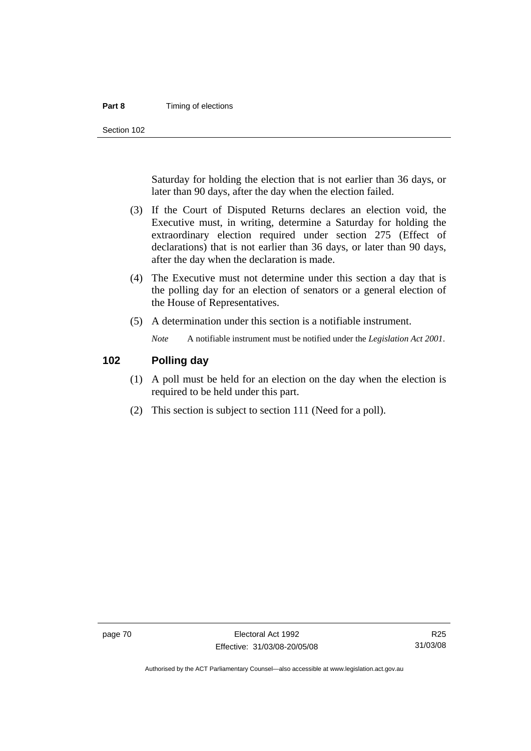Saturday for holding the election that is not earlier than 36 days, or later than 90 days, after the day when the election failed.

(3) If the Court of Disputed Returns declares an election void, the Executive must, in writing, determine a Saturday for holding the extraordinary election required under section 275 (Effect of declarations) that is not earlier than 36 days, or later than 90 days, after the day when the declaration is made.

(4) The Executive must not determine under this section a day that is the polling day for an election of senators or a general election of the House of Representatives.

(5) A determination under this section is a notifiable instrument.

*Note* A notifiable instrument must be notified under the *Legislation Act 2001*.

## 102 Polling day

(1) A poll must be held for an election on the day when the election is required to be held under this part.

(2) This section is subject to section 111 (Need for a poll).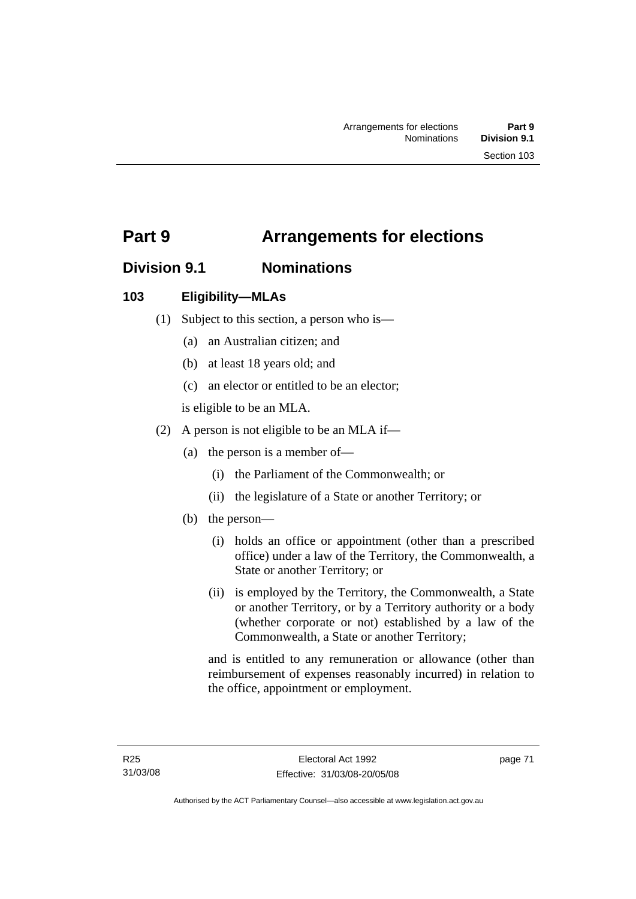# Part 9 Arrangements for elections

## Division 9.1 Nominations

### 103 Eligibility—MLAs

(1) Subject to this section, a person who is—

(a) an Australian citizen; and

(b) at least 18 years old; and

(c) an elector or entitled to be an elector;

is eligible to be an MLA.

(2) A person is not eligible to be an MLA if—

(a) the person is a member of—

(i) the Parliament of the Commonwealth; or

(ii) the legislature of a State or another Territory; or

(b) the person—

(i) holds an office or appointment (other than a prescribed office) under a law of the Territory, the Commonwealth, a State or another Territory; or

(ii) is employed by the Territory, the Commonwealth, a State or another Territory, or by a Territory authority or a body (whether corporate or not) established by a law of the Commonwealth, a State or another Territory;

and is entitled to any remuneration or allowance (other than reimbursement of expenses reasonably incurred) in relation to the office, appointment or employment.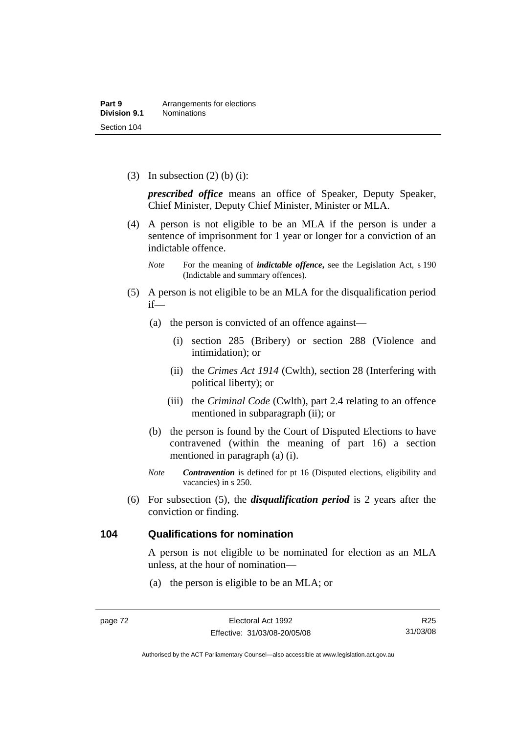(3) In subsection (2) (b) (i):

***prescribed office*** means an office of Speaker, Deputy Speaker, Chief Minister, Deputy Chief Minister, Minister or MLA.

(4) A person is not eligible to be an MLA if the person is under a sentence of imprisonment for 1 year or longer for a conviction of an indictable offence.

*Note* For the meaning of ***indictable offence***, see the Legislation Act, s 190 (Indictable and summary offences).

(5) A person is not eligible to be an MLA for the disqualification period if—

(a) the person is convicted of an offence against—

(i) section 285 (Bribery) or section 288 (Violence and intimidation); or

(ii) the *Crimes Act 1914* (Cwlth), section 28 (Interfering with political liberty); or

(iii) the *Criminal Code* (Cwlth), part 2.4 relating to an offence mentioned in subparagraph (ii); or

(b) the person is found by the Court of Disputed Elections to have contravened (within the meaning of part 16) a section mentioned in paragraph (a) (i).

*Note* ***Contravention*** is defined for pt 16 (Disputed elections, eligibility and vacancies) in s 250.

(6) For subsection (5), the ***disqualification period*** is 2 years after the conviction or finding.

### 104 Qualifications for nomination

A person is not eligible to be nominated for election as an MLA unless, at the hour of nomination—

(a) the person is eligible to be an MLA; or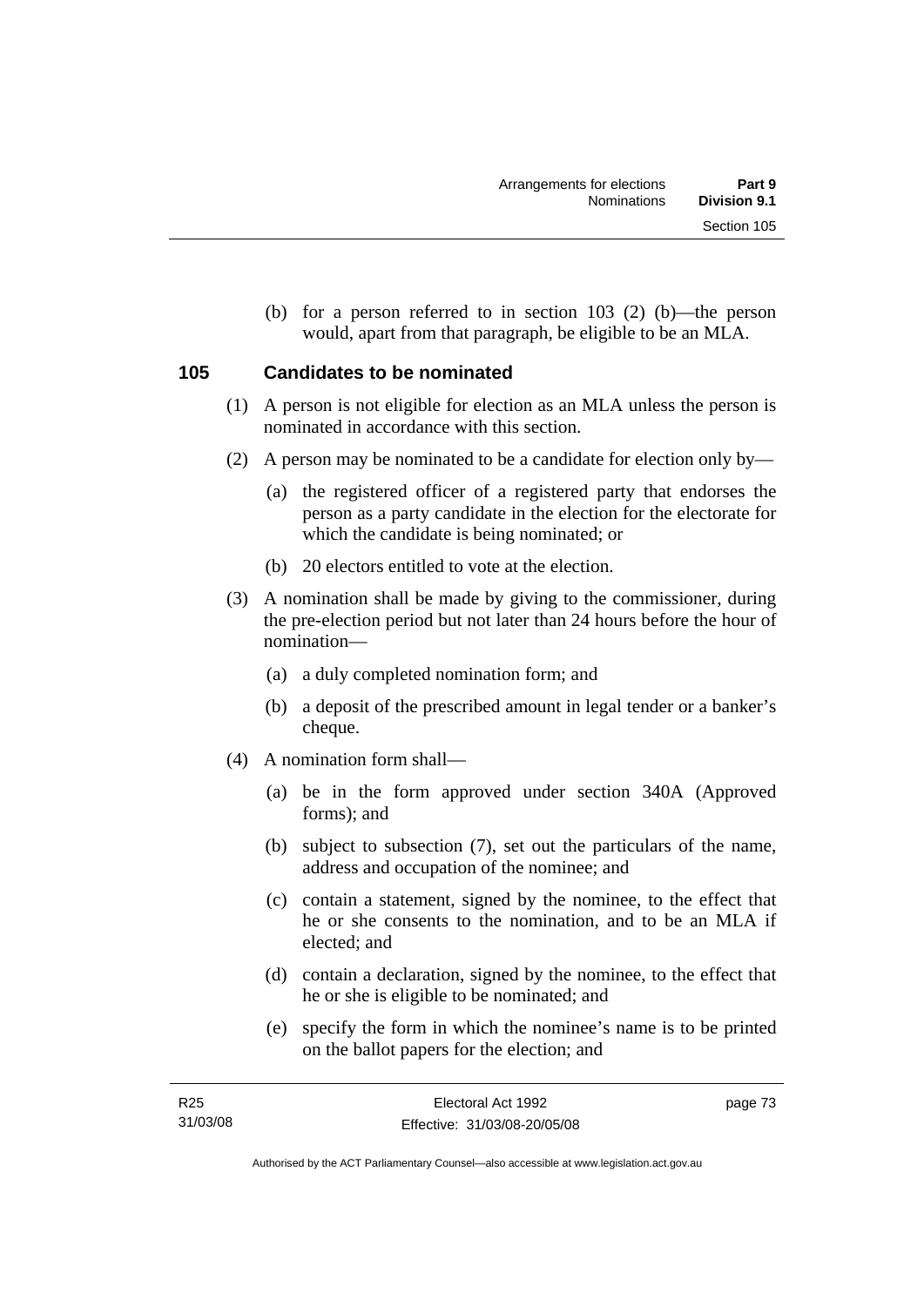(b) for a person referred to in section 103 (2) (b)—the person would, apart from that paragraph, be eligible to be an MLA.

## 105 Candidates to be nominated

(1) A person is not eligible for election as an MLA unless the person is nominated in accordance with this section.

(2) A person may be nominated to be a candidate for election only by—

(a) the registered officer of a registered party that endorses the person as a party candidate in the election for the electorate for which the candidate is being nominated; or

(b) 20 electors entitled to vote at the election.

(3) A nomination shall be made by giving to the commissioner, during the pre-election period but not later than 24 hours before the hour of nomination—

(a) a duly completed nomination form; and

(b) a deposit of the prescribed amount in legal tender or a banker's cheque.

(4) A nomination form shall—

(a) be in the form approved under section 340A (Approved forms); and

(b) subject to subsection (7), set out the particulars of the name, address and occupation of the nominee; and

(c) contain a statement, signed by the nominee, to the effect that he or she consents to the nomination, and to be an MLA if elected; and

(d) contain a declaration, signed by the nominee, to the effect that he or she is eligible to be nominated; and

(e) specify the form in which the nominee's name is to be printed on the ballot papers for the election; and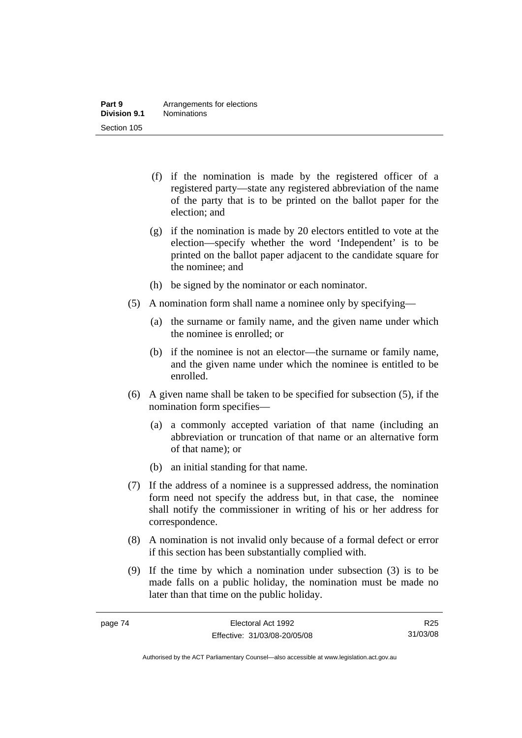(f) if the nomination is made by the registered officer of a registered party—state any registered abbreviation of the name of the party that is to be printed on the ballot paper for the election; and

(g) if the nomination is made by 20 electors entitled to vote at the election—specify whether the word 'Independent' is to be printed on the ballot paper adjacent to the candidate square for the nominee; and

(h) be signed by the nominator or each nominator.

(5) A nomination form shall name a nominee only by specifying—

(a) the surname or family name, and the given name under which the nominee is enrolled; or

(b) if the nominee is not an elector—the surname or family name, and the given name under which the nominee is entitled to be enrolled.

(6) A given name shall be taken to be specified for subsection (5), if the nomination form specifies—

(a) a commonly accepted variation of that name (including an abbreviation or truncation of that name or an alternative form of that name); or

(b) an initial standing for that name.

(7) If the address of a nominee is a suppressed address, the nomination form need not specify the address but, in that case, the nominee shall notify the commissioner in writing of his or her address for correspondence.

(8) A nomination is not invalid only because of a formal defect or error if this section has been substantially complied with.

(9) If the time by which a nomination under subsection (3) is to be made falls on a public holiday, the nomination must be made no later than that time on the public holiday.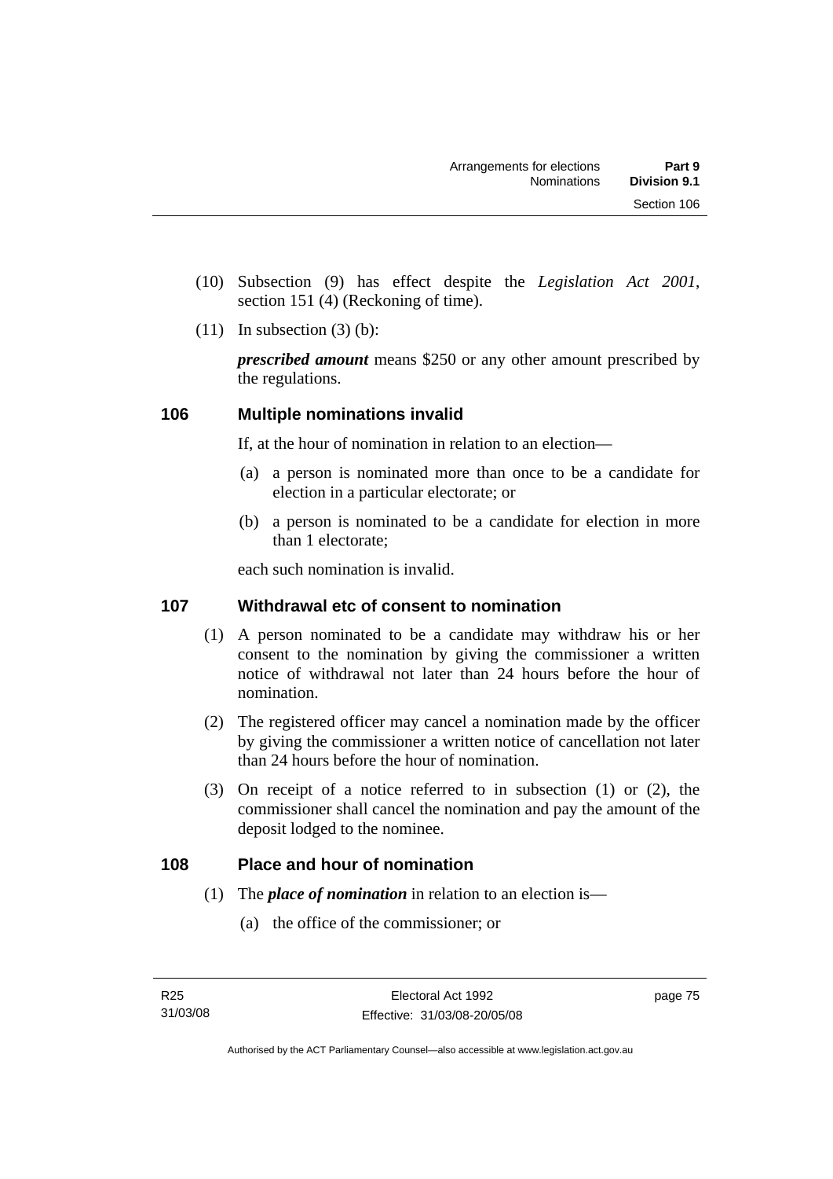(10) Subsection (9) has effect despite the *Legislation Act 2001*, section 151 (4) (Reckoning of time).

(11) In subsection (3) (b):

***prescribed amount*** means $250 or any other amount prescribed by the regulations.

## 106 Multiple nominations invalid

If, at the hour of nomination in relation to an election—

(a) a person is nominated more than once to be a candidate for election in a particular electorate; or

(b) a person is nominated to be a candidate for election in more than 1 electorate;

each such nomination is invalid.

## 107 Withdrawal etc of consent to nomination

(1) A person nominated to be a candidate may withdraw his or her consent to the nomination by giving the commissioner a written notice of withdrawal not later than 24 hours before the hour of nomination.

(2) The registered officer may cancel a nomination made by the officer by giving the commissioner a written notice of cancellation not later than 24 hours before the hour of nomination.

(3) On receipt of a notice referred to in subsection (1) or (2), the commissioner shall cancel the nomination and pay the amount of the deposit lodged to the nominee.

## 108 Place and hour of nomination

(1) The ***place of nomination*** in relation to an election is—

(a) the office of the commissioner; or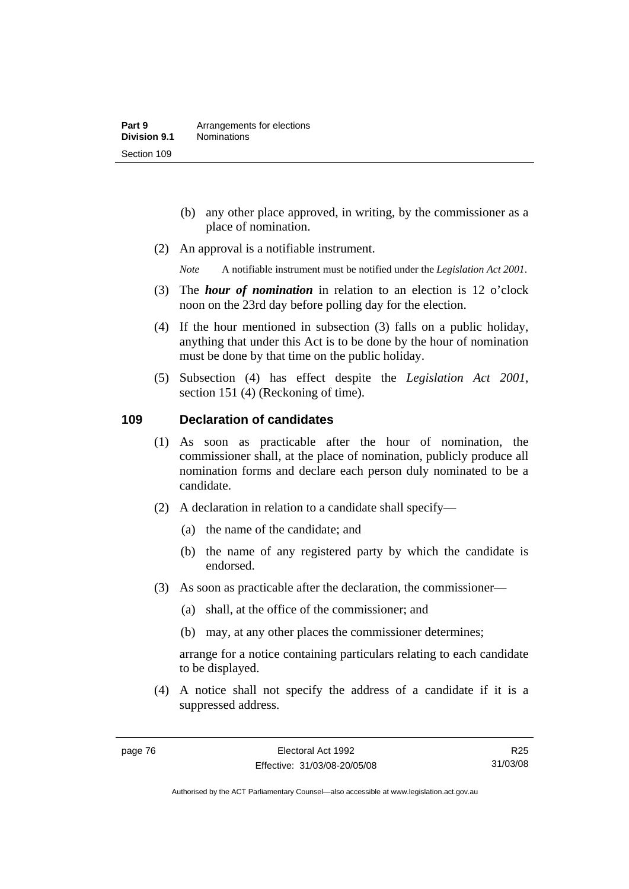(b) any other place approved, in writing, by the commissioner as a place of nomination.

(2) An approval is a notifiable instrument.

*Note* A notifiable instrument must be notified under the *Legislation Act 2001*.

(3) The ***hour of nomination*** in relation to an election is 12 o'clock noon on the 23rd day before polling day for the election.

(4) If the hour mentioned in subsection (3) falls on a public holiday, anything that under this Act is to be done by the hour of nomination must be done by that time on the public holiday.

(5) Subsection (4) has effect despite the *Legislation Act 2001*, section 151 (4) (Reckoning of time).

## 109 Declaration of candidates

(1) As soon as practicable after the hour of nomination, the commissioner shall, at the place of nomination, publicly produce all nomination forms and declare each person duly nominated to be a candidate.

(2) A declaration in relation to a candidate shall specify—

(a) the name of the candidate; and

(b) the name of any registered party by which the candidate is endorsed.

(3) As soon as practicable after the declaration, the commissioner—

(a) shall, at the office of the commissioner; and

(b) may, at any other places the commissioner determines;

arrange for a notice containing particulars relating to each candidate to be displayed.

(4) A notice shall not specify the address of a candidate if it is a suppressed address.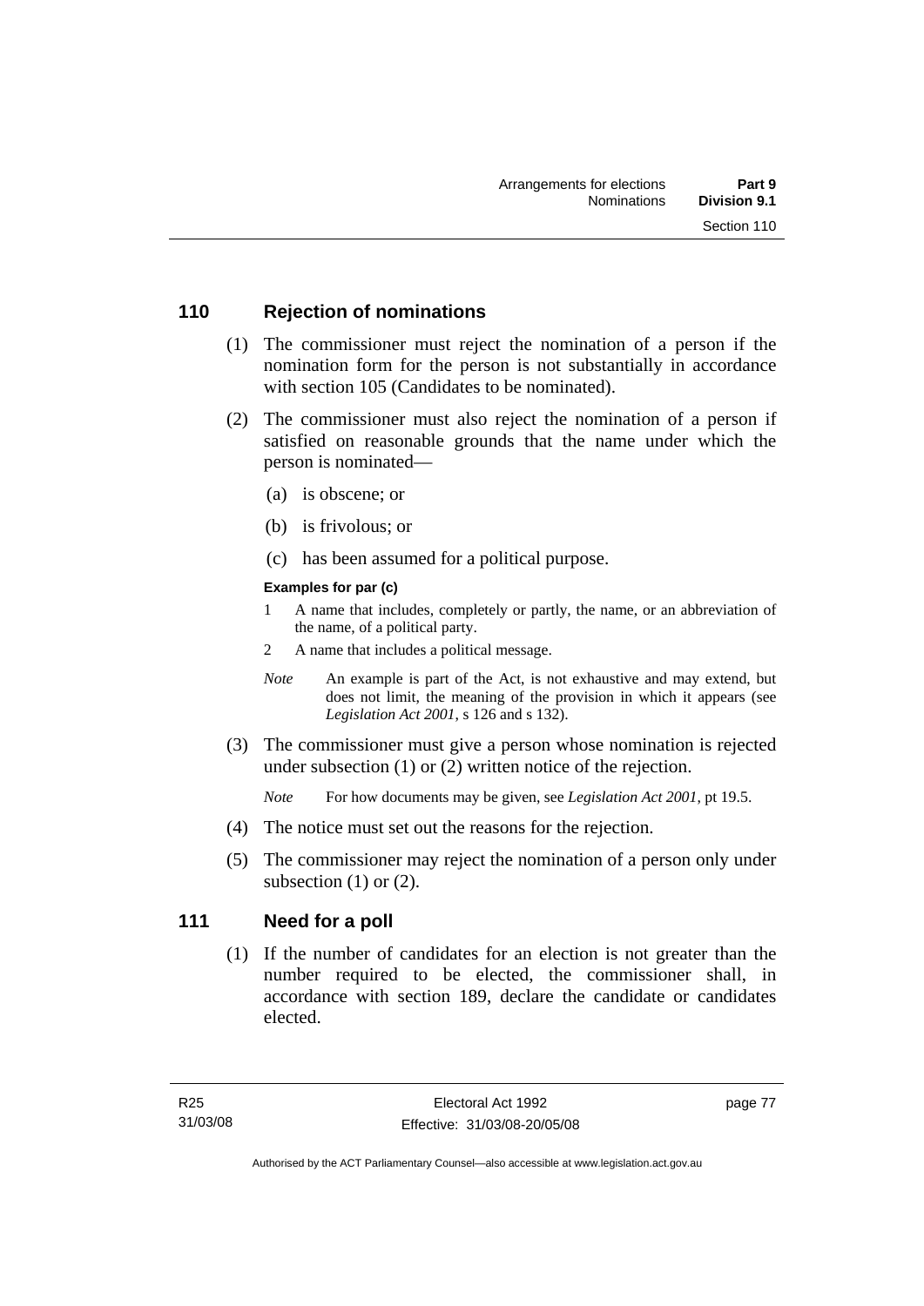## 110 Rejection of nominations

(1) The commissioner must reject the nomination of a person if the nomination form for the person is not substantially in accordance with section 105 (Candidates to be nominated).

(2) The commissioner must also reject the nomination of a person if satisfied on reasonable grounds that the name under which the person is nominated—

(a) is obscene; or

(b) is frivolous; or

(c) has been assumed for a political purpose.

**Examples for par (c)**

1 A name that includes, completely or partly, the name, or an abbreviation of the name, of a political party.

2 A name that includes a political message.

*Note* An example is part of the Act, is not exhaustive and may extend, but does not limit, the meaning of the provision in which it appears (see *Legislation Act 2001*, s 126 and s 132).

(3) The commissioner must give a person whose nomination is rejected under subsection (1) or (2) written notice of the rejection.

*Note* For how documents may be given, see *Legislation Act 2001*, pt 19.5.

(4) The notice must set out the reasons for the rejection.

(5) The commissioner may reject the nomination of a person only under subsection (1) or (2).

## 111 Need for a poll

(1) If the number of candidates for an election is not greater than the number required to be elected, the commissioner shall, in accordance with section 189, declare the candidate or candidates elected.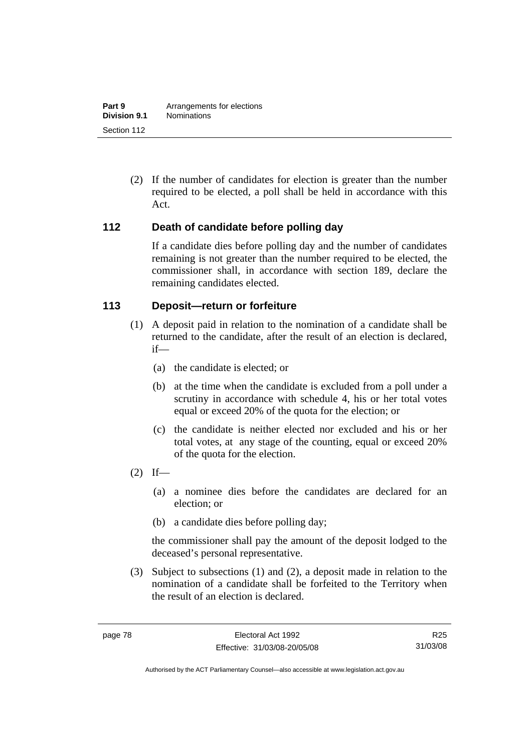(2) If the number of candidates for election is greater than the number required to be elected, a poll shall be held in accordance with this Act.

## 112 Death of candidate before polling day

If a candidate dies before polling day and the number of candidates remaining is not greater than the number required to be elected, the commissioner shall, in accordance with section 189, declare the remaining candidates elected.

## 113 Deposit—return or forfeiture

(1) A deposit paid in relation to the nomination of a candidate shall be returned to the candidate, after the result of an election is declared, if—

(a) the candidate is elected; or

(b) at the time when the candidate is excluded from a poll under a scrutiny in accordance with schedule 4, his or her total votes equal or exceed 20% of the quota for the election; or

(c) the candidate is neither elected nor excluded and his or her total votes, at any stage of the counting, equal or exceed 20% of the quota for the election.

(2) If—

(a) a nominee dies before the candidates are declared for an election; or

(b) a candidate dies before polling day;

the commissioner shall pay the amount of the deposit lodged to the deceased's personal representative.

(3) Subject to subsections (1) and (2), a deposit made in relation to the nomination of a candidate shall be forfeited to the Territory when the result of an election is declared.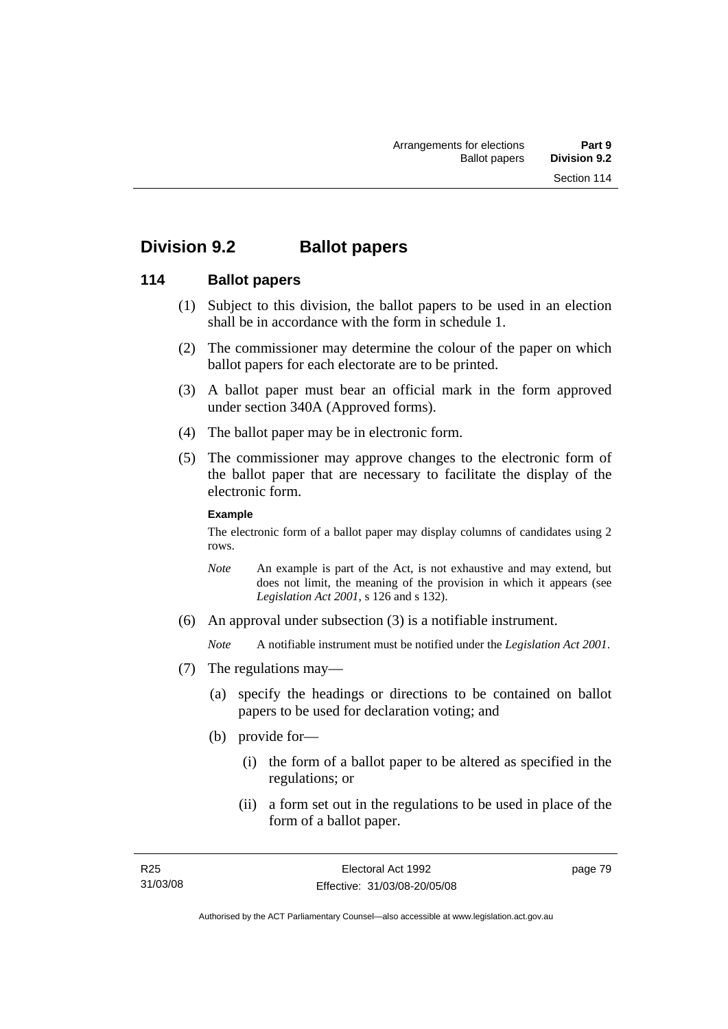## Division 9.2 Ballot papers

### 114 Ballot papers

(1) Subject to this division, the ballot papers to be used in an election shall be in accordance with the form in schedule 1.

(2) The commissioner may determine the colour of the paper on which ballot papers for each electorate are to be printed.

(3) A ballot paper must bear an official mark in the form approved under section 340A (Approved forms).

(4) The ballot paper may be in electronic form.

(5) The commissioner may approve changes to the electronic form of the ballot paper that are necessary to facilitate the display of the electronic form.

**Example**

The electronic form of a ballot paper may display columns of candidates using 2 rows.

*Note* An example is part of the Act, is not exhaustive and may extend, but does not limit, the meaning of the provision in which it appears (see *Legislation Act 2001*, s 126 and s 132).

(6) An approval under subsection (3) is a notifiable instrument.

*Note* A notifiable instrument must be notified under the *Legislation Act 2001*.

(7) The regulations may—

(a) specify the headings or directions to be contained on ballot papers to be used for declaration voting; and

(b) provide for—

(i) the form of a ballot paper to be altered as specified in the regulations; or

(ii) a form set out in the regulations to be used in place of the form of a ballot paper.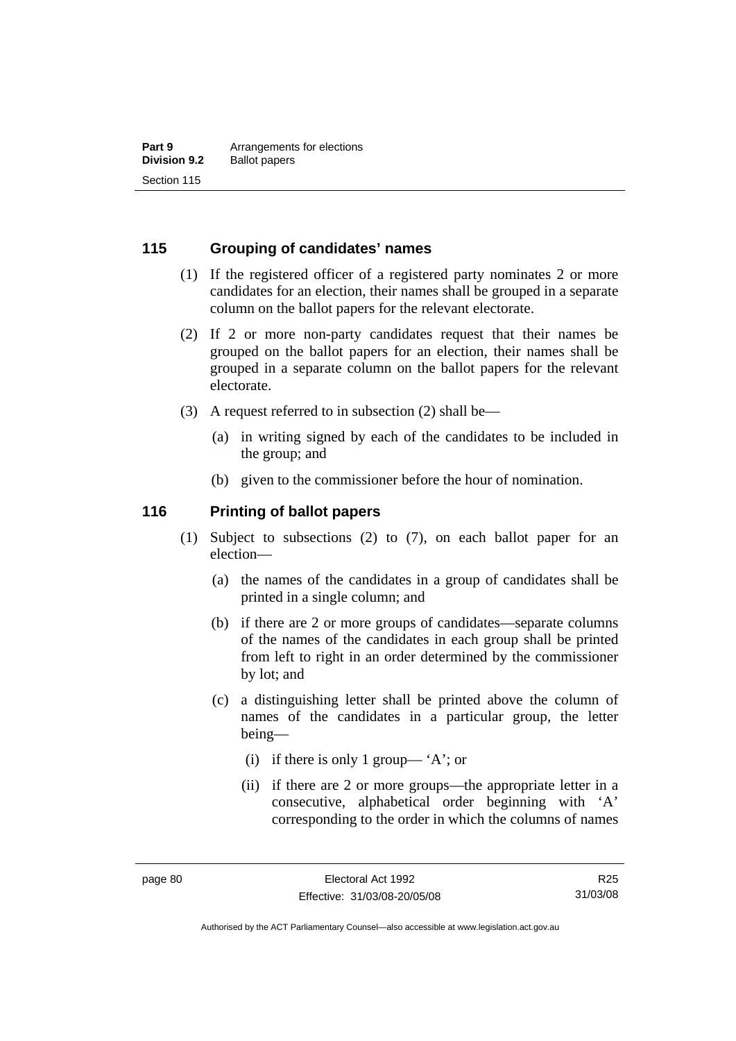## 115 Grouping of candidates' names

(1) If the registered officer of a registered party nominates 2 or more candidates for an election, their names shall be grouped in a separate column on the ballot papers for the relevant electorate.

(2) If 2 or more non-party candidates request that their names be grouped on the ballot papers for an election, their names shall be grouped in a separate column on the ballot papers for the relevant electorate.

(3) A request referred to in subsection (2) shall be—

- (a) in writing signed by each of the candidates to be included in the group; and
- (b) given to the commissioner before the hour of nomination.

## 116 Printing of ballot papers

(1) Subject to subsections (2) to (7), on each ballot paper for an election—

- (a) the names of the candidates in a group of candidates shall be printed in a single column; and
- (b) if there are 2 or more groups of candidates—separate columns of the names of the candidates in each group shall be printed from left to right in an order determined by the commissioner by lot; and
- (c) a distinguishing letter shall be printed above the column of names of the candidates in a particular group, the letter being—
  - (i) if there is only 1 group— 'A'; or
  - (ii) if there are 2 or more groups—the appropriate letter in a consecutive, alphabetical order beginning with 'A' corresponding to the order in which the columns of names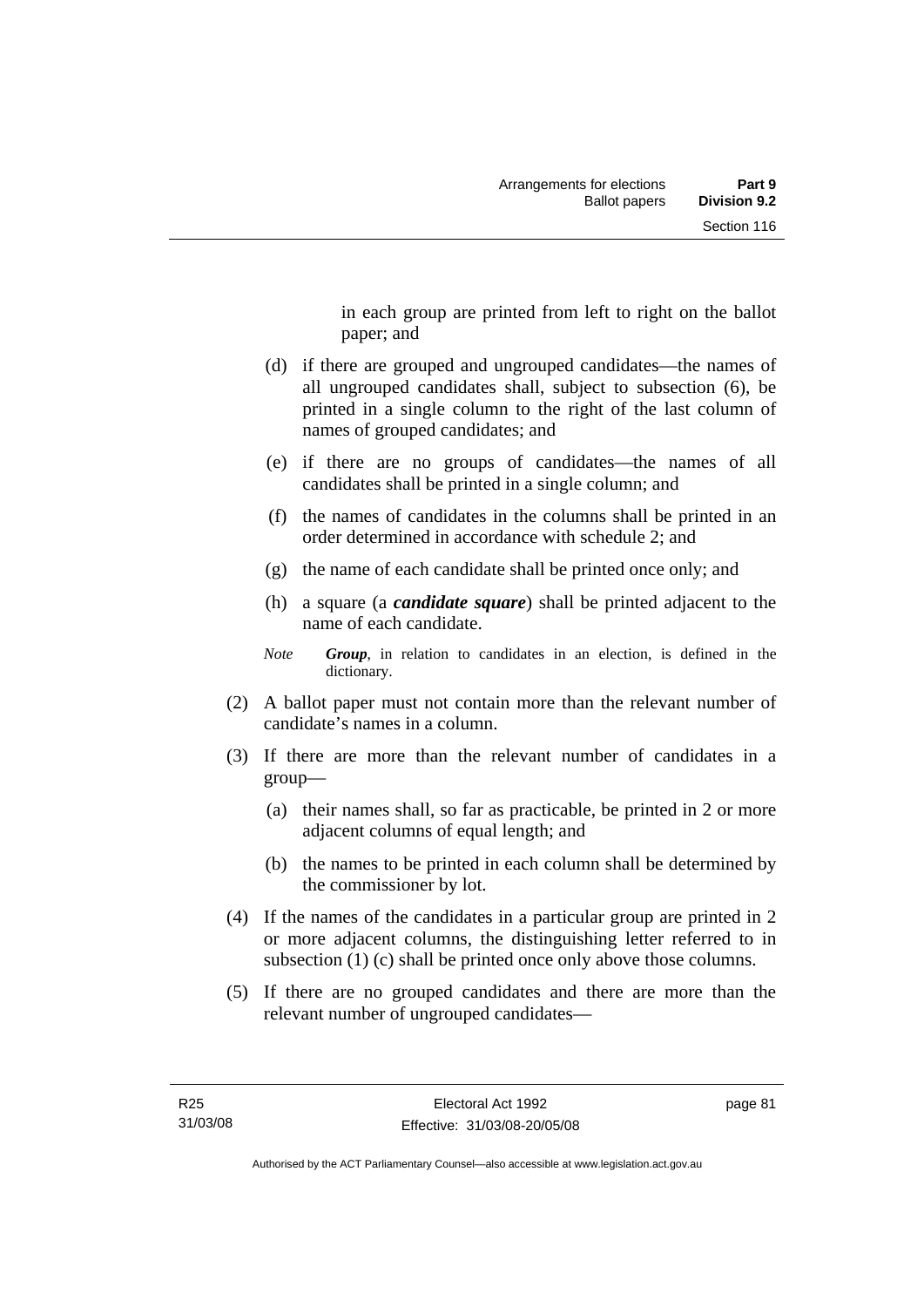in each group are printed from left to right on the ballot paper; and

(d) if there are grouped and ungrouped candidates—the names of all ungrouped candidates shall, subject to subsection (6), be printed in a single column to the right of the last column of names of grouped candidates; and

(e) if there are no groups of candidates—the names of all candidates shall be printed in a single column; and

(f) the names of candidates in the columns shall be printed in an order determined in accordance with schedule 2; and

(g) the name of each candidate shall be printed once only; and

(h) a square (a ***candidate square***) shall be printed adjacent to the name of each candidate.

*Note* ***Group***, in relation to candidates in an election, is defined in the dictionary.

(2) A ballot paper must not contain more than the relevant number of candidate's names in a column.

(3) If there are more than the relevant number of candidates in a group—

(a) their names shall, so far as practicable, be printed in 2 or more adjacent columns of equal length; and

(b) the names to be printed in each column shall be determined by the commissioner by lot.

(4) If the names of the candidates in a particular group are printed in 2 or more adjacent columns, the distinguishing letter referred to in subsection (1) (c) shall be printed once only above those columns.

(5) If there are no grouped candidates and there are more than the relevant number of ungrouped candidates—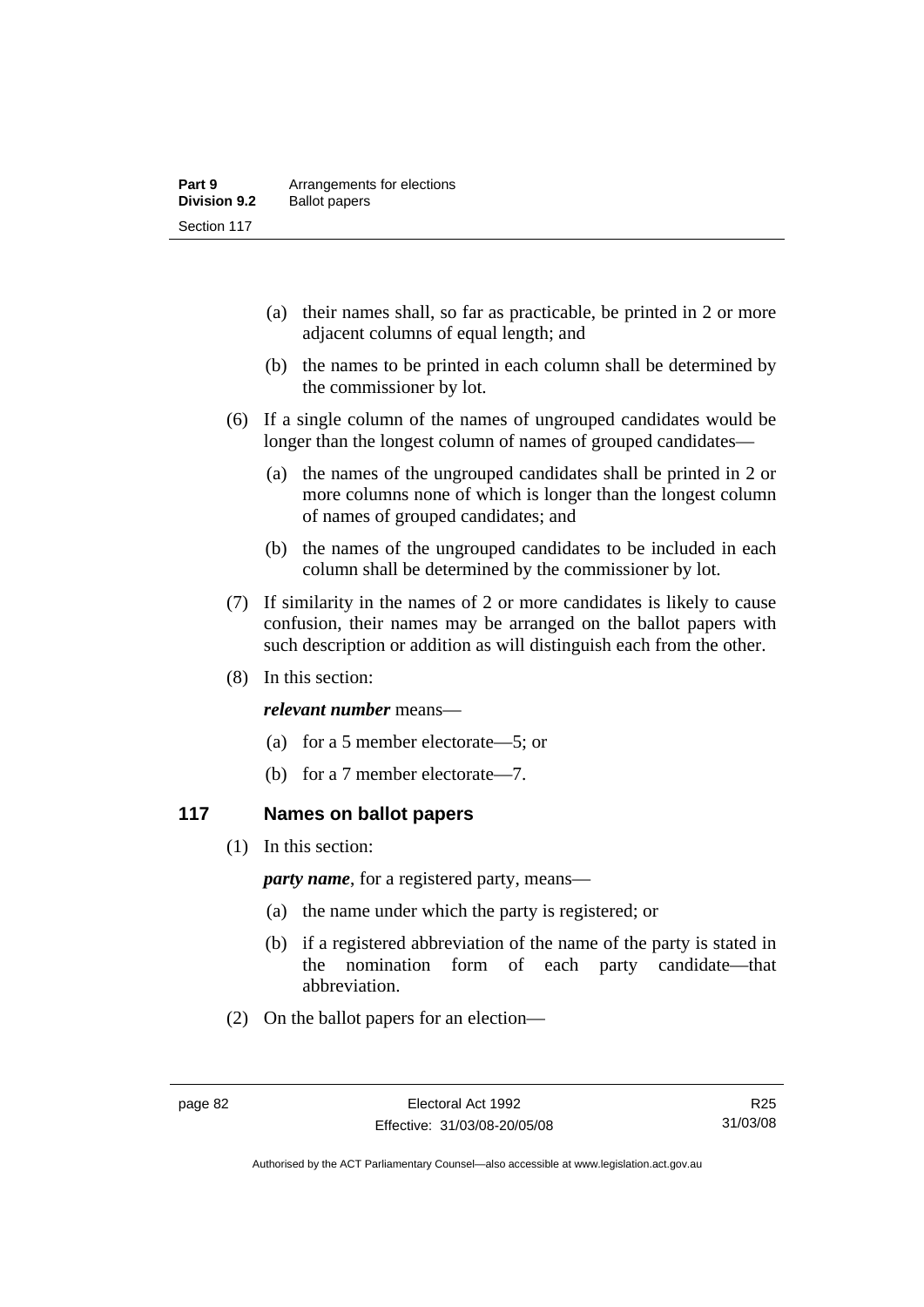(a) their names shall, so far as practicable, be printed in 2 or more adjacent columns of equal length; and

(b) the names to be printed in each column shall be determined by the commissioner by lot.

(6) If a single column of the names of ungrouped candidates would be longer than the longest column of names of grouped candidates—

(a) the names of the ungrouped candidates shall be printed in 2 or more columns none of which is longer than the longest column of names of grouped candidates; and

(b) the names of the ungrouped candidates to be included in each column shall be determined by the commissioner by lot.

(7) If similarity in the names of 2 or more candidates is likely to cause confusion, their names may be arranged on the ballot papers with such description or addition as will distinguish each from the other.

(8) In this section:

***relevant number*** means—

(a) for a 5 member electorate—5; or

(b) for a 7 member electorate—7.

## 117 Names on ballot papers

(1) In this section:

***party name***, for a registered party, means—

(a) the name under which the party is registered; or

(b) if a registered abbreviation of the name of the party is stated in the nomination form of each party candidate—that abbreviation.

(2) On the ballot papers for an election—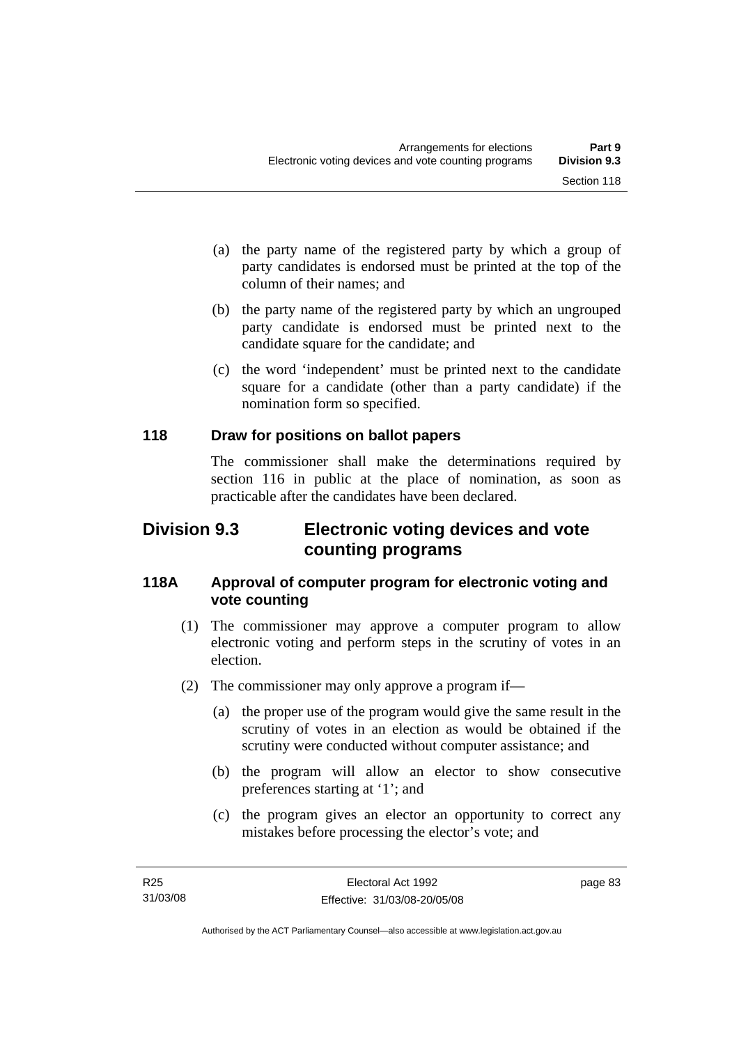(a) the party name of the registered party by which a group of party candidates is endorsed must be printed at the top of the column of their names; and

(b) the party name of the registered party by which an ungrouped party candidate is endorsed must be printed next to the candidate square for the candidate; and

(c) the word 'independent' must be printed next to the candidate square for a candidate (other than a party candidate) if the nomination form so specified.

### 118 Draw for positions on ballot papers

The commissioner shall make the determinations required by section 116 in public at the place of nomination, as soon as practicable after the candidates have been declared.

## Division 9.3 Electronic voting devices and vote counting programs

### 118A Approval of computer program for electronic voting and vote counting

(1) The commissioner may approve a computer program to allow electronic voting and perform steps in the scrutiny of votes in an election.

(2) The commissioner may only approve a program if—

(a) the proper use of the program would give the same result in the scrutiny of votes in an election as would be obtained if the scrutiny were conducted without computer assistance; and

(b) the program will allow an elector to show consecutive preferences starting at '1'; and

(c) the program gives an elector an opportunity to correct any mistakes before processing the elector's vote; and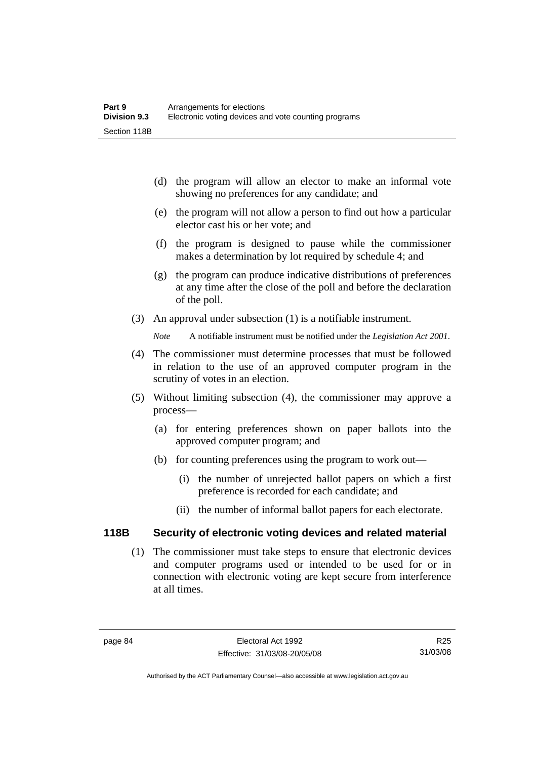(d) the program will allow an elector to make an informal vote showing no preferences for any candidate; and

(e) the program will not allow a person to find out how a particular elector cast his or her vote; and

(f) the program is designed to pause while the commissioner makes a determination by lot required by schedule 4; and

(g) the program can produce indicative distributions of preferences at any time after the close of the poll and before the declaration of the poll.

(3) An approval under subsection (1) is a notifiable instrument.

*Note* A notifiable instrument must be notified under the *Legislation Act 2001*.

(4) The commissioner must determine processes that must be followed in relation to the use of an approved computer program in the scrutiny of votes in an election.

(5) Without limiting subsection (4), the commissioner may approve a process—

(a) for entering preferences shown on paper ballots into the approved computer program; and

(b) for counting preferences using the program to work out—

(i) the number of unrejected ballot papers on which a first preference is recorded for each candidate; and

(ii) the number of informal ballot papers for each electorate.

### 118B Security of electronic voting devices and related material

(1) The commissioner must take steps to ensure that electronic devices and computer programs used or intended to be used for or in connection with electronic voting are kept secure from interference at all times.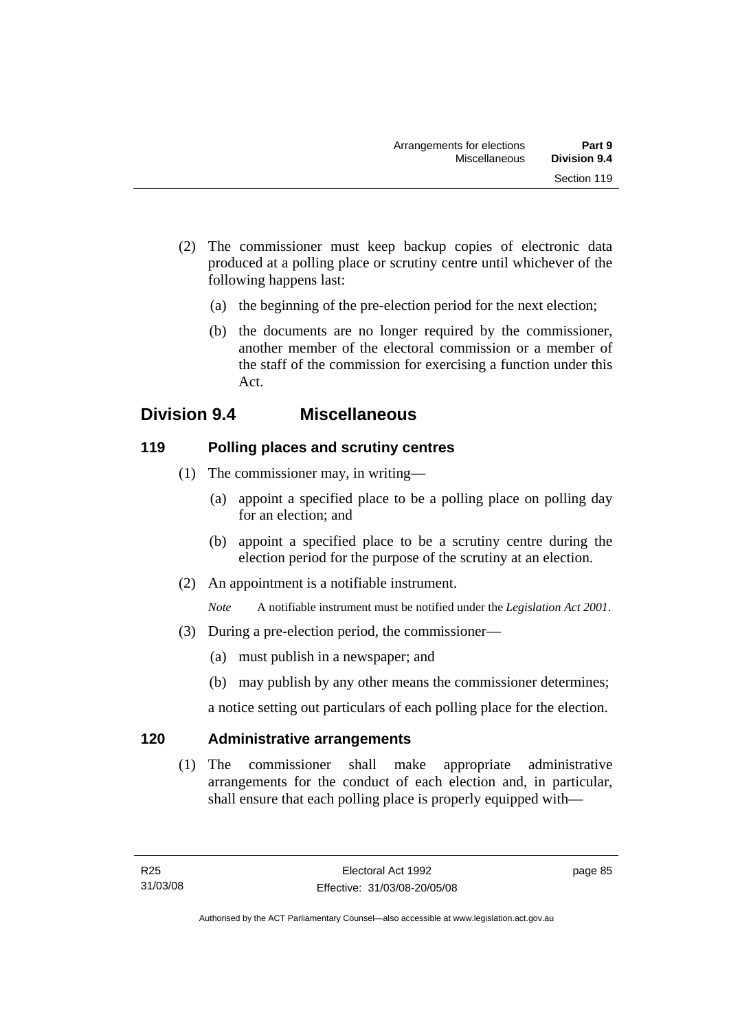(2) The commissioner must keep backup copies of electronic data produced at a polling place or scrutiny centre until whichever of the following happens last:

(a) the beginning of the pre-election period for the next election;

(b) the documents are no longer required by the commissioner, another member of the electoral commission or a member of the staff of the commission for exercising a function under this Act.

## Division 9.4 Miscellaneous

### 119 Polling places and scrutiny centres

(1) The commissioner may, in writing—

(a) appoint a specified place to be a polling place on polling day for an election; and

(b) appoint a specified place to be a scrutiny centre during the election period for the purpose of the scrutiny at an election.

(2) An appointment is a notifiable instrument.

*Note* A notifiable instrument must be notified under the *Legislation Act 2001*.

(3) During a pre-election period, the commissioner—

(a) must publish in a newspaper; and

(b) may publish by any other means the commissioner determines;

a notice setting out particulars of each polling place for the election.

### 120 Administrative arrangements

(1) The commissioner shall make appropriate administrative arrangements for the conduct of each election and, in particular, shall ensure that each polling place is properly equipped with—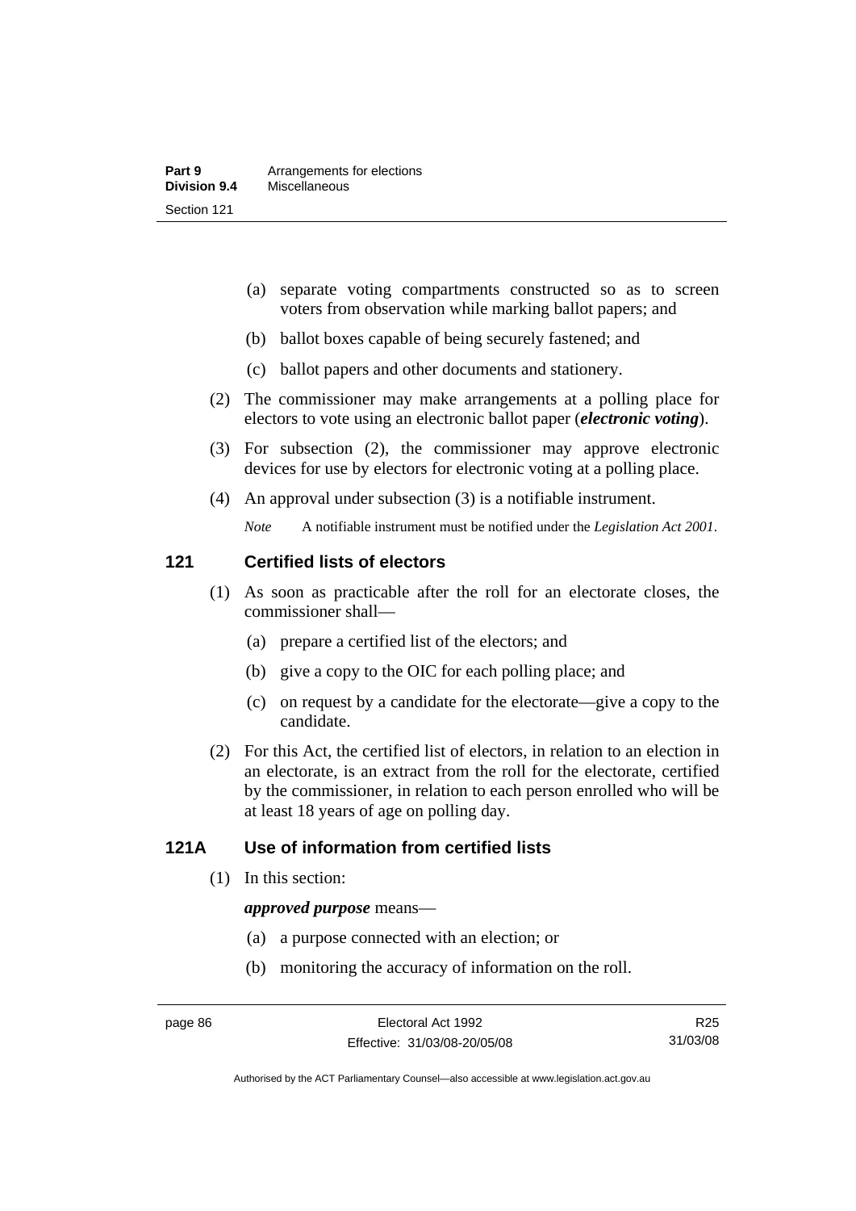(a) separate voting compartments constructed so as to screen voters from observation while marking ballot papers; and

(b) ballot boxes capable of being securely fastened; and

(c) ballot papers and other documents and stationery.

(2) The commissioner may make arrangements at a polling place for electors to vote using an electronic ballot paper (***electronic voting***).

(3) For subsection (2), the commissioner may approve electronic devices for use by electors for electronic voting at a polling place.

(4) An approval under subsection (3) is a notifiable instrument.

*Note* A notifiable instrument must be notified under the *Legislation Act 2001*.

## 121 Certified lists of electors

(1) As soon as practicable after the roll for an electorate closes, the commissioner shall—

(a) prepare a certified list of the electors; and

(b) give a copy to the OIC for each polling place; and

(c) on request by a candidate for the electorate—give a copy to the candidate.

(2) For this Act, the certified list of electors, in relation to an election in an electorate, is an extract from the roll for the electorate, certified by the commissioner, in relation to each person enrolled who will be at least 18 years of age on polling day.

## 121A Use of information from certified lists

(1) In this section:

***approved purpose*** means—

(a) a purpose connected with an election; or

(b) monitoring the accuracy of information on the roll.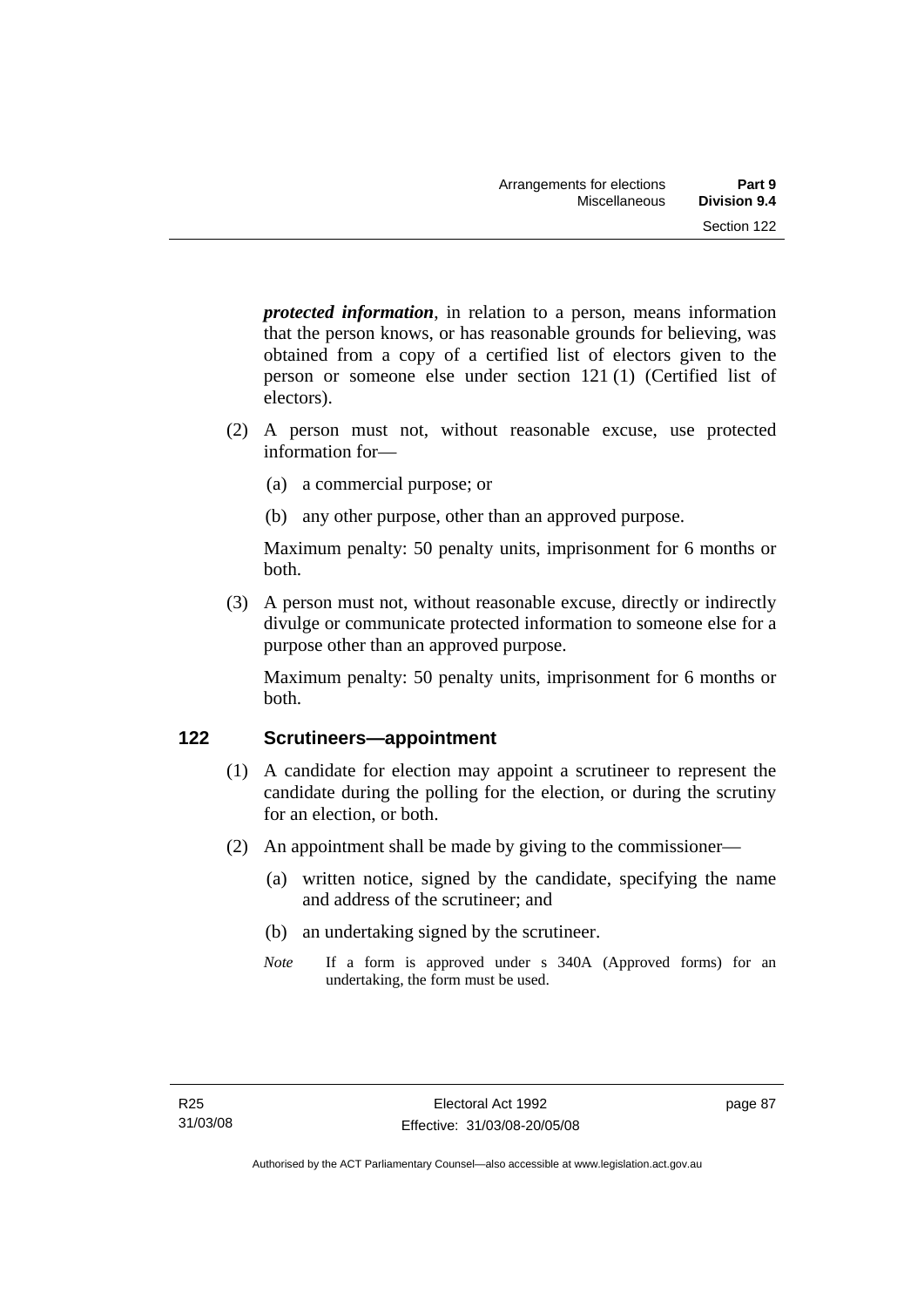***protected information***, in relation to a person, means information that the person knows, or has reasonable grounds for believing, was obtained from a copy of a certified list of electors given to the person or someone else under section 121 (1) (Certified list of electors).

(2) A person must not, without reasonable excuse, use protected information for—

(a) a commercial purpose; or

(b) any other purpose, other than an approved purpose.

Maximum penalty: 50 penalty units, imprisonment for 6 months or both.

(3) A person must not, without reasonable excuse, directly or indirectly divulge or communicate protected information to someone else for a purpose other than an approved purpose.

Maximum penalty: 50 penalty units, imprisonment for 6 months or both.

## 122 Scrutineers—appointment

(1) A candidate for election may appoint a scrutineer to represent the candidate during the polling for the election, or during the scrutiny for an election, or both.

(2) An appointment shall be made by giving to the commissioner—

(a) written notice, signed by the candidate, specifying the name and address of the scrutineer; and

(b) an undertaking signed by the scrutineer.

*Note* If a form is approved under s 340A (Approved forms) for an undertaking, the form must be used.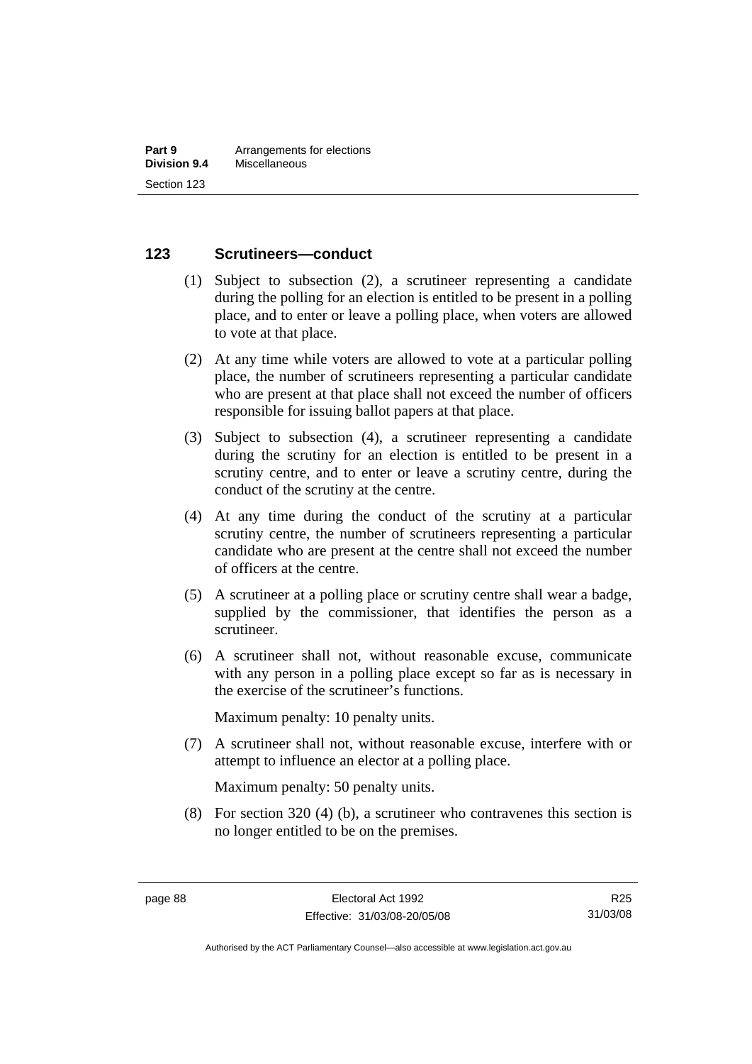### 123 Scrutineers—conduct

(1) Subject to subsection (2), a scrutineer representing a candidate during the polling for an election is entitled to be present in a polling place, and to enter or leave a polling place, when voters are allowed to vote at that place.

(2) At any time while voters are allowed to vote at a particular polling place, the number of scrutineers representing a particular candidate who are present at that place shall not exceed the number of officers responsible for issuing ballot papers at that place.

(3) Subject to subsection (4), a scrutineer representing a candidate during the scrutiny for an election is entitled to be present in a scrutiny centre, and to enter or leave a scrutiny centre, during the conduct of the scrutiny at the centre.

(4) At any time during the conduct of the scrutiny at a particular scrutiny centre, the number of scrutineers representing a particular candidate who are present at the centre shall not exceed the number of officers at the centre.

(5) A scrutineer at a polling place or scrutiny centre shall wear a badge, supplied by the commissioner, that identifies the person as a scrutineer.

(6) A scrutineer shall not, without reasonable excuse, communicate with any person in a polling place except so far as is necessary in the exercise of the scrutineer's functions.

Maximum penalty: 10 penalty units.

(7) A scrutineer shall not, without reasonable excuse, interfere with or attempt to influence an elector at a polling place.

Maximum penalty: 50 penalty units.

(8) For section 320 (4) (b), a scrutineer who contravenes this section is no longer entitled to be on the premises.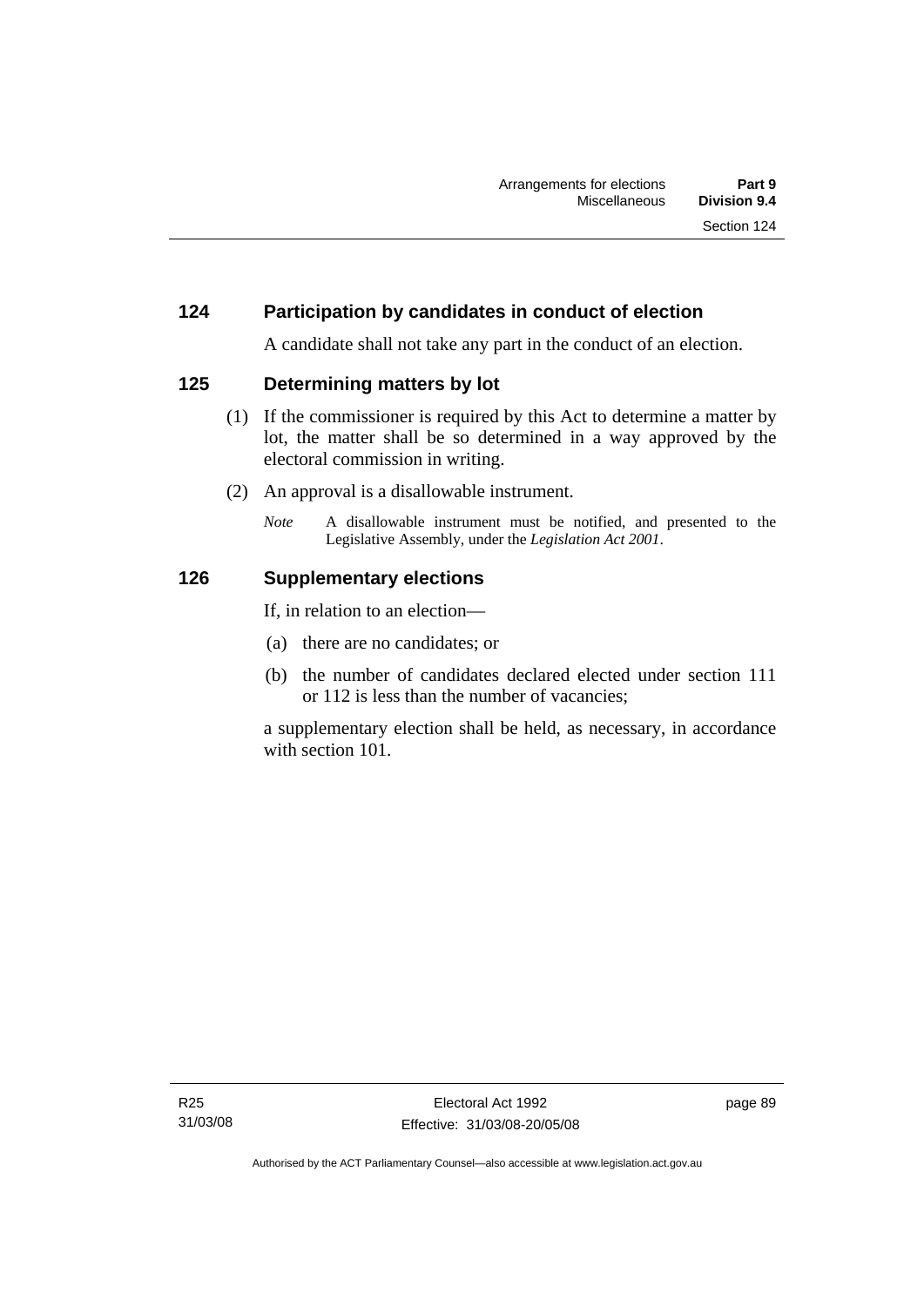## 124 Participation by candidates in conduct of election

A candidate shall not take any part in the conduct of an election.

## 125 Determining matters by lot

(1) If the commissioner is required by this Act to determine a matter by lot, the matter shall be so determined in a way approved by the electoral commission in writing.

(2) An approval is a disallowable instrument.

*Note* A disallowable instrument must be notified, and presented to the Legislative Assembly, under the *Legislation Act 2001*.

## 126 Supplementary elections

If, in relation to an election—

(a) there are no candidates; or

(b) the number of candidates declared elected under section 111 or 112 is less than the number of vacancies;

a supplementary election shall be held, as necessary, in accordance with section 101.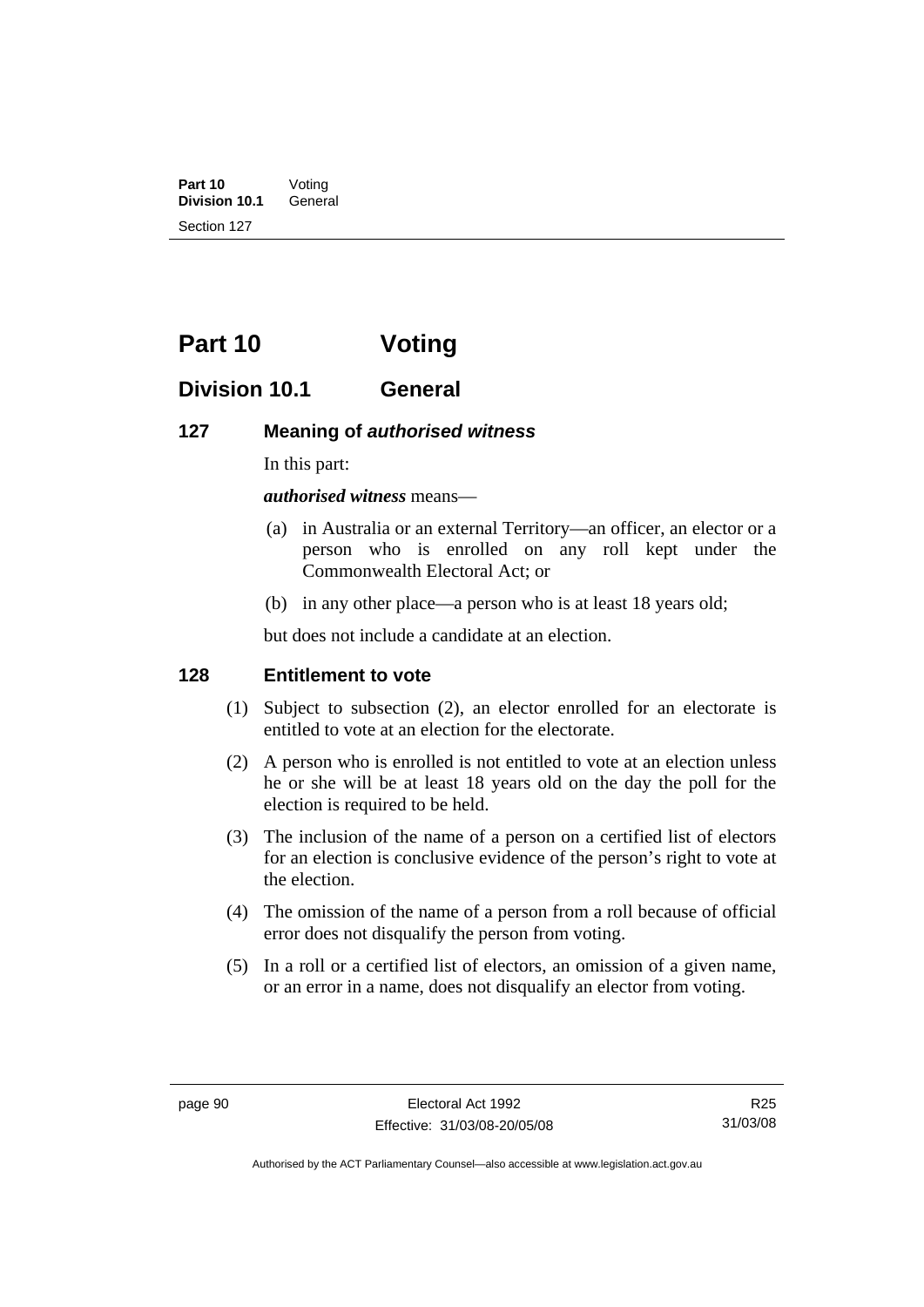# Part 10 Voting

## Division 10.1 General

### 127 Meaning of *authorised witness*

In this part:

***authorised witness*** means—

(a) in Australia or an external Territory—an officer, an elector or a person who is enrolled on any roll kept under the Commonwealth Electoral Act; or

(b) in any other place—a person who is at least 18 years old;

but does not include a candidate at an election.

### 128 Entitlement to vote

(1) Subject to subsection (2), an elector enrolled for an electorate is entitled to vote at an election for the electorate.

(2) A person who is enrolled is not entitled to vote at an election unless he or she will be at least 18 years old on the day the poll for the election is required to be held.

(3) The inclusion of the name of a person on a certified list of electors for an election is conclusive evidence of the person's right to vote at the election.

(4) The omission of the name of a person from a roll because of official error does not disqualify the person from voting.

(5) In a roll or a certified list of electors, an omission of a given name, or an error in a name, does not disqualify an elector from voting.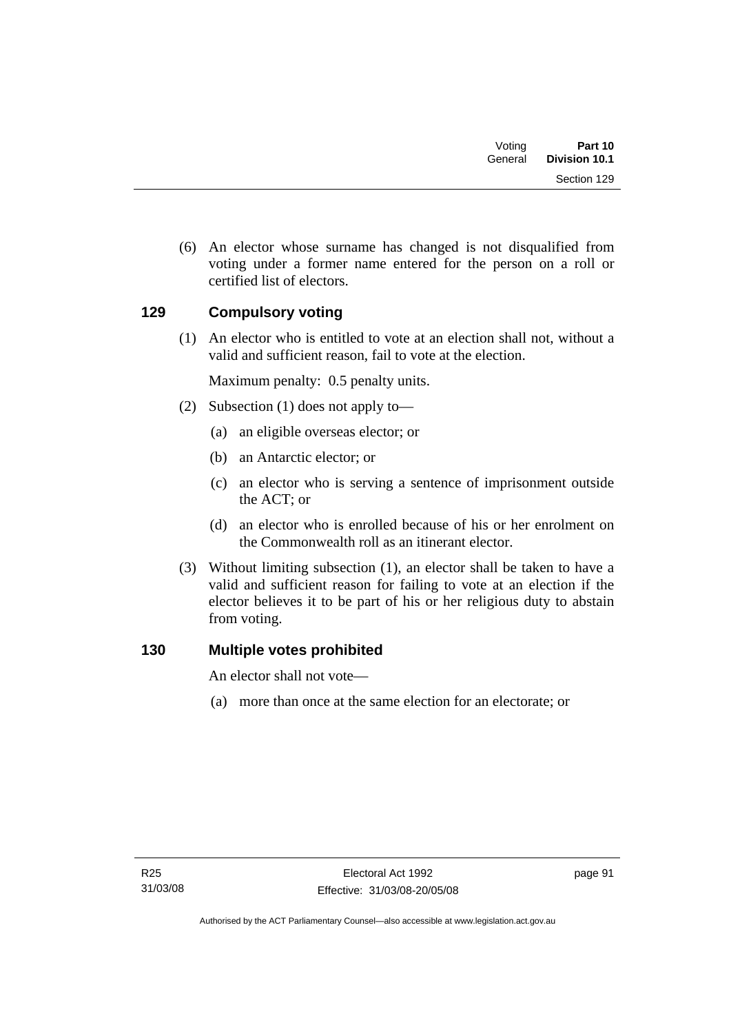(6) An elector whose surname has changed is not disqualified from voting under a former name entered for the person on a roll or certified list of electors.

### 129 Compulsory voting

(1) An elector who is entitled to vote at an election shall not, without a valid and sufficient reason, fail to vote at the election.

Maximum penalty: 0.5 penalty units.

(2) Subsection (1) does not apply to—

(a) an eligible overseas elector; or

(b) an Antarctic elector; or

(c) an elector who is serving a sentence of imprisonment outside the ACT; or

(d) an elector who is enrolled because of his or her enrolment on the Commonwealth roll as an itinerant elector.

(3) Without limiting subsection (1), an elector shall be taken to have a valid and sufficient reason for failing to vote at an election if the elector believes it to be part of his or her religious duty to abstain from voting.

### 130 Multiple votes prohibited

An elector shall not vote—

(a) more than once at the same election for an electorate; or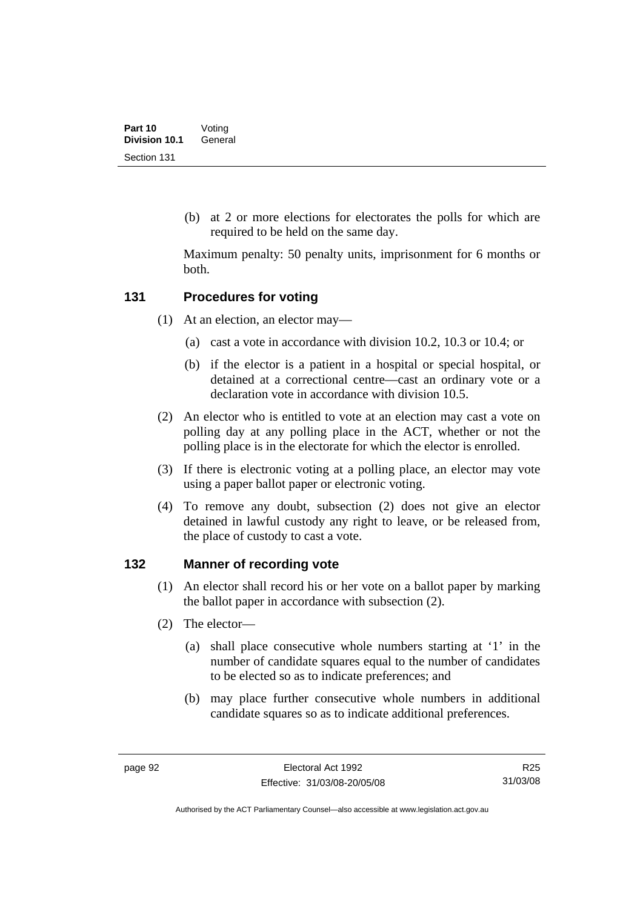(b) at 2 or more elections for electorates the polls for which are required to be held on the same day.

Maximum penalty: 50 penalty units, imprisonment for 6 months or both.

## 131 Procedures for voting

(1) At an election, an elector may—

(a) cast a vote in accordance with division 10.2, 10.3 or 10.4; or

(b) if the elector is a patient in a hospital or special hospital, or detained at a correctional centre—cast an ordinary vote or a declaration vote in accordance with division 10.5.

(2) An elector who is entitled to vote at an election may cast a vote on polling day at any polling place in the ACT, whether or not the polling place is in the electorate for which the elector is enrolled.

(3) If there is electronic voting at a polling place, an elector may vote using a paper ballot paper or electronic voting.

(4) To remove any doubt, subsection (2) does not give an elector detained in lawful custody any right to leave, or be released from, the place of custody to cast a vote.

## 132 Manner of recording vote

(1) An elector shall record his or her vote on a ballot paper by marking the ballot paper in accordance with subsection (2).

(2) The elector—

(a) shall place consecutive whole numbers starting at '1' in the number of candidate squares equal to the number of candidates to be elected so as to indicate preferences; and

(b) may place further consecutive whole numbers in additional candidate squares so as to indicate additional preferences.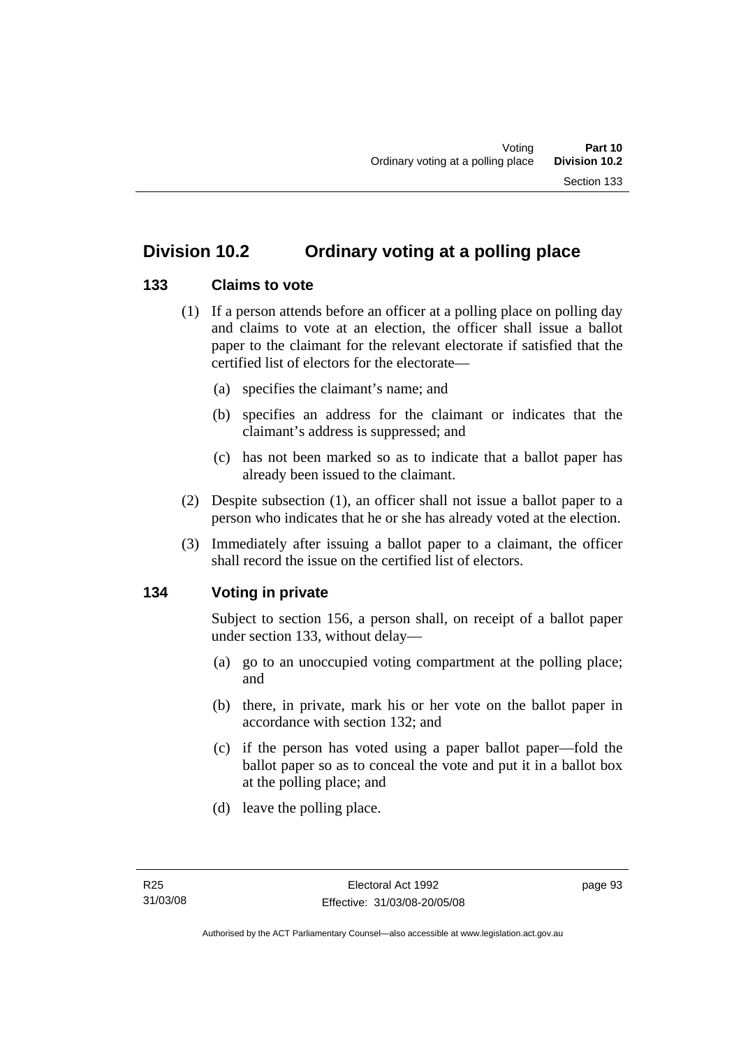## Division 10.2 Ordinary voting at a polling place

### 133 Claims to vote

(1) If a person attends before an officer at a polling place on polling day and claims to vote at an election, the officer shall issue a ballot paper to the claimant for the relevant electorate if satisfied that the certified list of electors for the electorate—

(a) specifies the claimant's name; and

(b) specifies an address for the claimant or indicates that the claimant's address is suppressed; and

(c) has not been marked so as to indicate that a ballot paper has already been issued to the claimant.

(2) Despite subsection (1), an officer shall not issue a ballot paper to a person who indicates that he or she has already voted at the election.

(3) Immediately after issuing a ballot paper to a claimant, the officer shall record the issue on the certified list of electors.

### 134 Voting in private

Subject to section 156, a person shall, on receipt of a ballot paper under section 133, without delay—

(a) go to an unoccupied voting compartment at the polling place; and

(b) there, in private, mark his or her vote on the ballot paper in accordance with section 132; and

(c) if the person has voted using a paper ballot paper—fold the ballot paper so as to conceal the vote and put it in a ballot box at the polling place; and

(d) leave the polling place.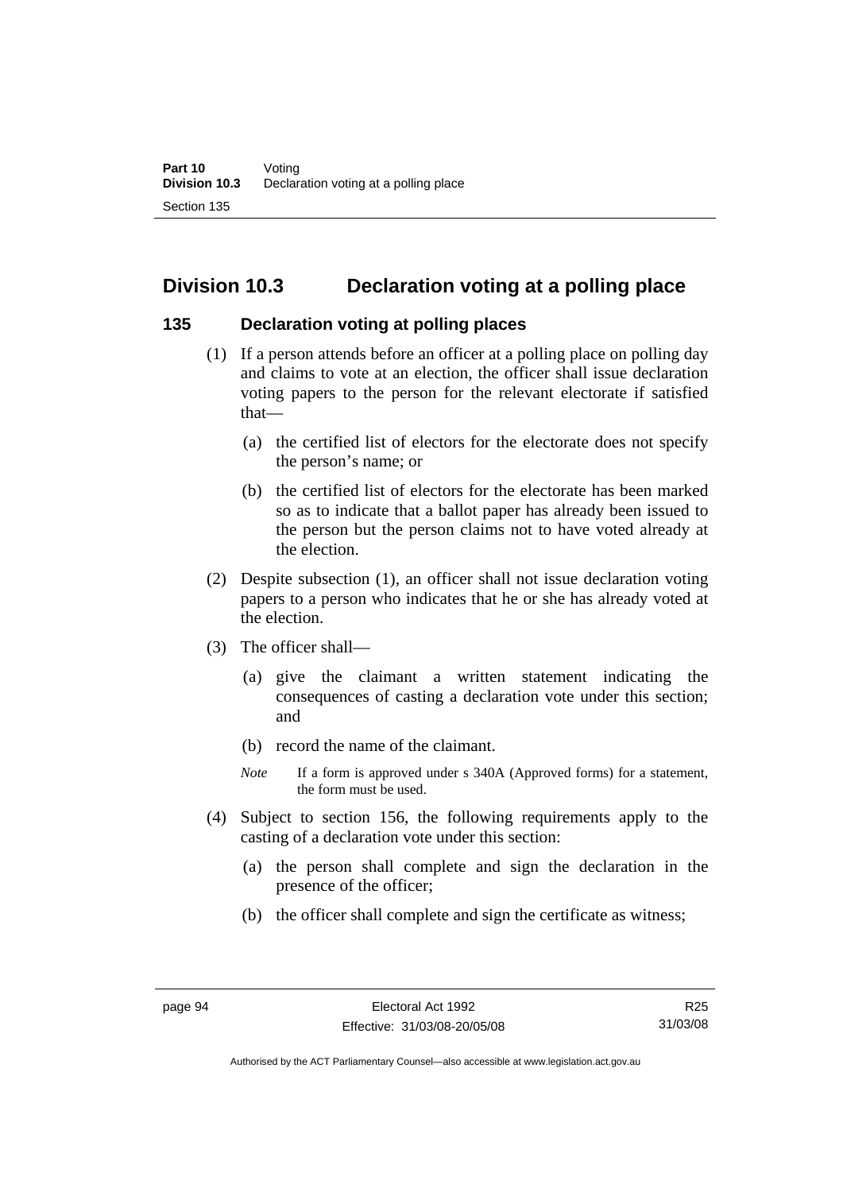## Division 10.3 Declaration voting at a polling place

### 135 Declaration voting at polling places

(1) If a person attends before an officer at a polling place on polling day and claims to vote at an election, the officer shall issue declaration voting papers to the person for the relevant electorate if satisfied that—

(a) the certified list of electors for the electorate does not specify the person's name; or

(b) the certified list of electors for the electorate has been marked so as to indicate that a ballot paper has already been issued to the person but the person claims not to have voted already at the election.

(2) Despite subsection (1), an officer shall not issue declaration voting papers to a person who indicates that he or she has already voted at the election.

(3) The officer shall—

(a) give the claimant a written statement indicating the consequences of casting a declaration vote under this section; and

(b) record the name of the claimant.

*Note* If a form is approved under s 340A (Approved forms) for a statement, the form must be used.

(4) Subject to section 156, the following requirements apply to the casting of a declaration vote under this section:

(a) the person shall complete and sign the declaration in the presence of the officer;

(b) the officer shall complete and sign the certificate as witness;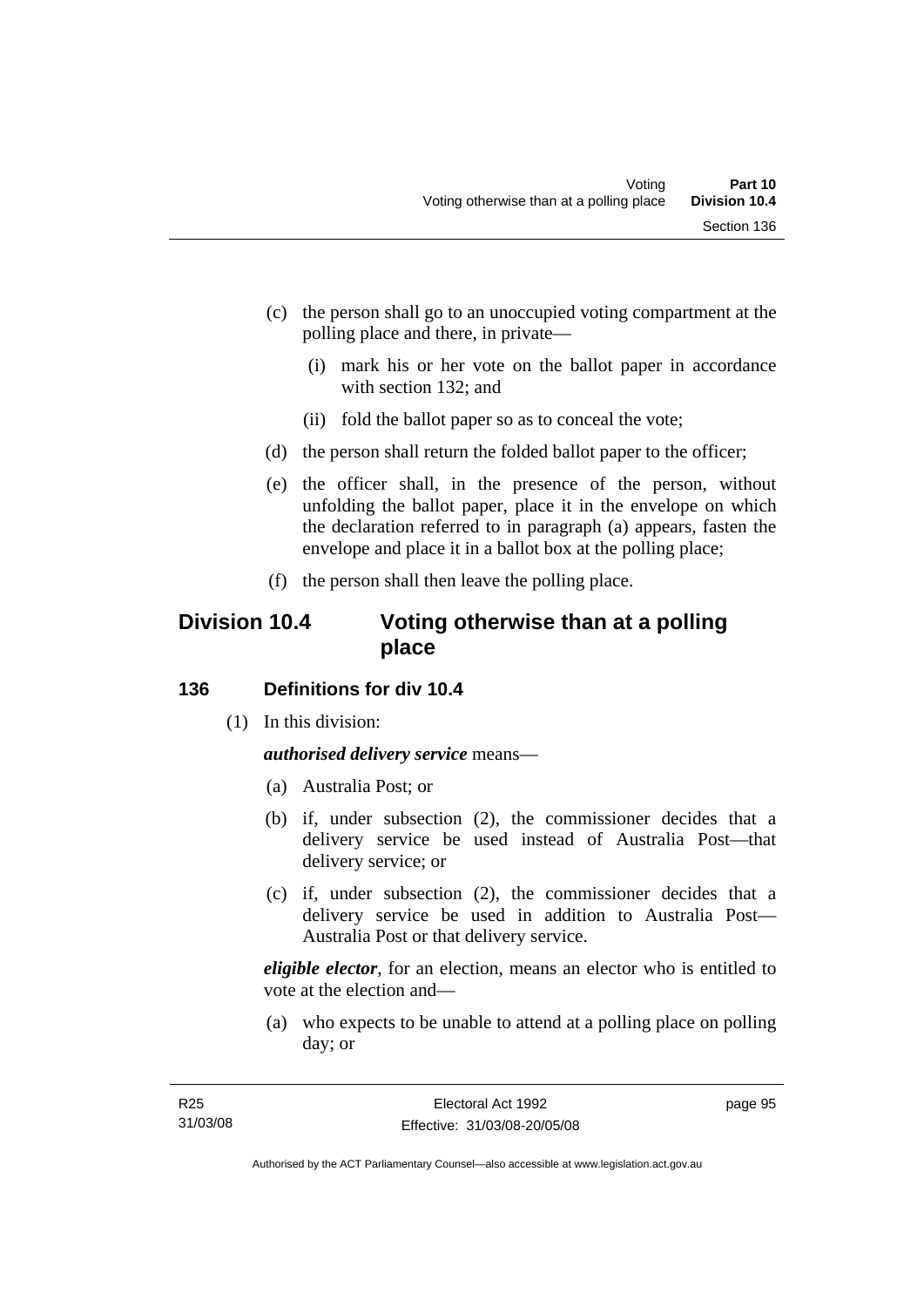(c) the person shall go to an unoccupied voting compartment at the polling place and there, in private—

(i) mark his or her vote on the ballot paper in accordance with section 132; and

(ii) fold the ballot paper so as to conceal the vote;

(d) the person shall return the folded ballot paper to the officer;

(e) the officer shall, in the presence of the person, without unfolding the ballot paper, place it in the envelope on which the declaration referred to in paragraph (a) appears, fasten the envelope and place it in a ballot box at the polling place;

(f) the person shall then leave the polling place.

## Division 10.4 Voting otherwise than at a polling place

### 136 Definitions for div 10.4

(1) In this division:

***authorised delivery service*** means—

(a) Australia Post; or

(b) if, under subsection (2), the commissioner decides that a delivery service be used instead of Australia Post—that delivery service; or

(c) if, under subsection (2), the commissioner decides that a delivery service be used in addition to Australia Post—Australia Post or that delivery service.

***eligible elector***, for an election, means an elector who is entitled to vote at the election and—

(a) who expects to be unable to attend at a polling place on polling day; or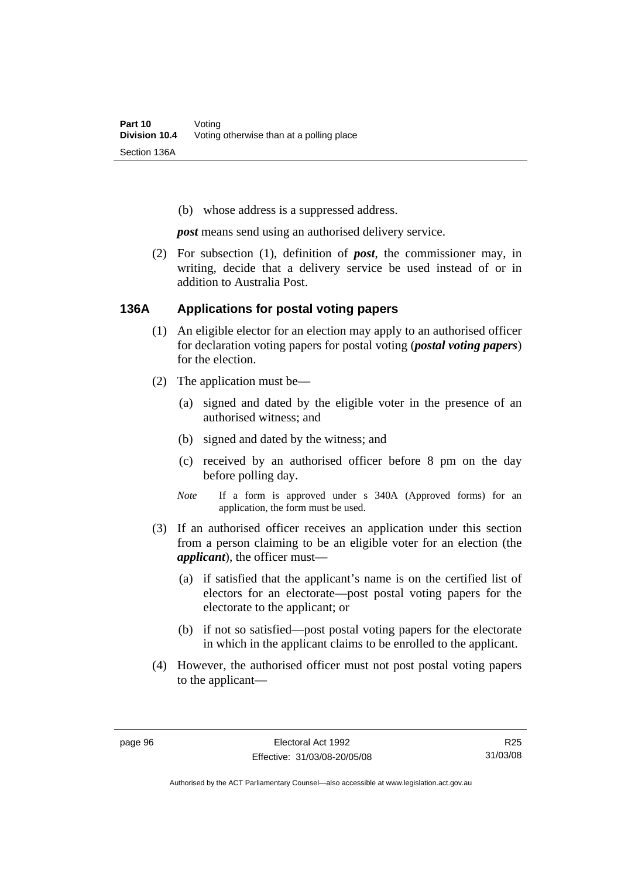(b) whose address is a suppressed address.

***post*** means send using an authorised delivery service.

(2) For subsection (1), definition of ***post***, the commissioner may, in writing, decide that a delivery service be used instead of or in addition to Australia Post.

### 136A Applications for postal voting papers

(1) An eligible elector for an election may apply to an authorised officer for declaration voting papers for postal voting (***postal voting papers***) for the election.

(2) The application must be—

(a) signed and dated by the eligible voter in the presence of an authorised witness; and

(b) signed and dated by the witness; and

(c) received by an authorised officer before 8 pm on the day before polling day.

*Note* If a form is approved under s 340A (Approved forms) for an application, the form must be used.

(3) If an authorised officer receives an application under this section from a person claiming to be an eligible voter for an election (the ***applicant***), the officer must—

(a) if satisfied that the applicant's name is on the certified list of electors for an electorate—post postal voting papers for the electorate to the applicant; or

(b) if not so satisfied—post postal voting papers for the electorate in which in the applicant claims to be enrolled to the applicant.

(4) However, the authorised officer must not post postal voting papers to the applicant—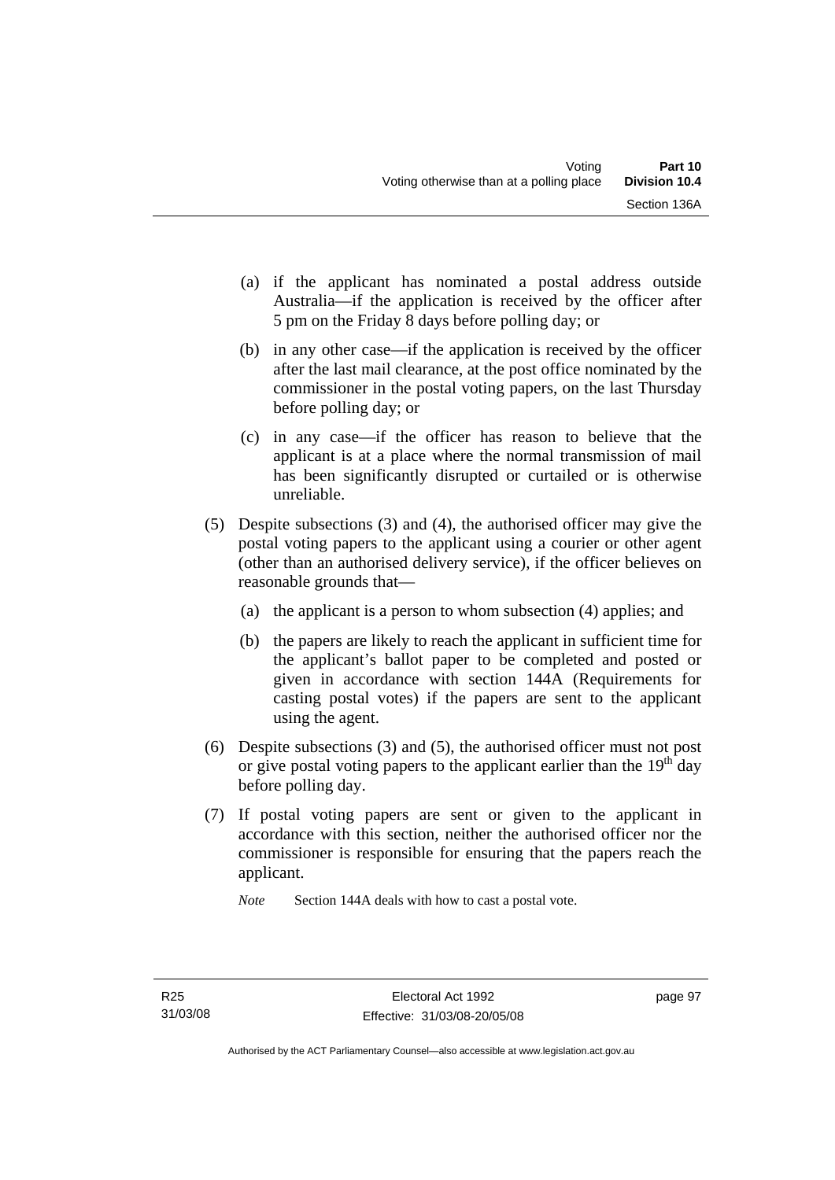(a) if the applicant has nominated a postal address outside Australia—if the application is received by the officer after 5 pm on the Friday 8 days before polling day; or

(b) in any other case—if the application is received by the officer after the last mail clearance, at the post office nominated by the commissioner in the postal voting papers, on the last Thursday before polling day; or

(c) in any case—if the officer has reason to believe that the applicant is at a place where the normal transmission of mail has been significantly disrupted or curtailed or is otherwise unreliable.

(5) Despite subsections (3) and (4), the authorised officer may give the postal voting papers to the applicant using a courier or other agent (other than an authorised delivery service), if the officer believes on reasonable grounds that—

(a) the applicant is a person to whom subsection (4) applies; and

(b) the papers are likely to reach the applicant in sufficient time for the applicant's ballot paper to be completed and posted or given in accordance with section 144A (Requirements for casting postal votes) if the papers are sent to the applicant using the agent.

(6) Despite subsections (3) and (5), the authorised officer must not post or give postal voting papers to the applicant earlier than the 19th day before polling day.

(7) If postal voting papers are sent or given to the applicant in accordance with this section, neither the authorised officer nor the commissioner is responsible for ensuring that the papers reach the applicant.

*Note* Section 144A deals with how to cast a postal vote.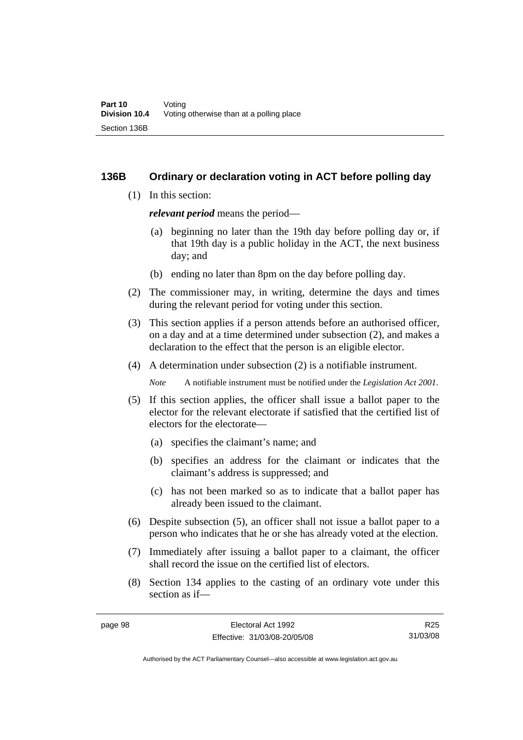## 136B Ordinary or declaration voting in ACT before polling day

(1) In this section:

***relevant period*** means the period—

(a) beginning no later than the 19th day before polling day or, if that 19th day is a public holiday in the ACT, the next business day; and

(b) ending no later than 8pm on the day before polling day.

(2) The commissioner may, in writing, determine the days and times during the relevant period for voting under this section.

(3) This section applies if a person attends before an authorised officer, on a day and at a time determined under subsection (2), and makes a declaration to the effect that the person is an eligible elector.

(4) A determination under subsection (2) is a notifiable instrument.

*Note* A notifiable instrument must be notified under the *Legislation Act 2001*.

(5) If this section applies, the officer shall issue a ballot paper to the elector for the relevant electorate if satisfied that the certified list of electors for the electorate—

(a) specifies the claimant's name; and

(b) specifies an address for the claimant or indicates that the claimant's address is suppressed; and

(c) has not been marked so as to indicate that a ballot paper has already been issued to the claimant.

(6) Despite subsection (5), an officer shall not issue a ballot paper to a person who indicates that he or she has already voted at the election.

(7) Immediately after issuing a ballot paper to a claimant, the officer shall record the issue on the certified list of electors.

(8) Section 134 applies to the casting of an ordinary vote under this section as if—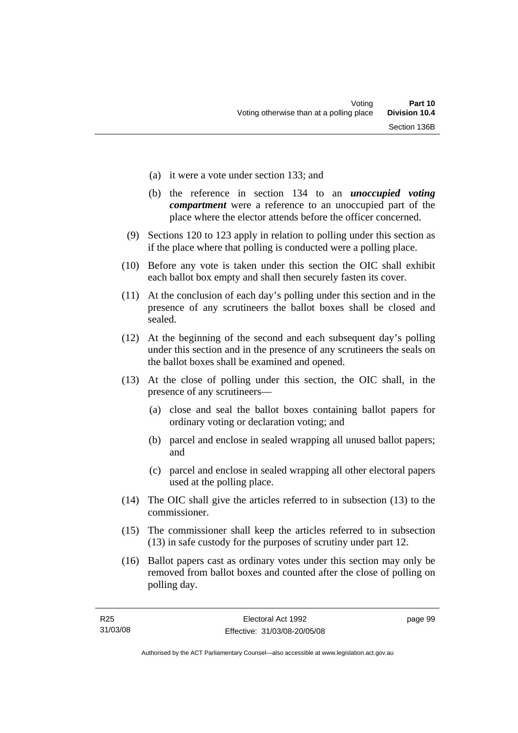(a) it were a vote under section 133; and

(b) the reference in section 134 to an ***unoccupied voting compartment*** were a reference to an unoccupied part of the place where the elector attends before the officer concerned.

(9) Sections 120 to 123 apply in relation to polling under this section as if the place where that polling is conducted were a polling place.

(10) Before any vote is taken under this section the OIC shall exhibit each ballot box empty and shall then securely fasten its cover.

(11) At the conclusion of each day's polling under this section and in the presence of any scrutineers the ballot boxes shall be closed and sealed.

(12) At the beginning of the second and each subsequent day's polling under this section and in the presence of any scrutineers the seals on the ballot boxes shall be examined and opened.

(13) At the close of polling under this section, the OIC shall, in the presence of any scrutineers—

(a) close and seal the ballot boxes containing ballot papers for ordinary voting or declaration voting; and

(b) parcel and enclose in sealed wrapping all unused ballot papers; and

(c) parcel and enclose in sealed wrapping all other electoral papers used at the polling place.

(14) The OIC shall give the articles referred to in subsection (13) to the commissioner.

(15) The commissioner shall keep the articles referred to in subsection (13) in safe custody for the purposes of scrutiny under part 12.

(16) Ballot papers cast as ordinary votes under this section may only be removed from ballot boxes and counted after the close of polling on polling day.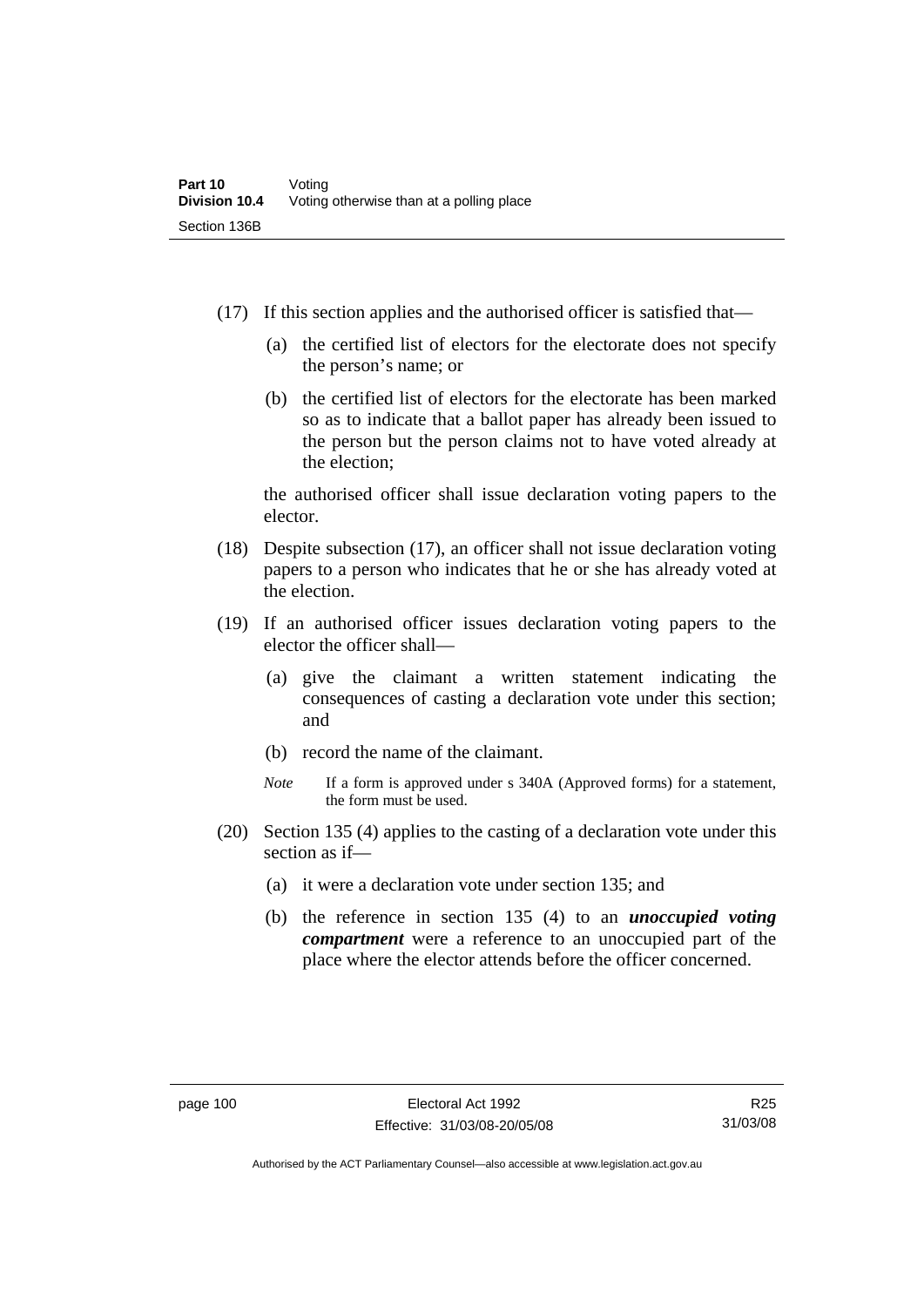(17) If this section applies and the authorised officer is satisfied that—

   (a) the certified list of electors for the electorate does not specify the person's name; or

   (b) the certified list of electors for the electorate has been marked so as to indicate that a ballot paper has already been issued to the person but the person claims not to have voted already at the election;

   the authorised officer shall issue declaration voting papers to the elector.

(18) Despite subsection (17), an officer shall not issue declaration voting papers to a person who indicates that he or she has already voted at the election.

(19) If an authorised officer issues declaration voting papers to the elector the officer shall—

   (a) give the claimant a written statement indicating the consequences of casting a declaration vote under this section; and

   (b) record the name of the claimant.

   *Note* If a form is approved under s 340A (Approved forms) for a statement, the form must be used.

(20) Section 135 (4) applies to the casting of a declaration vote under this section as if—

   (a) it were a declaration vote under section 135; and

   (b) the reference in section 135 (4) to an ***unoccupied voting compartment*** were a reference to an unoccupied part of the place where the elector attends before the officer concerned.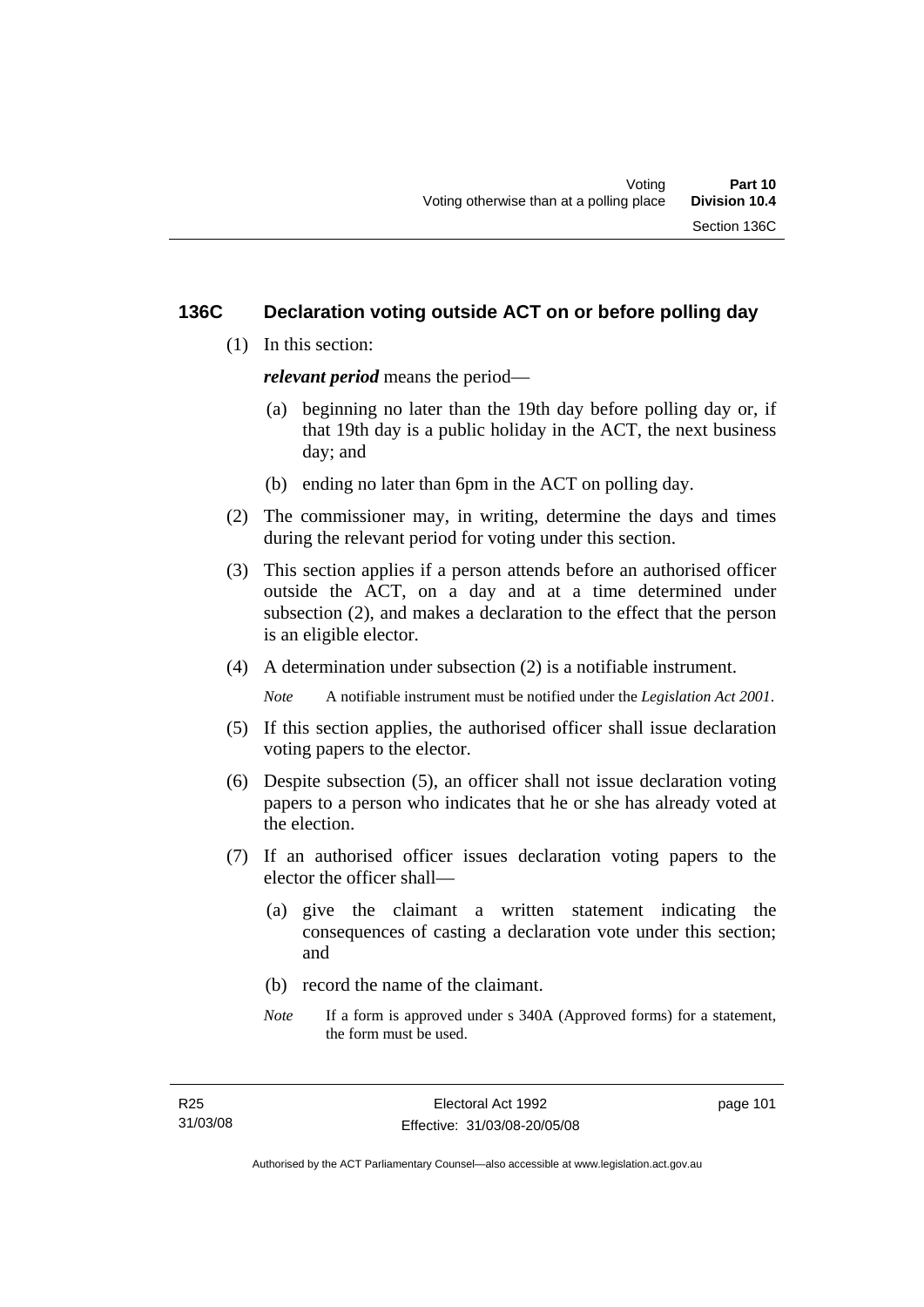## 136C Declaration voting outside ACT on or before polling day

(1) In this section:

***relevant period*** means the period—

(a) beginning no later than the 19th day before polling day or, if that 19th day is a public holiday in the ACT, the next business day; and

(b) ending no later than 6pm in the ACT on polling day.

(2) The commissioner may, in writing, determine the days and times during the relevant period for voting under this section.

(3) This section applies if a person attends before an authorised officer outside the ACT, on a day and at a time determined under subsection (2), and makes a declaration to the effect that the person is an eligible elector.

(4) A determination under subsection (2) is a notifiable instrument.

*Note* A notifiable instrument must be notified under the *Legislation Act 2001*.

(5) If this section applies, the authorised officer shall issue declaration voting papers to the elector.

(6) Despite subsection (5), an officer shall not issue declaration voting papers to a person who indicates that he or she has already voted at the election.

(7) If an authorised officer issues declaration voting papers to the elector the officer shall—

(a) give the claimant a written statement indicating the consequences of casting a declaration vote under this section; and

(b) record the name of the claimant.

*Note* If a form is approved under s 340A (Approved forms) for a statement, the form must be used.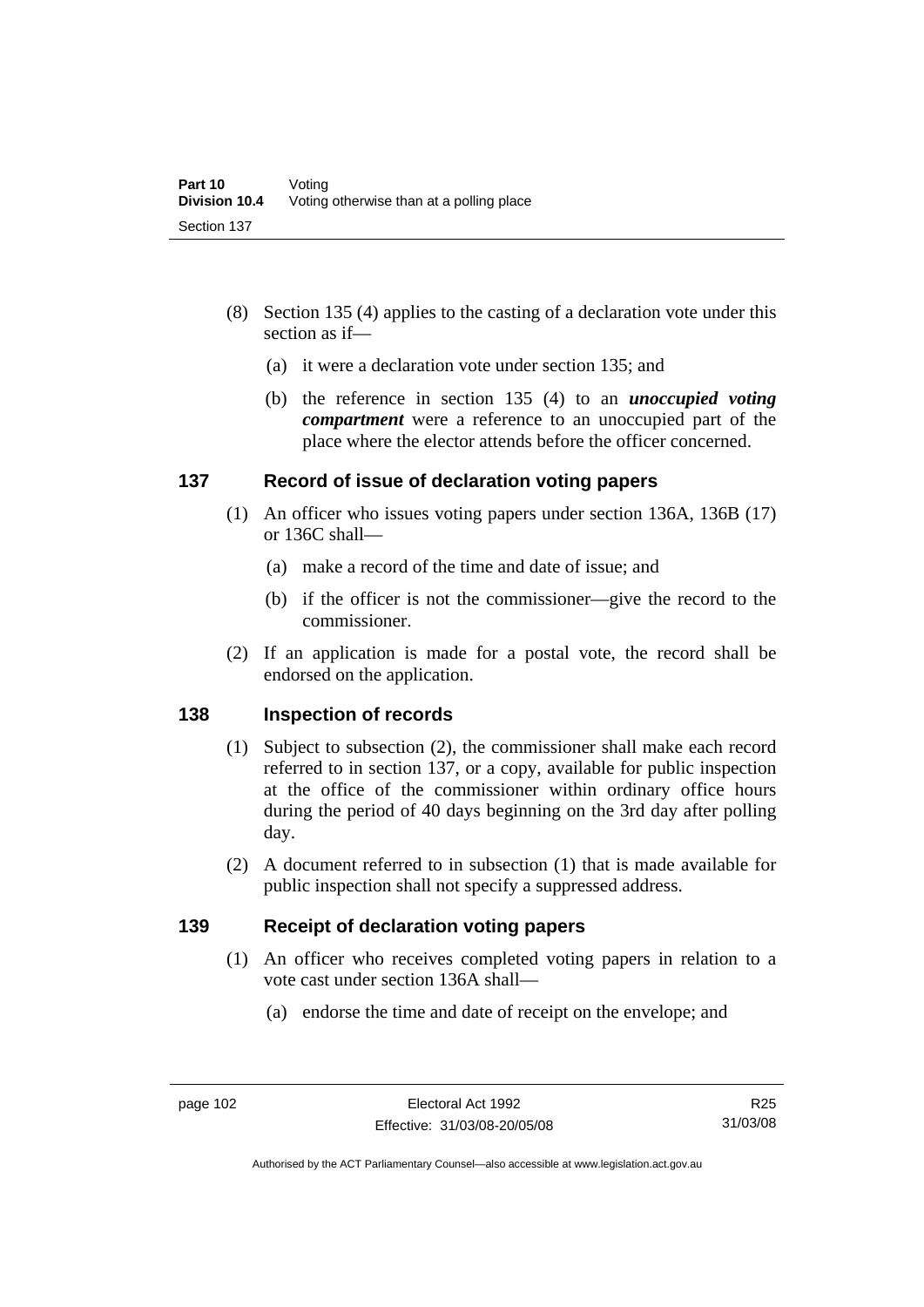(8) Section 135 (4) applies to the casting of a declaration vote under this section as if—

  (a) it were a declaration vote under section 135; and

  (b) the reference in section 135 (4) to an ***unoccupied voting compartment*** were a reference to an unoccupied part of the place where the elector attends before the officer concerned.

## 137 Record of issue of declaration voting papers

(1) An officer who issues voting papers under section 136A, 136B (17) or 136C shall—

  (a) make a record of the time and date of issue; and

  (b) if the officer is not the commissioner—give the record to the commissioner.

(2) If an application is made for a postal vote, the record shall be endorsed on the application.

## 138 Inspection of records

(1) Subject to subsection (2), the commissioner shall make each record referred to in section 137, or a copy, available for public inspection at the office of the commissioner within ordinary office hours during the period of 40 days beginning on the 3rd day after polling day.

(2) A document referred to in subsection (1) that is made available for public inspection shall not specify a suppressed address.

## 139 Receipt of declaration voting papers

(1) An officer who receives completed voting papers in relation to a vote cast under section 136A shall—

  (a) endorse the time and date of receipt on the envelope; and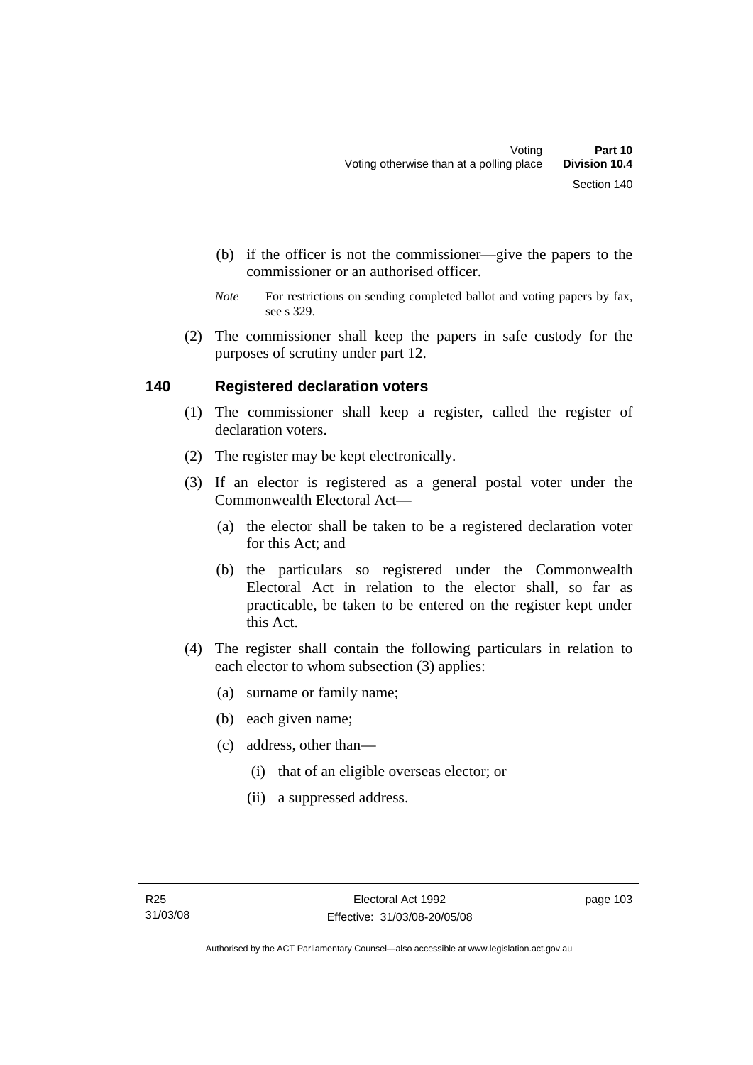(b) if the officer is not the commissioner—give the papers to the commissioner or an authorised officer.

*Note* For restrictions on sending completed ballot and voting papers by fax, see s 329.

(2) The commissioner shall keep the papers in safe custody for the purposes of scrutiny under part 12.

## 140 Registered declaration voters

(1) The commissioner shall keep a register, called the register of declaration voters.

(2) The register may be kept electronically.

(3) If an elector is registered as a general postal voter under the Commonwealth Electoral Act—

(a) the elector shall be taken to be a registered declaration voter for this Act; and

(b) the particulars so registered under the Commonwealth Electoral Act in relation to the elector shall, so far as practicable, be taken to be entered on the register kept under this Act.

(4) The register shall contain the following particulars in relation to each elector to whom subsection (3) applies:

(a) surname or family name;

(b) each given name;

(c) address, other than—

(i) that of an eligible overseas elector; or

(ii) a suppressed address.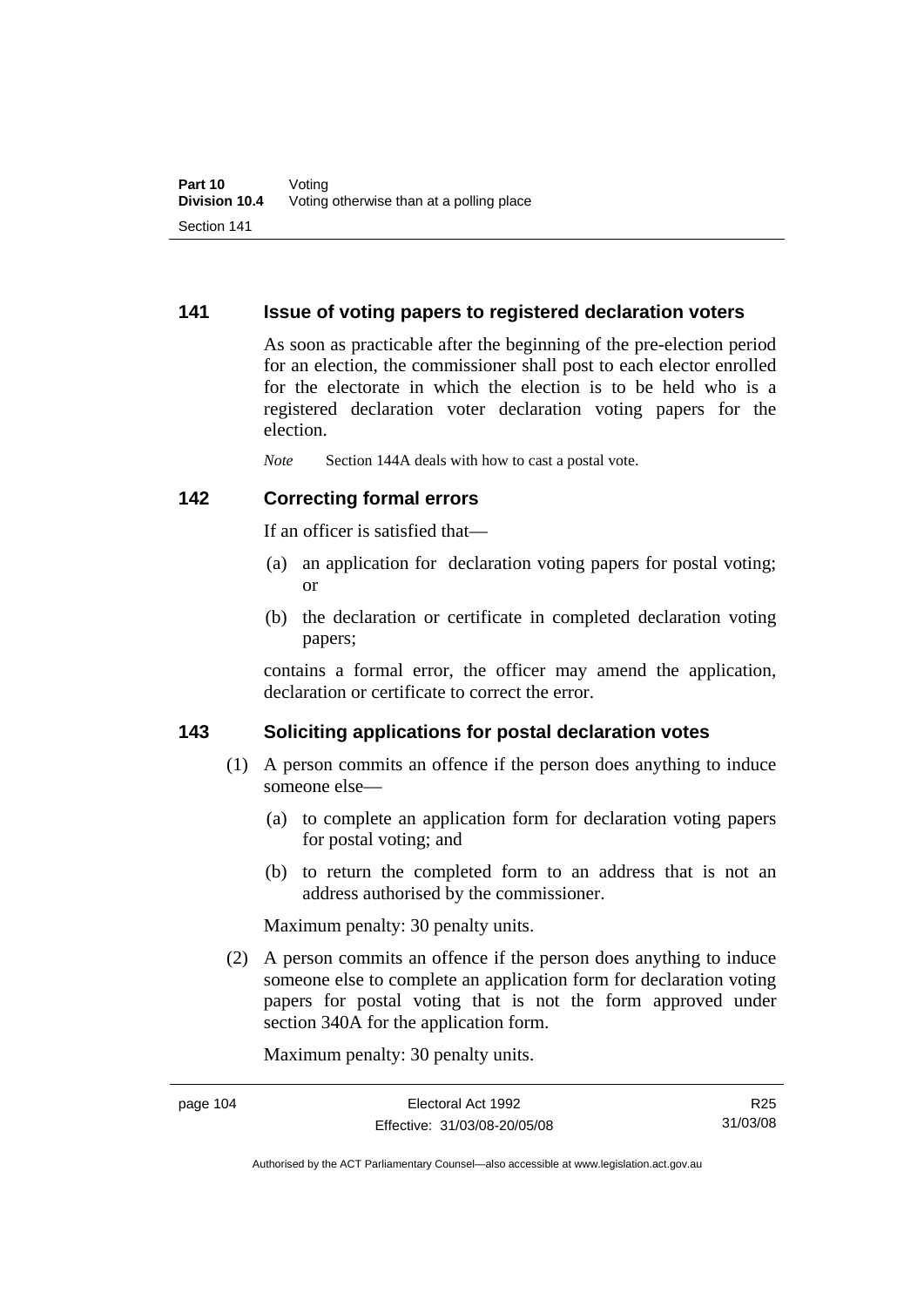## 141 Issue of voting papers to registered declaration voters

As soon as practicable after the beginning of the pre-election period for an election, the commissioner shall post to each elector enrolled for the electorate in which the election is to be held who is a registered declaration voter declaration voting papers for the election.

*Note* Section 144A deals with how to cast a postal vote.

## 142 Correcting formal errors

If an officer is satisfied that—

(a) an application for declaration voting papers for postal voting; or

(b) the declaration or certificate in completed declaration voting papers;

contains a formal error, the officer may amend the application, declaration or certificate to correct the error.

## 143 Soliciting applications for postal declaration votes

(1) A person commits an offence if the person does anything to induce someone else—

(a) to complete an application form for declaration voting papers for postal voting; and

(b) to return the completed form to an address that is not an address authorised by the commissioner.

Maximum penalty: 30 penalty units.

(2) A person commits an offence if the person does anything to induce someone else to complete an application form for declaration voting papers for postal voting that is not the form approved under section 340A for the application form.

Maximum penalty: 30 penalty units.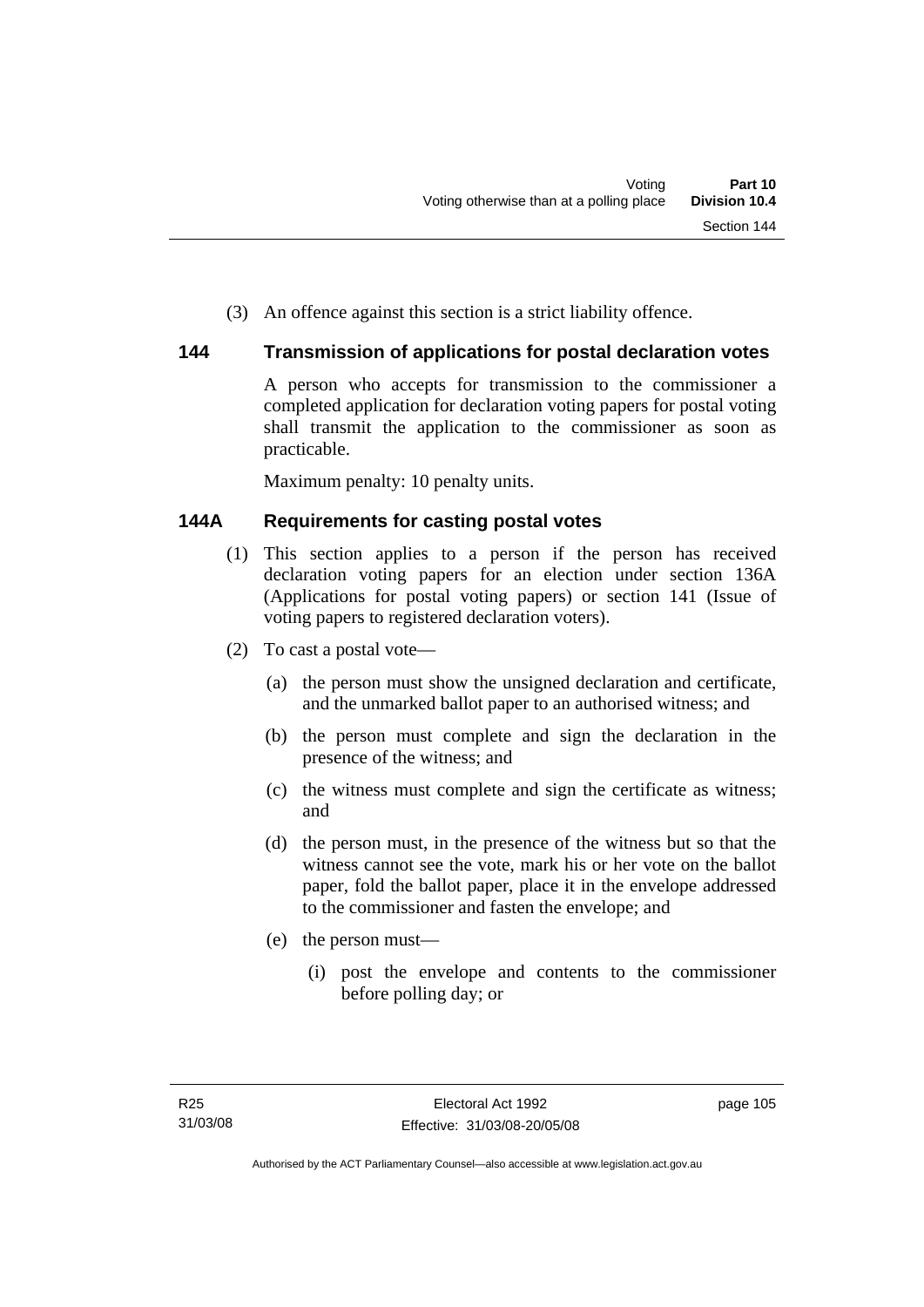(3) An offence against this section is a strict liability offence.

## 144 Transmission of applications for postal declaration votes

A person who accepts for transmission to the commissioner a completed application for declaration voting papers for postal voting shall transmit the application to the commissioner as soon as practicable.

Maximum penalty: 10 penalty units.

## 144A Requirements for casting postal votes

(1) This section applies to a person if the person has received declaration voting papers for an election under section 136A (Applications for postal voting papers) or section 141 (Issue of voting papers to registered declaration voters).

(2) To cast a postal vote—

(a) the person must show the unsigned declaration and certificate, and the unmarked ballot paper to an authorised witness; and

(b) the person must complete and sign the declaration in the presence of the witness; and

(c) the witness must complete and sign the certificate as witness; and

(d) the person must, in the presence of the witness but so that the witness cannot see the vote, mark his or her vote on the ballot paper, fold the ballot paper, place it in the envelope addressed to the commissioner and fasten the envelope; and

(e) the person must—

(i) post the envelope and contents to the commissioner before polling day; or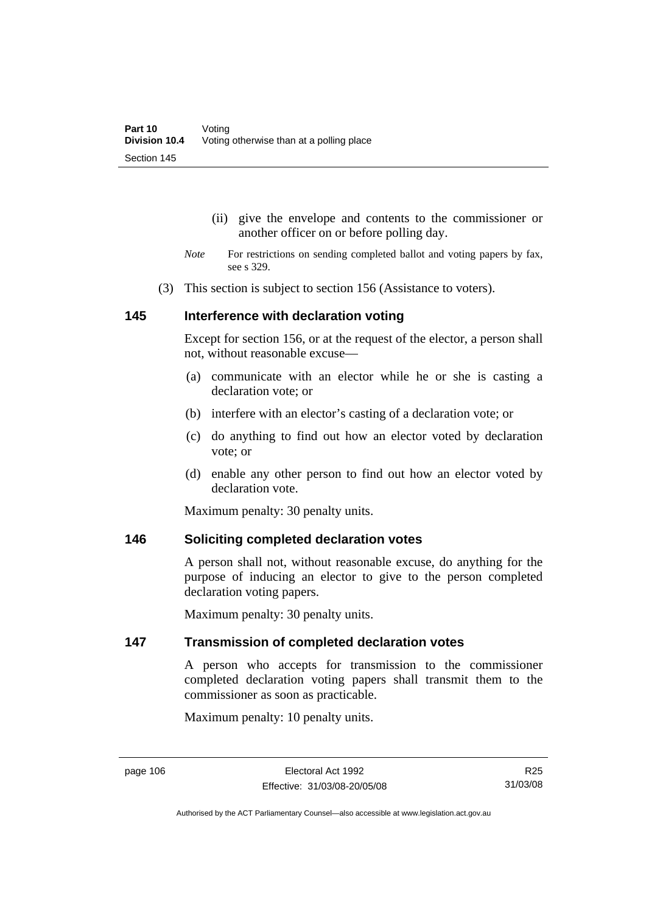(ii) give the envelope and contents to the commissioner or another officer on or before polling day.

*Note* For restrictions on sending completed ballot and voting papers by fax, see s 329.

(3) This section is subject to section 156 (Assistance to voters).

## 145 Interference with declaration voting

Except for section 156, or at the request of the elector, a person shall not, without reasonable excuse—

(a) communicate with an elector while he or she is casting a declaration vote; or

(b) interfere with an elector's casting of a declaration vote; or

(c) do anything to find out how an elector voted by declaration vote; or

(d) enable any other person to find out how an elector voted by declaration vote.

Maximum penalty: 30 penalty units.

## 146 Soliciting completed declaration votes

A person shall not, without reasonable excuse, do anything for the purpose of inducing an elector to give to the person completed declaration voting papers.

Maximum penalty: 30 penalty units.

## 147 Transmission of completed declaration votes

A person who accepts for transmission to the commissioner completed declaration voting papers shall transmit them to the commissioner as soon as practicable.

Maximum penalty: 10 penalty units.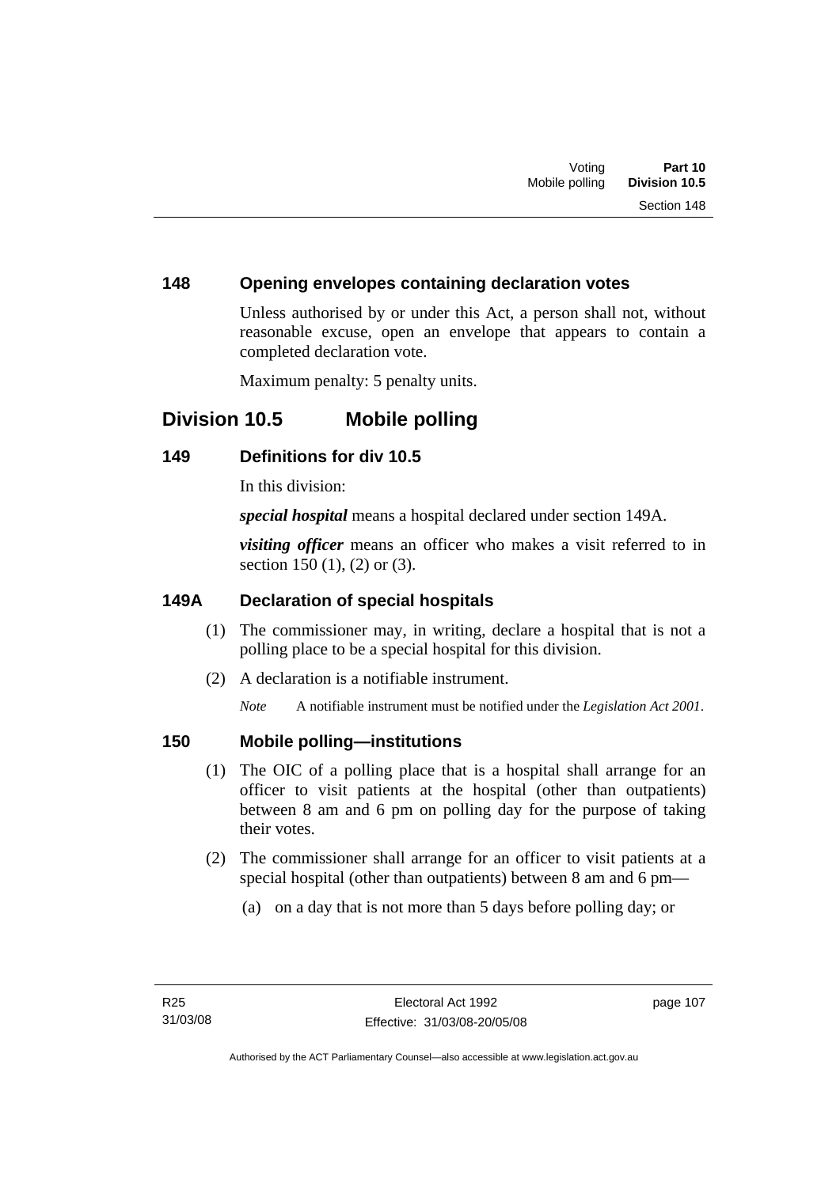### 148 Opening envelopes containing declaration votes

Unless authorised by or under this Act, a person shall not, without reasonable excuse, open an envelope that appears to contain a completed declaration vote.

Maximum penalty: 5 penalty units.

## Division 10.5 Mobile polling

### 149 Definitions for div 10.5

In this division:

***special hospital*** means a hospital declared under section 149A.

***visiting officer*** means an officer who makes a visit referred to in section 150 (1), (2) or (3).

### 149A Declaration of special hospitals

(1) The commissioner may, in writing, declare a hospital that is not a polling place to be a special hospital for this division.

(2) A declaration is a notifiable instrument.

*Note* A notifiable instrument must be notified under the *Legislation Act 2001*.

### 150 Mobile polling—institutions

(1) The OIC of a polling place that is a hospital shall arrange for an officer to visit patients at the hospital (other than outpatients) between 8 am and 6 pm on polling day for the purpose of taking their votes.

(2) The commissioner shall arrange for an officer to visit patients at a special hospital (other than outpatients) between 8 am and 6 pm—

(a) on a day that is not more than 5 days before polling day; or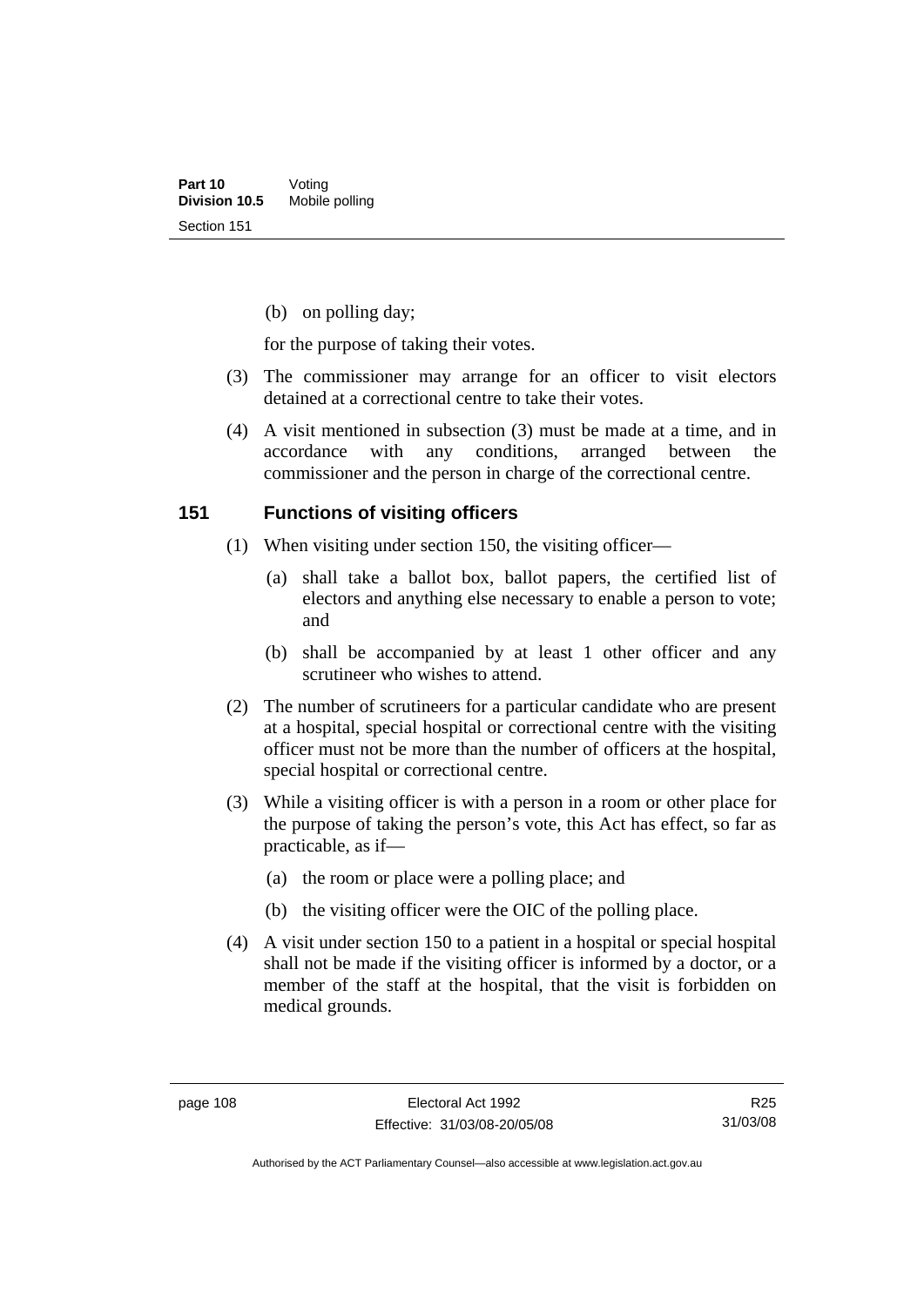(b) on polling day;

for the purpose of taking their votes.

(3) The commissioner may arrange for an officer to visit electors detained at a correctional centre to take their votes.

(4) A visit mentioned in subsection (3) must be made at a time, and in accordance with any conditions, arranged between the commissioner and the person in charge of the correctional centre.

## 151 Functions of visiting officers

(1) When visiting under section 150, the visiting officer—

(a) shall take a ballot box, ballot papers, the certified list of electors and anything else necessary to enable a person to vote; and

(b) shall be accompanied by at least 1 other officer and any scrutineer who wishes to attend.

(2) The number of scrutineers for a particular candidate who are present at a hospital, special hospital or correctional centre with the visiting officer must not be more than the number of officers at the hospital, special hospital or correctional centre.

(3) While a visiting officer is with a person in a room or other place for the purpose of taking the person's vote, this Act has effect, so far as practicable, as if—

(a) the room or place were a polling place; and

(b) the visiting officer were the OIC of the polling place.

(4) A visit under section 150 to a patient in a hospital or special hospital shall not be made if the visiting officer is informed by a doctor, or a member of the staff at the hospital, that the visit is forbidden on medical grounds.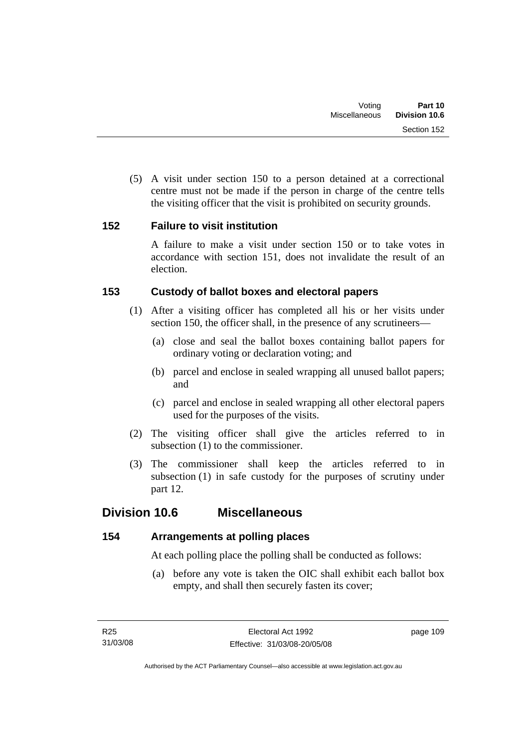(5) A visit under section 150 to a person detained at a correctional centre must not be made if the person in charge of the centre tells the visiting officer that the visit is prohibited on security grounds.

### 152 Failure to visit institution

A failure to make a visit under section 150 or to take votes in accordance with section 151, does not invalidate the result of an election.

### 153 Custody of ballot boxes and electoral papers

(1) After a visiting officer has completed all his or her visits under section 150, the officer shall, in the presence of any scrutineers—

(a) close and seal the ballot boxes containing ballot papers for ordinary voting or declaration voting; and

(b) parcel and enclose in sealed wrapping all unused ballot papers; and

(c) parcel and enclose in sealed wrapping all other electoral papers used for the purposes of the visits.

(2) The visiting officer shall give the articles referred to in subsection (1) to the commissioner.

(3) The commissioner shall keep the articles referred to in subsection (1) in safe custody for the purposes of scrutiny under part 12.

## Division 10.6 Miscellaneous

### 154 Arrangements at polling places

At each polling place the polling shall be conducted as follows:

(a) before any vote is taken the OIC shall exhibit each ballot box empty, and shall then securely fasten its cover;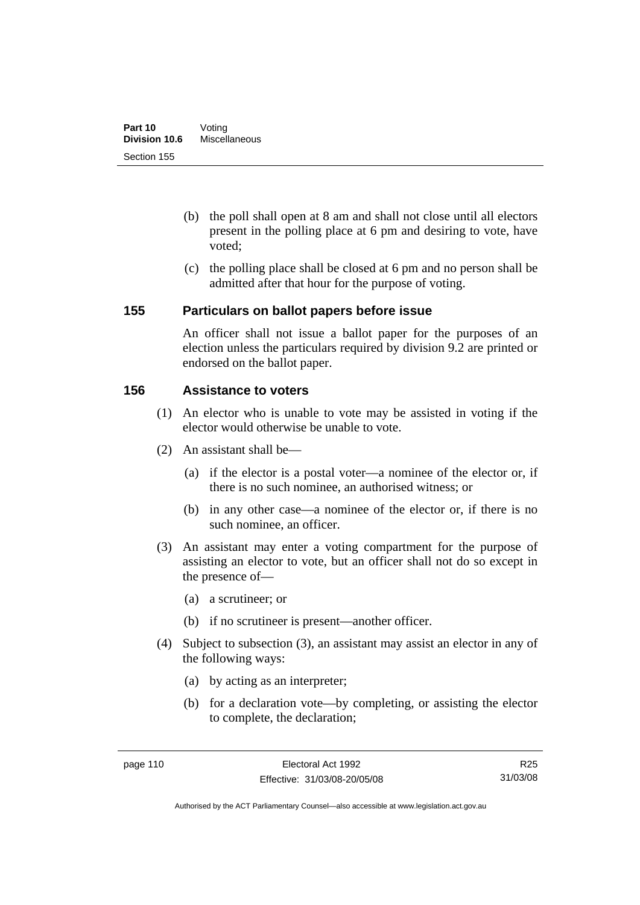(b) the poll shall open at 8 am and shall not close until all electors present in the polling place at 6 pm and desiring to vote, have voted;

(c) the polling place shall be closed at 6 pm and no person shall be admitted after that hour for the purpose of voting.

## 155 Particulars on ballot papers before issue

An officer shall not issue a ballot paper for the purposes of an election unless the particulars required by division 9.2 are printed or endorsed on the ballot paper.

## 156 Assistance to voters

(1) An elector who is unable to vote may be assisted in voting if the elector would otherwise be unable to vote.

(2) An assistant shall be—

(a) if the elector is a postal voter—a nominee of the elector or, if there is no such nominee, an authorised witness; or

(b) in any other case—a nominee of the elector or, if there is no such nominee, an officer.

(3) An assistant may enter a voting compartment for the purpose of assisting an elector to vote, but an officer shall not do so except in the presence of—

(a) a scrutineer; or

(b) if no scrutineer is present—another officer.

(4) Subject to subsection (3), an assistant may assist an elector in any of the following ways:

(a) by acting as an interpreter;

(b) for a declaration vote—by completing, or assisting the elector to complete, the declaration;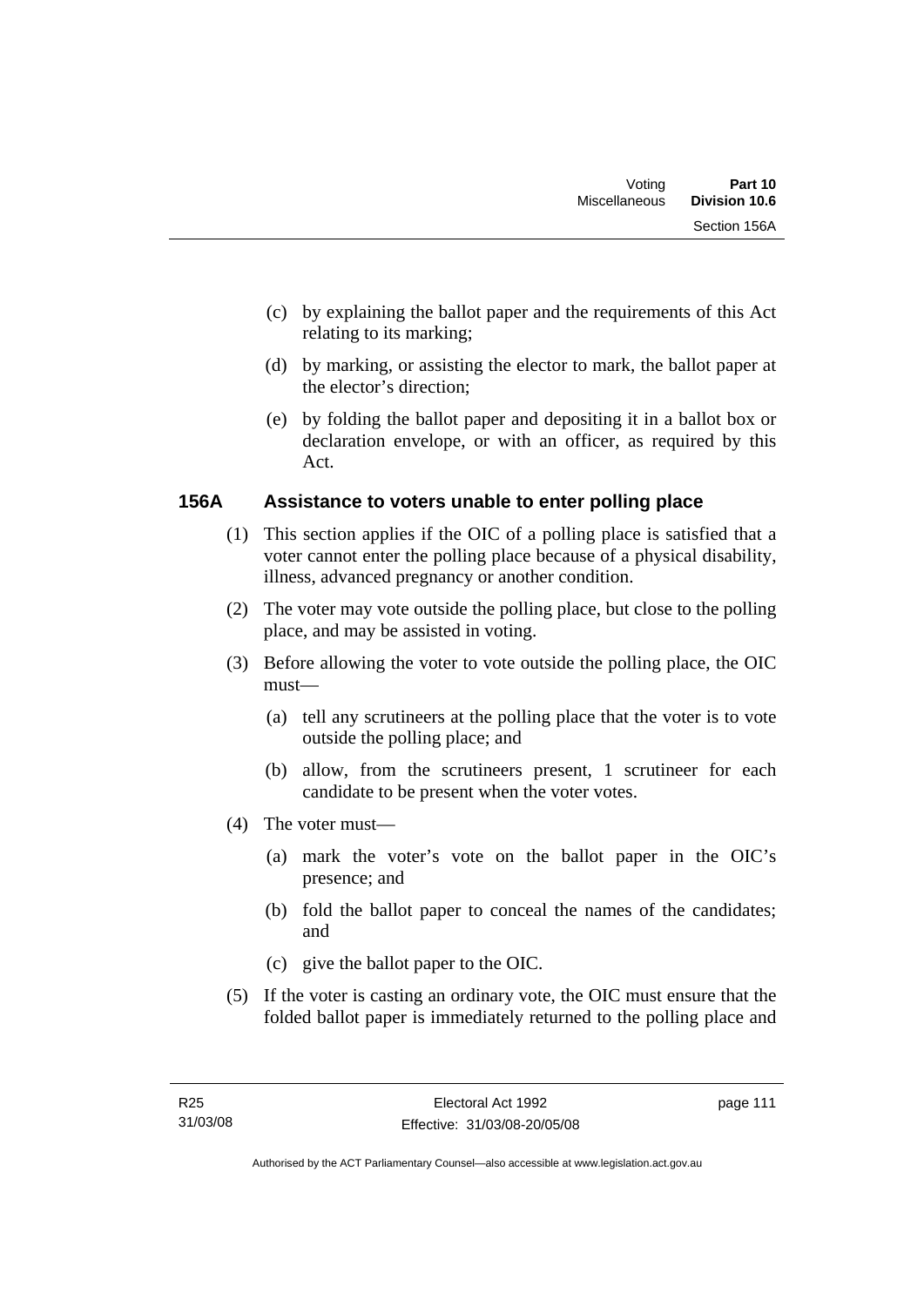(c) by explaining the ballot paper and the requirements of this Act relating to its marking;

(d) by marking, or assisting the elector to mark, the ballot paper at the elector's direction;

(e) by folding the ballot paper and depositing it in a ballot box or declaration envelope, or with an officer, as required by this Act.

### 156A Assistance to voters unable to enter polling place

(1) This section applies if the OIC of a polling place is satisfied that a voter cannot enter the polling place because of a physical disability, illness, advanced pregnancy or another condition.

(2) The voter may vote outside the polling place, but close to the polling place, and may be assisted in voting.

(3) Before allowing the voter to vote outside the polling place, the OIC must—

(a) tell any scrutineers at the polling place that the voter is to vote outside the polling place; and

(b) allow, from the scrutineers present, 1 scrutineer for each candidate to be present when the voter votes.

(4) The voter must—

(a) mark the voter's vote on the ballot paper in the OIC's presence; and

(b) fold the ballot paper to conceal the names of the candidates; and

(c) give the ballot paper to the OIC.

(5) If the voter is casting an ordinary vote, the OIC must ensure that the folded ballot paper is immediately returned to the polling place and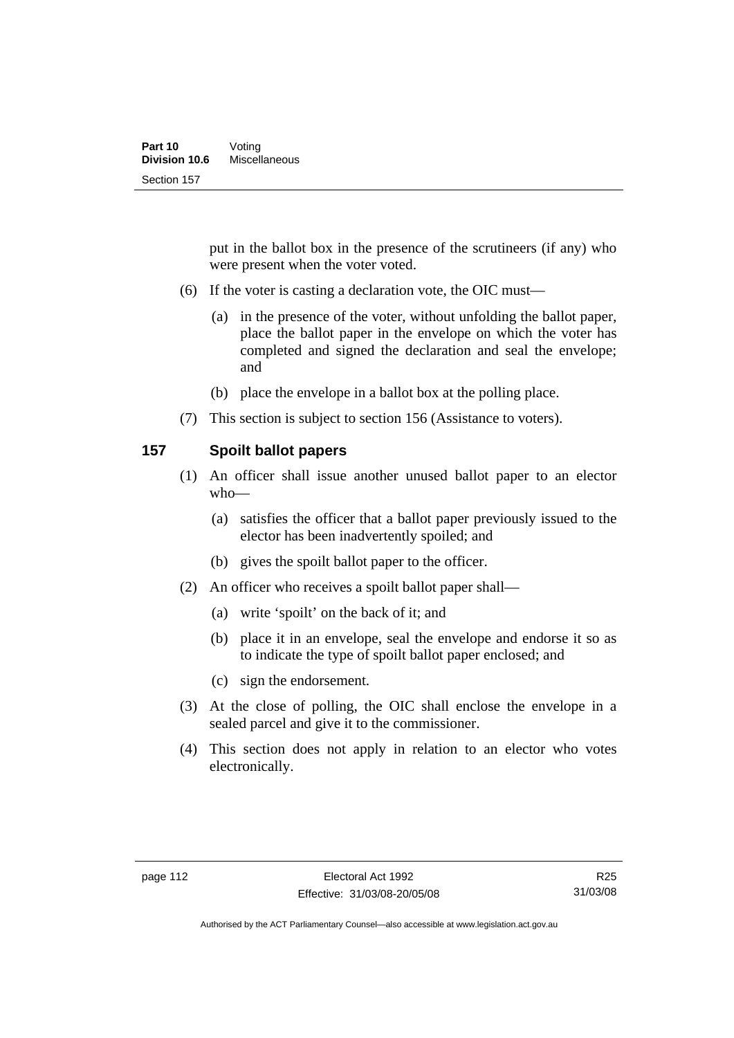put in the ballot box in the presence of the scrutineers (if any) who were present when the voter voted.

(6) If the voter is casting a declaration vote, the OIC must—

(a) in the presence of the voter, without unfolding the ballot paper, place the ballot paper in the envelope on which the voter has completed and signed the declaration and seal the envelope; and

(b) place the envelope in a ballot box at the polling place.

(7) This section is subject to section 156 (Assistance to voters).

## 157 Spoilt ballot papers

(1) An officer shall issue another unused ballot paper to an elector who—

(a) satisfies the officer that a ballot paper previously issued to the elector has been inadvertently spoiled; and

(b) gives the spoilt ballot paper to the officer.

(2) An officer who receives a spoilt ballot paper shall—

(a) write 'spoilt' on the back of it; and

(b) place it in an envelope, seal the envelope and endorse it so as to indicate the type of spoilt ballot paper enclosed; and

(c) sign the endorsement.

(3) At the close of polling, the OIC shall enclose the envelope in a sealed parcel and give it to the commissioner.

(4) This section does not apply in relation to an elector who votes electronically.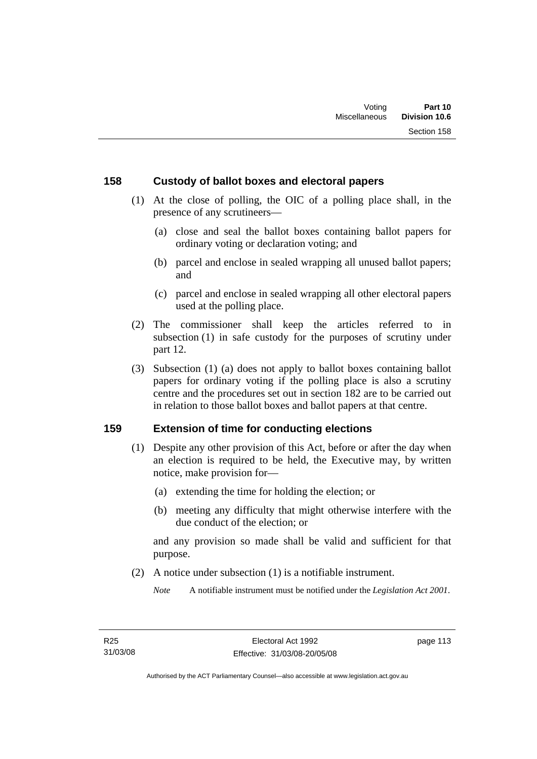## 158 Custody of ballot boxes and electoral papers

(1) At the close of polling, the OIC of a polling place shall, in the presence of any scrutineers—

(a) close and seal the ballot boxes containing ballot papers for ordinary voting or declaration voting; and

(b) parcel and enclose in sealed wrapping all unused ballot papers; and

(c) parcel and enclose in sealed wrapping all other electoral papers used at the polling place.

(2) The commissioner shall keep the articles referred to in subsection (1) in safe custody for the purposes of scrutiny under part 12.

(3) Subsection (1) (a) does not apply to ballot boxes containing ballot papers for ordinary voting if the polling place is also a scrutiny centre and the procedures set out in section 182 are to be carried out in relation to those ballot boxes and ballot papers at that centre.

## 159 Extension of time for conducting elections

(1) Despite any other provision of this Act, before or after the day when an election is required to be held, the Executive may, by written notice, make provision for—

(a) extending the time for holding the election; or

(b) meeting any difficulty that might otherwise interfere with the due conduct of the election; or

and any provision so made shall be valid and sufficient for that purpose.

(2) A notice under subsection (1) is a notifiable instrument.

*Note* A notifiable instrument must be notified under the *Legislation Act 2001*.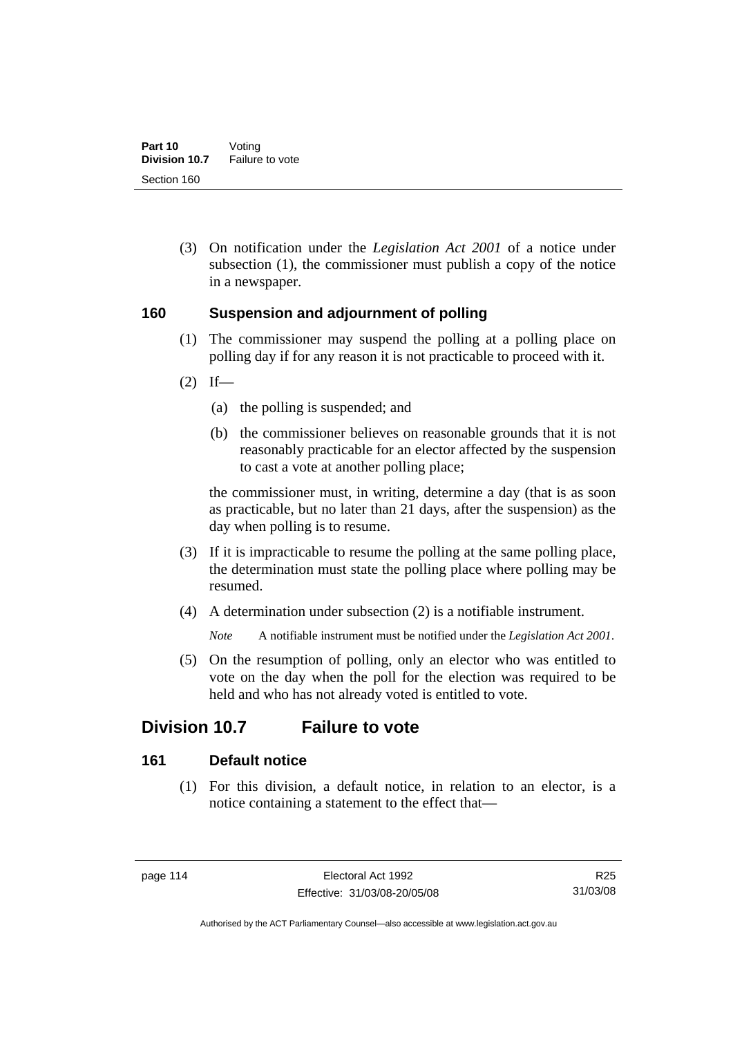(3) On notification under the *Legislation Act 2001* of a notice under subsection (1), the commissioner must publish a copy of the notice in a newspaper.

### 160 Suspension and adjournment of polling

(1) The commissioner may suspend the polling at a polling place on polling day if for any reason it is not practicable to proceed with it.

(2) If—

(a) the polling is suspended; and

(b) the commissioner believes on reasonable grounds that it is not reasonably practicable for an elector affected by the suspension to cast a vote at another polling place;

the commissioner must, in writing, determine a day (that is as soon as practicable, but no later than 21 days, after the suspension) as the day when polling is to resume.

(3) If it is impracticable to resume the polling at the same polling place, the determination must state the polling place where polling may be resumed.

(4) A determination under subsection (2) is a notifiable instrument.

*Note* A notifiable instrument must be notified under the *Legislation Act 2001*.

(5) On the resumption of polling, only an elector who was entitled to vote on the day when the poll for the election was required to be held and who has not already voted is entitled to vote.

## Division 10.7 Failure to vote

### 161 Default notice

(1) For this division, a default notice, in relation to an elector, is a notice containing a statement to the effect that—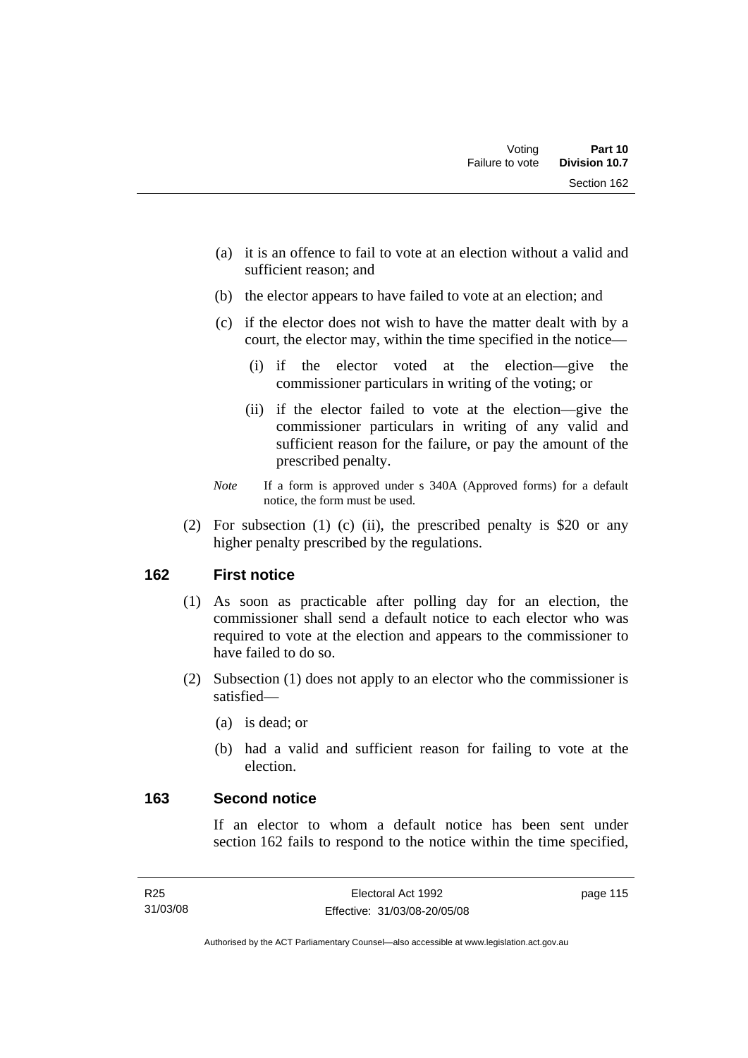(a) it is an offence to fail to vote at an election without a valid and sufficient reason; and

(b) the elector appears to have failed to vote at an election; and

(c) if the elector does not wish to have the matter dealt with by a court, the elector may, within the time specified in the notice—

  (i) if the elector voted at the election—give the commissioner particulars in writing of the voting; or

  (ii) if the elector failed to vote at the election—give the commissioner particulars in writing of any valid and sufficient reason for the failure, or pay the amount of the prescribed penalty.

*Note* If a form is approved under s 340A (Approved forms) for a default notice, the form must be used.

(2) For subsection (1) (c) (ii), the prescribed penalty is $20 or any higher penalty prescribed by the regulations.

## 162 First notice

(1) As soon as practicable after polling day for an election, the commissioner shall send a default notice to each elector who was required to vote at the election and appears to the commissioner to have failed to do so.

(2) Subsection (1) does not apply to an elector who the commissioner is satisfied—

(a) is dead; or

(b) had a valid and sufficient reason for failing to vote at the election.

## 163 Second notice

If an elector to whom a default notice has been sent under section 162 fails to respond to the notice within the time specified,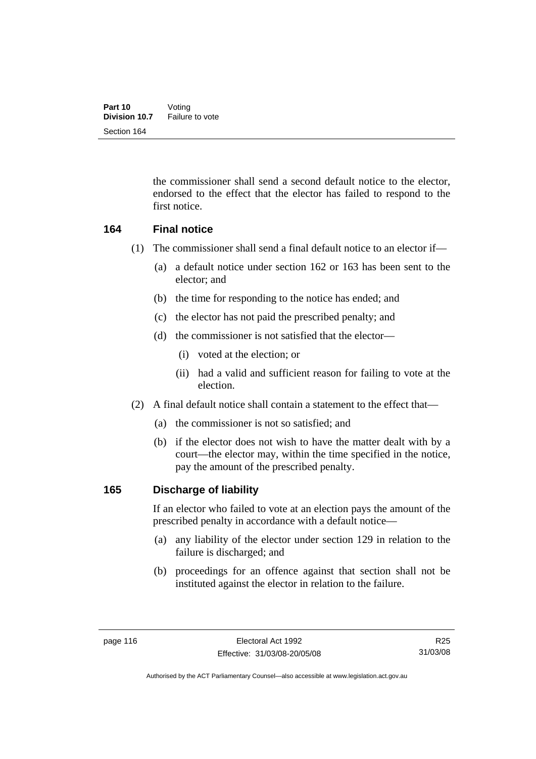the commissioner shall send a second default notice to the elector, endorsed to the effect that the elector has failed to respond to the first notice.

## 164 Final notice

(1) The commissioner shall send a final default notice to an elector if—

(a) a default notice under section 162 or 163 has been sent to the elector; and

(b) the time for responding to the notice has ended; and

(c) the elector has not paid the prescribed penalty; and

(d) the commissioner is not satisfied that the elector—

(i) voted at the election; or

(ii) had a valid and sufficient reason for failing to vote at the election.

(2) A final default notice shall contain a statement to the effect that—

(a) the commissioner is not so satisfied; and

(b) if the elector does not wish to have the matter dealt with by a court—the elector may, within the time specified in the notice, pay the amount of the prescribed penalty.

## 165 Discharge of liability

If an elector who failed to vote at an election pays the amount of the prescribed penalty in accordance with a default notice—

(a) any liability of the elector under section 129 in relation to the failure is discharged; and

(b) proceedings for an offence against that section shall not be instituted against the elector in relation to the failure.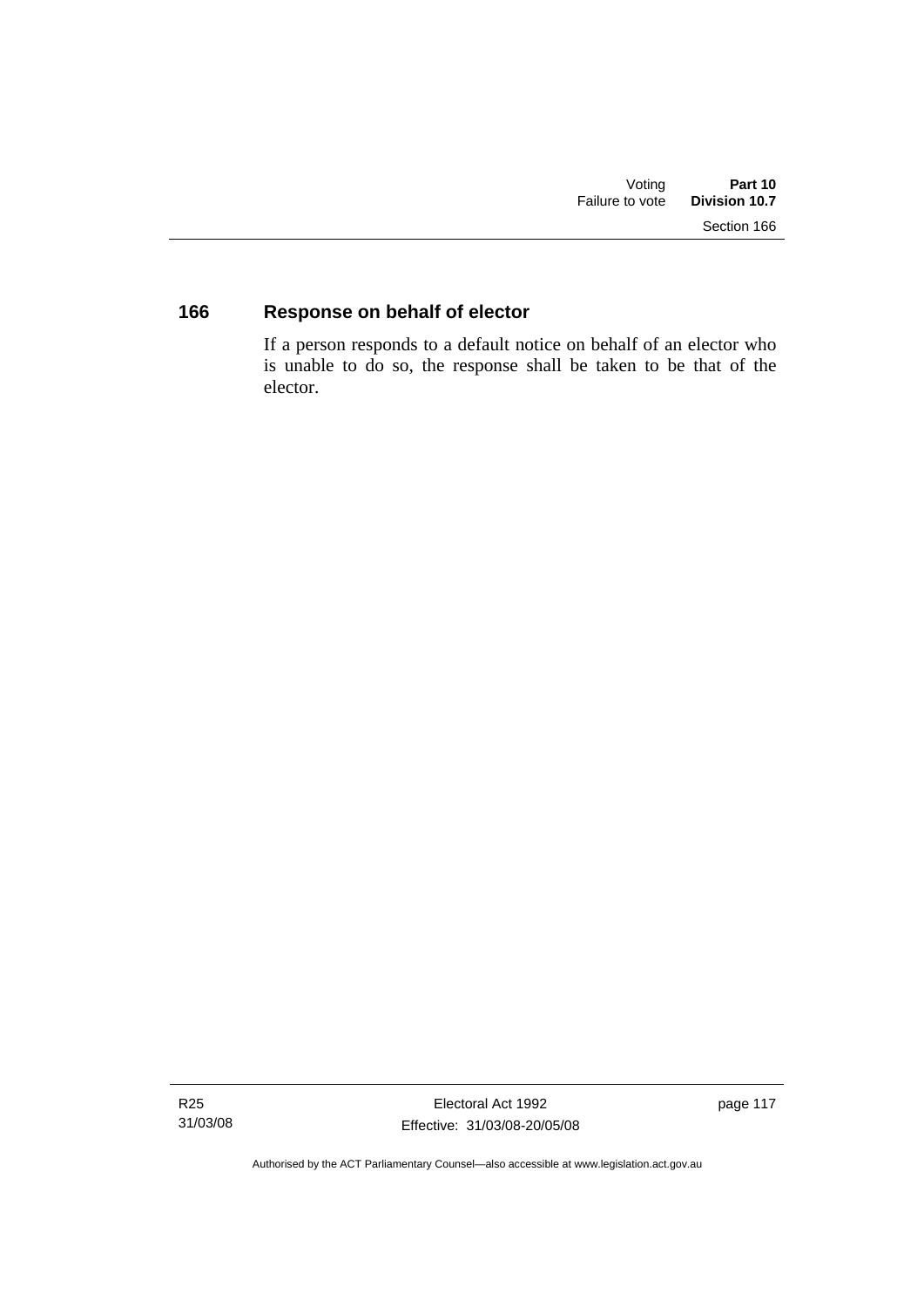## 166 Response on behalf of elector

If a person responds to a default notice on behalf of an elector who is unable to do so, the response shall be taken to be that of the elector.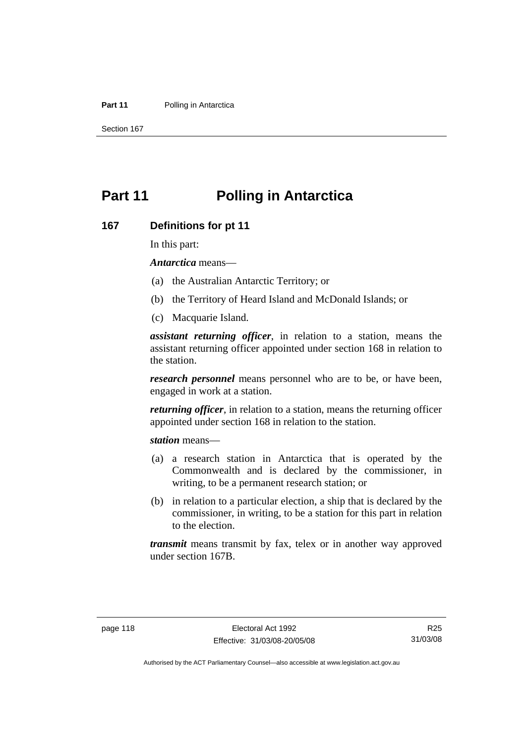# Part 11 Polling in Antarctica

## 167 Definitions for pt 11

In this part:

***Antarctica*** means—

(a) the Australian Antarctic Territory; or

(b) the Territory of Heard Island and McDonald Islands; or

(c) Macquarie Island.

***assistant returning officer***, in relation to a station, means the assistant returning officer appointed under section 168 in relation to the station.

***research personnel*** means personnel who are to be, or have been, engaged in work at a station.

***returning officer***, in relation to a station, means the returning officer appointed under section 168 in relation to the station.

***station*** means—

(a) a research station in Antarctica that is operated by the Commonwealth and is declared by the commissioner, in writing, to be a permanent research station; or

(b) in relation to a particular election, a ship that is declared by the commissioner, in writing, to be a station for this part in relation to the election.

***transmit*** means transmit by fax, telex or in another way approved under section 167B.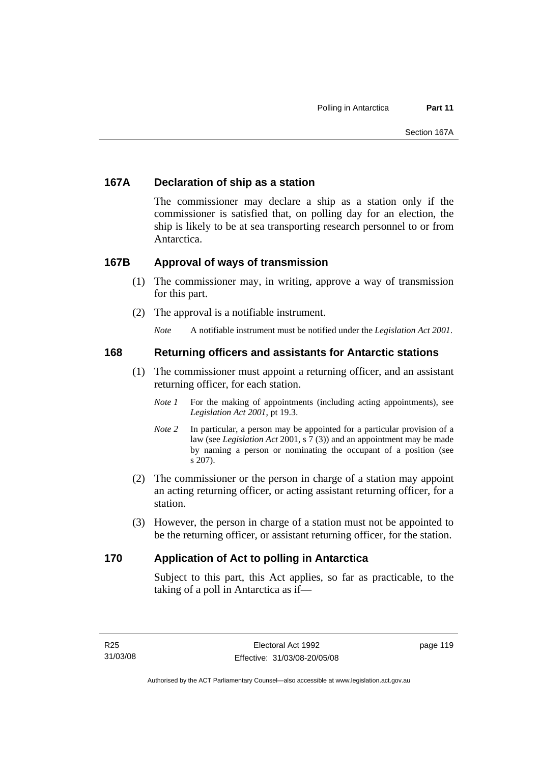## 167A Declaration of ship as a station

The commissioner may declare a ship as a station only if the commissioner is satisfied that, on polling day for an election, the ship is likely to be at sea transporting research personnel to or from Antarctica.

## 167B Approval of ways of transmission

(1) The commissioner may, in writing, approve a way of transmission for this part.

(2) The approval is a notifiable instrument.

*Note* A notifiable instrument must be notified under the *Legislation Act 2001*.

## 168 Returning officers and assistants for Antarctic stations

(1) The commissioner must appoint a returning officer, and an assistant returning officer, for each station.

*Note 1* For the making of appointments (including acting appointments), see *Legislation Act 2001*, pt 19.3.

*Note 2* In particular, a person may be appointed for a particular provision of a law (see *Legislation Act* 2001, s 7 (3)) and an appointment may be made by naming a person or nominating the occupant of a position (see s 207).

(2) The commissioner or the person in charge of a station may appoint an acting returning officer, or acting assistant returning officer, for a station.

(3) However, the person in charge of a station must not be appointed to be the returning officer, or assistant returning officer, for the station.

## 170 Application of Act to polling in Antarctica

Subject to this part, this Act applies, so far as practicable, to the taking of a poll in Antarctica as if—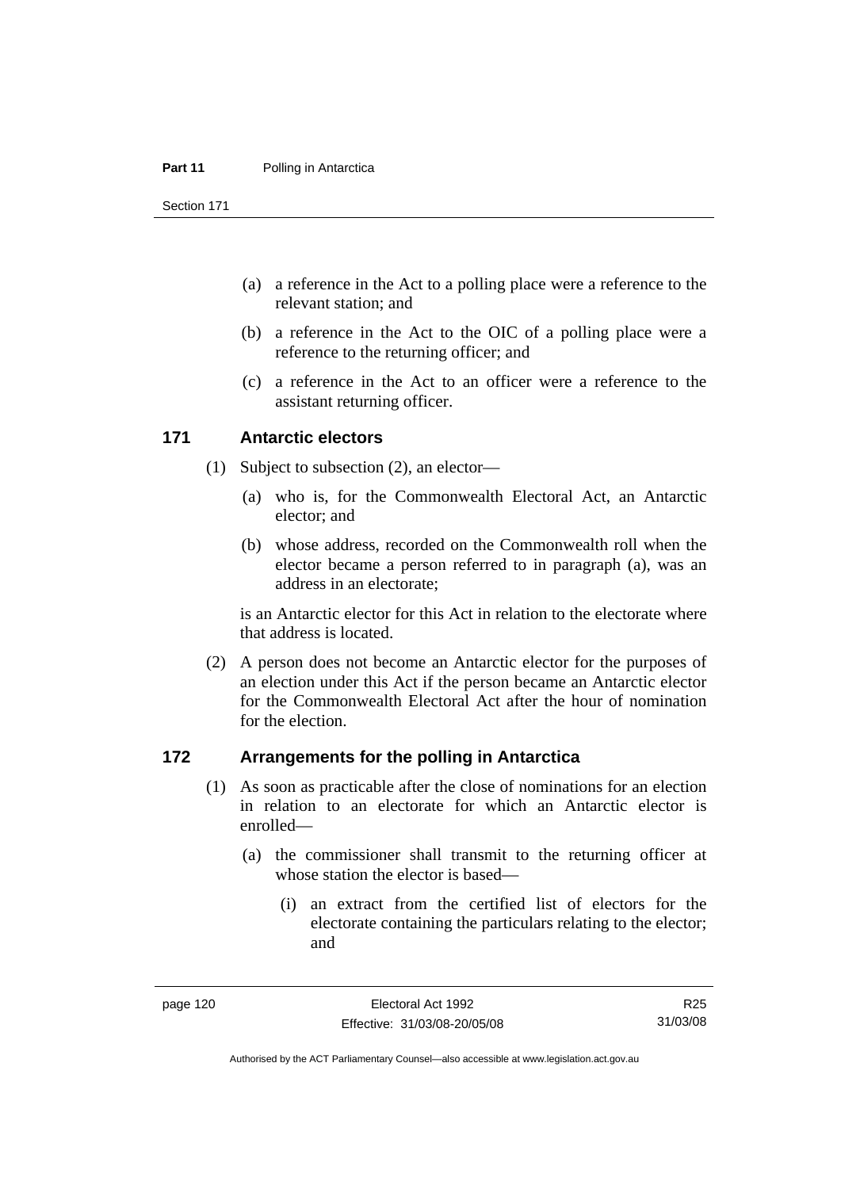(a) a reference in the Act to a polling place were a reference to the relevant station; and

(b) a reference in the Act to the OIC of a polling place were a reference to the returning officer; and

(c) a reference in the Act to an officer were a reference to the assistant returning officer.

## 171 Antarctic electors

(1) Subject to subsection (2), an elector—

(a) who is, for the Commonwealth Electoral Act, an Antarctic elector; and

(b) whose address, recorded on the Commonwealth roll when the elector became a person referred to in paragraph (a), was an address in an electorate;

is an Antarctic elector for this Act in relation to the electorate where that address is located.

(2) A person does not become an Antarctic elector for the purposes of an election under this Act if the person became an Antarctic elector for the Commonwealth Electoral Act after the hour of nomination for the election.

## 172 Arrangements for the polling in Antarctica

(1) As soon as practicable after the close of nominations for an election in relation to an electorate for which an Antarctic elector is enrolled—

(a) the commissioner shall transmit to the returning officer at whose station the elector is based—

(i) an extract from the certified list of electors for the electorate containing the particulars relating to the elector; and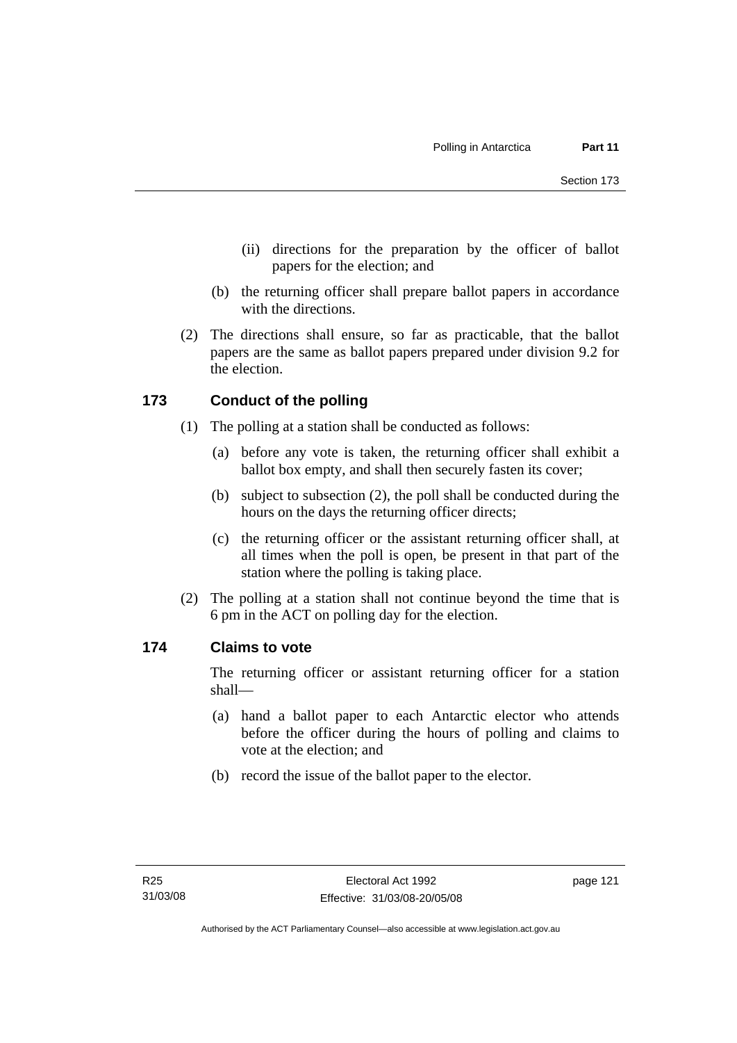(ii) directions for the preparation by the officer of ballot papers for the election; and

(b) the returning officer shall prepare ballot papers in accordance with the directions.

(2) The directions shall ensure, so far as practicable, that the ballot papers are the same as ballot papers prepared under division 9.2 for the election.

## 173 Conduct of the polling

(1) The polling at a station shall be conducted as follows:

(a) before any vote is taken, the returning officer shall exhibit a ballot box empty, and shall then securely fasten its cover;

(b) subject to subsection (2), the poll shall be conducted during the hours on the days the returning officer directs;

(c) the returning officer or the assistant returning officer shall, at all times when the poll is open, be present in that part of the station where the polling is taking place.

(2) The polling at a station shall not continue beyond the time that is 6 pm in the ACT on polling day for the election.

## 174 Claims to vote

The returning officer or assistant returning officer for a station shall—

(a) hand a ballot paper to each Antarctic elector who attends before the officer during the hours of polling and claims to vote at the election; and

(b) record the issue of the ballot paper to the elector.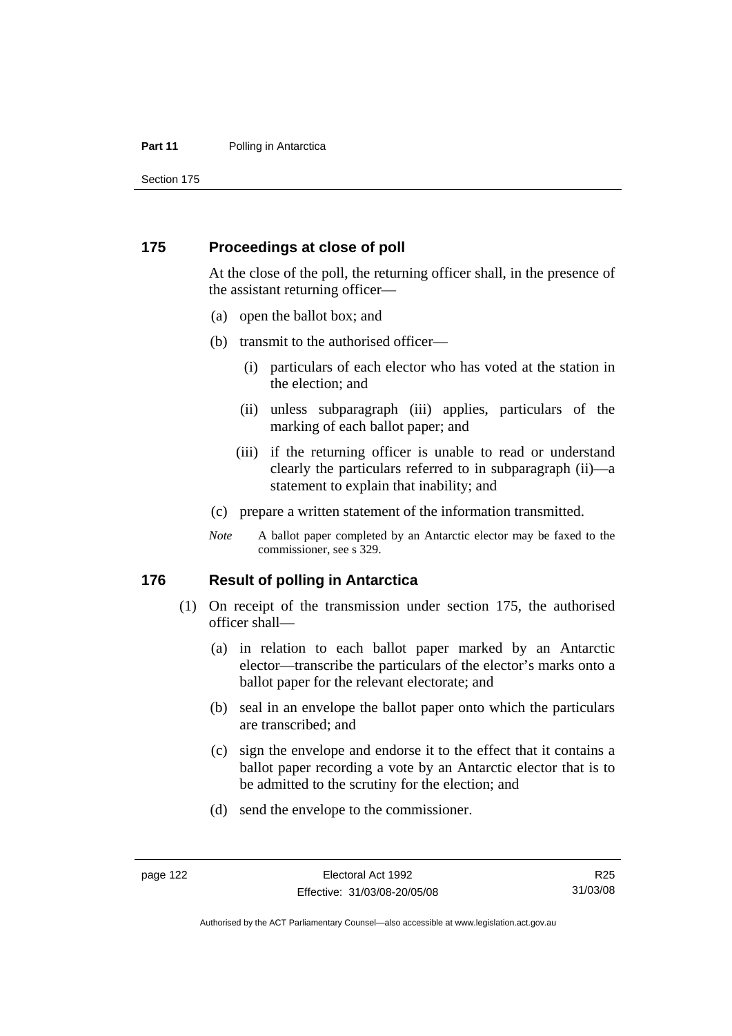## 175 Proceedings at close of poll

At the close of the poll, the returning officer shall, in the presence of the assistant returning officer—

(a) open the ballot box; and

(b) transmit to the authorised officer—

(i) particulars of each elector who has voted at the station in the election; and

(ii) unless subparagraph (iii) applies, particulars of the marking of each ballot paper; and

(iii) if the returning officer is unable to read or understand clearly the particulars referred to in subparagraph (ii)—a statement to explain that inability; and

(c) prepare a written statement of the information transmitted.

*Note* A ballot paper completed by an Antarctic elector may be faxed to the commissioner, see s 329.

## 176 Result of polling in Antarctica

(1) On receipt of the transmission under section 175, the authorised officer shall—

(a) in relation to each ballot paper marked by an Antarctic elector—transcribe the particulars of the elector's marks onto a ballot paper for the relevant electorate; and

(b) seal in an envelope the ballot paper onto which the particulars are transcribed; and

(c) sign the envelope and endorse it to the effect that it contains a ballot paper recording a vote by an Antarctic elector that is to be admitted to the scrutiny for the election; and

(d) send the envelope to the commissioner.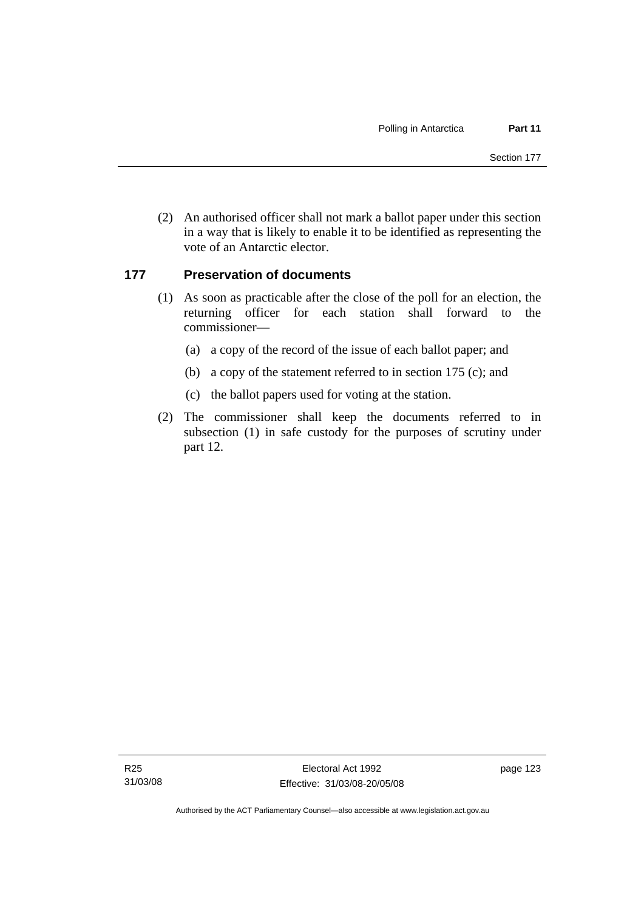(2) An authorised officer shall not mark a ballot paper under this section in a way that is likely to enable it to be identified as representing the vote of an Antarctic elector.

## 177 Preservation of documents

(1) As soon as practicable after the close of the poll for an election, the returning officer for each station shall forward to the commissioner—

(a) a copy of the record of the issue of each ballot paper; and

(b) a copy of the statement referred to in section 175 (c); and

(c) the ballot papers used for voting at the station.

(2) The commissioner shall keep the documents referred to in subsection (1) in safe custody for the purposes of scrutiny under part 12.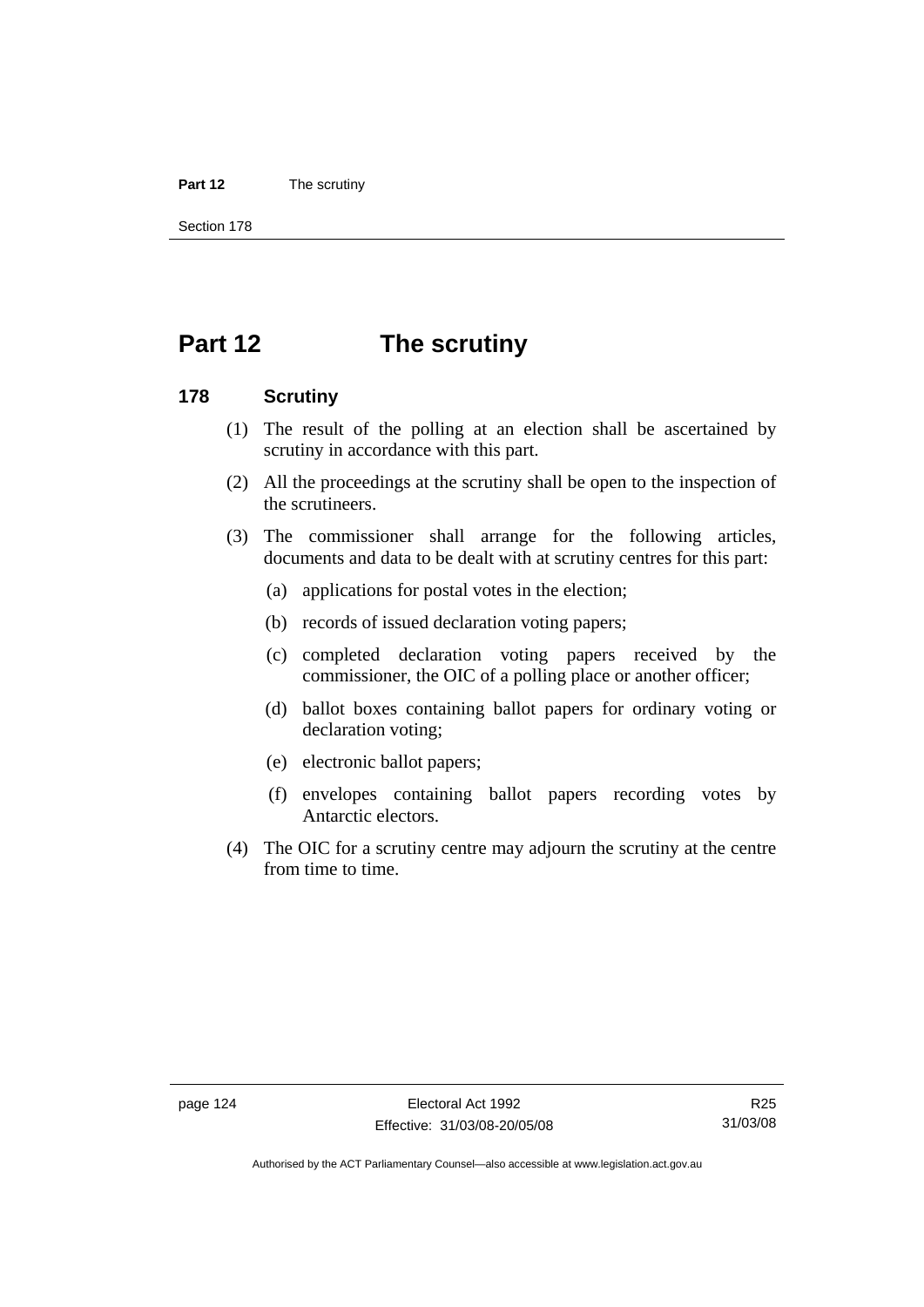# Part 12 The scrutiny

## 178 Scrutiny

(1) The result of the polling at an election shall be ascertained by scrutiny in accordance with this part.

(2) All the proceedings at the scrutiny shall be open to the inspection of the scrutineers.

(3) The commissioner shall arrange for the following articles, documents and data to be dealt with at scrutiny centres for this part:

(a) applications for postal votes in the election;

(b) records of issued declaration voting papers;

(c) completed declaration voting papers received by the commissioner, the OIC of a polling place or another officer;

(d) ballot boxes containing ballot papers for ordinary voting or declaration voting;

(e) electronic ballot papers;

(f) envelopes containing ballot papers recording votes by Antarctic electors.

(4) The OIC for a scrutiny centre may adjourn the scrutiny at the centre from time to time.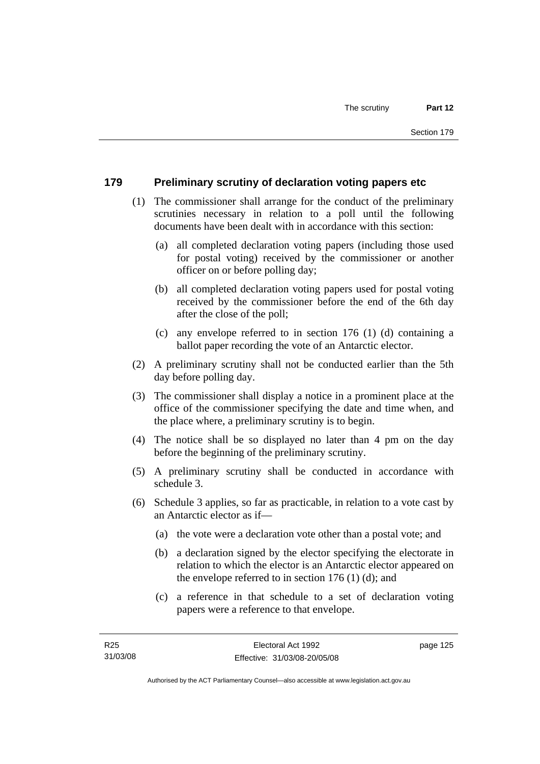## 179 Preliminary scrutiny of declaration voting papers etc

(1) The commissioner shall arrange for the conduct of the preliminary scrutinies necessary in relation to a poll until the following documents have been dealt with in accordance with this section:

(a) all completed declaration voting papers (including those used for postal voting) received by the commissioner or another officer on or before polling day;

(b) all completed declaration voting papers used for postal voting received by the commissioner before the end of the 6th day after the close of the poll;

(c) any envelope referred to in section 176 (1) (d) containing a ballot paper recording the vote of an Antarctic elector.

(2) A preliminary scrutiny shall not be conducted earlier than the 5th day before polling day.

(3) The commissioner shall display a notice in a prominent place at the office of the commissioner specifying the date and time when, and the place where, a preliminary scrutiny is to begin.

(4) The notice shall be so displayed no later than 4 pm on the day before the beginning of the preliminary scrutiny.

(5) A preliminary scrutiny shall be conducted in accordance with schedule 3.

(6) Schedule 3 applies, so far as practicable, in relation to a vote cast by an Antarctic elector as if—

(a) the vote were a declaration vote other than a postal vote; and

(b) a declaration signed by the elector specifying the electorate in relation to which the elector is an Antarctic elector appeared on the envelope referred to in section 176 (1) (d); and

(c) a reference in that schedule to a set of declaration voting papers were a reference to that envelope.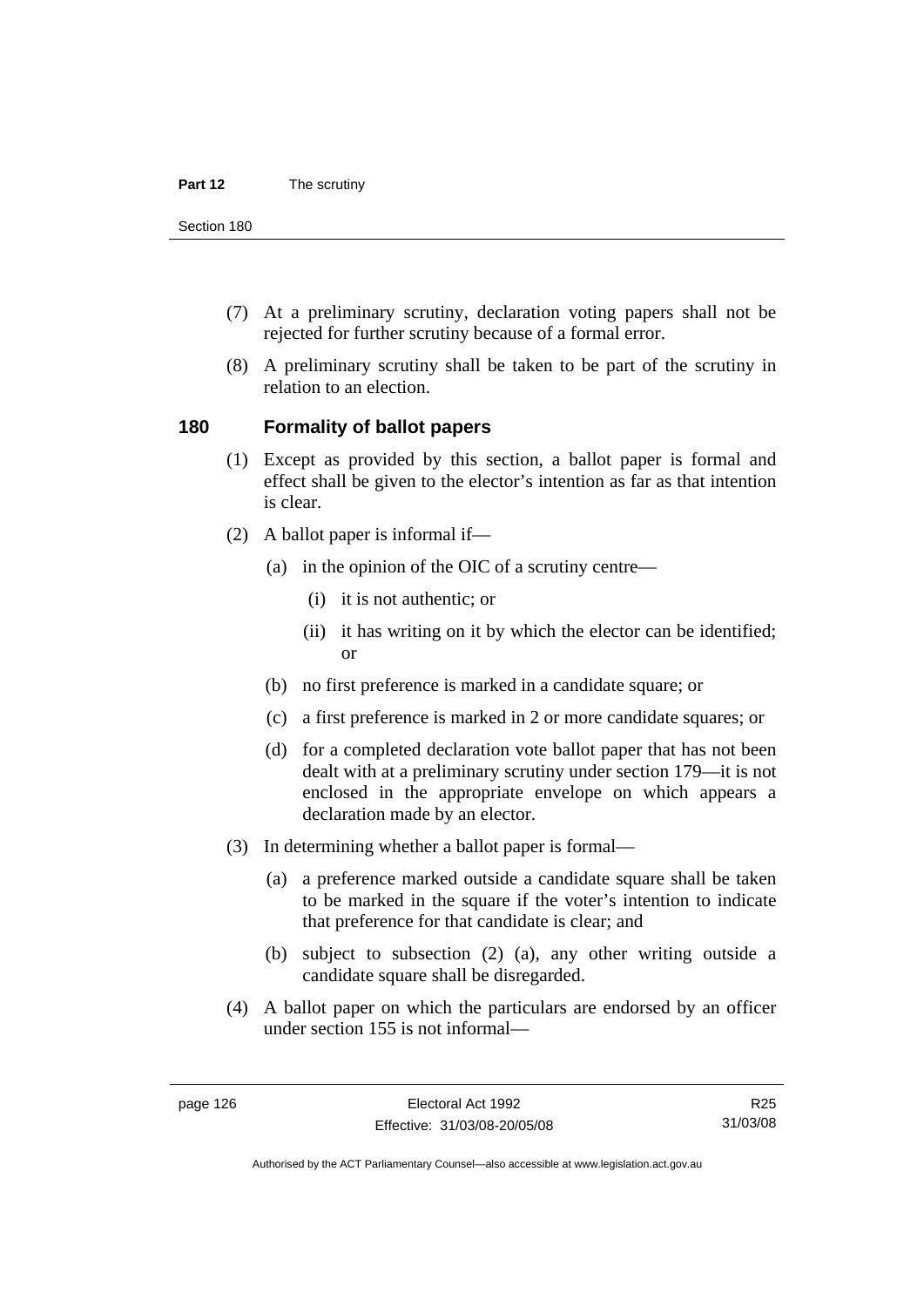(7) At a preliminary scrutiny, declaration voting papers shall not be rejected for further scrutiny because of a formal error.

(8) A preliminary scrutiny shall be taken to be part of the scrutiny in relation to an election.

### 180 Formality of ballot papers

(1) Except as provided by this section, a ballot paper is formal and effect shall be given to the elector's intention as far as that intention is clear.

(2) A ballot paper is informal if—

(a) in the opinion of the OIC of a scrutiny centre—

(i) it is not authentic; or

(ii) it has writing on it by which the elector can be identified; or

(b) no first preference is marked in a candidate square; or

(c) a first preference is marked in 2 or more candidate squares; or

(d) for a completed declaration vote ballot paper that has not been dealt with at a preliminary scrutiny under section 179—it is not enclosed in the appropriate envelope on which appears a declaration made by an elector.

(3) In determining whether a ballot paper is formal—

(a) a preference marked outside a candidate square shall be taken to be marked in the square if the voter's intention to indicate that preference for that candidate is clear; and

(b) subject to subsection (2) (a), any other writing outside a candidate square shall be disregarded.

(4) A ballot paper on which the particulars are endorsed by an officer under section 155 is not informal—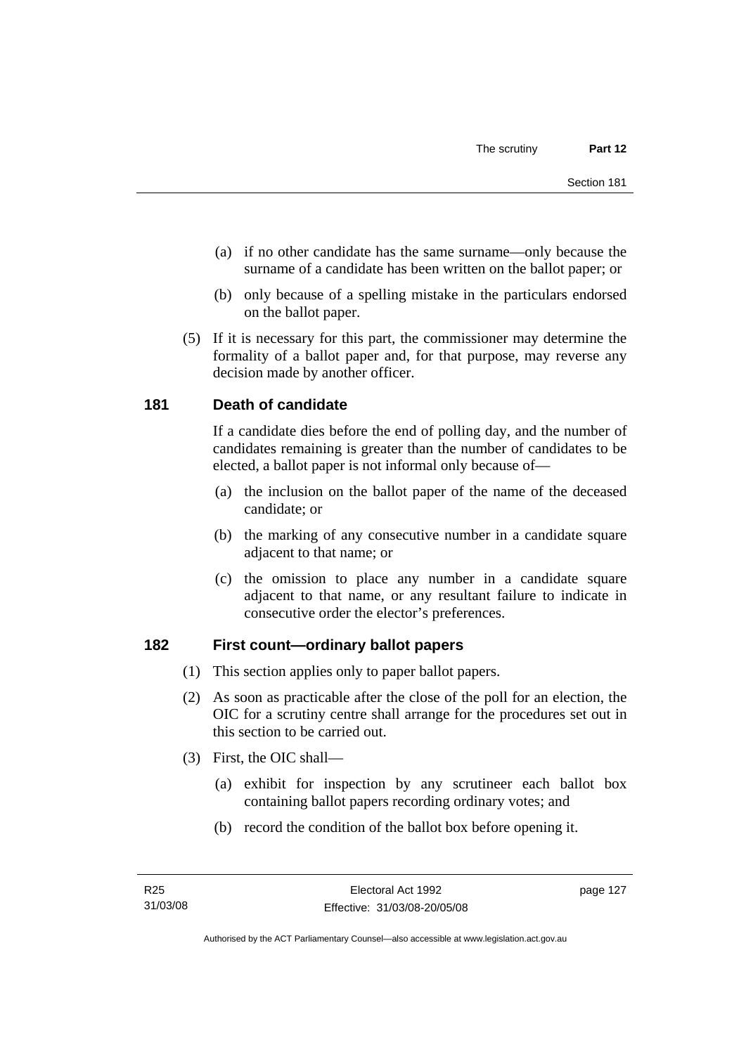(a) if no other candidate has the same surname—only because the surname of a candidate has been written on the ballot paper; or

(b) only because of a spelling mistake in the particulars endorsed on the ballot paper.

(5) If it is necessary for this part, the commissioner may determine the formality of a ballot paper and, for that purpose, may reverse any decision made by another officer.

## 181 Death of candidate

If a candidate dies before the end of polling day, and the number of candidates remaining is greater than the number of candidates to be elected, a ballot paper is not informal only because of—

(a) the inclusion on the ballot paper of the name of the deceased candidate; or

(b) the marking of any consecutive number in a candidate square adjacent to that name; or

(c) the omission to place any number in a candidate square adjacent to that name, or any resultant failure to indicate in consecutive order the elector's preferences.

## 182 First count—ordinary ballot papers

(1) This section applies only to paper ballot papers.

(2) As soon as practicable after the close of the poll for an election, the OIC for a scrutiny centre shall arrange for the procedures set out in this section to be carried out.

(3) First, the OIC shall—

(a) exhibit for inspection by any scrutineer each ballot box containing ballot papers recording ordinary votes; and

(b) record the condition of the ballot box before opening it.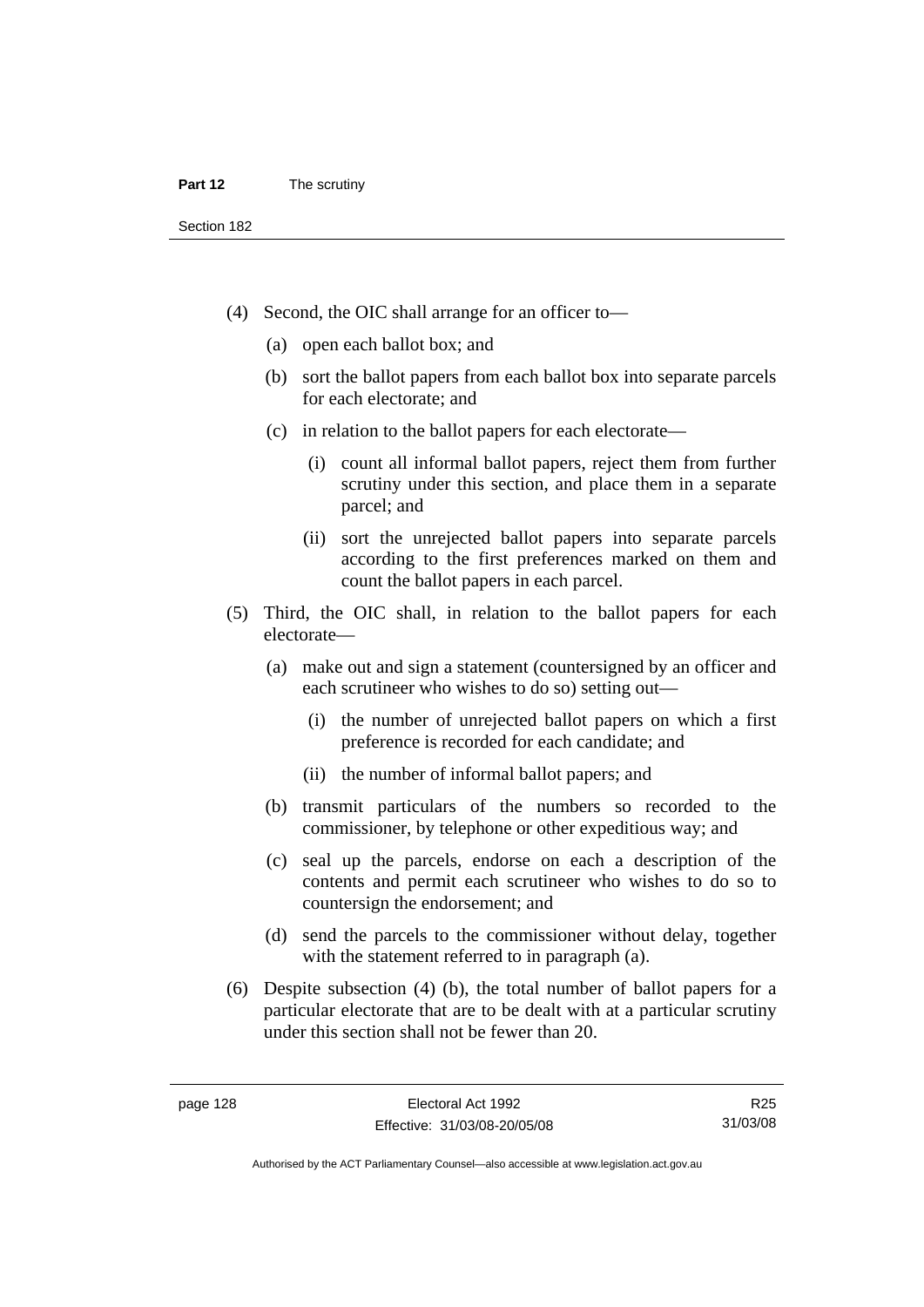(4) Second, the OIC shall arrange for an officer to—

(a) open each ballot box; and

(b) sort the ballot papers from each ballot box into separate parcels for each electorate; and

(c) in relation to the ballot papers for each electorate—

(i) count all informal ballot papers, reject them from further scrutiny under this section, and place them in a separate parcel; and

(ii) sort the unrejected ballot papers into separate parcels according to the first preferences marked on them and count the ballot papers in each parcel.

(5) Third, the OIC shall, in relation to the ballot papers for each electorate—

(a) make out and sign a statement (countersigned by an officer and each scrutineer who wishes to do so) setting out—

(i) the number of unrejected ballot papers on which a first preference is recorded for each candidate; and

(ii) the number of informal ballot papers; and

(b) transmit particulars of the numbers so recorded to the commissioner, by telephone or other expeditious way; and

(c) seal up the parcels, endorse on each a description of the contents and permit each scrutineer who wishes to do so to countersign the endorsement; and

(d) send the parcels to the commissioner without delay, together with the statement referred to in paragraph (a).

(6) Despite subsection (4) (b), the total number of ballot papers for a particular electorate that are to be dealt with at a particular scrutiny under this section shall not be fewer than 20.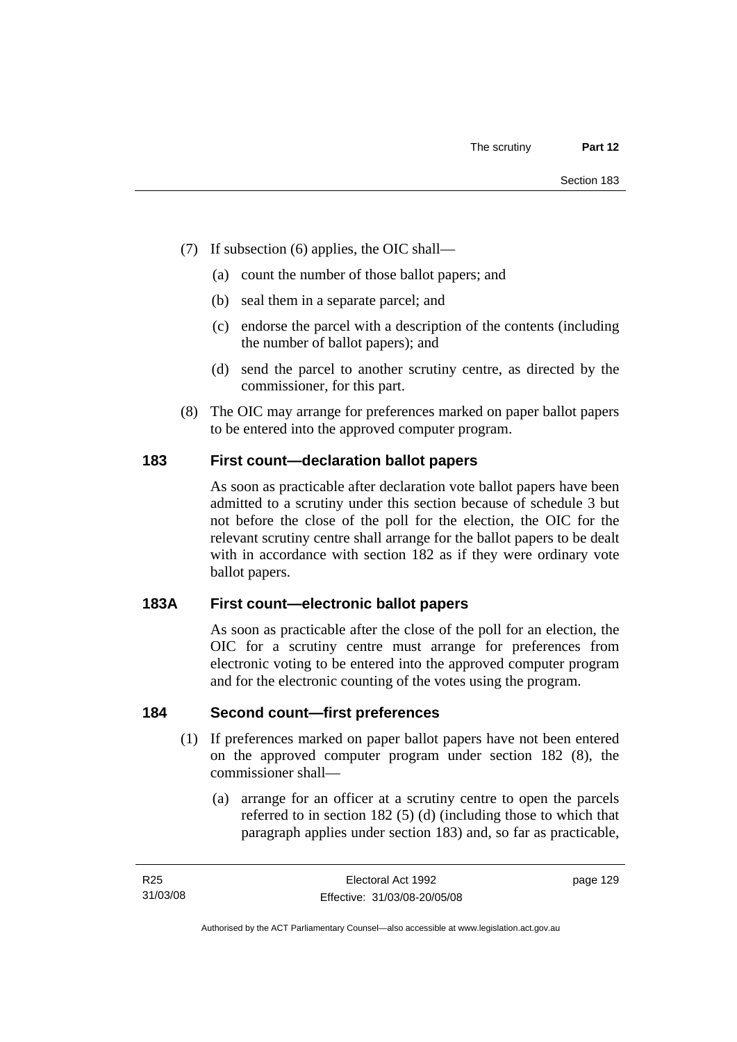(7) If subsection (6) applies, the OIC shall—

   (a) count the number of those ballot papers; and

   (b) seal them in a separate parcel; and

   (c) endorse the parcel with a description of the contents (including the number of ballot papers); and

   (d) send the parcel to another scrutiny centre, as directed by the commissioner, for this part.

(8) The OIC may arrange for preferences marked on paper ballot papers to be entered into the approved computer program.

## 183 First count—declaration ballot papers

As soon as practicable after declaration vote ballot papers have been admitted to a scrutiny under this section because of schedule 3 but not before the close of the poll for the election, the OIC for the relevant scrutiny centre shall arrange for the ballot papers to be dealt with in accordance with section 182 as if they were ordinary vote ballot papers.

## 183A First count—electronic ballot papers

As soon as practicable after the close of the poll for an election, the OIC for a scrutiny centre must arrange for preferences from electronic voting to be entered into the approved computer program and for the electronic counting of the votes using the program.

## 184 Second count—first preferences

(1) If preferences marked on paper ballot papers have not been entered on the approved computer program under section 182 (8), the commissioner shall—

   (a) arrange for an officer at a scrutiny centre to open the parcels referred to in section 182 (5) (d) (including those to which that paragraph applies under section 183) and, so far as practicable,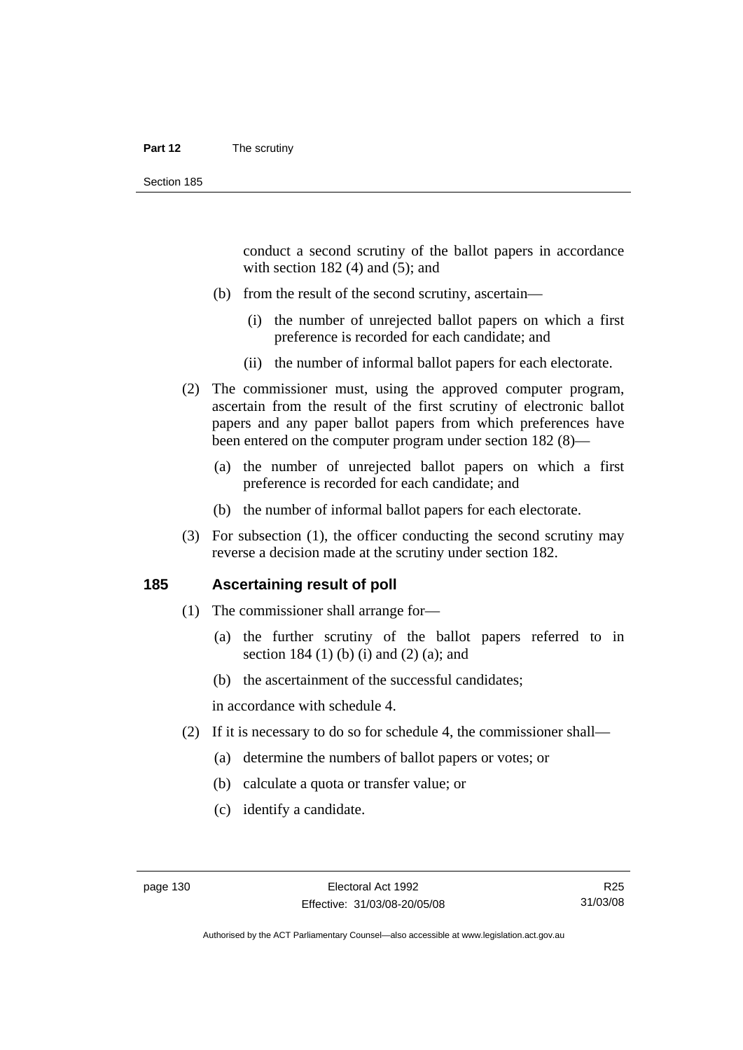conduct a second scrutiny of the ballot papers in accordance with section 182 (4) and (5); and

(b) from the result of the second scrutiny, ascertain—

(i) the number of unrejected ballot papers on which a first preference is recorded for each candidate; and

(ii) the number of informal ballot papers for each electorate.

(2) The commissioner must, using the approved computer program, ascertain from the result of the first scrutiny of electronic ballot papers and any paper ballot papers from which preferences have been entered on the computer program under section 182 (8)—

(a) the number of unrejected ballot papers on which a first preference is recorded for each candidate; and

(b) the number of informal ballot papers for each electorate.

(3) For subsection (1), the officer conducting the second scrutiny may reverse a decision made at the scrutiny under section 182.

## 185 Ascertaining result of poll

(1) The commissioner shall arrange for—

(a) the further scrutiny of the ballot papers referred to in section 184 (1) (b) (i) and (2) (a); and

(b) the ascertainment of the successful candidates;

in accordance with schedule 4.

(2) If it is necessary to do so for schedule 4, the commissioner shall—

(a) determine the numbers of ballot papers or votes; or

(b) calculate a quota or transfer value; or

(c) identify a candidate.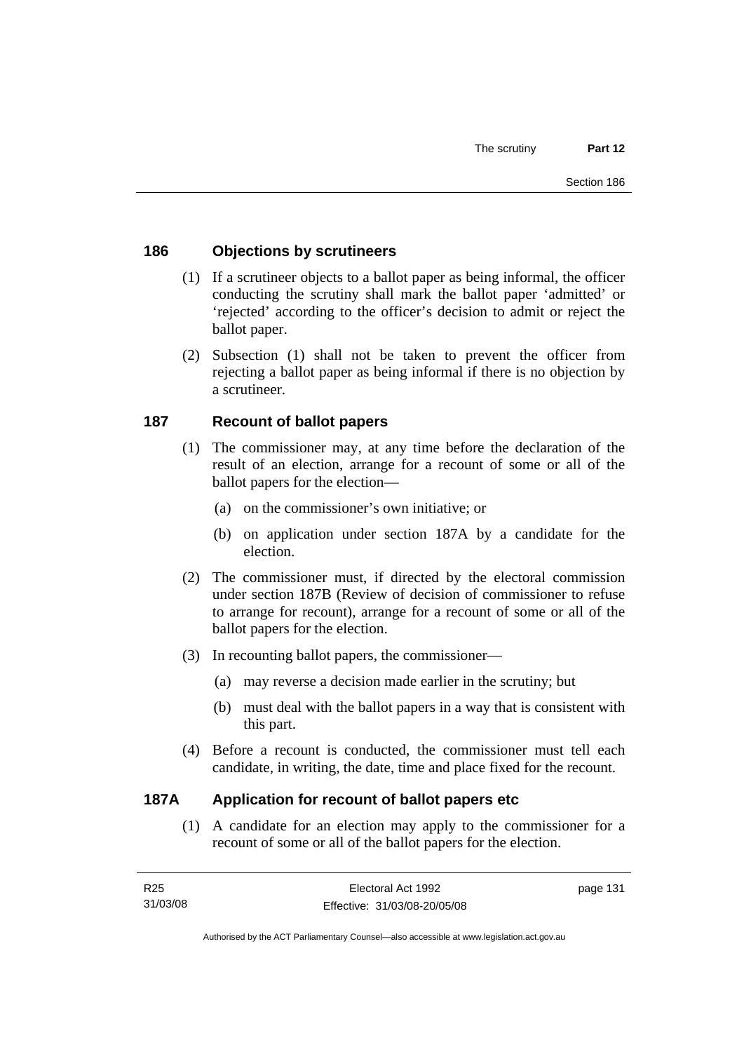### 186 Objections by scrutineers

(1) If a scrutineer objects to a ballot paper as being informal, the officer conducting the scrutiny shall mark the ballot paper 'admitted' or 'rejected' according to the officer's decision to admit or reject the ballot paper.

(2) Subsection (1) shall not be taken to prevent the officer from rejecting a ballot paper as being informal if there is no objection by a scrutineer.

### 187 Recount of ballot papers

(1) The commissioner may, at any time before the declaration of the result of an election, arrange for a recount of some or all of the ballot papers for the election—

(a) on the commissioner's own initiative; or

(b) on application under section 187A by a candidate for the election.

(2) The commissioner must, if directed by the electoral commission under section 187B (Review of decision of commissioner to refuse to arrange for recount), arrange for a recount of some or all of the ballot papers for the election.

(3) In recounting ballot papers, the commissioner—

(a) may reverse a decision made earlier in the scrutiny; but

(b) must deal with the ballot papers in a way that is consistent with this part.

(4) Before a recount is conducted, the commissioner must tell each candidate, in writing, the date, time and place fixed for the recount.

### 187A Application for recount of ballot papers etc

(1) A candidate for an election may apply to the commissioner for a recount of some or all of the ballot papers for the election.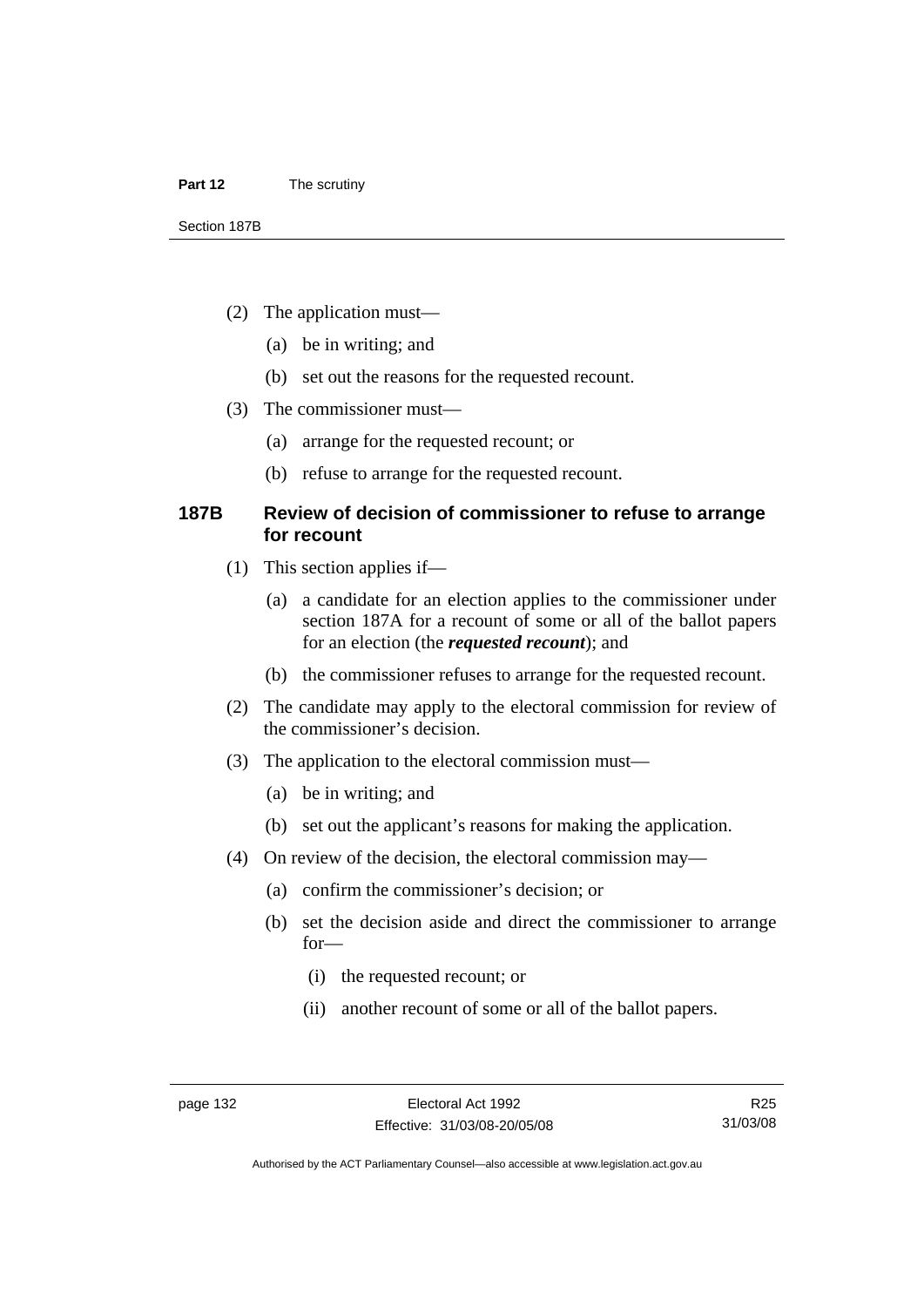(2) The application must—

(a) be in writing; and

(b) set out the reasons for the requested recount.

(3) The commissioner must—

(a) arrange for the requested recount; or

(b) refuse to arrange for the requested recount.

### 187B Review of decision of commissioner to refuse to arrange for recount

(1) This section applies if—

(a) a candidate for an election applies to the commissioner under section 187A for a recount of some or all of the ballot papers for an election (the ***requested recount***); and

(b) the commissioner refuses to arrange for the requested recount.

(2) The candidate may apply to the electoral commission for review of the commissioner's decision.

(3) The application to the electoral commission must—

(a) be in writing; and

(b) set out the applicant's reasons for making the application.

(4) On review of the decision, the electoral commission may—

(a) confirm the commissioner's decision; or

(b) set the decision aside and direct the commissioner to arrange for—

(i) the requested recount; or

(ii) another recount of some or all of the ballot papers.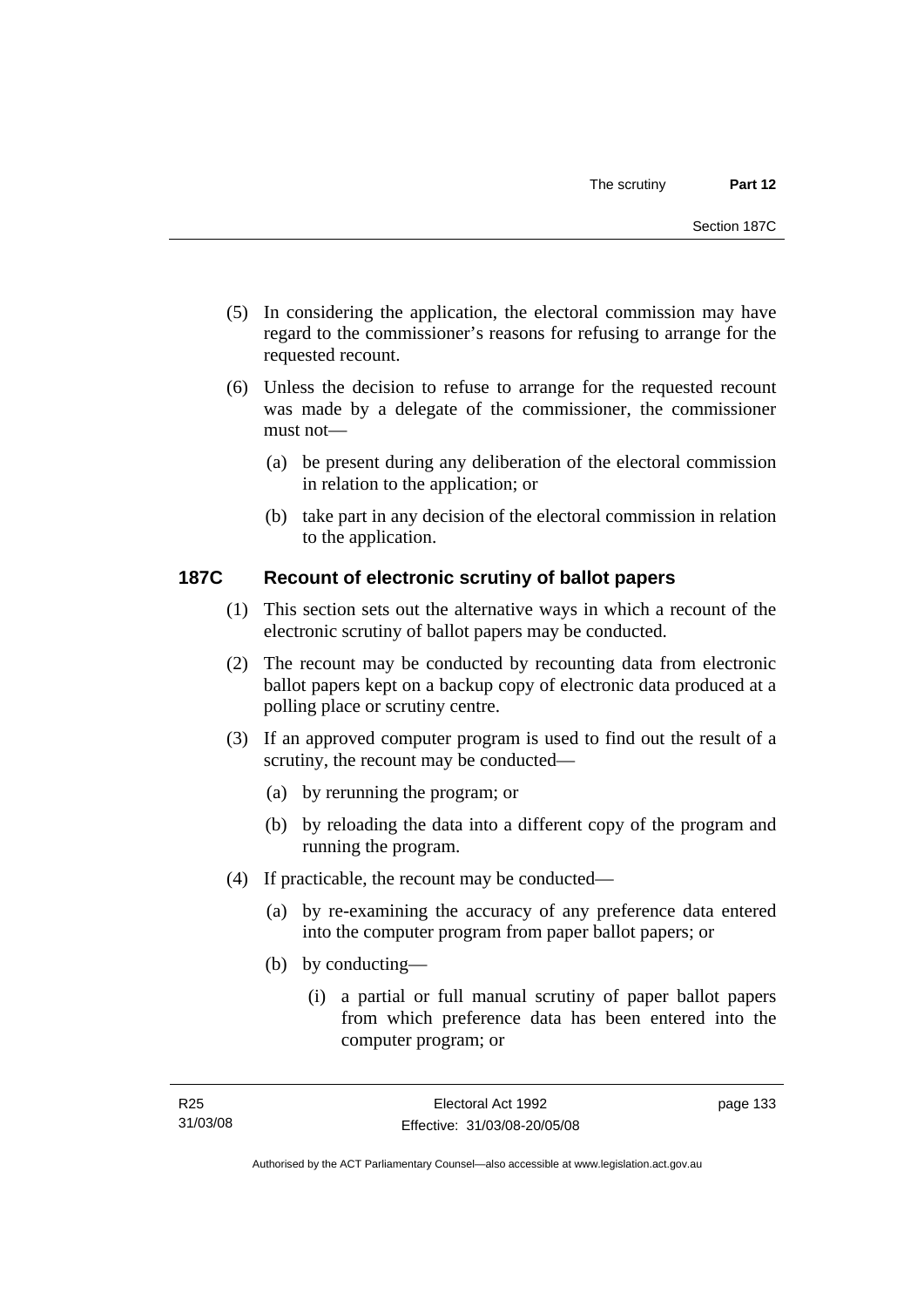(5) In considering the application, the electoral commission may have regard to the commissioner's reasons for refusing to arrange for the requested recount.

(6) Unless the decision to refuse to arrange for the requested recount was made by a delegate of the commissioner, the commissioner must not—

(a) be present during any deliberation of the electoral commission in relation to the application; or

(b) take part in any decision of the electoral commission in relation to the application.

## 187C Recount of electronic scrutiny of ballot papers

(1) This section sets out the alternative ways in which a recount of the electronic scrutiny of ballot papers may be conducted.

(2) The recount may be conducted by recounting data from electronic ballot papers kept on a backup copy of electronic data produced at a polling place or scrutiny centre.

(3) If an approved computer program is used to find out the result of a scrutiny, the recount may be conducted—

(a) by rerunning the program; or

(b) by reloading the data into a different copy of the program and running the program.

(4) If practicable, the recount may be conducted—

(a) by re-examining the accuracy of any preference data entered into the computer program from paper ballot papers; or

(b) by conducting—

(i) a partial or full manual scrutiny of paper ballot papers from which preference data has been entered into the computer program; or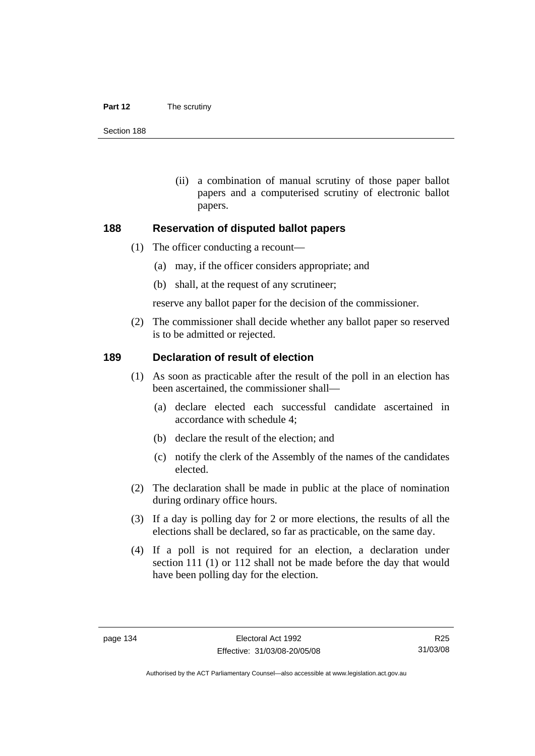(ii) a combination of manual scrutiny of those paper ballot papers and a computerised scrutiny of electronic ballot papers.

## 188 Reservation of disputed ballot papers

(1) The officer conducting a recount—

(a) may, if the officer considers appropriate; and

(b) shall, at the request of any scrutineer;

reserve any ballot paper for the decision of the commissioner.

(2) The commissioner shall decide whether any ballot paper so reserved is to be admitted or rejected.

## 189 Declaration of result of election

(1) As soon as practicable after the result of the poll in an election has been ascertained, the commissioner shall—

(a) declare elected each successful candidate ascertained in accordance with schedule 4;

(b) declare the result of the election; and

(c) notify the clerk of the Assembly of the names of the candidates elected.

(2) The declaration shall be made in public at the place of nomination during ordinary office hours.

(3) If a day is polling day for 2 or more elections, the results of all the elections shall be declared, so far as practicable, on the same day.

(4) If a poll is not required for an election, a declaration under section 111 (1) or 112 shall not be made before the day that would have been polling day for the election.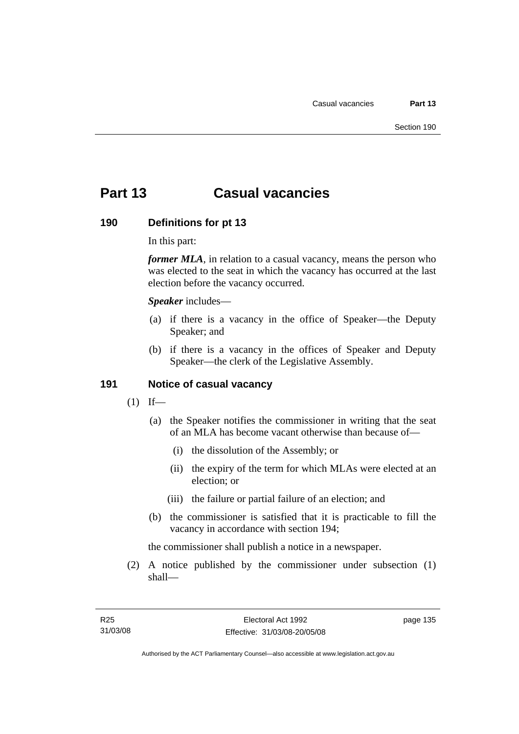# Part 13 Casual vacancies

## 190 Definitions for pt 13

In this part:

***former MLA***, in relation to a casual vacancy, means the person who was elected to the seat in which the vacancy has occurred at the last election before the vacancy occurred.

***Speaker*** includes—

(a) if there is a vacancy in the office of Speaker—the Deputy Speaker; and

(b) if there is a vacancy in the offices of Speaker and Deputy Speaker—the clerk of the Legislative Assembly.

## 191 Notice of casual vacancy

(1) If—

(a) the Speaker notifies the commissioner in writing that the seat of an MLA has become vacant otherwise than because of—

(i) the dissolution of the Assembly; or

(ii) the expiry of the term for which MLAs were elected at an election; or

(iii) the failure or partial failure of an election; and

(b) the commissioner is satisfied that it is practicable to fill the vacancy in accordance with section 194;

the commissioner shall publish a notice in a newspaper.

(2) A notice published by the commissioner under subsection (1) shall—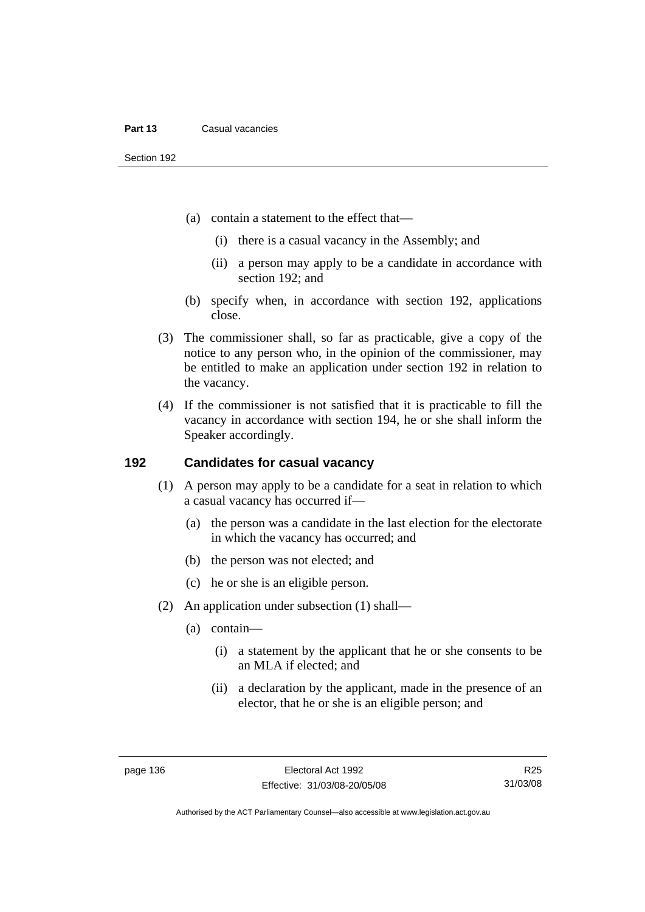(a) contain a statement to the effect that—

   (i) there is a casual vacancy in the Assembly; and

   (ii) a person may apply to be a candidate in accordance with section 192; and

(b) specify when, in accordance with section 192, applications close.

(3) The commissioner shall, so far as practicable, give a copy of the notice to any person who, in the opinion of the commissioner, may be entitled to make an application under section 192 in relation to the vacancy.

(4) If the commissioner is not satisfied that it is practicable to fill the vacancy in accordance with section 194, he or she shall inform the Speaker accordingly.

## 192 Candidates for casual vacancy

(1) A person may apply to be a candidate for a seat in relation to which a casual vacancy has occurred if—

   (a) the person was a candidate in the last election for the electorate in which the vacancy has occurred; and

   (b) the person was not elected; and

   (c) he or she is an eligible person.

(2) An application under subsection (1) shall—

   (a) contain—

      (i) a statement by the applicant that he or she consents to be an MLA if elected; and

      (ii) a declaration by the applicant, made in the presence of an elector, that he or she is an eligible person; and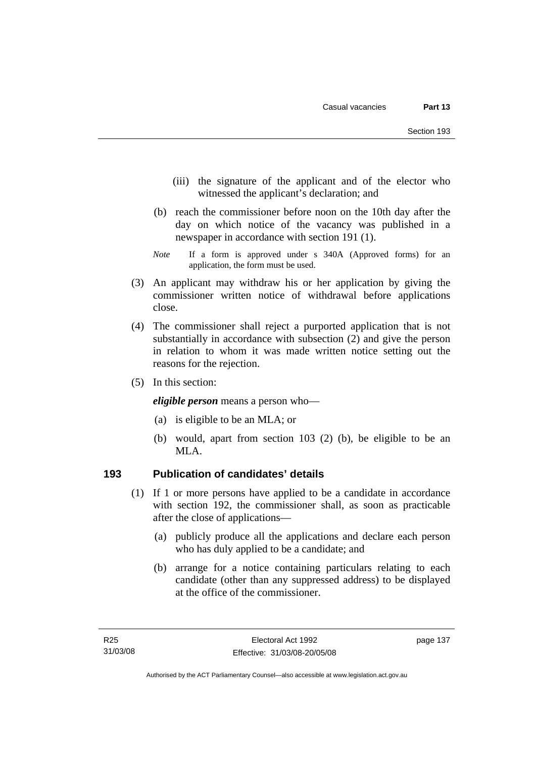(iii) the signature of the applicant and of the elector who witnessed the applicant's declaration; and

(b) reach the commissioner before noon on the 10th day after the day on which notice of the vacancy was published in a newspaper in accordance with section 191 (1).

*Note* If a form is approved under s 340A (Approved forms) for an application, the form must be used.

(3) An applicant may withdraw his or her application by giving the commissioner written notice of withdrawal before applications close.

(4) The commissioner shall reject a purported application that is not substantially in accordance with subsection (2) and give the person in relation to whom it was made written notice setting out the reasons for the rejection.

(5) In this section:

***eligible person*** means a person who—

(a) is eligible to be an MLA; or

(b) would, apart from section 103 (2) (b), be eligible to be an MLA.

## 193 Publication of candidates' details

(1) If 1 or more persons have applied to be a candidate in accordance with section 192, the commissioner shall, as soon as practicable after the close of applications—

(a) publicly produce all the applications and declare each person who has duly applied to be a candidate; and

(b) arrange for a notice containing particulars relating to each candidate (other than any suppressed address) to be displayed at the office of the commissioner.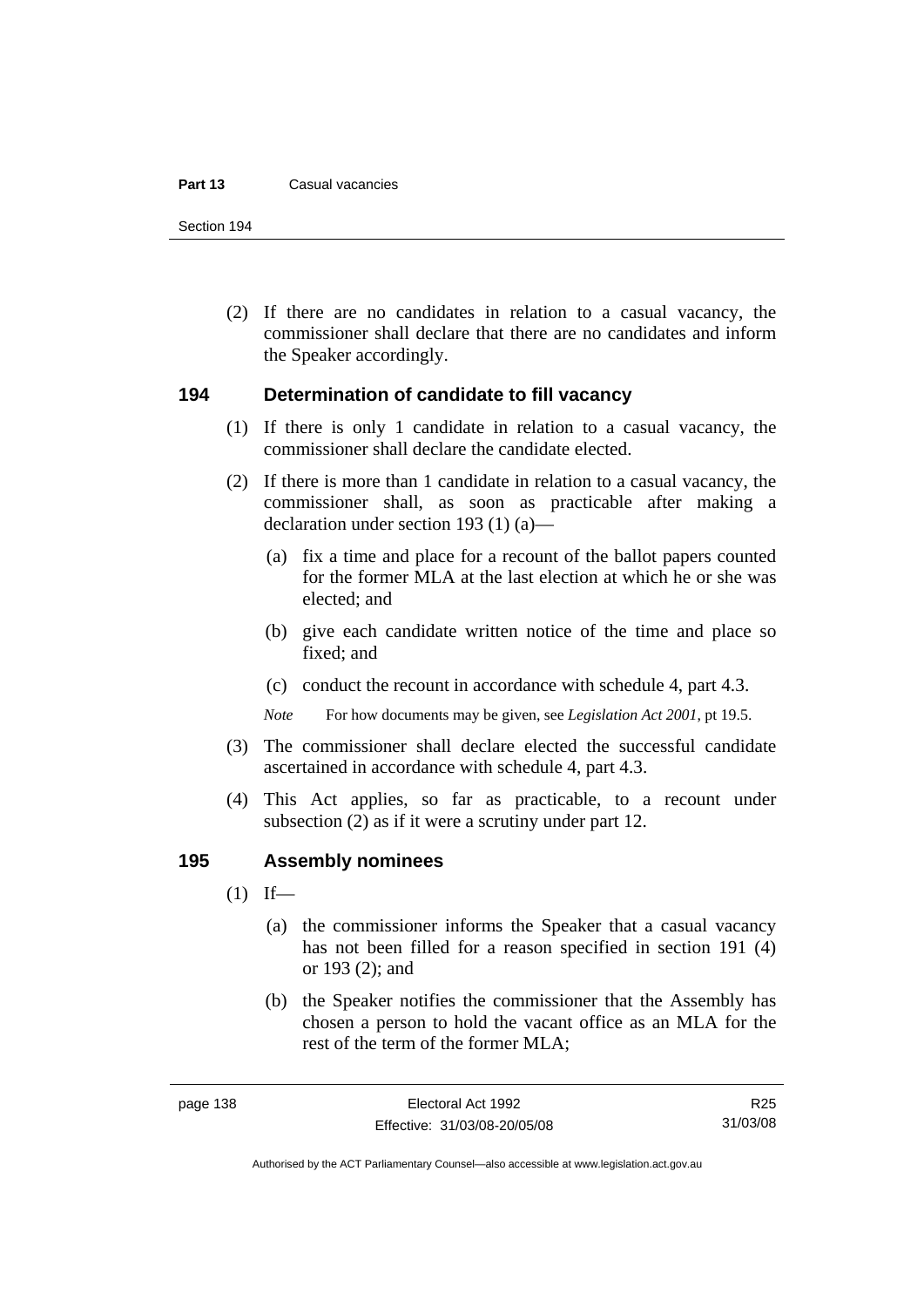(2) If there are no candidates in relation to a casual vacancy, the commissioner shall declare that there are no candidates and inform the Speaker accordingly.

### 194 Determination of candidate to fill vacancy

(1) If there is only 1 candidate in relation to a casual vacancy, the commissioner shall declare the candidate elected.

(2) If there is more than 1 candidate in relation to a casual vacancy, the commissioner shall, as soon as practicable after making a declaration under section 193 (1) (a)—

(a) fix a time and place for a recount of the ballot papers counted for the former MLA at the last election at which he or she was elected; and

(b) give each candidate written notice of the time and place so fixed; and

(c) conduct the recount in accordance with schedule 4, part 4.3.

*Note* For how documents may be given, see *Legislation Act 2001*, pt 19.5.

(3) The commissioner shall declare elected the successful candidate ascertained in accordance with schedule 4, part 4.3.

(4) This Act applies, so far as practicable, to a recount under subsection (2) as if it were a scrutiny under part 12.

### 195 Assembly nominees

(1) If—

(a) the commissioner informs the Speaker that a casual vacancy has not been filled for a reason specified in section 191 (4) or 193 (2); and

(b) the Speaker notifies the commissioner that the Assembly has chosen a person to hold the vacant office as an MLA for the rest of the term of the former MLA;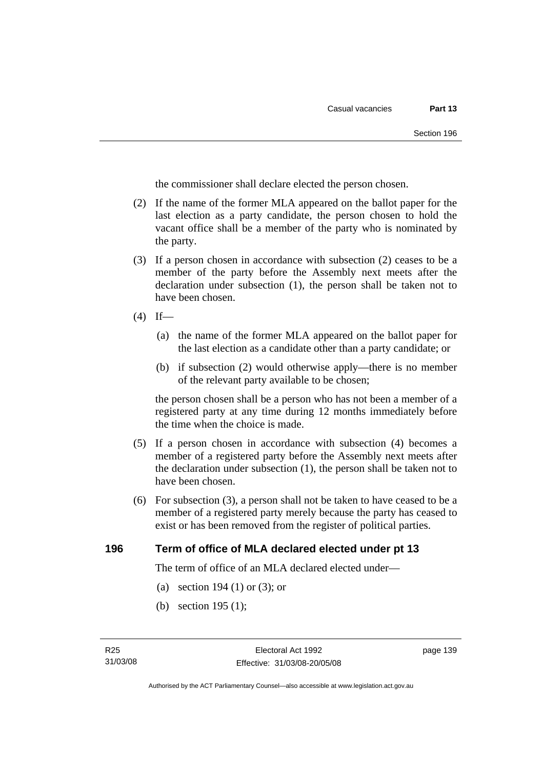the commissioner shall declare elected the person chosen.

(2) If the name of the former MLA appeared on the ballot paper for the last election as a party candidate, the person chosen to hold the vacant office shall be a member of the party who is nominated by the party.

(3) If a person chosen in accordance with subsection (2) ceases to be a member of the party before the Assembly next meets after the declaration under subsection (1), the person shall be taken not to have been chosen.

(4) If—

(a) the name of the former MLA appeared on the ballot paper for the last election as a candidate other than a party candidate; or

(b) if subsection (2) would otherwise apply—there is no member of the relevant party available to be chosen;

the person chosen shall be a person who has not been a member of a registered party at any time during 12 months immediately before the time when the choice is made.

(5) If a person chosen in accordance with subsection (4) becomes a member of a registered party before the Assembly next meets after the declaration under subsection (1), the person shall be taken not to have been chosen.

(6) For subsection (3), a person shall not be taken to have ceased to be a member of a registered party merely because the party has ceased to exist or has been removed from the register of political parties.

## 196 Term of office of MLA declared elected under pt 13

The term of office of an MLA declared elected under—

(a) section 194 (1) or (3); or

(b) section 195 (1);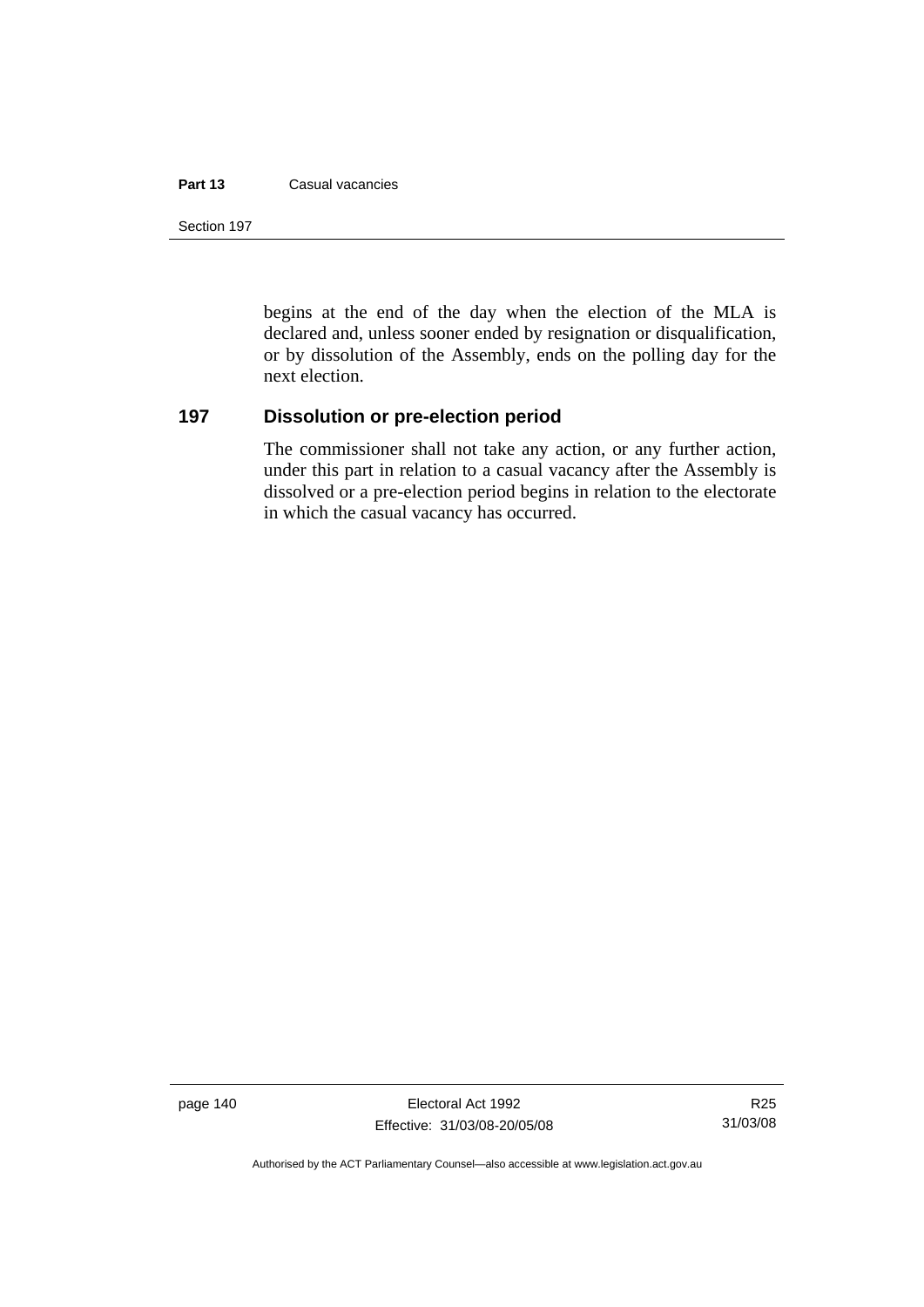begins at the end of the day when the election of the MLA is declared and, unless sooner ended by resignation or disqualification, or by dissolution of the Assembly, ends on the polling day for the next election.

## 197 Dissolution or pre-election period

The commissioner shall not take any action, or any further action, under this part in relation to a casual vacancy after the Assembly is dissolved or a pre-election period begins in relation to the electorate in which the casual vacancy has occurred.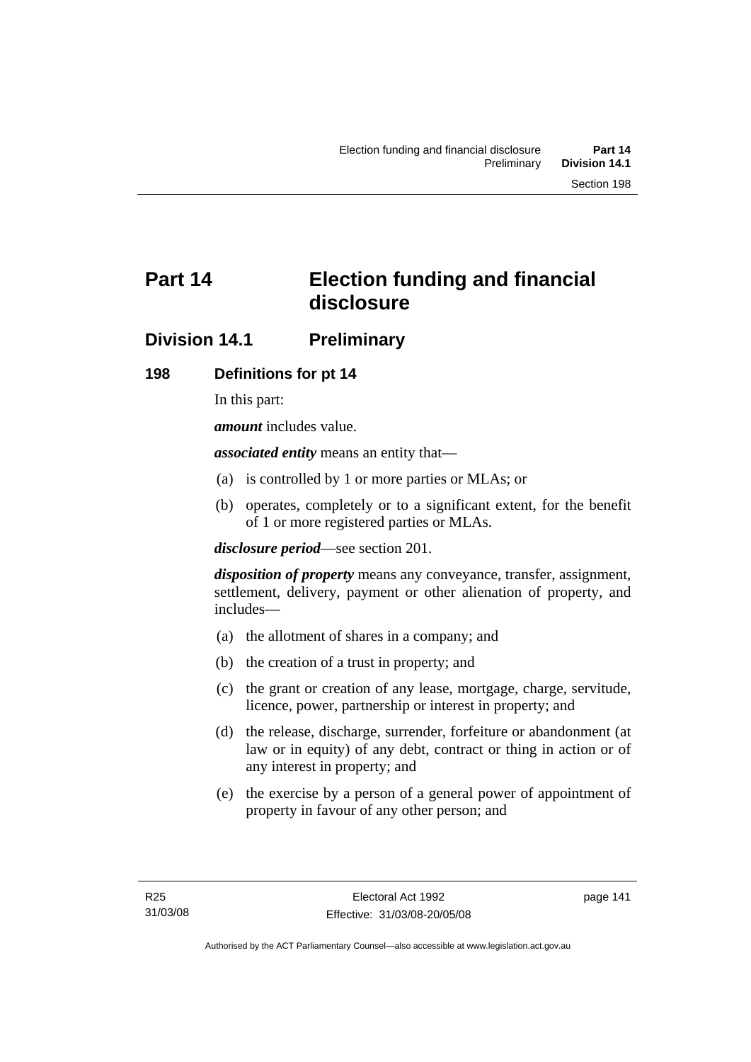# Part 14 Election funding and financial disclosure

## Division 14.1 Preliminary

### 198 Definitions for pt 14

In this part:

***amount*** includes value.

***associated entity*** means an entity that—

(a) is controlled by 1 or more parties or MLAs; or

(b) operates, completely or to a significant extent, for the benefit of 1 or more registered parties or MLAs.

***disclosure period***—see section 201.

***disposition of property*** means any conveyance, transfer, assignment, settlement, delivery, payment or other alienation of property, and includes—

(a) the allotment of shares in a company; and

(b) the creation of a trust in property; and

(c) the grant or creation of any lease, mortgage, charge, servitude, licence, power, partnership or interest in property; and

(d) the release, discharge, surrender, forfeiture or abandonment (at law or in equity) of any debt, contract or thing in action or of any interest in property; and

(e) the exercise by a person of a general power of appointment of property in favour of any other person; and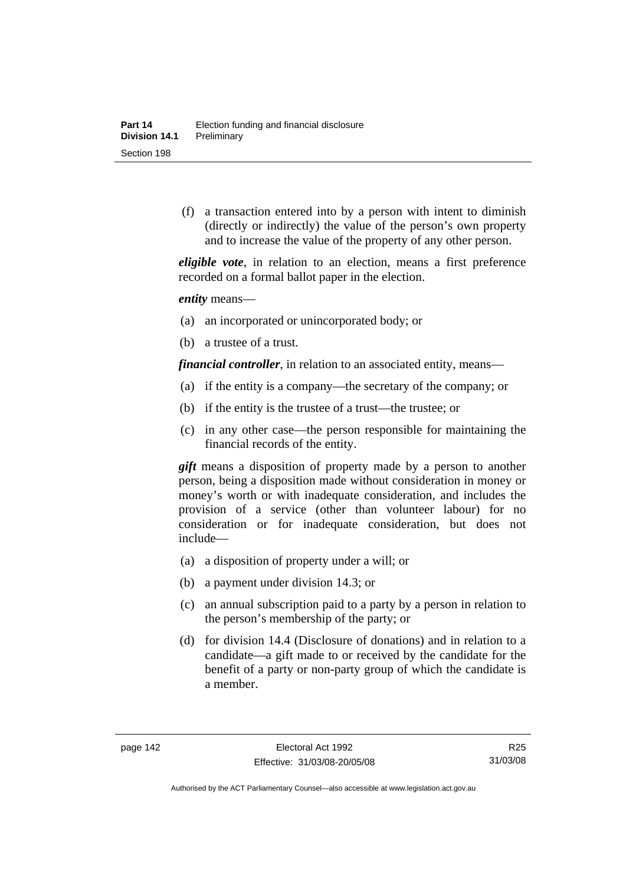(f) a transaction entered into by a person with intent to diminish (directly or indirectly) the value of the person's own property and to increase the value of the property of any other person.

***eligible vote***, in relation to an election, means a first preference recorded on a formal ballot paper in the election.

***entity*** means—

(a) an incorporated or unincorporated body; or

(b) a trustee of a trust.

***financial controller***, in relation to an associated entity, means—

(a) if the entity is a company—the secretary of the company; or

(b) if the entity is the trustee of a trust—the trustee; or

(c) in any other case—the person responsible for maintaining the financial records of the entity.

***gift*** means a disposition of property made by a person to another person, being a disposition made without consideration in money or money's worth or with inadequate consideration, and includes the provision of a service (other than volunteer labour) for no consideration or for inadequate consideration, but does not include—

(a) a disposition of property under a will; or

(b) a payment under division 14.3; or

(c) an annual subscription paid to a party by a person in relation to the person's membership of the party; or

(d) for division 14.4 (Disclosure of donations) and in relation to a candidate—a gift made to or received by the candidate for the benefit of a party or non-party group of which the candidate is a member.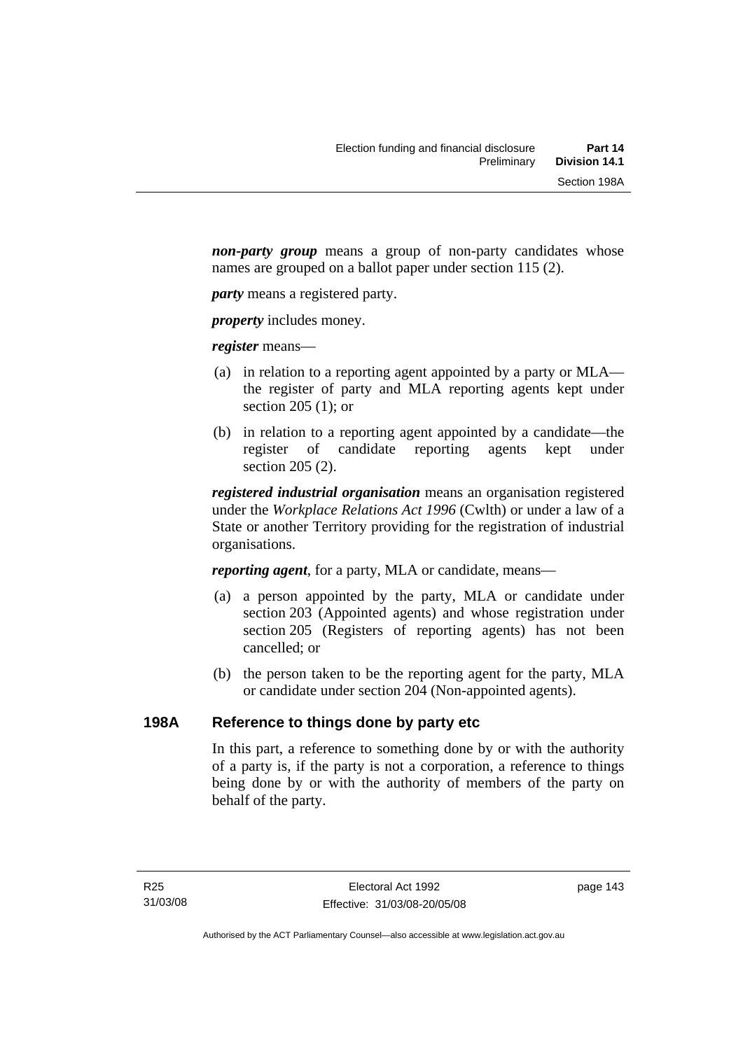***non-party group*** means a group of non-party candidates whose names are grouped on a ballot paper under section 115 (2).

***party*** means a registered party.

***property*** includes money.

***register*** means—

(a) in relation to a reporting agent appointed by a party or MLA—the register of party and MLA reporting agents kept under section 205 (1); or

(b) in relation to a reporting agent appointed by a candidate—the register of candidate reporting agents kept under section 205 (2).

***registered industrial organisation*** means an organisation registered under the *Workplace Relations Act 1996* (Cwlth) or under a law of a State or another Territory providing for the registration of industrial organisations.

***reporting agent***, for a party, MLA or candidate, means—

(a) a person appointed by the party, MLA or candidate under section 203 (Appointed agents) and whose registration under section 205 (Registers of reporting agents) has not been cancelled; or

(b) the person taken to be the reporting agent for the party, MLA or candidate under section 204 (Non-appointed agents).

## 198A Reference to things done by party etc

In this part, a reference to something done by or with the authority of a party is, if the party is not a corporation, a reference to things being done by or with the authority of members of the party on behalf of the party.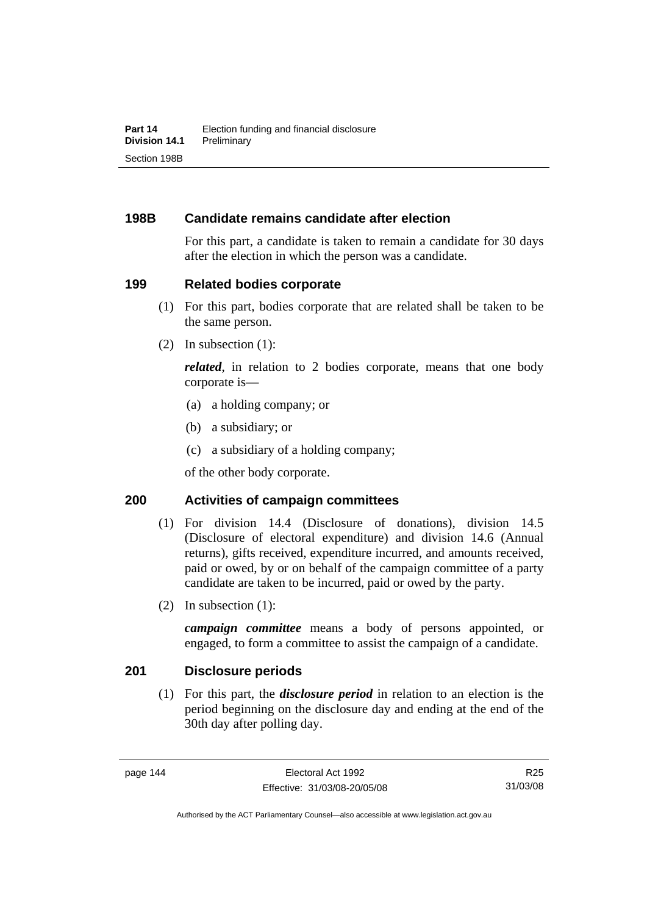### 198B Candidate remains candidate after election

For this part, a candidate is taken to remain a candidate for 30 days after the election in which the person was a candidate.

### 199 Related bodies corporate

(1) For this part, bodies corporate that are related shall be taken to be the same person.

(2) In subsection (1):

***related***, in relation to 2 bodies corporate, means that one body corporate is—

(a) a holding company; or

(b) a subsidiary; or

(c) a subsidiary of a holding company;

of the other body corporate.

### 200 Activities of campaign committees

(1) For division 14.4 (Disclosure of donations), division 14.5 (Disclosure of electoral expenditure) and division 14.6 (Annual returns), gifts received, expenditure incurred, and amounts received, paid or owed, by or on behalf of the campaign committee of a party candidate are taken to be incurred, paid or owed by the party.

(2) In subsection (1):

***campaign committee*** means a body of persons appointed, or engaged, to form a committee to assist the campaign of a candidate.

### 201 Disclosure periods

(1) For this part, the ***disclosure period*** in relation to an election is the period beginning on the disclosure day and ending at the end of the 30th day after polling day.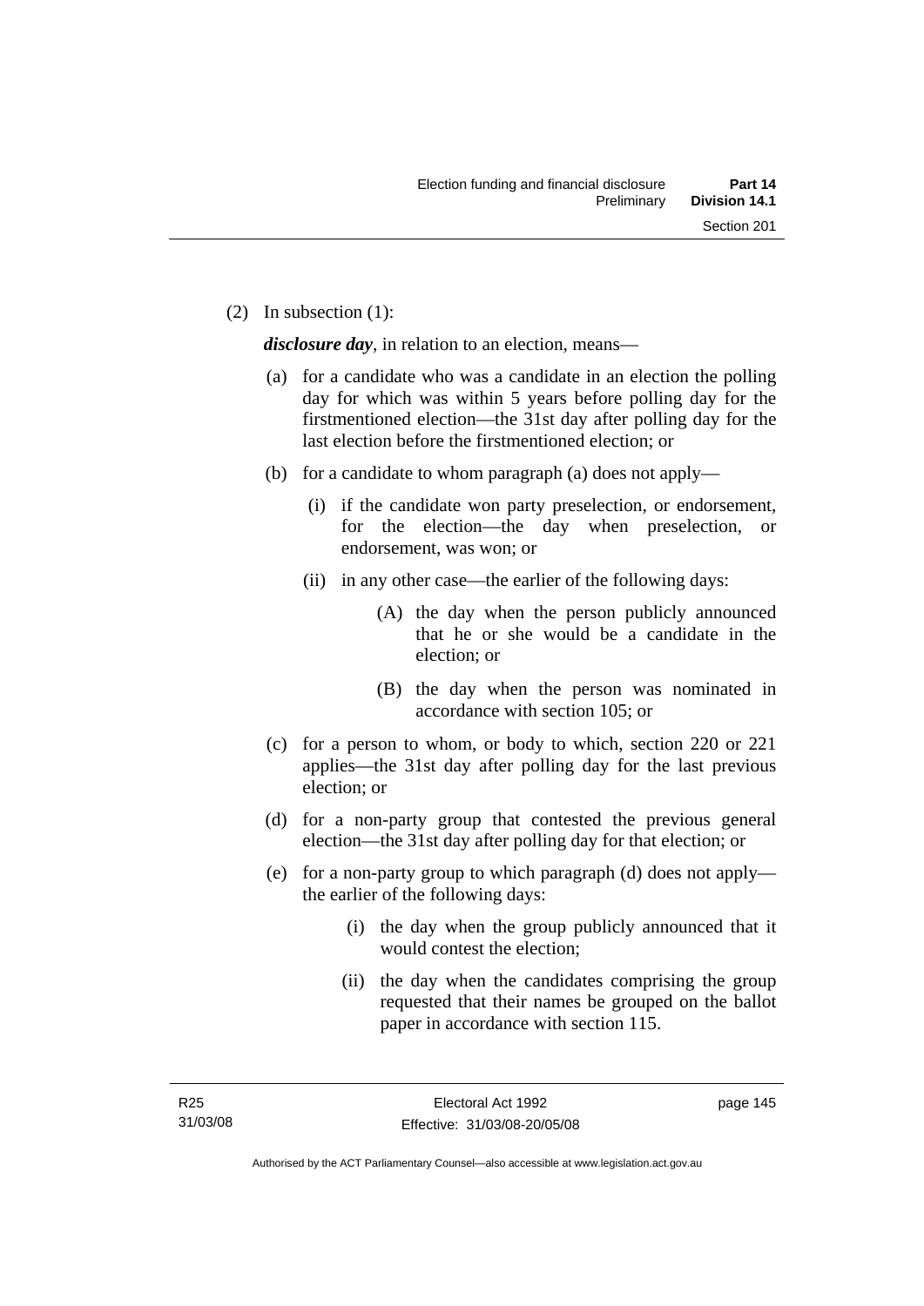(2) In subsection (1):

***disclosure day***, in relation to an election, means—

(a) for a candidate who was a candidate in an election the polling day for which was within 5 years before polling day for the firstmentioned election—the 31st day after polling day for the last election before the firstmentioned election; or

(b) for a candidate to whom paragraph (a) does not apply—

   (i) if the candidate won party preselection, or endorsement, for the election—the day when preselection, or endorsement, was won; or

   (ii) in any other case—the earlier of the following days:

      (A) the day when the person publicly announced that he or she would be a candidate in the election; or

      (B) the day when the person was nominated in accordance with section 105; or

(c) for a person to whom, or body to which, section 220 or 221 applies—the 31st day after polling day for the last previous election; or

(d) for a non-party group that contested the previous general election—the 31st day after polling day for that election; or

(e) for a non-party group to which paragraph (d) does not apply—the earlier of the following days:

   (i) the day when the group publicly announced that it would contest the election;

   (ii) the day when the candidates comprising the group requested that their names be grouped on the ballot paper in accordance with section 115.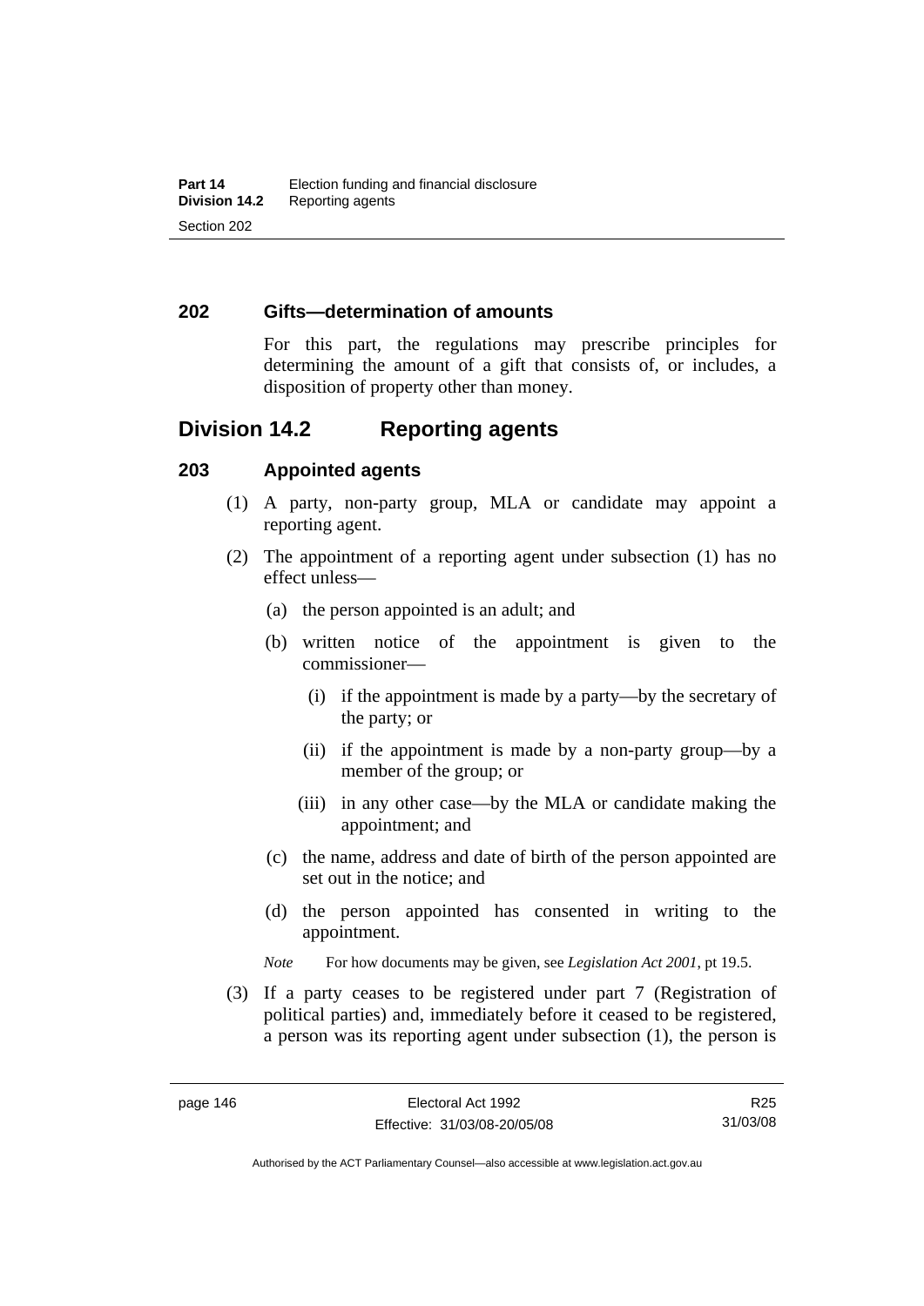### 202 Gifts—determination of amounts

For this part, the regulations may prescribe principles for determining the amount of a gift that consists of, or includes, a disposition of property other than money.

## Division 14.2 Reporting agents

### 203 Appointed agents

(1) A party, non-party group, MLA or candidate may appoint a reporting agent.

(2) The appointment of a reporting agent under subsection (1) has no effect unless—

(a) the person appointed is an adult; and

(b) written notice of the appointment is given to the commissioner—

(i) if the appointment is made by a party—by the secretary of the party; or

(ii) if the appointment is made by a non-party group—by a member of the group; or

(iii) in any other case—by the MLA or candidate making the appointment; and

(c) the name, address and date of birth of the person appointed are set out in the notice; and

(d) the person appointed has consented in writing to the appointment.

*Note* For how documents may be given, see *Legislation Act 2001*, pt 19.5.

(3) If a party ceases to be registered under part 7 (Registration of political parties) and, immediately before it ceased to be registered, a person was its reporting agent under subsection (1), the person is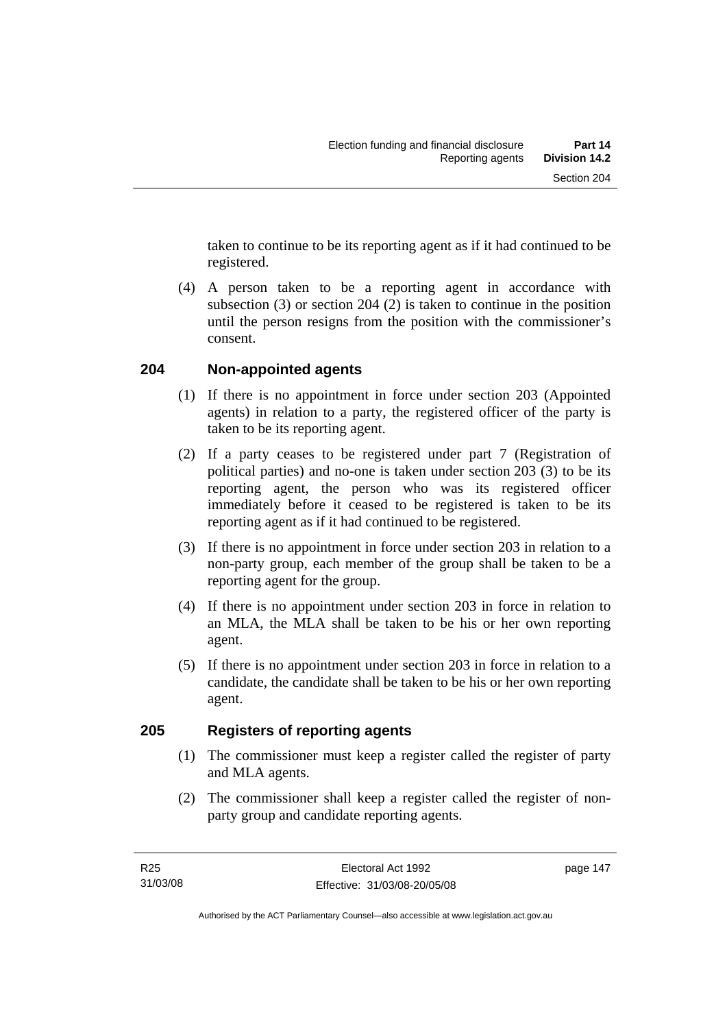taken to continue to be its reporting agent as if it had continued to be registered.

(4) A person taken to be a reporting agent in accordance with subsection (3) or section 204 (2) is taken to continue in the position until the person resigns from the position with the commissioner's consent.

## 204 Non-appointed agents

(1) If there is no appointment in force under section 203 (Appointed agents) in relation to a party, the registered officer of the party is taken to be its reporting agent.

(2) If a party ceases to be registered under part 7 (Registration of political parties) and no-one is taken under section 203 (3) to be its reporting agent, the person who was its registered officer immediately before it ceased to be registered is taken to be its reporting agent as if it had continued to be registered.

(3) If there is no appointment in force under section 203 in relation to a non-party group, each member of the group shall be taken to be a reporting agent for the group.

(4) If there is no appointment under section 203 in force in relation to an MLA, the MLA shall be taken to be his or her own reporting agent.

(5) If there is no appointment under section 203 in force in relation to a candidate, the candidate shall be taken to be his or her own reporting agent.

## 205 Registers of reporting agents

(1) The commissioner must keep a register called the register of party and MLA agents.

(2) The commissioner shall keep a register called the register of non-party group and candidate reporting agents.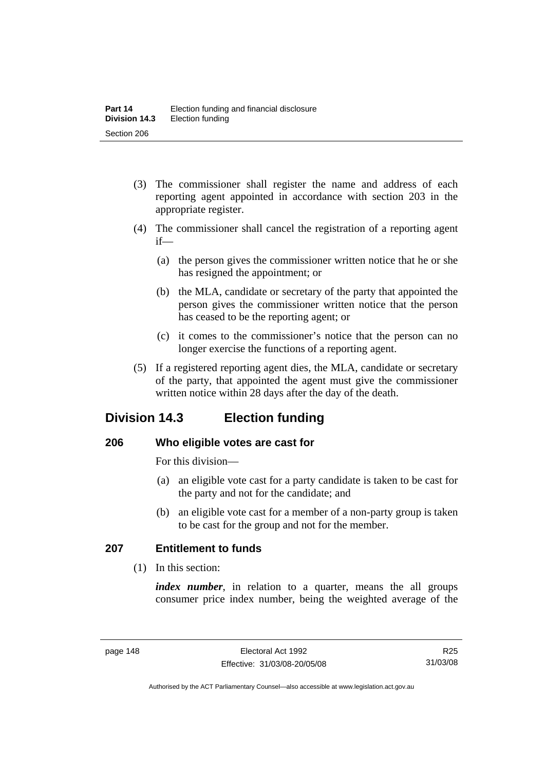(3) The commissioner shall register the name and address of each reporting agent appointed in accordance with section 203 in the appropriate register.

(4) The commissioner shall cancel the registration of a reporting agent if—

(a) the person gives the commissioner written notice that he or she has resigned the appointment; or

(b) the MLA, candidate or secretary of the party that appointed the person gives the commissioner written notice that the person has ceased to be the reporting agent; or

(c) it comes to the commissioner's notice that the person can no longer exercise the functions of a reporting agent.

(5) If a registered reporting agent dies, the MLA, candidate or secretary of the party, that appointed the agent must give the commissioner written notice within 28 days after the day of the death.

## Division 14.3 Election funding

### 206 Who eligible votes are cast for

For this division—

(a) an eligible vote cast for a party candidate is taken to be cast for the party and not for the candidate; and

(b) an eligible vote cast for a member of a non-party group is taken to be cast for the group and not for the member.

### 207 Entitlement to funds

(1) In this section:

***index number***, in relation to a quarter, means the all groups consumer price index number, being the weighted average of the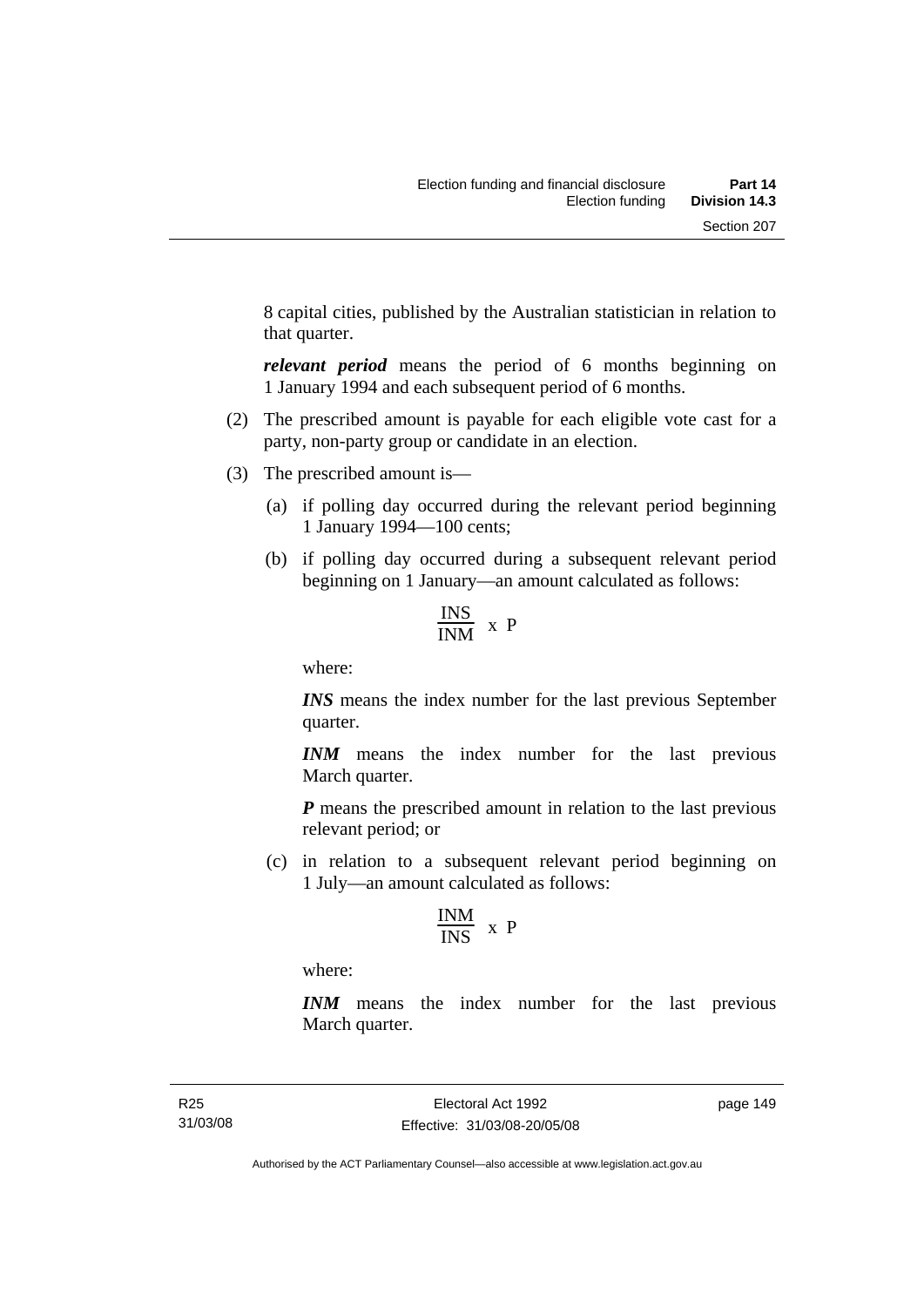8 capital cities, published by the Australian statistician in relation to that quarter.

***relevant period*** means the period of 6 months beginning on 1 January 1994 and each subsequent period of 6 months.

(2) The prescribed amount is payable for each eligible vote cast for a party, non-party group or candidate in an election.

(3) The prescribed amount is—

(a) if polling day occurred during the relevant period beginning 1 January 1994—100 cents;

(b) if polling day occurred during a subsequent relevant period beginning on 1 January—an amount calculated as follows:

$$\frac{INS}{INM} \times P$$

where:

***INS*** means the index number for the last previous September quarter.

***INM*** means the index number for the last previous March quarter.

***P*** means the prescribed amount in relation to the last previous relevant period; or

(c) in relation to a subsequent relevant period beginning on 1 July—an amount calculated as follows:

$$\frac{INM}{INS} \times P$$

where:

***INM*** means the index number for the last previous March quarter.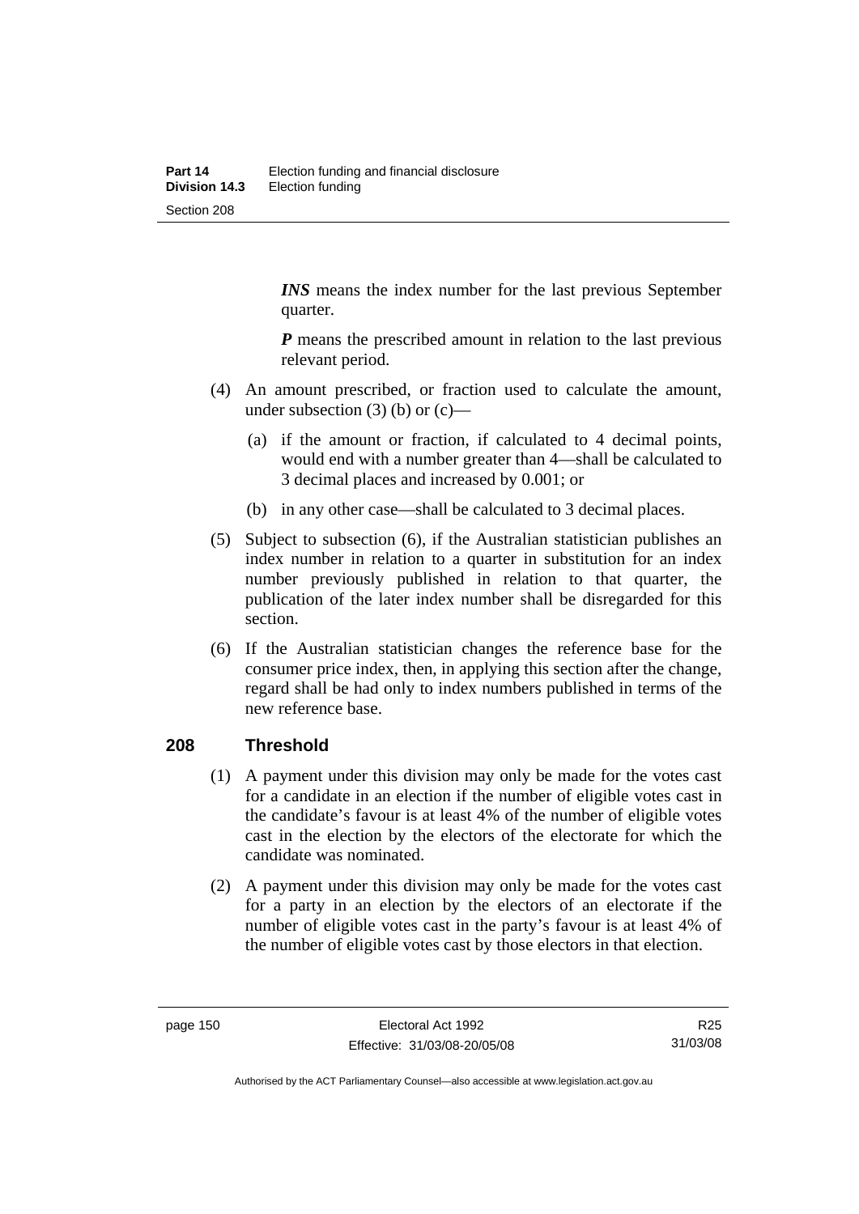***INS*** means the index number for the last previous September quarter.

***P*** means the prescribed amount in relation to the last previous relevant period.

(4) An amount prescribed, or fraction used to calculate the amount, under subsection (3) (b) or (c)—

(a) if the amount or fraction, if calculated to 4 decimal points, would end with a number greater than 4—shall be calculated to 3 decimal places and increased by 0.001; or

(b) in any other case—shall be calculated to 3 decimal places.

(5) Subject to subsection (6), if the Australian statistician publishes an index number in relation to a quarter in substitution for an index number previously published in relation to that quarter, the publication of the later index number shall be disregarded for this section.

(6) If the Australian statistician changes the reference base for the consumer price index, then, in applying this section after the change, regard shall be had only to index numbers published in terms of the new reference base.

## 208 Threshold

(1) A payment under this division may only be made for the votes cast for a candidate in an election if the number of eligible votes cast in the candidate's favour is at least 4% of the number of eligible votes cast in the election by the electors of the electorate for which the candidate was nominated.

(2) A payment under this division may only be made for the votes cast for a party in an election by the electors of an electorate if the number of eligible votes cast in the party's favour is at least 4% of the number of eligible votes cast by those electors in that election.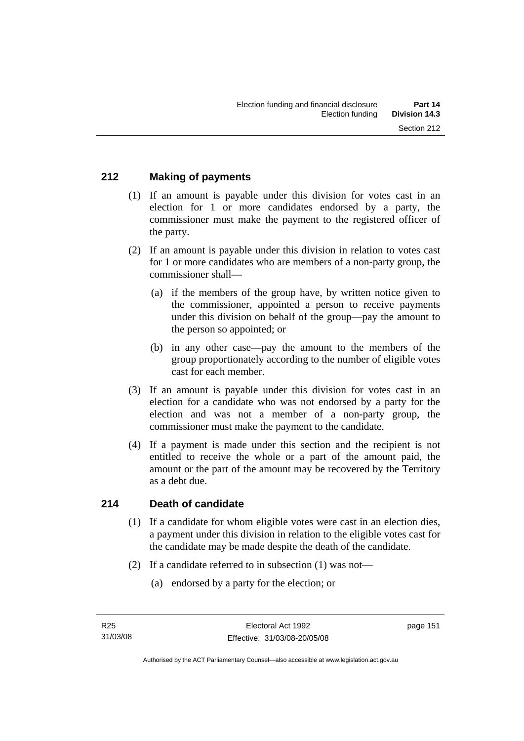## 212 Making of payments

(1) If an amount is payable under this division for votes cast in an election for 1 or more candidates endorsed by a party, the commissioner must make the payment to the registered officer of the party.

(2) If an amount is payable under this division in relation to votes cast for 1 or more candidates who are members of a non-party group, the commissioner shall—

(a) if the members of the group have, by written notice given to the commissioner, appointed a person to receive payments under this division on behalf of the group—pay the amount to the person so appointed; or

(b) in any other case—pay the amount to the members of the group proportionately according to the number of eligible votes cast for each member.

(3) If an amount is payable under this division for votes cast in an election for a candidate who was not endorsed by a party for the election and was not a member of a non-party group, the commissioner must make the payment to the candidate.

(4) If a payment is made under this section and the recipient is not entitled to receive the whole or a part of the amount paid, the amount or the part of the amount may be recovered by the Territory as a debt due.

## 214 Death of candidate

(1) If a candidate for whom eligible votes were cast in an election dies, a payment under this division in relation to the eligible votes cast for the candidate may be made despite the death of the candidate.

(2) If a candidate referred to in subsection (1) was not—

(a) endorsed by a party for the election; or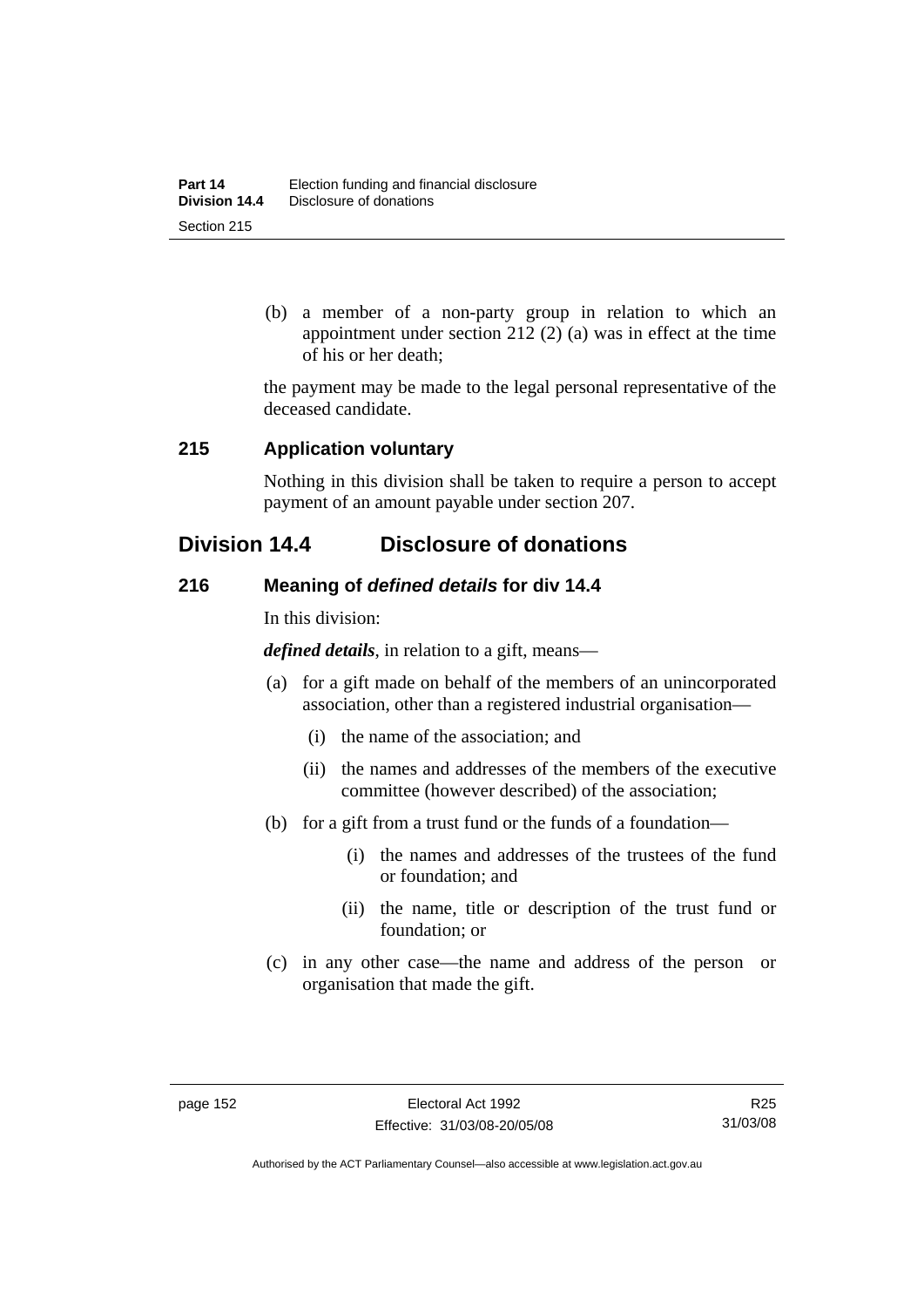(b) a member of a non-party group in relation to which an appointment under section 212 (2) (a) was in effect at the time of his or her death;

the payment may be made to the legal personal representative of the deceased candidate.

### 215 Application voluntary

Nothing in this division shall be taken to require a person to accept payment of an amount payable under section 207.

## Division 14.4 Disclosure of donations

### 216 Meaning of *defined details* for div 14.4

In this division:

***defined details***, in relation to a gift, means—

- (a) for a gift made on behalf of the members of an unincorporated association, other than a registered industrial organisation—
  - (i) the name of the association; and
  - (ii) the names and addresses of the members of the executive committee (however described) of the association;
- (b) for a gift from a trust fund or the funds of a foundation—
  - (i) the names and addresses of the trustees of the fund or foundation; and
  - (ii) the name, title or description of the trust fund or foundation; or
- (c) in any other case—the name and address of the person or organisation that made the gift.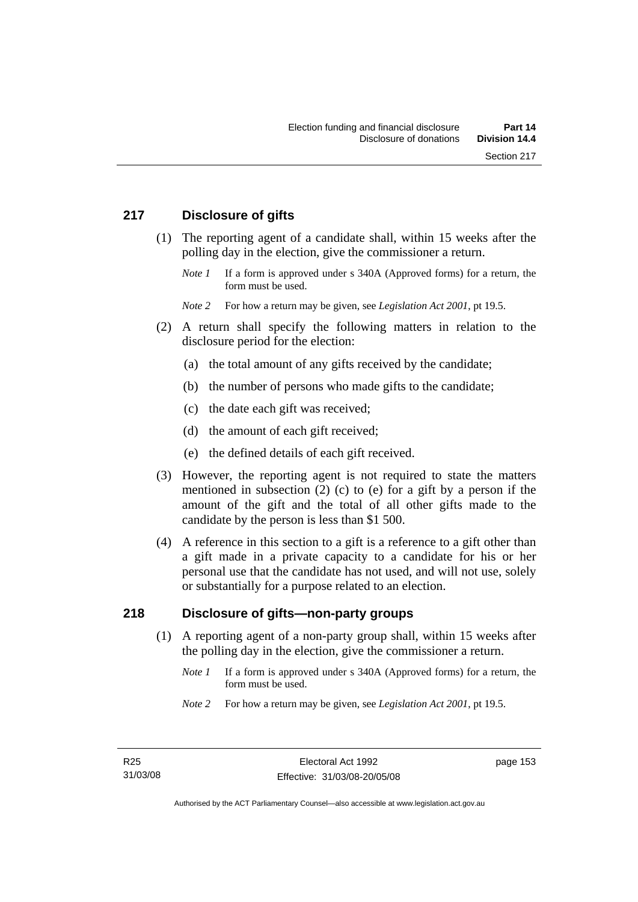## 217 Disclosure of gifts

(1) The reporting agent of a candidate shall, within 15 weeks after the polling day in the election, give the commissioner a return.

*Note 1* If a form is approved under s 340A (Approved forms) for a return, the form must be used.

*Note 2* For how a return may be given, see *Legislation Act 2001*, pt 19.5.

(2) A return shall specify the following matters in relation to the disclosure period for the election:

(a) the total amount of any gifts received by the candidate;

(b) the number of persons who made gifts to the candidate;

(c) the date each gift was received;

(d) the amount of each gift received;

(e) the defined details of each gift received.

(3) However, the reporting agent is not required to state the matters mentioned in subsection (2) (c) to (e) for a gift by a person if the amount of the gift and the total of all other gifts made to the candidate by the person is less than $1 500.

(4) A reference in this section to a gift is a reference to a gift other than a gift made in a private capacity to a candidate for his or her personal use that the candidate has not used, and will not use, solely or substantially for a purpose related to an election.

## 218 Disclosure of gifts—non-party groups

(1) A reporting agent of a non-party group shall, within 15 weeks after the polling day in the election, give the commissioner a return.

*Note 1* If a form is approved under s 340A (Approved forms) for a return, the form must be used.

*Note 2* For how a return may be given, see *Legislation Act 2001*, pt 19.5.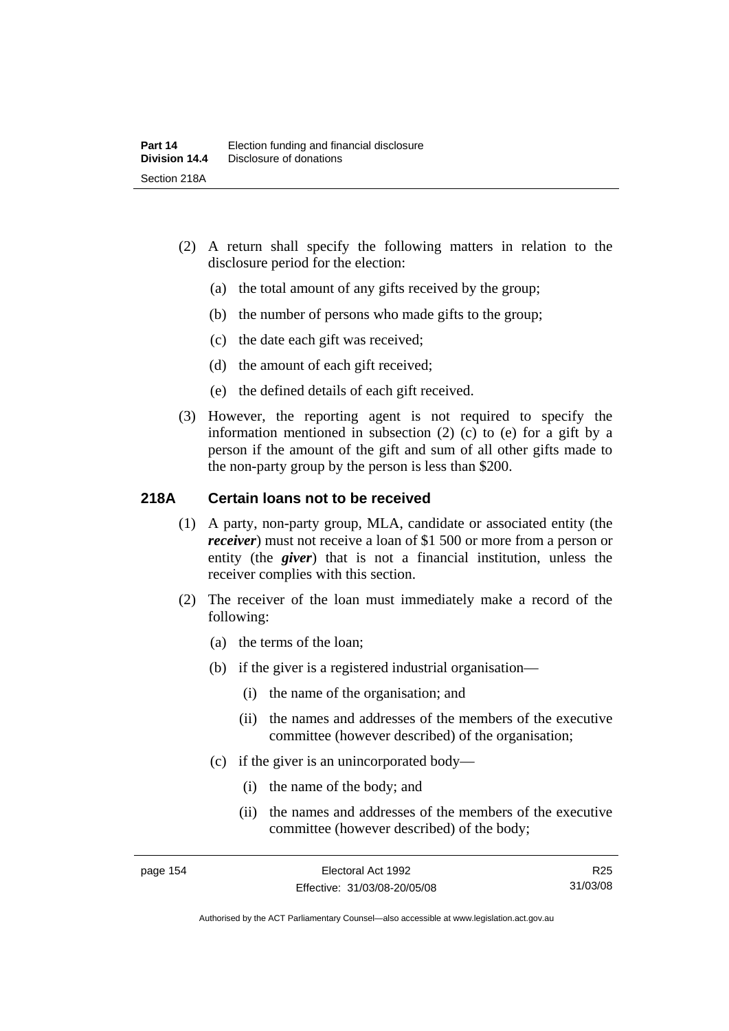(2) A return shall specify the following matters in relation to the disclosure period for the election:

(a) the total amount of any gifts received by the group;

(b) the number of persons who made gifts to the group;

(c) the date each gift was received;

(d) the amount of each gift received;

(e) the defined details of each gift received.

(3) However, the reporting agent is not required to specify the information mentioned in subsection (2) (c) to (e) for a gift by a person if the amount of the gift and sum of all other gifts made to the non-party group by the person is less than $200.

## 218A Certain loans not to be received

(1) A party, non-party group, MLA, candidate or associated entity (the ***receiver***) must not receive a loan of $1 500 or more from a person or entity (the ***giver***) that is not a financial institution, unless the receiver complies with this section.

(2) The receiver of the loan must immediately make a record of the following:

(a) the terms of the loan;

(b) if the giver is a registered industrial organisation—

(i) the name of the organisation; and

(ii) the names and addresses of the members of the executive committee (however described) of the organisation;

(c) if the giver is an unincorporated body—

(i) the name of the body; and

(ii) the names and addresses of the members of the executive committee (however described) of the body;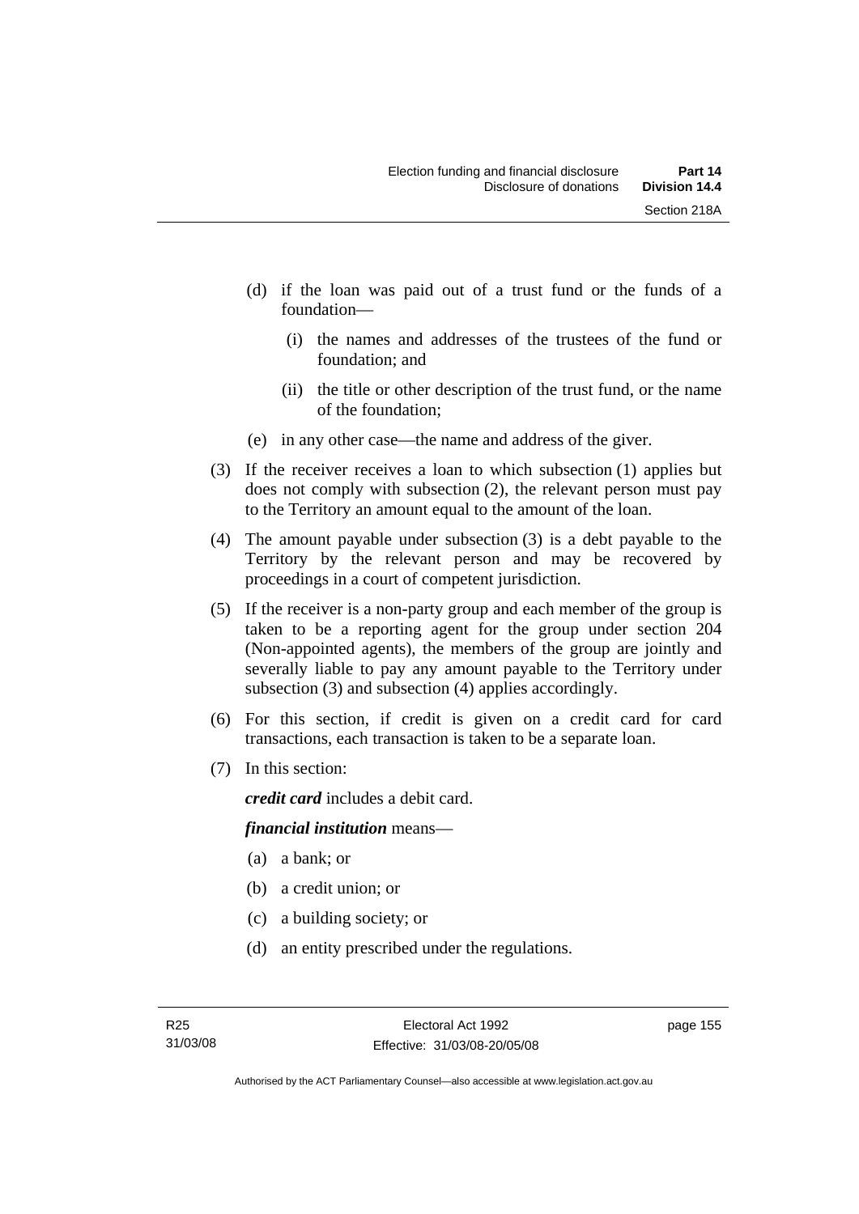(d) if the loan was paid out of a trust fund or the funds of a foundation—

   (i) the names and addresses of the trustees of the fund or foundation; and

   (ii) the title or other description of the trust fund, or the name of the foundation;

(e) in any other case—the name and address of the giver.

(3) If the receiver receives a loan to which subsection (1) applies but does not comply with subsection (2), the relevant person must pay to the Territory an amount equal to the amount of the loan.

(4) The amount payable under subsection (3) is a debt payable to the Territory by the relevant person and may be recovered by proceedings in a court of competent jurisdiction.

(5) If the receiver is a non-party group and each member of the group is taken to be a reporting agent for the group under section 204 (Non-appointed agents), the members of the group are jointly and severally liable to pay any amount payable to the Territory under subsection (3) and subsection (4) applies accordingly.

(6) For this section, if credit is given on a credit card for card transactions, each transaction is taken to be a separate loan.

(7) In this section:

***credit card*** includes a debit card.

***financial institution*** means—

(a) a bank; or

(b) a credit union; or

(c) a building society; or

(d) an entity prescribed under the regulations.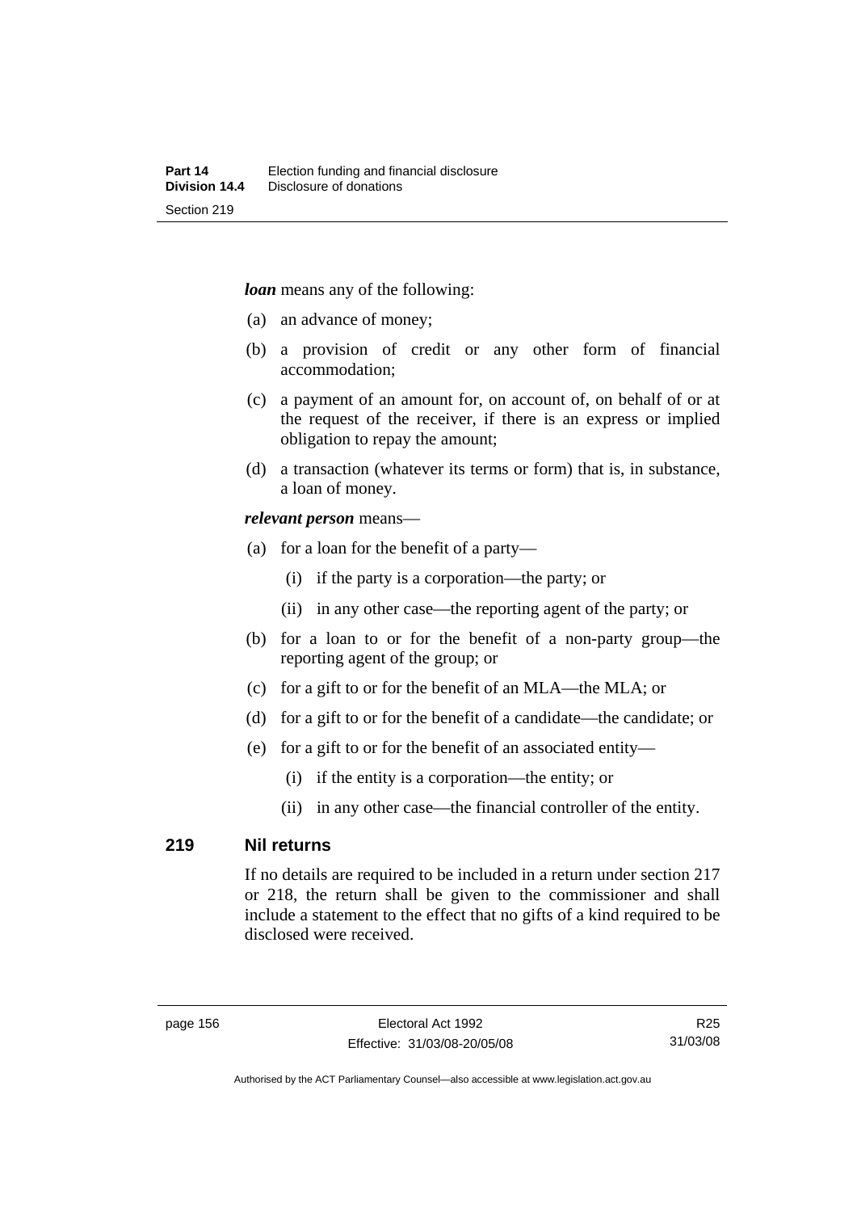***loan*** means any of the following:

- (a) an advance of money;
- (b) a provision of credit or any other form of financial accommodation;
- (c) a payment of an amount for, on account of, on behalf of or at the request of the receiver, if there is an express or implied obligation to repay the amount;
- (d) a transaction (whatever its terms or form) that is, in substance, a loan of money.

***relevant person*** means—

- (a) for a loan for the benefit of a party—
  - (i) if the party is a corporation—the party; or
  - (ii) in any other case—the reporting agent of the party; or
- (b) for a loan to or for the benefit of a non-party group—the reporting agent of the group; or
- (c) for a gift to or for the benefit of an MLA—the MLA; or
- (d) for a gift to or for the benefit of a candidate—the candidate; or
- (e) for a gift to or for the benefit of an associated entity—
  - (i) if the entity is a corporation—the entity; or
  - (ii) in any other case—the financial controller of the entity.

## 219 Nil returns

If no details are required to be included in a return under section 217 or 218, the return shall be given to the commissioner and shall include a statement to the effect that no gifts of a kind required to be disclosed were received.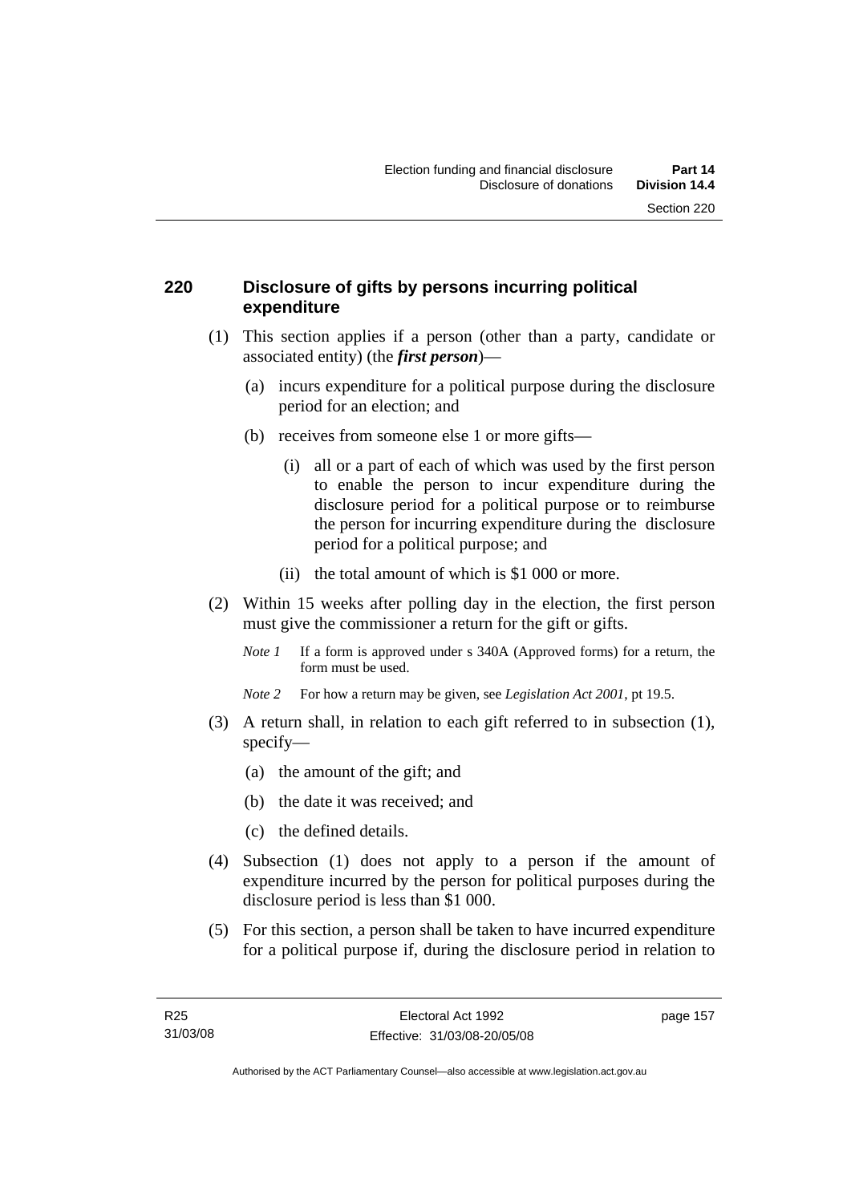## 220 Disclosure of gifts by persons incurring political expenditure

(1) This section applies if a person (other than a party, candidate or associated entity) (the ***first person***)—

  (a) incurs expenditure for a political purpose during the disclosure period for an election; and

  (b) receives from someone else 1 or more gifts—

    (i) all or a part of each of which was used by the first person to enable the person to incur expenditure during the disclosure period for a political purpose or to reimburse the person for incurring expenditure during the disclosure period for a political purpose; and

    (ii) the total amount of which is $1 000 or more.

(2) Within 15 weeks after polling day in the election, the first person must give the commissioner a return for the gift or gifts.

*Note 1* If a form is approved under s 340A (Approved forms) for a return, the form must be used.

*Note 2* For how a return may be given, see *Legislation Act 2001*, pt 19.5.

(3) A return shall, in relation to each gift referred to in subsection (1), specify—

  (a) the amount of the gift; and

  (b) the date it was received; and

  (c) the defined details.

(4) Subsection (1) does not apply to a person if the amount of expenditure incurred by the person for political purposes during the disclosure period is less than $1 000.

(5) For this section, a person shall be taken to have incurred expenditure for a political purpose if, during the disclosure period in relation to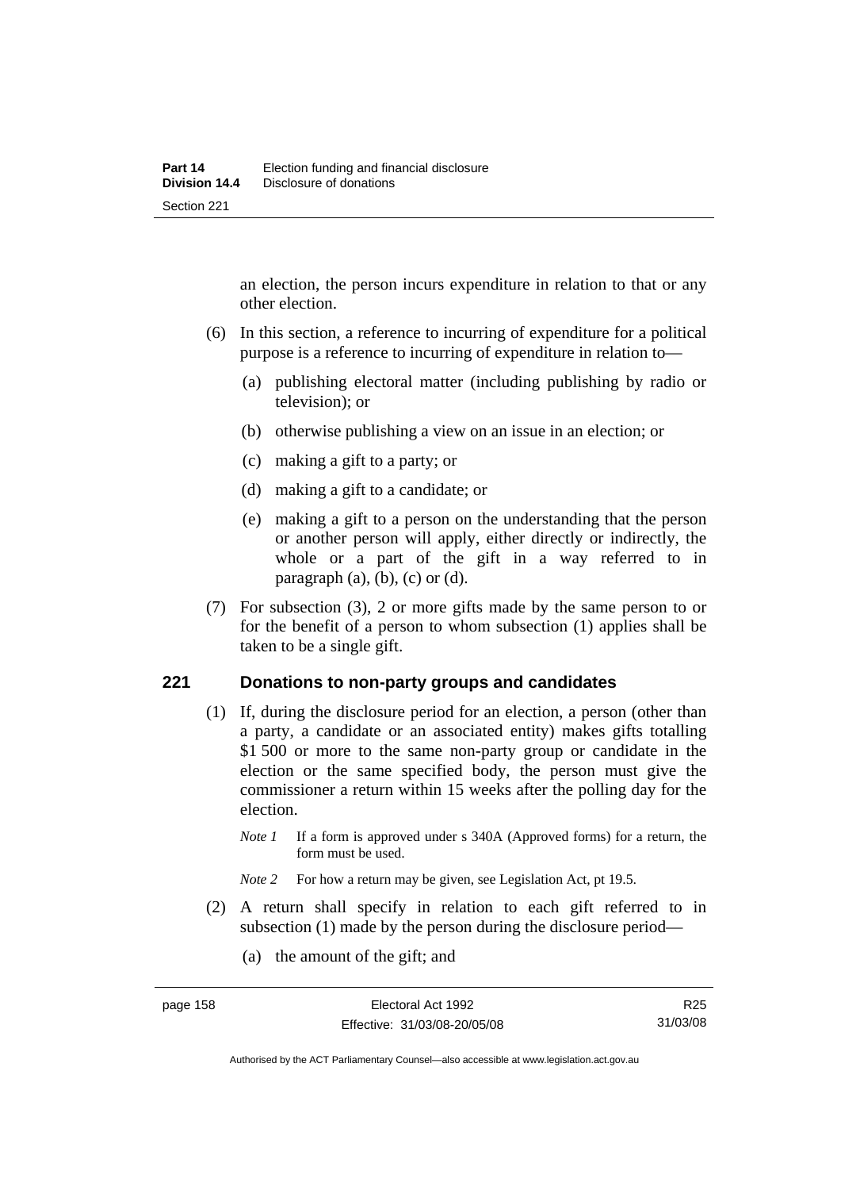an election, the person incurs expenditure in relation to that or any other election.

(6) In this section, a reference to incurring of expenditure for a political purpose is a reference to incurring of expenditure in relation to—

(a) publishing electoral matter (including publishing by radio or television); or

(b) otherwise publishing a view on an issue in an election; or

(c) making a gift to a party; or

(d) making a gift to a candidate; or

(e) making a gift to a person on the understanding that the person or another person will apply, either directly or indirectly, the whole or a part of the gift in a way referred to in paragraph (a), (b), (c) or (d).

(7) For subsection (3), 2 or more gifts made by the same person to or for the benefit of a person to whom subsection (1) applies shall be taken to be a single gift.

## 221 Donations to non-party groups and candidates

(1) If, during the disclosure period for an election, a person (other than a party, a candidate or an associated entity) makes gifts totalling $1 500 or more to the same non-party group or candidate in the election or the same specified body, the person must give the commissioner a return within 15 weeks after the polling day for the election.

*Note 1* If a form is approved under s 340A (Approved forms) for a return, the form must be used.

*Note 2* For how a return may be given, see Legislation Act, pt 19.5.

(2) A return shall specify in relation to each gift referred to in subsection (1) made by the person during the disclosure period—

(a) the amount of the gift; and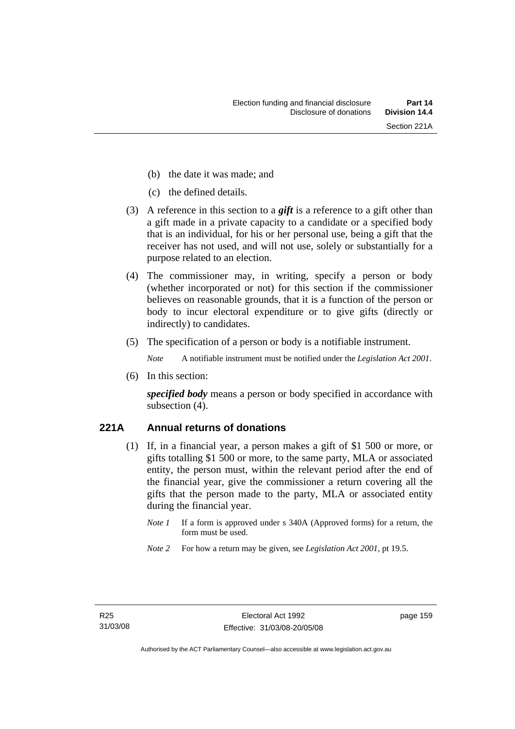(b) the date it was made; and

(c) the defined details.

(3) A reference in this section to a ***gift*** is a reference to a gift other than a gift made in a private capacity to a candidate or a specified body that is an individual, for his or her personal use, being a gift that the receiver has not used, and will not use, solely or substantially for a purpose related to an election.

(4) The commissioner may, in writing, specify a person or body (whether incorporated or not) for this section if the commissioner believes on reasonable grounds, that it is a function of the person or body to incur electoral expenditure or to give gifts (directly or indirectly) to candidates.

(5) The specification of a person or body is a notifiable instrument.

*Note* A notifiable instrument must be notified under the *Legislation Act 2001*.

(6) In this section:

***specified body*** means a person or body specified in accordance with subsection (4).

## 221A Annual returns of donations

(1) If, in a financial year, a person makes a gift of $1 500 or more, or gifts totalling $1 500 or more, to the same party, MLA or associated entity, the person must, within the relevant period after the end of the financial year, give the commissioner a return covering all the gifts that the person made to the party, MLA or associated entity during the financial year.

*Note 1* If a form is approved under s 340A (Approved forms) for a return, the form must be used.

*Note 2* For how a return may be given, see *Legislation Act 2001*, pt 19.5.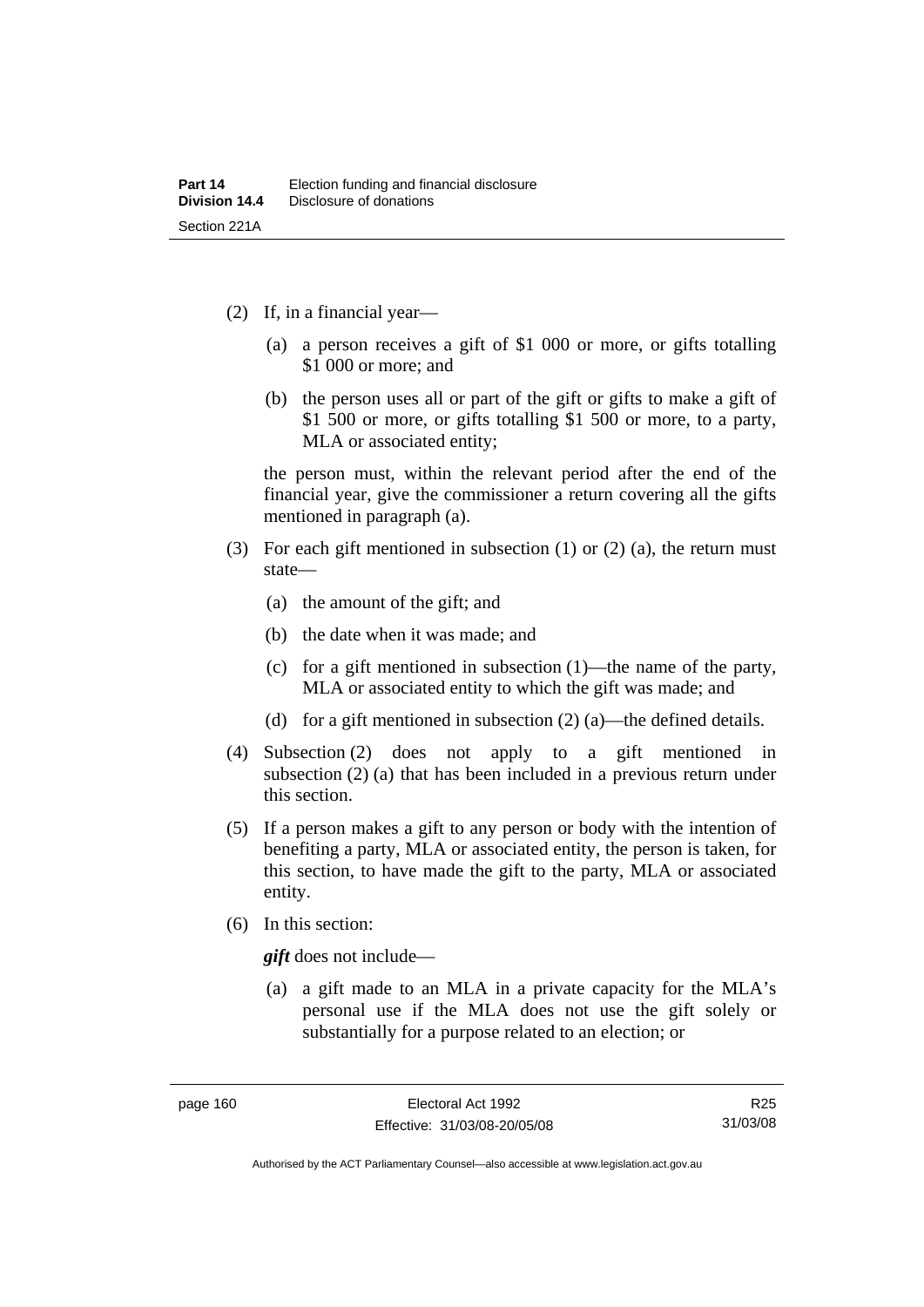(2) If, in a financial year—

(a) a person receives a gift of $1 000 or more, or gifts totalling $1 000 or more; and

(b) the person uses all or part of the gift or gifts to make a gift of $1 500 or more, or gifts totalling $1 500 or more, to a party, MLA or associated entity;

the person must, within the relevant period after the end of the financial year, give the commissioner a return covering all the gifts mentioned in paragraph (a).

(3) For each gift mentioned in subsection (1) or (2) (a), the return must state—

(a) the amount of the gift; and

(b) the date when it was made; and

(c) for a gift mentioned in subsection (1)—the name of the party, MLA or associated entity to which the gift was made; and

(d) for a gift mentioned in subsection (2) (a)—the defined details.

(4) Subsection (2) does not apply to a gift mentioned in subsection (2) (a) that has been included in a previous return under this section.

(5) If a person makes a gift to any person or body with the intention of benefiting a party, MLA or associated entity, the person is taken, for this section, to have made the gift to the party, MLA or associated entity.

(6) In this section:

***gift*** does not include—

(a) a gift made to an MLA in a private capacity for the MLA's personal use if the MLA does not use the gift solely or substantially for a purpose related to an election; or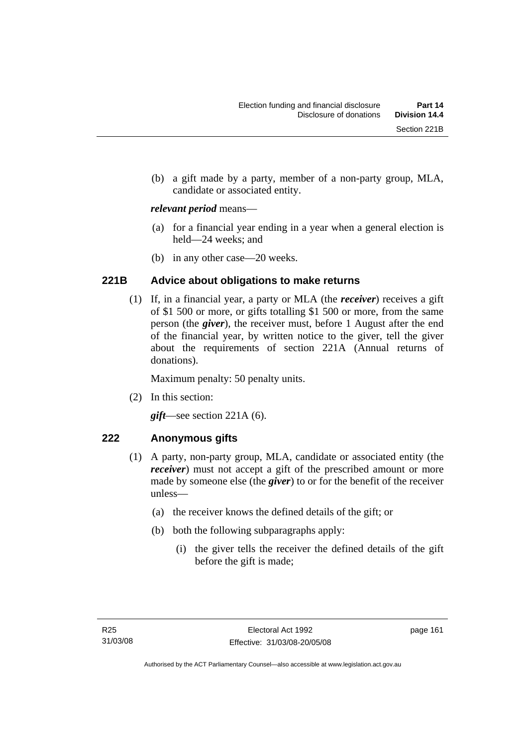(b) a gift made by a party, member of a non-party group, MLA, candidate or associated entity.

***relevant period*** means—

(a) for a financial year ending in a year when a general election is held—24 weeks; and

(b) in any other case—20 weeks.

### 221B Advice about obligations to make returns

(1) If, in a financial year, a party or MLA (the ***receiver***) receives a gift of $1 500 or more, or gifts totalling $1 500 or more, from the same person (the ***giver***), the receiver must, before 1 August after the end of the financial year, by written notice to the giver, tell the giver about the requirements of section 221A (Annual returns of donations).

Maximum penalty: 50 penalty units.

(2) In this section:

***gift***—see section 221A (6).

### 222 Anonymous gifts

(1) A party, non-party group, MLA, candidate or associated entity (the ***receiver***) must not accept a gift of the prescribed amount or more made by someone else (the ***giver***) to or for the benefit of the receiver unless—

(a) the receiver knows the defined details of the gift; or

(b) both the following subparagraphs apply:

(i) the giver tells the receiver the defined details of the gift before the gift is made;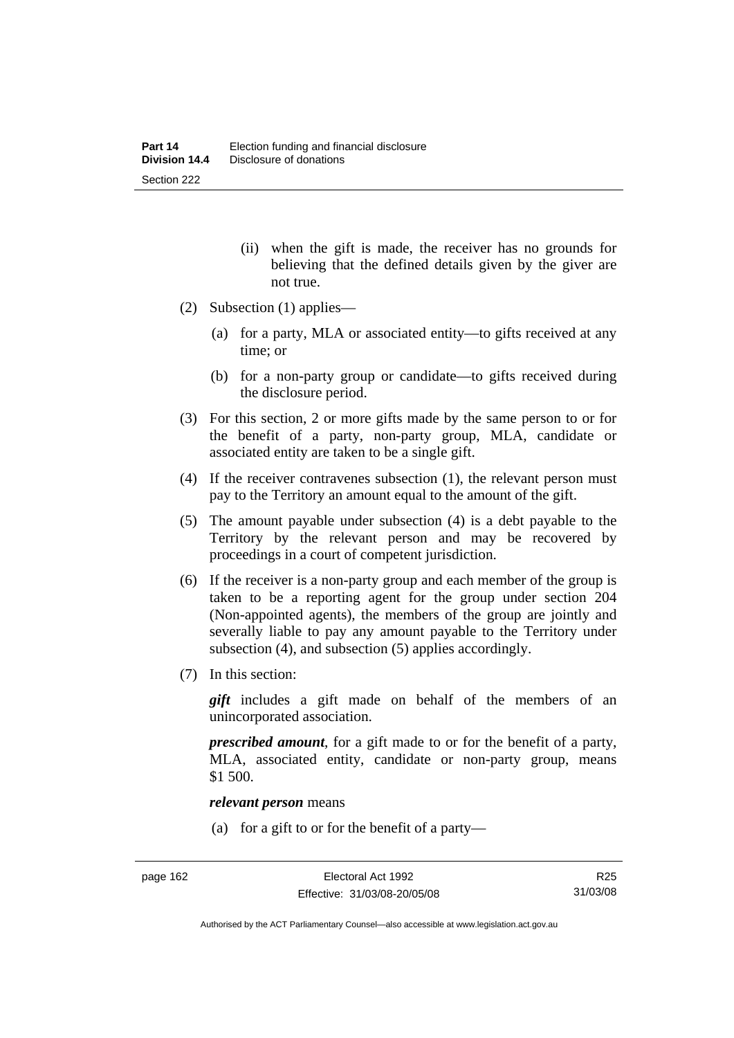(ii) when the gift is made, the receiver has no grounds for believing that the defined details given by the giver are not true.

(2) Subsection (1) applies—

(a) for a party, MLA or associated entity—to gifts received at any time; or

(b) for a non-party group or candidate—to gifts received during the disclosure period.

(3) For this section, 2 or more gifts made by the same person to or for the benefit of a party, non-party group, MLA, candidate or associated entity are taken to be a single gift.

(4) If the receiver contravenes subsection (1), the relevant person must pay to the Territory an amount equal to the amount of the gift.

(5) The amount payable under subsection (4) is a debt payable to the Territory by the relevant person and may be recovered by proceedings in a court of competent jurisdiction.

(6) If the receiver is a non-party group and each member of the group is taken to be a reporting agent for the group under section 204 (Non-appointed agents), the members of the group are jointly and severally liable to pay any amount payable to the Territory under subsection (4), and subsection (5) applies accordingly.

(7) In this section:

***gift*** includes a gift made on behalf of the members of an unincorporated association.

***prescribed amount***, for a gift made to or for the benefit of a party, MLA, associated entity, candidate or non-party group, means $1 500.

***relevant person*** means

(a) for a gift to or for the benefit of a party—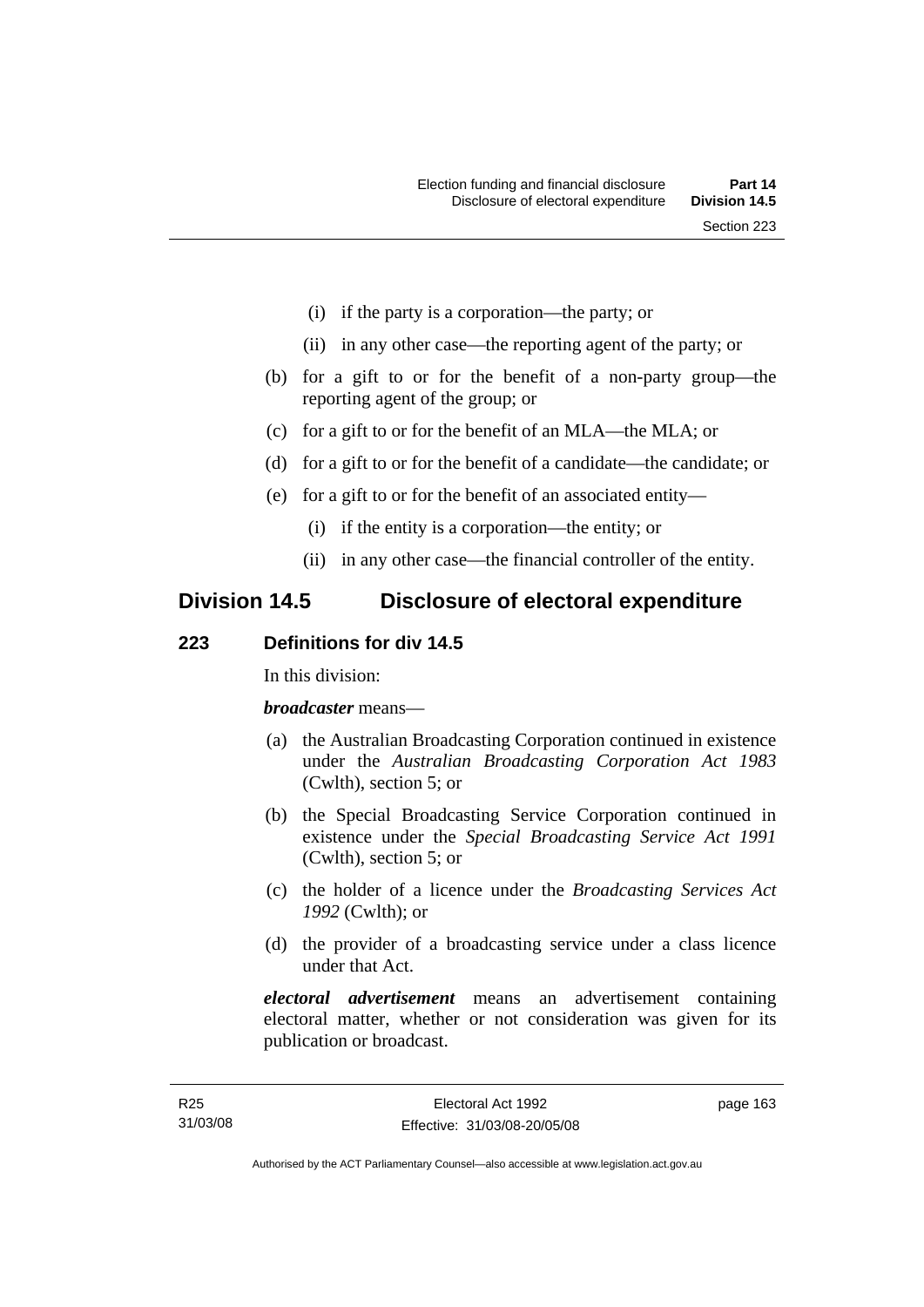(i) if the party is a corporation—the party; or

(ii) in any other case—the reporting agent of the party; or

(b) for a gift to or for the benefit of a non-party group—the reporting agent of the group; or

(c) for a gift to or for the benefit of an MLA—the MLA; or

(d) for a gift to or for the benefit of a candidate—the candidate; or

(e) for a gift to or for the benefit of an associated entity—

(i) if the entity is a corporation—the entity; or

(ii) in any other case—the financial controller of the entity.

## Division 14.5 Disclosure of electoral expenditure

### 223 Definitions for div 14.5

In this division:

***broadcaster*** means—

(a) the Australian Broadcasting Corporation continued in existence under the *Australian Broadcasting Corporation Act 1983* (Cwlth), section 5; or

(b) the Special Broadcasting Service Corporation continued in existence under the *Special Broadcasting Service Act 1991* (Cwlth), section 5; or

(c) the holder of a licence under the *Broadcasting Services Act 1992* (Cwlth); or

(d) the provider of a broadcasting service under a class licence under that Act.

***electoral advertisement*** means an advertisement containing electoral matter, whether or not consideration was given for its publication or broadcast.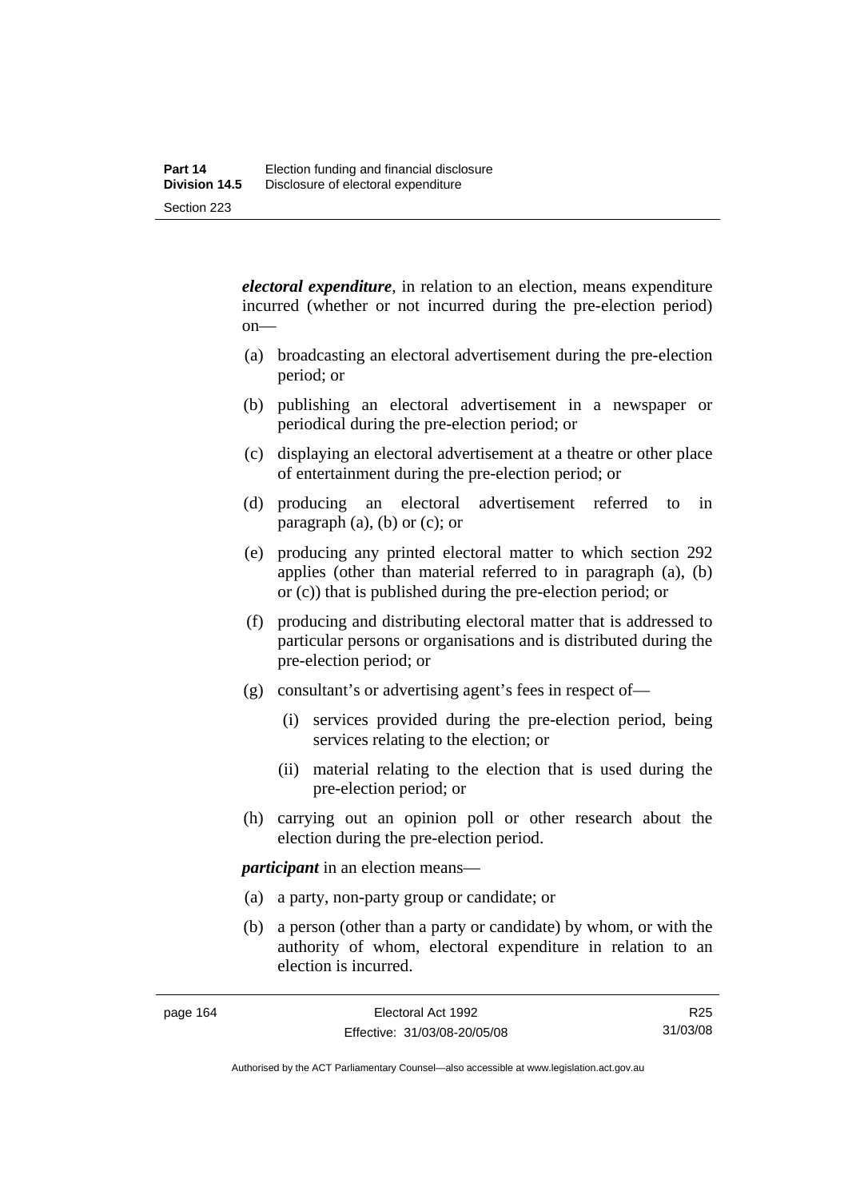***electoral expenditure***, in relation to an election, means expenditure incurred (whether or not incurred during the pre-election period) on—

(a) broadcasting an electoral advertisement during the pre-election period; or

(b) publishing an electoral advertisement in a newspaper or periodical during the pre-election period; or

(c) displaying an electoral advertisement at a theatre or other place of entertainment during the pre-election period; or

(d) producing an electoral advertisement referred to in paragraph (a), (b) or (c); or

(e) producing any printed electoral matter to which section 292 applies (other than material referred to in paragraph (a), (b) or (c)) that is published during the pre-election period; or

(f) producing and distributing electoral matter that is addressed to particular persons or organisations and is distributed during the pre-election period; or

(g) consultant's or advertising agent's fees in respect of—

(i) services provided during the pre-election period, being services relating to the election; or

(ii) material relating to the election that is used during the pre-election period; or

(h) carrying out an opinion poll or other research about the election during the pre-election period.

***participant*** in an election means—

(a) a party, non-party group or candidate; or

(b) a person (other than a party or candidate) by whom, or with the authority of whom, electoral expenditure in relation to an election is incurred.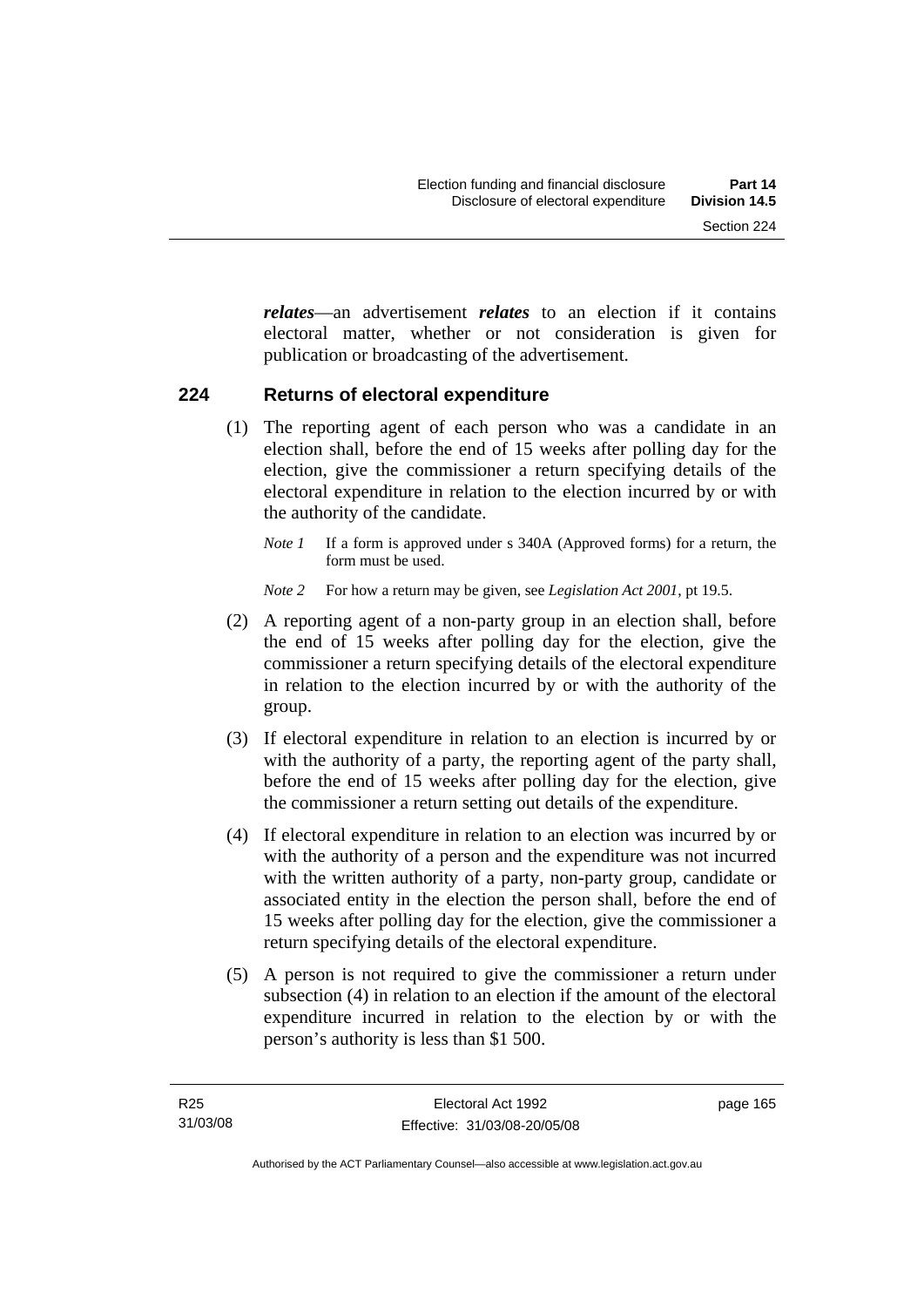***relates***—an advertisement ***relates*** to an election if it contains electoral matter, whether or not consideration is given for publication or broadcasting of the advertisement.

## 224 Returns of electoral expenditure

(1) The reporting agent of each person who was a candidate in an election shall, before the end of 15 weeks after polling day for the election, give the commissioner a return specifying details of the electoral expenditure in relation to the election incurred by or with the authority of the candidate.

*Note 1* If a form is approved under s 340A (Approved forms) for a return, the form must be used.

*Note 2* For how a return may be given, see *Legislation Act 2001*, pt 19.5.

(2) A reporting agent of a non-party group in an election shall, before the end of 15 weeks after polling day for the election, give the commissioner a return specifying details of the electoral expenditure in relation to the election incurred by or with the authority of the group.

(3) If electoral expenditure in relation to an election is incurred by or with the authority of a party, the reporting agent of the party shall, before the end of 15 weeks after polling day for the election, give the commissioner a return setting out details of the expenditure.

(4) If electoral expenditure in relation to an election was incurred by or with the authority of a person and the expenditure was not incurred with the written authority of a party, non-party group, candidate or associated entity in the election the person shall, before the end of 15 weeks after polling day for the election, give the commissioner a return specifying details of the electoral expenditure.

(5) A person is not required to give the commissioner a return under subsection (4) in relation to an election if the amount of the electoral expenditure incurred in relation to the election by or with the person's authority is less than $1 500.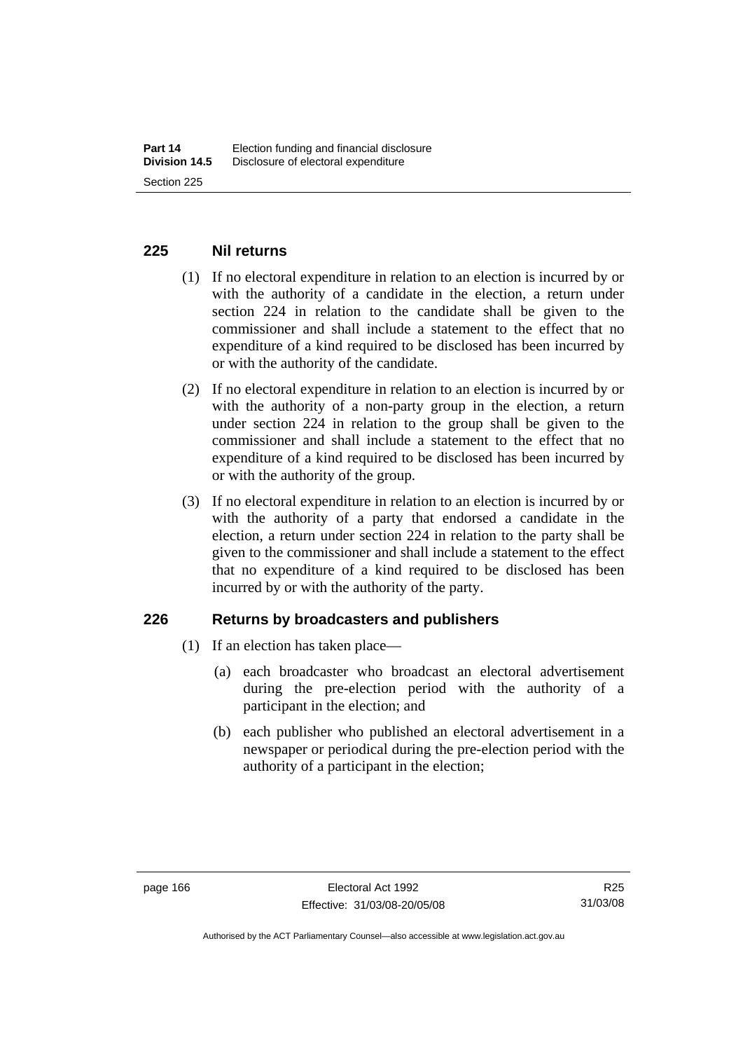## 225 Nil returns

(1) If no electoral expenditure in relation to an election is incurred by or with the authority of a candidate in the election, a return under section 224 in relation to the candidate shall be given to the commissioner and shall include a statement to the effect that no expenditure of a kind required to be disclosed has been incurred by or with the authority of the candidate.

(2) If no electoral expenditure in relation to an election is incurred by or with the authority of a non-party group in the election, a return under section 224 in relation to the group shall be given to the commissioner and shall include a statement to the effect that no expenditure of a kind required to be disclosed has been incurred by or with the authority of the group.

(3) If no electoral expenditure in relation to an election is incurred by or with the authority of a party that endorsed a candidate in the election, a return under section 224 in relation to the party shall be given to the commissioner and shall include a statement to the effect that no expenditure of a kind required to be disclosed has been incurred by or with the authority of the party.

## 226 Returns by broadcasters and publishers

(1) If an election has taken place—

(a) each broadcaster who broadcast an electoral advertisement during the pre-election period with the authority of a participant in the election; and

(b) each publisher who published an electoral advertisement in a newspaper or periodical during the pre-election period with the authority of a participant in the election;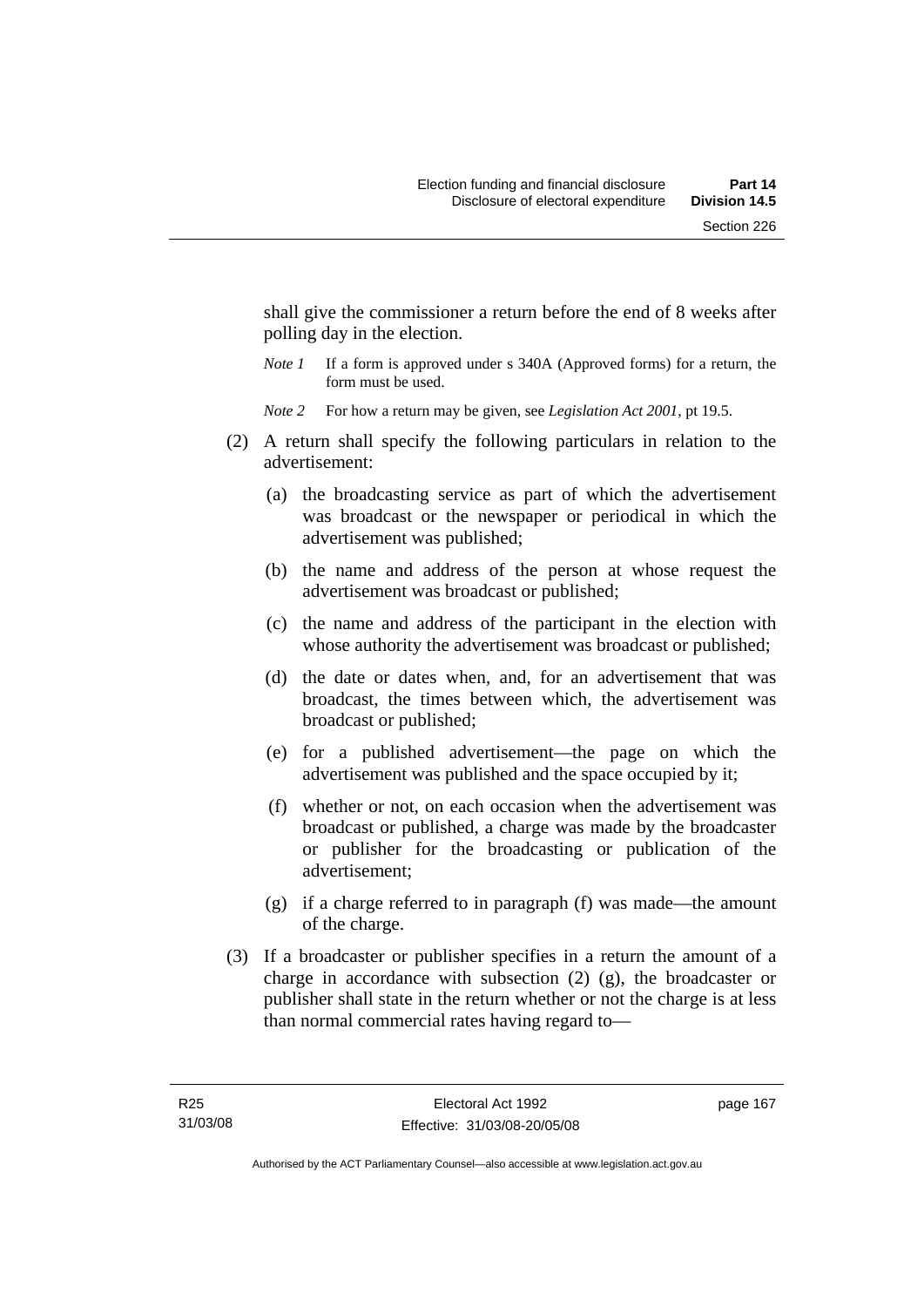shall give the commissioner a return before the end of 8 weeks after polling day in the election.

*Note 1* If a form is approved under s 340A (Approved forms) for a return, the form must be used.

*Note 2* For how a return may be given, see *Legislation Act 2001*, pt 19.5.

(2) A return shall specify the following particulars in relation to the advertisement:

(a) the broadcasting service as part of which the advertisement was broadcast or the newspaper or periodical in which the advertisement was published;

(b) the name and address of the person at whose request the advertisement was broadcast or published;

(c) the name and address of the participant in the election with whose authority the advertisement was broadcast or published;

(d) the date or dates when, and, for an advertisement that was broadcast, the times between which, the advertisement was broadcast or published;

(e) for a published advertisement—the page on which the advertisement was published and the space occupied by it;

(f) whether or not, on each occasion when the advertisement was broadcast or published, a charge was made by the broadcaster or publisher for the broadcasting or publication of the advertisement;

(g) if a charge referred to in paragraph (f) was made—the amount of the charge.

(3) If a broadcaster or publisher specifies in a return the amount of a charge in accordance with subsection (2) (g), the broadcaster or publisher shall state in the return whether or not the charge is at less than normal commercial rates having regard to—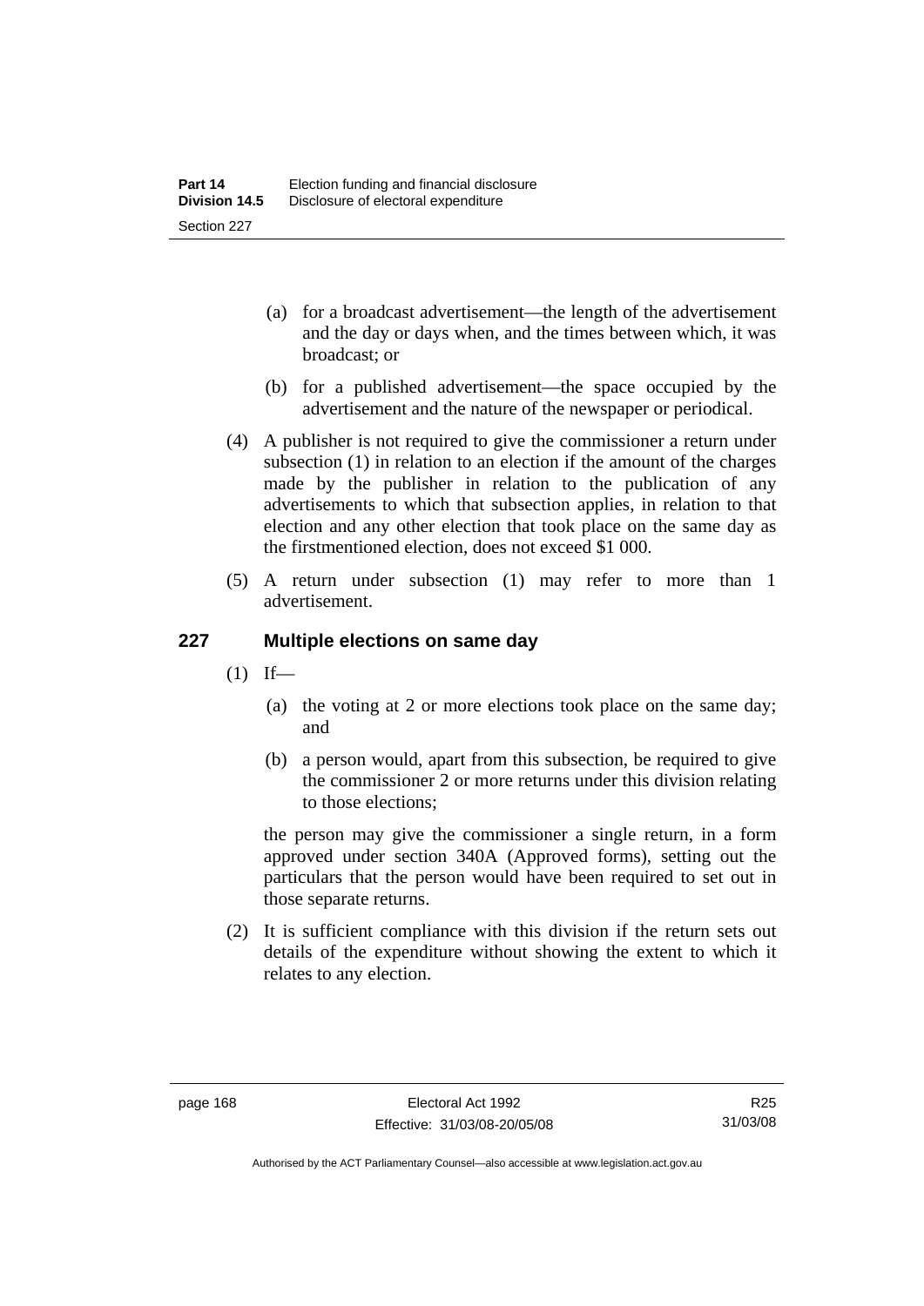(a) for a broadcast advertisement—the length of the advertisement and the day or days when, and the times between which, it was broadcast; or

(b) for a published advertisement—the space occupied by the advertisement and the nature of the newspaper or periodical.

(4) A publisher is not required to give the commissioner a return under subsection (1) in relation to an election if the amount of the charges made by the publisher in relation to the publication of any advertisements to which that subsection applies, in relation to that election and any other election that took place on the same day as the firstmentioned election, does not exceed $1 000.

(5) A return under subsection (1) may refer to more than 1 advertisement.

## 227 Multiple elections on same day

(1) If—

(a) the voting at 2 or more elections took place on the same day; and

(b) a person would, apart from this subsection, be required to give the commissioner 2 or more returns under this division relating to those elections;

the person may give the commissioner a single return, in a form approved under section 340A (Approved forms), setting out the particulars that the person would have been required to set out in those separate returns.

(2) It is sufficient compliance with this division if the return sets out details of the expenditure without showing the extent to which it relates to any election.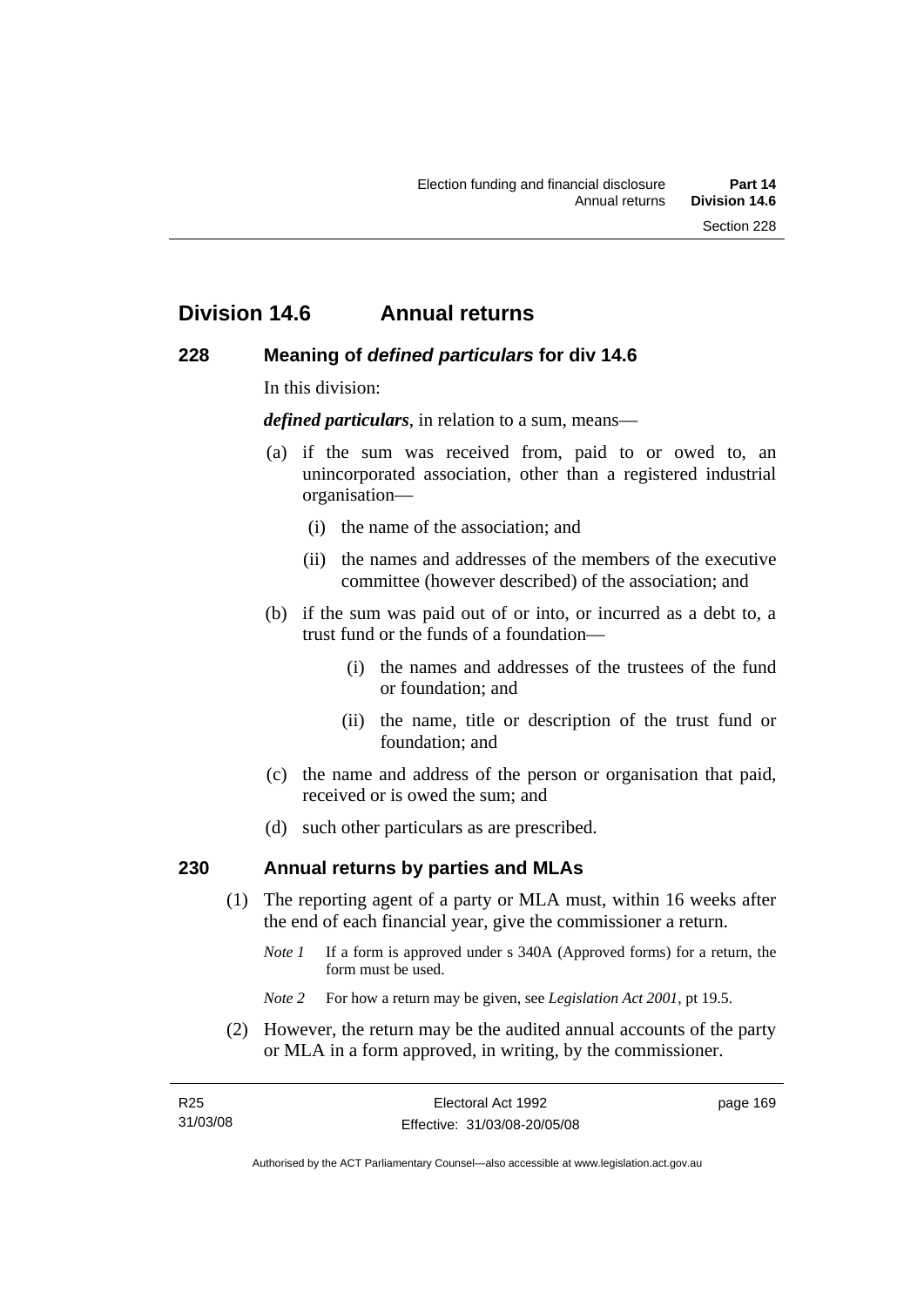## Division 14.6 Annual returns

### 228 Meaning of *defined particulars* for div 14.6

In this division:

***defined particulars***, in relation to a sum, means—

(a) if the sum was received from, paid to or owed to, an unincorporated association, other than a registered industrial organisation—

(i) the name of the association; and

(ii) the names and addresses of the members of the executive committee (however described) of the association; and

(b) if the sum was paid out of or into, or incurred as a debt to, a trust fund or the funds of a foundation—

(i) the names and addresses of the trustees of the fund or foundation; and

(ii) the name, title or description of the trust fund or foundation; and

(c) the name and address of the person or organisation that paid, received or is owed the sum; and

(d) such other particulars as are prescribed.

### 230 Annual returns by parties and MLAs

(1) The reporting agent of a party or MLA must, within 16 weeks after the end of each financial year, give the commissioner a return.

*Note 1* If a form is approved under s 340A (Approved forms) for a return, the form must be used.

*Note 2* For how a return may be given, see *Legislation Act 2001*, pt 19.5.

(2) However, the return may be the audited annual accounts of the party or MLA in a form approved, in writing, by the commissioner.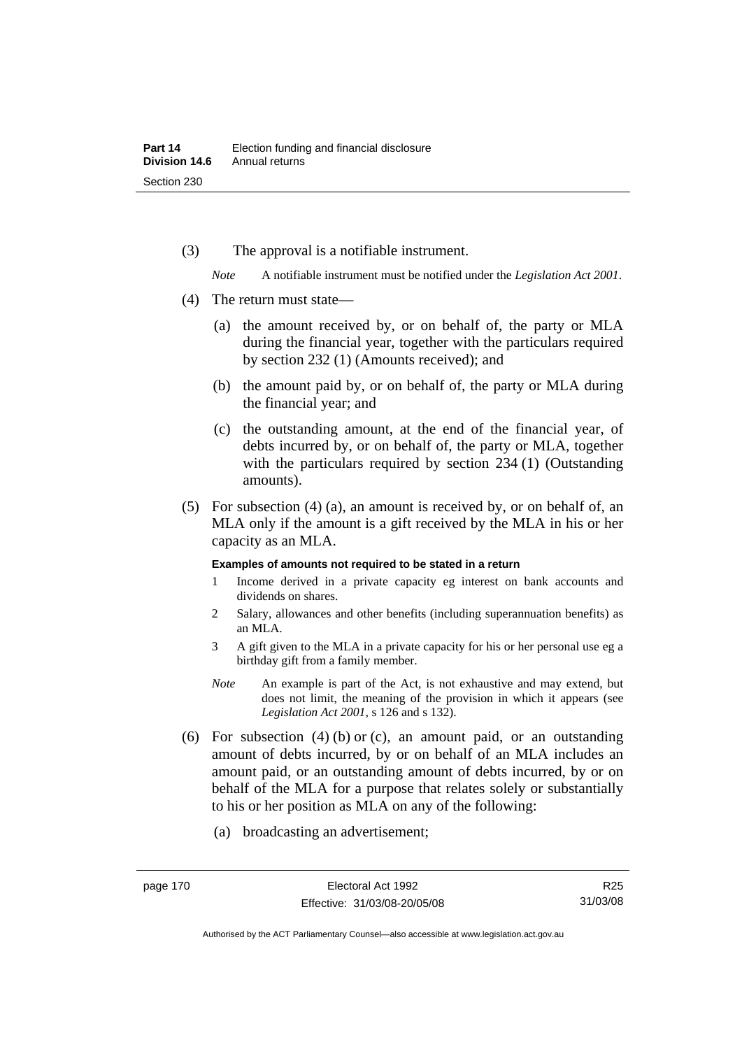(3) The approval is a notifiable instrument.

*Note* A notifiable instrument must be notified under the *Legislation Act 2001*.

(4) The return must state—

(a) the amount received by, or on behalf of, the party or MLA during the financial year, together with the particulars required by section 232 (1) (Amounts received); and

(b) the amount paid by, or on behalf of, the party or MLA during the financial year; and

(c) the outstanding amount, at the end of the financial year, of debts incurred by, or on behalf of, the party or MLA, together with the particulars required by section 234 (1) (Outstanding amounts).

(5) For subsection (4) (a), an amount is received by, or on behalf of, an MLA only if the amount is a gift received by the MLA in his or her capacity as an MLA.

**Examples of amounts not required to be stated in a return**

1 Income derived in a private capacity eg interest on bank accounts and dividends on shares.

2 Salary, allowances and other benefits (including superannuation benefits) as an MLA.

3 A gift given to the MLA in a private capacity for his or her personal use eg a birthday gift from a family member.

*Note* An example is part of the Act, is not exhaustive and may extend, but does not limit, the meaning of the provision in which it appears (see *Legislation Act 2001*, s 126 and s 132).

(6) For subsection (4) (b) or (c), an amount paid, or an outstanding amount of debts incurred, by or on behalf of an MLA includes an amount paid, or an outstanding amount of debts incurred, by or on behalf of the MLA for a purpose that relates solely or substantially to his or her position as MLA on any of the following:

(a) broadcasting an advertisement;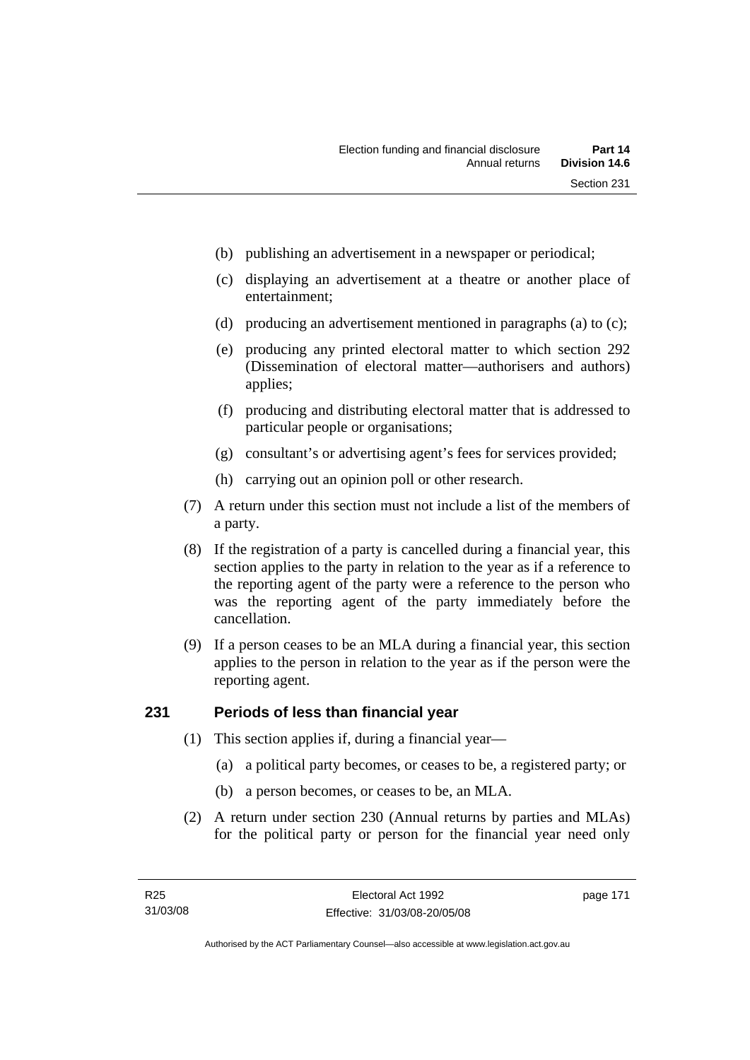(b) publishing an advertisement in a newspaper or periodical;

(c) displaying an advertisement at a theatre or another place of entertainment;

(d) producing an advertisement mentioned in paragraphs (a) to (c);

(e) producing any printed electoral matter to which section 292 (Dissemination of electoral matter—authorisers and authors) applies;

(f) producing and distributing electoral matter that is addressed to particular people or organisations;

(g) consultant's or advertising agent's fees for services provided;

(h) carrying out an opinion poll or other research.

(7) A return under this section must not include a list of the members of a party.

(8) If the registration of a party is cancelled during a financial year, this section applies to the party in relation to the year as if a reference to the reporting agent of the party were a reference to the person who was the reporting agent of the party immediately before the cancellation.

(9) If a person ceases to be an MLA during a financial year, this section applies to the person in relation to the year as if the person were the reporting agent.

## 231 Periods of less than financial year

(1) This section applies if, during a financial year—

(a) a political party becomes, or ceases to be, a registered party; or

(b) a person becomes, or ceases to be, an MLA.

(2) A return under section 230 (Annual returns by parties and MLAs) for the political party or person for the financial year need only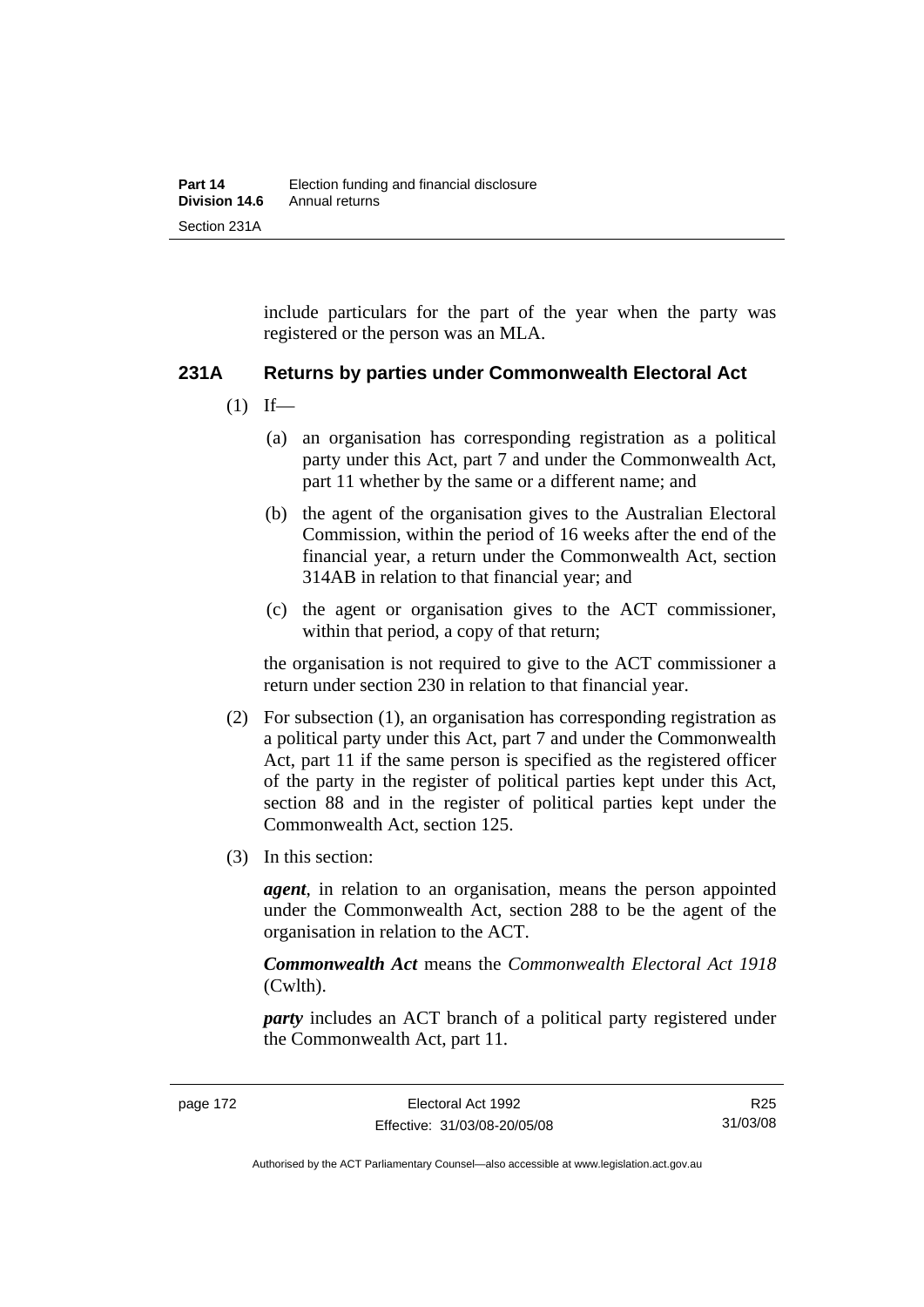include particulars for the part of the year when the party was registered or the person was an MLA.

## 231A Returns by parties under Commonwealth Electoral Act

(1) If—

(a) an organisation has corresponding registration as a political party under this Act, part 7 and under the Commonwealth Act, part 11 whether by the same or a different name; and

(b) the agent of the organisation gives to the Australian Electoral Commission, within the period of 16 weeks after the end of the financial year, a return under the Commonwealth Act, section 314AB in relation to that financial year; and

(c) the agent or organisation gives to the ACT commissioner, within that period, a copy of that return;

the organisation is not required to give to the ACT commissioner a return under section 230 in relation to that financial year.

(2) For subsection (1), an organisation has corresponding registration as a political party under this Act, part 7 and under the Commonwealth Act, part 11 if the same person is specified as the registered officer of the party in the register of political parties kept under this Act, section 88 and in the register of political parties kept under the Commonwealth Act, section 125.

(3) In this section:

***agent***, in relation to an organisation, means the person appointed under the Commonwealth Act, section 288 to be the agent of the organisation in relation to the ACT.

***Commonwealth Act*** means the *Commonwealth Electoral Act 1918* (Cwlth).

***party*** includes an ACT branch of a political party registered under the Commonwealth Act, part 11.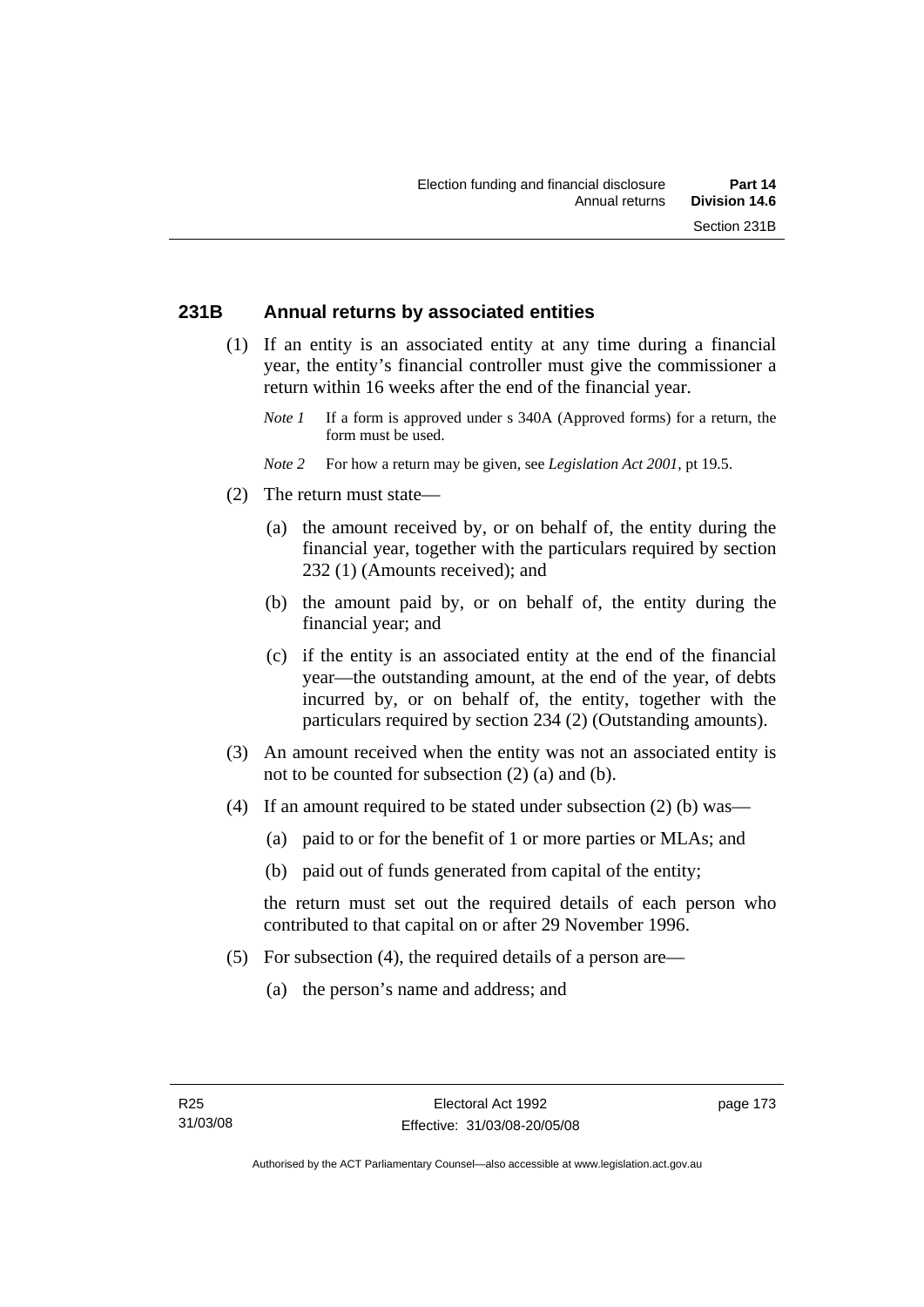## 231B Annual returns by associated entities

(1) If an entity is an associated entity at any time during a financial year, the entity's financial controller must give the commissioner a return within 16 weeks after the end of the financial year.

*Note 1* If a form is approved under s 340A (Approved forms) for a return, the form must be used.

*Note 2* For how a return may be given, see *Legislation Act 2001*, pt 19.5.

(2) The return must state—

(a) the amount received by, or on behalf of, the entity during the financial year, together with the particulars required by section 232 (1) (Amounts received); and

(b) the amount paid by, or on behalf of, the entity during the financial year; and

(c) if the entity is an associated entity at the end of the financial year—the outstanding amount, at the end of the year, of debts incurred by, or on behalf of, the entity, together with the particulars required by section 234 (2) (Outstanding amounts).

(3) An amount received when the entity was not an associated entity is not to be counted for subsection (2) (a) and (b).

(4) If an amount required to be stated under subsection (2) (b) was—

(a) paid to or for the benefit of 1 or more parties or MLAs; and

(b) paid out of funds generated from capital of the entity;

the return must set out the required details of each person who contributed to that capital on or after 29 November 1996.

(5) For subsection (4), the required details of a person are—

(a) the person's name and address; and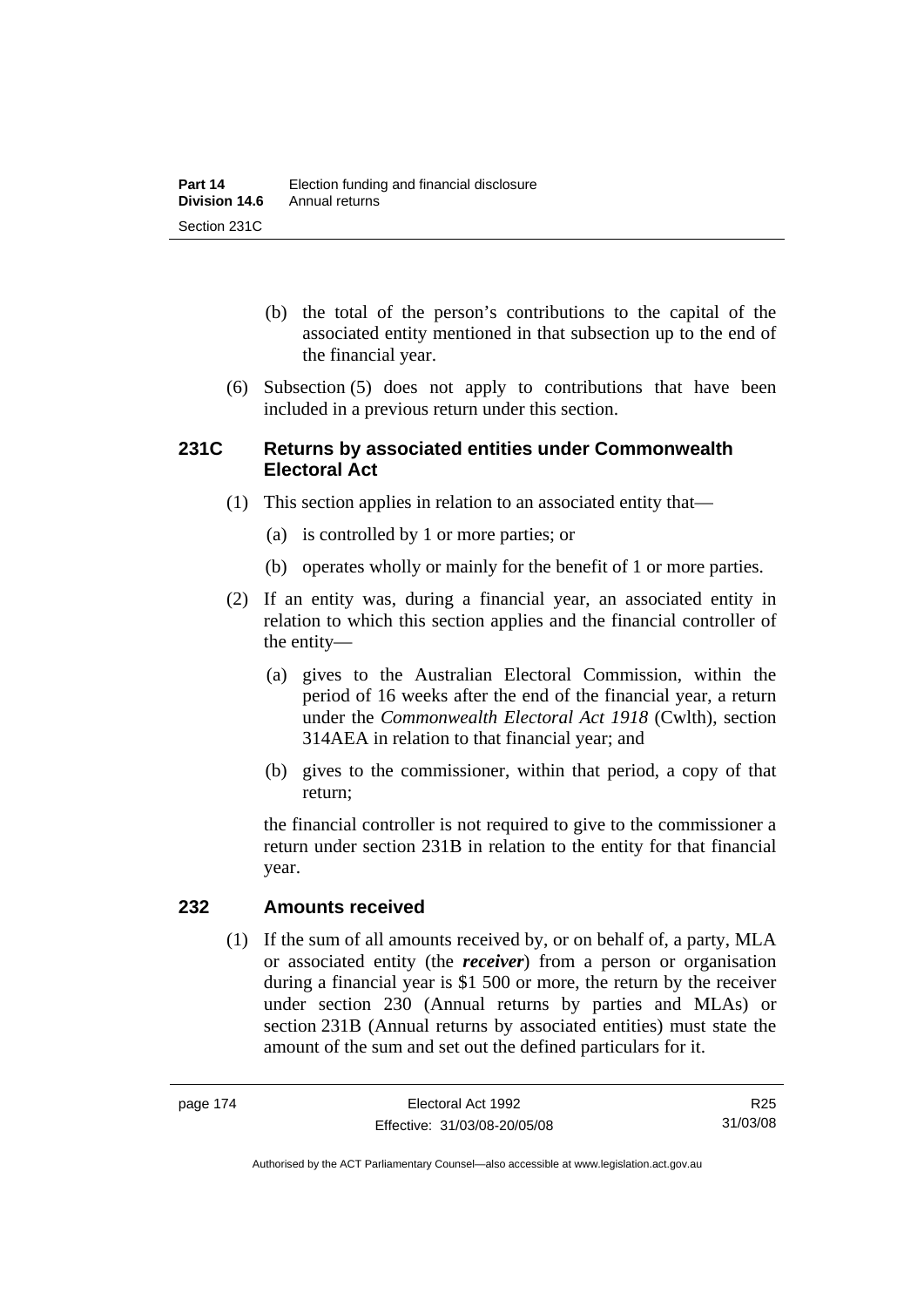(b) the total of the person's contributions to the capital of the associated entity mentioned in that subsection up to the end of the financial year.

(6) Subsection (5) does not apply to contributions that have been included in a previous return under this section.

### 231C Returns by associated entities under Commonwealth Electoral Act

(1) This section applies in relation to an associated entity that—

(a) is controlled by 1 or more parties; or

(b) operates wholly or mainly for the benefit of 1 or more parties.

(2) If an entity was, during a financial year, an associated entity in relation to which this section applies and the financial controller of the entity—

(a) gives to the Australian Electoral Commission, within the period of 16 weeks after the end of the financial year, a return under the *Commonwealth Electoral Act 1918* (Cwlth), section 314AEA in relation to that financial year; and

(b) gives to the commissioner, within that period, a copy of that return;

the financial controller is not required to give to the commissioner a return under section 231B in relation to the entity for that financial year.

### 232 Amounts received

(1) If the sum of all amounts received by, or on behalf of, a party, MLA or associated entity (the ***receiver***) from a person or organisation during a financial year is $1 500 or more, the return by the receiver under section 230 (Annual returns by parties and MLAs) or section 231B (Annual returns by associated entities) must state the amount of the sum and set out the defined particulars for it.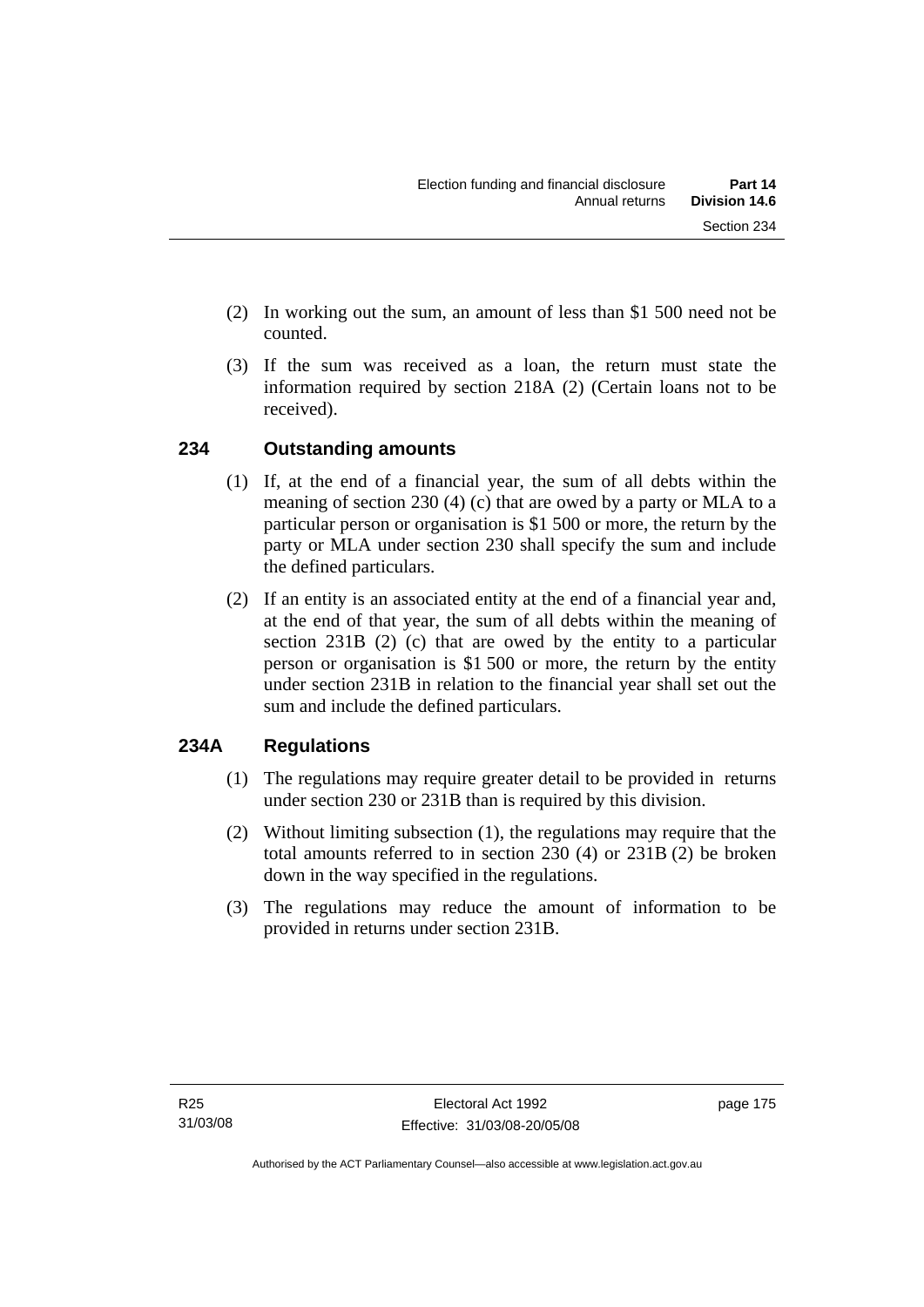(2) In working out the sum, an amount of less than $1 500 need not be counted.

(3) If the sum was received as a loan, the return must state the information required by section 218A (2) (Certain loans not to be received).

## 234 Outstanding amounts

(1) If, at the end of a financial year, the sum of all debts within the meaning of section 230 (4) (c) that are owed by a party or MLA to a particular person or organisation is $1 500 or more, the return by the party or MLA under section 230 shall specify the sum and include the defined particulars.

(2) If an entity is an associated entity at the end of a financial year and, at the end of that year, the sum of all debts within the meaning of section 231B (2) (c) that are owed by the entity to a particular person or organisation is $1 500 or more, the return by the entity under section 231B in relation to the financial year shall set out the sum and include the defined particulars.

## 234A Regulations

(1) The regulations may require greater detail to be provided in returns under section 230 or 231B than is required by this division.

(2) Without limiting subsection (1), the regulations may require that the total amounts referred to in section 230 (4) or 231B (2) be broken down in the way specified in the regulations.

(3) The regulations may reduce the amount of information to be provided in returns under section 231B.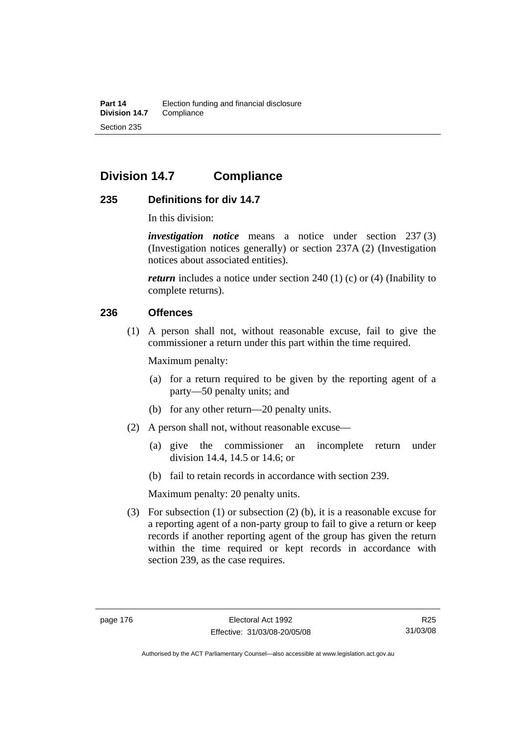## Division 14.7 Compliance

### 235 Definitions for div 14.7

In this division:

***investigation notice*** means a notice under section 237 (3) (Investigation notices generally) or section 237A (2) (Investigation notices about associated entities).

***return*** includes a notice under section 240 (1) (c) or (4) (Inability to complete returns).

### 236 Offences

(1) A person shall not, without reasonable excuse, fail to give the commissioner a return under this part within the time required.

Maximum penalty:

(a) for a return required to be given by the reporting agent of a party—50 penalty units; and

(b) for any other return—20 penalty units.

(2) A person shall not, without reasonable excuse—

(a) give the commissioner an incomplete return under division 14.4, 14.5 or 14.6; or

(b) fail to retain records in accordance with section 239.

Maximum penalty: 20 penalty units.

(3) For subsection (1) or subsection (2) (b), it is a reasonable excuse for a reporting agent of a non-party group to fail to give a return or keep records if another reporting agent of the group has given the return within the time required or kept records in accordance with section 239, as the case requires.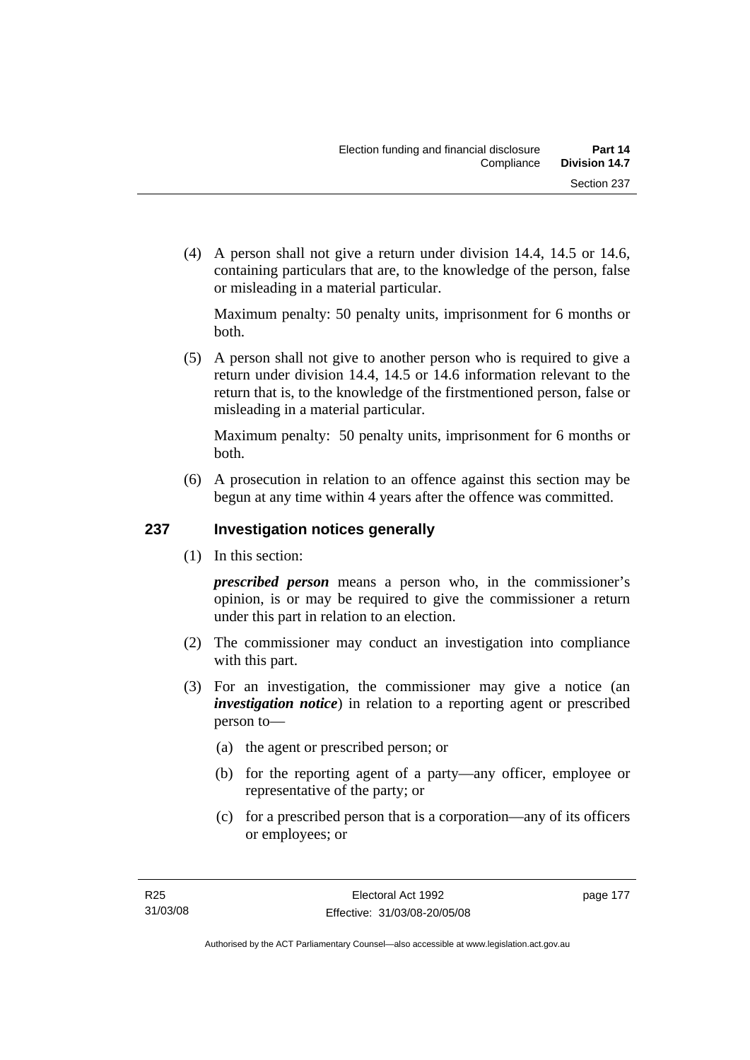(4) A person shall not give a return under division 14.4, 14.5 or 14.6, containing particulars that are, to the knowledge of the person, false or misleading in a material particular.

Maximum penalty: 50 penalty units, imprisonment for 6 months or both.

(5) A person shall not give to another person who is required to give a return under division 14.4, 14.5 or 14.6 information relevant to the return that is, to the knowledge of the firstmentioned person, false or misleading in a material particular.

Maximum penalty: 50 penalty units, imprisonment for 6 months or both.

(6) A prosecution in relation to an offence against this section may be begun at any time within 4 years after the offence was committed.

## 237 Investigation notices generally

(1) In this section:

***prescribed person*** means a person who, in the commissioner's opinion, is or may be required to give the commissioner a return under this part in relation to an election.

(2) The commissioner may conduct an investigation into compliance with this part.

(3) For an investigation, the commissioner may give a notice (an ***investigation notice***) in relation to a reporting agent or prescribed person to—

(a) the agent or prescribed person; or

(b) for the reporting agent of a party—any officer, employee or representative of the party; or

(c) for a prescribed person that is a corporation—any of its officers or employees; or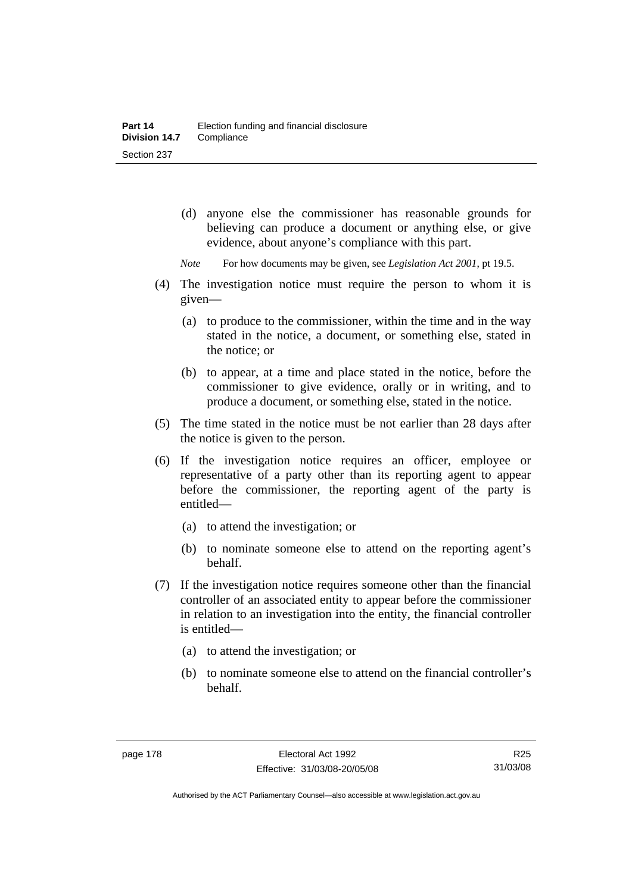(d) anyone else the commissioner has reasonable grounds for believing can produce a document or anything else, or give evidence, about anyone's compliance with this part.

*Note* For how documents may be given, see *Legislation Act 2001*, pt 19.5.

(4) The investigation notice must require the person to whom it is given—

(a) to produce to the commissioner, within the time and in the way stated in the notice, a document, or something else, stated in the notice; or

(b) to appear, at a time and place stated in the notice, before the commissioner to give evidence, orally or in writing, and to produce a document, or something else, stated in the notice.

(5) The time stated in the notice must be not earlier than 28 days after the notice is given to the person.

(6) If the investigation notice requires an officer, employee or representative of a party other than its reporting agent to appear before the commissioner, the reporting agent of the party is entitled—

(a) to attend the investigation; or

(b) to nominate someone else to attend on the reporting agent's behalf.

(7) If the investigation notice requires someone other than the financial controller of an associated entity to appear before the commissioner in relation to an investigation into the entity, the financial controller is entitled—

(a) to attend the investigation; or

(b) to nominate someone else to attend on the financial controller's behalf.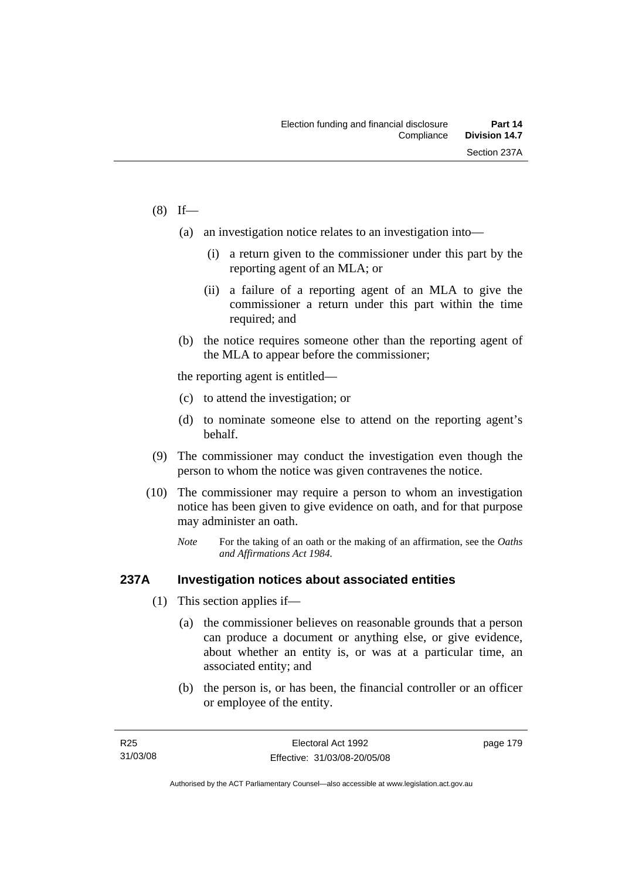(8) If—

(a) an investigation notice relates to an investigation into—

(i) a return given to the commissioner under this part by the reporting agent of an MLA; or

(ii) a failure of a reporting agent of an MLA to give the commissioner a return under this part within the time required; and

(b) the notice requires someone other than the reporting agent of the MLA to appear before the commissioner;

the reporting agent is entitled—

(c) to attend the investigation; or

(d) to nominate someone else to attend on the reporting agent's behalf.

(9) The commissioner may conduct the investigation even though the person to whom the notice was given contravenes the notice.

(10) The commissioner may require a person to whom an investigation notice has been given to give evidence on oath, and for that purpose may administer an oath.

*Note* For the taking of an oath or the making of an affirmation, see the *Oaths and Affirmations Act 1984.*

### 237A Investigation notices about associated entities

(1) This section applies if—

(a) the commissioner believes on reasonable grounds that a person can produce a document or anything else, or give evidence, about whether an entity is, or was at a particular time, an associated entity; and

(b) the person is, or has been, the financial controller or an officer or employee of the entity.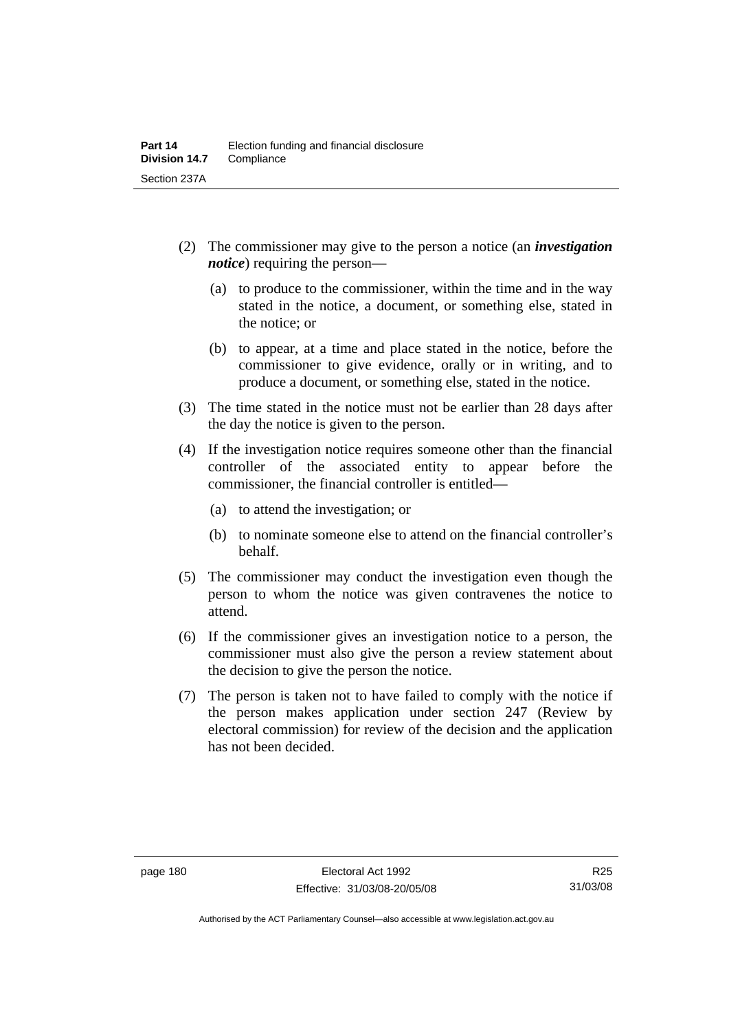(2) The commissioner may give to the person a notice (an ***investigation notice***) requiring the person—

(a) to produce to the commissioner, within the time and in the way stated in the notice, a document, or something else, stated in the notice; or

(b) to appear, at a time and place stated in the notice, before the commissioner to give evidence, orally or in writing, and to produce a document, or something else, stated in the notice.

(3) The time stated in the notice must not be earlier than 28 days after the day the notice is given to the person.

(4) If the investigation notice requires someone other than the financial controller of the associated entity to appear before the commissioner, the financial controller is entitled—

(a) to attend the investigation; or

(b) to nominate someone else to attend on the financial controller's behalf.

(5) The commissioner may conduct the investigation even though the person to whom the notice was given contravenes the notice to attend.

(6) If the commissioner gives an investigation notice to a person, the commissioner must also give the person a review statement about the decision to give the person the notice.

(7) The person is taken not to have failed to comply with the notice if the person makes application under section 247 (Review by electoral commission) for review of the decision and the application has not been decided.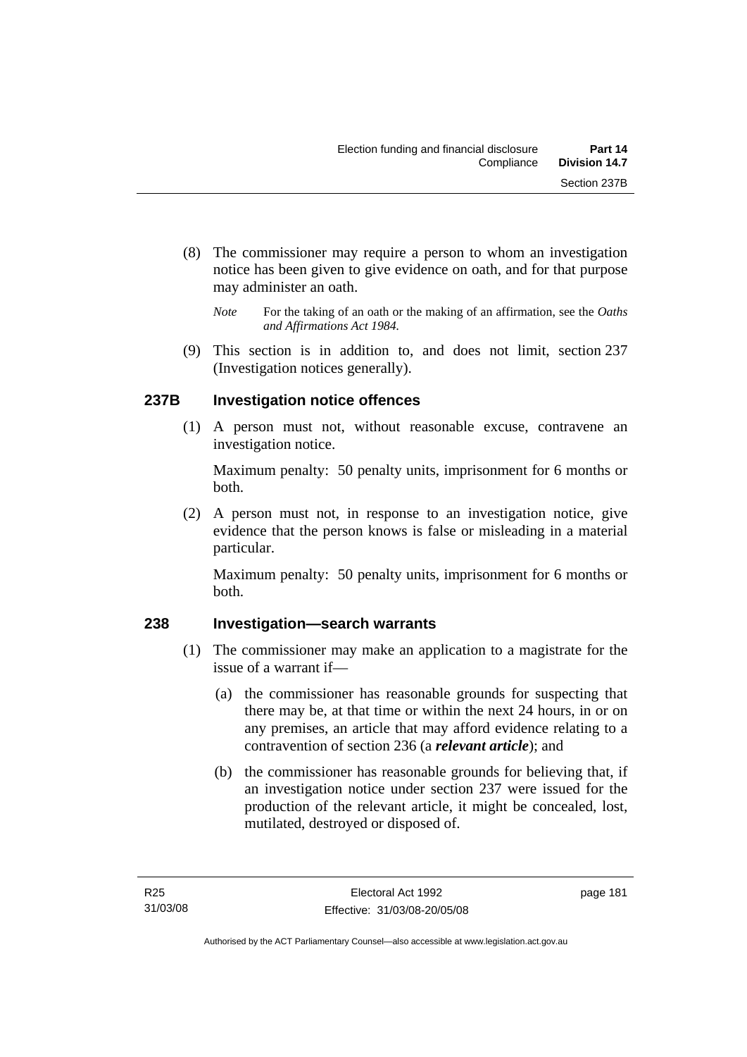(8) The commissioner may require a person to whom an investigation notice has been given to give evidence on oath, and for that purpose may administer an oath.

*Note* For the taking of an oath or the making of an affirmation, see the *Oaths and Affirmations Act 1984.*

(9) This section is in addition to, and does not limit, section 237 (Investigation notices generally).

### 237B Investigation notice offences

(1) A person must not, without reasonable excuse, contravene an investigation notice.

Maximum penalty: 50 penalty units, imprisonment for 6 months or both.

(2) A person must not, in response to an investigation notice, give evidence that the person knows is false or misleading in a material particular.

Maximum penalty: 50 penalty units, imprisonment for 6 months or both.

### 238 Investigation—search warrants

(1) The commissioner may make an application to a magistrate for the issue of a warrant if—

(a) the commissioner has reasonable grounds for suspecting that there may be, at that time or within the next 24 hours, in or on any premises, an article that may afford evidence relating to a contravention of section 236 (a ***relevant article***); and

(b) the commissioner has reasonable grounds for believing that, if an investigation notice under section 237 were issued for the production of the relevant article, it might be concealed, lost, mutilated, destroyed or disposed of.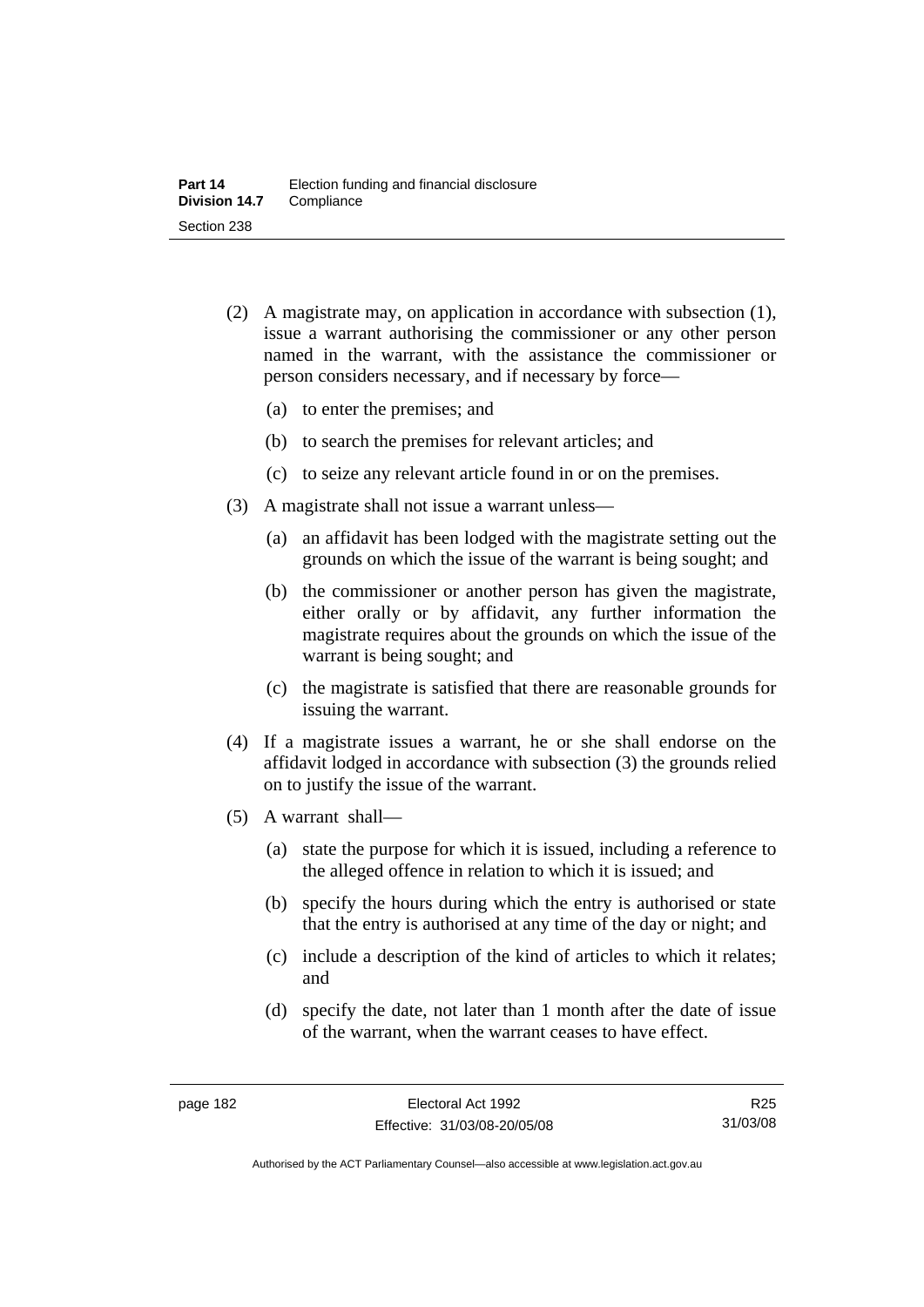(2) A magistrate may, on application in accordance with subsection (1), issue a warrant authorising the commissioner or any other person named in the warrant, with the assistance the commissioner or person considers necessary, and if necessary by force—

(a) to enter the premises; and

(b) to search the premises for relevant articles; and

(c) to seize any relevant article found in or on the premises.

(3) A magistrate shall not issue a warrant unless—

(a) an affidavit has been lodged with the magistrate setting out the grounds on which the issue of the warrant is being sought; and

(b) the commissioner or another person has given the magistrate, either orally or by affidavit, any further information the magistrate requires about the grounds on which the issue of the warrant is being sought; and

(c) the magistrate is satisfied that there are reasonable grounds for issuing the warrant.

(4) If a magistrate issues a warrant, he or she shall endorse on the affidavit lodged in accordance with subsection (3) the grounds relied on to justify the issue of the warrant.

(5) A warrant shall—

(a) state the purpose for which it is issued, including a reference to the alleged offence in relation to which it is issued; and

(b) specify the hours during which the entry is authorised or state that the entry is authorised at any time of the day or night; and

(c) include a description of the kind of articles to which it relates; and

(d) specify the date, not later than 1 month after the date of issue of the warrant, when the warrant ceases to have effect.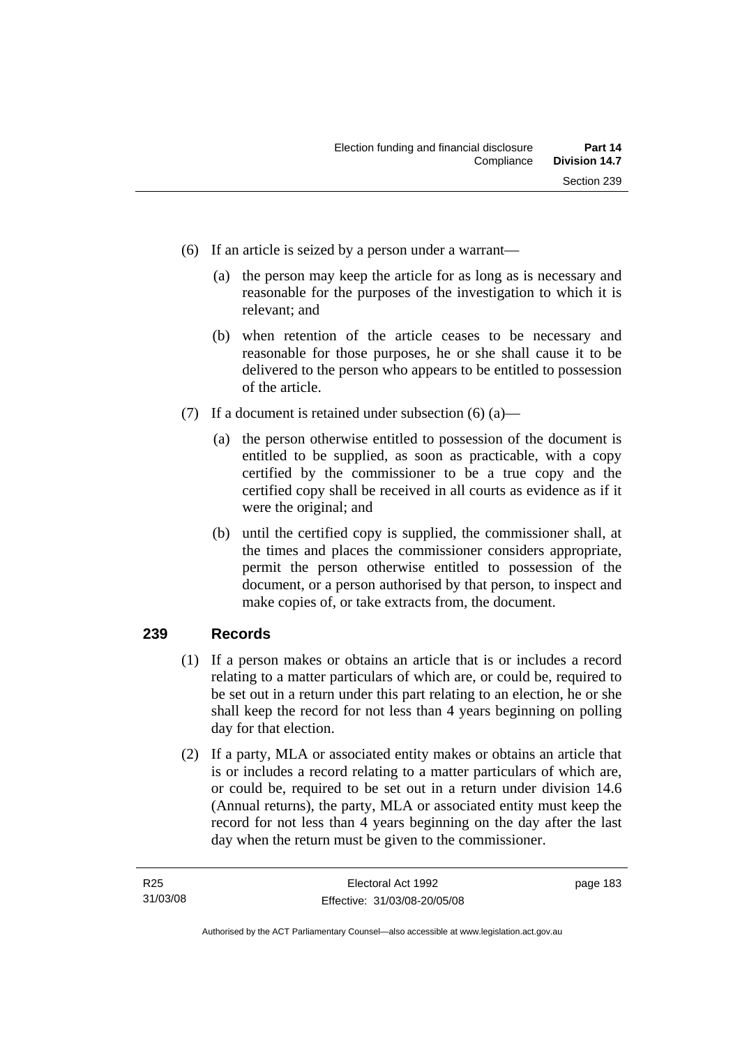(6) If an article is seized by a person under a warrant—

   (a) the person may keep the article for as long as is necessary and reasonable for the purposes of the investigation to which it is relevant; and

   (b) when retention of the article ceases to be necessary and reasonable for those purposes, he or she shall cause it to be delivered to the person who appears to be entitled to possession of the article.

(7) If a document is retained under subsection (6) (a)—

   (a) the person otherwise entitled to possession of the document is entitled to be supplied, as soon as practicable, with a copy certified by the commissioner to be a true copy and the certified copy shall be received in all courts as evidence as if it were the original; and

   (b) until the certified copy is supplied, the commissioner shall, at the times and places the commissioner considers appropriate, permit the person otherwise entitled to possession of the document, or a person authorised by that person, to inspect and make copies of, or take extracts from, the document.

## 239 Records

(1) If a person makes or obtains an article that is or includes a record relating to a matter particulars of which are, or could be, required to be set out in a return under this part relating to an election, he or she shall keep the record for not less than 4 years beginning on polling day for that election.

(2) If a party, MLA or associated entity makes or obtains an article that is or includes a record relating to a matter particulars of which are, or could be, required to be set out in a return under division 14.6 (Annual returns), the party, MLA or associated entity must keep the record for not less than 4 years beginning on the day after the last day when the return must be given to the commissioner.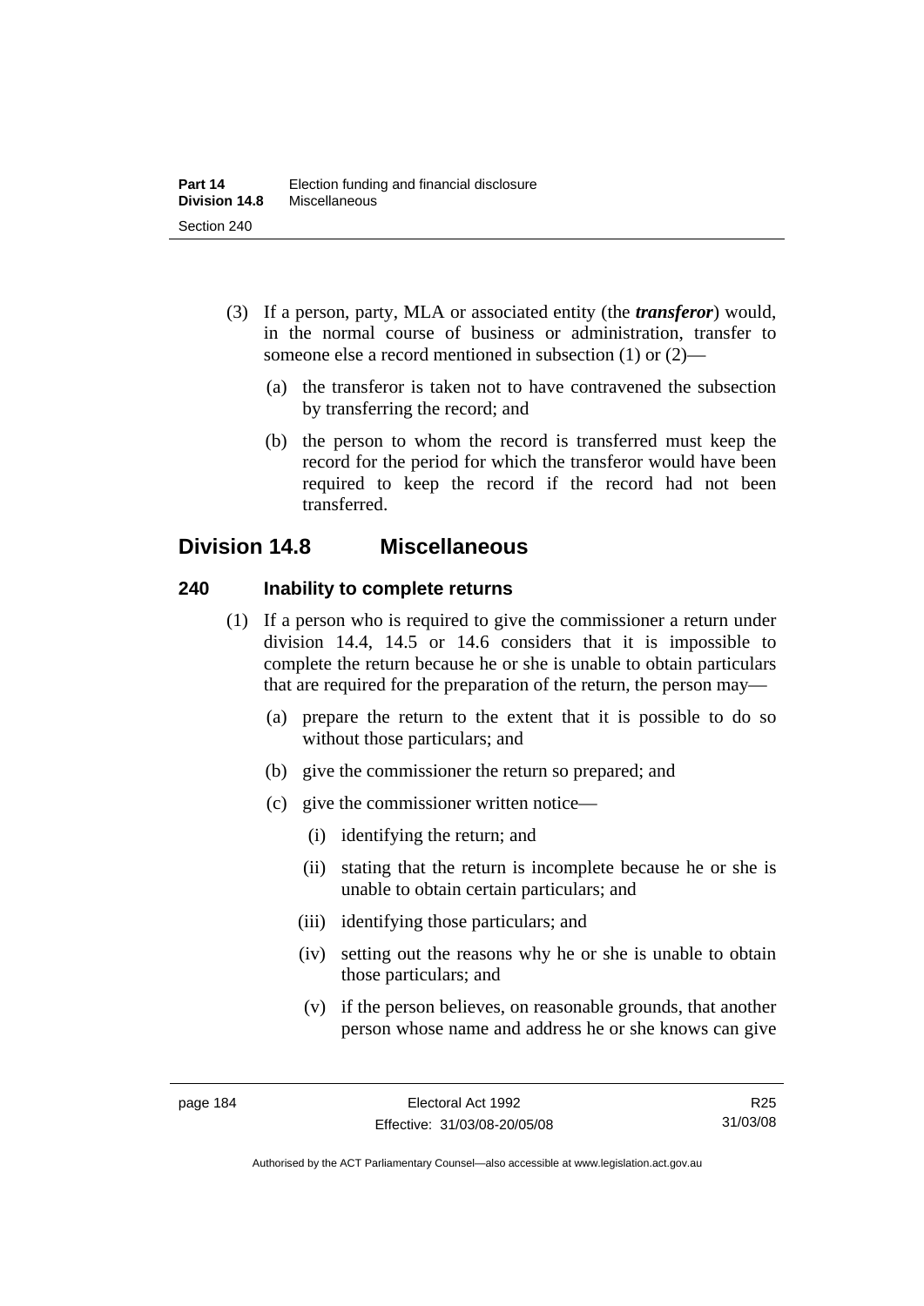(3) If a person, party, MLA or associated entity (the ***transferor***) would, in the normal course of business or administration, transfer to someone else a record mentioned in subsection (1) or (2)—

(a) the transferor is taken not to have contravened the subsection by transferring the record; and

(b) the person to whom the record is transferred must keep the record for the period for which the transferor would have been required to keep the record if the record had not been transferred.

## Division 14.8 Miscellaneous

### 240 Inability to complete returns

(1) If a person who is required to give the commissioner a return under division 14.4, 14.5 or 14.6 considers that it is impossible to complete the return because he or she is unable to obtain particulars that are required for the preparation of the return, the person may—

(a) prepare the return to the extent that it is possible to do so without those particulars; and

(b) give the commissioner the return so prepared; and

(c) give the commissioner written notice—

(i) identifying the return; and

(ii) stating that the return is incomplete because he or she is unable to obtain certain particulars; and

(iii) identifying those particulars; and

(iv) setting out the reasons why he or she is unable to obtain those particulars; and

(v) if the person believes, on reasonable grounds, that another person whose name and address he or she knows can give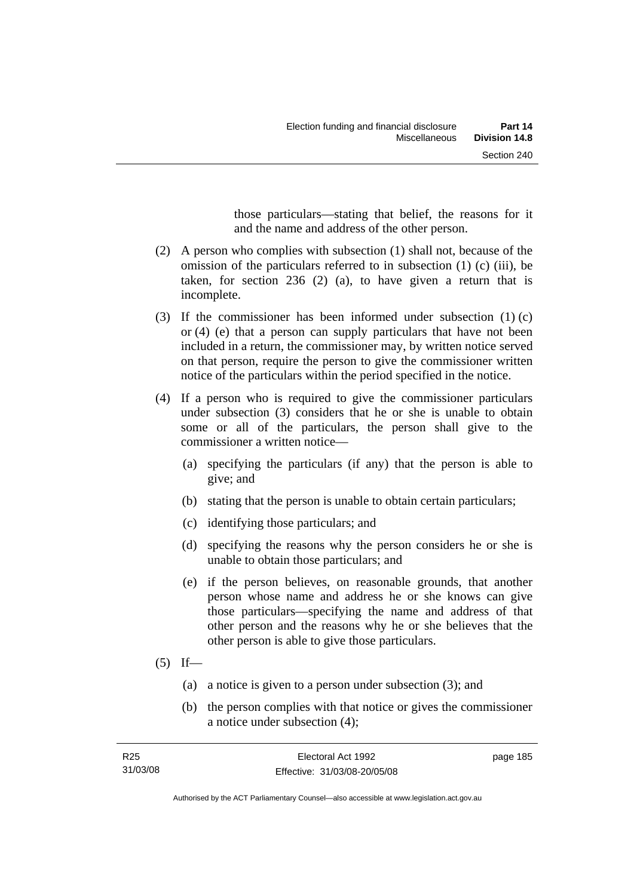those particulars—stating that belief, the reasons for it and the name and address of the other person.

(2) A person who complies with subsection (1) shall not, because of the omission of the particulars referred to in subsection (1) (c) (iii), be taken, for section 236 (2) (a), to have given a return that is incomplete.

(3) If the commissioner has been informed under subsection (1) (c) or (4) (e) that a person can supply particulars that have not been included in a return, the commissioner may, by written notice served on that person, require the person to give the commissioner written notice of the particulars within the period specified in the notice.

(4) If a person who is required to give the commissioner particulars under subsection (3) considers that he or she is unable to obtain some or all of the particulars, the person shall give to the commissioner a written notice—

(a) specifying the particulars (if any) that the person is able to give; and

(b) stating that the person is unable to obtain certain particulars;

(c) identifying those particulars; and

(d) specifying the reasons why the person considers he or she is unable to obtain those particulars; and

(e) if the person believes, on reasonable grounds, that another person whose name and address he or she knows can give those particulars—specifying the name and address of that other person and the reasons why he or she believes that the other person is able to give those particulars.

(5) If—

(a) a notice is given to a person under subsection (3); and

(b) the person complies with that notice or gives the commissioner a notice under subsection (4);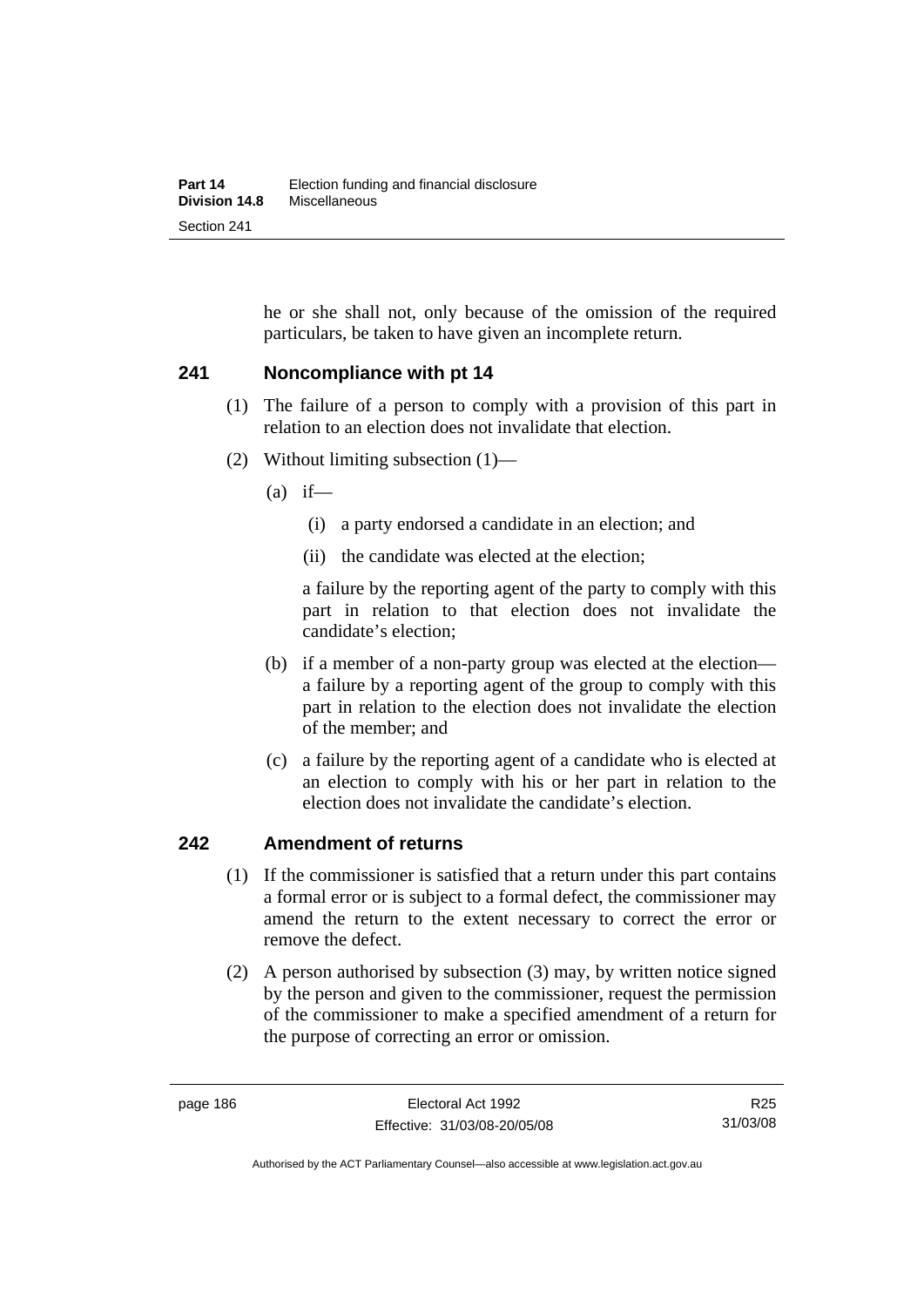he or she shall not, only because of the omission of the required particulars, be taken to have given an incomplete return.

## 241 Noncompliance with pt 14

(1) The failure of a person to comply with a provision of this part in relation to an election does not invalidate that election.

(2) Without limiting subsection (1)—

(a) if—

(i) a party endorsed a candidate in an election; and

(ii) the candidate was elected at the election;

a failure by the reporting agent of the party to comply with this part in relation to that election does not invalidate the candidate's election;

(b) if a member of a non-party group was elected at the election—a failure by a reporting agent of the group to comply with this part in relation to the election does not invalidate the election of the member; and

(c) a failure by the reporting agent of a candidate who is elected at an election to comply with his or her part in relation to the election does not invalidate the candidate's election.

## 242 Amendment of returns

(1) If the commissioner is satisfied that a return under this part contains a formal error or is subject to a formal defect, the commissioner may amend the return to the extent necessary to correct the error or remove the defect.

(2) A person authorised by subsection (3) may, by written notice signed by the person and given to the commissioner, request the permission of the commissioner to make a specified amendment of a return for the purpose of correcting an error or omission.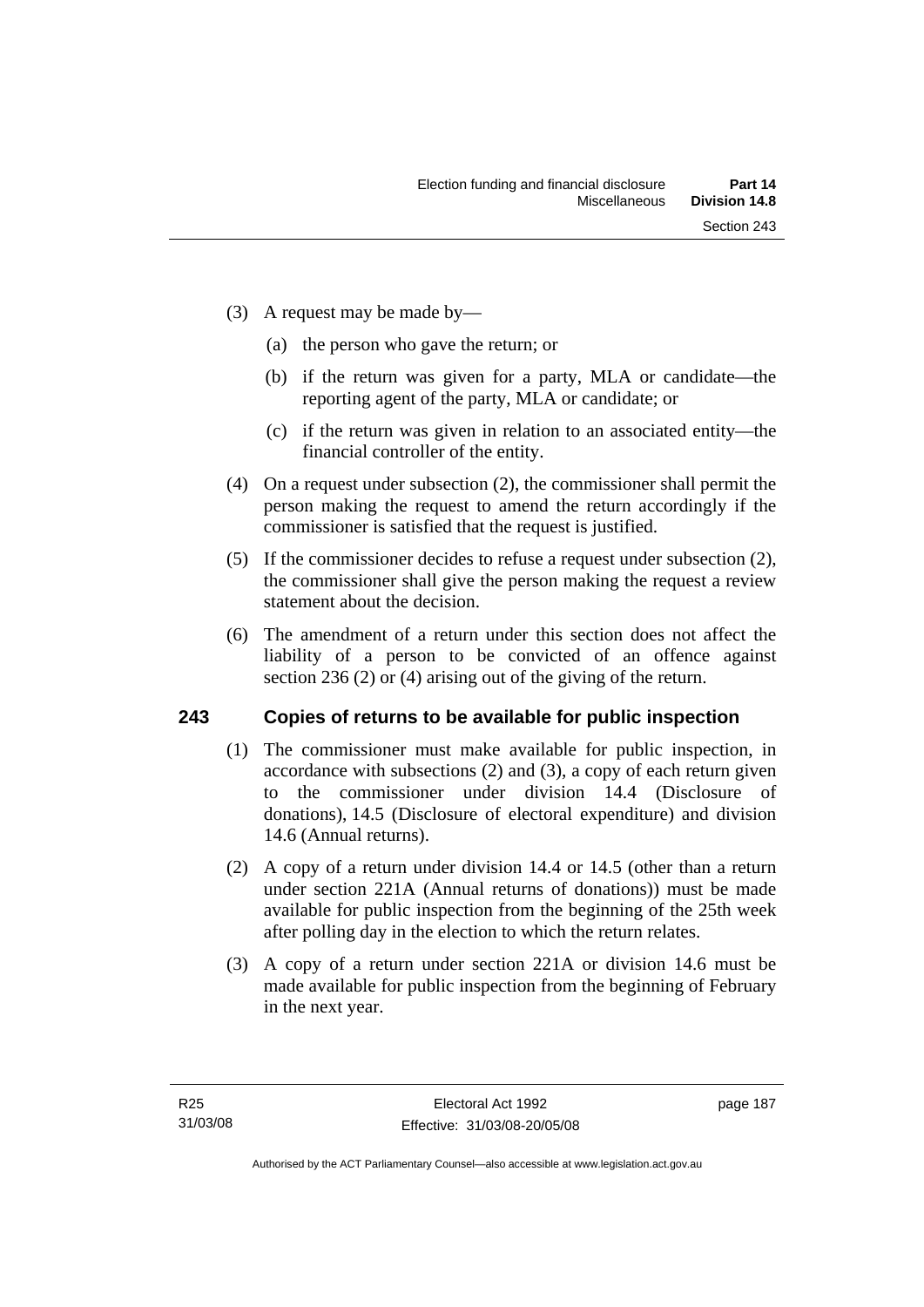(3) A request may be made by—

(a) the person who gave the return; or

(b) if the return was given for a party, MLA or candidate—the reporting agent of the party, MLA or candidate; or

(c) if the return was given in relation to an associated entity—the financial controller of the entity.

(4) On a request under subsection (2), the commissioner shall permit the person making the request to amend the return accordingly if the commissioner is satisfied that the request is justified.

(5) If the commissioner decides to refuse a request under subsection (2), the commissioner shall give the person making the request a review statement about the decision.

(6) The amendment of a return under this section does not affect the liability of a person to be convicted of an offence against section 236 (2) or (4) arising out of the giving of the return.

## 243 Copies of returns to be available for public inspection

(1) The commissioner must make available for public inspection, in accordance with subsections (2) and (3), a copy of each return given to the commissioner under division 14.4 (Disclosure of donations), 14.5 (Disclosure of electoral expenditure) and division 14.6 (Annual returns).

(2) A copy of a return under division 14.4 or 14.5 (other than a return under section 221A (Annual returns of donations)) must be made available for public inspection from the beginning of the 25th week after polling day in the election to which the return relates.

(3) A copy of a return under section 221A or division 14.6 must be made available for public inspection from the beginning of February in the next year.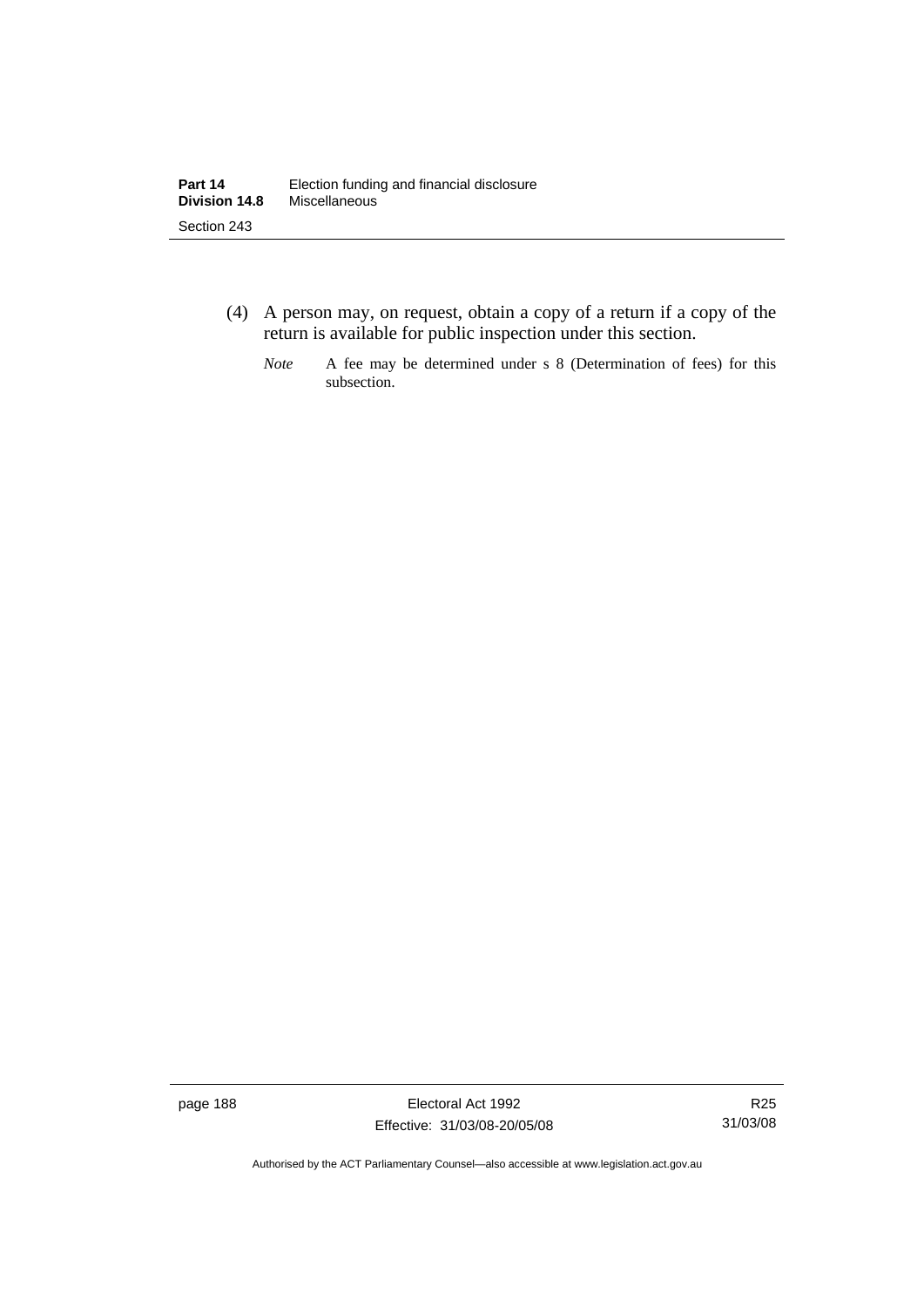(4) A person may, on request, obtain a copy of a return if a copy of the return is available for public inspection under this section.

*Note* A fee may be determined under s 8 (Determination of fees) for this subsection.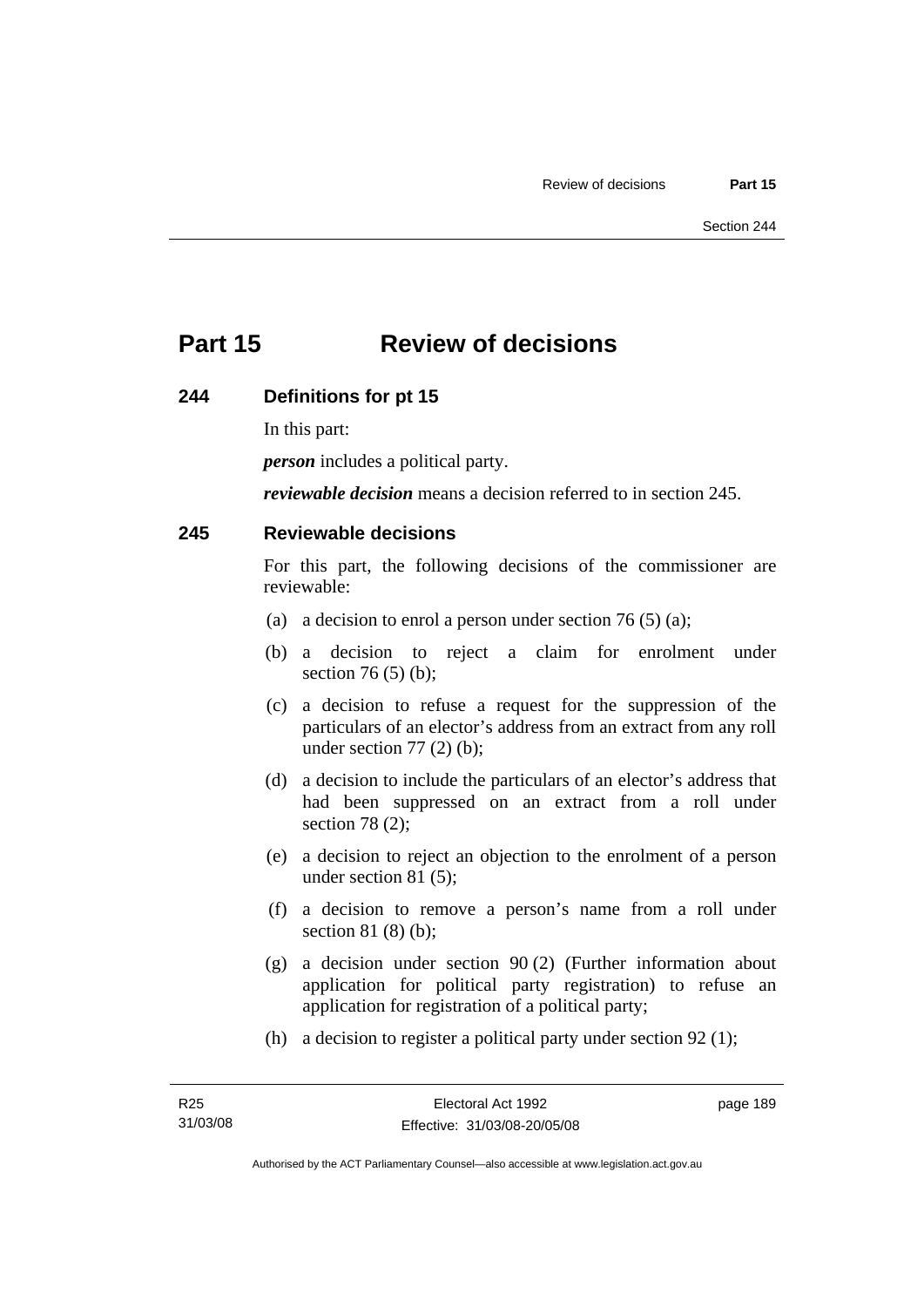# Part 15 Review of decisions

## 244 Definitions for pt 15

In this part:

***person*** includes a political party.

***reviewable decision*** means a decision referred to in section 245.

## 245 Reviewable decisions

For this part, the following decisions of the commissioner are reviewable:

(a) a decision to enrol a person under section 76 (5) (a);

(b) a decision to reject a claim for enrolment under section 76 (5) (b);

(c) a decision to refuse a request for the suppression of the particulars of an elector's address from an extract from any roll under section 77 (2) (b);

(d) a decision to include the particulars of an elector's address that had been suppressed on an extract from a roll under section 78 (2);

(e) a decision to reject an objection to the enrolment of a person under section 81 (5);

(f) a decision to remove a person's name from a roll under section 81 (8) (b);

(g) a decision under section 90 (2) (Further information about application for political party registration) to refuse an application for registration of a political party;

(h) a decision to register a political party under section 92 (1);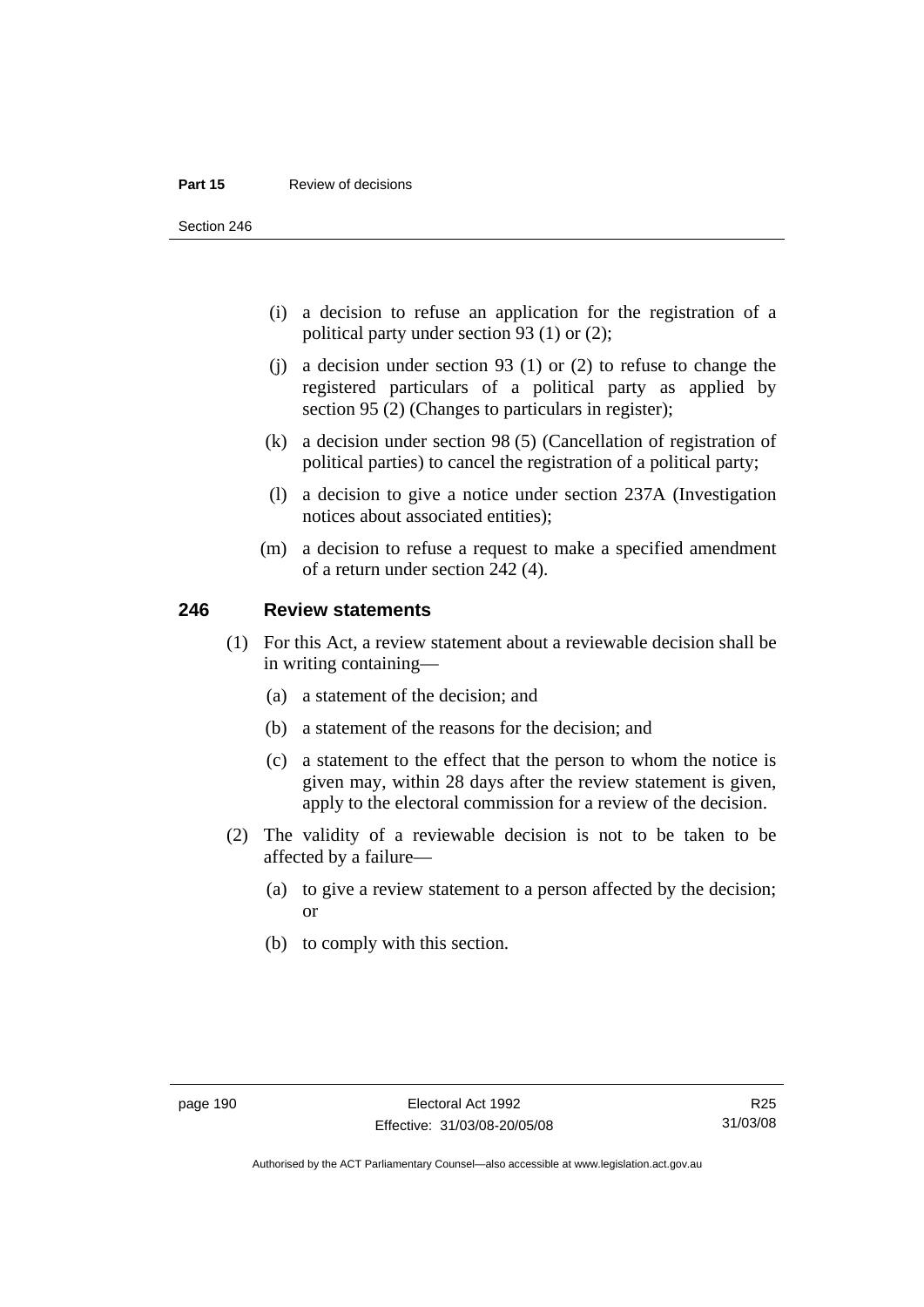- (i) a decision to refuse an application for the registration of a political party under section 93 (1) or (2);
- (j) a decision under section 93 (1) or (2) to refuse to change the registered particulars of a political party as applied by section 95 (2) (Changes to particulars in register);
- (k) a decision under section 98 (5) (Cancellation of registration of political parties) to cancel the registration of a political party;
- (l) a decision to give a notice under section 237A (Investigation notices about associated entities);
- (m) a decision to refuse a request to make a specified amendment of a return under section 242 (4).

### 246 Review statements

(1) For this Act, a review statement about a reviewable decision shall be in writing containing—

- (a) a statement of the decision; and
- (b) a statement of the reasons for the decision; and
- (c) a statement to the effect that the person to whom the notice is given may, within 28 days after the review statement is given, apply to the electoral commission for a review of the decision.

(2) The validity of a reviewable decision is not to be taken to be affected by a failure—

- (a) to give a review statement to a person affected by the decision; or
- (b) to comply with this section.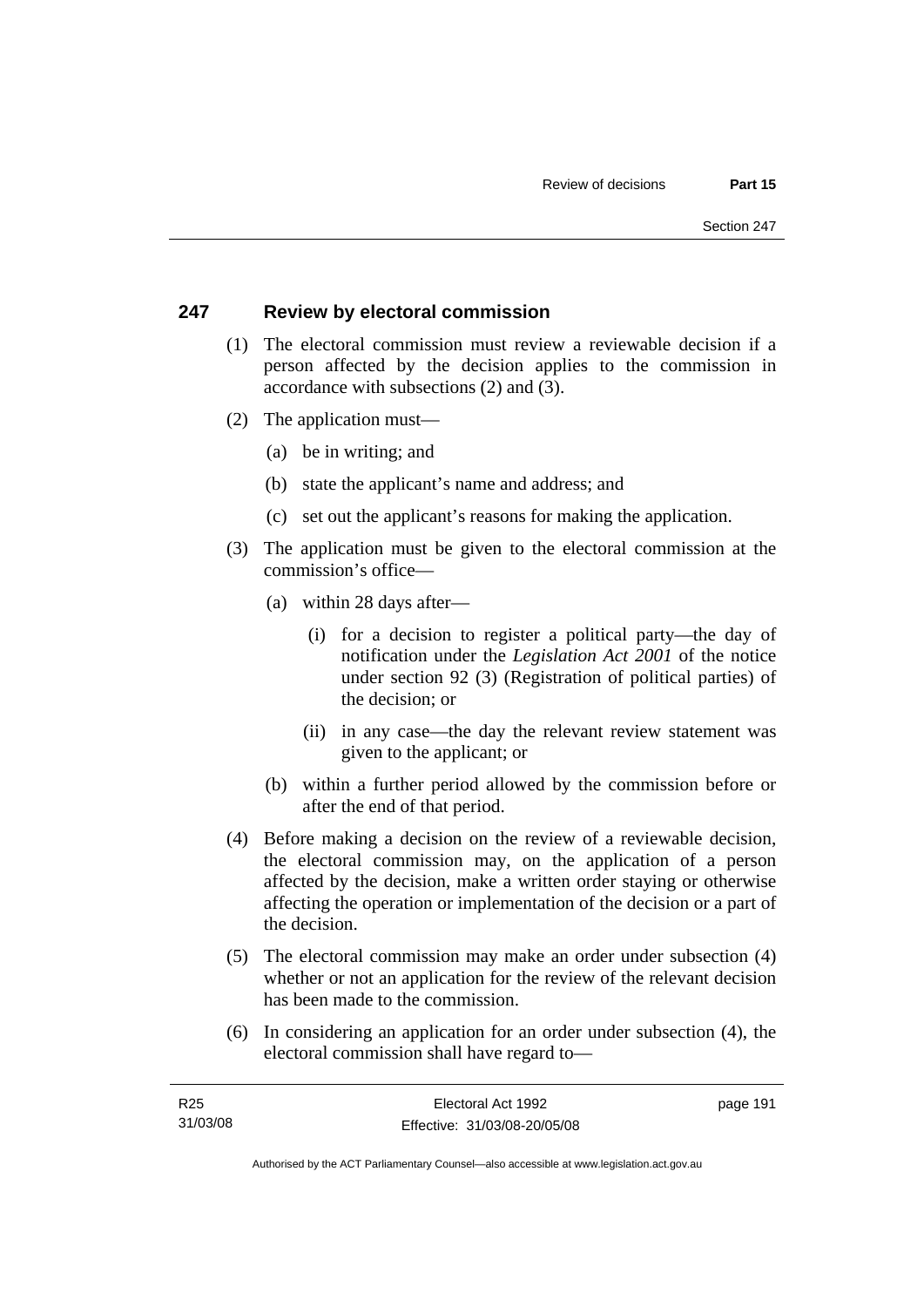## 247 Review by electoral commission

(1) The electoral commission must review a reviewable decision if a person affected by the decision applies to the commission in accordance with subsections (2) and (3).

(2) The application must—

(a) be in writing; and

(b) state the applicant's name and address; and

(c) set out the applicant's reasons for making the application.

(3) The application must be given to the electoral commission at the commission's office—

(a) within 28 days after—

(i) for a decision to register a political party—the day of notification under the *Legislation Act 2001* of the notice under section 92 (3) (Registration of political parties) of the decision; or

(ii) in any case—the day the relevant review statement was given to the applicant; or

(b) within a further period allowed by the commission before or after the end of that period.

(4) Before making a decision on the review of a reviewable decision, the electoral commission may, on the application of a person affected by the decision, make a written order staying or otherwise affecting the operation or implementation of the decision or a part of the decision.

(5) The electoral commission may make an order under subsection (4) whether or not an application for the review of the relevant decision has been made to the commission.

(6) In considering an application for an order under subsection (4), the electoral commission shall have regard to—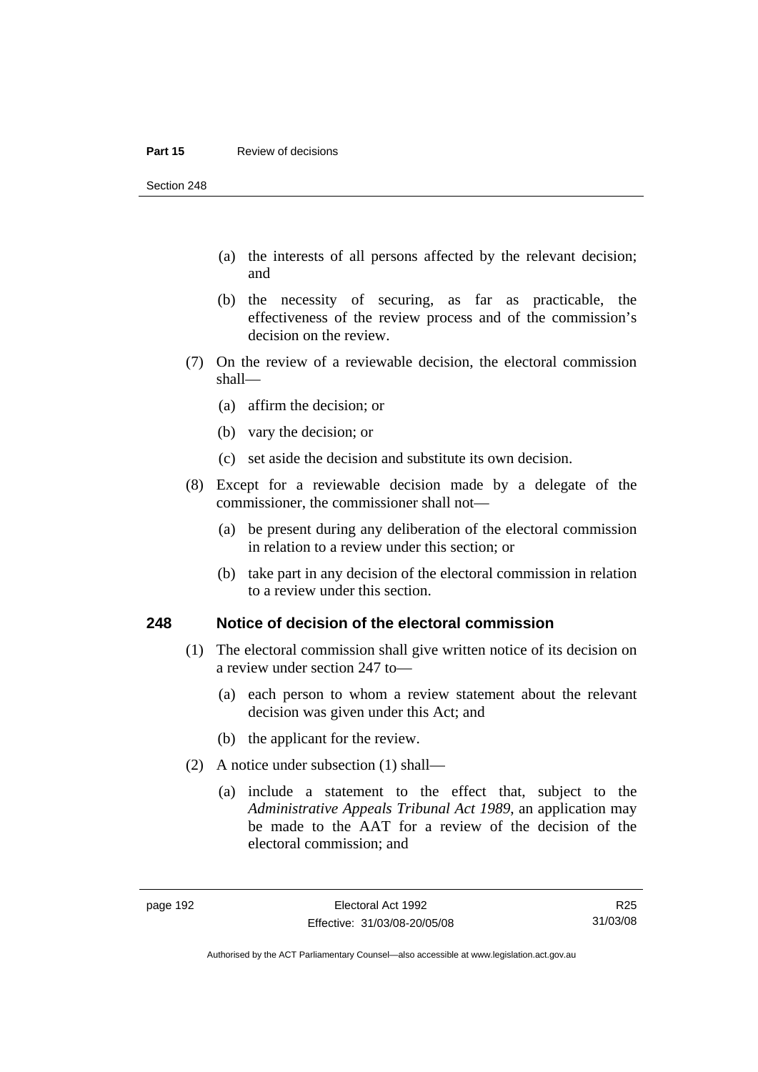(a) the interests of all persons affected by the relevant decision; and

(b) the necessity of securing, as far as practicable, the effectiveness of the review process and of the commission's decision on the review.

(7) On the review of a reviewable decision, the electoral commission shall—

(a) affirm the decision; or

(b) vary the decision; or

(c) set aside the decision and substitute its own decision.

(8) Except for a reviewable decision made by a delegate of the commissioner, the commissioner shall not—

(a) be present during any deliberation of the electoral commission in relation to a review under this section; or

(b) take part in any decision of the electoral commission in relation to a review under this section.

## 248 Notice of decision of the electoral commission

(1) The electoral commission shall give written notice of its decision on a review under section 247 to—

(a) each person to whom a review statement about the relevant decision was given under this Act; and

(b) the applicant for the review.

(2) A notice under subsection (1) shall—

(a) include a statement to the effect that, subject to the *Administrative Appeals Tribunal Act 1989*, an application may be made to the AAT for a review of the decision of the electoral commission; and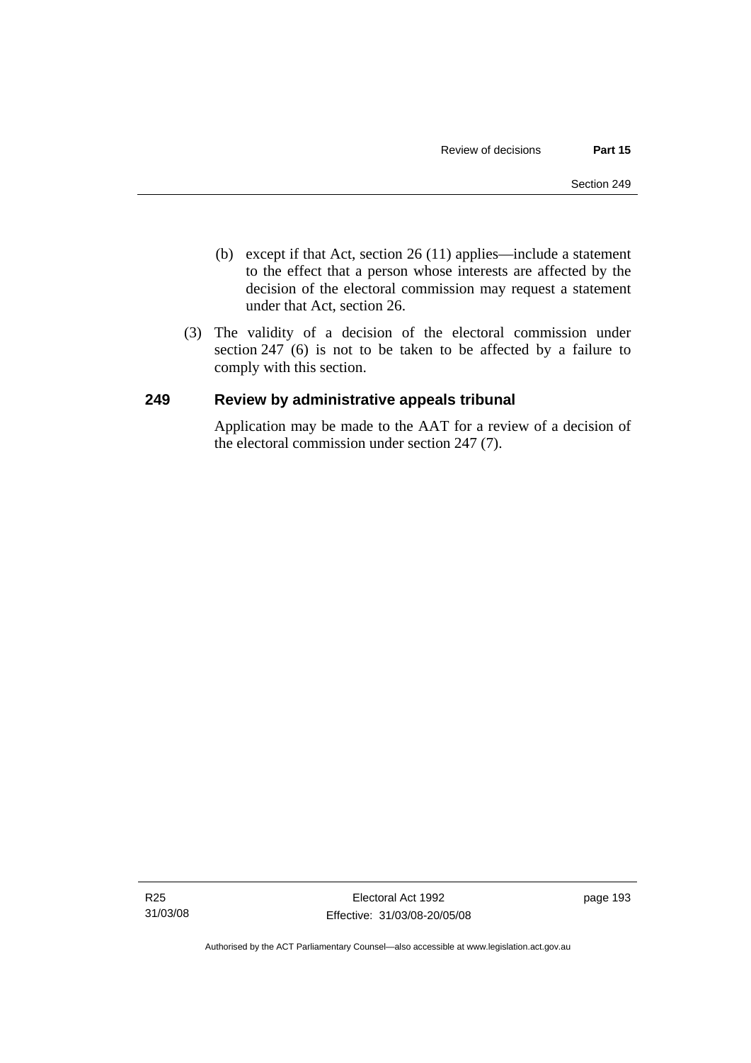(b) except if that Act, section 26 (11) applies—include a statement to the effect that a person whose interests are affected by the decision of the electoral commission may request a statement under that Act, section 26.

(3) The validity of a decision of the electoral commission under section 247 (6) is not to be taken to be affected by a failure to comply with this section.

## 249 Review by administrative appeals tribunal

Application may be made to the AAT for a review of a decision of the electoral commission under section 247 (7).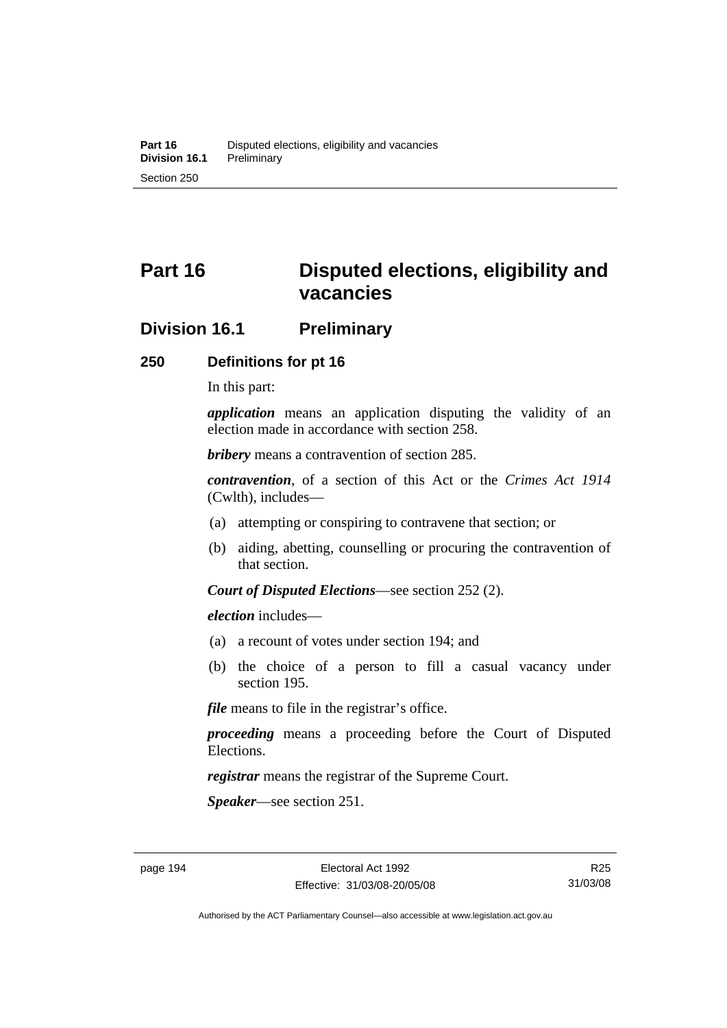# Part 16 Disputed elections, eligibility and vacancies

## Division 16.1 Preliminary

### 250 Definitions for pt 16

In this part:

***application*** means an application disputing the validity of an election made in accordance with section 258.

***bribery*** means a contravention of section 285.

***contravention***, of a section of this Act or the *Crimes Act 1914* (Cwlth), includes—

(a) attempting or conspiring to contravene that section; or

(b) aiding, abetting, counselling or procuring the contravention of that section.

***Court of Disputed Elections***—see section 252 (2).

***election*** includes—

(a) a recount of votes under section 194; and

(b) the choice of a person to fill a casual vacancy under section 195.

***file*** means to file in the registrar's office.

***proceeding*** means a proceeding before the Court of Disputed Elections.

***registrar*** means the registrar of the Supreme Court.

***Speaker***—see section 251.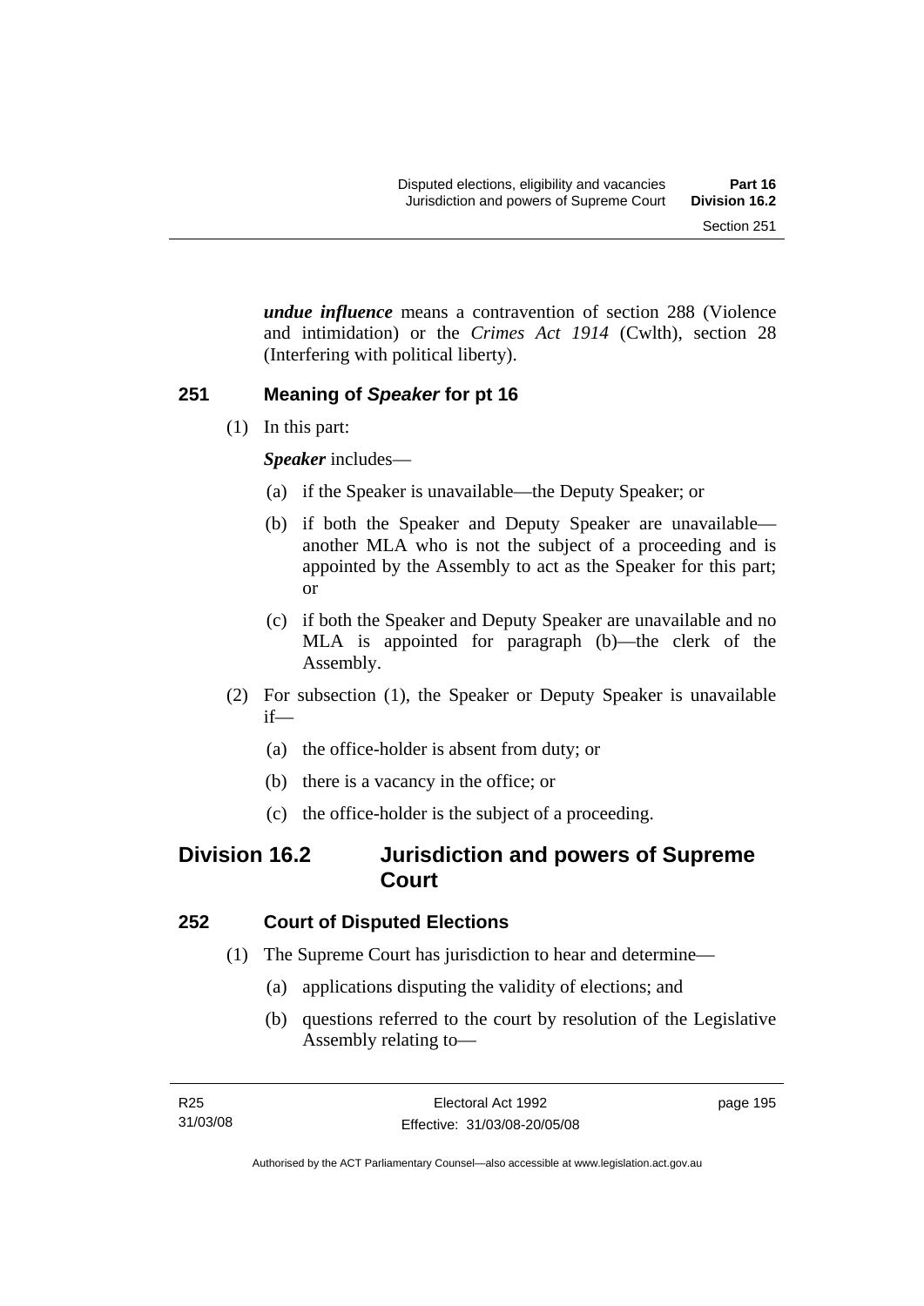***undue influence*** means a contravention of section 288 (Violence and intimidation) or the *Crimes Act 1914* (Cwlth), section 28 (Interfering with political liberty).

### 251 Meaning of *Speaker* for pt 16

(1) In this part:

***Speaker*** includes—

(a) if the Speaker is unavailable—the Deputy Speaker; or

(b) if both the Speaker and Deputy Speaker are unavailable—another MLA who is not the subject of a proceeding and is appointed by the Assembly to act as the Speaker for this part; or

(c) if both the Speaker and Deputy Speaker are unavailable and no MLA is appointed for paragraph (b)—the clerk of the Assembly.

(2) For subsection (1), the Speaker or Deputy Speaker is unavailable if—

(a) the office-holder is absent from duty; or

(b) there is a vacancy in the office; or

(c) the office-holder is the subject of a proceeding.

## Division 16.2 Jurisdiction and powers of Supreme Court

### 252 Court of Disputed Elections

(1) The Supreme Court has jurisdiction to hear and determine—

(a) applications disputing the validity of elections; and

(b) questions referred to the court by resolution of the Legislative Assembly relating to—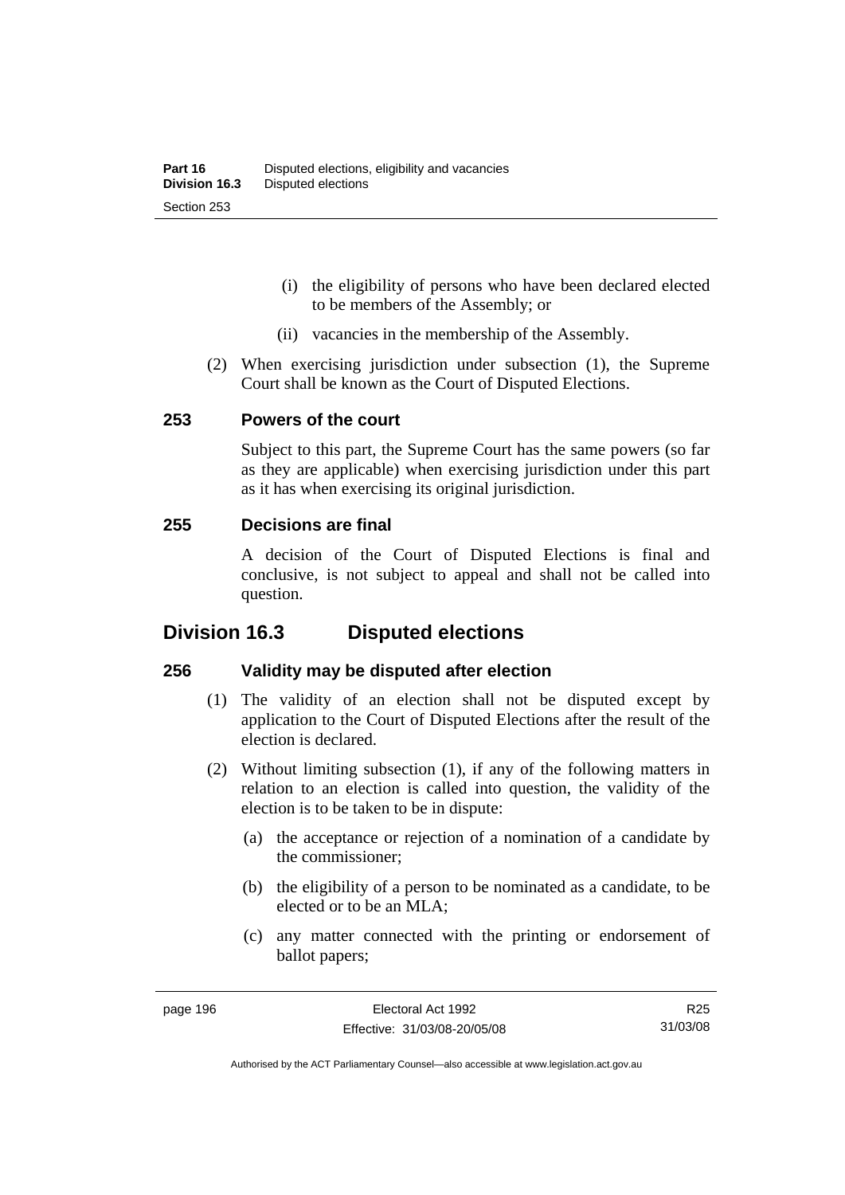(i) the eligibility of persons who have been declared elected to be members of the Assembly; or

(ii) vacancies in the membership of the Assembly.

(2) When exercising jurisdiction under subsection (1), the Supreme Court shall be known as the Court of Disputed Elections.

### 253 Powers of the court

Subject to this part, the Supreme Court has the same powers (so far as they are applicable) when exercising jurisdiction under this part as it has when exercising its original jurisdiction.

### 255 Decisions are final

A decision of the Court of Disputed Elections is final and conclusive, is not subject to appeal and shall not be called into question.

## Division 16.3 Disputed elections

### 256 Validity may be disputed after election

(1) The validity of an election shall not be disputed except by application to the Court of Disputed Elections after the result of the election is declared.

(2) Without limiting subsection (1), if any of the following matters in relation to an election is called into question, the validity of the election is to be taken to be in dispute:

(a) the acceptance or rejection of a nomination of a candidate by the commissioner;

(b) the eligibility of a person to be nominated as a candidate, to be elected or to be an MLA;

(c) any matter connected with the printing or endorsement of ballot papers;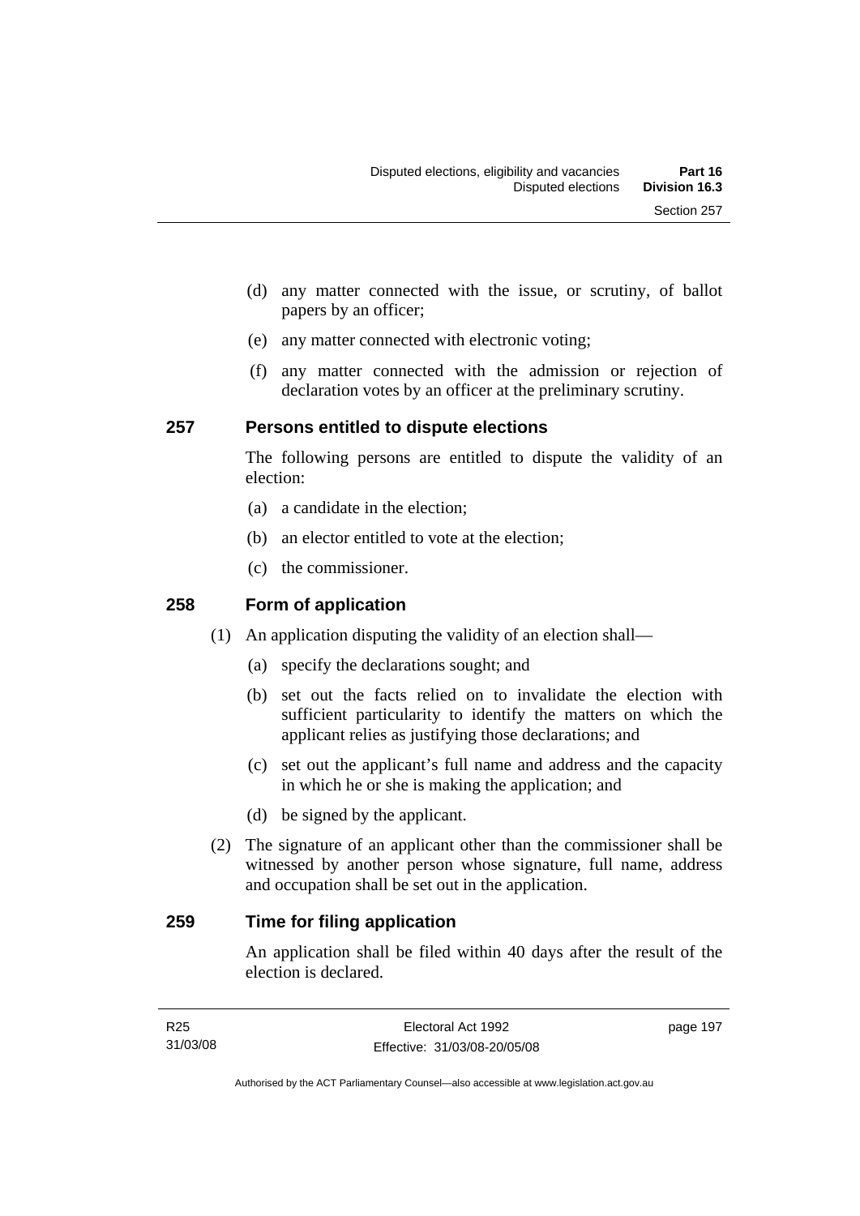(d) any matter connected with the issue, or scrutiny, of ballot papers by an officer;

(e) any matter connected with electronic voting;

(f) any matter connected with the admission or rejection of declaration votes by an officer at the preliminary scrutiny.

## 257 Persons entitled to dispute elections

The following persons are entitled to dispute the validity of an election:

(a) a candidate in the election;

(b) an elector entitled to vote at the election;

(c) the commissioner.

## 258 Form of application

(1) An application disputing the validity of an election shall—

(a) specify the declarations sought; and

(b) set out the facts relied on to invalidate the election with sufficient particularity to identify the matters on which the applicant relies as justifying those declarations; and

(c) set out the applicant's full name and address and the capacity in which he or she is making the application; and

(d) be signed by the applicant.

(2) The signature of an applicant other than the commissioner shall be witnessed by another person whose signature, full name, address and occupation shall be set out in the application.

## 259 Time for filing application

An application shall be filed within 40 days after the result of the election is declared.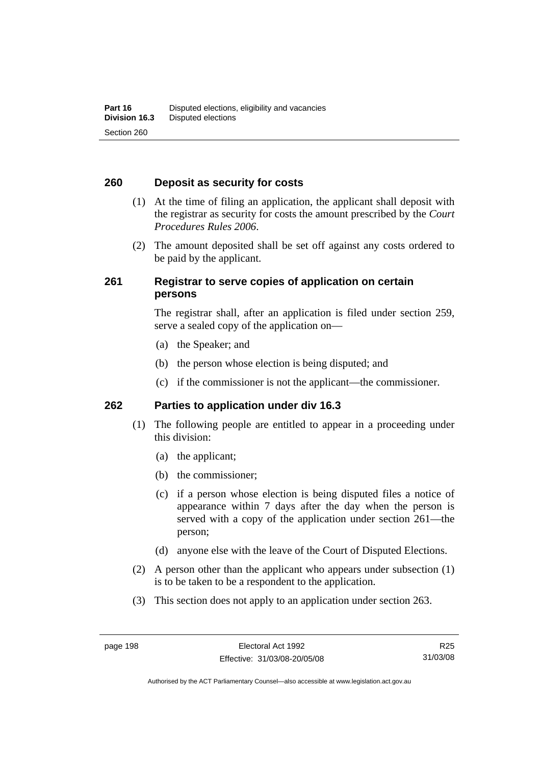## 260 Deposit as security for costs

(1) At the time of filing an application, the applicant shall deposit with the registrar as security for costs the amount prescribed by the *Court Procedures Rules 2006*.

(2) The amount deposited shall be set off against any costs ordered to be paid by the applicant.

## 261 Registrar to serve copies of application on certain persons

The registrar shall, after an application is filed under section 259, serve a sealed copy of the application on—

(a) the Speaker; and

(b) the person whose election is being disputed; and

(c) if the commissioner is not the applicant—the commissioner.

## 262 Parties to application under div 16.3

(1) The following people are entitled to appear in a proceeding under this division:

(a) the applicant;

(b) the commissioner;

(c) if a person whose election is being disputed files a notice of appearance within 7 days after the day when the person is served with a copy of the application under section 261—the person;

(d) anyone else with the leave of the Court of Disputed Elections.

(2) A person other than the applicant who appears under subsection (1) is to be taken to be a respondent to the application.

(3) This section does not apply to an application under section 263.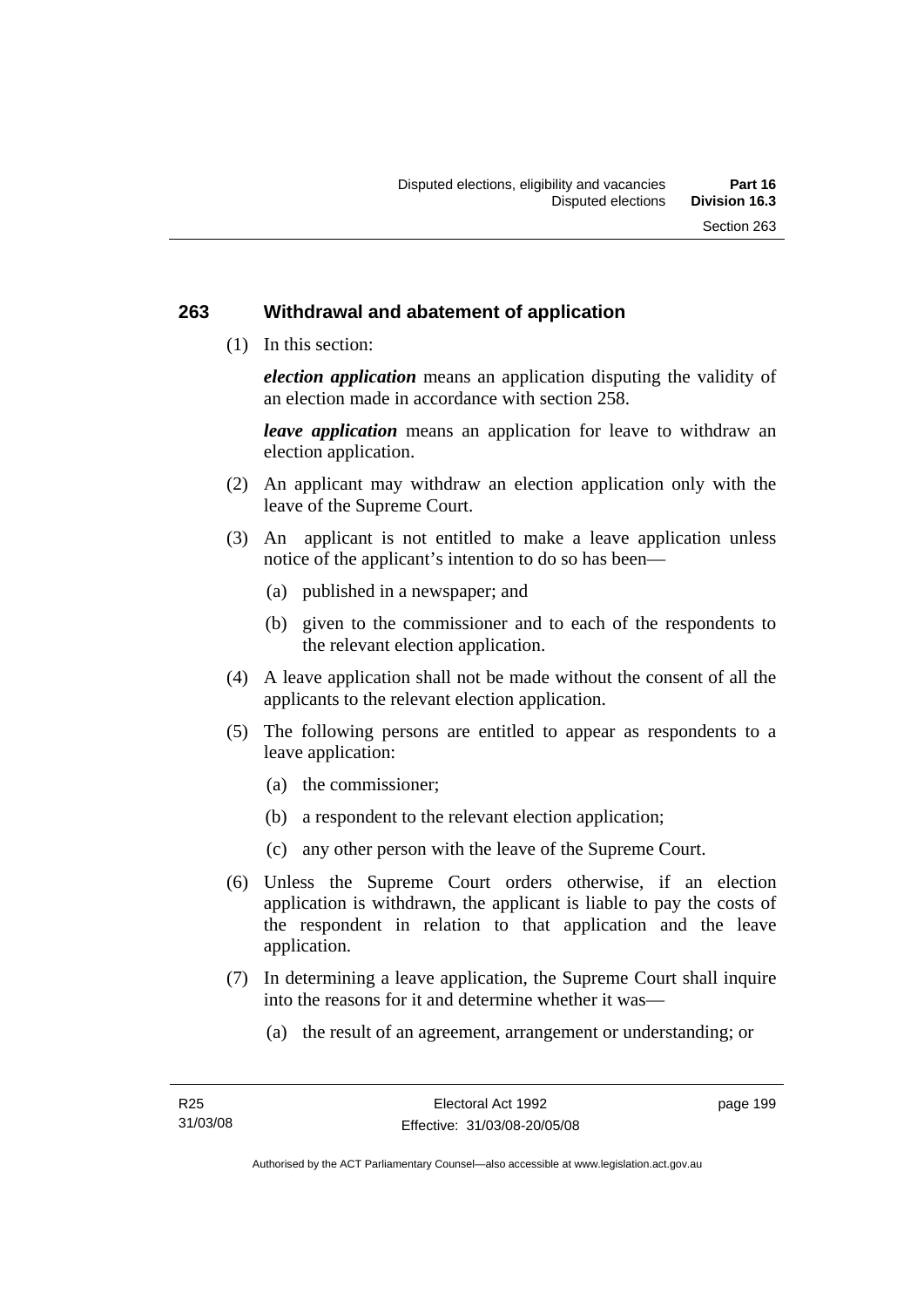## 263 Withdrawal and abatement of application

(1) In this section:

***election application*** means an application disputing the validity of an election made in accordance with section 258.

***leave application*** means an application for leave to withdraw an election application.

(2) An applicant may withdraw an election application only with the leave of the Supreme Court.

(3) An applicant is not entitled to make a leave application unless notice of the applicant's intention to do so has been—

(a) published in a newspaper; and

(b) given to the commissioner and to each of the respondents to the relevant election application.

(4) A leave application shall not be made without the consent of all the applicants to the relevant election application.

(5) The following persons are entitled to appear as respondents to a leave application:

(a) the commissioner;

(b) a respondent to the relevant election application;

(c) any other person with the leave of the Supreme Court.

(6) Unless the Supreme Court orders otherwise, if an election application is withdrawn, the applicant is liable to pay the costs of the respondent in relation to that application and the leave application.

(7) In determining a leave application, the Supreme Court shall inquire into the reasons for it and determine whether it was—

(a) the result of an agreement, arrangement or understanding; or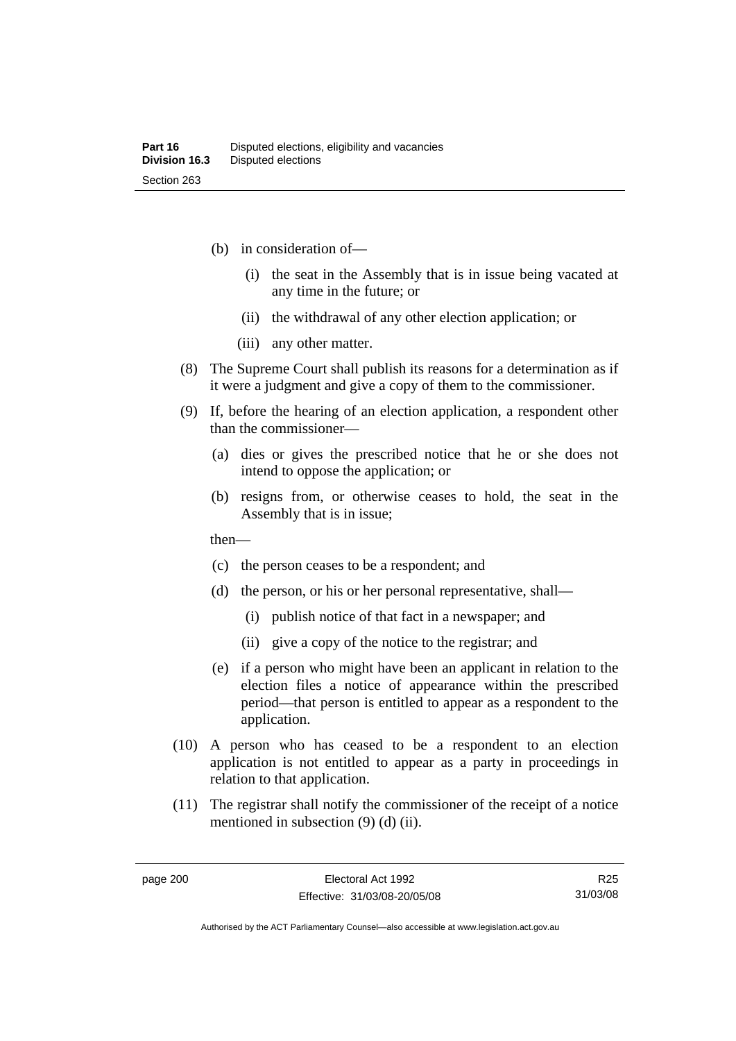(b) in consideration of—

   (i) the seat in the Assembly that is in issue being vacated at any time in the future; or

   (ii) the withdrawal of any other election application; or

   (iii) any other matter.

(8) The Supreme Court shall publish its reasons for a determination as if it were a judgment and give a copy of them to the commissioner.

(9) If, before the hearing of an election application, a respondent other than the commissioner—

   (a) dies or gives the prescribed notice that he or she does not intend to oppose the application; or

   (b) resigns from, or otherwise ceases to hold, the seat in the Assembly that is in issue;

   then—

   (c) the person ceases to be a respondent; and

   (d) the person, or his or her personal representative, shall—

      (i) publish notice of that fact in a newspaper; and

      (ii) give a copy of the notice to the registrar; and

   (e) if a person who might have been an applicant in relation to the election files a notice of appearance within the prescribed period—that person is entitled to appear as a respondent to the application.

(10) A person who has ceased to be a respondent to an election application is not entitled to appear as a party in proceedings in relation to that application.

(11) The registrar shall notify the commissioner of the receipt of a notice mentioned in subsection (9) (d) (ii).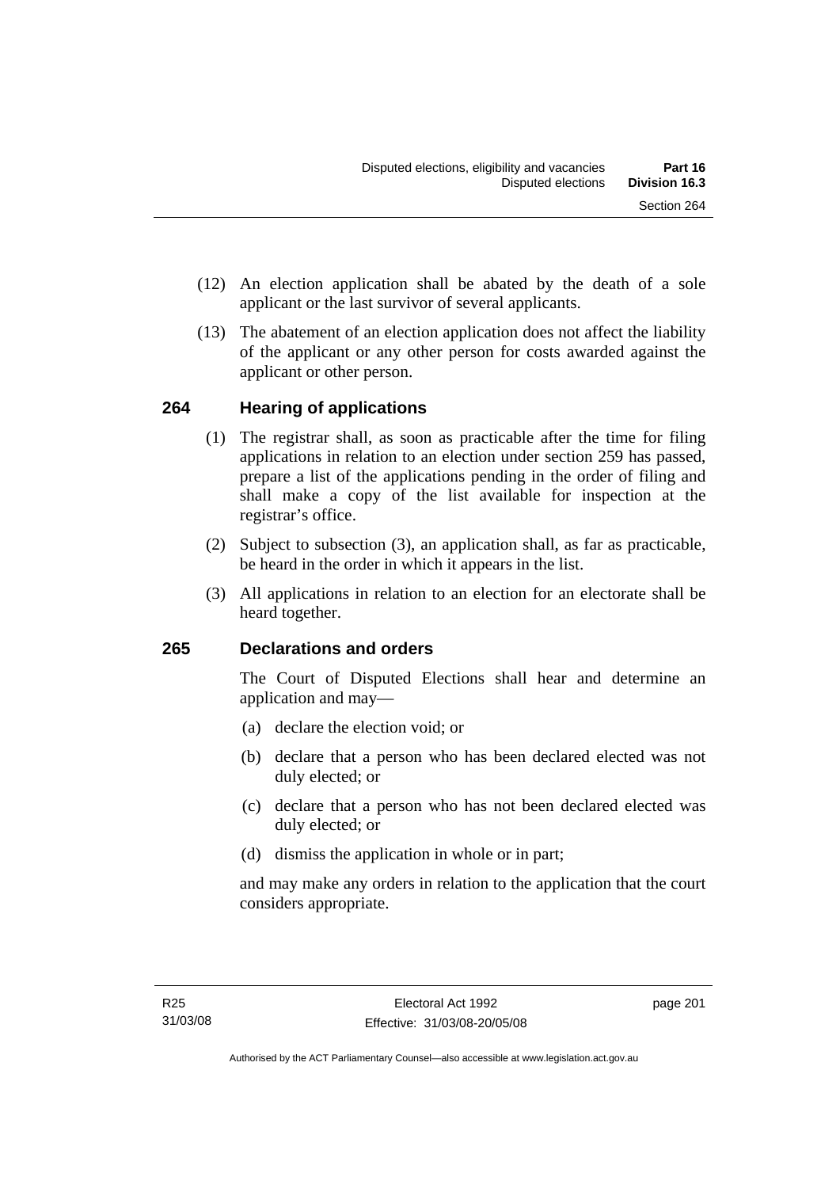(12) An election application shall be abated by the death of a sole applicant or the last survivor of several applicants.

(13) The abatement of an election application does not affect the liability of the applicant or any other person for costs awarded against the applicant or other person.

## 264 Hearing of applications

(1) The registrar shall, as soon as practicable after the time for filing applications in relation to an election under section 259 has passed, prepare a list of the applications pending in the order of filing and shall make a copy of the list available for inspection at the registrar's office.

(2) Subject to subsection (3), an application shall, as far as practicable, be heard in the order in which it appears in the list.

(3) All applications in relation to an election for an electorate shall be heard together.

## 265 Declarations and orders

The Court of Disputed Elections shall hear and determine an application and may—

(a) declare the election void; or

(b) declare that a person who has been declared elected was not duly elected; or

(c) declare that a person who has not been declared elected was duly elected; or

(d) dismiss the application in whole or in part;

and may make any orders in relation to the application that the court considers appropriate.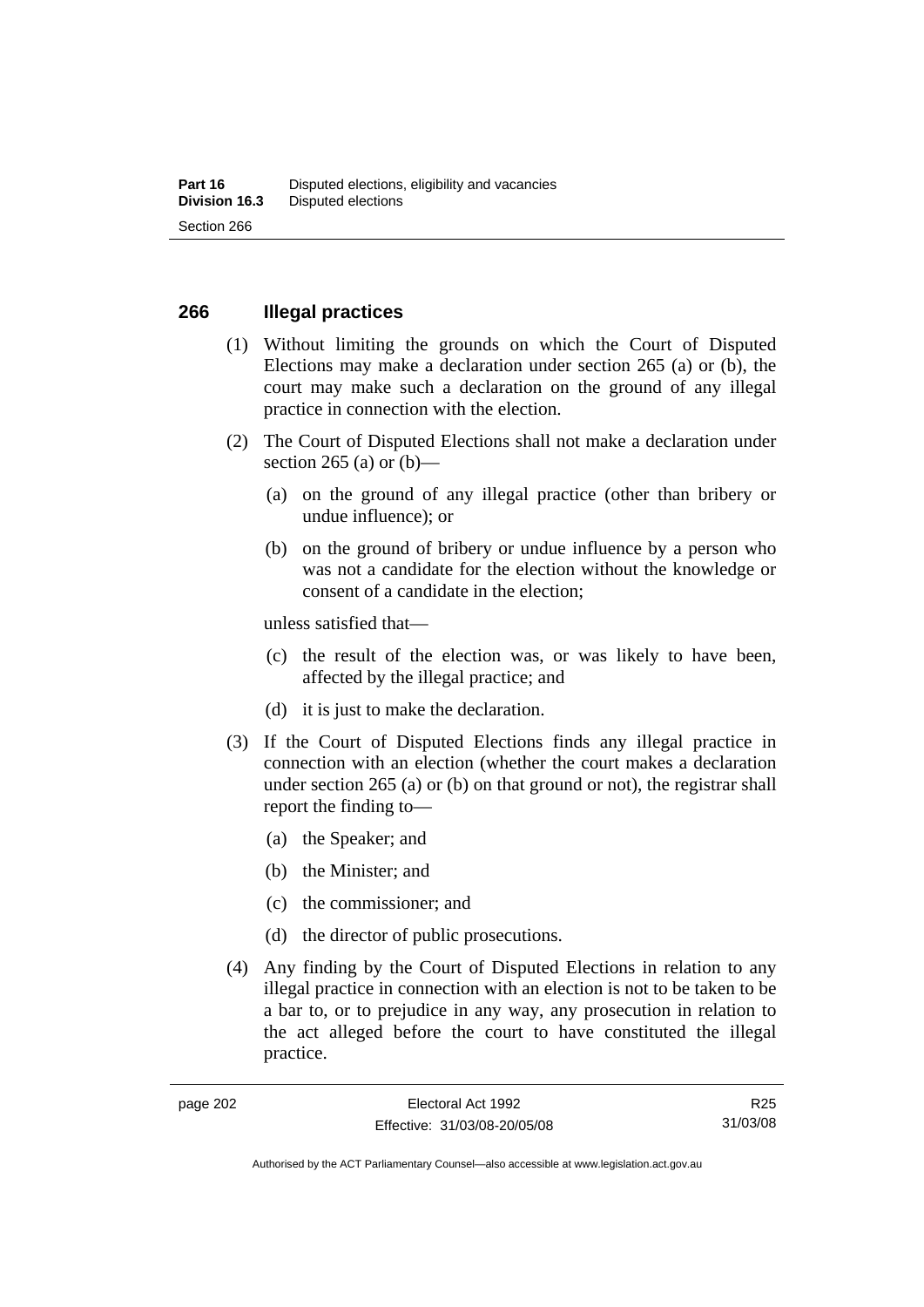## 266 Illegal practices

(1) Without limiting the grounds on which the Court of Disputed Elections may make a declaration under section 265 (a) or (b), the court may make such a declaration on the ground of any illegal practice in connection with the election.

(2) The Court of Disputed Elections shall not make a declaration under section 265 (a) or (b)—

(a) on the ground of any illegal practice (other than bribery or undue influence); or

(b) on the ground of bribery or undue influence by a person who was not a candidate for the election without the knowledge or consent of a candidate in the election;

unless satisfied that—

(c) the result of the election was, or was likely to have been, affected by the illegal practice; and

(d) it is just to make the declaration.

(3) If the Court of Disputed Elections finds any illegal practice in connection with an election (whether the court makes a declaration under section 265 (a) or (b) on that ground or not), the registrar shall report the finding to—

(a) the Speaker; and

(b) the Minister; and

(c) the commissioner; and

(d) the director of public prosecutions.

(4) Any finding by the Court of Disputed Elections in relation to any illegal practice in connection with an election is not to be taken to be a bar to, or to prejudice in any way, any prosecution in relation to the act alleged before the court to have constituted the illegal practice.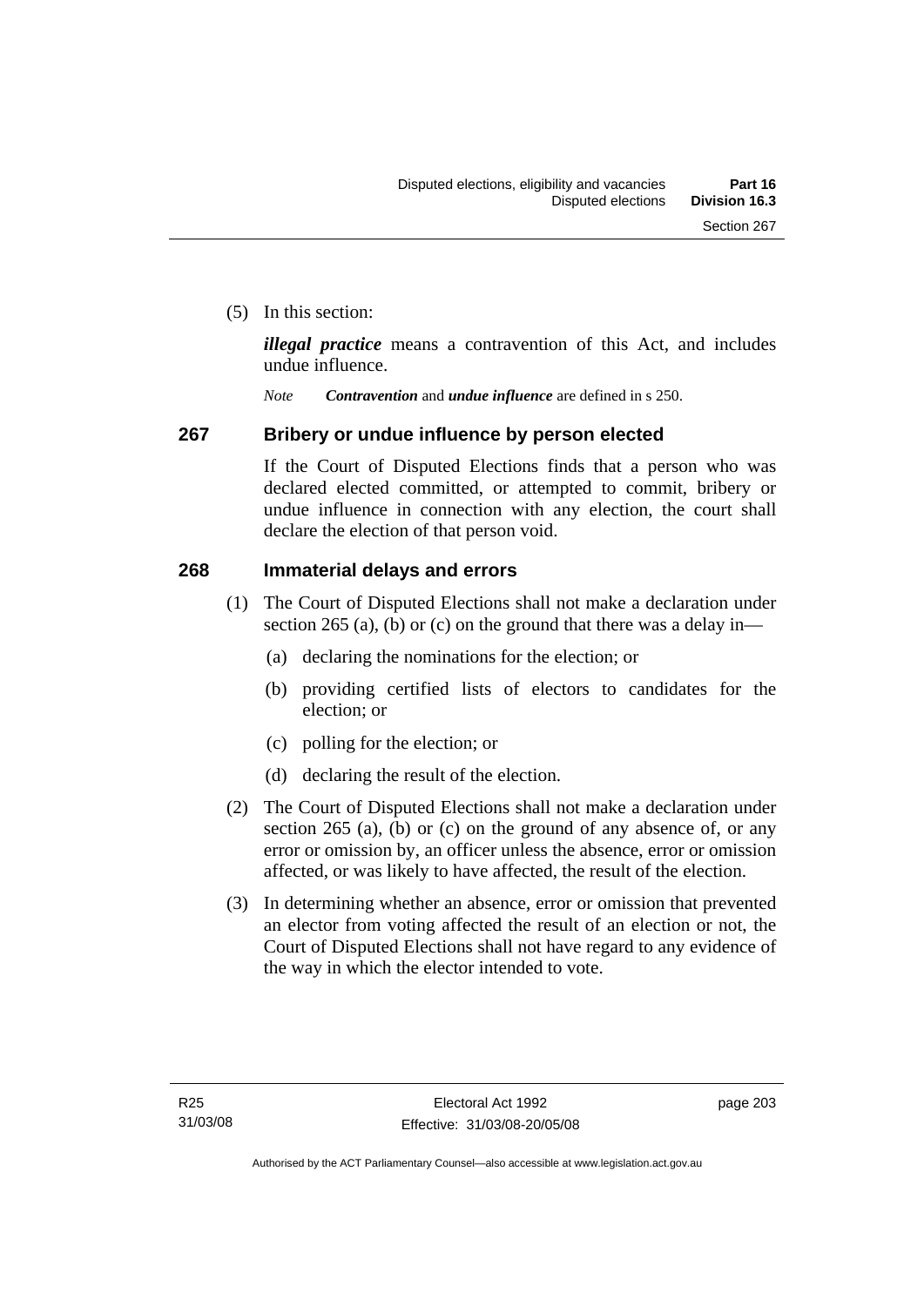(5) In this section:

***illegal practice*** means a contravention of this Act, and includes undue influence.

*Note* ***Contravention*** and ***undue influence*** are defined in s 250.

## 267 Bribery or undue influence by person elected

If the Court of Disputed Elections finds that a person who was declared elected committed, or attempted to commit, bribery or undue influence in connection with any election, the court shall declare the election of that person void.

## 268 Immaterial delays and errors

(1) The Court of Disputed Elections shall not make a declaration under section 265 (a), (b) or (c) on the ground that there was a delay in—

   (a) declaring the nominations for the election; or

   (b) providing certified lists of electors to candidates for the election; or

   (c) polling for the election; or

   (d) declaring the result of the election.

(2) The Court of Disputed Elections shall not make a declaration under section 265 (a), (b) or (c) on the ground of any absence of, or any error or omission by, an officer unless the absence, error or omission affected, or was likely to have affected, the result of the election.

(3) In determining whether an absence, error or omission that prevented an elector from voting affected the result of an election or not, the Court of Disputed Elections shall not have regard to any evidence of the way in which the elector intended to vote.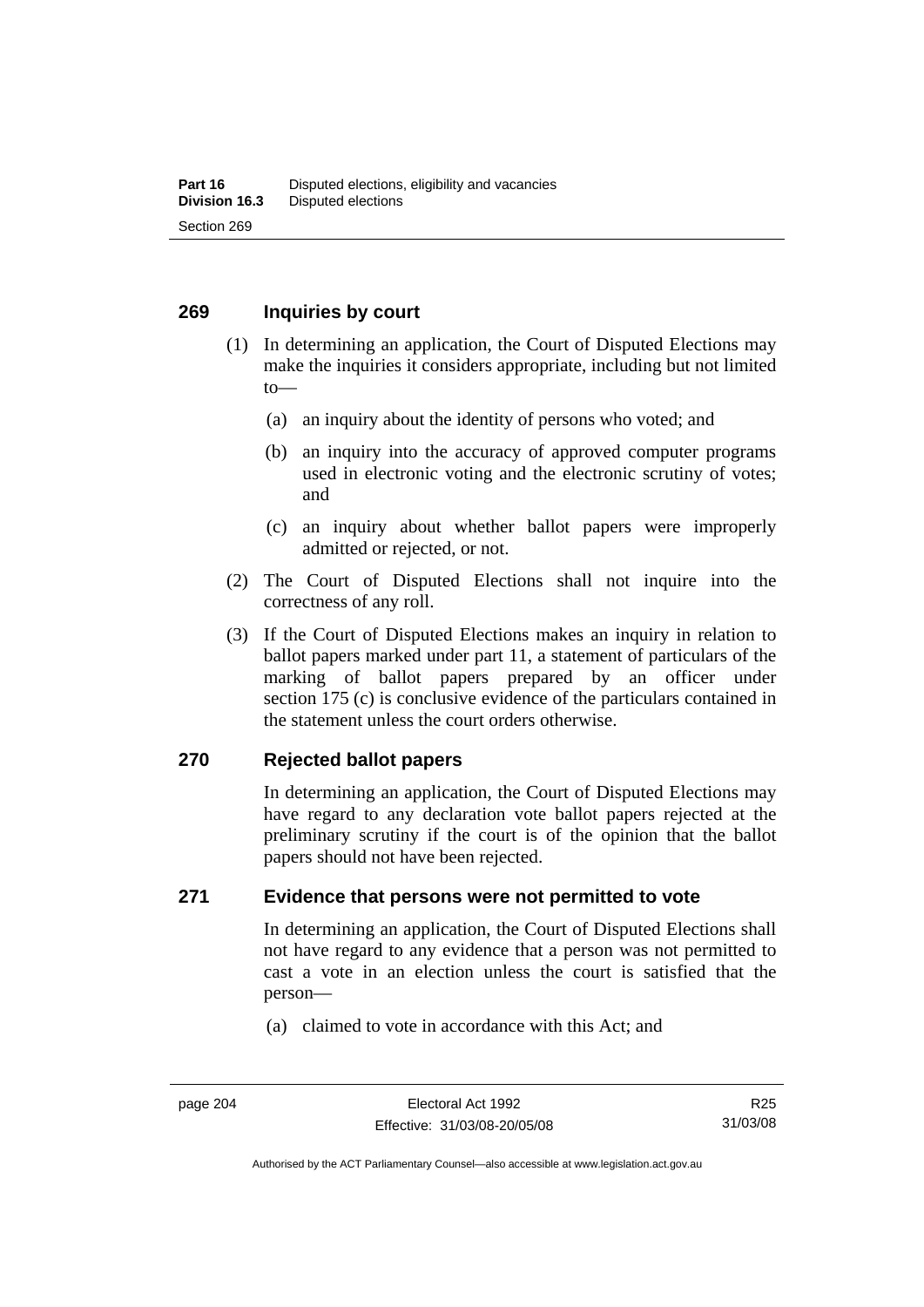## 269 Inquiries by court

(1) In determining an application, the Court of Disputed Elections may make the inquiries it considers appropriate, including but not limited to—

(a) an inquiry about the identity of persons who voted; and

(b) an inquiry into the accuracy of approved computer programs used in electronic voting and the electronic scrutiny of votes; and

(c) an inquiry about whether ballot papers were improperly admitted or rejected, or not.

(2) The Court of Disputed Elections shall not inquire into the correctness of any roll.

(3) If the Court of Disputed Elections makes an inquiry in relation to ballot papers marked under part 11, a statement of particulars of the marking of ballot papers prepared by an officer under section 175 (c) is conclusive evidence of the particulars contained in the statement unless the court orders otherwise.

## 270 Rejected ballot papers

In determining an application, the Court of Disputed Elections may have regard to any declaration vote ballot papers rejected at the preliminary scrutiny if the court is of the opinion that the ballot papers should not have been rejected.

## 271 Evidence that persons were not permitted to vote

In determining an application, the Court of Disputed Elections shall not have regard to any evidence that a person was not permitted to cast a vote in an election unless the court is satisfied that the person—

(a) claimed to vote in accordance with this Act; and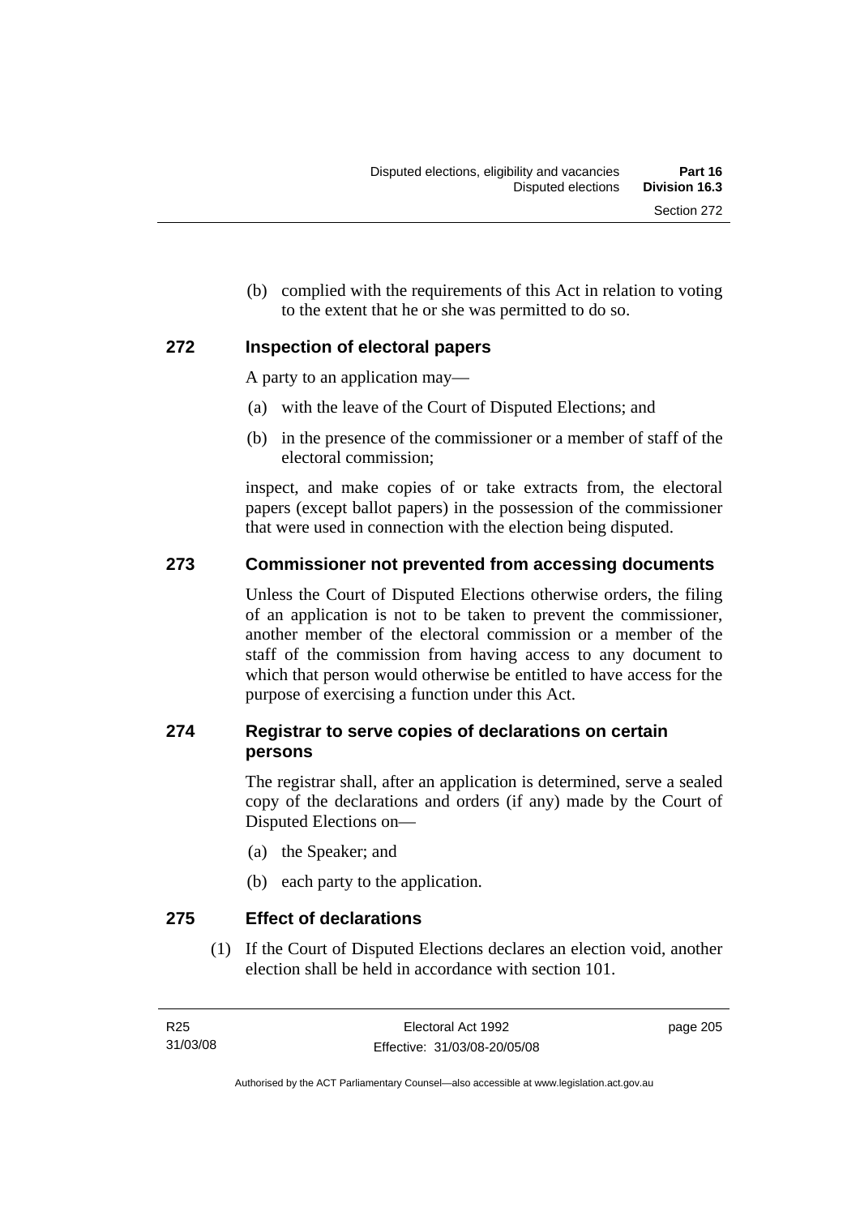(b) complied with the requirements of this Act in relation to voting to the extent that he or she was permitted to do so.

## 272 Inspection of electoral papers

A party to an application may—

(a) with the leave of the Court of Disputed Elections; and

(b) in the presence of the commissioner or a member of staff of the electoral commission;

inspect, and make copies of or take extracts from, the electoral papers (except ballot papers) in the possession of the commissioner that were used in connection with the election being disputed.

## 273 Commissioner not prevented from accessing documents

Unless the Court of Disputed Elections otherwise orders, the filing of an application is not to be taken to prevent the commissioner, another member of the electoral commission or a member of the staff of the commission from having access to any document to which that person would otherwise be entitled to have access for the purpose of exercising a function under this Act.

## 274 Registrar to serve copies of declarations on certain persons

The registrar shall, after an application is determined, serve a sealed copy of the declarations and orders (if any) made by the Court of Disputed Elections on—

(a) the Speaker; and

(b) each party to the application.

## 275 Effect of declarations

(1) If the Court of Disputed Elections declares an election void, another election shall be held in accordance with section 101.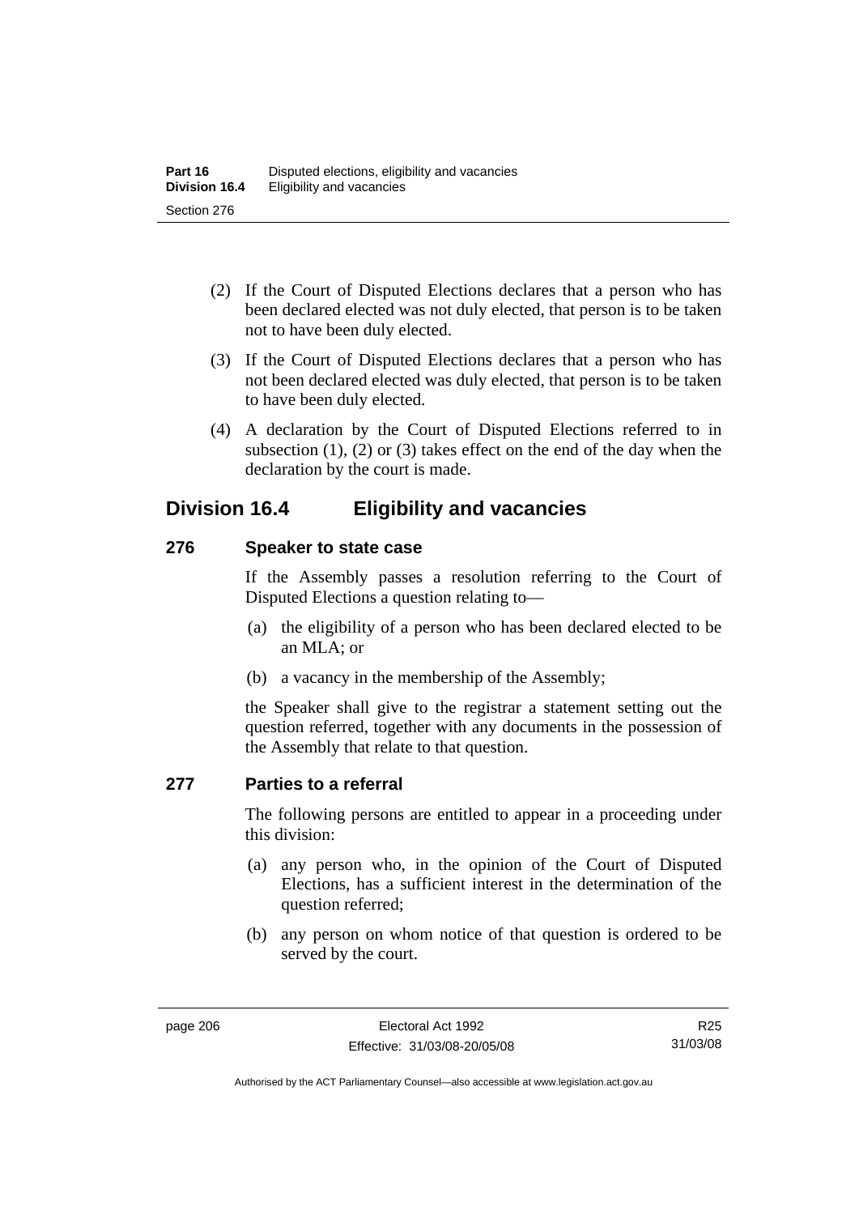(2) If the Court of Disputed Elections declares that a person who has been declared elected was not duly elected, that person is to be taken not to have been duly elected.

(3) If the Court of Disputed Elections declares that a person who has not been declared elected was duly elected, that person is to be taken to have been duly elected.

(4) A declaration by the Court of Disputed Elections referred to in subsection (1), (2) or (3) takes effect on the end of the day when the declaration by the court is made.

## Division 16.4 Eligibility and vacancies

### 276 Speaker to state case

If the Assembly passes a resolution referring to the Court of Disputed Elections a question relating to—

(a) the eligibility of a person who has been declared elected to be an MLA; or

(b) a vacancy in the membership of the Assembly;

the Speaker shall give to the registrar a statement setting out the question referred, together with any documents in the possession of the Assembly that relate to that question.

### 277 Parties to a referral

The following persons are entitled to appear in a proceeding under this division:

(a) any person who, in the opinion of the Court of Disputed Elections, has a sufficient interest in the determination of the question referred;

(b) any person on whom notice of that question is ordered to be served by the court.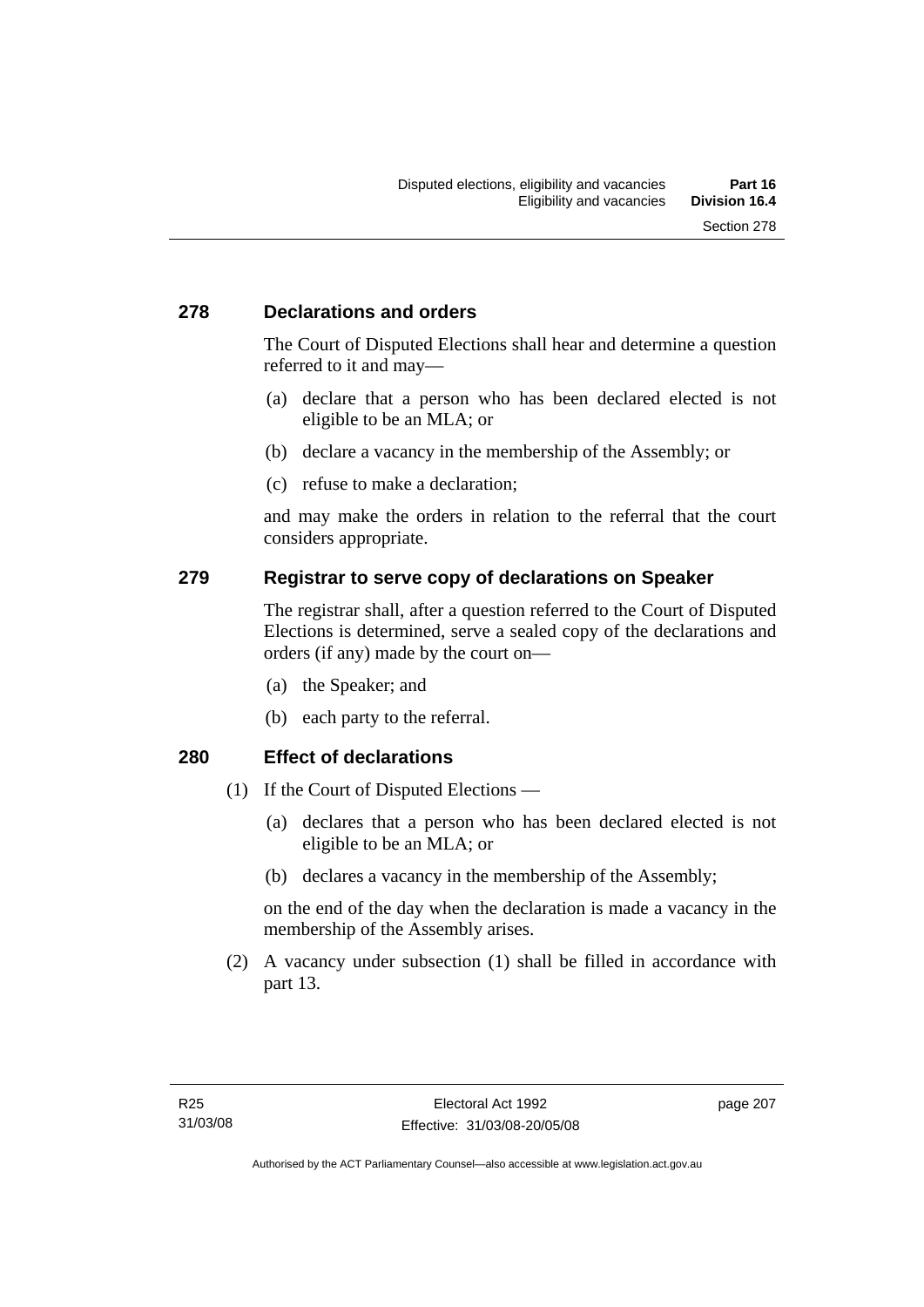### 278 Declarations and orders

The Court of Disputed Elections shall hear and determine a question referred to it and may—

(a) declare that a person who has been declared elected is not eligible to be an MLA; or

(b) declare a vacancy in the membership of the Assembly; or

(c) refuse to make a declaration;

and may make the orders in relation to the referral that the court considers appropriate.

### 279 Registrar to serve copy of declarations on Speaker

The registrar shall, after a question referred to the Court of Disputed Elections is determined, serve a sealed copy of the declarations and orders (if any) made by the court on—

(a) the Speaker; and

(b) each party to the referral.

### 280 Effect of declarations

(1) If the Court of Disputed Elections —

(a) declares that a person who has been declared elected is not eligible to be an MLA; or

(b) declares a vacancy in the membership of the Assembly;

on the end of the day when the declaration is made a vacancy in the membership of the Assembly arises.

(2) A vacancy under subsection (1) shall be filled in accordance with part 13.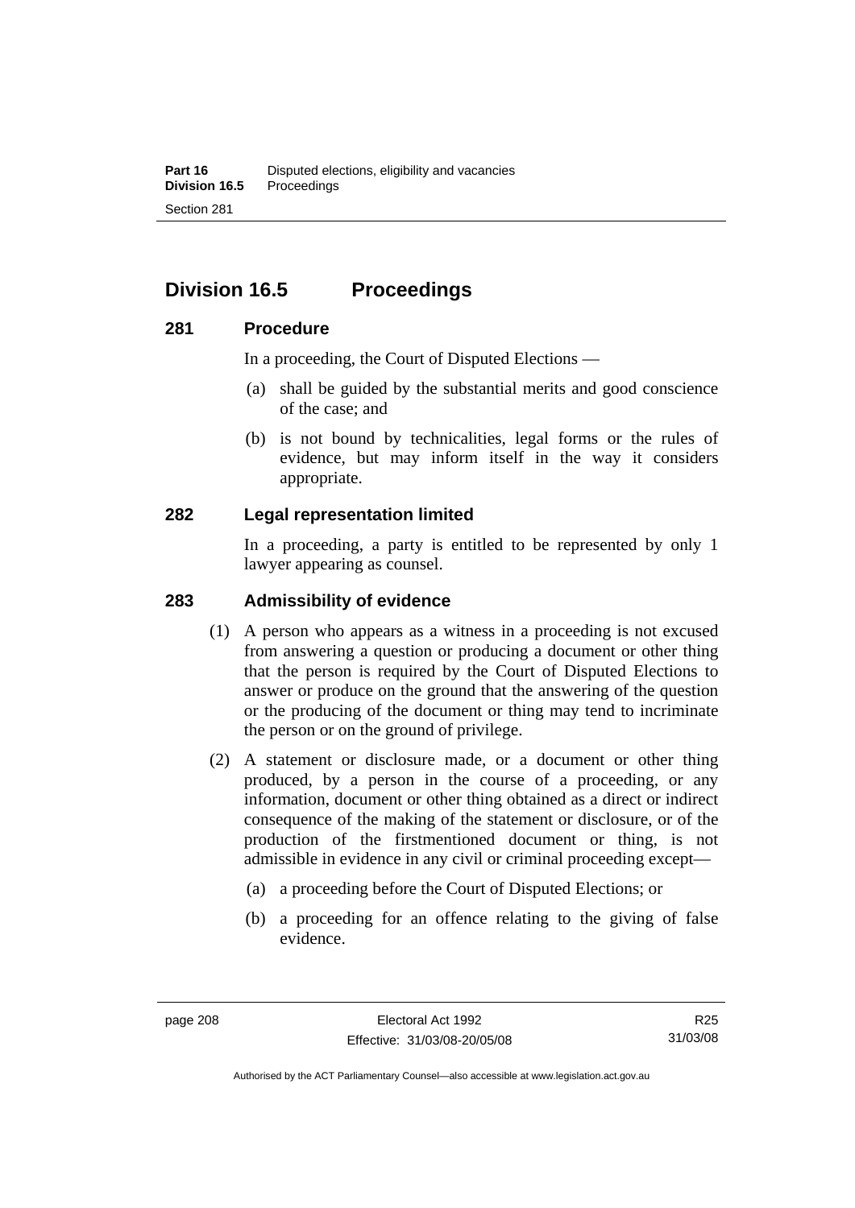## Division 16.5 Proceedings

### 281 Procedure

In a proceeding, the Court of Disputed Elections —

(a) shall be guided by the substantial merits and good conscience of the case; and

(b) is not bound by technicalities, legal forms or the rules of evidence, but may inform itself in the way it considers appropriate.

### 282 Legal representation limited

In a proceeding, a party is entitled to be represented by only 1 lawyer appearing as counsel.

### 283 Admissibility of evidence

(1) A person who appears as a witness in a proceeding is not excused from answering a question or producing a document or other thing that the person is required by the Court of Disputed Elections to answer or produce on the ground that the answering of the question or the producing of the document or thing may tend to incriminate the person or on the ground of privilege.

(2) A statement or disclosure made, or a document or other thing produced, by a person in the course of a proceeding, or any information, document or other thing obtained as a direct or indirect consequence of the making of the statement or disclosure, or of the production of the firstmentioned document or thing, is not admissible in evidence in any civil or criminal proceeding except—

(a) a proceeding before the Court of Disputed Elections; or

(b) a proceeding for an offence relating to the giving of false evidence.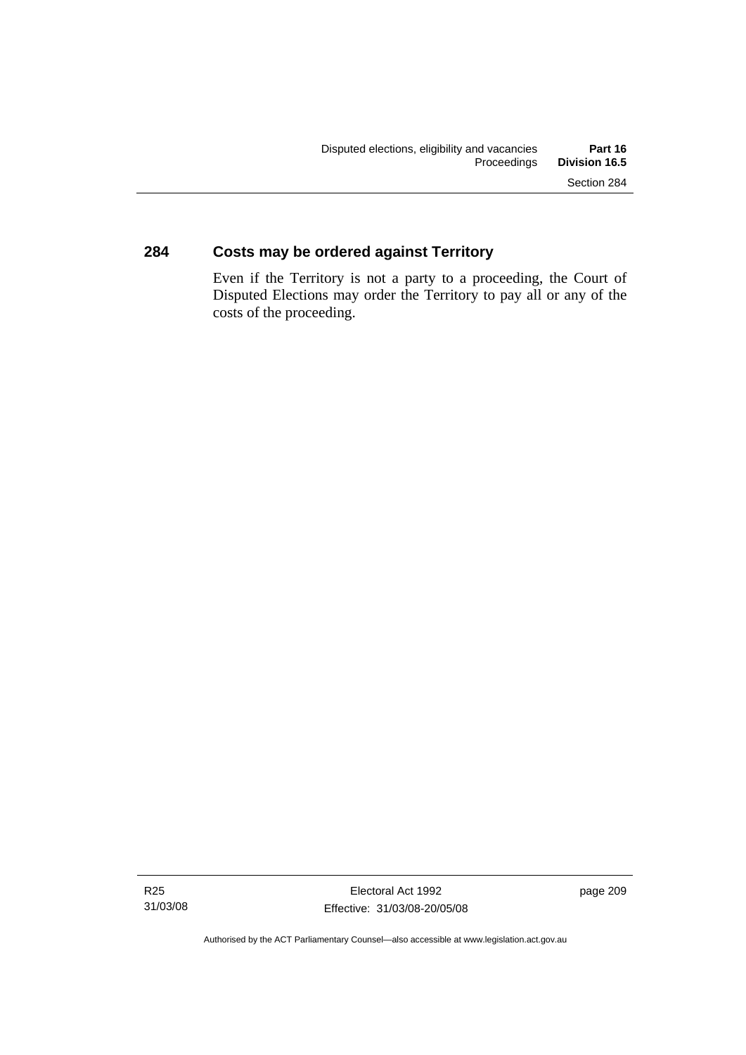## 284 Costs may be ordered against Territory

Even if the Territory is not a party to a proceeding, the Court of Disputed Elections may order the Territory to pay all or any of the costs of the proceeding.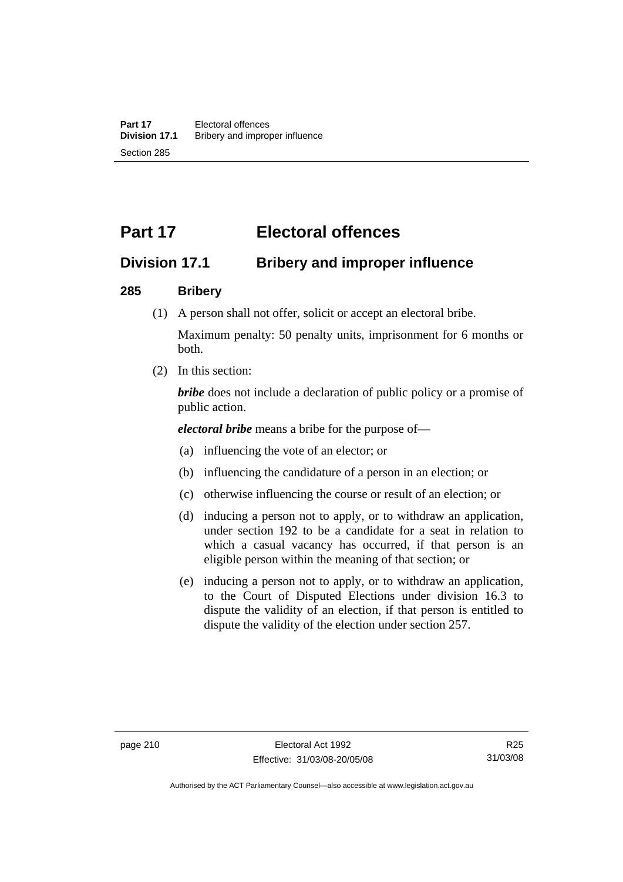# Part 17 Electoral offences

## Division 17.1 Bribery and improper influence

### 285 Bribery

(1) A person shall not offer, solicit or accept an electoral bribe.

Maximum penalty: 50 penalty units, imprisonment for 6 months or both.

(2) In this section:

***bribe*** does not include a declaration of public policy or a promise of public action.

***electoral bribe*** means a bribe for the purpose of—

(a) influencing the vote of an elector; or

(b) influencing the candidature of a person in an election; or

(c) otherwise influencing the course or result of an election; or

(d) inducing a person not to apply, or to withdraw an application, under section 192 to be a candidate for a seat in relation to which a casual vacancy has occurred, if that person is an eligible person within the meaning of that section; or

(e) inducing a person not to apply, or to withdraw an application, to the Court of Disputed Elections under division 16.3 to dispute the validity of an election, if that person is entitled to dispute the validity of the election under section 257.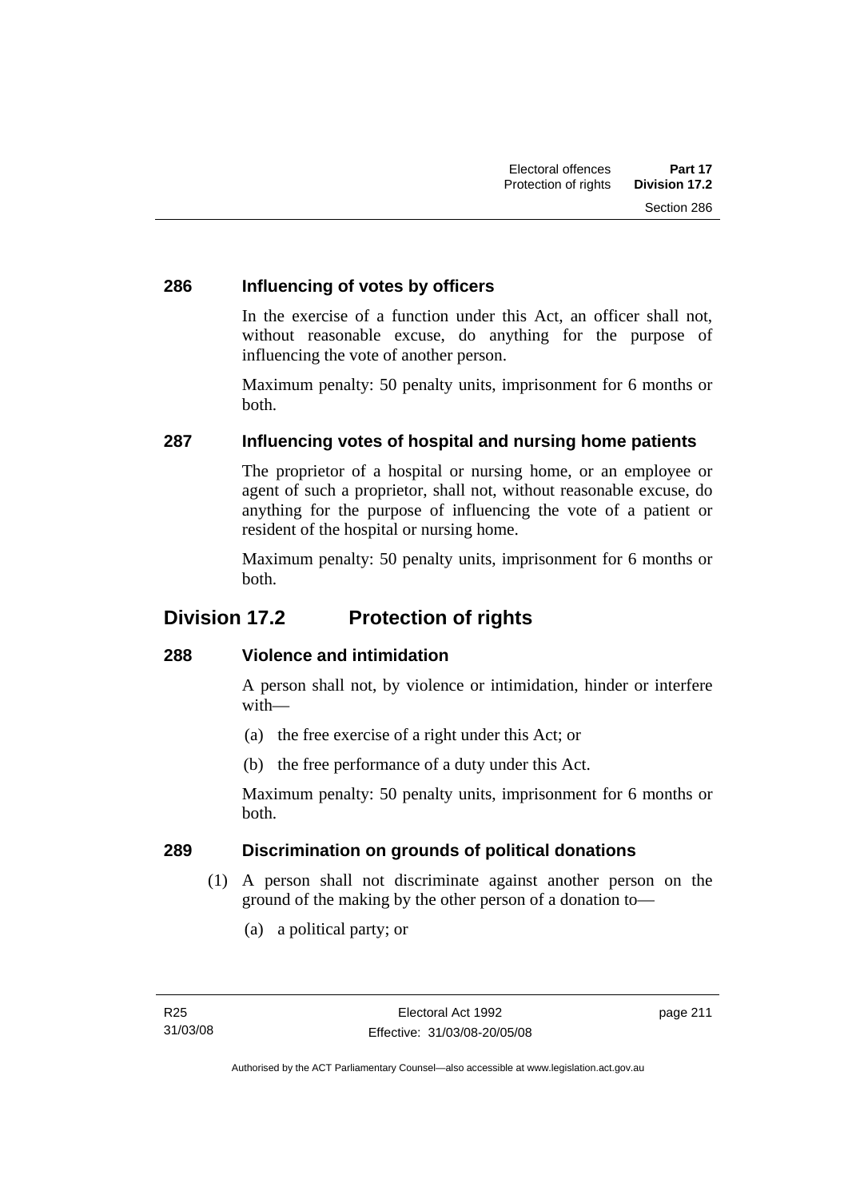### 286 Influencing of votes by officers

In the exercise of a function under this Act, an officer shall not, without reasonable excuse, do anything for the purpose of influencing the vote of another person.

Maximum penalty: 50 penalty units, imprisonment for 6 months or both.

### 287 Influencing votes of hospital and nursing home patients

The proprietor of a hospital or nursing home, or an employee or agent of such a proprietor, shall not, without reasonable excuse, do anything for the purpose of influencing the vote of a patient or resident of the hospital or nursing home.

Maximum penalty: 50 penalty units, imprisonment for 6 months or both.

## Division 17.2 Protection of rights

### 288 Violence and intimidation

A person shall not, by violence or intimidation, hinder or interfere with—

(a) the free exercise of a right under this Act; or

(b) the free performance of a duty under this Act.

Maximum penalty: 50 penalty units, imprisonment for 6 months or both.

### 289 Discrimination on grounds of political donations

(1) A person shall not discriminate against another person on the ground of the making by the other person of a donation to—

(a) a political party; or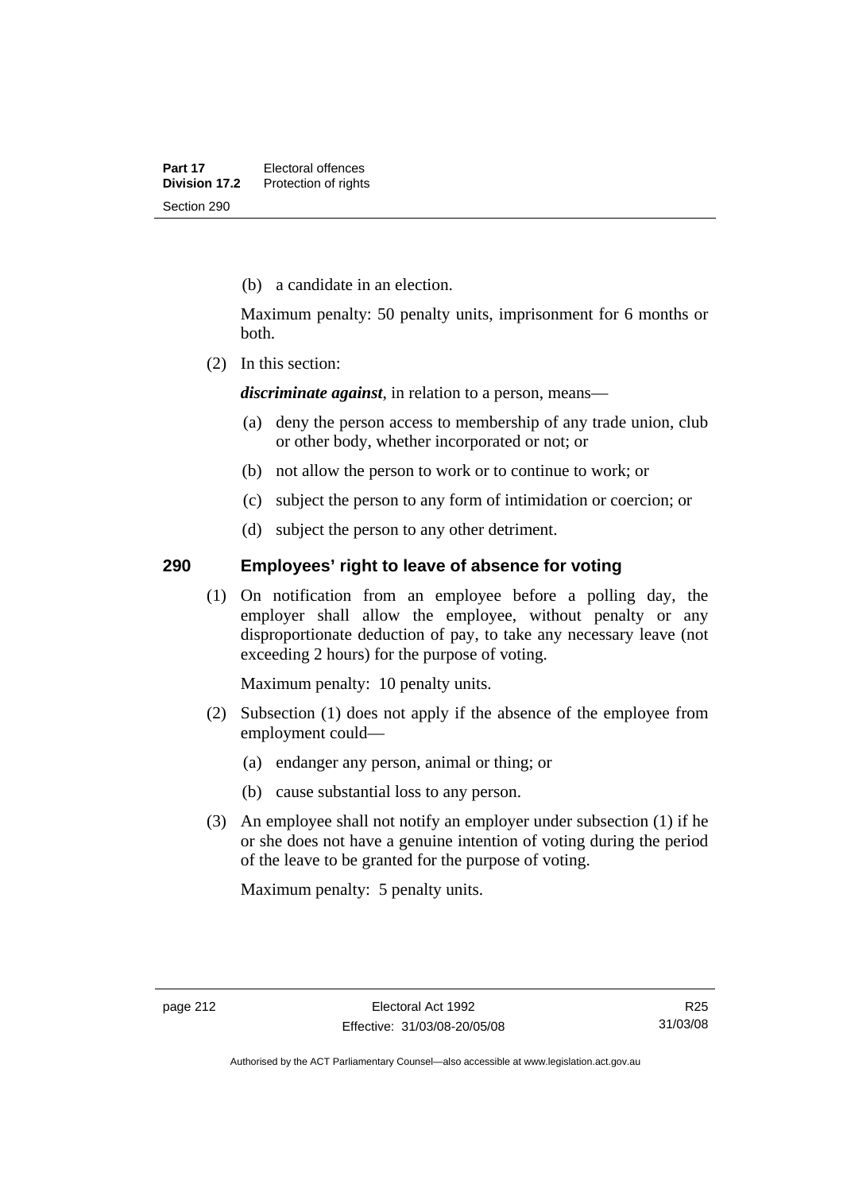(b) a candidate in an election.

Maximum penalty: 50 penalty units, imprisonment for 6 months or both.

(2) In this section:

***discriminate against***, in relation to a person, means—

(a) deny the person access to membership of any trade union, club or other body, whether incorporated or not; or

(b) not allow the person to work or to continue to work; or

(c) subject the person to any form of intimidation or coercion; or

(d) subject the person to any other detriment.

## 290 Employees' right to leave of absence for voting

(1) On notification from an employee before a polling day, the employer shall allow the employee, without penalty or any disproportionate deduction of pay, to take any necessary leave (not exceeding 2 hours) for the purpose of voting.

Maximum penalty: 10 penalty units.

(2) Subsection (1) does not apply if the absence of the employee from employment could—

(a) endanger any person, animal or thing; or

(b) cause substantial loss to any person.

(3) An employee shall not notify an employer under subsection (1) if he or she does not have a genuine intention of voting during the period of the leave to be granted for the purpose of voting.

Maximum penalty: 5 penalty units.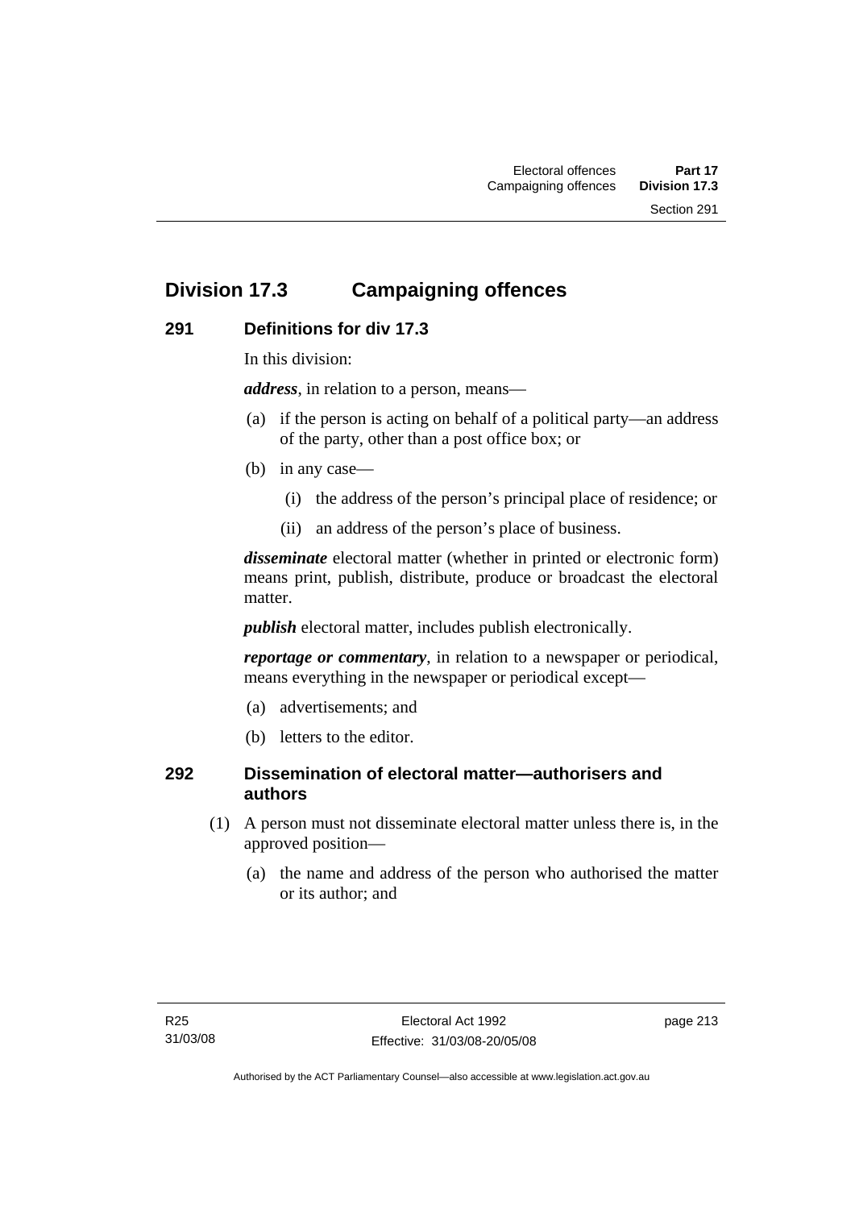## Division 17.3 Campaigning offences

### 291 Definitions for div 17.3

In this division:

***address***, in relation to a person, means—

(a) if the person is acting on behalf of a political party—an address of the party, other than a post office box; or

(b) in any case—

(i) the address of the person's principal place of residence; or

(ii) an address of the person's place of business.

***disseminate*** electoral matter (whether in printed or electronic form) means print, publish, distribute, produce or broadcast the electoral matter.

***publish*** electoral matter, includes publish electronically.

***reportage or commentary***, in relation to a newspaper or periodical, means everything in the newspaper or periodical except—

(a) advertisements; and

(b) letters to the editor.

### 292 Dissemination of electoral matter—authorisers and authors

(1) A person must not disseminate electoral matter unless there is, in the approved position—

(a) the name and address of the person who authorised the matter or its author; and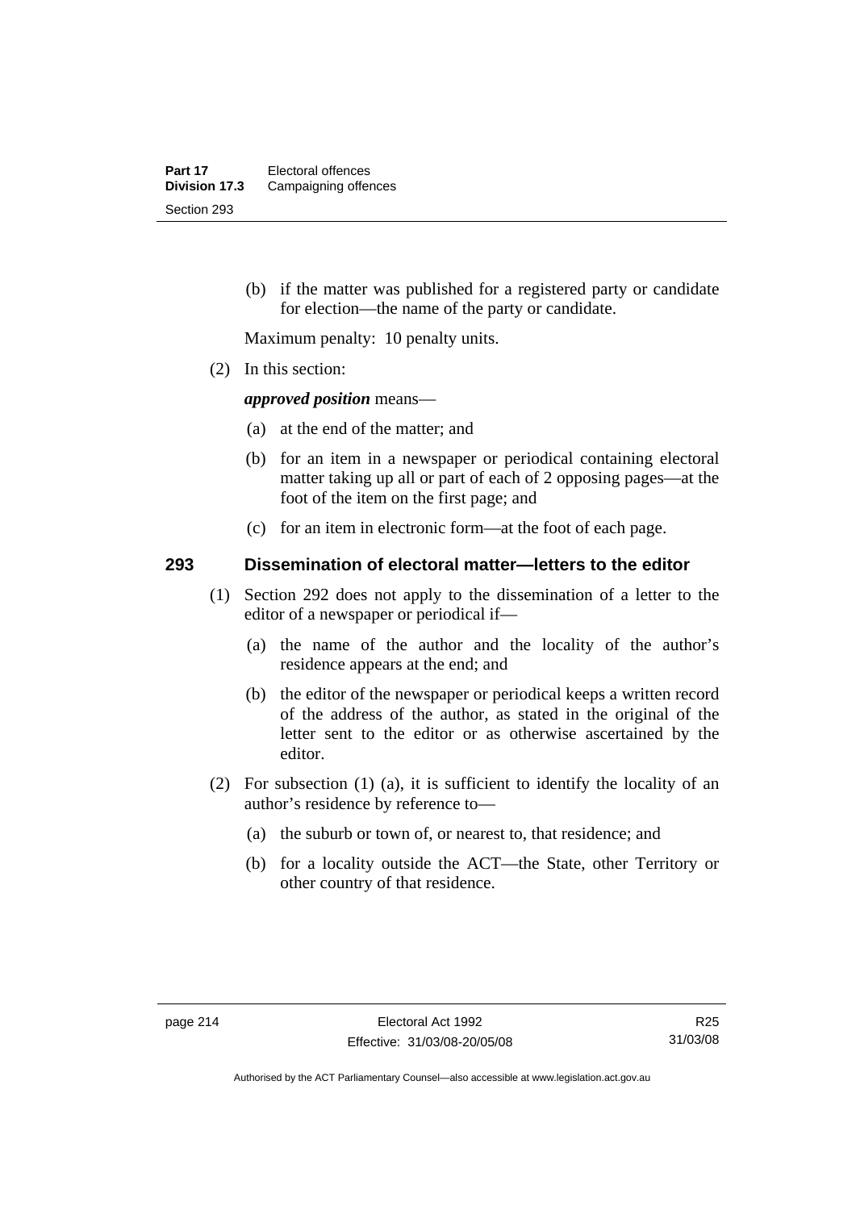(b) if the matter was published for a registered party or candidate for election—the name of the party or candidate.

Maximum penalty: 10 penalty units.

(2) In this section:

***approved position*** means—

(a) at the end of the matter; and

(b) for an item in a newspaper or periodical containing electoral matter taking up all or part of each of 2 opposing pages—at the foot of the item on the first page; and

(c) for an item in electronic form—at the foot of each page.

## 293 Dissemination of electoral matter—letters to the editor

(1) Section 292 does not apply to the dissemination of a letter to the editor of a newspaper or periodical if—

(a) the name of the author and the locality of the author's residence appears at the end; and

(b) the editor of the newspaper or periodical keeps a written record of the address of the author, as stated in the original of the letter sent to the editor or as otherwise ascertained by the editor.

(2) For subsection (1) (a), it is sufficient to identify the locality of an author's residence by reference to—

(a) the suburb or town of, or nearest to, that residence; and

(b) for a locality outside the ACT—the State, other Territory or other country of that residence.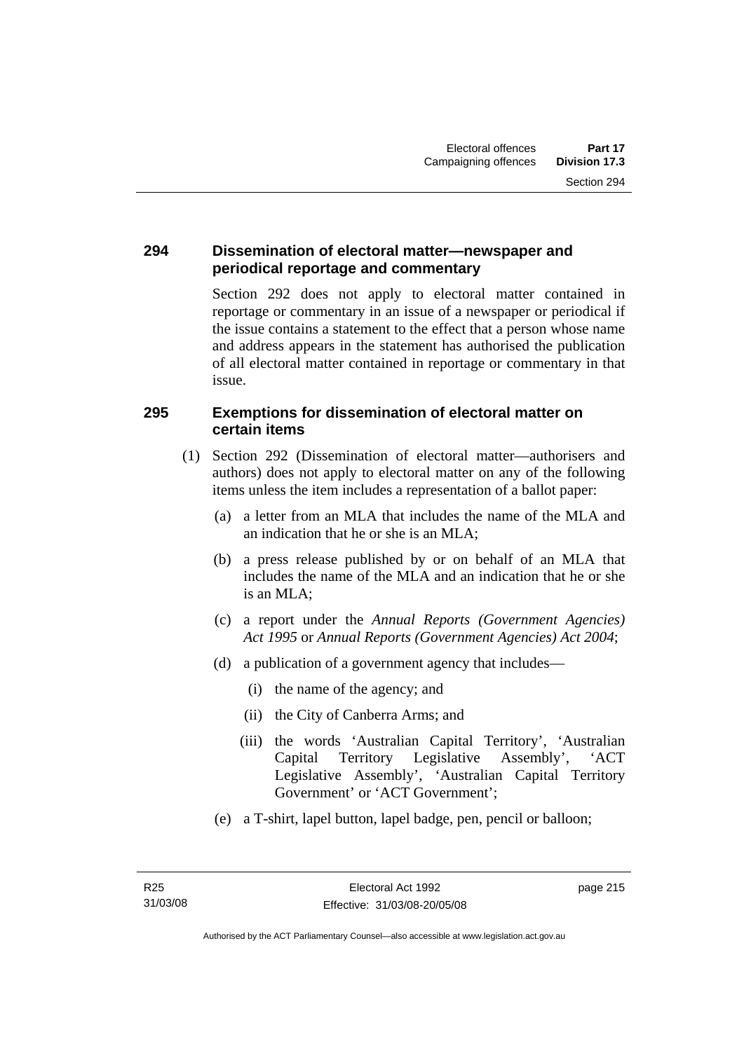### 294 Dissemination of electoral matter—newspaper and periodical reportage and commentary

Section 292 does not apply to electoral matter contained in reportage or commentary in an issue of a newspaper or periodical if the issue contains a statement to the effect that a person whose name and address appears in the statement has authorised the publication of all electoral matter contained in reportage or commentary in that issue.

### 295 Exemptions for dissemination of electoral matter on certain items

(1) Section 292 (Dissemination of electoral matter—authorisers and authors) does not apply to electoral matter on any of the following items unless the item includes a representation of a ballot paper:

(a) a letter from an MLA that includes the name of the MLA and an indication that he or she is an MLA;

(b) a press release published by or on behalf of an MLA that includes the name of the MLA and an indication that he or she is an MLA;

(c) a report under the *Annual Reports (Government Agencies) Act 1995* or *Annual Reports (Government Agencies) Act 2004*;

(d) a publication of a government agency that includes—

(i) the name of the agency; and

(ii) the City of Canberra Arms; and

(iii) the words 'Australian Capital Territory', 'Australian Capital Territory Legislative Assembly', 'ACT Legislative Assembly', 'Australian Capital Territory Government' or 'ACT Government';

(e) a T-shirt, lapel button, lapel badge, pen, pencil or balloon;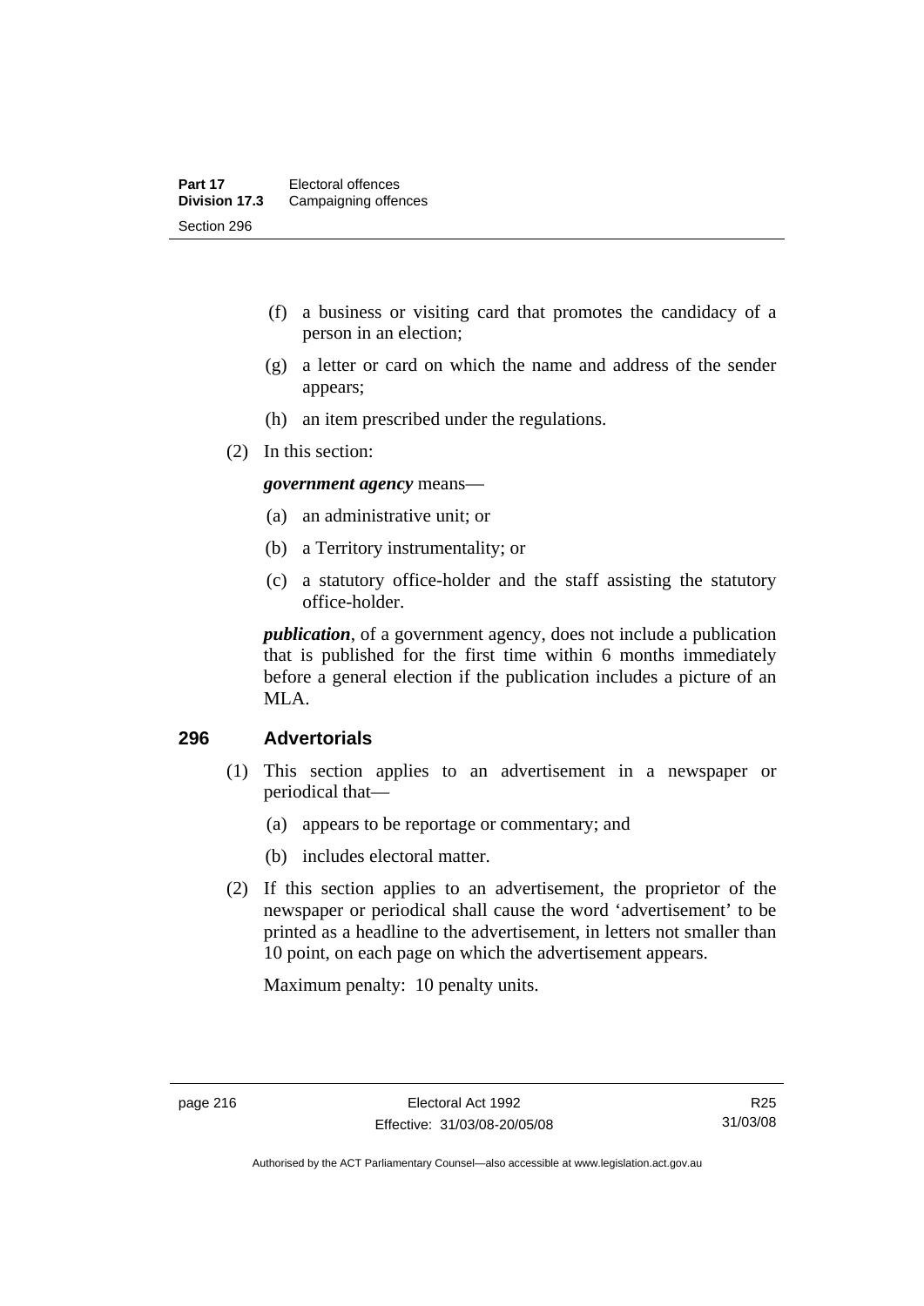(f) a business or visiting card that promotes the candidacy of a person in an election;

(g) a letter or card on which the name and address of the sender appears;

(h) an item prescribed under the regulations.

(2) In this section:

***government agency*** means—

(a) an administrative unit; or

(b) a Territory instrumentality; or

(c) a statutory office-holder and the staff assisting the statutory office-holder.

***publication***, of a government agency, does not include a publication that is published for the first time within 6 months immediately before a general election if the publication includes a picture of an MLA.

## 296 Advertorials

(1) This section applies to an advertisement in a newspaper or periodical that—

(a) appears to be reportage or commentary; and

(b) includes electoral matter.

(2) If this section applies to an advertisement, the proprietor of the newspaper or periodical shall cause the word 'advertisement' to be printed as a headline to the advertisement, in letters not smaller than 10 point, on each page on which the advertisement appears.

Maximum penalty: 10 penalty units.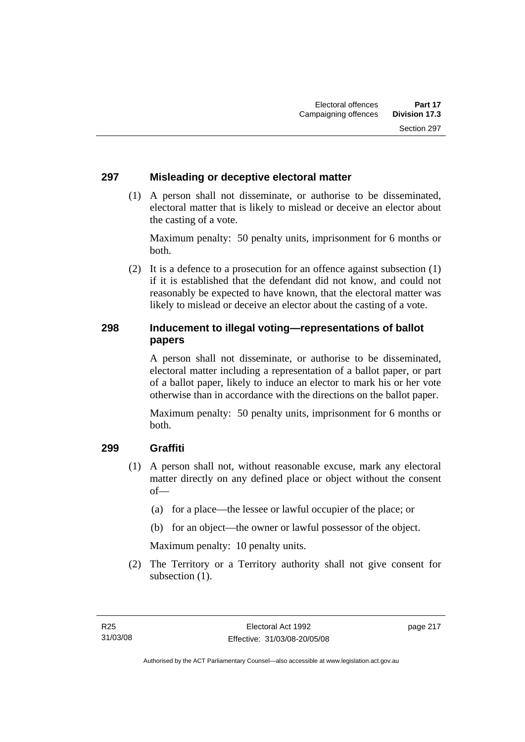## 297 Misleading or deceptive electoral matter

(1) A person shall not disseminate, or authorise to be disseminated, electoral matter that is likely to mislead or deceive an elector about the casting of a vote.

Maximum penalty: 50 penalty units, imprisonment for 6 months or both.

(2) It is a defence to a prosecution for an offence against subsection (1) if it is established that the defendant did not know, and could not reasonably be expected to have known, that the electoral matter was likely to mislead or deceive an elector about the casting of a vote.

## 298 Inducement to illegal voting—representations of ballot papers

A person shall not disseminate, or authorise to be disseminated, electoral matter including a representation of a ballot paper, or part of a ballot paper, likely to induce an elector to mark his or her vote otherwise than in accordance with the directions on the ballot paper.

Maximum penalty: 50 penalty units, imprisonment for 6 months or both.

## 299 Graffiti

(1) A person shall not, without reasonable excuse, mark any electoral matter directly on any defined place or object without the consent of—

(a) for a place—the lessee or lawful occupier of the place; or

(b) for an object—the owner or lawful possessor of the object.

Maximum penalty: 10 penalty units.

(2) The Territory or a Territory authority shall not give consent for subsection (1).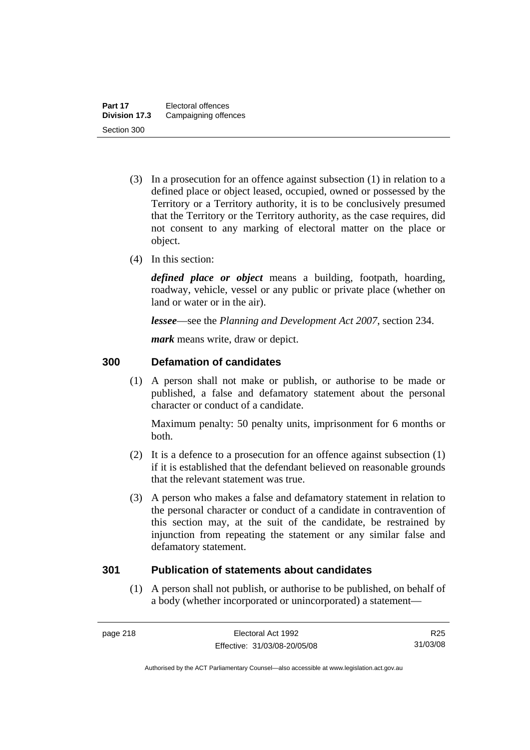(3) In a prosecution for an offence against subsection (1) in relation to a defined place or object leased, occupied, owned or possessed by the Territory or a Territory authority, it is to be conclusively presumed that the Territory or the Territory authority, as the case requires, did not consent to any marking of electoral matter on the place or object.

(4) In this section:

***defined place or object*** means a building, footpath, hoarding, roadway, vehicle, vessel or any public or private place (whether on land or water or in the air).

***lessee***—see the *Planning and Development Act 2007*, section 234.

***mark*** means write, draw or depict.

## 300 Defamation of candidates

(1) A person shall not make or publish, or authorise to be made or published, a false and defamatory statement about the personal character or conduct of a candidate.

Maximum penalty: 50 penalty units, imprisonment for 6 months or both.

(2) It is a defence to a prosecution for an offence against subsection (1) if it is established that the defendant believed on reasonable grounds that the relevant statement was true.

(3) A person who makes a false and defamatory statement in relation to the personal character or conduct of a candidate in contravention of this section may, at the suit of the candidate, be restrained by injunction from repeating the statement or any similar false and defamatory statement.

## 301 Publication of statements about candidates

(1) A person shall not publish, or authorise to be published, on behalf of a body (whether incorporated or unincorporated) a statement—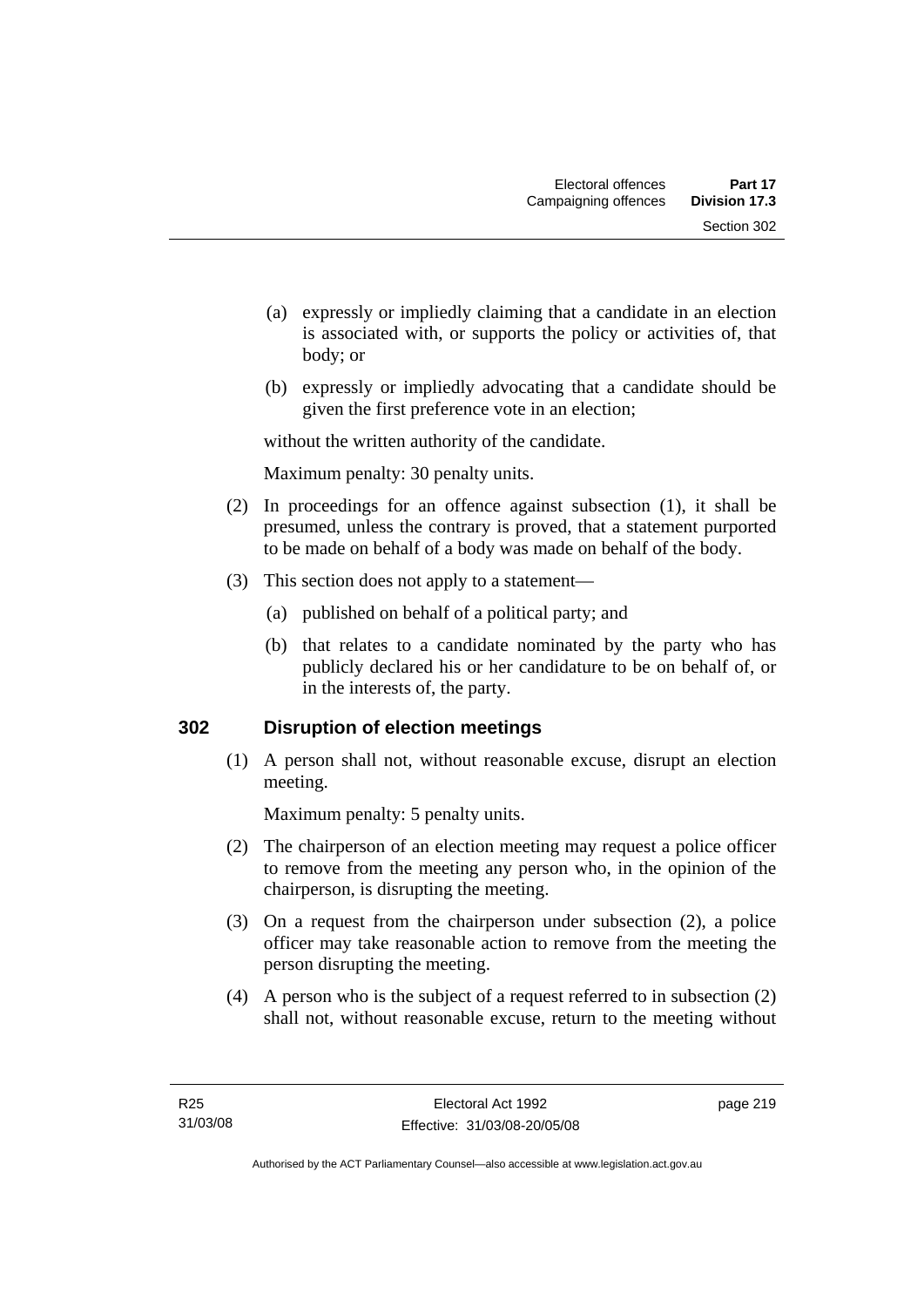(a) expressly or impliedly claiming that a candidate in an election is associated with, or supports the policy or activities of, that body; or

(b) expressly or impliedly advocating that a candidate should be given the first preference vote in an election;

without the written authority of the candidate.

Maximum penalty: 30 penalty units.

(2) In proceedings for an offence against subsection (1), it shall be presumed, unless the contrary is proved, that a statement purported to be made on behalf of a body was made on behalf of the body.

(3) This section does not apply to a statement—

(a) published on behalf of a political party; and

(b) that relates to a candidate nominated by the party who has publicly declared his or her candidature to be on behalf of, or in the interests of, the party.

## 302 Disruption of election meetings

(1) A person shall not, without reasonable excuse, disrupt an election meeting.

Maximum penalty: 5 penalty units.

(2) The chairperson of an election meeting may request a police officer to remove from the meeting any person who, in the opinion of the chairperson, is disrupting the meeting.

(3) On a request from the chairperson under subsection (2), a police officer may take reasonable action to remove from the meeting the person disrupting the meeting.

(4) A person who is the subject of a request referred to in subsection (2) shall not, without reasonable excuse, return to the meeting without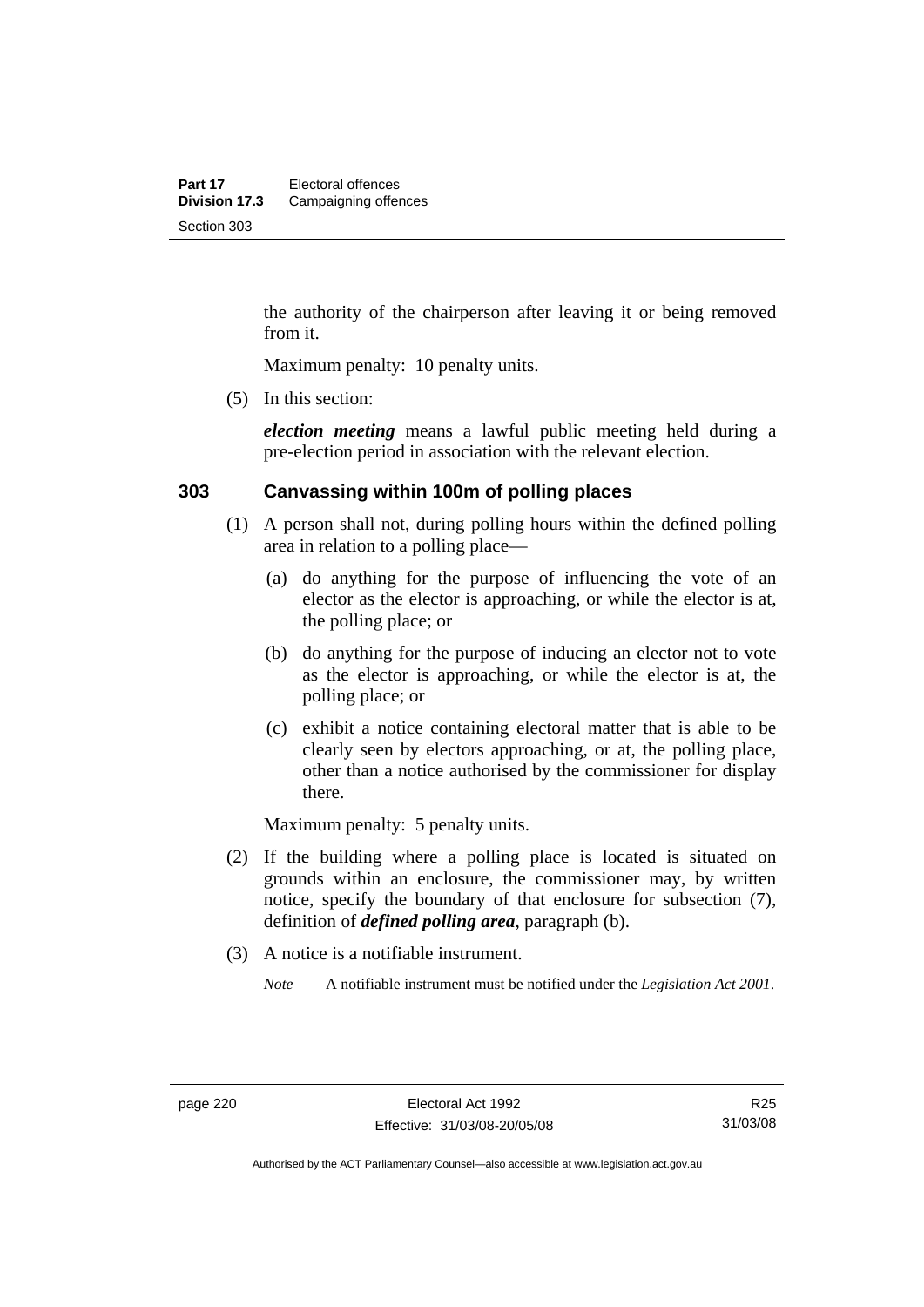the authority of the chairperson after leaving it or being removed from it.

Maximum penalty: 10 penalty units.

(5) In this section:

***election meeting*** means a lawful public meeting held during a pre-election period in association with the relevant election.

## 303 Canvassing within 100m of polling places

(1) A person shall not, during polling hours within the defined polling area in relation to a polling place—

(a) do anything for the purpose of influencing the vote of an elector as the elector is approaching, or while the elector is at, the polling place; or

(b) do anything for the purpose of inducing an elector not to vote as the elector is approaching, or while the elector is at, the polling place; or

(c) exhibit a notice containing electoral matter that is able to be clearly seen by electors approaching, or at, the polling place, other than a notice authorised by the commissioner for display there.

Maximum penalty: 5 penalty units.

(2) If the building where a polling place is located is situated on grounds within an enclosure, the commissioner may, by written notice, specify the boundary of that enclosure for subsection (7), definition of ***defined polling area***, paragraph (b).

(3) A notice is a notifiable instrument.

*Note* A notifiable instrument must be notified under the *Legislation Act 2001*.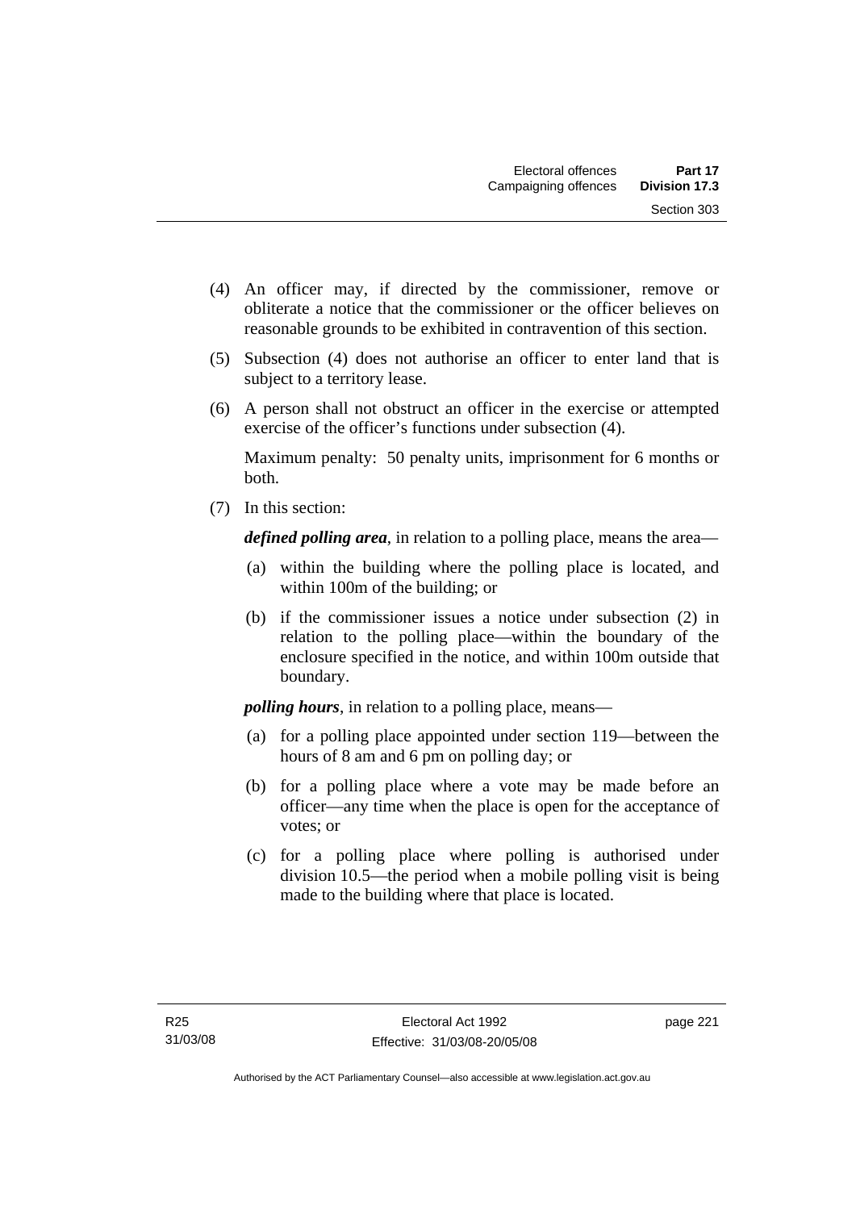(4) An officer may, if directed by the commissioner, remove or obliterate a notice that the commissioner or the officer believes on reasonable grounds to be exhibited in contravention of this section.

(5) Subsection (4) does not authorise an officer to enter land that is subject to a territory lease.

(6) A person shall not obstruct an officer in the exercise or attempted exercise of the officer's functions under subsection (4).

Maximum penalty: 50 penalty units, imprisonment for 6 months or both.

(7) In this section:

***defined polling area***, in relation to a polling place, means the area—

- (a) within the building where the polling place is located, and within 100m of the building; or
- (b) if the commissioner issues a notice under subsection (2) in relation to the polling place—within the boundary of the enclosure specified in the notice, and within 100m outside that boundary.

***polling hours***, in relation to a polling place, means—

- (a) for a polling place appointed under section 119—between the hours of 8 am and 6 pm on polling day; or
- (b) for a polling place where a vote may be made before an officer—any time when the place is open for the acceptance of votes; or
- (c) for a polling place where polling is authorised under division 10.5—the period when a mobile polling visit is being made to the building where that place is located.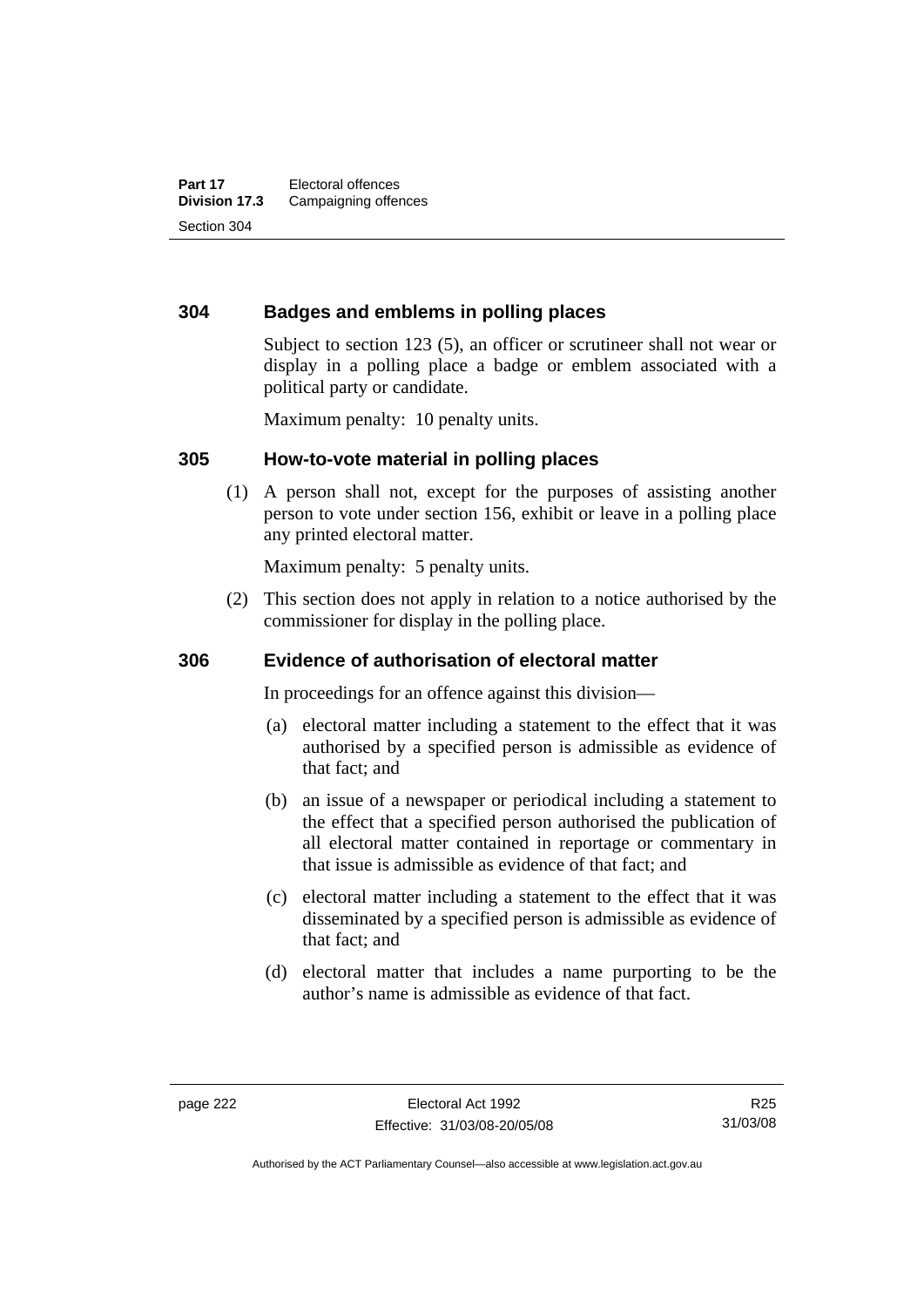### 304 Badges and emblems in polling places

Subject to section 123 (5), an officer or scrutineer shall not wear or display in a polling place a badge or emblem associated with a political party or candidate.

Maximum penalty: 10 penalty units.

### 305 How-to-vote material in polling places

(1) A person shall not, except for the purposes of assisting another person to vote under section 156, exhibit or leave in a polling place any printed electoral matter.

Maximum penalty: 5 penalty units.

(2) This section does not apply in relation to a notice authorised by the commissioner for display in the polling place.

### 306 Evidence of authorisation of electoral matter

In proceedings for an offence against this division—

(a) electoral matter including a statement to the effect that it was authorised by a specified person is admissible as evidence of that fact; and

(b) an issue of a newspaper or periodical including a statement to the effect that a specified person authorised the publication of all electoral matter contained in reportage or commentary in that issue is admissible as evidence of that fact; and

(c) electoral matter including a statement to the effect that it was disseminated by a specified person is admissible as evidence of that fact; and

(d) electoral matter that includes a name purporting to be the author's name is admissible as evidence of that fact.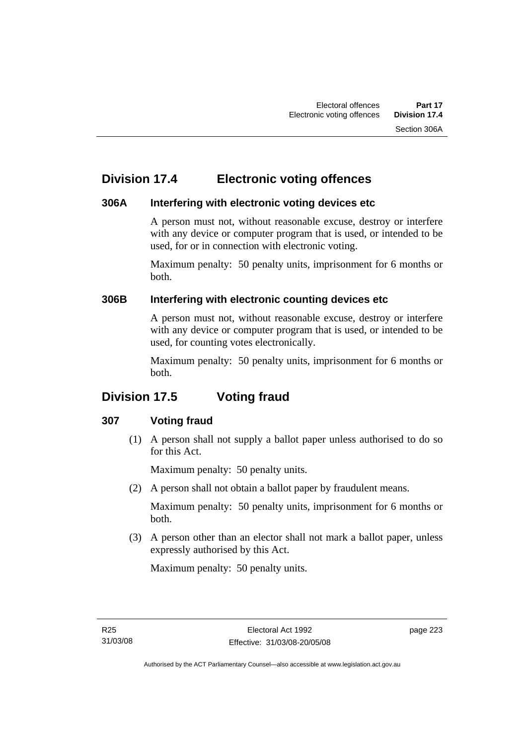## Division 17.4 Electronic voting offences

### 306A Interfering with electronic voting devices etc

A person must not, without reasonable excuse, destroy or interfere with any device or computer program that is used, or intended to be used, for or in connection with electronic voting.

Maximum penalty: 50 penalty units, imprisonment for 6 months or both.

### 306B Interfering with electronic counting devices etc

A person must not, without reasonable excuse, destroy or interfere with any device or computer program that is used, or intended to be used, for counting votes electronically.

Maximum penalty: 50 penalty units, imprisonment for 6 months or both.

## Division 17.5 Voting fraud

### 307 Voting fraud

(1) A person shall not supply a ballot paper unless authorised to do so for this Act.

Maximum penalty: 50 penalty units.

(2) A person shall not obtain a ballot paper by fraudulent means.

Maximum penalty: 50 penalty units, imprisonment for 6 months or both.

(3) A person other than an elector shall not mark a ballot paper, unless expressly authorised by this Act.

Maximum penalty: 50 penalty units.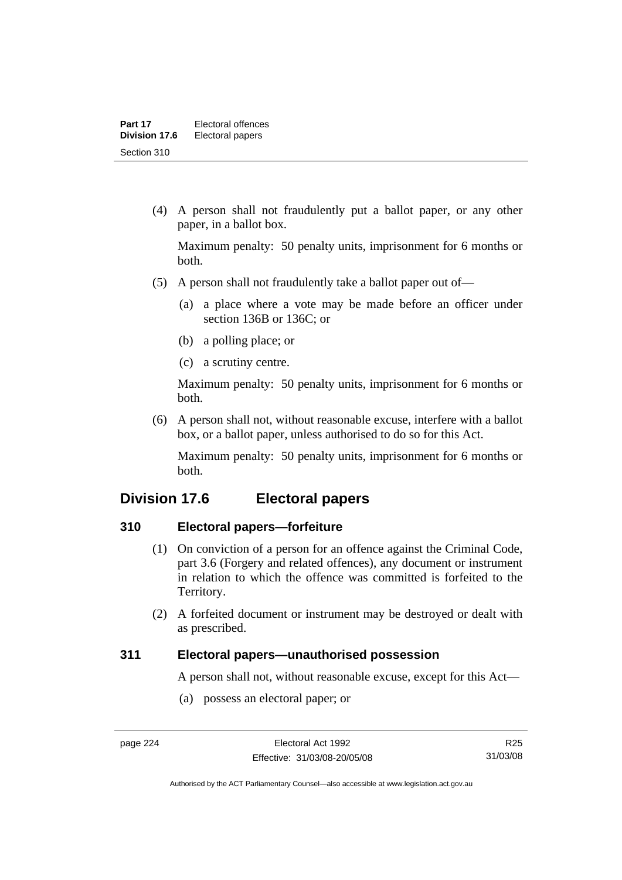(4) A person shall not fraudulently put a ballot paper, or any other paper, in a ballot box.

Maximum penalty: 50 penalty units, imprisonment for 6 months or both.

(5) A person shall not fraudulently take a ballot paper out of—

(a) a place where a vote may be made before an officer under section 136B or 136C; or

(b) a polling place; or

(c) a scrutiny centre.

Maximum penalty: 50 penalty units, imprisonment for 6 months or both.

(6) A person shall not, without reasonable excuse, interfere with a ballot box, or a ballot paper, unless authorised to do so for this Act.

Maximum penalty: 50 penalty units, imprisonment for 6 months or both.

## Division 17.6 Electoral papers

### 310 Electoral papers—forfeiture

(1) On conviction of a person for an offence against the Criminal Code, part 3.6 (Forgery and related offences), any document or instrument in relation to which the offence was committed is forfeited to the Territory.

(2) A forfeited document or instrument may be destroyed or dealt with as prescribed.

### 311 Electoral papers—unauthorised possession

A person shall not, without reasonable excuse, except for this Act—

(a) possess an electoral paper; or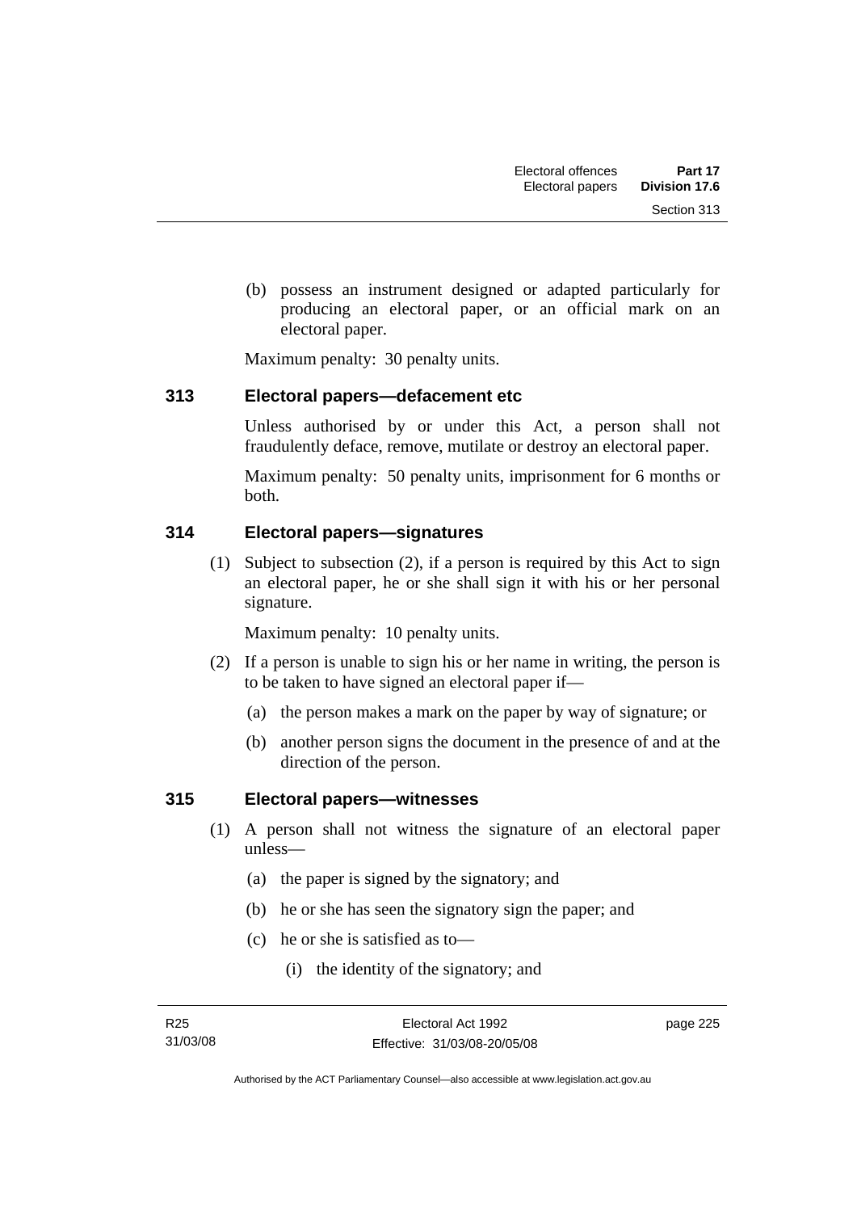(b) possess an instrument designed or adapted particularly for producing an electoral paper, or an official mark on an electoral paper.

Maximum penalty: 30 penalty units.

### 313 Electoral papers—defacement etc

Unless authorised by or under this Act, a person shall not fraudulently deface, remove, mutilate or destroy an electoral paper.

Maximum penalty: 50 penalty units, imprisonment for 6 months or both.

### 314 Electoral papers—signatures

(1) Subject to subsection (2), if a person is required by this Act to sign an electoral paper, he or she shall sign it with his or her personal signature.

Maximum penalty: 10 penalty units.

(2) If a person is unable to sign his or her name in writing, the person is to be taken to have signed an electoral paper if—

(a) the person makes a mark on the paper by way of signature; or

(b) another person signs the document in the presence of and at the direction of the person.

### 315 Electoral papers—witnesses

(1) A person shall not witness the signature of an electoral paper unless—

(a) the paper is signed by the signatory; and

(b) he or she has seen the signatory sign the paper; and

(c) he or she is satisfied as to—

(i) the identity of the signatory; and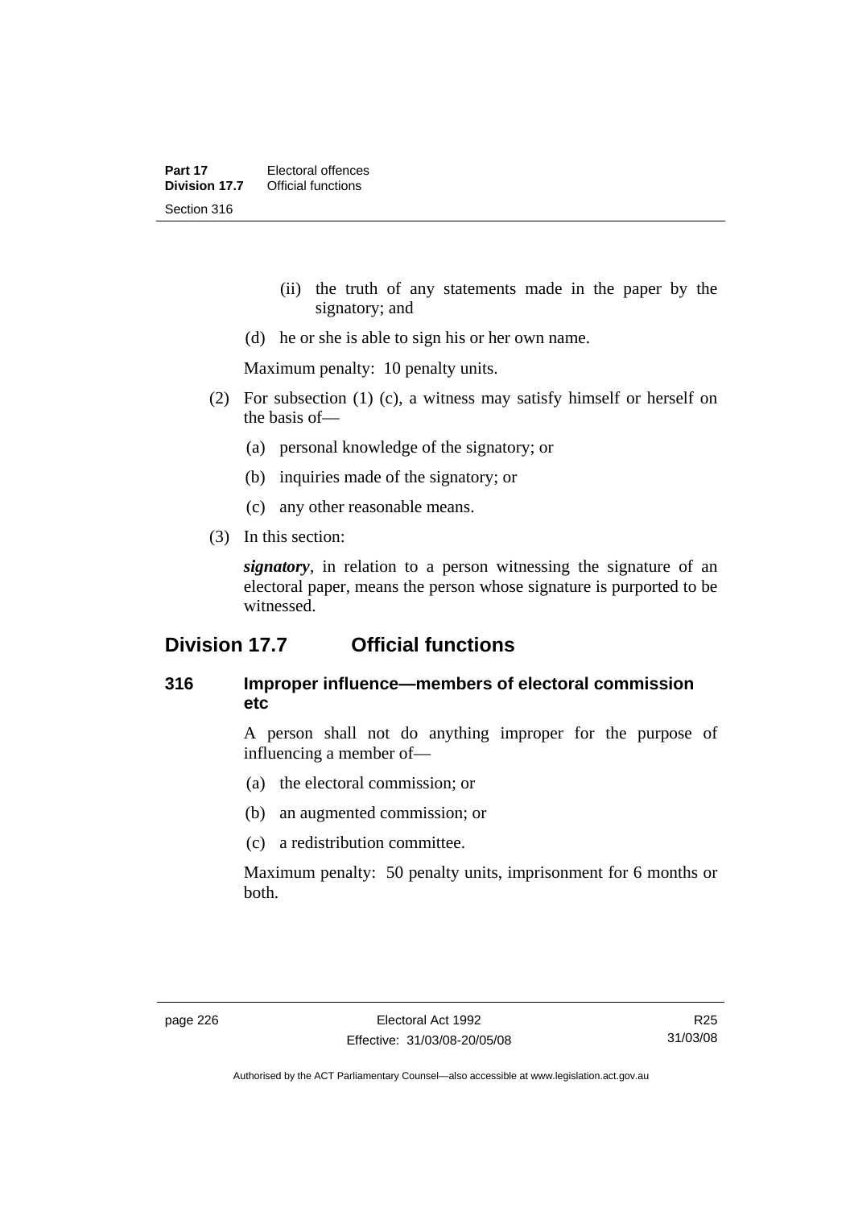(ii) the truth of any statements made in the paper by the signatory; and

(d) he or she is able to sign his or her own name.

Maximum penalty: 10 penalty units.

(2) For subsection (1) (c), a witness may satisfy himself or herself on the basis of—

(a) personal knowledge of the signatory; or

(b) inquiries made of the signatory; or

(c) any other reasonable means.

(3) In this section:

***signatory***, in relation to a person witnessing the signature of an electoral paper, means the person whose signature is purported to be witnessed.

## Division 17.7 Official functions

### 316 Improper influence—members of electoral commission etc

A person shall not do anything improper for the purpose of influencing a member of—

(a) the electoral commission; or

(b) an augmented commission; or

(c) a redistribution committee.

Maximum penalty: 50 penalty units, imprisonment for 6 months or both.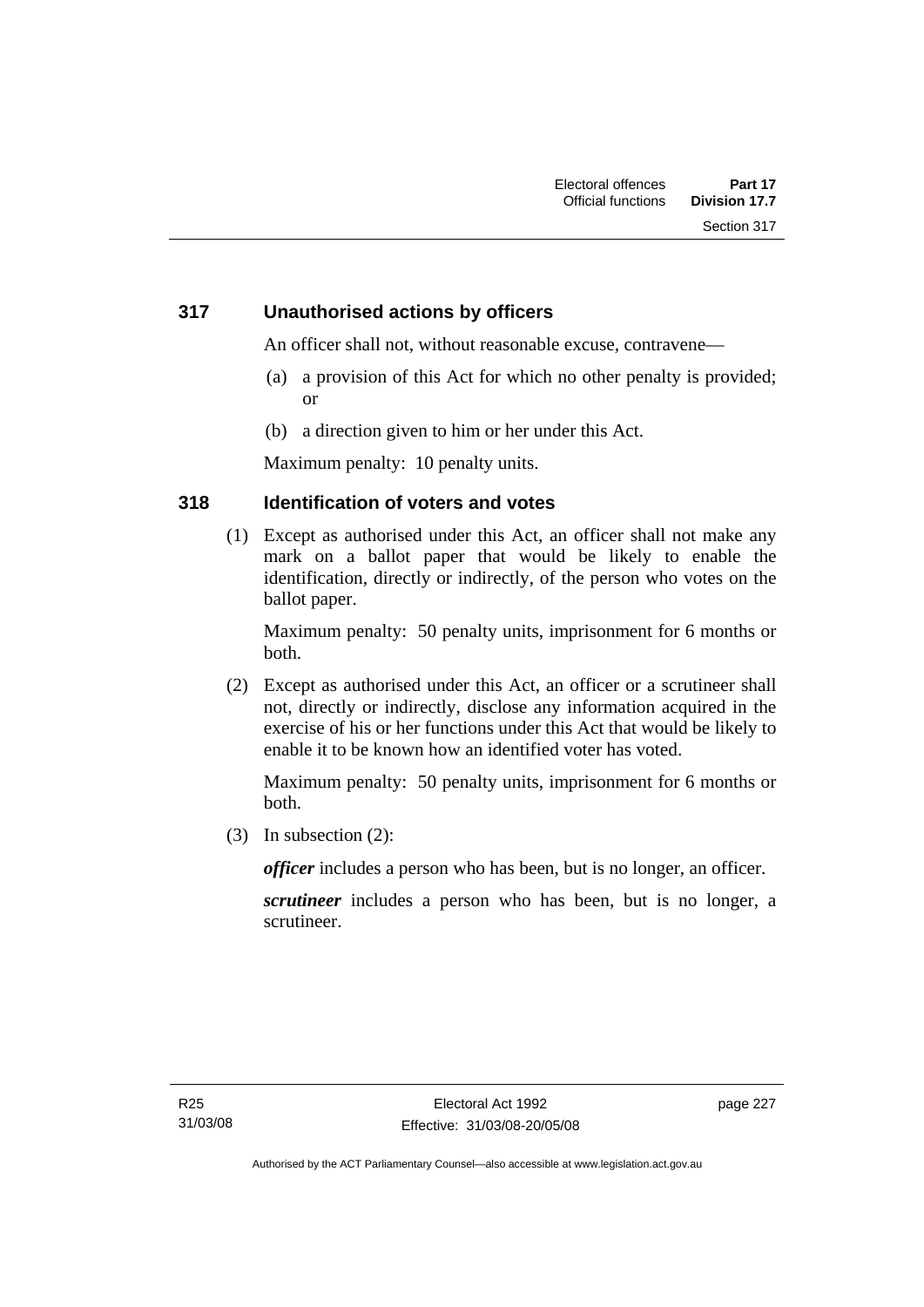### 317 Unauthorised actions by officers

An officer shall not, without reasonable excuse, contravene—

(a) a provision of this Act for which no other penalty is provided; or

(b) a direction given to him or her under this Act.

Maximum penalty: 10 penalty units.

### 318 Identification of voters and votes

(1) Except as authorised under this Act, an officer shall not make any mark on a ballot paper that would be likely to enable the identification, directly or indirectly, of the person who votes on the ballot paper.

Maximum penalty: 50 penalty units, imprisonment for 6 months or both.

(2) Except as authorised under this Act, an officer or a scrutineer shall not, directly or indirectly, disclose any information acquired in the exercise of his or her functions under this Act that would be likely to enable it to be known how an identified voter has voted.

Maximum penalty: 50 penalty units, imprisonment for 6 months or both.

(3) In subsection (2):

***officer*** includes a person who has been, but is no longer, an officer.

***scrutineer*** includes a person who has been, but is no longer, a scrutineer.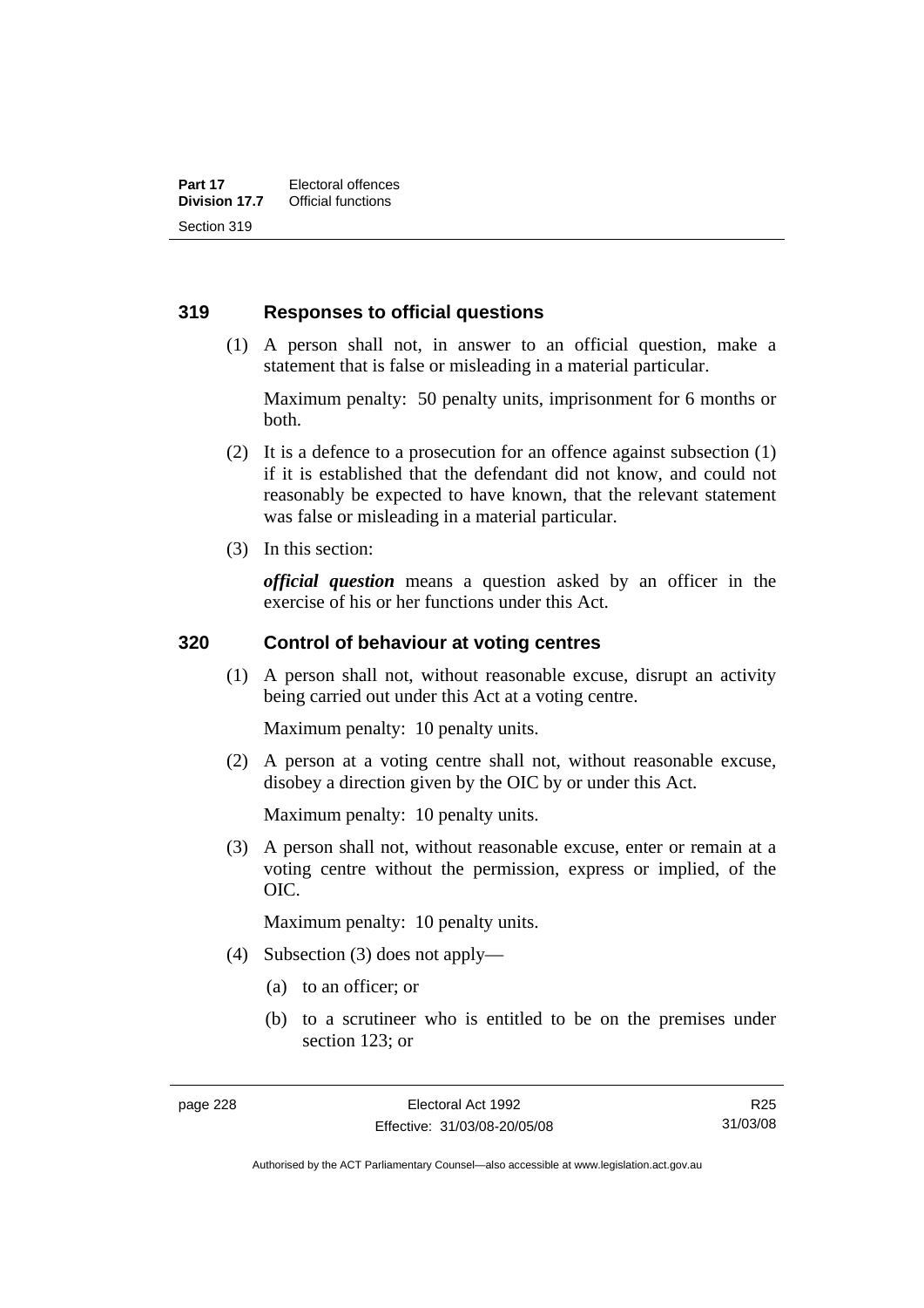### 319 Responses to official questions

(1) A person shall not, in answer to an official question, make a statement that is false or misleading in a material particular.

Maximum penalty: 50 penalty units, imprisonment for 6 months or both.

(2) It is a defence to a prosecution for an offence against subsection (1) if it is established that the defendant did not know, and could not reasonably be expected to have known, that the relevant statement was false or misleading in a material particular.

(3) In this section:

***official question*** means a question asked by an officer in the exercise of his or her functions under this Act.

### 320 Control of behaviour at voting centres

(1) A person shall not, without reasonable excuse, disrupt an activity being carried out under this Act at a voting centre.

Maximum penalty: 10 penalty units.

(2) A person at a voting centre shall not, without reasonable excuse, disobey a direction given by the OIC by or under this Act.

Maximum penalty: 10 penalty units.

(3) A person shall not, without reasonable excuse, enter or remain at a voting centre without the permission, express or implied, of the OIC.

Maximum penalty: 10 penalty units.

(4) Subsection (3) does not apply—

(a) to an officer; or

(b) to a scrutineer who is entitled to be on the premises under section 123; or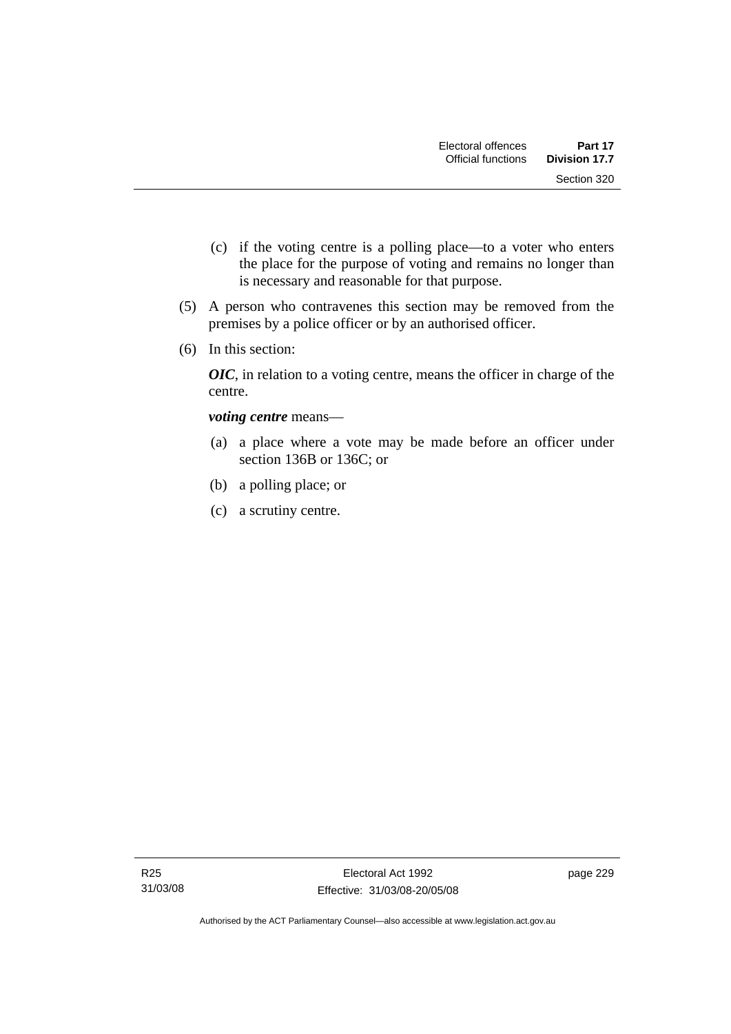(c) if the voting centre is a polling place—to a voter who enters the place for the purpose of voting and remains no longer than is necessary and reasonable for that purpose.

(5) A person who contravenes this section may be removed from the premises by a police officer or by an authorised officer.

(6) In this section:

***OIC***, in relation to a voting centre, means the officer in charge of the centre.

***voting centre*** means—

(a) a place where a vote may be made before an officer under section 136B or 136C; or

(b) a polling place; or

(c) a scrutiny centre.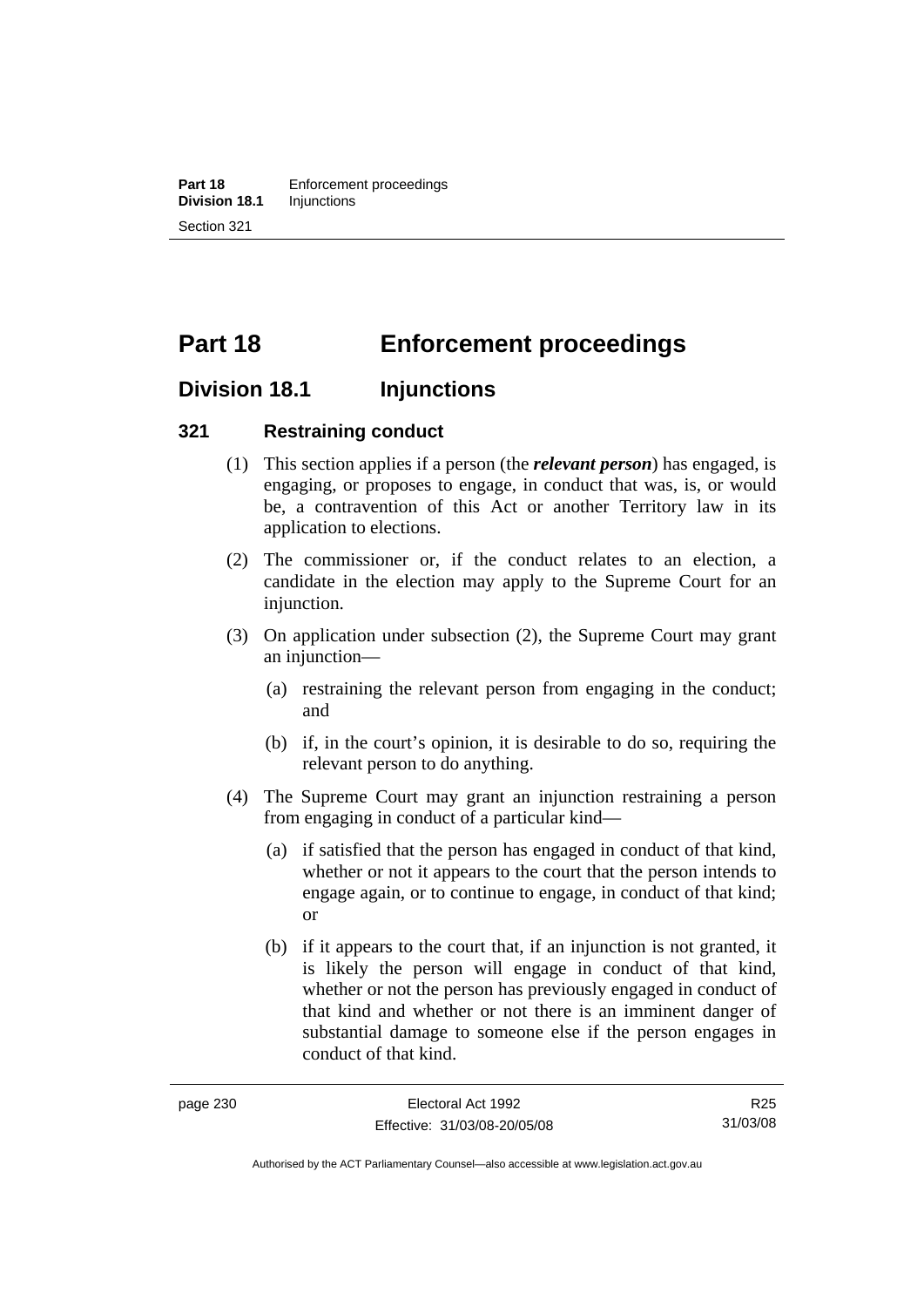# Part 18 Enforcement proceedings

## Division 18.1 Injunctions

### 321 Restraining conduct

(1) This section applies if a person (the ***relevant person***) has engaged, is engaging, or proposes to engage, in conduct that was, is, or would be, a contravention of this Act or another Territory law in its application to elections.

(2) The commissioner or, if the conduct relates to an election, a candidate in the election may apply to the Supreme Court for an injunction.

(3) On application under subsection (2), the Supreme Court may grant an injunction—

(a) restraining the relevant person from engaging in the conduct; and

(b) if, in the court's opinion, it is desirable to do so, requiring the relevant person to do anything.

(4) The Supreme Court may grant an injunction restraining a person from engaging in conduct of a particular kind—

(a) if satisfied that the person has engaged in conduct of that kind, whether or not it appears to the court that the person intends to engage again, or to continue to engage, in conduct of that kind; or

(b) if it appears to the court that, if an injunction is not granted, it is likely the person will engage in conduct of that kind, whether or not the person has previously engaged in conduct of that kind and whether or not there is an imminent danger of substantial damage to someone else if the person engages in conduct of that kind.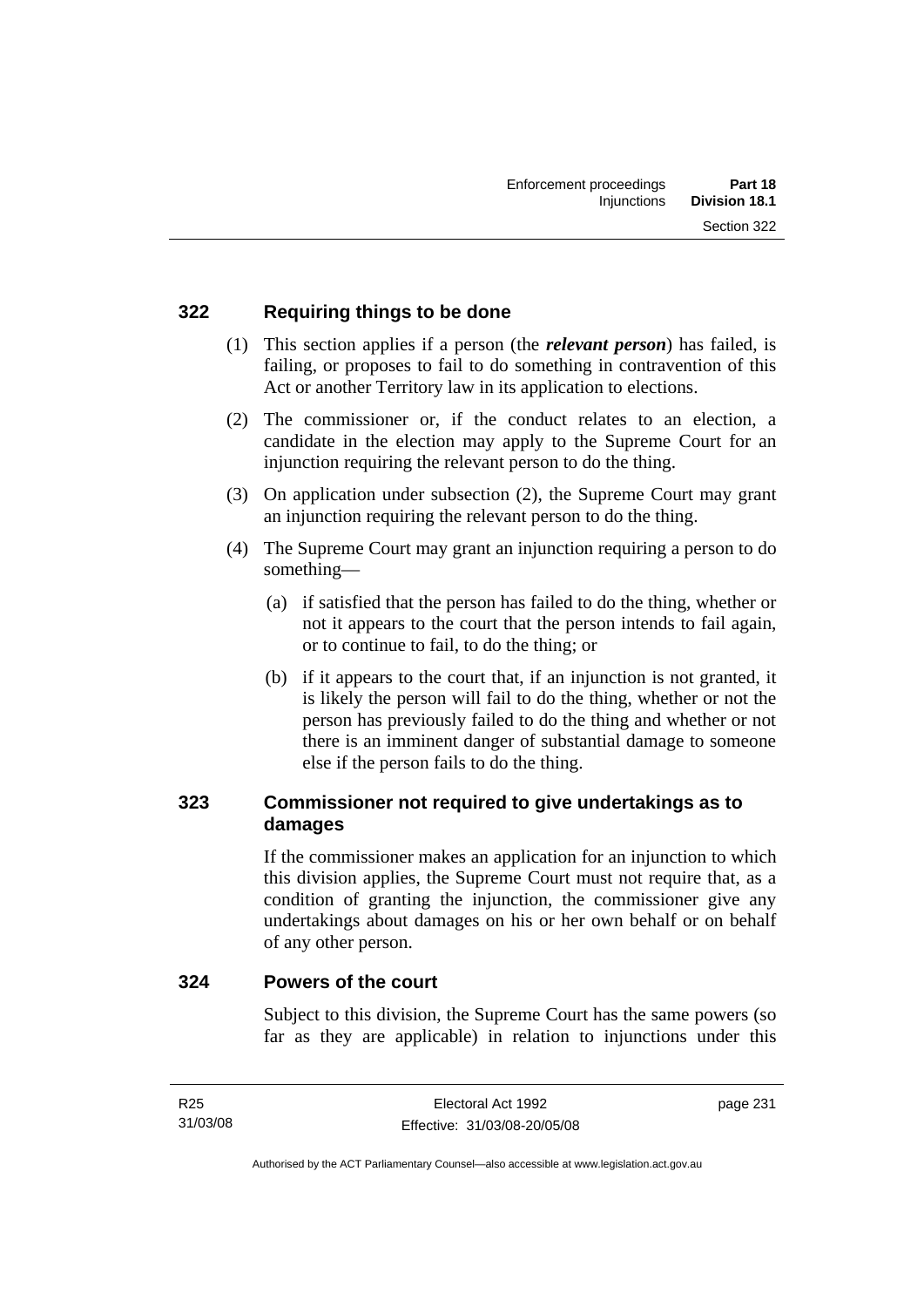### 322 Requiring things to be done

(1) This section applies if a person (the ***relevant person***) has failed, is failing, or proposes to fail to do something in contravention of this Act or another Territory law in its application to elections.

(2) The commissioner or, if the conduct relates to an election, a candidate in the election may apply to the Supreme Court for an injunction requiring the relevant person to do the thing.

(3) On application under subsection (2), the Supreme Court may grant an injunction requiring the relevant person to do the thing.

(4) The Supreme Court may grant an injunction requiring a person to do something—

(a) if satisfied that the person has failed to do the thing, whether or not it appears to the court that the person intends to fail again, or to continue to fail, to do the thing; or

(b) if it appears to the court that, if an injunction is not granted, it is likely the person will fail to do the thing, whether or not the person has previously failed to do the thing and whether or not there is an imminent danger of substantial damage to someone else if the person fails to do the thing.

### 323 Commissioner not required to give undertakings as to damages

If the commissioner makes an application for an injunction to which this division applies, the Supreme Court must not require that, as a condition of granting the injunction, the commissioner give any undertakings about damages on his or her own behalf or on behalf of any other person.

### 324 Powers of the court

Subject to this division, the Supreme Court has the same powers (so far as they are applicable) in relation to injunctions under this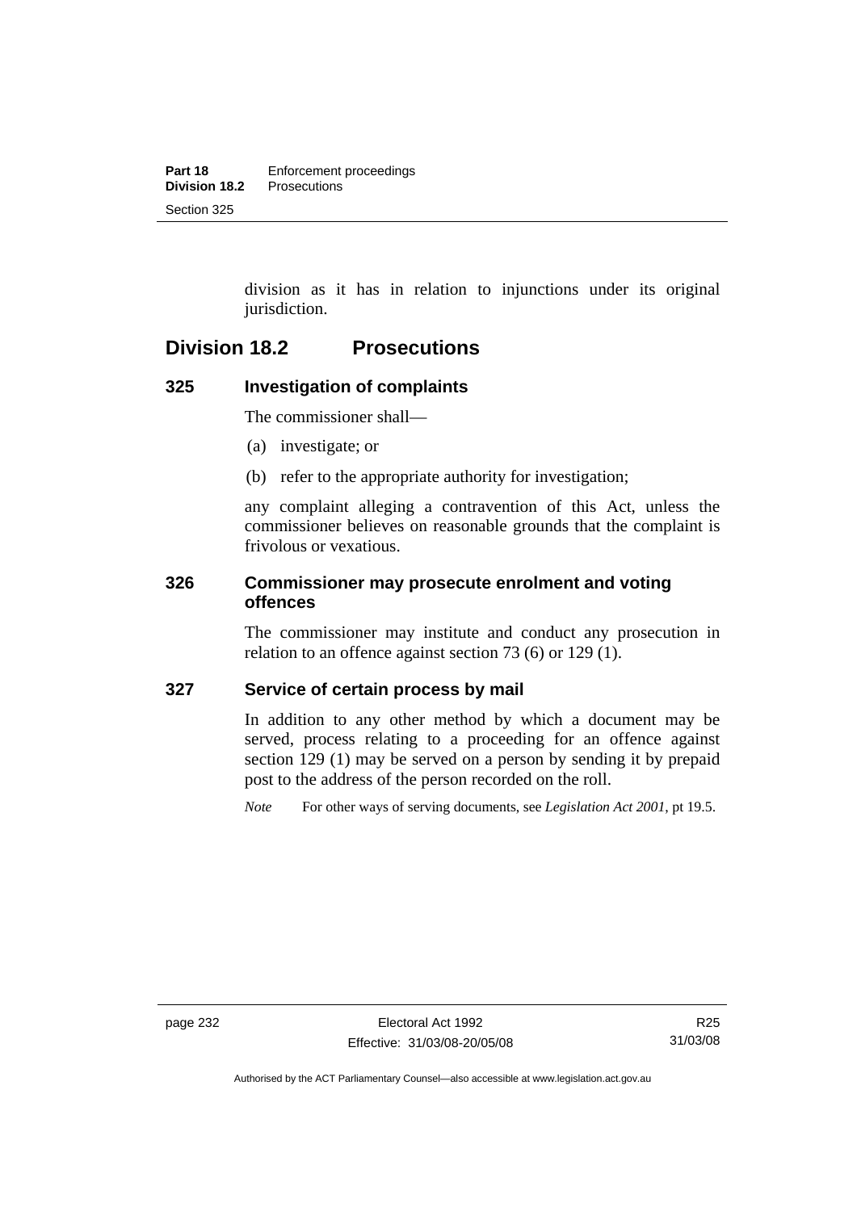division as it has in relation to injunctions under its original jurisdiction.

## Division 18.2 Prosecutions

### 325 Investigation of complaints

The commissioner shall—

(a) investigate; or

(b) refer to the appropriate authority for investigation;

any complaint alleging a contravention of this Act, unless the commissioner believes on reasonable grounds that the complaint is frivolous or vexatious.

### 326 Commissioner may prosecute enrolment and voting offences

The commissioner may institute and conduct any prosecution in relation to an offence against section 73 (6) or 129 (1).

### 327 Service of certain process by mail

In addition to any other method by which a document may be served, process relating to a proceeding for an offence against section 129 (1) may be served on a person by sending it by prepaid post to the address of the person recorded on the roll.

*Note* For other ways of serving documents, see *Legislation Act 2001*, pt 19.5.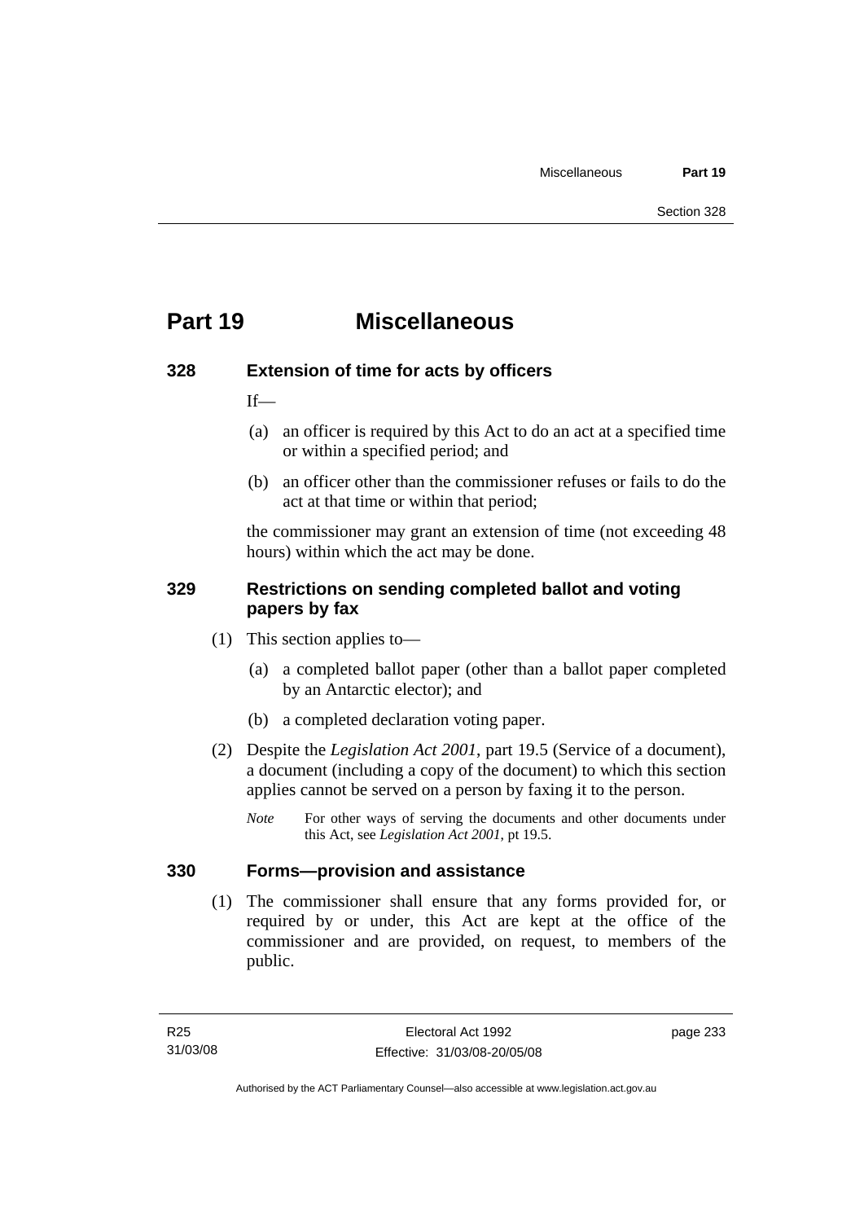# Part 19 Miscellaneous

## 328 Extension of time for acts by officers

If—

(a) an officer is required by this Act to do an act at a specified time or within a specified period; and

(b) an officer other than the commissioner refuses or fails to do the act at that time or within that period;

the commissioner may grant an extension of time (not exceeding 48 hours) within which the act may be done.

## 329 Restrictions on sending completed ballot and voting papers by fax

(1) This section applies to—

(a) a completed ballot paper (other than a ballot paper completed by an Antarctic elector); and

(b) a completed declaration voting paper.

(2) Despite the *Legislation Act 2001*, part 19.5 (Service of a document), a document (including a copy of the document) to which this section applies cannot be served on a person by faxing it to the person.

*Note* For other ways of serving the documents and other documents under this Act, see *Legislation Act 2001*, pt 19.5.

## 330 Forms—provision and assistance

(1) The commissioner shall ensure that any forms provided for, or required by or under, this Act are kept at the office of the commissioner and are provided, on request, to members of the public.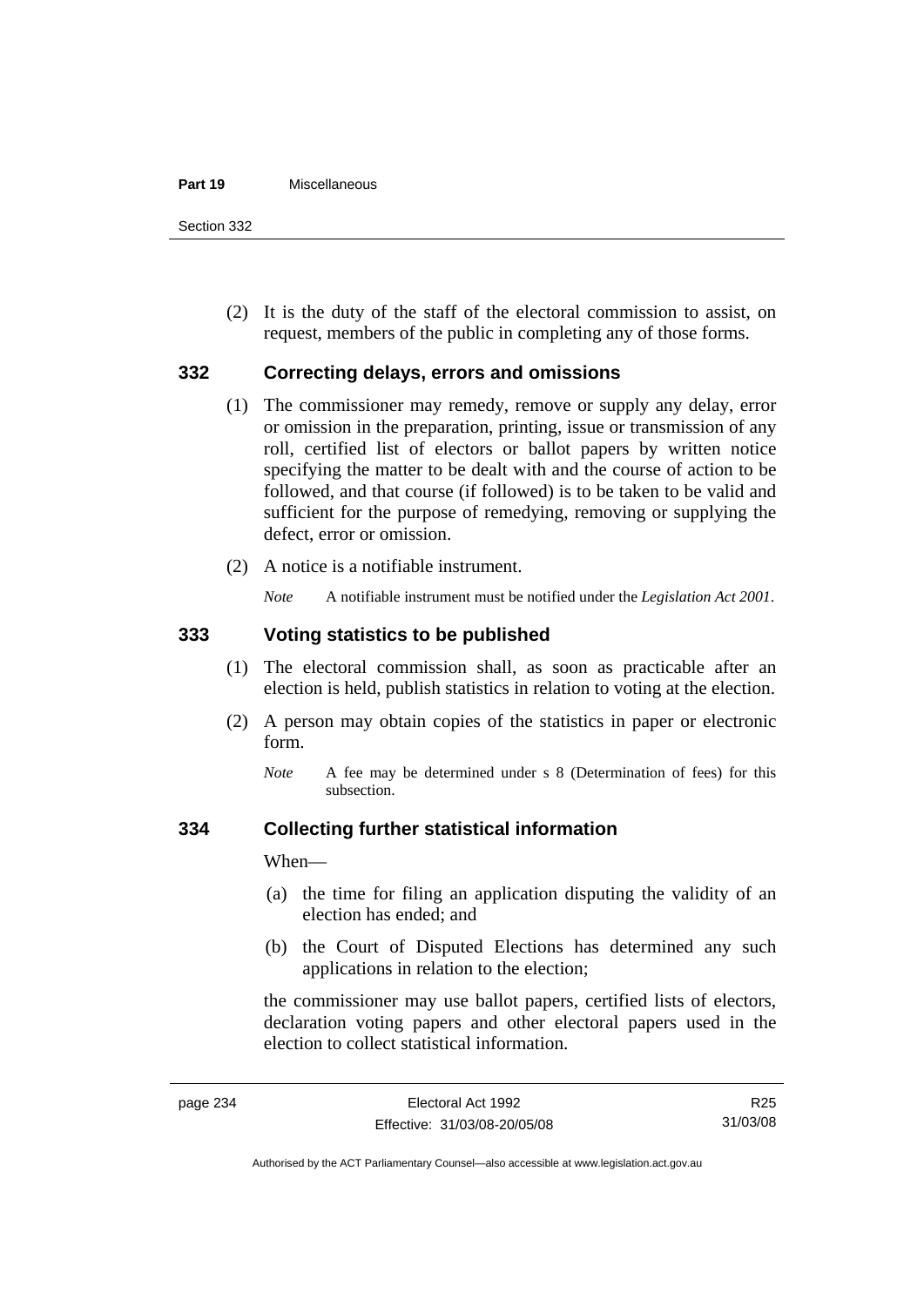(2) It is the duty of the staff of the electoral commission to assist, on request, members of the public in completing any of those forms.

## 332 Correcting delays, errors and omissions

(1) The commissioner may remedy, remove or supply any delay, error or omission in the preparation, printing, issue or transmission of any roll, certified list of electors or ballot papers by written notice specifying the matter to be dealt with and the course of action to be followed, and that course (if followed) is to be taken to be valid and sufficient for the purpose of remedying, removing or supplying the defect, error or omission.

(2) A notice is a notifiable instrument.

*Note* A notifiable instrument must be notified under the *Legislation Act 2001*.

## 333 Voting statistics to be published

(1) The electoral commission shall, as soon as practicable after an election is held, publish statistics in relation to voting at the election.

(2) A person may obtain copies of the statistics in paper or electronic form.

*Note* A fee may be determined under s 8 (Determination of fees) for this subsection.

## 334 Collecting further statistical information

When—

(a) the time for filing an application disputing the validity of an election has ended; and

(b) the Court of Disputed Elections has determined any such applications in relation to the election;

the commissioner may use ballot papers, certified lists of electors, declaration voting papers and other electoral papers used in the election to collect statistical information.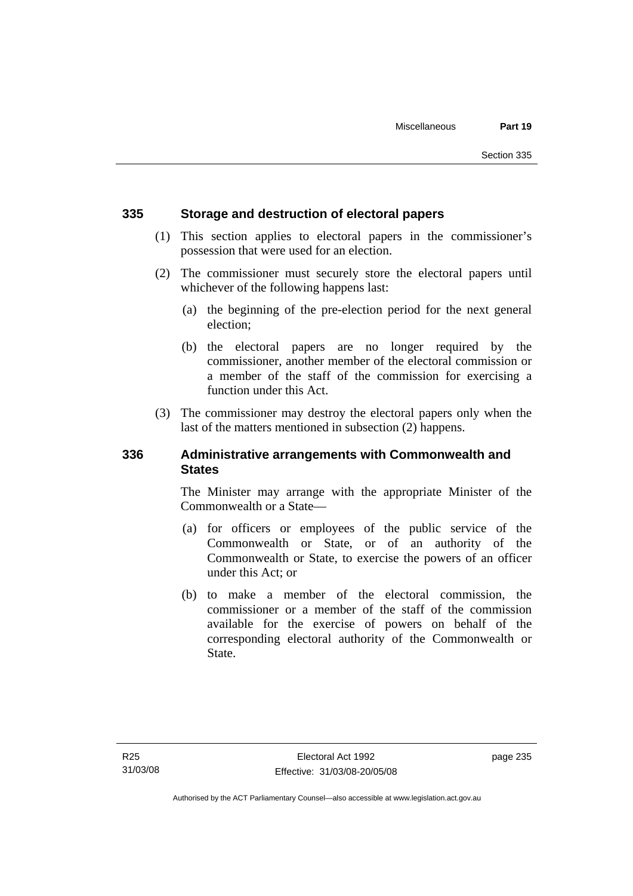### 335 Storage and destruction of electoral papers

(1) This section applies to electoral papers in the commissioner's possession that were used for an election.

(2) The commissioner must securely store the electoral papers until whichever of the following happens last:

(a) the beginning of the pre-election period for the next general election;

(b) the electoral papers are no longer required by the commissioner, another member of the electoral commission or a member of the staff of the commission for exercising a function under this Act.

(3) The commissioner may destroy the electoral papers only when the last of the matters mentioned in subsection (2) happens.

### 336 Administrative arrangements with Commonwealth and States

The Minister may arrange with the appropriate Minister of the Commonwealth or a State—

(a) for officers or employees of the public service of the Commonwealth or State, or of an authority of the Commonwealth or State, to exercise the powers of an officer under this Act; or

(b) to make a member of the electoral commission, the commissioner or a member of the staff of the commission available for the exercise of powers on behalf of the corresponding electoral authority of the Commonwealth or State.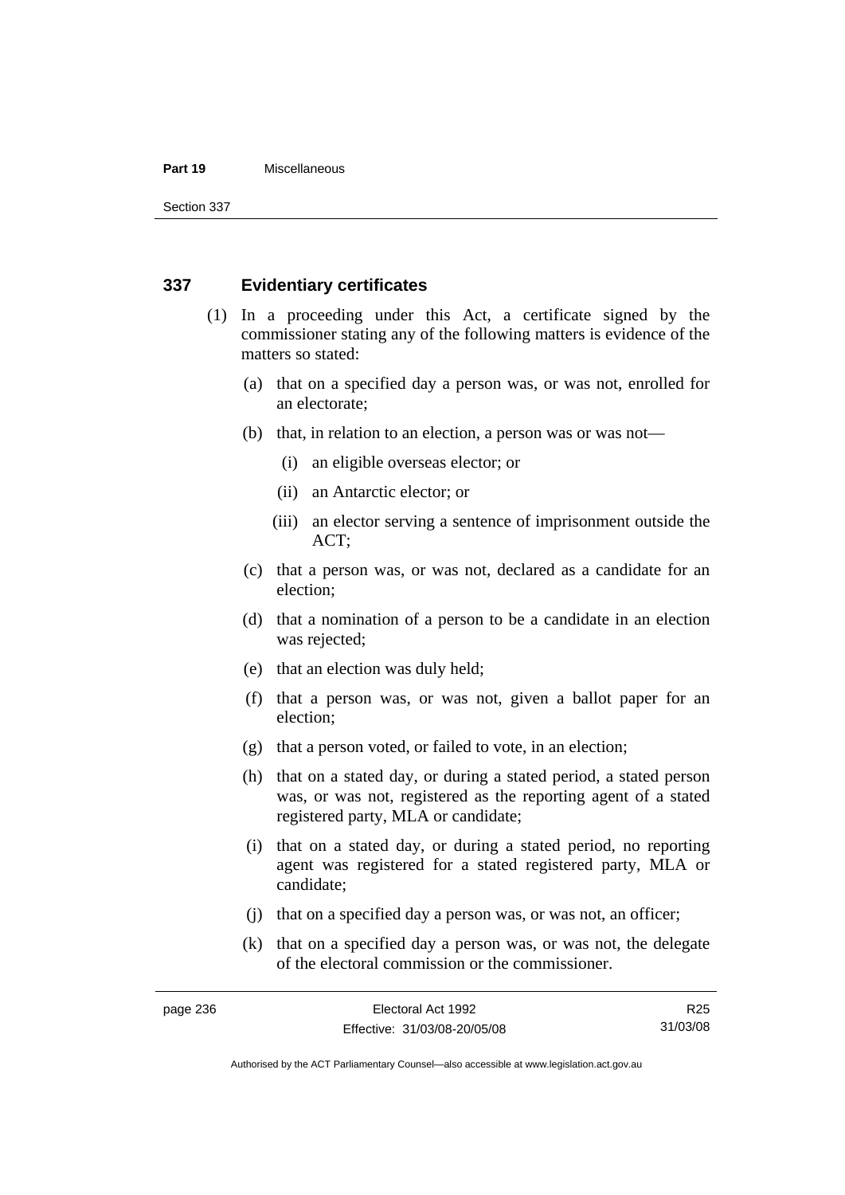## 337 Evidentiary certificates

(1) In a proceeding under this Act, a certificate signed by the commissioner stating any of the following matters is evidence of the matters so stated:

(a) that on a specified day a person was, or was not, enrolled for an electorate;

(b) that, in relation to an election, a person was or was not—

(i) an eligible overseas elector; or

(ii) an Antarctic elector; or

(iii) an elector serving a sentence of imprisonment outside the ACT;

(c) that a person was, or was not, declared as a candidate for an election;

(d) that a nomination of a person to be a candidate in an election was rejected;

(e) that an election was duly held;

(f) that a person was, or was not, given a ballot paper for an election;

(g) that a person voted, or failed to vote, in an election;

(h) that on a stated day, or during a stated period, a stated person was, or was not, registered as the reporting agent of a stated registered party, MLA or candidate;

(i) that on a stated day, or during a stated period, no reporting agent was registered for a stated registered party, MLA or candidate;

(j) that on a specified day a person was, or was not, an officer;

(k) that on a specified day a person was, or was not, the delegate of the electoral commission or the commissioner.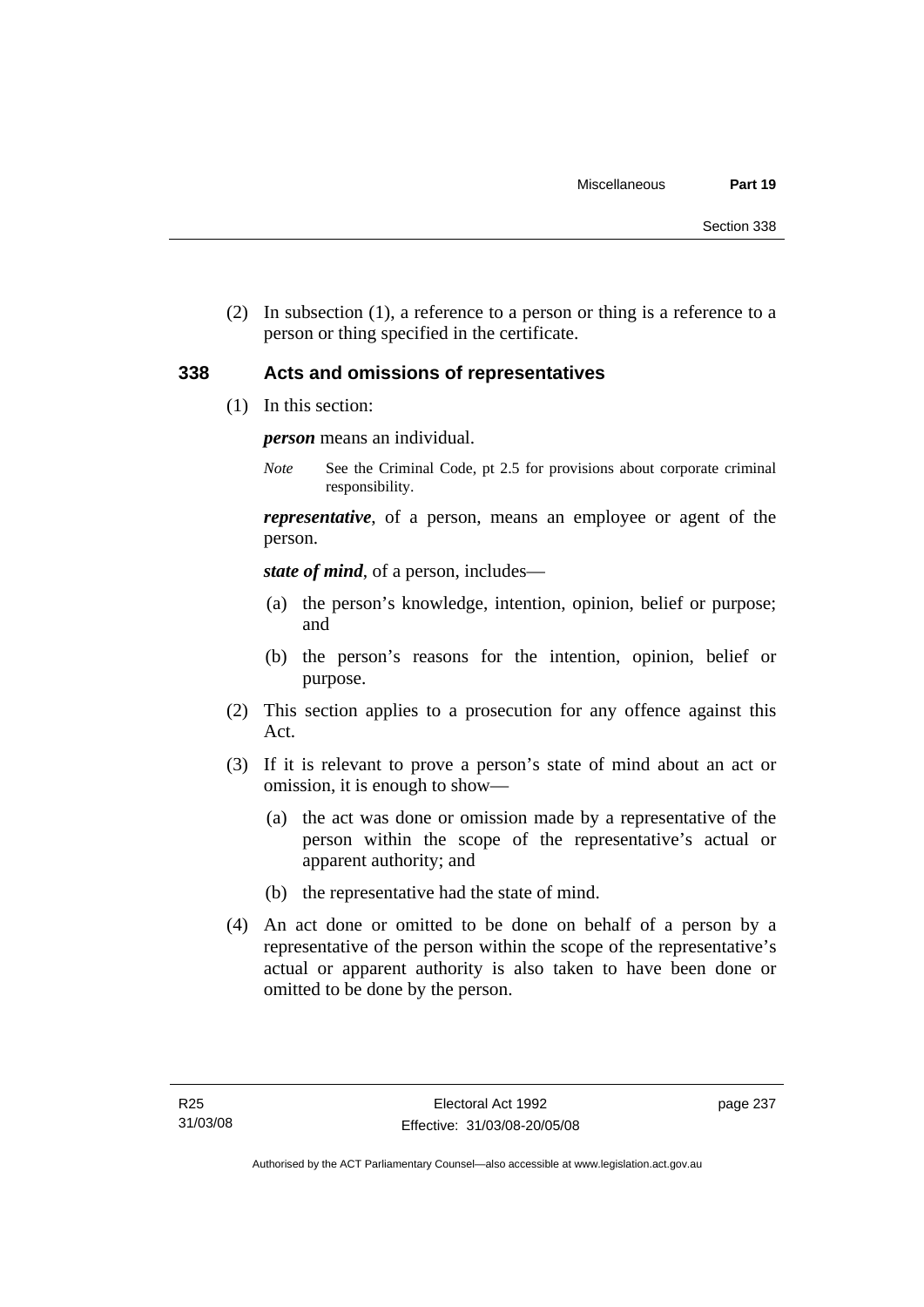(2) In subsection (1), a reference to a person or thing is a reference to a person or thing specified in the certificate.

## 338 Acts and omissions of representatives

(1) In this section:

***person*** means an individual.

*Note* See the Criminal Code, pt 2.5 for provisions about corporate criminal responsibility.

***representative***, of a person, means an employee or agent of the person.

***state of mind***, of a person, includes—

(a) the person's knowledge, intention, opinion, belief or purpose; and

(b) the person's reasons for the intention, opinion, belief or purpose.

(2) This section applies to a prosecution for any offence against this Act.

(3) If it is relevant to prove a person's state of mind about an act or omission, it is enough to show—

(a) the act was done or omission made by a representative of the person within the scope of the representative's actual or apparent authority; and

(b) the representative had the state of mind.

(4) An act done or omitted to be done on behalf of a person by a representative of the person within the scope of the representative's actual or apparent authority is also taken to have been done or omitted to be done by the person.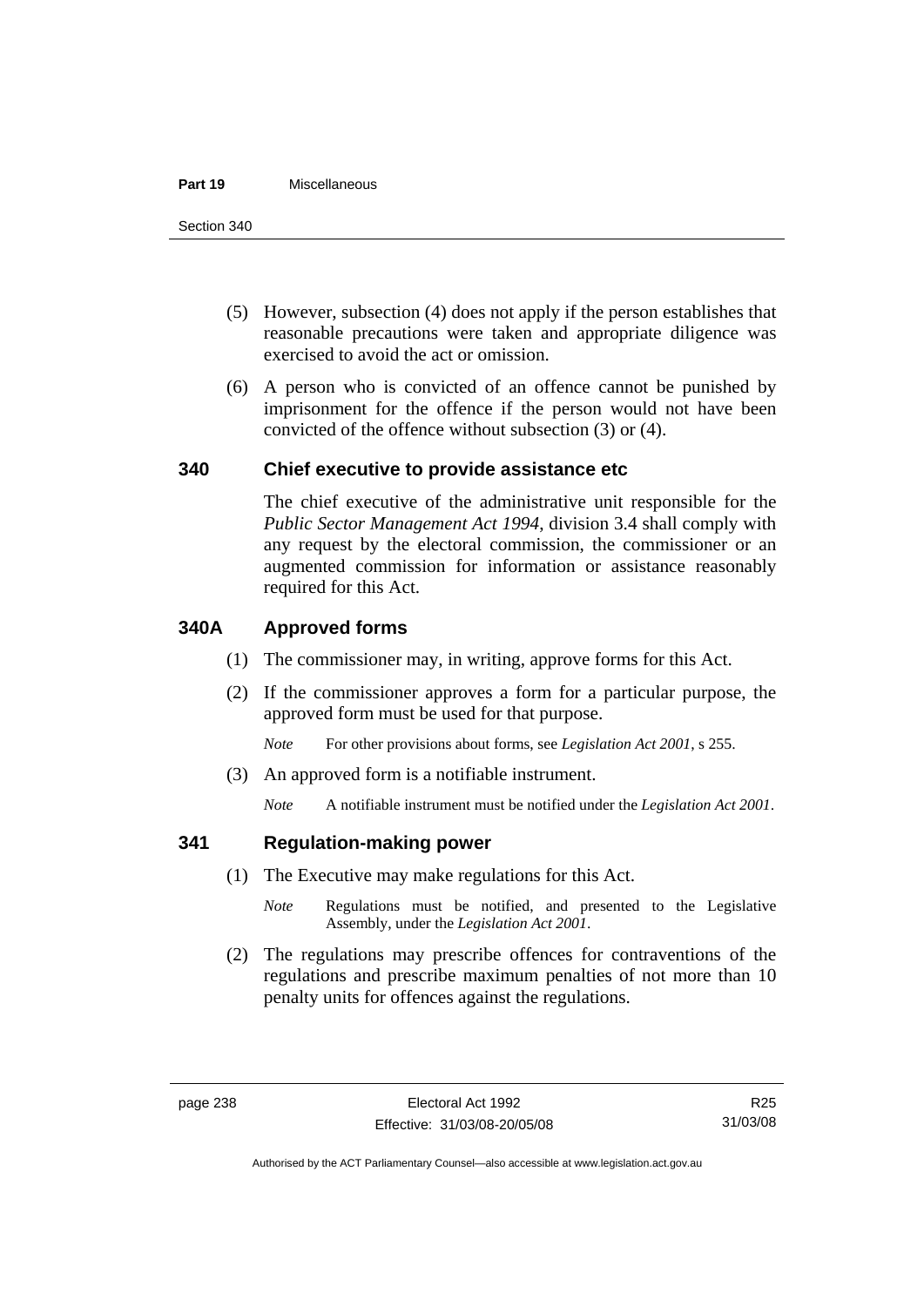(5) However, subsection (4) does not apply if the person establishes that reasonable precautions were taken and appropriate diligence was exercised to avoid the act or omission.

(6) A person who is convicted of an offence cannot be punished by imprisonment for the offence if the person would not have been convicted of the offence without subsection (3) or (4).

### 340 Chief executive to provide assistance etc

The chief executive of the administrative unit responsible for the *Public Sector Management Act 1994*, division 3.4 shall comply with any request by the electoral commission, the commissioner or an augmented commission for information or assistance reasonably required for this Act.

### 340A Approved forms

(1) The commissioner may, in writing, approve forms for this Act.

(2) If the commissioner approves a form for a particular purpose, the approved form must be used for that purpose.

*Note* For other provisions about forms, see *Legislation Act 2001*, s 255.

(3) An approved form is a notifiable instrument.

*Note* A notifiable instrument must be notified under the *Legislation Act 2001*.

### 341 Regulation-making power

(1) The Executive may make regulations for this Act.

*Note* Regulations must be notified, and presented to the Legislative Assembly, under the *Legislation Act 2001*.

(2) The regulations may prescribe offences for contraventions of the regulations and prescribe maximum penalties of not more than 10 penalty units for offences against the regulations.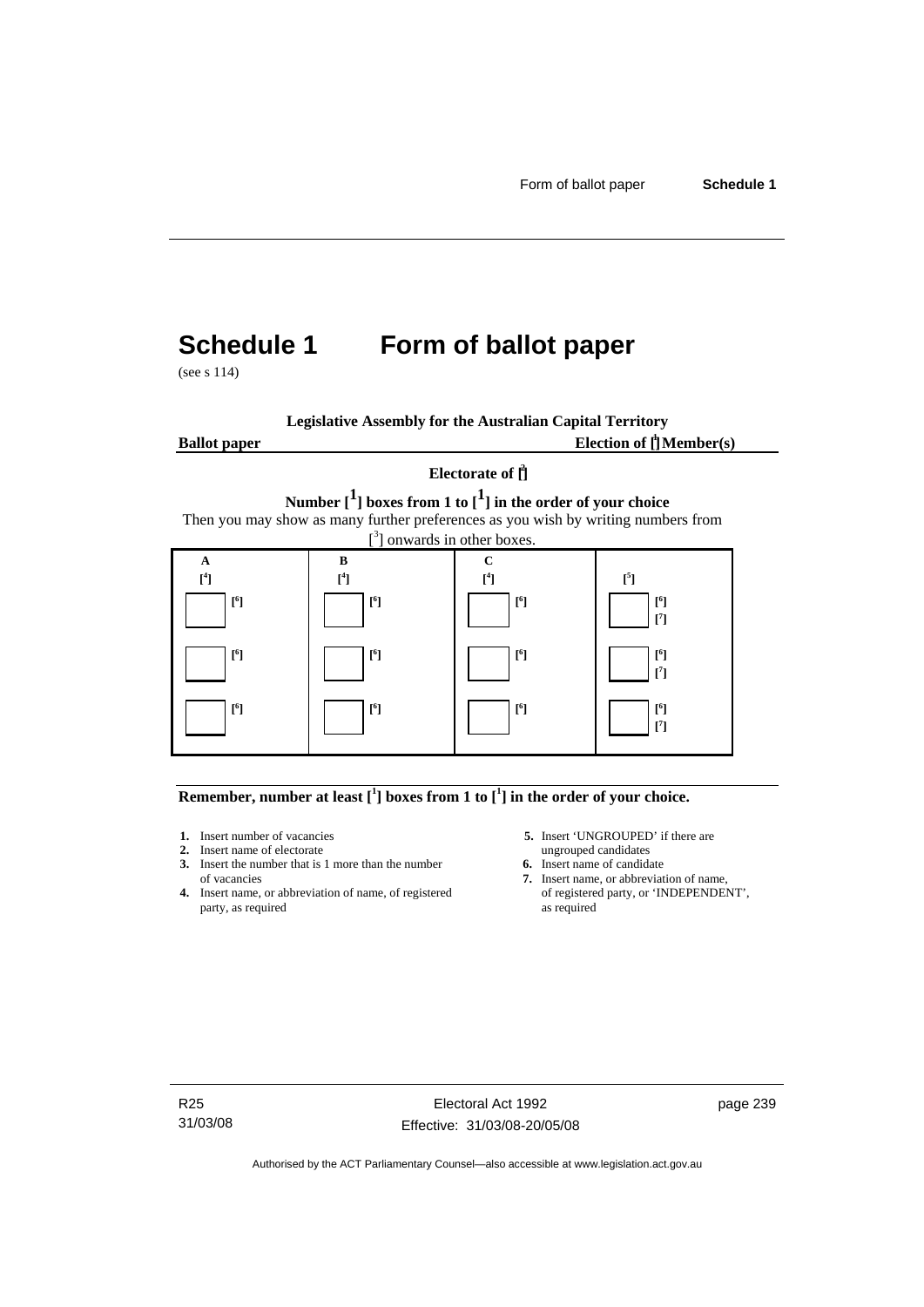# Schedule 1 Form of ballot paper

(see s 114)

**Legislative Assembly for the Australian Capital Territory**

**Ballot paper** **Election of [1] Member(s)**

**Electorate of [2]**

**Number [1] boxes from 1 to [1] in the order of your choice**

Then you may show as many further preferences as you wish by writing numbers from [3] onwards in other boxes.

| A [4] | B [4] | C [4] | [5] |
|---|---|---|---|
| ☐ [6] | ☐ [6] | ☐ [6] | ☐ [6] [7] |
| ☐ [6] | ☐ [6] | ☐ [6] | ☐ [6] [7] |
| ☐ [6] | ☐ [6] | ☐ [6] | ☐ [6] [7] |

**Remember, number at least [1] boxes from 1 to [1] in the order of your choice.**

1. Insert number of vacancies
2. Insert name of electorate
3. Insert the number that is 1 more than the number of vacancies
4. Insert name, or abbreviation of name, of registered party, as required
5. Insert 'UNGROUPED' if there are ungrouped candidates
6. Insert name of candidate
7. Insert name, or abbreviation of name, of registered party, or 'INDEPENDENT', as required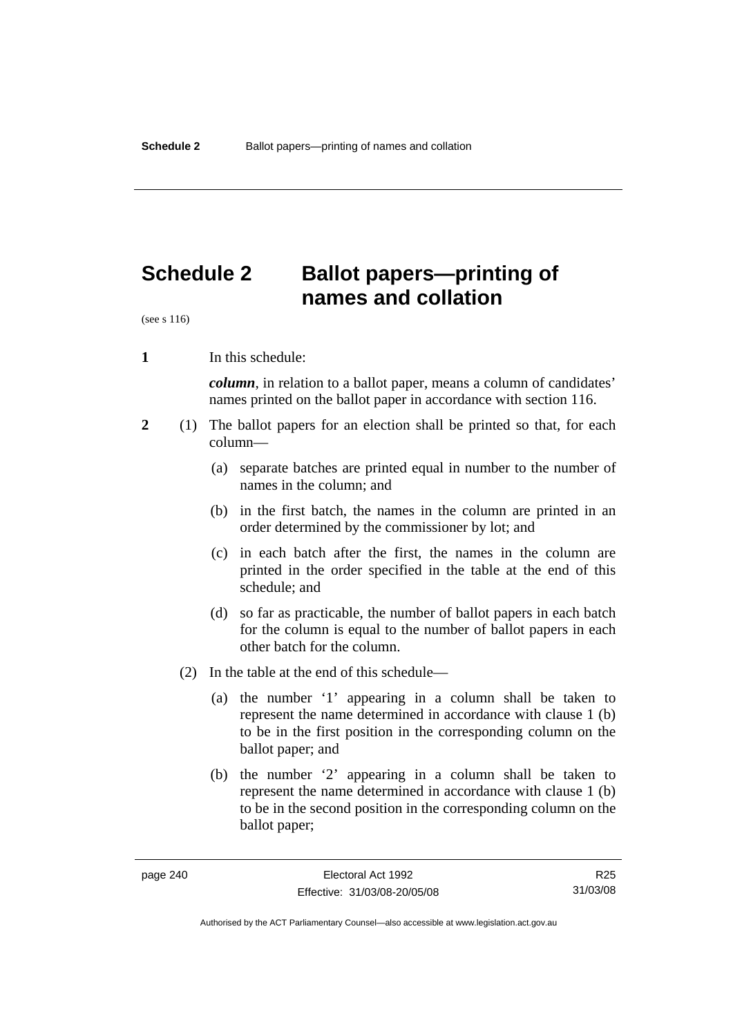# Schedule 2 Ballot papers—printing of names and collation

(see s 116)

**1** In this schedule:

***column***, in relation to a ballot paper, means a column of candidates' names printed on the ballot paper in accordance with section 116.

**2** (1) The ballot papers for an election shall be printed so that, for each column—

(a) separate batches are printed equal in number to the number of names in the column; and

(b) in the first batch, the names in the column are printed in an order determined by the commissioner by lot; and

(c) in each batch after the first, the names in the column are printed in the order specified in the table at the end of this schedule; and

(d) so far as practicable, the number of ballot papers in each batch for the column is equal to the number of ballot papers in each other batch for the column.

(2) In the table at the end of this schedule—

(a) the number '1' appearing in a column shall be taken to represent the name determined in accordance with clause 1 (b) to be in the first position in the corresponding column on the ballot paper; and

(b) the number '2' appearing in a column shall be taken to represent the name determined in accordance with clause 1 (b) to be in the second position in the corresponding column on the ballot paper;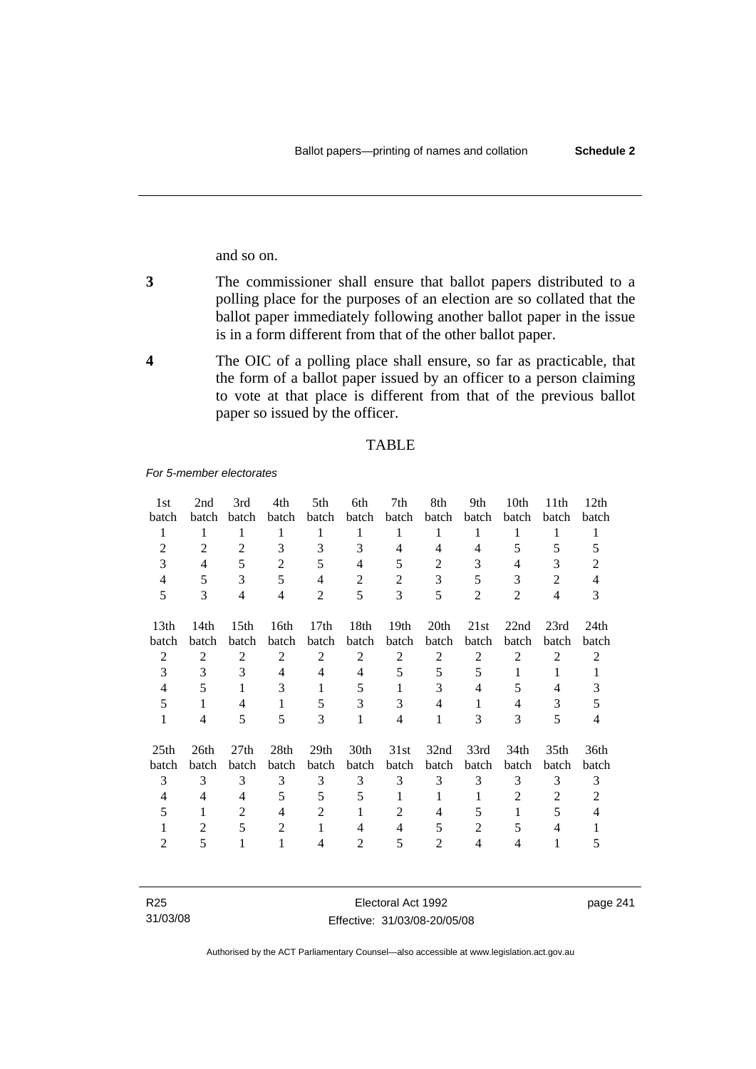and so on.

**3** The commissioner shall ensure that ballot papers distributed to a polling place for the purposes of an election are so collated that the ballot paper immediately following another ballot paper in the issue is in a form different from that of the other ballot paper.

**4** The OIC of a polling place shall ensure, so far as practicable, that the form of a ballot paper issued by an officer to a person claiming to vote at that place is different from that of the previous ballot paper so issued by the officer.

TABLE

*For 5-member electorates*

| 1st batch | 2nd batch | 3rd batch | 4th batch | 5th batch | 6th batch | 7th batch | 8th batch | 9th batch | 10th batch | 11th batch | 12th batch |
|---|---|---|---|---|---|---|---|---|---|---|---|
| 1 | 1 | 1 | 1 | 1 | 1 | 1 | 1 | 1 | 1 | 1 | 1 |
| 2 | 2 | 2 | 3 | 3 | 3 | 4 | 4 | 4 | 5 | 5 | 5 |
| 3 | 4 | 5 | 2 | 5 | 4 | 5 | 2 | 3 | 4 | 3 | 2 |
| 4 | 5 | 3 | 5 | 4 | 2 | 2 | 3 | 5 | 3 | 2 | 4 |
| 5 | 3 | 4 | 4 | 2 | 5 | 3 | 5 | 2 | 2 | 4 | 3 |

| 13th batch | 14th batch | 15th batch | 16th batch | 17th batch | 18th batch | 19th batch | 20th batch | 21st batch | 22nd batch | 23rd batch | 24th batch |
|---|---|---|---|---|---|---|---|---|---|---|---|
| 2 | 2 | 2 | 2 | 2 | 2 | 2 | 2 | 2 | 2 | 2 | 2 |
| 3 | 3 | 3 | 4 | 4 | 4 | 5 | 5 | 5 | 1 | 1 | 1 |
| 4 | 5 | 1 | 3 | 1 | 5 | 1 | 3 | 4 | 5 | 4 | 3 |
| 5 | 1 | 4 | 1 | 5 | 3 | 3 | 4 | 1 | 4 | 3 | 5 |
| 1 | 4 | 5 | 5 | 3 | 1 | 4 | 1 | 3 | 3 | 5 | 4 |

| 25th batch | 26th batch | 27th batch | 28th batch | 29th batch | 30th batch | 31st batch | 32nd batch | 33rd batch | 34th batch | 35th batch | 36th batch |
|---|---|---|---|---|---|---|---|---|---|---|---|
| 3 | 3 | 3 | 3 | 3 | 3 | 3 | 3 | 3 | 3 | 3 | 3 |
| 4 | 4 | 4 | 5 | 5 | 5 | 1 | 1 | 1 | 2 | 2 | 2 |
| 5 | 1 | 2 | 4 | 2 | 1 | 2 | 4 | 5 | 1 | 5 | 4 |
| 1 | 2 | 5 | 2 | 1 | 4 | 4 | 5 | 2 | 5 | 4 | 1 |
| 2 | 5 | 1 | 1 | 4 | 2 | 5 | 2 | 4 | 4 | 1 | 5 |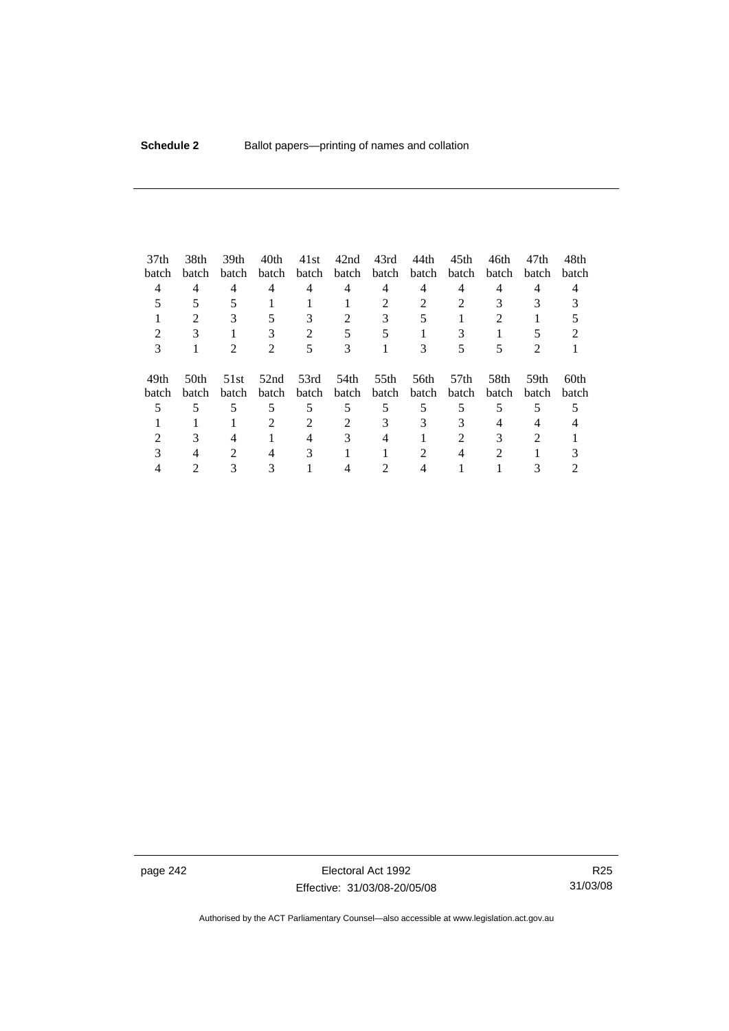| 37th batch | 38th batch | 39th batch | 40th batch | 41st batch | 42nd batch | 43rd batch | 44th batch | 45th batch | 46th batch | 47th batch | 48th batch |
|---|---|---|---|---|---|---|---|---|---|---|---|
| 4 | 4 | 4 | 4 | 4 | 4 | 4 | 4 | 4 | 4 | 4 | 4 |
| 5 | 5 | 5 | 1 | 1 | 1 | 2 | 2 | 2 | 3 | 3 | 3 |
| 1 | 2 | 3 | 5 | 3 | 2 | 3 | 5 | 1 | 2 | 1 | 5 |
| 2 | 3 | 1 | 3 | 2 | 5 | 5 | 1 | 3 | 1 | 5 | 2 |
| 3 | 1 | 2 | 2 | 5 | 3 | 1 | 3 | 5 | 5 | 2 | 1 |

| 49th batch | 50th batch | 51st batch | 52nd batch | 53rd batch | 54th batch | 55th batch | 56th batch | 57th batch | 58th batch | 59th batch | 60th batch |
|---|---|---|---|---|---|---|---|---|---|---|---|
| 5 | 5 | 5 | 5 | 5 | 5 | 5 | 5 | 5 | 5 | 5 | 5 |
| 1 | 1 | 1 | 2 | 2 | 2 | 3 | 3 | 3 | 4 | 4 | 4 |
| 2 | 3 | 4 | 1 | 4 | 3 | 4 | 1 | 2 | 3 | 2 | 1 |
| 3 | 4 | 2 | 4 | 3 | 1 | 1 | 2 | 4 | 2 | 1 | 3 |
| 4 | 2 | 3 | 3 | 1 | 4 | 2 | 4 | 1 | 1 | 3 | 2 |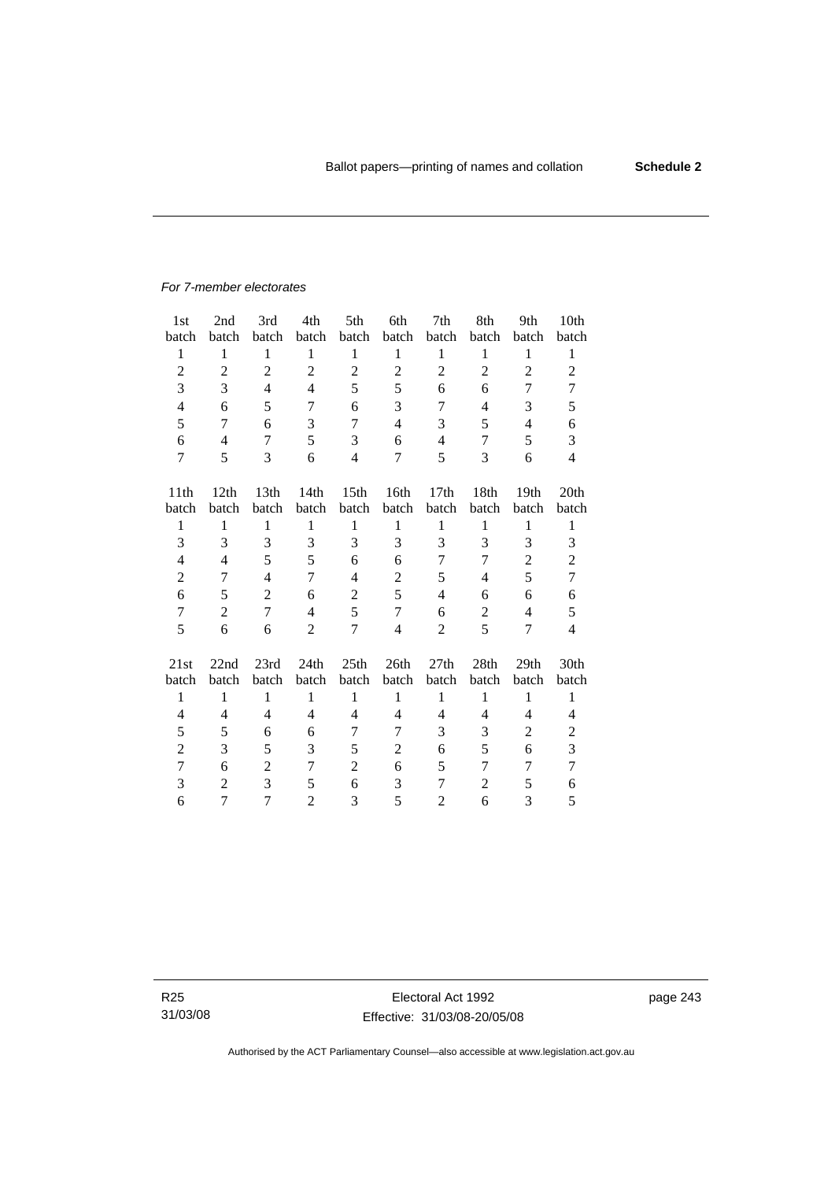*For 7-member electorates*

| 1st batch | 2nd batch | 3rd batch | 4th batch | 5th batch | 6th batch | 7th batch | 8th batch | 9th batch | 10th batch |
|---|---|---|---|---|---|---|---|---|---|
| 1 | 1 | 1 | 1 | 1 | 1 | 1 | 1 | 1 | 1 |
| 2 | 2 | 2 | 2 | 2 | 2 | 2 | 2 | 2 | 2 |
| 3 | 3 | 4 | 4 | 5 | 5 | 6 | 6 | 7 | 7 |
| 4 | 6 | 5 | 7 | 6 | 3 | 7 | 4 | 3 | 5 |
| 5 | 7 | 6 | 3 | 7 | 4 | 3 | 5 | 4 | 6 |
| 6 | 4 | 7 | 5 | 3 | 6 | 4 | 7 | 5 | 3 |
| 7 | 5 | 3 | 6 | 4 | 7 | 5 | 3 | 6 | 4 |

| 11th batch | 12th batch | 13th batch | 14th batch | 15th batch | 16th batch | 17th batch | 18th batch | 19th batch | 20th batch |
|---|---|---|---|---|---|---|---|---|---|
| 1 | 1 | 1 | 1 | 1 | 1 | 1 | 1 | 1 | 1 |
| 3 | 3 | 3 | 3 | 3 | 3 | 3 | 3 | 3 | 3 |
| 4 | 4 | 5 | 5 | 6 | 6 | 7 | 7 | 2 | 2 |
| 2 | 7 | 4 | 7 | 4 | 2 | 5 | 4 | 5 | 7 |
| 6 | 5 | 2 | 6 | 2 | 5 | 4 | 6 | 6 | 6 |
| 7 | 2 | 7 | 4 | 5 | 7 | 6 | 2 | 4 | 5 |
| 5 | 6 | 6 | 2 | 7 | 4 | 2 | 5 | 7 | 4 |

| 21st batch | 22nd batch | 23rd batch | 24th batch | 25th batch | 26th batch | 27th batch | 28th batch | 29th batch | 30th batch |
|---|---|---|---|---|---|---|---|---|---|
| 1 | 1 | 1 | 1 | 1 | 1 | 1 | 1 | 1 | 1 |
| 4 | 4 | 4 | 4 | 4 | 4 | 4 | 4 | 4 | 4 |
| 5 | 5 | 6 | 6 | 7 | 7 | 3 | 3 | 2 | 2 |
| 2 | 3 | 5 | 3 | 5 | 2 | 6 | 5 | 6 | 3 |
| 7 | 6 | 2 | 7 | 2 | 6 | 5 | 7 | 7 | 7 |
| 3 | 2 | 3 | 5 | 6 | 3 | 7 | 2 | 5 | 6 |
| 6 | 7 | 7 | 2 | 3 | 5 | 2 | 6 | 3 | 5 |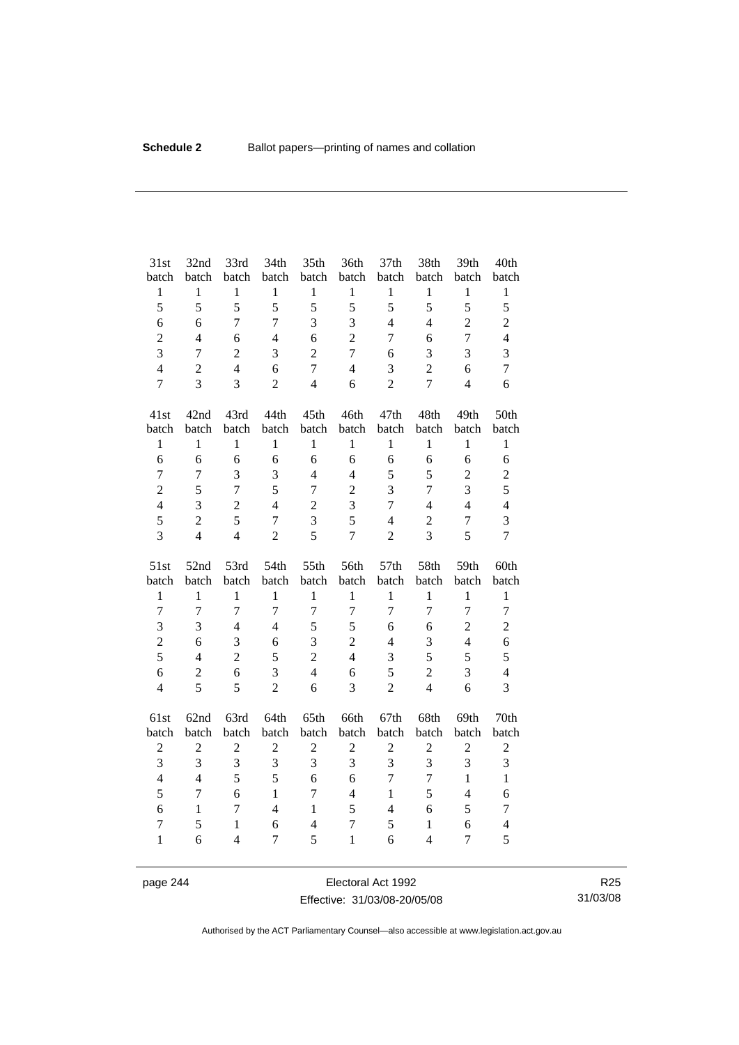| 31st batch | 32nd batch | 33rd batch | 34th batch | 35th batch | 36th batch | 37th batch | 38th batch | 39th batch | 40th batch |
|---|---|---|---|---|---|---|---|---|---|
| 1 | 1 | 1 | 1 | 1 | 1 | 1 | 1 | 1 | 1 |
| 5 | 5 | 5 | 5 | 5 | 5 | 5 | 5 | 5 | 5 |
| 6 | 6 | 7 | 7 | 3 | 3 | 4 | 4 | 2 | 2 |
| 2 | 4 | 6 | 4 | 6 | 2 | 7 | 6 | 7 | 4 |
| 3 | 7 | 2 | 3 | 2 | 7 | 6 | 3 | 3 | 3 |
| 4 | 2 | 4 | 6 | 7 | 4 | 3 | 2 | 6 | 7 |
| 7 | 3 | 3 | 2 | 4 | 6 | 2 | 7 | 4 | 6 |

| 41st batch | 42nd batch | 43rd batch | 44th batch | 45th batch | 46th batch | 47th batch | 48th batch | 49th batch | 50th batch |
|---|---|---|---|---|---|---|---|---|---|
| 1 | 1 | 1 | 1 | 1 | 1 | 1 | 1 | 1 | 1 |
| 6 | 6 | 6 | 6 | 6 | 6 | 6 | 6 | 6 | 6 |
| 7 | 7 | 3 | 3 | 4 | 4 | 5 | 5 | 2 | 2 |
| 2 | 5 | 7 | 5 | 7 | 2 | 3 | 7 | 3 | 5 |
| 4 | 3 | 2 | 4 | 2 | 3 | 7 | 4 | 4 | 4 |
| 5 | 2 | 5 | 7 | 3 | 5 | 4 | 2 | 7 | 3 |
| 3 | 4 | 4 | 2 | 5 | 7 | 2 | 3 | 5 | 7 |

| 51st batch | 52nd batch | 53rd batch | 54th batch | 55th batch | 56th batch | 57th batch | 58th batch | 59th batch | 60th batch |
|---|---|---|---|---|---|---|---|---|---|
| 1 | 1 | 1 | 1 | 1 | 1 | 1 | 1 | 1 | 1 |
| 7 | 7 | 7 | 7 | 7 | 7 | 7 | 7 | 7 | 7 |
| 3 | 3 | 4 | 4 | 5 | 5 | 6 | 6 | 2 | 2 |
| 2 | 6 | 3 | 6 | 3 | 2 | 4 | 3 | 4 | 6 |
| 5 | 4 | 2 | 5 | 2 | 4 | 3 | 5 | 5 | 5 |
| 6 | 2 | 6 | 3 | 4 | 6 | 5 | 2 | 3 | 4 |
| 4 | 5 | 5 | 2 | 6 | 3 | 2 | 4 | 6 | 3 |

| 61st batch | 62nd batch | 63rd batch | 64th batch | 65th batch | 66th batch | 67th batch | 68th batch | 69th batch | 70th batch |
|---|---|---|---|---|---|---|---|---|---|
| 2 | 2 | 2 | 2 | 2 | 2 | 2 | 2 | 2 | 2 |
| 3 | 3 | 3 | 3 | 3 | 3 | 3 | 3 | 3 | 3 |
| 4 | 4 | 5 | 5 | 6 | 6 | 7 | 7 | 1 | 1 |
| 5 | 7 | 6 | 1 | 7 | 4 | 1 | 5 | 4 | 6 |
| 6 | 1 | 7 | 4 | 1 | 5 | 4 | 6 | 5 | 7 |
| 7 | 5 | 1 | 6 | 4 | 7 | 5 | 1 | 6 | 4 |
| 1 | 6 | 4 | 7 | 5 | 1 | 6 | 4 | 7 | 5 |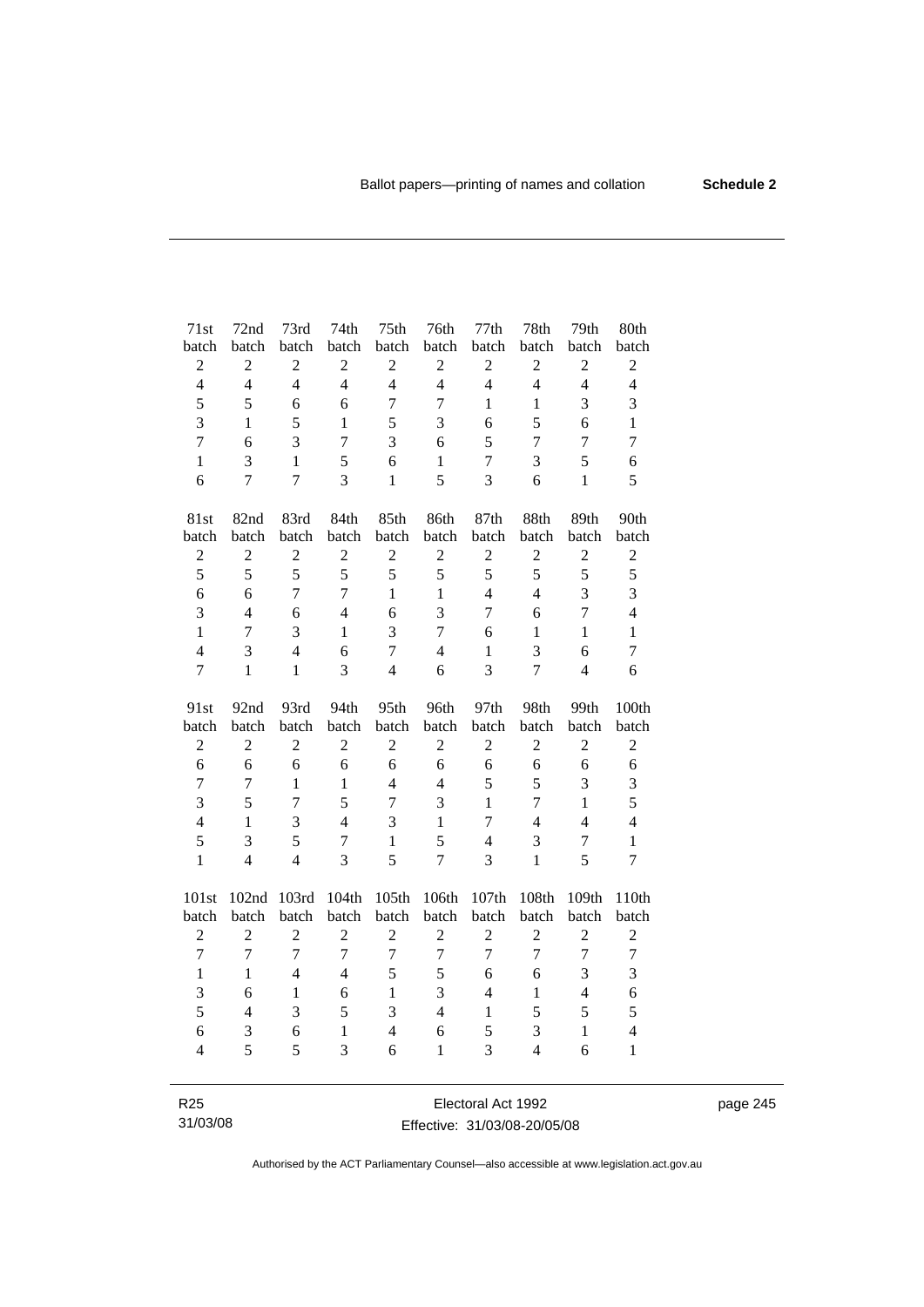| 71st batch | 72nd batch | 73rd batch | 74th batch | 75th batch | 76th batch | 77th batch | 78th batch | 79th batch | 80th batch |
|---|---|---|---|---|---|---|---|---|---|
| 2 | 2 | 2 | 2 | 2 | 2 | 2 | 2 | 2 | 2 |
| 4 | 4 | 4 | 4 | 4 | 4 | 4 | 4 | 4 | 4 |
| 5 | 5 | 6 | 6 | 7 | 7 | 1 | 1 | 3 | 3 |
| 3 | 1 | 5 | 1 | 5 | 3 | 6 | 5 | 6 | 1 |
| 7 | 6 | 3 | 7 | 3 | 6 | 5 | 7 | 7 | 7 |
| 1 | 3 | 1 | 5 | 6 | 1 | 7 | 3 | 5 | 6 |
| 6 | 7 | 7 | 3 | 1 | 5 | 3 | 6 | 1 | 5 |

| 81st batch | 82nd batch | 83rd batch | 84th batch | 85th batch | 86th batch | 87th batch | 88th batch | 89th batch | 90th batch |
|---|---|---|---|---|---|---|---|---|---|
| 2 | 2 | 2 | 2 | 2 | 2 | 2 | 2 | 2 | 2 |
| 5 | 5 | 5 | 5 | 5 | 5 | 5 | 5 | 5 | 5 |
| 6 | 6 | 7 | 7 | 1 | 1 | 4 | 4 | 3 | 3 |
| 3 | 4 | 6 | 4 | 6 | 3 | 7 | 6 | 7 | 4 |
| 1 | 7 | 3 | 1 | 3 | 7 | 6 | 1 | 1 | 1 |
| 4 | 3 | 4 | 6 | 7 | 4 | 1 | 3 | 6 | 7 |
| 7 | 1 | 1 | 3 | 4 | 6 | 3 | 7 | 4 | 6 |

| 91st batch | 92nd batch | 93rd batch | 94th batch | 95th batch | 96th batch | 97th batch | 98th batch | 99th batch | 100th batch |
|---|---|---|---|---|---|---|---|---|---|
| 2 | 2 | 2 | 2 | 2 | 2 | 2 | 2 | 2 | 2 |
| 6 | 6 | 6 | 6 | 6 | 6 | 6 | 6 | 6 | 6 |
| 7 | 7 | 1 | 1 | 4 | 4 | 5 | 5 | 3 | 3 |
| 3 | 5 | 7 | 5 | 7 | 3 | 1 | 7 | 1 | 5 |
| 4 | 1 | 3 | 4 | 3 | 1 | 7 | 4 | 4 | 4 |
| 5 | 3 | 5 | 7 | 1 | 5 | 4 | 3 | 7 | 1 |
| 1 | 4 | 4 | 3 | 5 | 7 | 3 | 1 | 5 | 7 |

| 101st batch | 102nd batch | 103rd batch | 104th batch | 105th batch | 106th batch | 107th batch | 108th batch | 109th batch | 110th batch |
|---|---|---|---|---|---|---|---|---|---|
| 2 | 2 | 2 | 2 | 2 | 2 | 2 | 2 | 2 | 2 |
| 7 | 7 | 7 | 7 | 7 | 7 | 7 | 7 | 7 | 7 |
| 1 | 1 | 4 | 4 | 5 | 5 | 6 | 6 | 3 | 3 |
| 3 | 6 | 1 | 6 | 1 | 3 | 4 | 1 | 4 | 6 |
| 5 | 4 | 3 | 5 | 3 | 4 | 1 | 5 | 5 | 5 |
| 6 | 3 | 6 | 1 | 4 | 6 | 5 | 3 | 1 | 4 |
| 4 | 5 | 5 | 3 | 6 | 1 | 3 | 4 | 6 | 1 |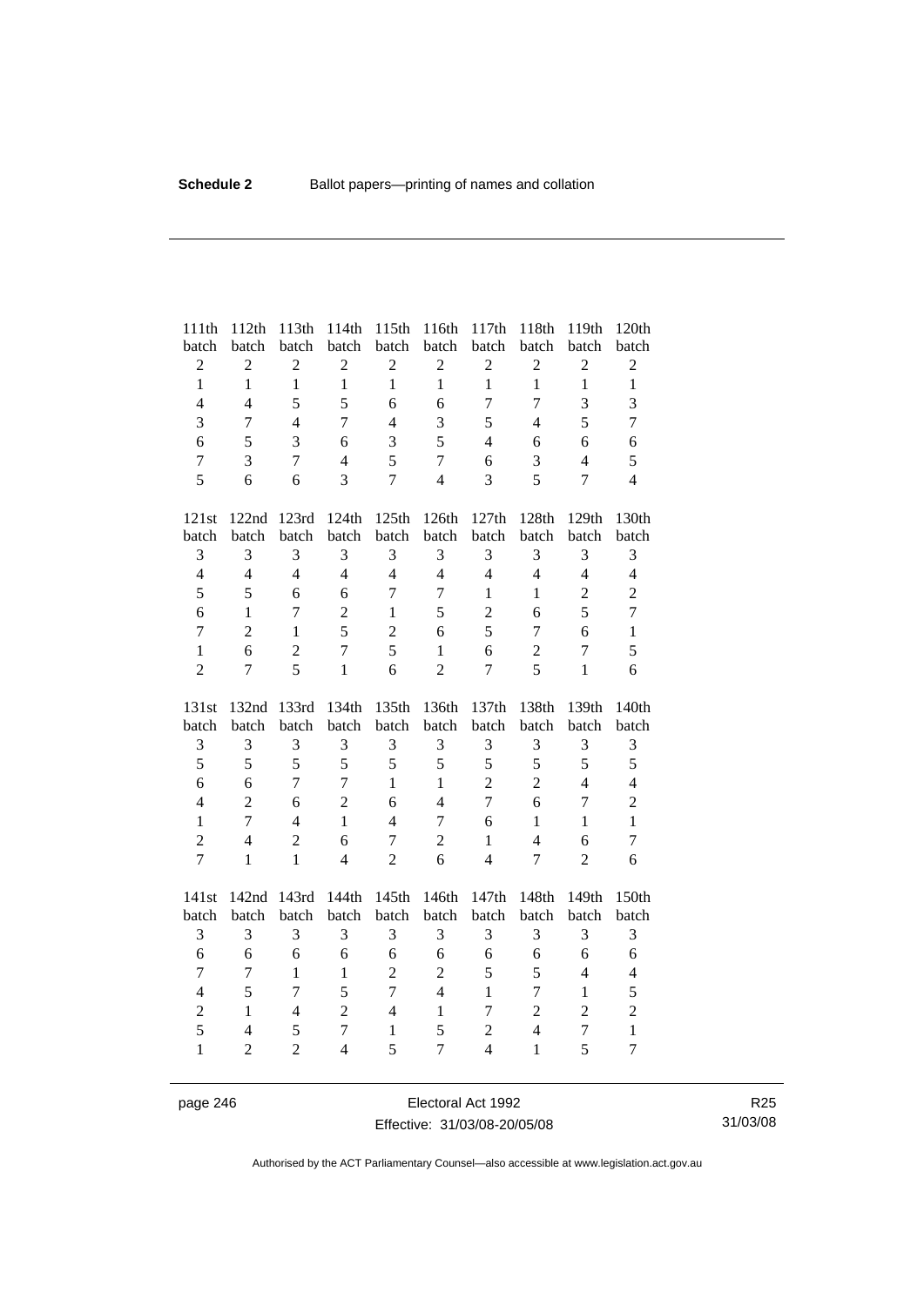| 111th batch | 112th batch | 113th batch | 114th batch | 115th batch | 116th batch | 117th batch | 118th batch | 119th batch | 120th batch |
|---|---|---|---|---|---|---|---|---|---|
| 2 | 2 | 2 | 2 | 2 | 2 | 2 | 2 | 2 | 2 |
| 1 | 1 | 1 | 1 | 1 | 1 | 1 | 1 | 1 | 1 |
| 4 | 4 | 5 | 5 | 6 | 6 | 7 | 7 | 3 | 3 |
| 3 | 7 | 4 | 7 | 4 | 3 | 5 | 4 | 5 | 7 |
| 6 | 5 | 3 | 6 | 3 | 5 | 4 | 6 | 6 | 6 |
| 7 | 3 | 7 | 4 | 5 | 7 | 6 | 3 | 4 | 5 |
| 5 | 6 | 6 | 3 | 7 | 4 | 3 | 5 | 7 | 4 |

| 121st batch | 122nd batch | 123rd batch | 124th batch | 125th batch | 126th batch | 127th batch | 128th batch | 129th batch | 130th batch |
|---|---|---|---|---|---|---|---|---|---|
| 3 | 3 | 3 | 3 | 3 | 3 | 3 | 3 | 3 | 3 |
| 4 | 4 | 4 | 4 | 4 | 4 | 4 | 4 | 4 | 4 |
| 5 | 5 | 6 | 6 | 7 | 7 | 1 | 1 | 2 | 2 |
| 6 | 1 | 7 | 2 | 1 | 5 | 2 | 6 | 5 | 7 |
| 7 | 2 | 1 | 5 | 2 | 6 | 5 | 7 | 6 | 1 |
| 1 | 6 | 2 | 7 | 5 | 1 | 6 | 2 | 7 | 5 |
| 2 | 7 | 5 | 1 | 6 | 2 | 7 | 5 | 1 | 6 |

| 131st batch | 132nd batch | 133rd batch | 134th batch | 135th batch | 136th batch | 137th batch | 138th batch | 139th batch | 140th batch |
|---|---|---|---|---|---|---|---|---|---|
| 3 | 3 | 3 | 3 | 3 | 3 | 3 | 3 | 3 | 3 |
| 5 | 5 | 5 | 5 | 5 | 5 | 5 | 5 | 5 | 5 |
| 6 | 6 | 7 | 7 | 1 | 1 | 2 | 2 | 4 | 4 |
| 4 | 2 | 6 | 2 | 6 | 4 | 7 | 6 | 7 | 2 |
| 1 | 7 | 4 | 1 | 4 | 7 | 6 | 1 | 1 | 1 |
| 2 | 4 | 2 | 6 | 7 | 2 | 1 | 4 | 6 | 7 |
| 7 | 1 | 1 | 4 | 2 | 6 | 4 | 7 | 2 | 6 |

| 141st batch | 142nd batch | 143rd batch | 144th batch | 145th batch | 146th batch | 147th batch | 148th batch | 149th batch | 150th batch |
|---|---|---|---|---|---|---|---|---|---|
| 3 | 3 | 3 | 3 | 3 | 3 | 3 | 3 | 3 | 3 |
| 6 | 6 | 6 | 6 | 6 | 6 | 6 | 6 | 6 | 6 |
| 7 | 7 | 1 | 1 | 2 | 2 | 5 | 5 | 4 | 4 |
| 4 | 5 | 7 | 5 | 7 | 4 | 1 | 7 | 1 | 5 |
| 2 | 1 | 4 | 2 | 4 | 1 | 7 | 2 | 2 | 2 |
| 5 | 4 | 5 | 7 | 1 | 5 | 2 | 4 | 7 | 1 |
| 1 | 2 | 2 | 4 | 5 | 7 | 4 | 1 | 5 | 7 |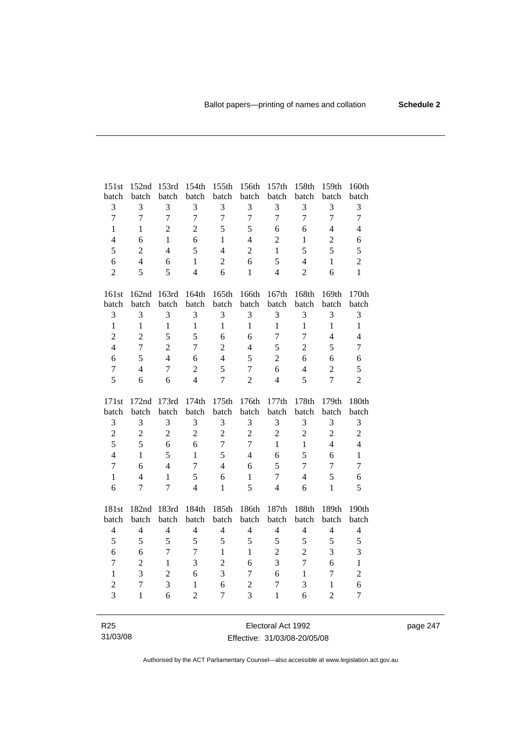| 151st batch | 152nd batch | 153rd batch | 154th batch | 155th batch | 156th batch | 157th batch | 158th batch | 159th batch | 160th batch |
|---|---|---|---|---|---|---|---|---|---|
| 3 | 3 | 3 | 3 | 3 | 3 | 3 | 3 | 3 | 3 |
| 7 | 7 | 7 | 7 | 7 | 7 | 7 | 7 | 7 | 7 |
| 1 | 1 | 2 | 2 | 5 | 5 | 6 | 6 | 4 | 4 |
| 4 | 6 | 1 | 6 | 1 | 4 | 2 | 1 | 2 | 6 |
| 5 | 2 | 4 | 5 | 4 | 2 | 1 | 5 | 5 | 5 |
| 6 | 4 | 6 | 1 | 2 | 6 | 5 | 4 | 1 | 2 |
| 2 | 5 | 5 | 4 | 6 | 1 | 4 | 2 | 6 | 1 |

| 161st batch | 162nd batch | 163rd batch | 164th batch | 165th batch | 166th batch | 167th batch | 168th batch | 169th batch | 170th batch |
|---|---|---|---|---|---|---|---|---|---|
| 3 | 3 | 3 | 3 | 3 | 3 | 3 | 3 | 3 | 3 |
| 1 | 1 | 1 | 1 | 1 | 1 | 1 | 1 | 1 | 1 |
| 2 | 2 | 5 | 5 | 6 | 6 | 7 | 7 | 4 | 4 |
| 4 | 7 | 2 | 7 | 2 | 4 | 5 | 2 | 5 | 7 |
| 6 | 5 | 4 | 6 | 4 | 5 | 2 | 6 | 6 | 6 |
| 7 | 4 | 7 | 2 | 5 | 7 | 6 | 4 | 2 | 5 |
| 5 | 6 | 6 | 4 | 7 | 2 | 4 | 5 | 7 | 2 |

| 171st batch | 172nd batch | 173rd batch | 174th batch | 175th batch | 176th batch | 177th batch | 178th batch | 179th batch | 180th batch |
|---|---|---|---|---|---|---|---|---|---|
| 3 | 3 | 3 | 3 | 3 | 3 | 3 | 3 | 3 | 3 |
| 2 | 2 | 2 | 2 | 2 | 2 | 2 | 2 | 2 | 2 |
| 5 | 5 | 6 | 6 | 7 | 7 | 1 | 1 | 4 | 4 |
| 4 | 1 | 5 | 1 | 5 | 4 | 6 | 5 | 6 | 1 |
| 7 | 6 | 4 | 7 | 4 | 6 | 5 | 7 | 7 | 7 |
| 1 | 4 | 1 | 5 | 6 | 1 | 7 | 4 | 5 | 6 |
| 6 | 7 | 7 | 4 | 1 | 5 | 4 | 6 | 1 | 5 |

| 181st batch | 182nd batch | 183rd batch | 184th batch | 185th batch | 186th batch | 187th batch | 188th batch | 189th batch | 190th batch |
|---|---|---|---|---|---|---|---|---|---|
| 4 | 4 | 4 | 4 | 4 | 4 | 4 | 4 | 4 | 4 |
| 5 | 5 | 5 | 5 | 5 | 5 | 5 | 5 | 5 | 5 |
| 6 | 6 | 7 | 7 | 1 | 1 | 2 | 2 | 3 | 3 |
| 7 | 2 | 1 | 3 | 2 | 6 | 3 | 7 | 6 | 1 |
| 1 | 3 | 2 | 6 | 3 | 7 | 6 | 1 | 7 | 2 |
| 2 | 7 | 3 | 1 | 6 | 2 | 7 | 3 | 1 | 6 |
| 3 | 1 | 6 | 2 | 7 | 3 | 1 | 6 | 2 | 7 |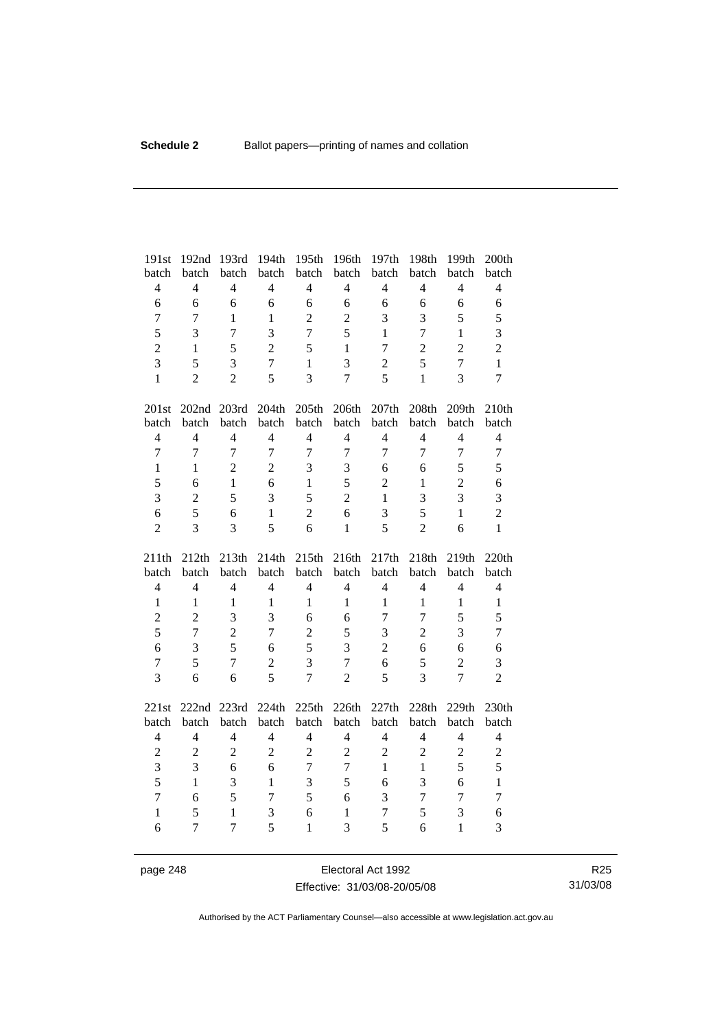| 191st batch | 192nd batch | 193rd batch | 194th batch | 195th batch | 196th batch | 197th batch | 198th batch | 199th batch | 200th batch |
|---|---|---|---|---|---|---|---|---|---|
| 4 | 4 | 4 | 4 | 4 | 4 | 4 | 4 | 4 | 4 |
| 6 | 6 | 6 | 6 | 6 | 6 | 6 | 6 | 6 | 6 |
| 7 | 7 | 1 | 1 | 2 | 2 | 3 | 3 | 5 | 5 |
| 5 | 3 | 7 | 3 | 7 | 5 | 1 | 7 | 1 | 3 |
| 2 | 1 | 5 | 2 | 5 | 1 | 7 | 2 | 2 | 2 |
| 3 | 5 | 3 | 7 | 1 | 3 | 2 | 5 | 7 | 1 |
| 1 | 2 | 2 | 5 | 3 | 7 | 5 | 1 | 3 | 7 |

| 201st batch | 202nd batch | 203rd batch | 204th batch | 205th batch | 206th batch | 207th batch | 208th batch | 209th batch | 210th batch |
|---|---|---|---|---|---|---|---|---|---|
| 4 | 4 | 4 | 4 | 4 | 4 | 4 | 4 | 4 | 4 |
| 7 | 7 | 7 | 7 | 7 | 7 | 7 | 7 | 7 | 7 |
| 1 | 1 | 2 | 2 | 3 | 3 | 6 | 6 | 5 | 5 |
| 5 | 6 | 1 | 6 | 1 | 5 | 2 | 1 | 2 | 6 |
| 3 | 2 | 5 | 3 | 5 | 2 | 1 | 3 | 3 | 3 |
| 6 | 5 | 6 | 1 | 2 | 6 | 3 | 5 | 1 | 2 |
| 2 | 3 | 3 | 5 | 6 | 1 | 5 | 2 | 6 | 1 |

| 211th batch | 212th batch | 213th batch | 214th batch | 215th batch | 216th batch | 217th batch | 218th batch | 219th batch | 220th batch |
|---|---|---|---|---|---|---|---|---|---|
| 4 | 4 | 4 | 4 | 4 | 4 | 4 | 4 | 4 | 4 |
| 1 | 1 | 1 | 1 | 1 | 1 | 1 | 1 | 1 | 1 |
| 2 | 2 | 3 | 3 | 6 | 6 | 7 | 7 | 5 | 5 |
| 5 | 7 | 2 | 7 | 2 | 5 | 3 | 2 | 3 | 7 |
| 6 | 3 | 5 | 6 | 5 | 3 | 2 | 6 | 6 | 6 |
| 7 | 5 | 7 | 2 | 3 | 7 | 6 | 5 | 2 | 3 |
| 3 | 6 | 6 | 5 | 7 | 2 | 5 | 3 | 7 | 2 |

| 221st batch | 222nd batch | 223rd batch | 224th batch | 225th batch | 226th batch | 227th batch | 228th batch | 229th batch | 230th batch |
|---|---|---|---|---|---|---|---|---|---|
| 4 | 4 | 4 | 4 | 4 | 4 | 4 | 4 | 4 | 4 |
| 2 | 2 | 2 | 2 | 2 | 2 | 2 | 2 | 2 | 2 |
| 3 | 3 | 6 | 6 | 7 | 7 | 1 | 1 | 5 | 5 |
| 5 | 1 | 3 | 1 | 3 | 5 | 6 | 3 | 6 | 1 |
| 7 | 6 | 5 | 7 | 5 | 6 | 3 | 7 | 7 | 7 |
| 1 | 5 | 1 | 3 | 6 | 1 | 7 | 5 | 3 | 6 |
| 6 | 7 | 7 | 5 | 1 | 3 | 5 | 6 | 1 | 3 |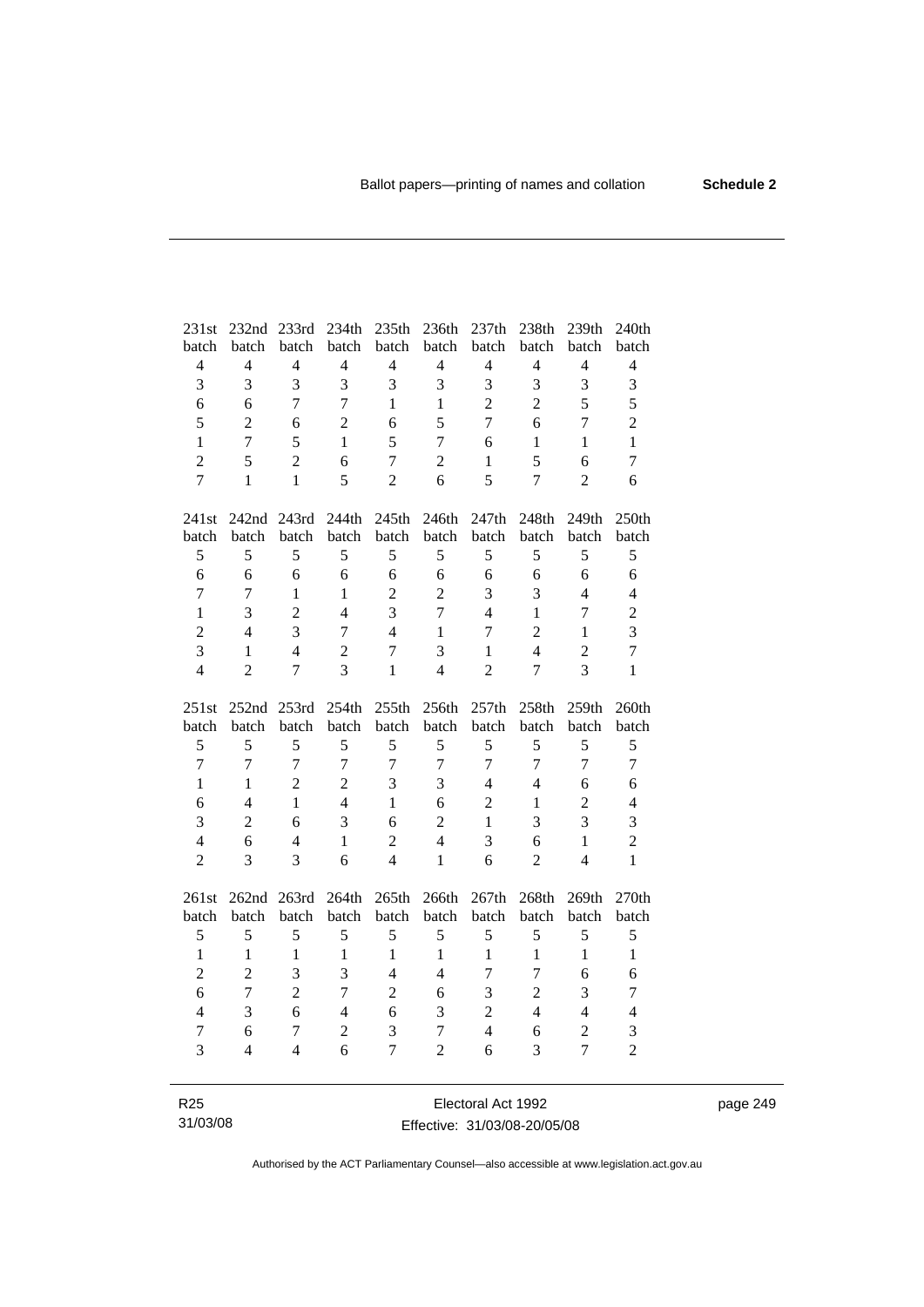| 231st batch | 232nd batch | 233rd batch | 234th batch | 235th batch | 236th batch | 237th batch | 238th batch | 239th batch | 240th batch |
|---|---|---|---|---|---|---|---|---|---|
| 4 | 4 | 4 | 4 | 4 | 4 | 4 | 4 | 4 | 4 |
| 3 | 3 | 3 | 3 | 3 | 3 | 3 | 3 | 3 | 3 |
| 6 | 6 | 7 | 7 | 1 | 1 | 2 | 2 | 5 | 5 |
| 5 | 2 | 6 | 2 | 6 | 5 | 7 | 6 | 7 | 2 |
| 1 | 7 | 5 | 1 | 5 | 7 | 6 | 1 | 1 | 1 |
| 2 | 5 | 2 | 6 | 7 | 2 | 1 | 5 | 6 | 7 |
| 7 | 1 | 1 | 5 | 2 | 6 | 5 | 7 | 2 | 6 |

| 241st batch | 242nd batch | 243rd batch | 244th batch | 245th batch | 246th batch | 247th batch | 248th batch | 249th batch | 250th batch |
|---|---|---|---|---|---|---|---|---|---|
| 5 | 5 | 5 | 5 | 5 | 5 | 5 | 5 | 5 | 5 |
| 6 | 6 | 6 | 6 | 6 | 6 | 6 | 6 | 6 | 6 |
| 7 | 7 | 1 | 1 | 2 | 2 | 3 | 3 | 4 | 4 |
| 1 | 3 | 2 | 4 | 3 | 7 | 4 | 1 | 7 | 2 |
| 2 | 4 | 3 | 7 | 4 | 1 | 7 | 2 | 1 | 3 |
| 3 | 1 | 4 | 2 | 7 | 3 | 1 | 4 | 2 | 7 |
| 4 | 2 | 7 | 3 | 1 | 4 | 2 | 7 | 3 | 1 |

| 251st batch | 252nd batch | 253rd batch | 254th batch | 255th batch | 256th batch | 257th batch | 258th batch | 259th batch | 260th batch |
|---|---|---|---|---|---|---|---|---|---|
| 5 | 5 | 5 | 5 | 5 | 5 | 5 | 5 | 5 | 5 |
| 7 | 7 | 7 | 7 | 7 | 7 | 7 | 7 | 7 | 7 |
| 1 | 1 | 2 | 2 | 3 | 3 | 4 | 4 | 6 | 6 |
| 6 | 4 | 1 | 4 | 1 | 6 | 2 | 1 | 2 | 4 |
| 3 | 2 | 6 | 3 | 6 | 2 | 1 | 3 | 3 | 3 |
| 4 | 6 | 4 | 1 | 2 | 4 | 3 | 6 | 1 | 2 |
| 2 | 3 | 3 | 6 | 4 | 1 | 6 | 2 | 4 | 1 |

| 261st batch | 262nd batch | 263rd batch | 264th batch | 265th batch | 266th batch | 267th batch | 268th batch | 269th batch | 270th batch |
|---|---|---|---|---|---|---|---|---|---|
| 5 | 5 | 5 | 5 | 5 | 5 | 5 | 5 | 5 | 5 |
| 1 | 1 | 1 | 1 | 1 | 1 | 1 | 1 | 1 | 1 |
| 2 | 2 | 3 | 3 | 4 | 4 | 7 | 7 | 6 | 6 |
| 6 | 7 | 2 | 7 | 2 | 6 | 3 | 2 | 3 | 7 |
| 4 | 3 | 6 | 4 | 6 | 3 | 2 | 4 | 4 | 4 |
| 7 | 6 | 7 | 2 | 3 | 7 | 4 | 6 | 2 | 3 |
| 3 | 4 | 4 | 6 | 7 | 2 | 6 | 3 | 7 | 2 |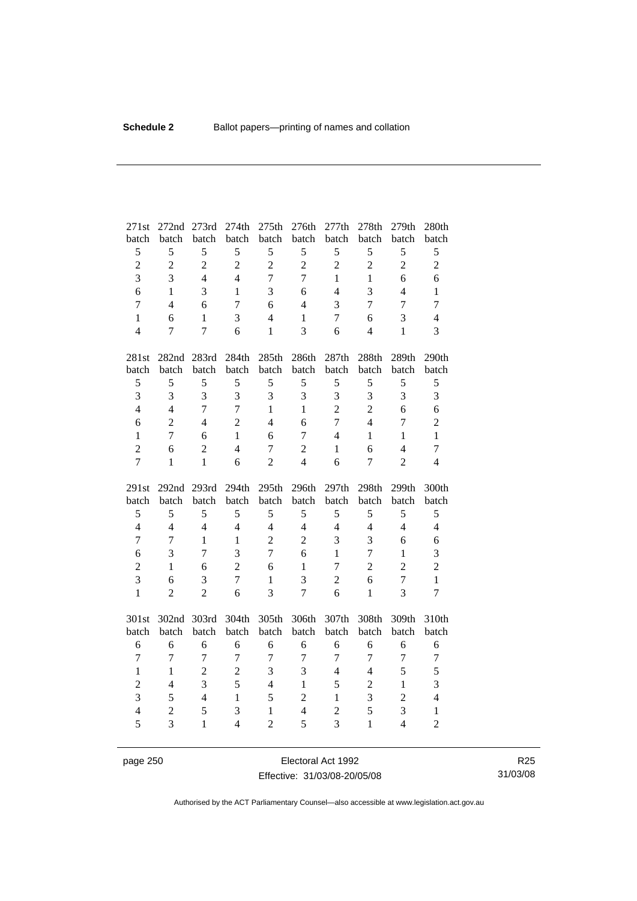| 271st batch | 272nd batch | 273rd batch | 274th batch | 275th batch | 276th batch | 277th batch | 278th batch | 279th batch | 280th batch |
|---|---|---|---|---|---|---|---|---|---|
| 5 | 5 | 5 | 5 | 5 | 5 | 5 | 5 | 5 | 5 |
| 2 | 2 | 2 | 2 | 2 | 2 | 2 | 2 | 2 | 2 |
| 3 | 3 | 4 | 4 | 7 | 7 | 1 | 1 | 6 | 6 |
| 6 | 1 | 3 | 1 | 3 | 6 | 4 | 3 | 4 | 1 |
| 7 | 4 | 6 | 7 | 6 | 4 | 3 | 7 | 7 | 7 |
| 1 | 6 | 1 | 3 | 4 | 1 | 7 | 6 | 3 | 4 |
| 4 | 7 | 7 | 6 | 1 | 3 | 6 | 4 | 1 | 3 |

| 281st batch | 282nd batch | 283rd batch | 284th batch | 285th batch | 286th batch | 287th batch | 288th batch | 289th batch | 290th batch |
|---|---|---|---|---|---|---|---|---|---|
| 5 | 5 | 5 | 5 | 5 | 5 | 5 | 5 | 5 | 5 |
| 3 | 3 | 3 | 3 | 3 | 3 | 3 | 3 | 3 | 3 |
| 4 | 4 | 7 | 7 | 1 | 1 | 2 | 2 | 6 | 6 |
| 6 | 2 | 4 | 2 | 4 | 6 | 7 | 4 | 7 | 2 |
| 1 | 7 | 6 | 1 | 6 | 7 | 4 | 1 | 1 | 1 |
| 2 | 6 | 2 | 4 | 7 | 2 | 1 | 6 | 4 | 7 |
| 7 | 1 | 1 | 6 | 2 | 4 | 6 | 7 | 2 | 4 |

| 291st batch | 292nd batch | 293rd batch | 294th batch | 295th batch | 296th batch | 297th batch | 298th batch | 299th batch | 300th batch |
|---|---|---|---|---|---|---|---|---|---|
| 5 | 5 | 5 | 5 | 5 | 5 | 5 | 5 | 5 | 5 |
| 4 | 4 | 4 | 4 | 4 | 4 | 4 | 4 | 4 | 4 |
| 7 | 7 | 1 | 1 | 2 | 2 | 3 | 3 | 6 | 6 |
| 6 | 3 | 7 | 3 | 7 | 6 | 1 | 7 | 1 | 3 |
| 2 | 1 | 6 | 2 | 6 | 1 | 7 | 2 | 2 | 2 |
| 3 | 6 | 3 | 7 | 1 | 3 | 2 | 6 | 7 | 1 |
| 1 | 2 | 2 | 6 | 3 | 7 | 6 | 1 | 3 | 7 |

| 301st batch | 302nd batch | 303rd batch | 304th batch | 305th batch | 306th batch | 307th batch | 308th batch | 309th batch | 310th batch |
|---|---|---|---|---|---|---|---|---|---|
| 6 | 6 | 6 | 6 | 6 | 6 | 6 | 6 | 6 | 6 |
| 7 | 7 | 7 | 7 | 7 | 7 | 7 | 7 | 7 | 7 |
| 1 | 1 | 2 | 2 | 3 | 3 | 4 | 4 | 5 | 5 |
| 2 | 4 | 3 | 5 | 4 | 1 | 5 | 2 | 1 | 3 |
| 3 | 5 | 4 | 1 | 5 | 2 | 1 | 3 | 2 | 4 |
| 4 | 2 | 5 | 3 | 1 | 4 | 2 | 5 | 3 | 1 |
| 5 | 3 | 1 | 4 | 2 | 5 | 3 | 1 | 4 | 2 |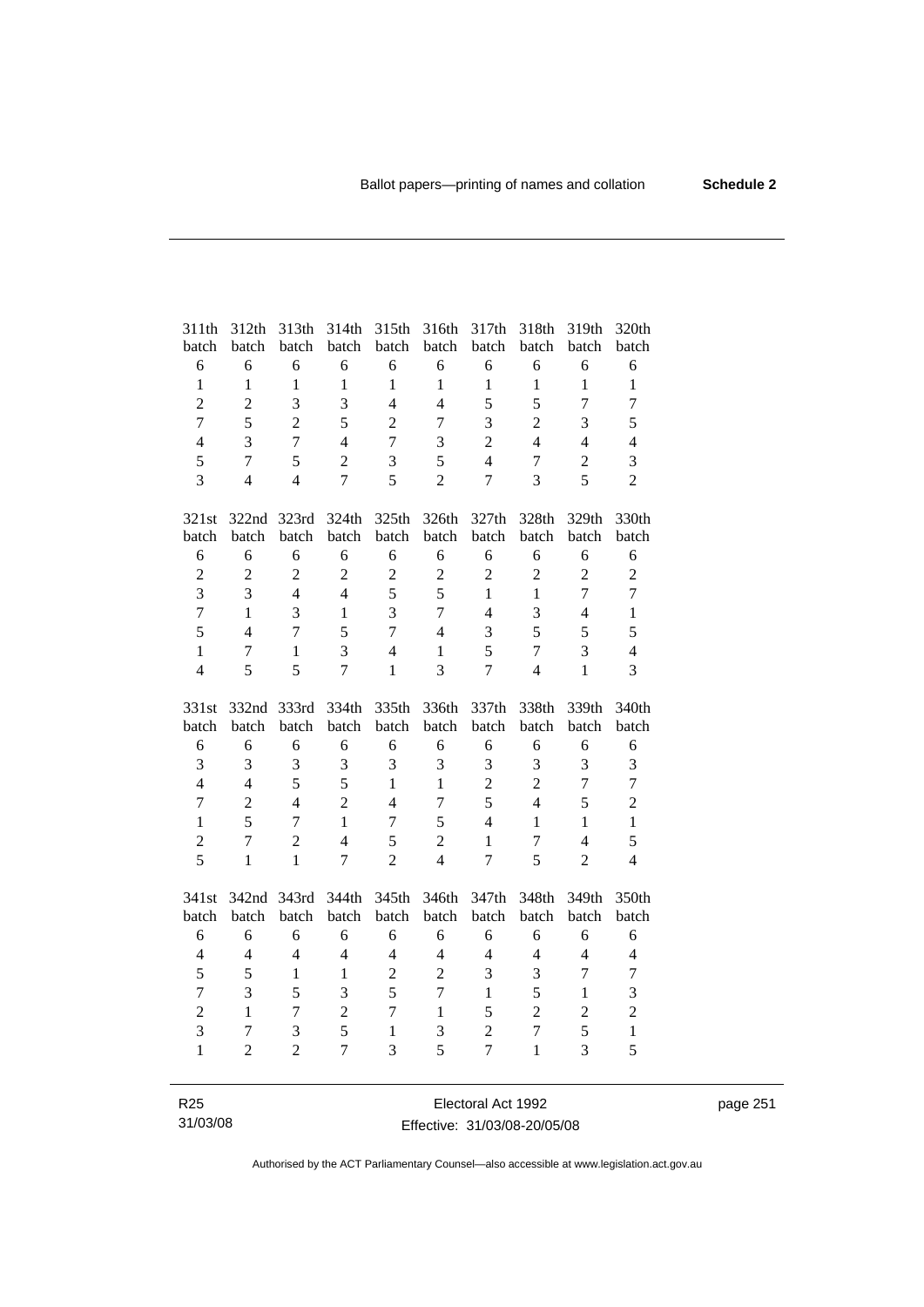| 311th batch | 312th batch | 313th batch | 314th batch | 315th batch | 316th batch | 317th batch | 318th batch | 319th batch | 320th batch |
|---|---|---|---|---|---|---|---|---|---|
| 6 | 6 | 6 | 6 | 6 | 6 | 6 | 6 | 6 | 6 |
| 1 | 1 | 1 | 1 | 1 | 1 | 1 | 1 | 1 | 1 |
| 2 | 2 | 3 | 3 | 4 | 4 | 5 | 5 | 7 | 7 |
| 7 | 5 | 2 | 5 | 2 | 7 | 3 | 2 | 3 | 5 |
| 4 | 3 | 7 | 4 | 7 | 3 | 2 | 4 | 4 | 4 |
| 5 | 7 | 5 | 2 | 3 | 5 | 4 | 7 | 2 | 3 |
| 3 | 4 | 4 | 7 | 5 | 2 | 7 | 3 | 5 | 2 |

| 321st batch | 322nd batch | 323rd batch | 324th batch | 325th batch | 326th batch | 327th batch | 328th batch | 329th batch | 330th batch |
|---|---|---|---|---|---|---|---|---|---|
| 6 | 6 | 6 | 6 | 6 | 6 | 6 | 6 | 6 | 6 |
| 2 | 2 | 2 | 2 | 2 | 2 | 2 | 2 | 2 | 2 |
| 3 | 3 | 4 | 4 | 5 | 5 | 1 | 1 | 7 | 7 |
| 7 | 1 | 3 | 1 | 3 | 7 | 4 | 3 | 4 | 1 |
| 5 | 4 | 7 | 5 | 7 | 4 | 3 | 5 | 5 | 5 |
| 1 | 7 | 1 | 3 | 4 | 1 | 5 | 7 | 3 | 4 |
| 4 | 5 | 5 | 7 | 1 | 3 | 7 | 4 | 1 | 3 |

| 331st batch | 332nd batch | 333rd batch | 334th batch | 335th batch | 336th batch | 337th batch | 338th batch | 339th batch | 340th batch |
|---|---|---|---|---|---|---|---|---|---|
| 6 | 6 | 6 | 6 | 6 | 6 | 6 | 6 | 6 | 6 |
| 3 | 3 | 3 | 3 | 3 | 3 | 3 | 3 | 3 | 3 |
| 4 | 4 | 5 | 5 | 1 | 1 | 2 | 2 | 7 | 7 |
| 7 | 2 | 4 | 2 | 4 | 7 | 5 | 4 | 5 | 2 |
| 1 | 5 | 7 | 1 | 7 | 5 | 4 | 1 | 1 | 1 |
| 2 | 7 | 2 | 4 | 5 | 2 | 1 | 7 | 4 | 5 |
| 5 | 1 | 1 | 7 | 2 | 4 | 7 | 5 | 2 | 4 |

| 341st batch | 342nd batch | 343rd batch | 344th batch | 345th batch | 346th batch | 347th batch | 348th batch | 349th batch | 350th batch |
|---|---|---|---|---|---|---|---|---|---|
| 6 | 6 | 6 | 6 | 6 | 6 | 6 | 6 | 6 | 6 |
| 4 | 4 | 4 | 4 | 4 | 4 | 4 | 4 | 4 | 4 |
| 5 | 5 | 1 | 1 | 2 | 2 | 3 | 3 | 7 | 7 |
| 7 | 3 | 5 | 3 | 5 | 7 | 1 | 5 | 1 | 3 |
| 2 | 1 | 7 | 2 | 7 | 1 | 5 | 2 | 2 | 2 |
| 3 | 7 | 3 | 5 | 1 | 3 | 2 | 7 | 5 | 1 |
| 1 | 2 | 2 | 7 | 3 | 5 | 7 | 1 | 3 | 5 |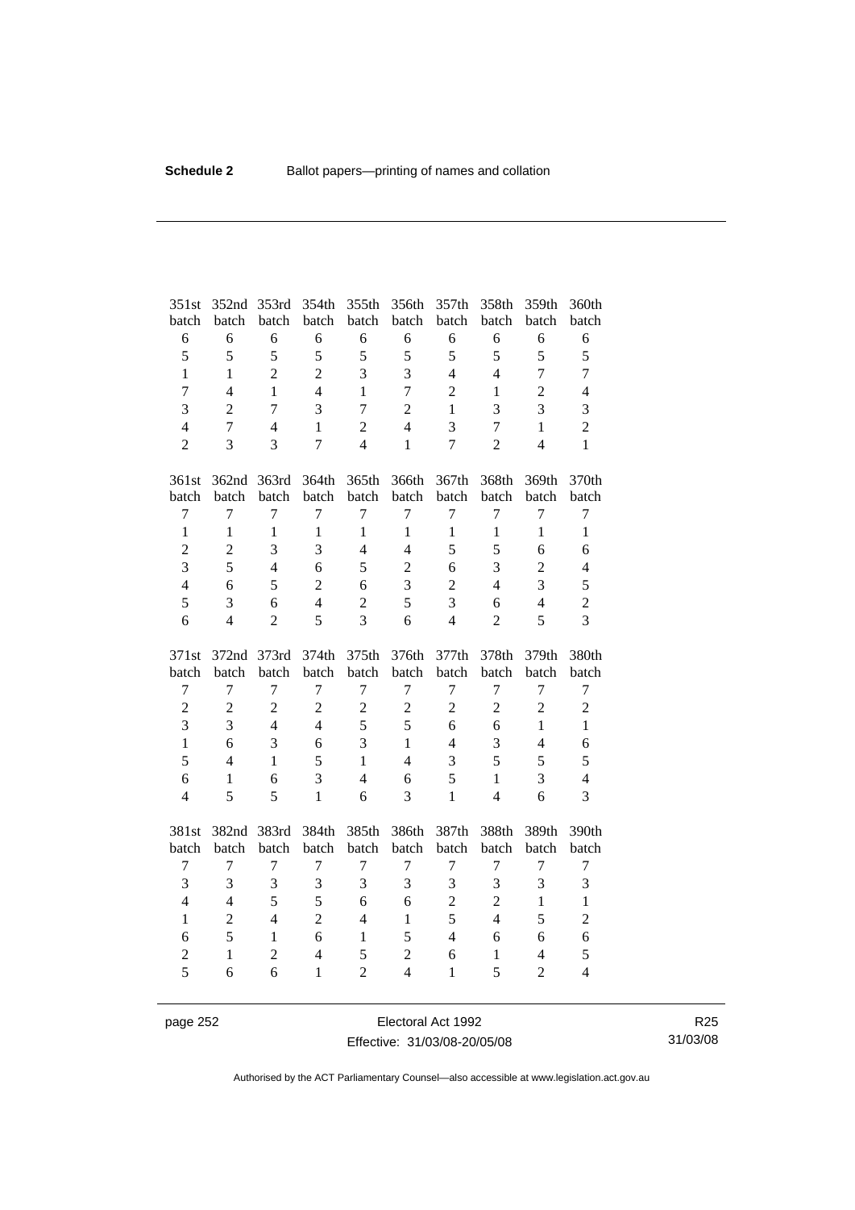| 351st batch | 352nd batch | 353rd batch | 354th batch | 355th batch | 356th batch | 357th batch | 358th batch | 359th batch | 360th batch |
|---|---|---|---|---|---|---|---|---|---|
| 6 | 6 | 6 | 6 | 6 | 6 | 6 | 6 | 6 | 6 |
| 5 | 5 | 5 | 5 | 5 | 5 | 5 | 5 | 5 | 5 |
| 1 | 1 | 2 | 2 | 3 | 3 | 4 | 4 | 7 | 7 |
| 7 | 4 | 1 | 4 | 1 | 7 | 2 | 1 | 2 | 4 |
| 3 | 2 | 7 | 3 | 7 | 2 | 1 | 3 | 3 | 3 |
| 4 | 7 | 4 | 1 | 2 | 4 | 3 | 7 | 1 | 2 |
| 2 | 3 | 3 | 7 | 4 | 1 | 7 | 2 | 4 | 1 |

| 361st batch | 362nd batch | 363rd batch | 364th batch | 365th batch | 366th batch | 367th batch | 368th batch | 369th batch | 370th batch |
|---|---|---|---|---|---|---|---|---|---|
| 7 | 7 | 7 | 7 | 7 | 7 | 7 | 7 | 7 | 7 |
| 1 | 1 | 1 | 1 | 1 | 1 | 1 | 1 | 1 | 1 |
| 2 | 2 | 3 | 3 | 4 | 4 | 5 | 5 | 6 | 6 |
| 3 | 5 | 4 | 6 | 5 | 2 | 6 | 3 | 2 | 4 |
| 4 | 6 | 5 | 2 | 6 | 3 | 2 | 4 | 3 | 5 |
| 5 | 3 | 6 | 4 | 2 | 5 | 3 | 6 | 4 | 2 |
| 6 | 4 | 2 | 5 | 3 | 6 | 4 | 2 | 5 | 3 |

| 371st batch | 372nd batch | 373rd batch | 374th batch | 375th batch | 376th batch | 377th batch | 378th batch | 379th batch | 380th batch |
|---|---|---|---|---|---|---|---|---|---|
| 7 | 7 | 7 | 7 | 7 | 7 | 7 | 7 | 7 | 7 |
| 2 | 2 | 2 | 2 | 2 | 2 | 2 | 2 | 2 | 2 |
| 3 | 3 | 4 | 4 | 5 | 5 | 6 | 6 | 1 | 1 |
| 1 | 6 | 3 | 6 | 3 | 1 | 4 | 3 | 4 | 6 |
| 5 | 4 | 1 | 5 | 1 | 4 | 3 | 5 | 5 | 5 |
| 6 | 1 | 6 | 3 | 4 | 6 | 5 | 1 | 3 | 4 |
| 4 | 5 | 5 | 1 | 6 | 3 | 1 | 4 | 6 | 3 |

| 381st batch | 382nd batch | 383rd batch | 384th batch | 385th batch | 386th batch | 387th batch | 388th batch | 389th batch | 390th batch |
|---|---|---|---|---|---|---|---|---|---|
| 7 | 7 | 7 | 7 | 7 | 7 | 7 | 7 | 7 | 7 |
| 3 | 3 | 3 | 3 | 3 | 3 | 3 | 3 | 3 | 3 |
| 4 | 4 | 5 | 5 | 6 | 6 | 2 | 2 | 1 | 1 |
| 1 | 2 | 4 | 2 | 4 | 1 | 5 | 4 | 5 | 2 |
| 6 | 5 | 1 | 6 | 1 | 5 | 4 | 6 | 6 | 6 |
| 2 | 1 | 2 | 4 | 5 | 2 | 6 | 1 | 4 | 5 |
| 5 | 6 | 6 | 1 | 2 | 4 | 1 | 5 | 2 | 4 |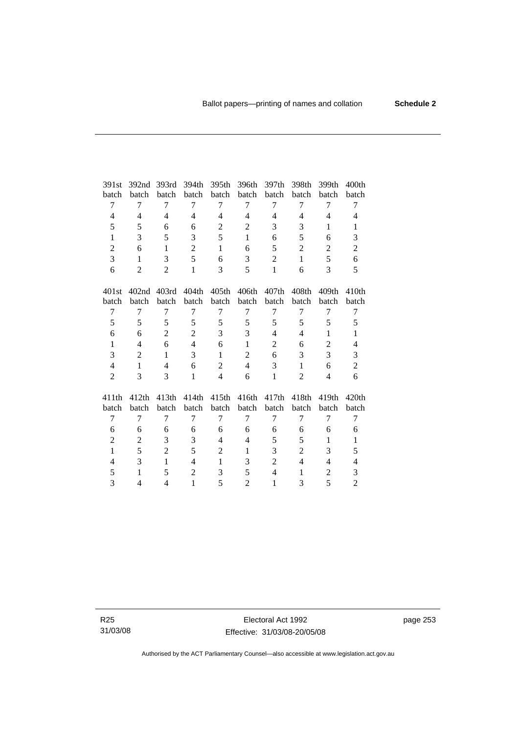| 391st batch | 392nd batch | 393rd batch | 394th batch | 395th batch | 396th batch | 397th batch | 398th batch | 399th batch | 400th batch |
|---|---|---|---|---|---|---|---|---|---|
| 7 | 7 | 7 | 7 | 7 | 7 | 7 | 7 | 7 | 7 |
| 4 | 4 | 4 | 4 | 4 | 4 | 4 | 4 | 4 | 4 |
| 5 | 5 | 6 | 6 | 2 | 2 | 3 | 3 | 1 | 1 |
| 1 | 3 | 5 | 3 | 5 | 1 | 6 | 5 | 6 | 3 |
| 2 | 6 | 1 | 2 | 1 | 6 | 5 | 2 | 2 | 2 |
| 3 | 1 | 3 | 5 | 6 | 3 | 2 | 1 | 5 | 6 |
| 6 | 2 | 2 | 1 | 3 | 5 | 1 | 6 | 3 | 5 |

| 401st batch | 402nd batch | 403rd batch | 404th batch | 405th batch | 406th batch | 407th batch | 408th batch | 409th batch | 410th batch |
|---|---|---|---|---|---|---|---|---|---|
| 7 | 7 | 7 | 7 | 7 | 7 | 7 | 7 | 7 | 7 |
| 5 | 5 | 5 | 5 | 5 | 5 | 5 | 5 | 5 | 5 |
| 6 | 6 | 2 | 2 | 3 | 3 | 4 | 4 | 1 | 1 |
| 1 | 4 | 6 | 4 | 6 | 1 | 2 | 6 | 2 | 4 |
| 3 | 2 | 1 | 3 | 1 | 2 | 6 | 3 | 3 | 3 |
| 4 | 1 | 4 | 6 | 2 | 4 | 3 | 1 | 6 | 2 |
| 2 | 3 | 3 | 1 | 4 | 6 | 1 | 2 | 4 | 6 |

| 411th batch | 412th batch | 413th batch | 414th batch | 415th batch | 416th batch | 417th batch | 418th batch | 419th batch | 420th batch |
|---|---|---|---|---|---|---|---|---|---|
| 7 | 7 | 7 | 7 | 7 | 7 | 7 | 7 | 7 | 7 |
| 6 | 6 | 6 | 6 | 6 | 6 | 6 | 6 | 6 | 6 |
| 2 | 2 | 3 | 3 | 4 | 4 | 5 | 5 | 1 | 1 |
| 1 | 5 | 2 | 5 | 2 | 1 | 3 | 2 | 3 | 5 |
| 4 | 3 | 1 | 4 | 1 | 3 | 2 | 4 | 4 | 4 |
| 5 | 1 | 5 | 2 | 3 | 5 | 4 | 1 | 2 | 3 |
| 3 | 4 | 4 | 1 | 5 | 2 | 1 | 3 | 5 | 2 |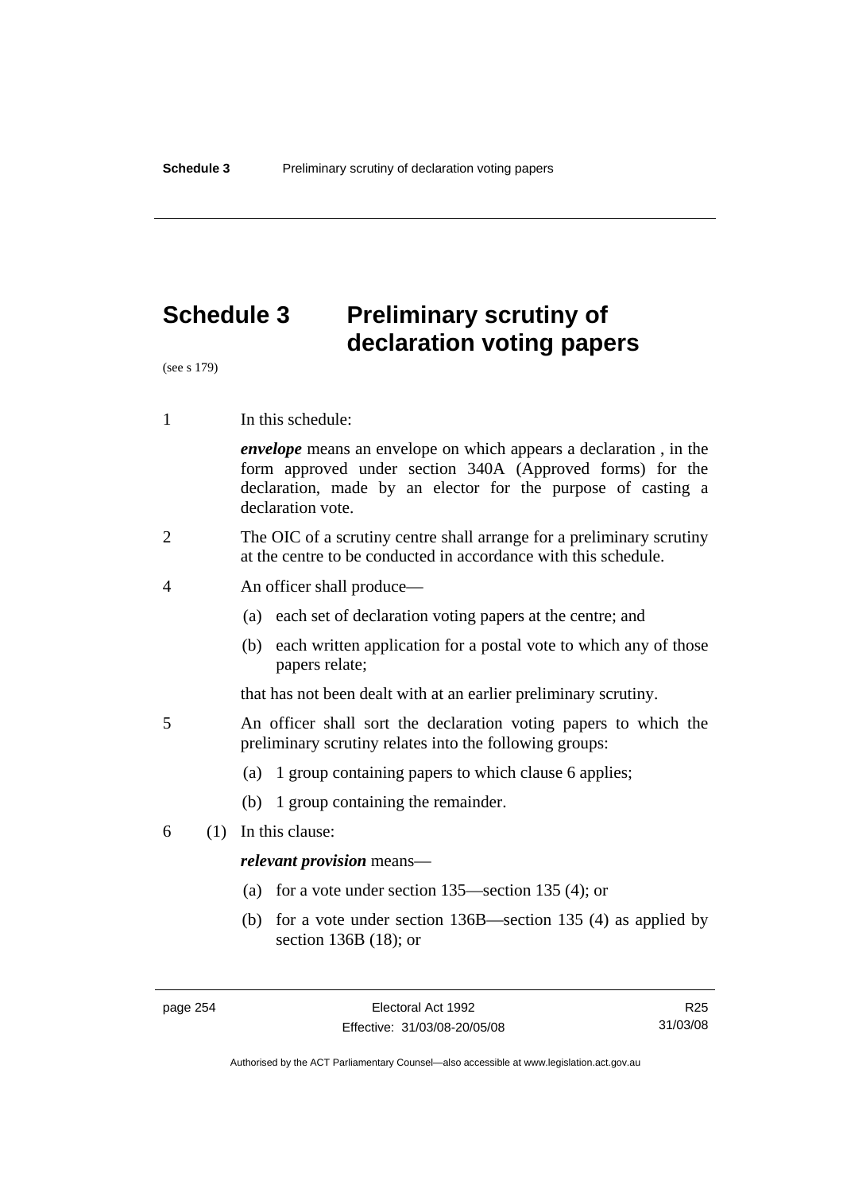# Schedule 3 Preliminary scrutiny of declaration voting papers

(see s 179)

1 In this schedule:

*envelope* means an envelope on which appears a declaration , in the form approved under section 340A (Approved forms) for the declaration, made by an elector for the purpose of casting a declaration vote.

2 The OIC of a scrutiny centre shall arrange for a preliminary scrutiny at the centre to be conducted in accordance with this schedule.

4 An officer shall produce—

(a) each set of declaration voting papers at the centre; and

(b) each written application for a postal vote to which any of those papers relate;

that has not been dealt with at an earlier preliminary scrutiny.

5 An officer shall sort the declaration voting papers to which the preliminary scrutiny relates into the following groups:

(a) 1 group containing papers to which clause 6 applies;

(b) 1 group containing the remainder.

6 (1) In this clause:

*relevant provision* means—

(a) for a vote under section 135—section 135 (4); or

(b) for a vote under section 136B—section 135 (4) as applied by section 136B (18); or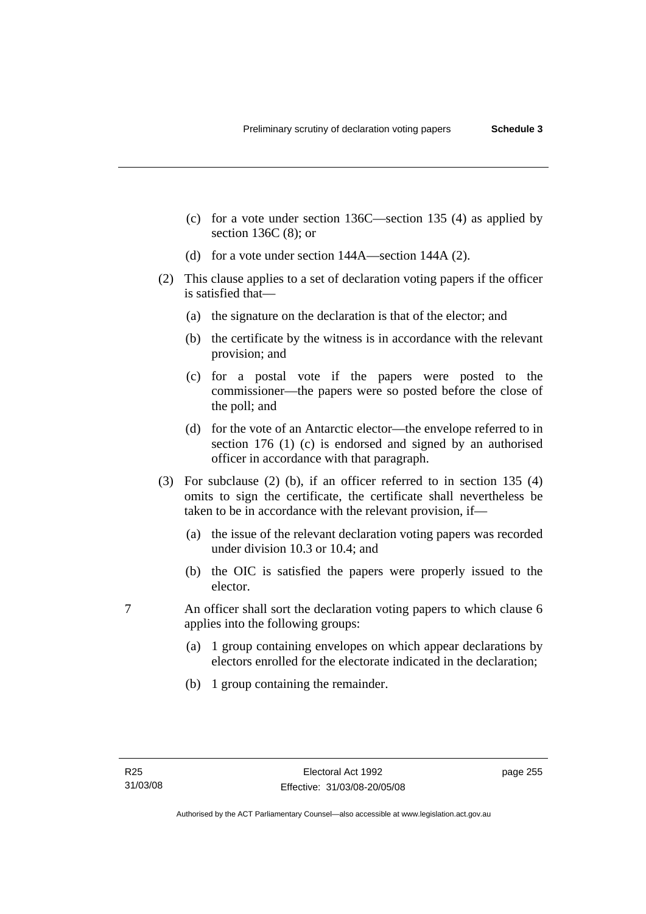(c) for a vote under section 136C—section 135 (4) as applied by section 136C (8); or

(d) for a vote under section 144A—section 144A (2).

(2) This clause applies to a set of declaration voting papers if the officer is satisfied that—

(a) the signature on the declaration is that of the elector; and

(b) the certificate by the witness is in accordance with the relevant provision; and

(c) for a postal vote if the papers were posted to the commissioner—the papers were so posted before the close of the poll; and

(d) for the vote of an Antarctic elector—the envelope referred to in section 176 (1) (c) is endorsed and signed by an authorised officer in accordance with that paragraph.

(3) For subclause (2) (b), if an officer referred to in section 135 (4) omits to sign the certificate, the certificate shall nevertheless be taken to be in accordance with the relevant provision, if—

(a) the issue of the relevant declaration voting papers was recorded under division 10.3 or 10.4; and

(b) the OIC is satisfied the papers were properly issued to the elector.

7 An officer shall sort the declaration voting papers to which clause 6 applies into the following groups:

(a) 1 group containing envelopes on which appear declarations by electors enrolled for the electorate indicated in the declaration;

(b) 1 group containing the remainder.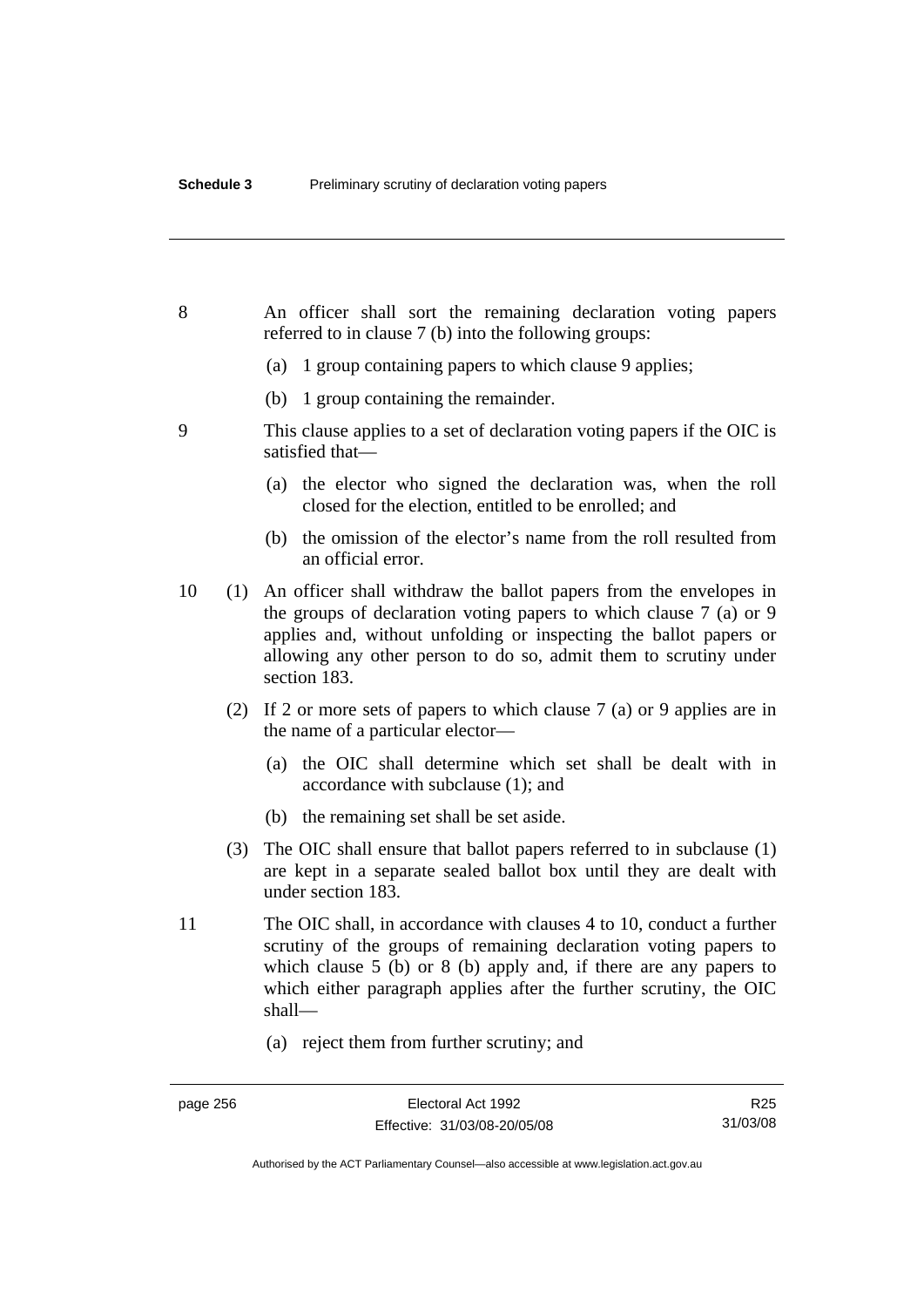8 An officer shall sort the remaining declaration voting papers referred to in clause 7 (b) into the following groups:

(a) 1 group containing papers to which clause 9 applies;

(b) 1 group containing the remainder.

9 This clause applies to a set of declaration voting papers if the OIC is satisfied that—

(a) the elector who signed the declaration was, when the roll closed for the election, entitled to be enrolled; and

(b) the omission of the elector's name from the roll resulted from an official error.

10 (1) An officer shall withdraw the ballot papers from the envelopes in the groups of declaration voting papers to which clause 7 (a) or 9 applies and, without unfolding or inspecting the ballot papers or allowing any other person to do so, admit them to scrutiny under section 183.

(2) If 2 or more sets of papers to which clause 7 (a) or 9 applies are in the name of a particular elector—

(a) the OIC shall determine which set shall be dealt with in accordance with subclause (1); and

(b) the remaining set shall be set aside.

(3) The OIC shall ensure that ballot papers referred to in subclause (1) are kept in a separate sealed ballot box until they are dealt with under section 183.

11 The OIC shall, in accordance with clauses 4 to 10, conduct a further scrutiny of the groups of remaining declaration voting papers to which clause 5 (b) or 8 (b) apply and, if there are any papers to which either paragraph applies after the further scrutiny, the OIC shall—

(a) reject them from further scrutiny; and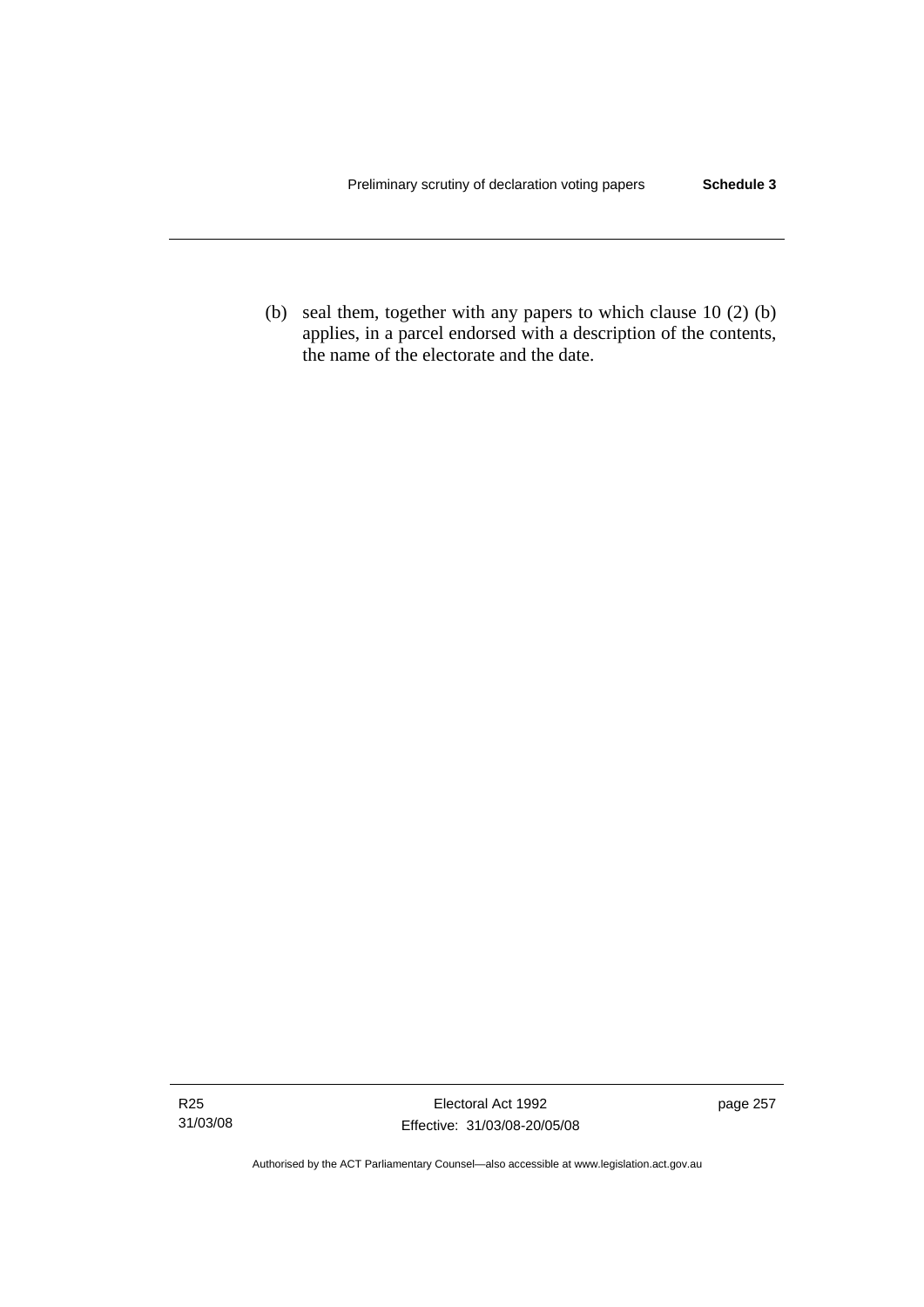(b) seal them, together with any papers to which clause 10 (2) (b) applies, in a parcel endorsed with a description of the contents, the name of the electorate and the date.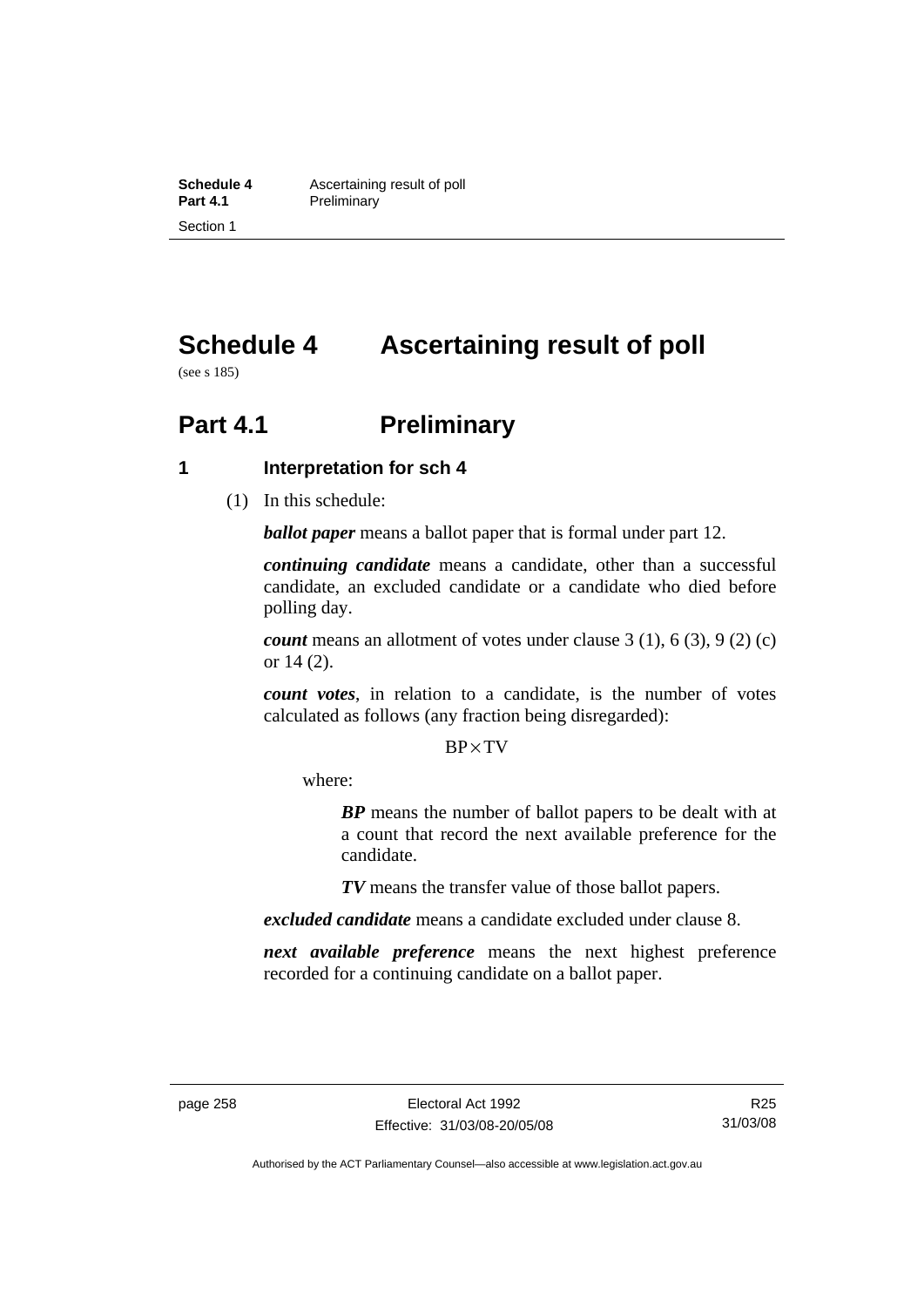# Schedule 4 Ascertaining result of poll

(see s 185)

## Part 4.1 Preliminary

### 1 Interpretation for sch 4

(1) In this schedule:

***ballot paper*** means a ballot paper that is formal under part 12.

***continuing candidate*** means a candidate, other than a successful candidate, an excluded candidate or a candidate who died before polling day.

***count*** means an allotment of votes under clause 3 (1), 6 (3), 9 (2) (c) or 14 (2).

***count votes***, in relation to a candidate, is the number of votes calculated as follows (any fraction being disregarded):

$$BP \times TV$$

where:

> ***BP*** means the number of ballot papers to be dealt with at a count that record the next available preference for the candidate.
>
> ***TV*** means the transfer value of those ballot papers.

***excluded candidate*** means a candidate excluded under clause 8.

***next available preference*** means the next highest preference recorded for a continuing candidate on a ballot paper.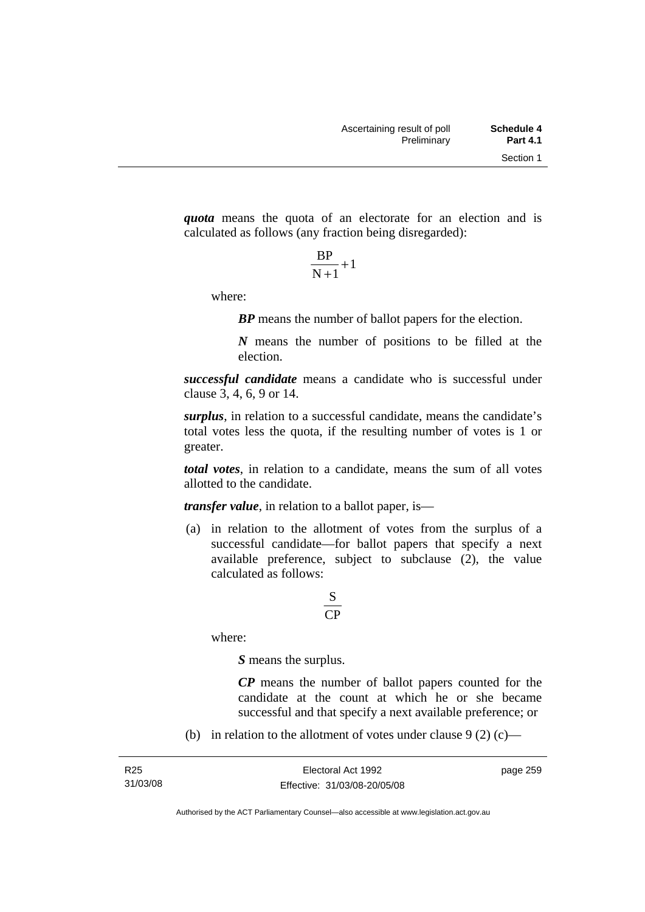***quota*** means the quota of an electorate for an election and is calculated as follows (any fraction being disregarded):

$$\frac{BP}{N+1}+1$$

where:

***BP*** means the number of ballot papers for the election.

***N*** means the number of positions to be filled at the election.

***successful candidate*** means a candidate who is successful under clause 3, 4, 6, 9 or 14.

***surplus***, in relation to a successful candidate, means the candidate's total votes less the quota, if the resulting number of votes is 1 or greater.

***total votes***, in relation to a candidate, means the sum of all votes allotted to the candidate.

***transfer value***, in relation to a ballot paper, is—

(a) in relation to the allotment of votes from the surplus of a successful candidate—for ballot papers that specify a next available preference, subject to subclause (2), the value calculated as follows:

$$\frac{S}{CP}$$

where:

***S*** means the surplus.

***CP*** means the number of ballot papers counted for the candidate at the count at which he or she became successful and that specify a next available preference; or

(b) in relation to the allotment of votes under clause 9 (2) (c)—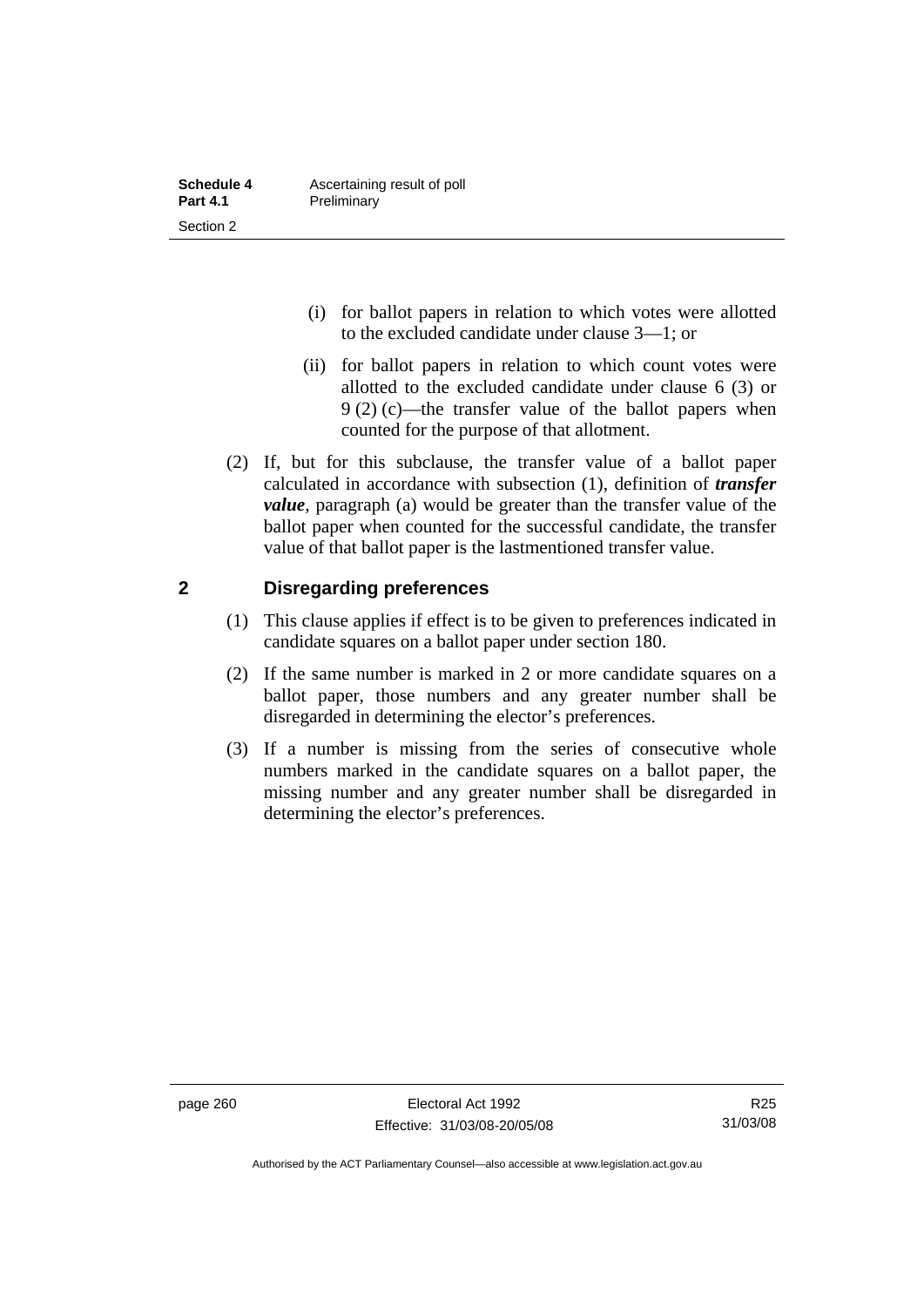(i) for ballot papers in relation to which votes were allotted to the excluded candidate under clause 3—1; or

(ii) for ballot papers in relation to which count votes were allotted to the excluded candidate under clause 6 (3) or 9 (2) (c)—the transfer value of the ballot papers when counted for the purpose of that allotment.

(2) If, but for this subclause, the transfer value of a ballot paper calculated in accordance with subsection (1), definition of ***transfer value***, paragraph (a) would be greater than the transfer value of the ballot paper when counted for the successful candidate, the transfer value of that ballot paper is the lastmentioned transfer value.

## 2 Disregarding preferences

(1) This clause applies if effect is to be given to preferences indicated in candidate squares on a ballot paper under section 180.

(2) If the same number is marked in 2 or more candidate squares on a ballot paper, those numbers and any greater number shall be disregarded in determining the elector's preferences.

(3) If a number is missing from the series of consecutive whole numbers marked in the candidate squares on a ballot paper, the missing number and any greater number shall be disregarded in determining the elector's preferences.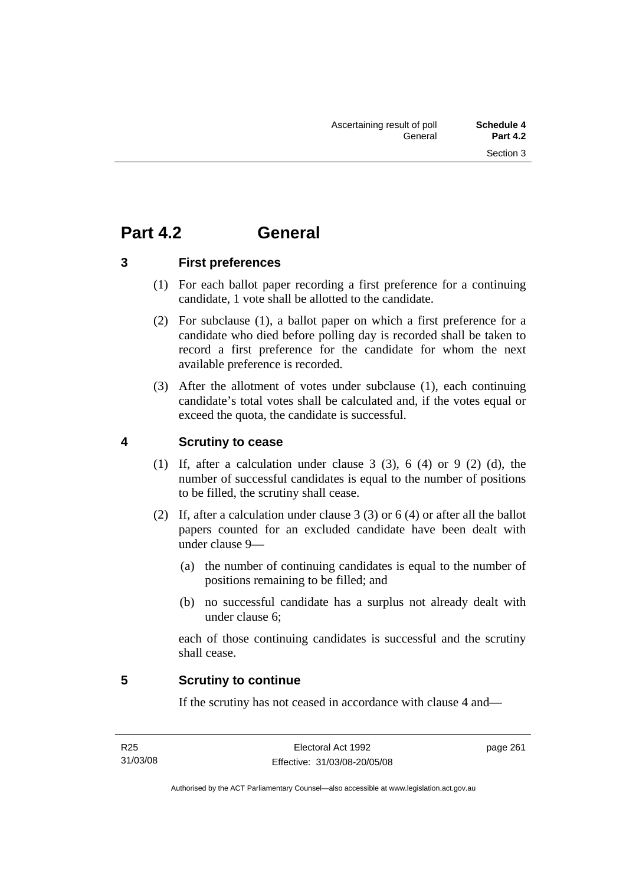# Part 4.2 General

## 3 First preferences

(1) For each ballot paper recording a first preference for a continuing candidate, 1 vote shall be allotted to the candidate.

(2) For subclause (1), a ballot paper on which a first preference for a candidate who died before polling day is recorded shall be taken to record a first preference for the candidate for whom the next available preference is recorded.

(3) After the allotment of votes under subclause (1), each continuing candidate's total votes shall be calculated and, if the votes equal or exceed the quota, the candidate is successful.

## 4 Scrutiny to cease

(1) If, after a calculation under clause 3 (3), 6 (4) or 9 (2) (d), the number of successful candidates is equal to the number of positions to be filled, the scrutiny shall cease.

(2) If, after a calculation under clause 3 (3) or 6 (4) or after all the ballot papers counted for an excluded candidate have been dealt with under clause 9—

(a) the number of continuing candidates is equal to the number of positions remaining to be filled; and

(b) no successful candidate has a surplus not already dealt with under clause 6;

each of those continuing candidates is successful and the scrutiny shall cease.

## 5 Scrutiny to continue

If the scrutiny has not ceased in accordance with clause 4 and—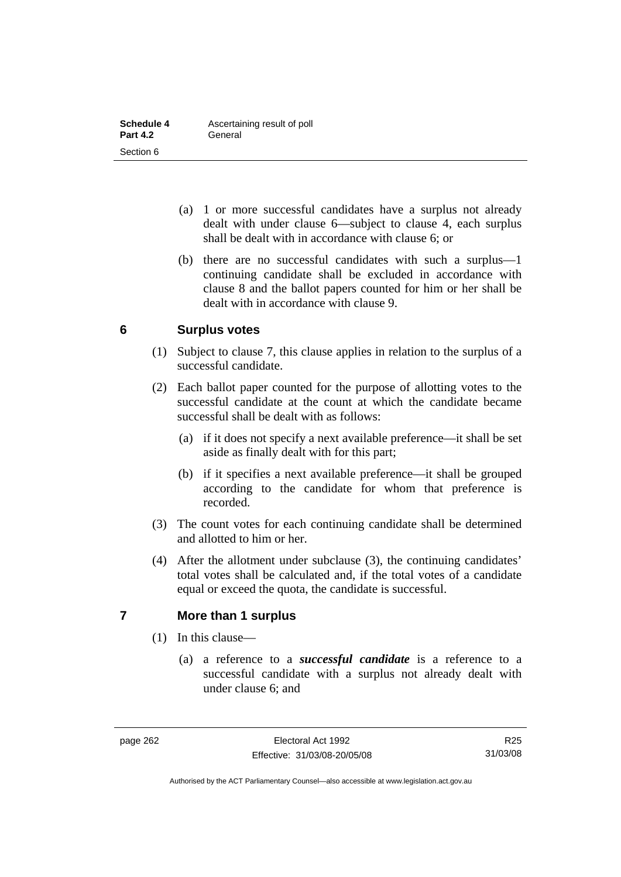(a) 1 or more successful candidates have a surplus not already dealt with under clause 6—subject to clause 4, each surplus shall be dealt with in accordance with clause 6; or

(b) there are no successful candidates with such a surplus—1 continuing candidate shall be excluded in accordance with clause 8 and the ballot papers counted for him or her shall be dealt with in accordance with clause 9.

## 6 Surplus votes

(1) Subject to clause 7, this clause applies in relation to the surplus of a successful candidate.

(2) Each ballot paper counted for the purpose of allotting votes to the successful candidate at the count at which the candidate became successful shall be dealt with as follows:

(a) if it does not specify a next available preference—it shall be set aside as finally dealt with for this part;

(b) if it specifies a next available preference—it shall be grouped according to the candidate for whom that preference is recorded.

(3) The count votes for each continuing candidate shall be determined and allotted to him or her.

(4) After the allotment under subclause (3), the continuing candidates' total votes shall be calculated and, if the total votes of a candidate equal or exceed the quota, the candidate is successful.

## 7 More than 1 surplus

(1) In this clause—

(a) a reference to a ***successful candidate*** is a reference to a successful candidate with a surplus not already dealt with under clause 6; and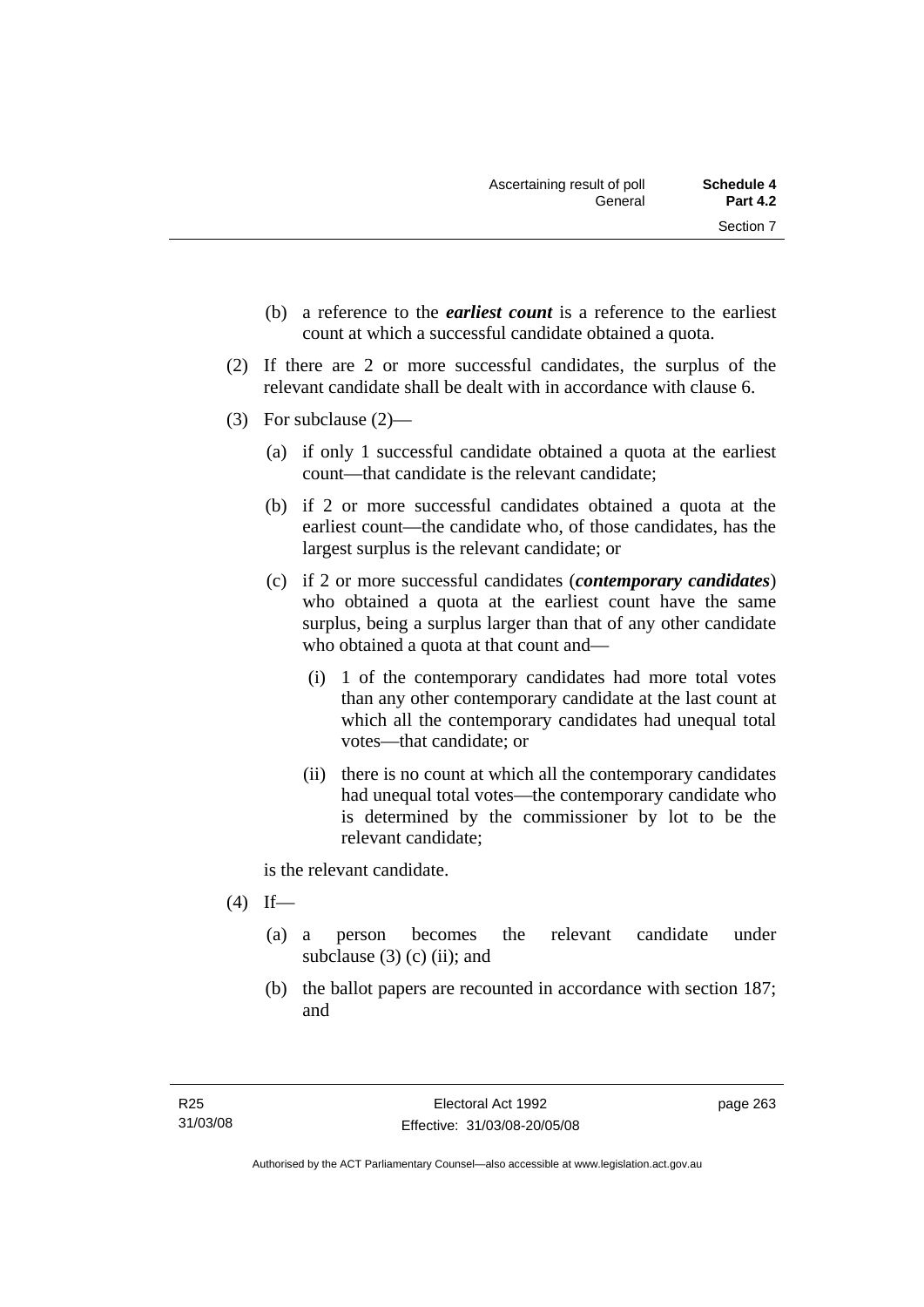(b) a reference to the ***earliest count*** is a reference to the earliest count at which a successful candidate obtained a quota.

(2) If there are 2 or more successful candidates, the surplus of the relevant candidate shall be dealt with in accordance with clause 6.

(3) For subclause (2)—

(a) if only 1 successful candidate obtained a quota at the earliest count—that candidate is the relevant candidate;

(b) if 2 or more successful candidates obtained a quota at the earliest count—the candidate who, of those candidates, has the largest surplus is the relevant candidate; or

(c) if 2 or more successful candidates (***contemporary candidates***) who obtained a quota at the earliest count have the same surplus, being a surplus larger than that of any other candidate who obtained a quota at that count and—

(i) 1 of the contemporary candidates had more total votes than any other contemporary candidate at the last count at which all the contemporary candidates had unequal total votes—that candidate; or

(ii) there is no count at which all the contemporary candidates had unequal total votes—the contemporary candidate who is determined by the commissioner by lot to be the relevant candidate;

is the relevant candidate.

(4) If—

(a) a person becomes the relevant candidate under subclause (3) (c) (ii); and

(b) the ballot papers are recounted in accordance with section 187; and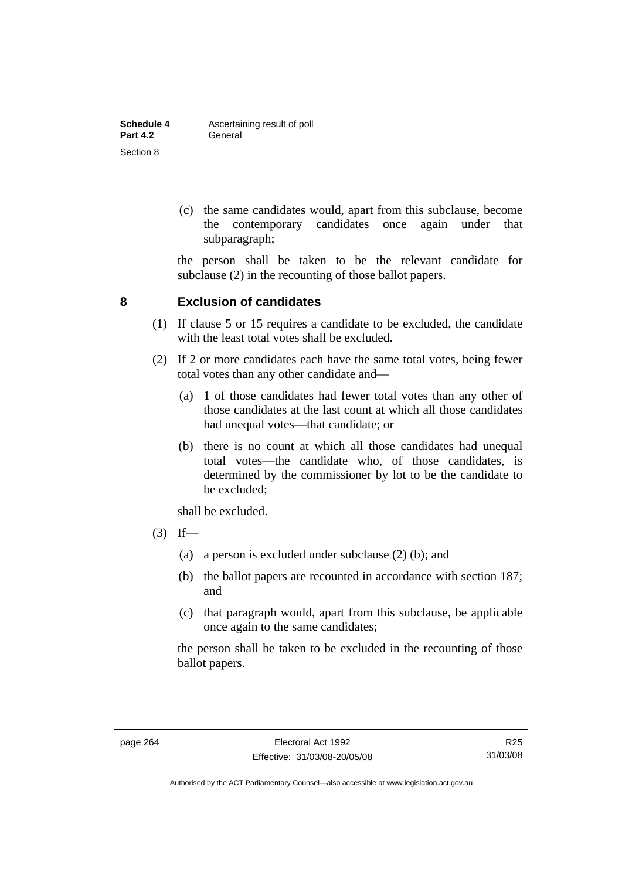(c) the same candidates would, apart from this subclause, become the contemporary candidates once again under that subparagraph;

the person shall be taken to be the relevant candidate for subclause (2) in the recounting of those ballot papers.

## 8 Exclusion of candidates

(1) If clause 5 or 15 requires a candidate to be excluded, the candidate with the least total votes shall be excluded.

(2) If 2 or more candidates each have the same total votes, being fewer total votes than any other candidate and—

(a) 1 of those candidates had fewer total votes than any other of those candidates at the last count at which all those candidates had unequal votes—that candidate; or

(b) there is no count at which all those candidates had unequal total votes—the candidate who, of those candidates, is determined by the commissioner by lot to be the candidate to be excluded;

shall be excluded.

(3) If—

(a) a person is excluded under subclause (2) (b); and

(b) the ballot papers are recounted in accordance with section 187; and

(c) that paragraph would, apart from this subclause, be applicable once again to the same candidates;

the person shall be taken to be excluded in the recounting of those ballot papers.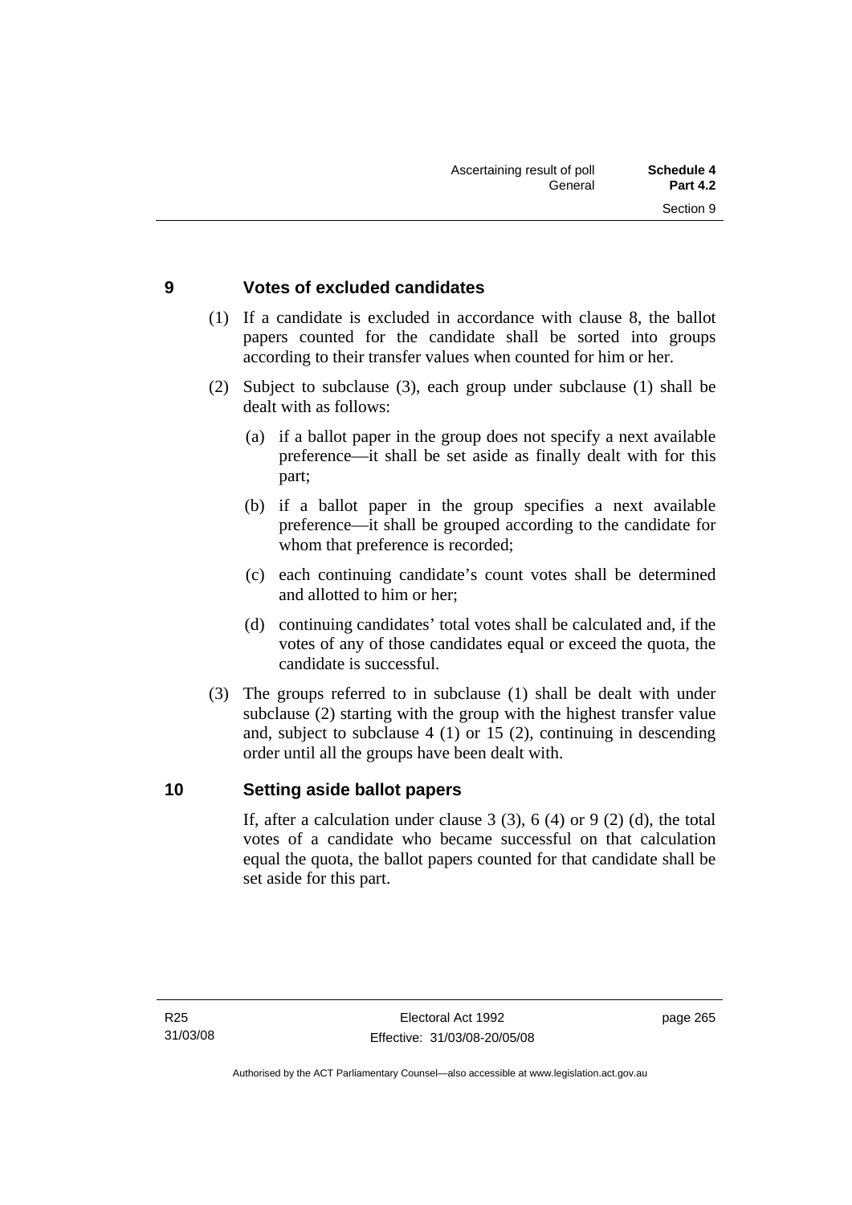## 9 Votes of excluded candidates

(1) If a candidate is excluded in accordance with clause 8, the ballot papers counted for the candidate shall be sorted into groups according to their transfer values when counted for him or her.

(2) Subject to subclause (3), each group under subclause (1) shall be dealt with as follows:

(a) if a ballot paper in the group does not specify a next available preference—it shall be set aside as finally dealt with for this part;

(b) if a ballot paper in the group specifies a next available preference—it shall be grouped according to the candidate for whom that preference is recorded;

(c) each continuing candidate's count votes shall be determined and allotted to him or her;

(d) continuing candidates' total votes shall be calculated and, if the votes of any of those candidates equal or exceed the quota, the candidate is successful.

(3) The groups referred to in subclause (1) shall be dealt with under subclause (2) starting with the group with the highest transfer value and, subject to subclause 4 (1) or 15 (2), continuing in descending order until all the groups have been dealt with.

## 10 Setting aside ballot papers

If, after a calculation under clause 3 (3), 6 (4) or 9 (2) (d), the total votes of a candidate who became successful on that calculation equal the quota, the ballot papers counted for that candidate shall be set aside for this part.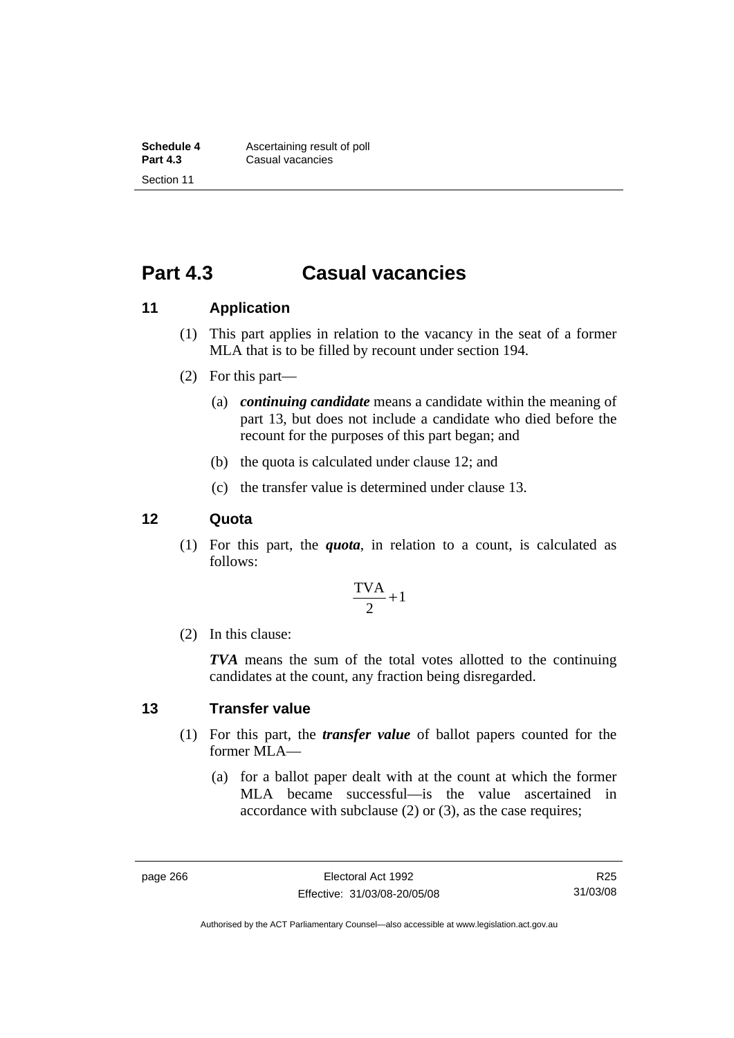# Part 4.3 Casual vacancies

## 11 Application

(1) This part applies in relation to the vacancy in the seat of a former MLA that is to be filled by recount under section 194.

(2) For this part—

(a) ***continuing candidate*** means a candidate within the meaning of part 13, but does not include a candidate who died before the recount for the purposes of this part began; and

(b) the quota is calculated under clause 12; and

(c) the transfer value is determined under clause 13.

## 12 Quota

(1) For this part, the ***quota***, in relation to a count, is calculated as follows:

$$\frac{\text{TVA}}{2} + 1$$

(2) In this clause:

***TVA*** means the sum of the total votes allotted to the continuing candidates at the count, any fraction being disregarded.

## 13 Transfer value

(1) For this part, the ***transfer value*** of ballot papers counted for the former MLA—

(a) for a ballot paper dealt with at the count at which the former MLA became successful—is the value ascertained in accordance with subclause (2) or (3), as the case requires;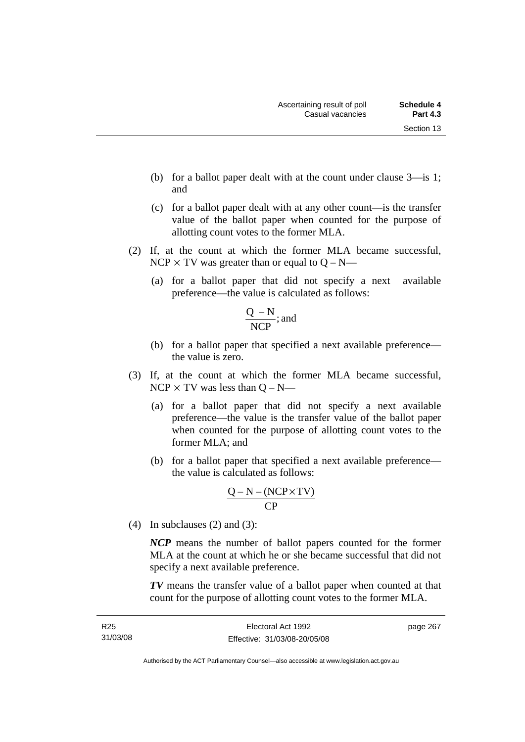(b) for a ballot paper dealt with at the count under clause 3—is 1; and

(c) for a ballot paper dealt with at any other count—is the transfer value of the ballot paper when counted for the purpose of allotting count votes to the former MLA.

(2) If, at the count at which the former MLA became successful, $NCP \times TV$ was greater than or equal to $Q - N$—

(a) for a ballot paper that did not specify a next available preference—the value is calculated as follows:

$$\frac{Q - N}{NCP}\text{; and}$$

(b) for a ballot paper that specified a next available preference—the value is zero.

(3) If, at the count at which the former MLA became successful, $NCP \times TV$ was less than $Q - N$—

(a) for a ballot paper that did not specify a next available preference—the value is the transfer value of the ballot paper when counted for the purpose of allotting count votes to the former MLA; and

(b) for a ballot paper that specified a next available preference—the value is calculated as follows:

$$\frac{Q - N - (NCP \times TV)}{CP}$$

(4) In subclauses (2) and (3):

***NCP*** means the number of ballot papers counted for the former MLA at the count at which he or she became successful that did not specify a next available preference.

***TV*** means the transfer value of a ballot paper when counted at that count for the purpose of allotting count votes to the former MLA.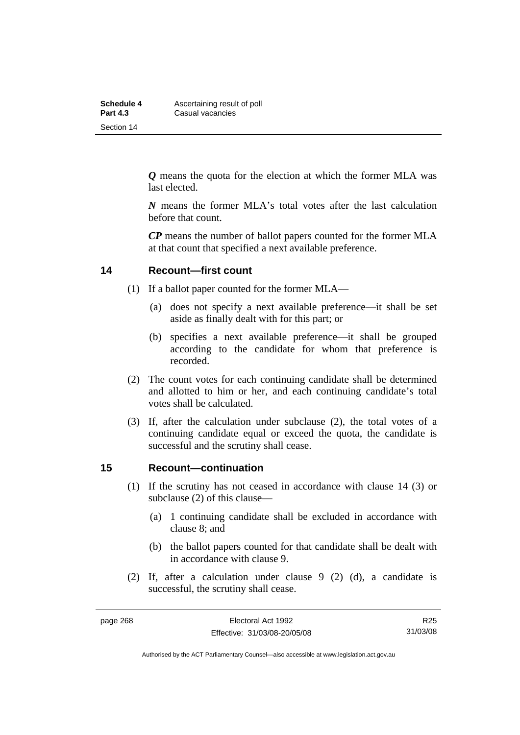***Q*** means the quota for the election at which the former MLA was last elected.

***N*** means the former MLA's total votes after the last calculation before that count.

***CP*** means the number of ballot papers counted for the former MLA at that count that specified a next available preference.

## 14 Recount—first count

(1) If a ballot paper counted for the former MLA—

(a) does not specify a next available preference—it shall be set aside as finally dealt with for this part; or

(b) specifies a next available preference—it shall be grouped according to the candidate for whom that preference is recorded.

(2) The count votes for each continuing candidate shall be determined and allotted to him or her, and each continuing candidate's total votes shall be calculated.

(3) If, after the calculation under subclause (2), the total votes of a continuing candidate equal or exceed the quota, the candidate is successful and the scrutiny shall cease.

## 15 Recount—continuation

(1) If the scrutiny has not ceased in accordance with clause 14 (3) or subclause (2) of this clause—

(a) 1 continuing candidate shall be excluded in accordance with clause 8; and

(b) the ballot papers counted for that candidate shall be dealt with in accordance with clause 9.

(2) If, after a calculation under clause 9 (2) (d), a candidate is successful, the scrutiny shall cease.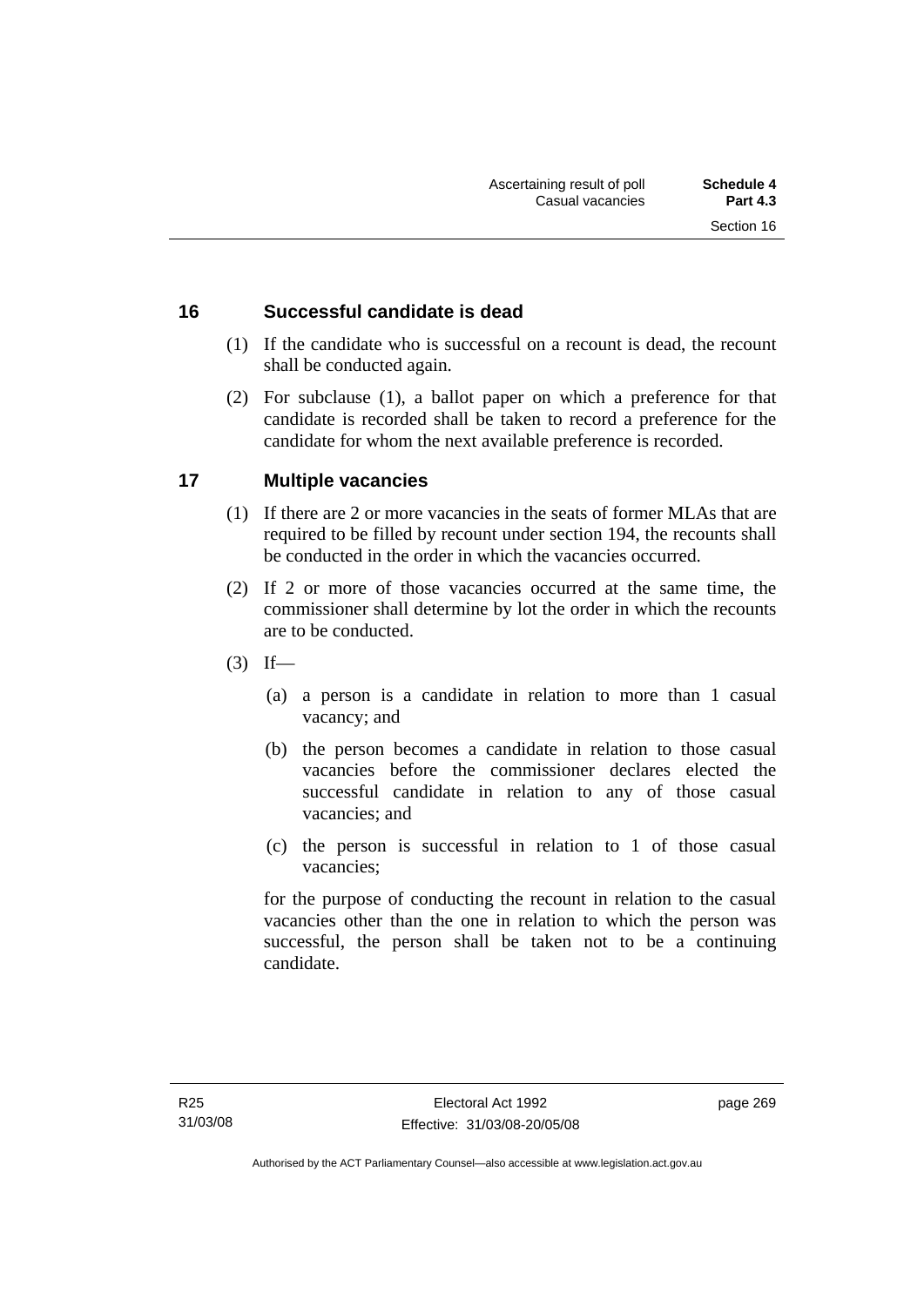## 16 Successful candidate is dead

(1) If the candidate who is successful on a recount is dead, the recount shall be conducted again.

(2) For subclause (1), a ballot paper on which a preference for that candidate is recorded shall be taken to record a preference for the candidate for whom the next available preference is recorded.

## 17 Multiple vacancies

(1) If there are 2 or more vacancies in the seats of former MLAs that are required to be filled by recount under section 194, the recounts shall be conducted in the order in which the vacancies occurred.

(2) If 2 or more of those vacancies occurred at the same time, the commissioner shall determine by lot the order in which the recounts are to be conducted.

(3) If—

- (a) a person is a candidate in relation to more than 1 casual vacancy; and
- (b) the person becomes a candidate in relation to those casual vacancies before the commissioner declares elected the successful candidate in relation to any of those casual vacancies; and
- (c) the person is successful in relation to 1 of those casual vacancies;

for the purpose of conducting the recount in relation to the casual vacancies other than the one in relation to which the person was successful, the person shall be taken not to be a continuing candidate.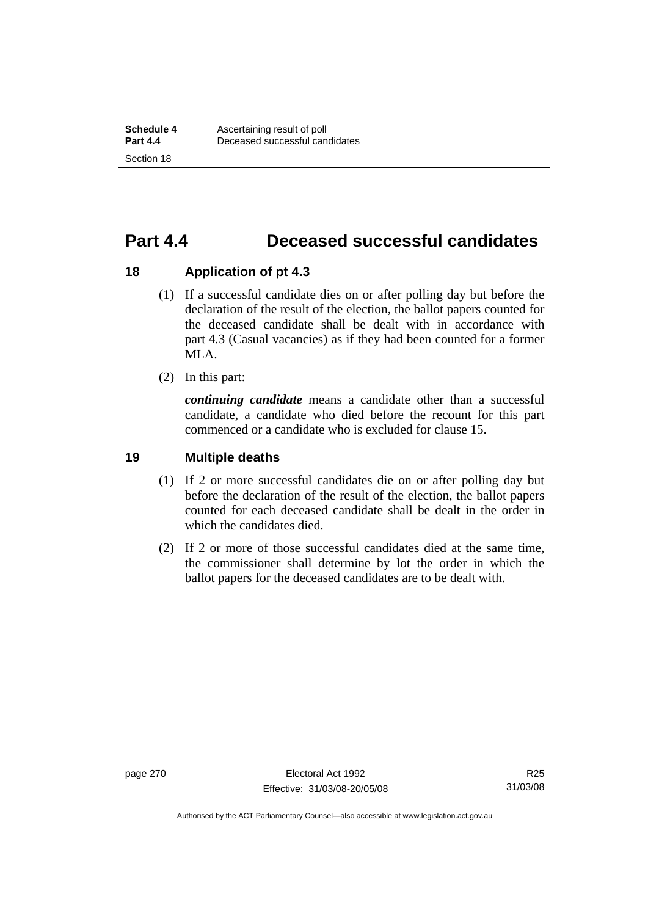# Part 4.4 Deceased successful candidates

## 18 Application of pt 4.3

(1) If a successful candidate dies on or after polling day but before the declaration of the result of the election, the ballot papers counted for the deceased candidate shall be dealt with in accordance with part 4.3 (Casual vacancies) as if they had been counted for a former MLA.

(2) In this part:

***continuing candidate*** means a candidate other than a successful candidate, a candidate who died before the recount for this part commenced or a candidate who is excluded for clause 15.

## 19 Multiple deaths

(1) If 2 or more successful candidates die on or after polling day but before the declaration of the result of the election, the ballot papers counted for each deceased candidate shall be dealt in the order in which the candidates died.

(2) If 2 or more of those successful candidates died at the same time, the commissioner shall determine by lot the order in which the ballot papers for the deceased candidates are to be dealt with.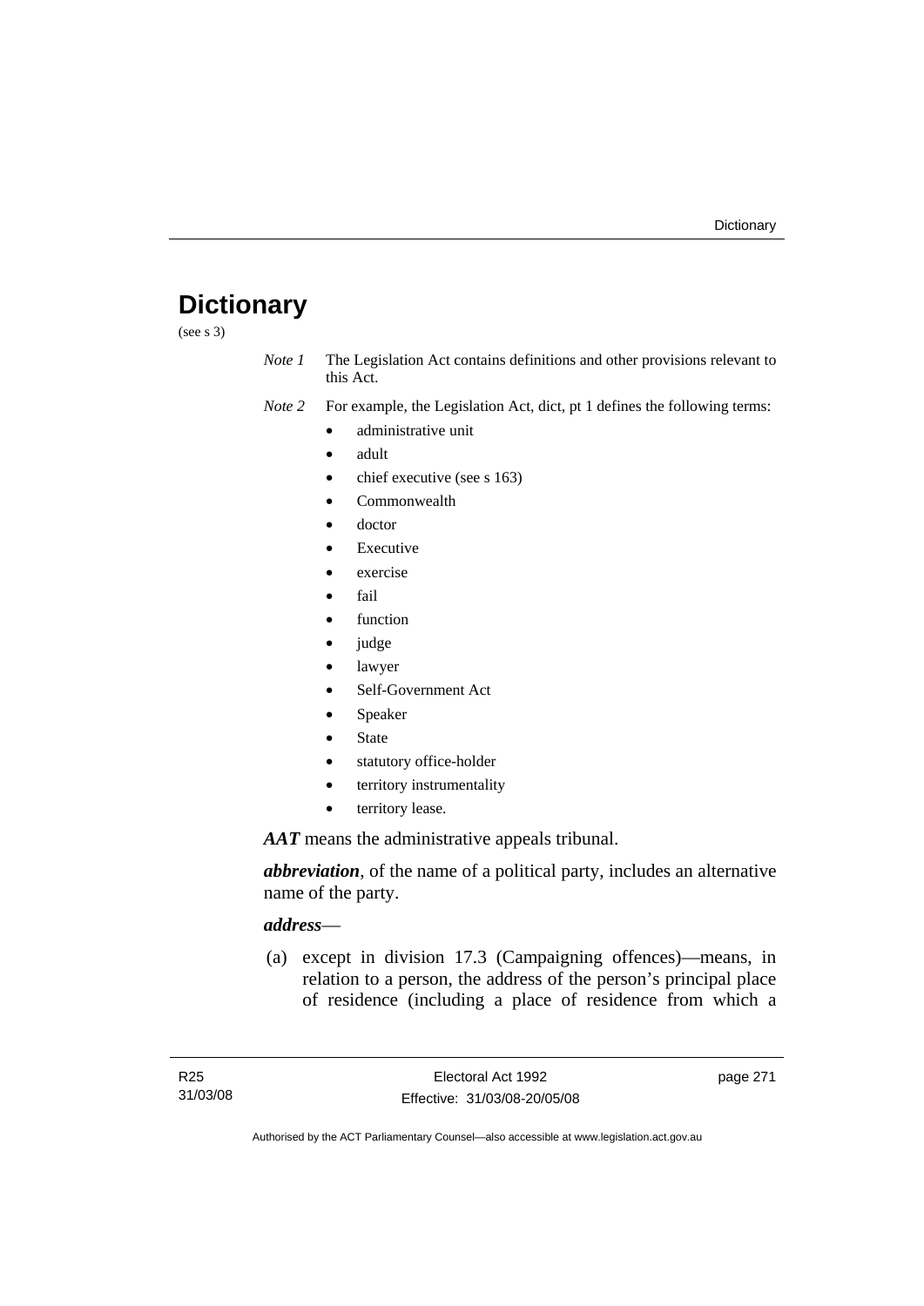# Dictionary

(see s 3)

*Note 1* The Legislation Act contains definitions and other provisions relevant to this Act.

*Note 2* For example, the Legislation Act, dict, pt 1 defines the following terms:

- administrative unit
- adult
- chief executive (see s 163)
- Commonwealth
- doctor
- Executive
- exercise
- fail
- function
- judge
- lawyer
- Self-Government Act
- Speaker
- State
- statutory office-holder
- territory instrumentality
- territory lease.

***AAT*** means the administrative appeals tribunal.

***abbreviation***, of the name of a political party, includes an alternative name of the party.

***address***—

(a) except in division 17.3 (Campaigning offences)—means, in relation to a person, the address of the person's principal place of residence (including a place of residence from which a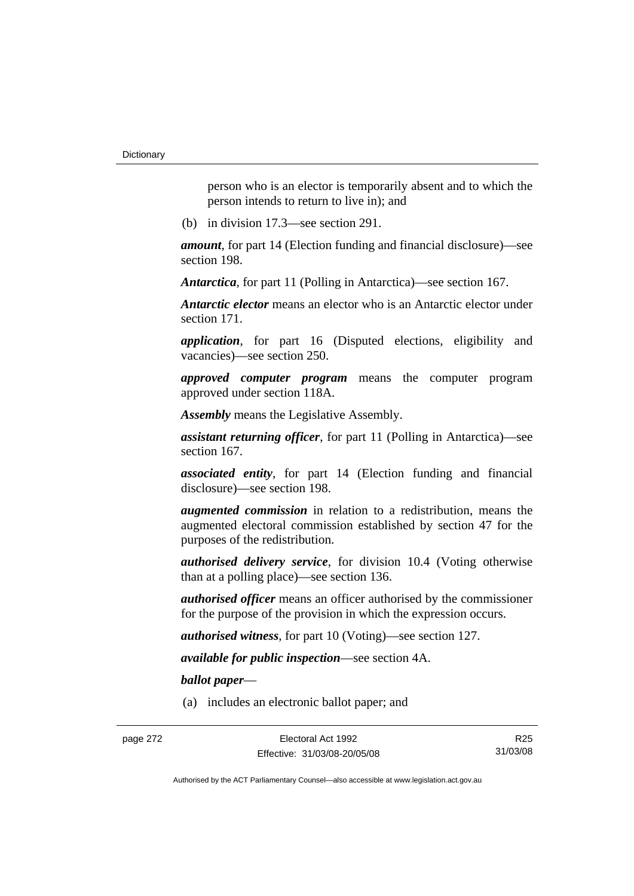person who is an elector is temporarily absent and to which the person intends to return to live in); and

(b) in division 17.3—see section 291.

***amount***, for part 14 (Election funding and financial disclosure)—see section 198.

***Antarctica***, for part 11 (Polling in Antarctica)—see section 167.

***Antarctic elector*** means an elector who is an Antarctic elector under section 171.

***application***, for part 16 (Disputed elections, eligibility and vacancies)—see section 250.

***approved computer program*** means the computer program approved under section 118A.

***Assembly*** means the Legislative Assembly.

***assistant returning officer***, for part 11 (Polling in Antarctica)—see section 167.

***associated entity***, for part 14 (Election funding and financial disclosure)—see section 198.

***augmented commission*** in relation to a redistribution, means the augmented electoral commission established by section 47 for the purposes of the redistribution.

***authorised delivery service***, for division 10.4 (Voting otherwise than at a polling place)—see section 136.

***authorised officer*** means an officer authorised by the commissioner for the purpose of the provision in which the expression occurs.

***authorised witness***, for part 10 (Voting)—see section 127.

***available for public inspection***—see section 4A.

***ballot paper***—

(a) includes an electronic ballot paper; and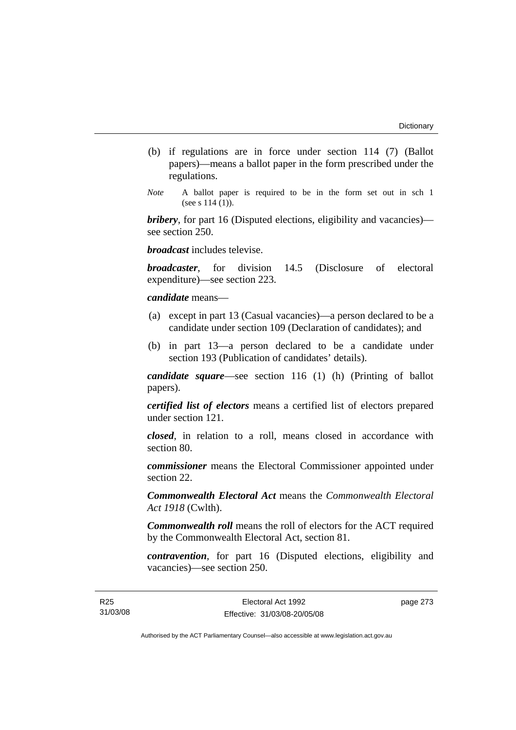(b) if regulations are in force under section 114 (7) (Ballot papers)—means a ballot paper in the form prescribed under the regulations.

*Note* A ballot paper is required to be in the form set out in sch 1 (see s 114 (1)).

***bribery***, for part 16 (Disputed elections, eligibility and vacancies)—see section 250.

***broadcast*** includes televise.

***broadcaster***, for division 14.5 (Disclosure of electoral expenditure)—see section 223.

***candidate*** means—

(a) except in part 13 (Casual vacancies)—a person declared to be a candidate under section 109 (Declaration of candidates); and

(b) in part 13—a person declared to be a candidate under section 193 (Publication of candidates' details).

***candidate square***—see section 116 (1) (h) (Printing of ballot papers).

***certified list of electors*** means a certified list of electors prepared under section 121.

***closed***, in relation to a roll, means closed in accordance with section 80.

***commissioner*** means the Electoral Commissioner appointed under section 22.

***Commonwealth Electoral Act*** means the *Commonwealth Electoral Act 1918* (Cwlth).

***Commonwealth roll*** means the roll of electors for the ACT required by the Commonwealth Electoral Act, section 81.

***contravention***, for part 16 (Disputed elections, eligibility and vacancies)—see section 250.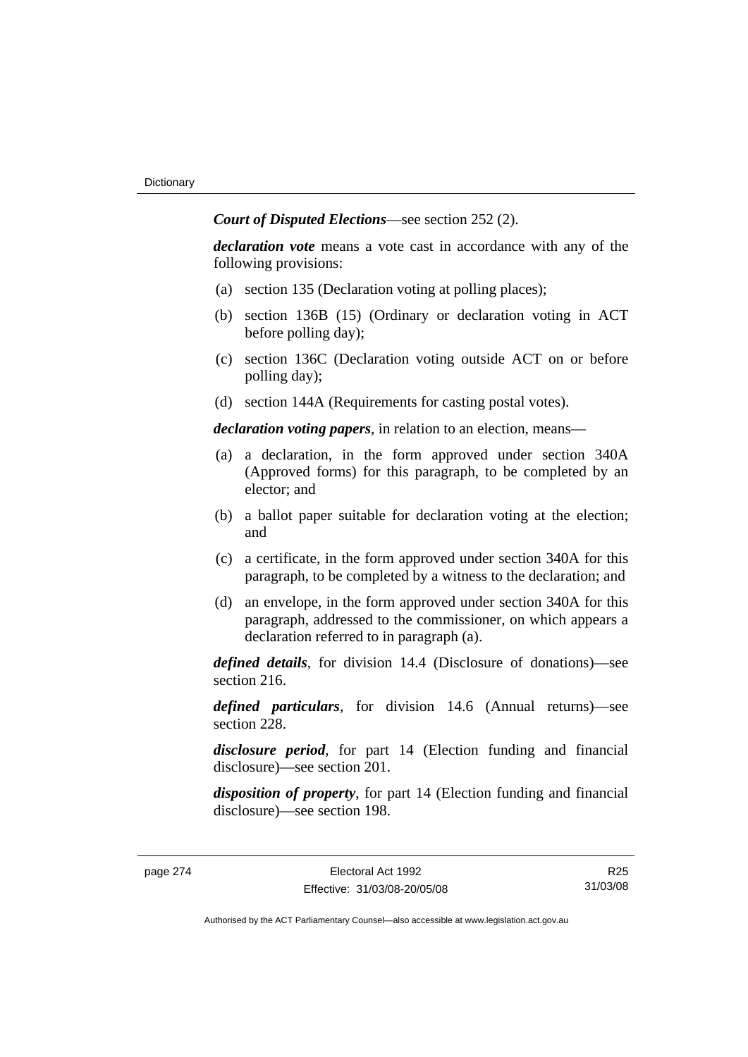***Court of Disputed Elections***—see section 252 (2).

***declaration vote*** means a vote cast in accordance with any of the following provisions:

(a) section 135 (Declaration voting at polling places);

(b) section 136B (15) (Ordinary or declaration voting in ACT before polling day);

(c) section 136C (Declaration voting outside ACT on or before polling day);

(d) section 144A (Requirements for casting postal votes).

***declaration voting papers***, in relation to an election, means—

(a) a declaration, in the form approved under section 340A (Approved forms) for this paragraph, to be completed by an elector; and

(b) a ballot paper suitable for declaration voting at the election; and

(c) a certificate, in the form approved under section 340A for this paragraph, to be completed by a witness to the declaration; and

(d) an envelope, in the form approved under section 340A for this paragraph, addressed to the commissioner, on which appears a declaration referred to in paragraph (a).

***defined details***, for division 14.4 (Disclosure of donations)—see section 216.

***defined particulars***, for division 14.6 (Annual returns)—see section 228.

***disclosure period***, for part 14 (Election funding and financial disclosure)—see section 201.

***disposition of property***, for part 14 (Election funding and financial disclosure)—see section 198.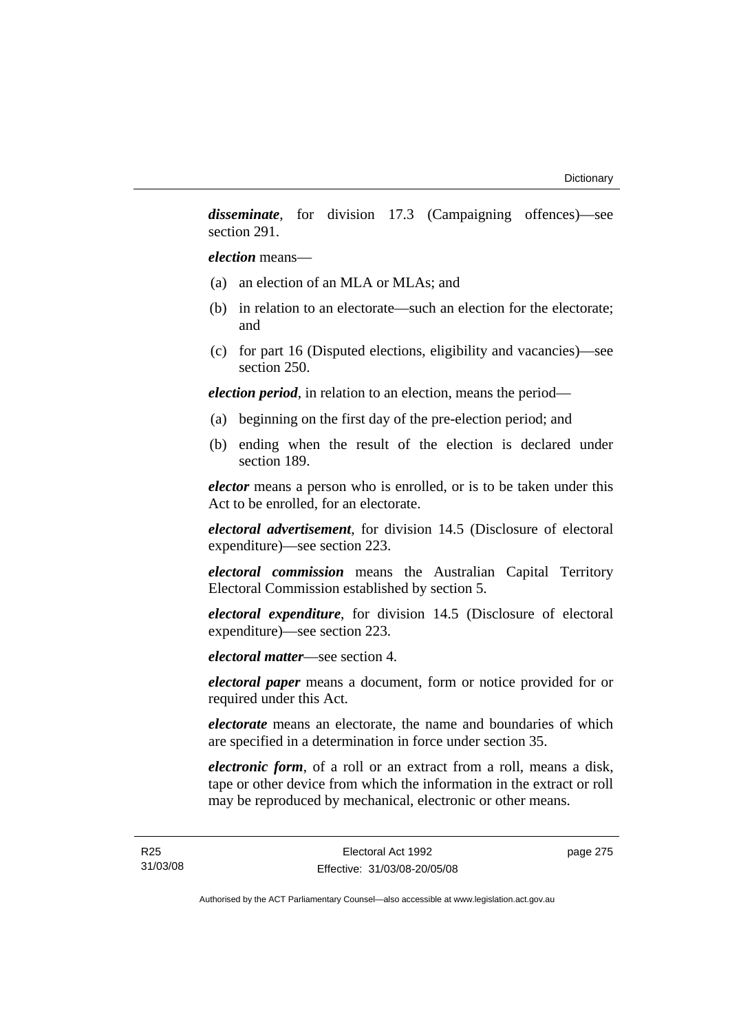***disseminate***, for division 17.3 (Campaigning offences)—see section 291.

***election*** means—

(a) an election of an MLA or MLAs; and

(b) in relation to an electorate—such an election for the electorate; and

(c) for part 16 (Disputed elections, eligibility and vacancies)—see section 250.

***election period***, in relation to an election, means the period—

(a) beginning on the first day of the pre-election period; and

(b) ending when the result of the election is declared under section 189.

***elector*** means a person who is enrolled, or is to be taken under this Act to be enrolled, for an electorate.

***electoral advertisement***, for division 14.5 (Disclosure of electoral expenditure)—see section 223.

***electoral commission*** means the Australian Capital Territory Electoral Commission established by section 5.

***electoral expenditure***, for division 14.5 (Disclosure of electoral expenditure)—see section 223.

***electoral matter***—see section 4.

***electoral paper*** means a document, form or notice provided for or required under this Act.

***electorate*** means an electorate, the name and boundaries of which are specified in a determination in force under section 35.

***electronic form***, of a roll or an extract from a roll, means a disk, tape or other device from which the information in the extract or roll may be reproduced by mechanical, electronic or other means.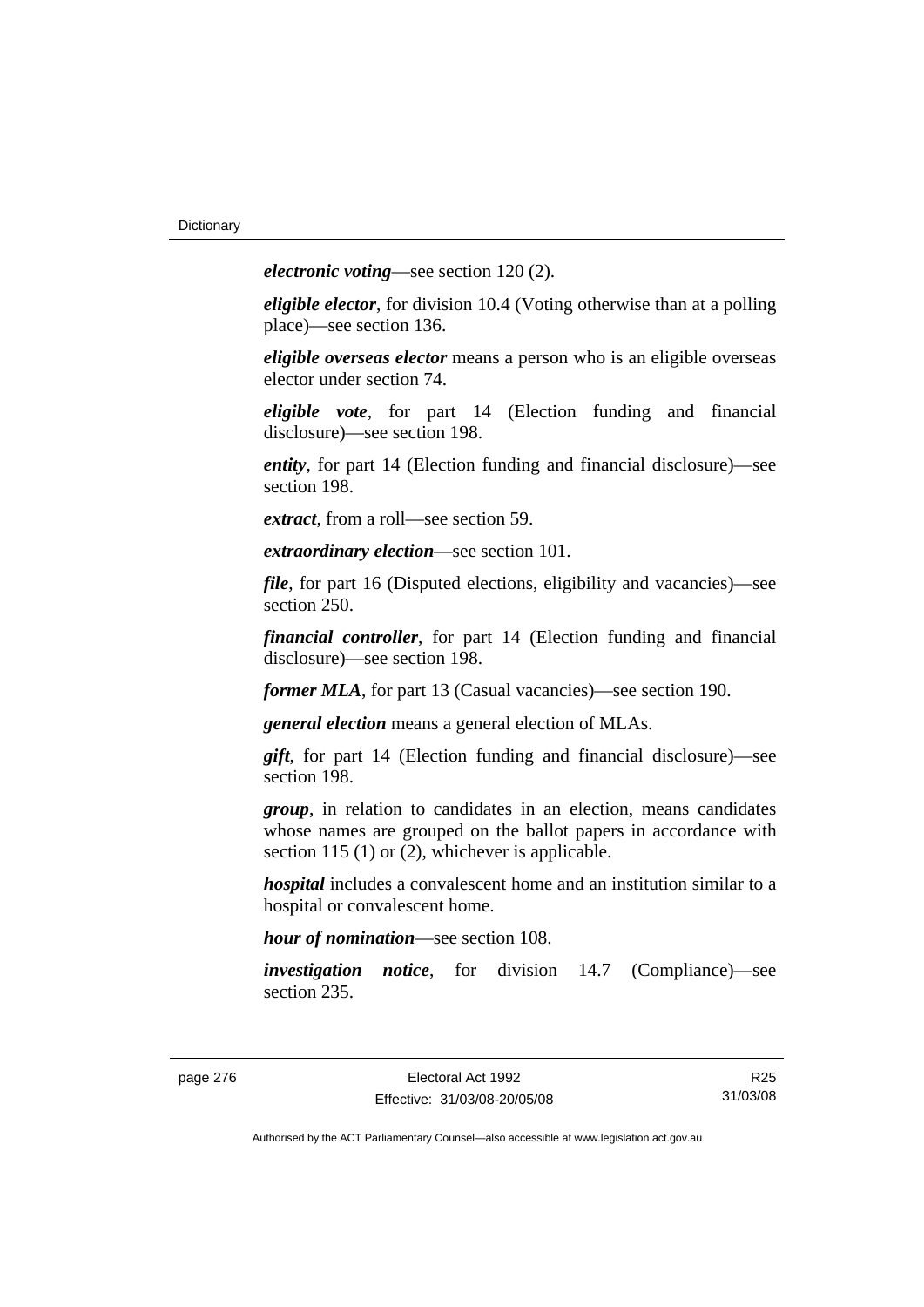***electronic voting***—see section 120 (2).

***eligible elector***, for division 10.4 (Voting otherwise than at a polling place)—see section 136.

***eligible overseas elector*** means a person who is an eligible overseas elector under section 74.

***eligible vote***, for part 14 (Election funding and financial disclosure)—see section 198.

***entity***, for part 14 (Election funding and financial disclosure)—see section 198.

***extract***, from a roll—see section 59.

***extraordinary election***—see section 101.

***file***, for part 16 (Disputed elections, eligibility and vacancies)—see section 250.

***financial controller***, for part 14 (Election funding and financial disclosure)—see section 198.

***former MLA***, for part 13 (Casual vacancies)—see section 190.

***general election*** means a general election of MLAs.

***gift***, for part 14 (Election funding and financial disclosure)—see section 198.

***group***, in relation to candidates in an election, means candidates whose names are grouped on the ballot papers in accordance with section 115 (1) or (2), whichever is applicable.

***hospital*** includes a convalescent home and an institution similar to a hospital or convalescent home.

***hour of nomination***—see section 108.

***investigation notice***, for division 14.7 (Compliance)—see section 235.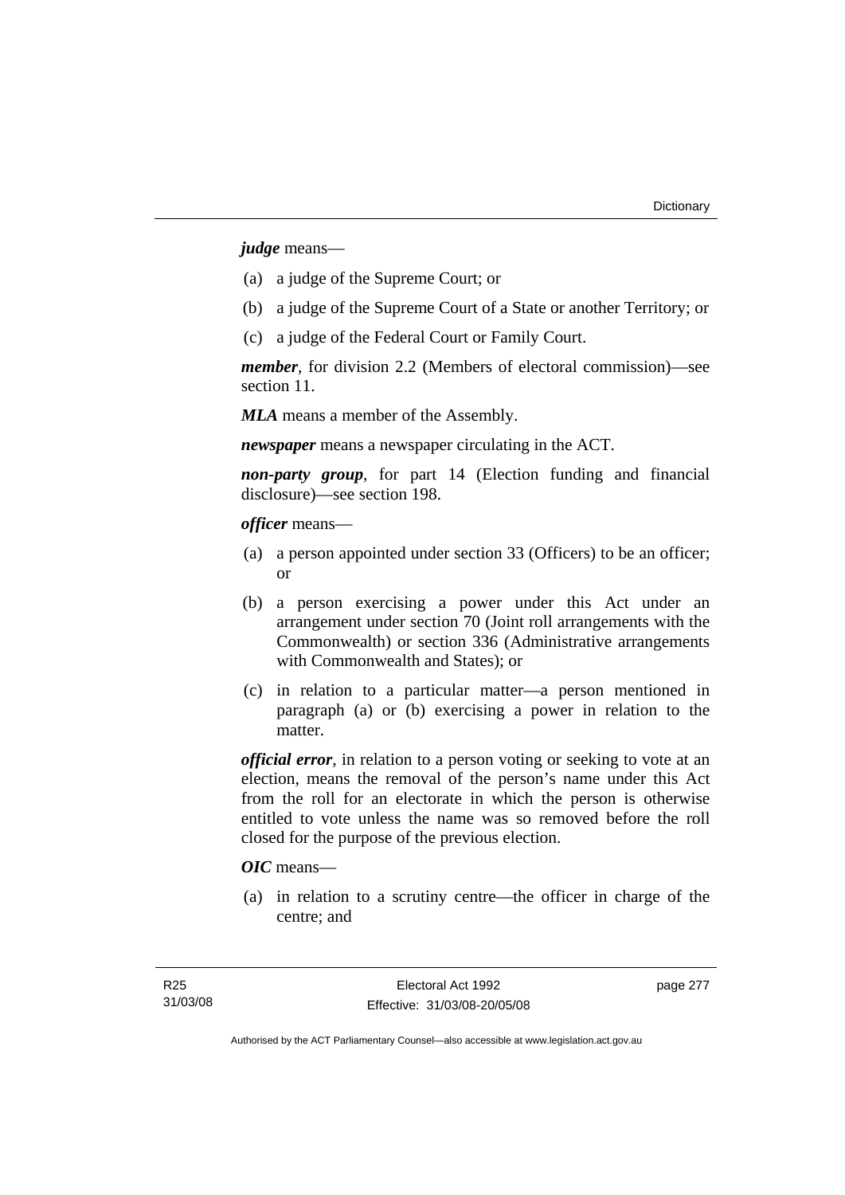***judge*** means—

(a) a judge of the Supreme Court; or

(b) a judge of the Supreme Court of a State or another Territory; or

(c) a judge of the Federal Court or Family Court.

***member***, for division 2.2 (Members of electoral commission)—see section 11.

***MLA*** means a member of the Assembly.

***newspaper*** means a newspaper circulating in the ACT.

***non-party group***, for part 14 (Election funding and financial disclosure)—see section 198.

***officer*** means—

(a) a person appointed under section 33 (Officers) to be an officer; or

(b) a person exercising a power under this Act under an arrangement under section 70 (Joint roll arrangements with the Commonwealth) or section 336 (Administrative arrangements with Commonwealth and States); or

(c) in relation to a particular matter—a person mentioned in paragraph (a) or (b) exercising a power in relation to the matter.

***official error***, in relation to a person voting or seeking to vote at an election, means the removal of the person's name under this Act from the roll for an electorate in which the person is otherwise entitled to vote unless the name was so removed before the roll closed for the purpose of the previous election.

***OIC*** means—

(a) in relation to a scrutiny centre—the officer in charge of the centre; and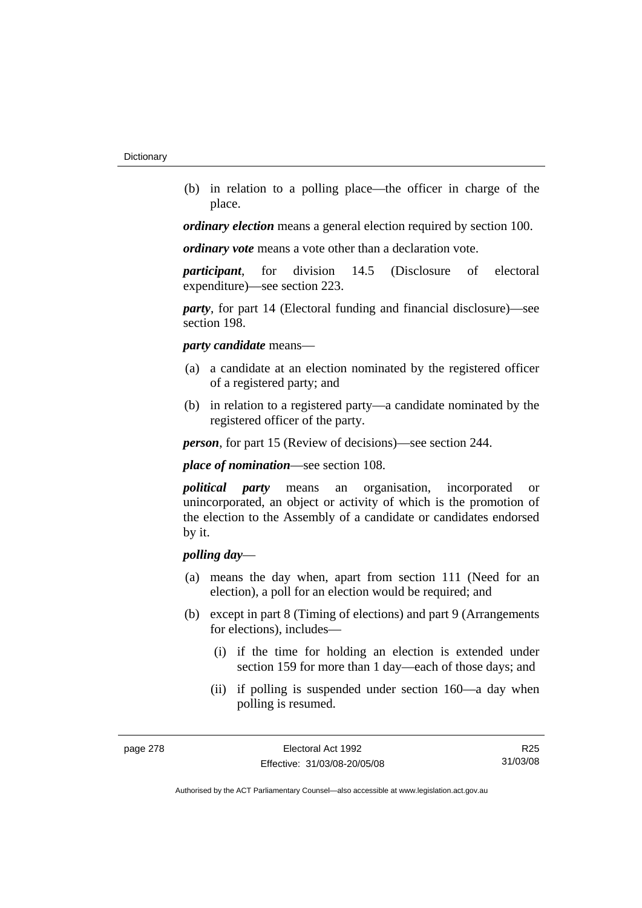(b) in relation to a polling place—the officer in charge of the place.

***ordinary election*** means a general election required by section 100.

***ordinary vote*** means a vote other than a declaration vote.

***participant***, for division 14.5 (Disclosure of electoral expenditure)—see section 223.

***party***, for part 14 (Electoral funding and financial disclosure)—see section 198.

***party candidate*** means—

(a) a candidate at an election nominated by the registered officer of a registered party; and

(b) in relation to a registered party—a candidate nominated by the registered officer of the party.

***person***, for part 15 (Review of decisions)—see section 244.

***place of nomination***—see section 108.

***political party*** means an organisation, incorporated or unincorporated, an object or activity of which is the promotion of the election to the Assembly of a candidate or candidates endorsed by it.

***polling day***—

(a) means the day when, apart from section 111 (Need for an election), a poll for an election would be required; and

(b) except in part 8 (Timing of elections) and part 9 (Arrangements for elections), includes—

  (i) if the time for holding an election is extended under section 159 for more than 1 day—each of those days; and

  (ii) if polling is suspended under section 160—a day when polling is resumed.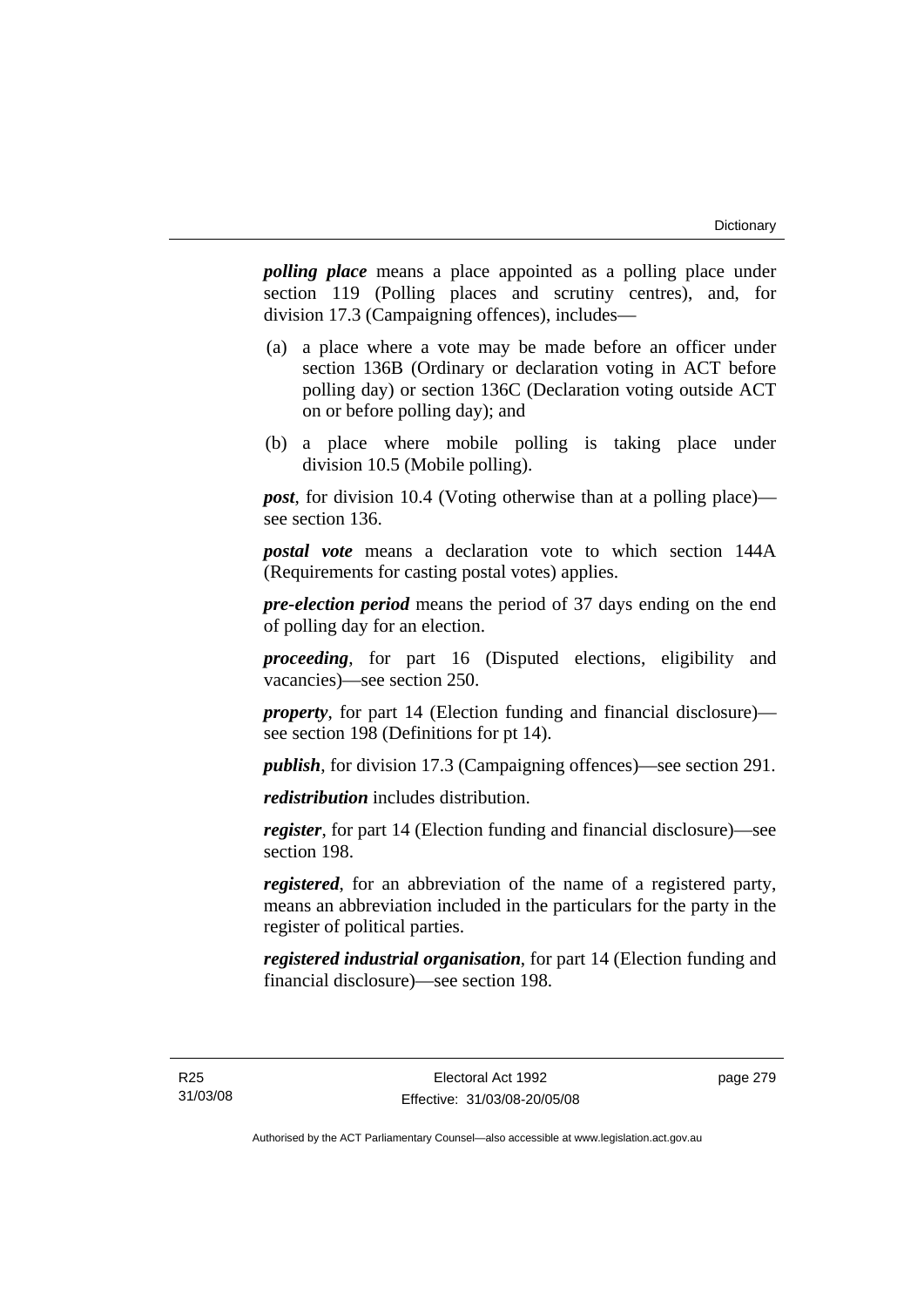***polling place*** means a place appointed as a polling place under section 119 (Polling places and scrutiny centres), and, for division 17.3 (Campaigning offences), includes—

(a) a place where a vote may be made before an officer under section 136B (Ordinary or declaration voting in ACT before polling day) or section 136C (Declaration voting outside ACT on or before polling day); and

(b) a place where mobile polling is taking place under division 10.5 (Mobile polling).

***post***, for division 10.4 (Voting otherwise than at a polling place)—see section 136.

***postal vote*** means a declaration vote to which section 144A (Requirements for casting postal votes) applies.

***pre-election period*** means the period of 37 days ending on the end of polling day for an election.

***proceeding***, for part 16 (Disputed elections, eligibility and vacancies)—see section 250.

***property***, for part 14 (Election funding and financial disclosure)—see section 198 (Definitions for pt 14).

***publish***, for division 17.3 (Campaigning offences)—see section 291.

***redistribution*** includes distribution.

***register***, for part 14 (Election funding and financial disclosure)—see section 198.

***registered***, for an abbreviation of the name of a registered party, means an abbreviation included in the particulars for the party in the register of political parties.

***registered industrial organisation***, for part 14 (Election funding and financial disclosure)—see section 198.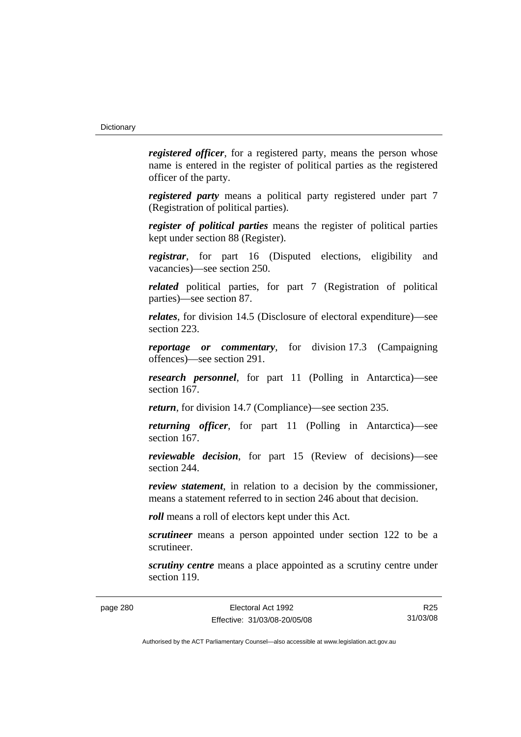***registered officer***, for a registered party, means the person whose name is entered in the register of political parties as the registered officer of the party.

***registered party*** means a political party registered under part 7 (Registration of political parties).

***register of political parties*** means the register of political parties kept under section 88 (Register).

***registrar***, for part 16 (Disputed elections, eligibility and vacancies)—see section 250.

***related*** political parties, for part 7 (Registration of political parties)—see section 87.

***relates***, for division 14.5 (Disclosure of electoral expenditure)—see section 223.

***reportage or commentary***, for division 17.3 (Campaigning offences)—see section 291.

***research personnel***, for part 11 (Polling in Antarctica)—see section 167.

***return***, for division 14.7 (Compliance)—see section 235.

***returning officer***, for part 11 (Polling in Antarctica)—see section 167.

***reviewable decision***, for part 15 (Review of decisions)—see section 244.

***review statement***, in relation to a decision by the commissioner, means a statement referred to in section 246 about that decision.

***roll*** means a roll of electors kept under this Act.

***scrutineer*** means a person appointed under section 122 to be a scrutineer.

***scrutiny centre*** means a place appointed as a scrutiny centre under section 119.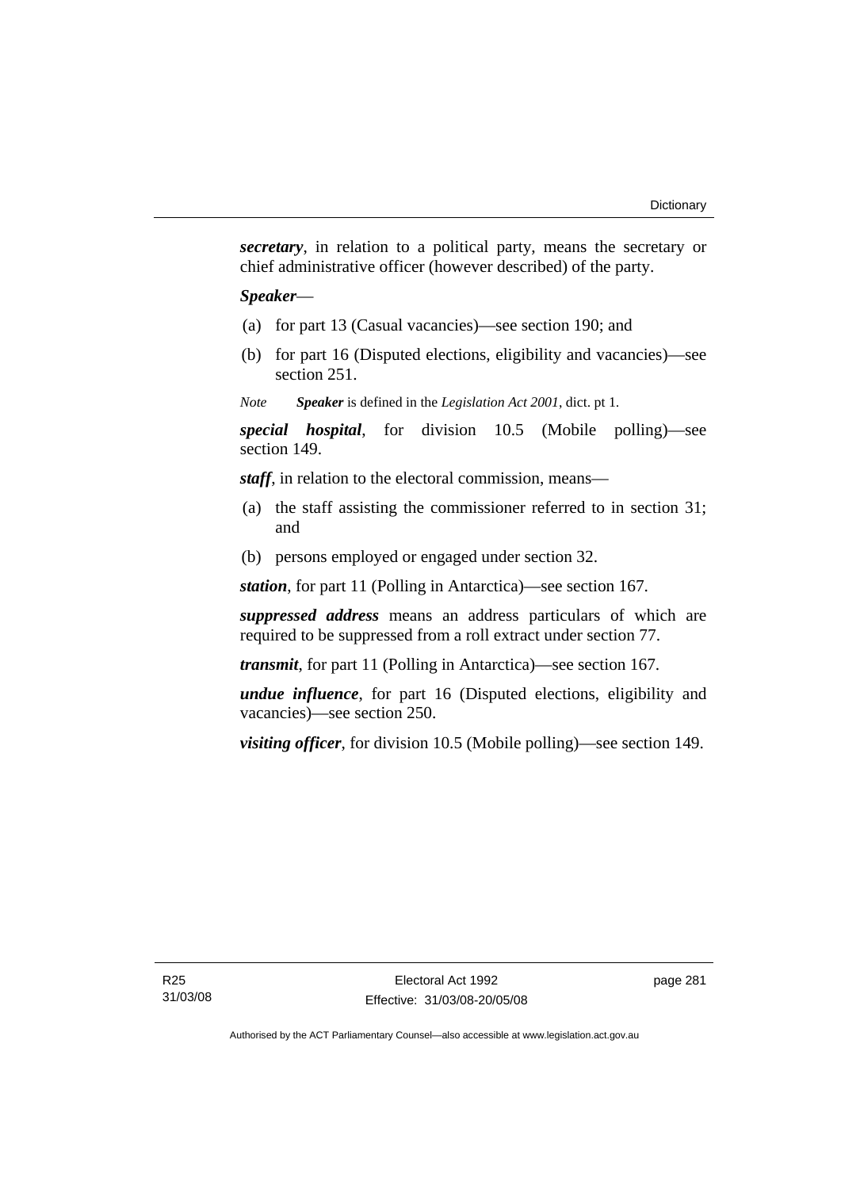***secretary***, in relation to a political party, means the secretary or chief administrative officer (however described) of the party.

***Speaker***—

(a) for part 13 (Casual vacancies)—see section 190; and

(b) for part 16 (Disputed elections, eligibility and vacancies)—see section 251.

*Note* ***Speaker*** is defined in the *Legislation Act 2001*, dict. pt 1.

***special hospital***, for division 10.5 (Mobile polling)—see section 149.

***staff***, in relation to the electoral commission, means—

(a) the staff assisting the commissioner referred to in section 31; and

(b) persons employed or engaged under section 32.

***station***, for part 11 (Polling in Antarctica)—see section 167.

***suppressed address*** means an address particulars of which are required to be suppressed from a roll extract under section 77.

***transmit***, for part 11 (Polling in Antarctica)—see section 167.

***undue influence***, for part 16 (Disputed elections, eligibility and vacancies)—see section 250.

***visiting officer***, for division 10.5 (Mobile polling)—see section 149.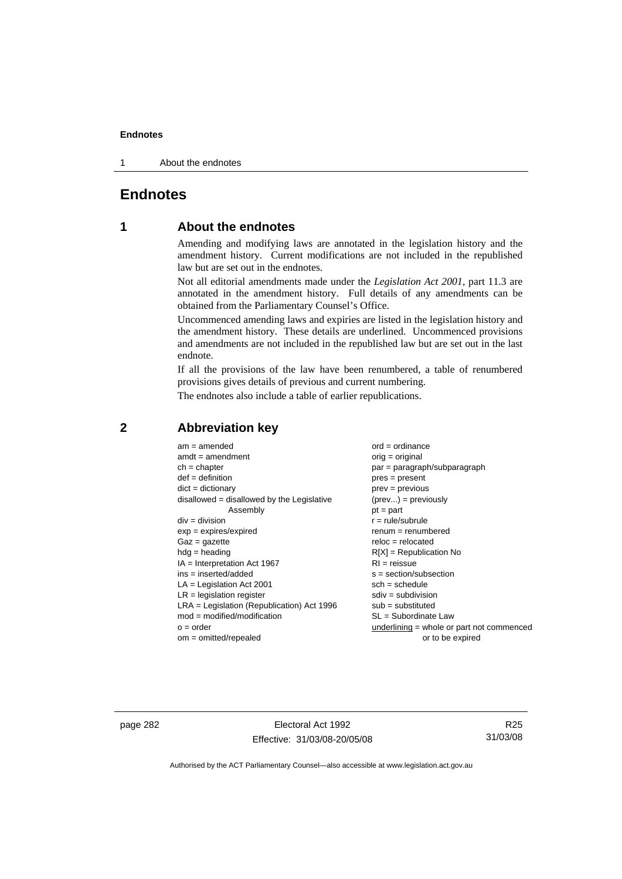# Endnotes

## 1 About the endnotes

Amending and modifying laws are annotated in the legislation history and the amendment history. Current modifications are not included in the republished law but are set out in the endnotes.

Not all editorial amendments made under the *Legislation Act 2001*, part 11.3 are annotated in the amendment history. Full details of any amendments can be obtained from the Parliamentary Counsel's Office.

Uncommenced amending laws and expiries are listed in the legislation history and the amendment history. These details are underlined. Uncommenced provisions and amendments are not included in the republished law but are set out in the last endnote.

If all the provisions of the law have been renumbered, a table of renumbered provisions gives details of previous and current numbering.

The endnotes also include a table of earlier republications.

## 2 Abbreviation key

am = amended
amdt = amendment
ch = chapter
def = definition
dict = dictionary
disallowed = disallowed by the Legislative Assembly
div = division
exp = expires/expired
Gaz = gazette
hdg = heading
IA = Interpretation Act 1967
ins = inserted/added
LA = Legislation Act 2001
LR = legislation register
LRA = Legislation (Republication) Act 1996
mod = modified/modification
o = order
om = omitted/repealed
ord = ordinance
orig = original
par = paragraph/subparagraph
pres = present
prev = previous
(prev...) = previously
pt = part
r = rule/subrule
renum = renumbered
reloc = relocated
R[X] = Republication No
RI = reissue
s = section/subsection
sch = schedule
sdiv = subdivision
sub = substituted
SL = Subordinate Law
underlining = whole or part not commenced or to be expired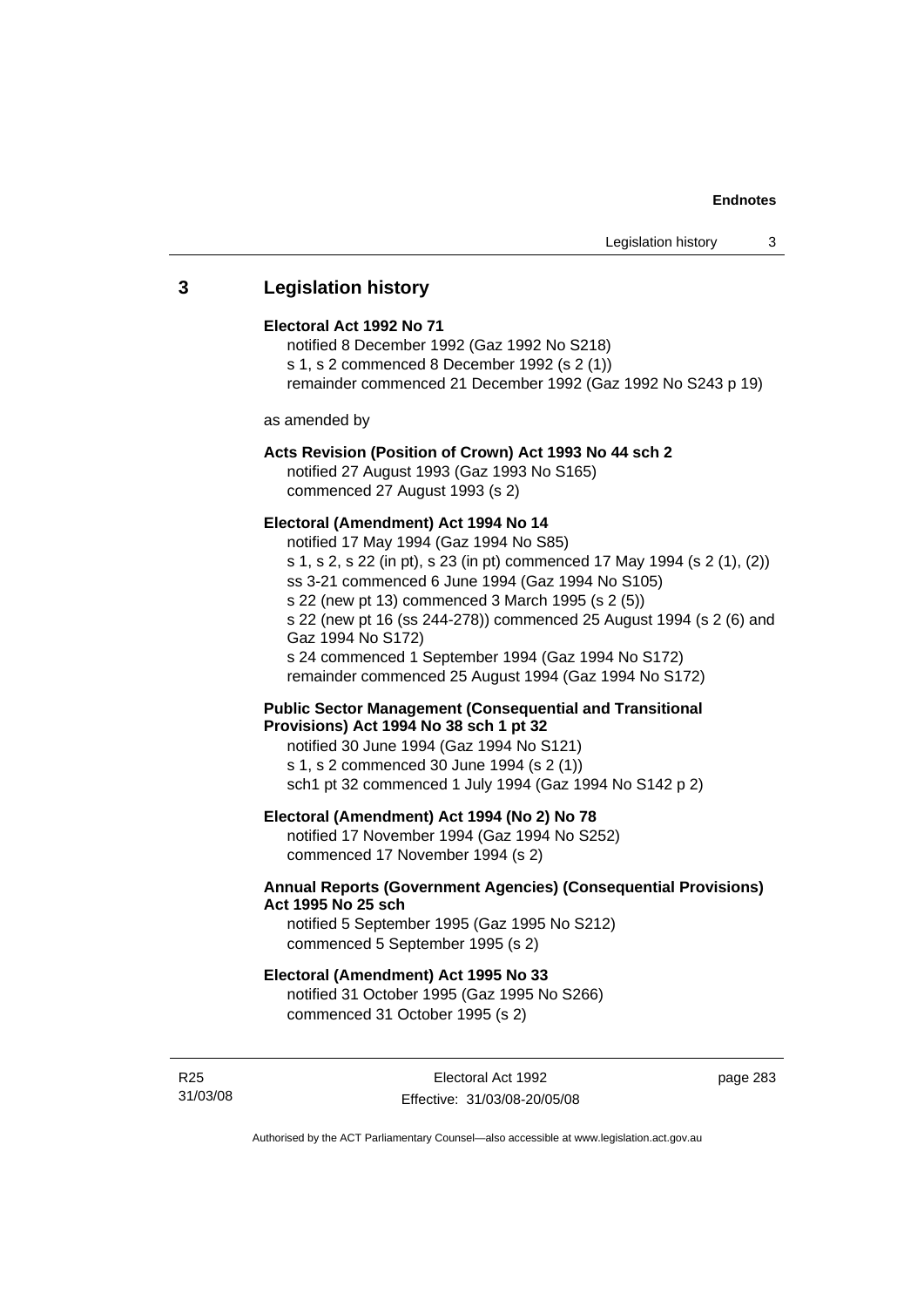## 3 Legislation history

**Electoral Act 1992 No 71**

notified 8 December 1992 (Gaz 1992 No S218)
s 1, s 2 commenced 8 December 1992 (s 2 (1))
remainder commenced 21 December 1992 (Gaz 1992 No S243 p 19)

as amended by

**Acts Revision (Position of Crown) Act 1993 No 44 sch 2**

notified 27 August 1993 (Gaz 1993 No S165)
commenced 27 August 1993 (s 2)

**Electoral (Amendment) Act 1994 No 14**

notified 17 May 1994 (Gaz 1994 No S85)
s 1, s 2, s 22 (in pt), s 23 (in pt) commenced 17 May 1994 (s 2 (1), (2))
ss 3-21 commenced 6 June 1994 (Gaz 1994 No S105)
s 22 (new pt 13) commenced 3 March 1995 (s 2 (5))
s 22 (new pt 16 (ss 244-278)) commenced 25 August 1994 (s 2 (6) and Gaz 1994 No S172)
s 24 commenced 1 September 1994 (Gaz 1994 No S172)
remainder commenced 25 August 1994 (Gaz 1994 No S172)

**Public Sector Management (Consequential and Transitional Provisions) Act 1994 No 38 sch 1 pt 32**

notified 30 June 1994 (Gaz 1994 No S121)
s 1, s 2 commenced 30 June 1994 (s 2 (1))
sch1 pt 32 commenced 1 July 1994 (Gaz 1994 No S142 p 2)

**Electoral (Amendment) Act 1994 (No 2) No 78**

notified 17 November 1994 (Gaz 1994 No S252)
commenced 17 November 1994 (s 2)

**Annual Reports (Government Agencies) (Consequential Provisions) Act 1995 No 25 sch**

notified 5 September 1995 (Gaz 1995 No S212)
commenced 5 September 1995 (s 2)

**Electoral (Amendment) Act 1995 No 33**

notified 31 October 1995 (Gaz 1995 No S266)
commenced 31 October 1995 (s 2)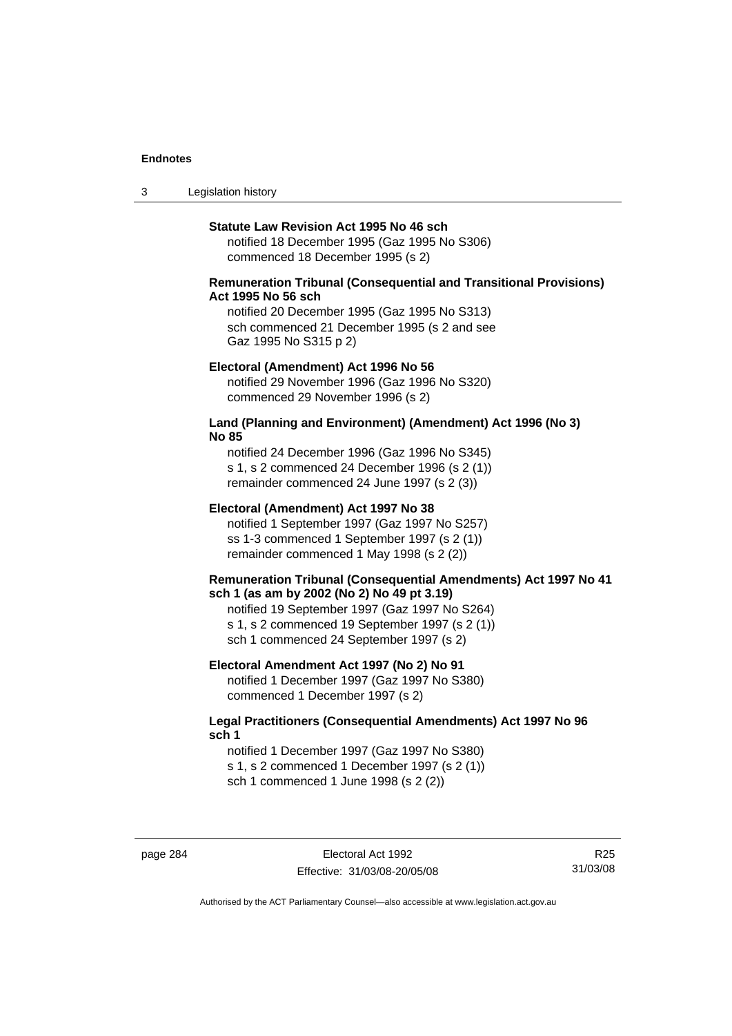**Statute Law Revision Act 1995 No 46 sch**

notified 18 December 1995 (Gaz 1995 No S306)
commenced 18 December 1995 (s 2)

**Remuneration Tribunal (Consequential and Transitional Provisions) Act 1995 No 56 sch**

notified 20 December 1995 (Gaz 1995 No S313)
sch commenced 21 December 1995 (s 2 and see Gaz 1995 No S315 p 2)

**Electoral (Amendment) Act 1996 No 56**

notified 29 November 1996 (Gaz 1996 No S320)
commenced 29 November 1996 (s 2)

**Land (Planning and Environment) (Amendment) Act 1996 (No 3) No 85**

notified 24 December 1996 (Gaz 1996 No S345)
s 1, s 2 commenced 24 December 1996 (s 2 (1))
remainder commenced 24 June 1997 (s 2 (3))

**Electoral (Amendment) Act 1997 No 38**

notified 1 September 1997 (Gaz 1997 No S257)
ss 1-3 commenced 1 September 1997 (s 2 (1))
remainder commenced 1 May 1998 (s 2 (2))

**Remuneration Tribunal (Consequential Amendments) Act 1997 No 41 sch 1 (as am by 2002 (No 2) No 49 pt 3.19)**

notified 19 September 1997 (Gaz 1997 No S264)
s 1, s 2 commenced 19 September 1997 (s 2 (1))
sch 1 commenced 24 September 1997 (s 2)

**Electoral Amendment Act 1997 (No 2) No 91**

notified 1 December 1997 (Gaz 1997 No S380)
commenced 1 December 1997 (s 2)

**Legal Practitioners (Consequential Amendments) Act 1997 No 96 sch 1**

notified 1 December 1997 (Gaz 1997 No S380)
s 1, s 2 commenced 1 December 1997 (s 2 (1))
sch 1 commenced 1 June 1998 (s 2 (2))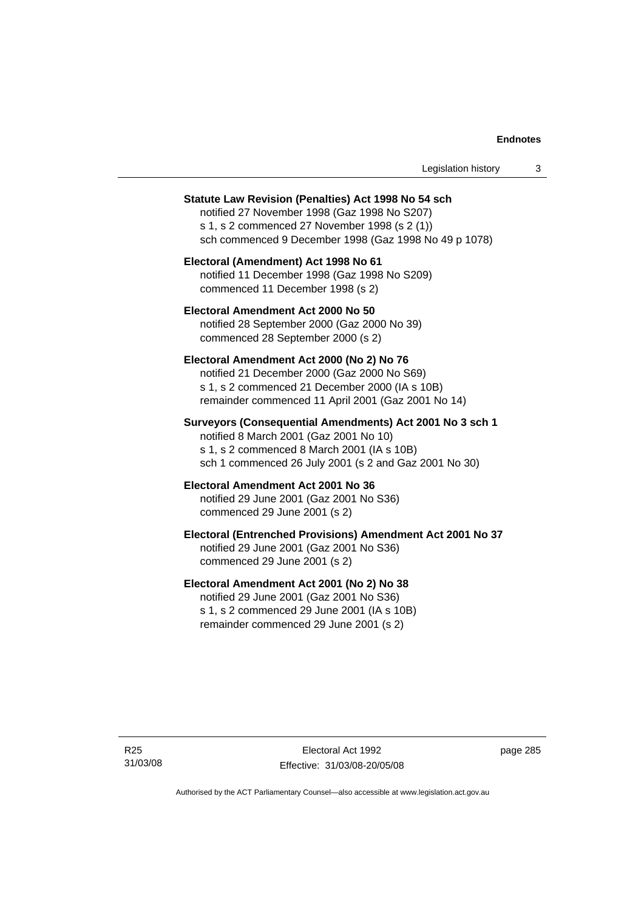**Statute Law Revision (Penalties) Act 1998 No 54 sch**
notified 27 November 1998 (Gaz 1998 No S207)
s 1, s 2 commenced 27 November 1998 (s 2 (1))
sch commenced 9 December 1998 (Gaz 1998 No 49 p 1078)

**Electoral (Amendment) Act 1998 No 61**
notified 11 December 1998 (Gaz 1998 No S209)
commenced 11 December 1998 (s 2)

**Electoral Amendment Act 2000 No 50**
notified 28 September 2000 (Gaz 2000 No 39)
commenced 28 September 2000 (s 2)

**Electoral Amendment Act 2000 (No 2) No 76**
notified 21 December 2000 (Gaz 2000 No S69)
s 1, s 2 commenced 21 December 2000 (IA s 10B)
remainder commenced 11 April 2001 (Gaz 2001 No 14)

**Surveyors (Consequential Amendments) Act 2001 No 3 sch 1**
notified 8 March 2001 (Gaz 2001 No 10)
s 1, s 2 commenced 8 March 2001 (IA s 10B)
sch 1 commenced 26 July 2001 (s 2 and Gaz 2001 No 30)

**Electoral Amendment Act 2001 No 36**
notified 29 June 2001 (Gaz 2001 No S36)
commenced 29 June 2001 (s 2)

**Electoral (Entrenched Provisions) Amendment Act 2001 No 37**
notified 29 June 2001 (Gaz 2001 No S36)
commenced 29 June 2001 (s 2)

**Electoral Amendment Act 2001 (No 2) No 38**
notified 29 June 2001 (Gaz 2001 No S36)
s 1, s 2 commenced 29 June 2001 (IA s 10B)
remainder commenced 29 June 2001 (s 2)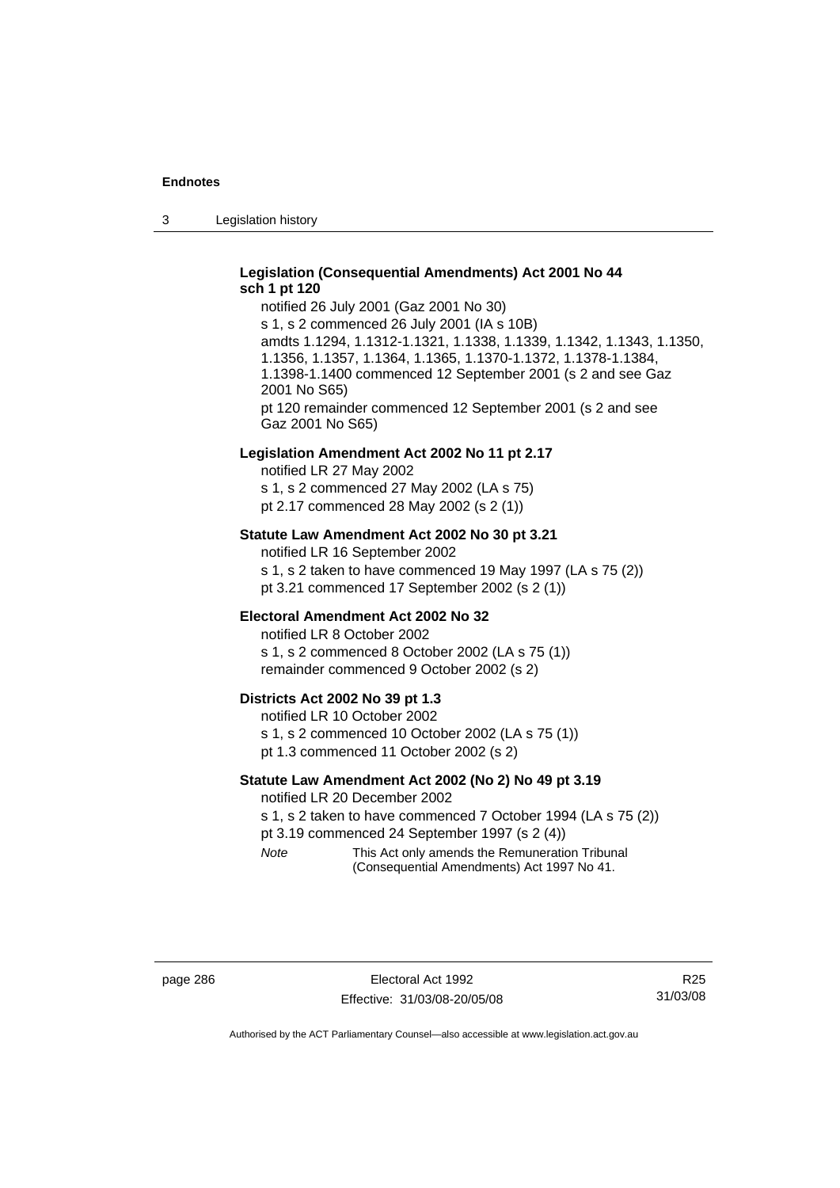**Legislation (Consequential Amendments) Act 2001 No 44 sch 1 pt 120**

notified 26 July 2001 (Gaz 2001 No 30)

s 1, s 2 commenced 26 July 2001 (IA s 10B)

amdts 1.1294, 1.1312-1.1321, 1.1338, 1.1339, 1.1342, 1.1343, 1.1350, 1.1356, 1.1357, 1.1364, 1.1365, 1.1370-1.1372, 1.1378-1.1384, 1.1398-1.1400 commenced 12 September 2001 (s 2 and see Gaz 2001 No S65)

pt 120 remainder commenced 12 September 2001 (s 2 and see Gaz 2001 No S65)

**Legislation Amendment Act 2002 No 11 pt 2.17**

notified LR 27 May 2002

s 1, s 2 commenced 27 May 2002 (LA s 75)

pt 2.17 commenced 28 May 2002 (s 2 (1))

**Statute Law Amendment Act 2002 No 30 pt 3.21**

notified LR 16 September 2002

s 1, s 2 taken to have commenced 19 May 1997 (LA s 75 (2))

pt 3.21 commenced 17 September 2002 (s 2 (1))

**Electoral Amendment Act 2002 No 32**

notified LR 8 October 2002

s 1, s 2 commenced 8 October 2002 (LA s 75 (1))

remainder commenced 9 October 2002 (s 2)

**Districts Act 2002 No 39 pt 1.3**

notified LR 10 October 2002

s 1, s 2 commenced 10 October 2002 (LA s 75 (1))

pt 1.3 commenced 11 October 2002 (s 2)

**Statute Law Amendment Act 2002 (No 2) No 49 pt 3.19**

notified LR 20 December 2002

s 1, s 2 taken to have commenced 7 October 1994 (LA s 75 (2))

pt 3.19 commenced 24 September 1997 (s 2 (4))

*Note* This Act only amends the Remuneration Tribunal (Consequential Amendments) Act 1997 No 41.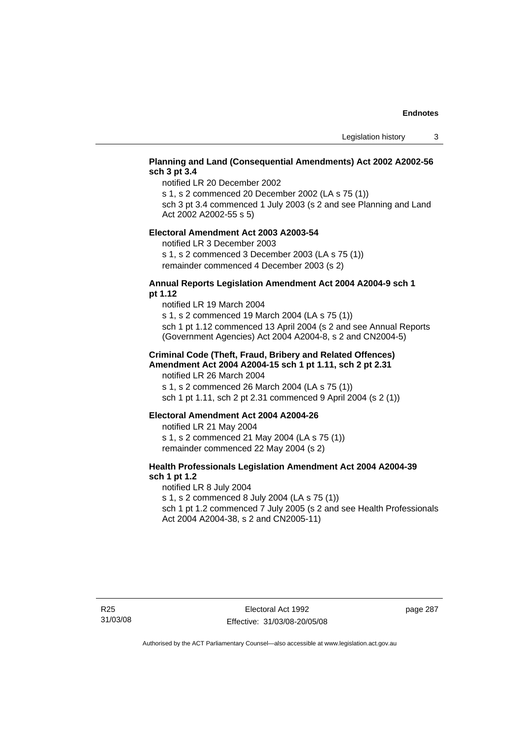**Planning and Land (Consequential Amendments) Act 2002 A2002-56 sch 3 pt 3.4**

notified LR 20 December 2002

s 1, s 2 commenced 20 December 2002 (LA s 75 (1))

sch 3 pt 3.4 commenced 1 July 2003 (s 2 and see Planning and Land Act 2002 A2002-55 s 5)

**Electoral Amendment Act 2003 A2003-54**

notified LR 3 December 2003

s 1, s 2 commenced 3 December 2003 (LA s 75 (1))

remainder commenced 4 December 2003 (s 2)

**Annual Reports Legislation Amendment Act 2004 A2004-9 sch 1 pt 1.12**

notified LR 19 March 2004

s 1, s 2 commenced 19 March 2004 (LA s 75 (1))

sch 1 pt 1.12 commenced 13 April 2004 (s 2 and see Annual Reports (Government Agencies) Act 2004 A2004-8, s 2 and CN2004-5)

**Criminal Code (Theft, Fraud, Bribery and Related Offences) Amendment Act 2004 A2004-15 sch 1 pt 1.11, sch 2 pt 2.31**

notified LR 26 March 2004

s 1, s 2 commenced 26 March 2004 (LA s 75 (1))

sch 1 pt 1.11, sch 2 pt 2.31 commenced 9 April 2004 (s 2 (1))

**Electoral Amendment Act 2004 A2004-26**

notified LR 21 May 2004

s 1, s 2 commenced 21 May 2004 (LA s 75 (1))

remainder commenced 22 May 2004 (s 2)

**Health Professionals Legislation Amendment Act 2004 A2004-39 sch 1 pt 1.2**

notified LR 8 July 2004

s 1, s 2 commenced 8 July 2004 (LA s 75 (1))

sch 1 pt 1.2 commenced 7 July 2005 (s 2 and see Health Professionals Act 2004 A2004-38, s 2 and CN2005-11)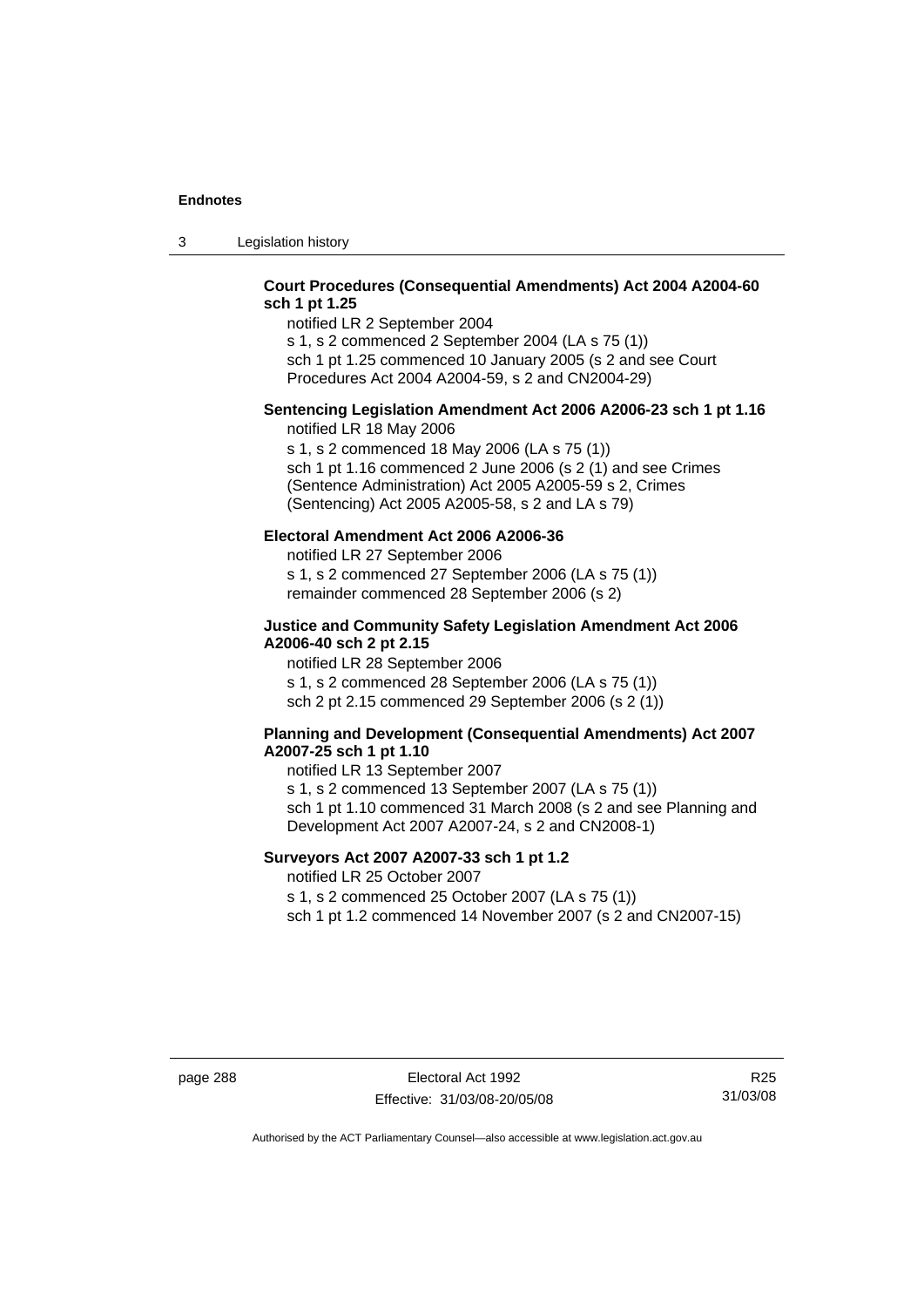**Court Procedures (Consequential Amendments) Act 2004 A2004-60 sch 1 pt 1.25**

notified LR 2 September 2004

s 1, s 2 commenced 2 September 2004 (LA s 75 (1))

sch 1 pt 1.25 commenced 10 January 2005 (s 2 and see Court Procedures Act 2004 A2004-59, s 2 and CN2004-29)

**Sentencing Legislation Amendment Act 2006 A2006-23 sch 1 pt 1.16**

notified LR 18 May 2006

s 1, s 2 commenced 18 May 2006 (LA s 75 (1))

sch 1 pt 1.16 commenced 2 June 2006 (s 2 (1) and see Crimes (Sentence Administration) Act 2005 A2005-59 s 2, Crimes (Sentencing) Act 2005 A2005-58, s 2 and LA s 79)

**Electoral Amendment Act 2006 A2006-36**

notified LR 27 September 2006

s 1, s 2 commenced 27 September 2006 (LA s 75 (1))

remainder commenced 28 September 2006 (s 2)

**Justice and Community Safety Legislation Amendment Act 2006 A2006-40 sch 2 pt 2.15**

notified LR 28 September 2006

s 1, s 2 commenced 28 September 2006 (LA s 75 (1))

sch 2 pt 2.15 commenced 29 September 2006 (s 2 (1))

**Planning and Development (Consequential Amendments) Act 2007 A2007-25 sch 1 pt 1.10**

notified LR 13 September 2007

s 1, s 2 commenced 13 September 2007 (LA s 75 (1))

sch 1 pt 1.10 commenced 31 March 2008 (s 2 and see Planning and Development Act 2007 A2007-24, s 2 and CN2008-1)

**Surveyors Act 2007 A2007-33 sch 1 pt 1.2**

notified LR 25 October 2007

s 1, s 2 commenced 25 October 2007 (LA s 75 (1))

sch 1 pt 1.2 commenced 14 November 2007 (s 2 and CN2007-15)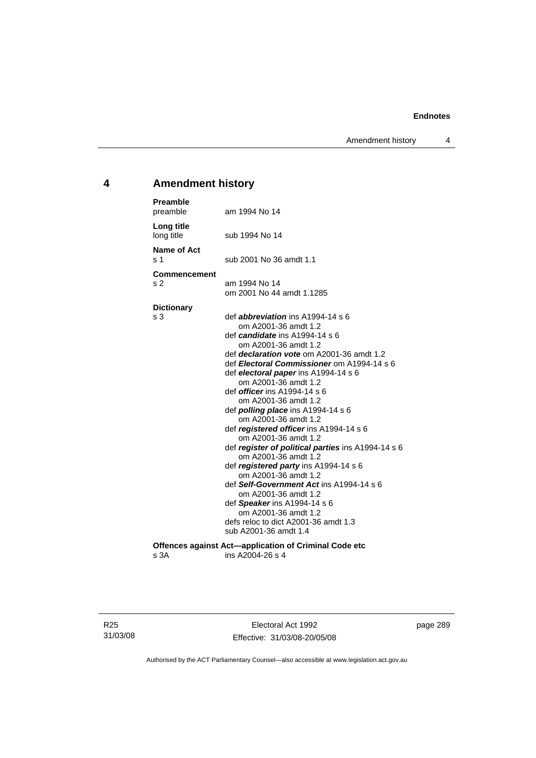## 4 Amendment history

**Preamble**
preamble am 1994 No 14

**Long title**
long title sub 1994 No 14

**Name of Act**
s 1 sub 2001 No 36 amdt 1.1

**Commencement**
s 2 am 1994 No 14
om 2001 No 44 amdt 1.1285

**Dictionary**
s 3 def ***abbreviation*** ins A1994-14 s 6
om A2001-36 amdt 1.2
def ***candidate*** ins A1994-14 s 6
om A2001-36 amdt 1.2
def ***declaration vote*** om A2001-36 amdt 1.2
def ***Electoral Commissioner*** om A1994-14 s 6
def ***electoral paper*** ins A1994-14 s 6
om A2001-36 amdt 1.2
def ***officer*** ins A1994-14 s 6
om A2001-36 amdt 1.2
def ***polling place*** ins A1994-14 s 6
om A2001-36 amdt 1.2
def ***registered officer*** ins A1994-14 s 6
om A2001-36 amdt 1.2
def ***register of political parties*** ins A1994-14 s 6
om A2001-36 amdt 1.2
def ***registered party*** ins A1994-14 s 6
om A2001-36 amdt 1.2
def ***Self-Government Act*** ins A1994-14 s 6
om A2001-36 amdt 1.2
def ***Speaker*** ins A1994-14 s 6
om A2001-36 amdt 1.2
defs reloc to dict A2001-36 amdt 1.3
sub A2001-36 amdt 1.4

**Offences against Act—application of Criminal Code etc**
s 3A ins A2004-26 s 4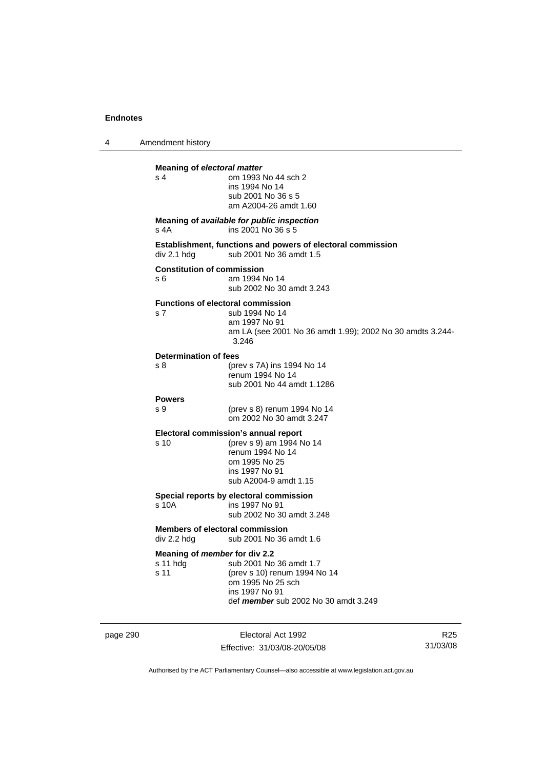**Meaning of *electoral matter***

s 4 — om 1993 No 44 sch 2
ins 1994 No 14
sub 2001 No 36 s 5
am A2004-26 amdt 1.60

**Meaning of *available for public inspection***

s 4A — ins 2001 No 36 s 5

**Establishment, functions and powers of electoral commission**

div 2.1 hdg — sub 2001 No 36 amdt 1.5

**Constitution of commission**

s 6 — am 1994 No 14
sub 2002 No 30 amdt 3.243

**Functions of electoral commission**

s 7 — sub 1994 No 14
am 1997 No 91
am LA (see 2001 No 36 amdt 1.99); 2002 No 30 amdts 3.244-3.246

**Determination of fees**

s 8 — (prev s 7A) ins 1994 No 14
renum 1994 No 14
sub 2001 No 44 amdt 1.1286

**Powers**

s 9 — (prev s 8) renum 1994 No 14
om 2002 No 30 amdt 3.247

**Electoral commission's annual report**

s 10 — (prev s 9) am 1994 No 14
renum 1994 No 14
om 1995 No 25
ins 1997 No 91
sub A2004-9 amdt 1.15

**Special reports by electoral commission**

s 10A — ins 1997 No 91
sub 2002 No 30 amdt 3.248

**Members of electoral commission**

div 2.2 hdg — sub 2001 No 36 amdt 1.6

**Meaning of *member* for div 2.2**

s 11 hdg — sub 2001 No 36 amdt 1.7

s 11 — (prev s 10) renum 1994 No 14
om 1995 No 25 sch
ins 1997 No 91
def ***member*** sub 2002 No 30 amdt 3.249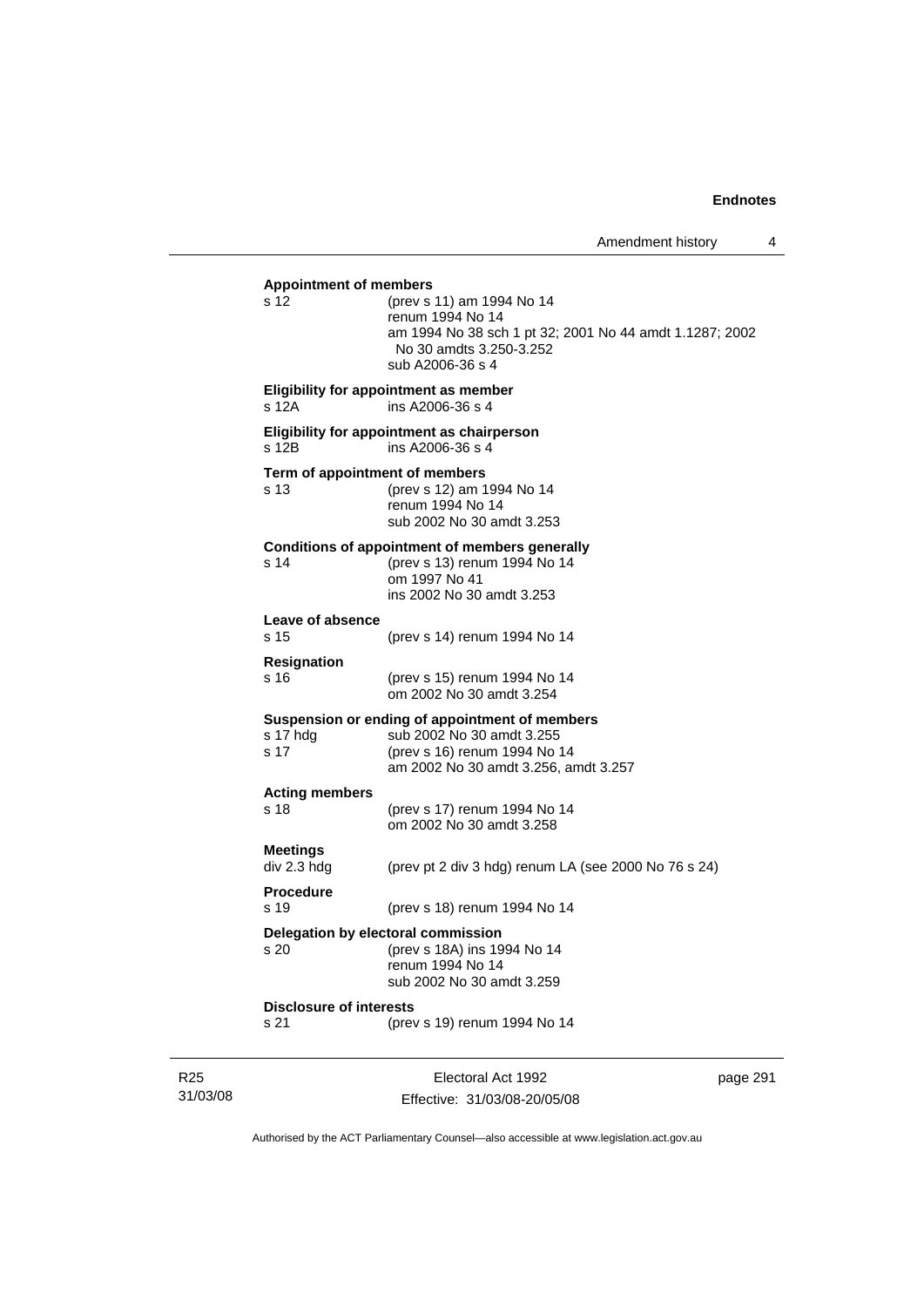**Appointment of members**

s 12 (prev s 11) am 1994 No 14
renum 1994 No 14
am 1994 No 38 sch 1 pt 32; 2001 No 44 amdt 1.1287; 2002 No 30 amdts 3.250-3.252
sub A2006-36 s 4

**Eligibility for appointment as member**

s 12A ins A2006-36 s 4

**Eligibility for appointment as chairperson**

s 12B ins A2006-36 s 4

**Term of appointment of members**

s 13 (prev s 12) am 1994 No 14
renum 1994 No 14
sub 2002 No 30 amdt 3.253

**Conditions of appointment of members generally**

s 14 (prev s 13) renum 1994 No 14
om 1997 No 41
ins 2002 No 30 amdt 3.253

**Leave of absence**

s 15 (prev s 14) renum 1994 No 14

**Resignation**

s 16 (prev s 15) renum 1994 No 14
om 2002 No 30 amdt 3.254

**Suspension or ending of appointment of members**

s 17 hdg sub 2002 No 30 amdt 3.255
s 17 (prev s 16) renum 1994 No 14
am 2002 No 30 amdt 3.256, amdt 3.257

**Acting members**

s 18 (prev s 17) renum 1994 No 14
om 2002 No 30 amdt 3.258

**Meetings**

div 2.3 hdg (prev pt 2 div 3 hdg) renum LA (see 2000 No 76 s 24)

**Procedure**

s 19 (prev s 18) renum 1994 No 14

**Delegation by electoral commission**

s 20 (prev s 18A) ins 1994 No 14
renum 1994 No 14
sub 2002 No 30 amdt 3.259

**Disclosure of interests**

s 21 (prev s 19) renum 1994 No 14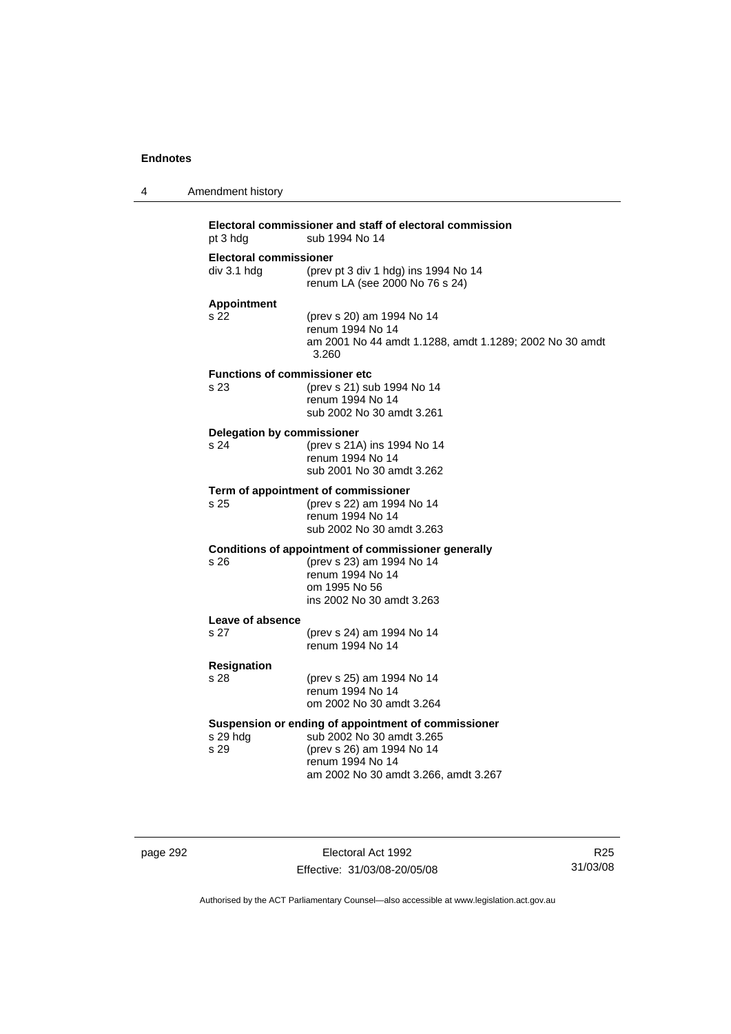**Electoral commissioner and staff of electoral commission**

pt 3 hdg sub 1994 No 14

**Electoral commissioner**

div 3.1 hdg (prev pt 3 div 1 hdg) ins 1994 No 14
renum LA (see 2000 No 76 s 24)

**Appointment**

s 22 (prev s 20) am 1994 No 14
renum 1994 No 14
am 2001 No 44 amdt 1.1288, amdt 1.1289; 2002 No 30 amdt 3.260

**Functions of commissioner etc**

s 23 (prev s 21) sub 1994 No 14
renum 1994 No 14
sub 2002 No 30 amdt 3.261

**Delegation by commissioner**

s 24 (prev s 21A) ins 1994 No 14
renum 1994 No 14
sub 2001 No 30 amdt 3.262

**Term of appointment of commissioner**

s 25 (prev s 22) am 1994 No 14
renum 1994 No 14
sub 2002 No 30 amdt 3.263

**Conditions of appointment of commissioner generally**

s 26 (prev s 23) am 1994 No 14
renum 1994 No 14
om 1995 No 56
ins 2002 No 30 amdt 3.263

**Leave of absence**

s 27 (prev s 24) am 1994 No 14
renum 1994 No 14

**Resignation**

s 28 (prev s 25) am 1994 No 14
renum 1994 No 14
om 2002 No 30 amdt 3.264

**Suspension or ending of appointment of commissioner**

s 29 hdg sub 2002 No 30 amdt 3.265
s 29 (prev s 26) am 1994 No 14
renum 1994 No 14
am 2002 No 30 amdt 3.266, amdt 3.267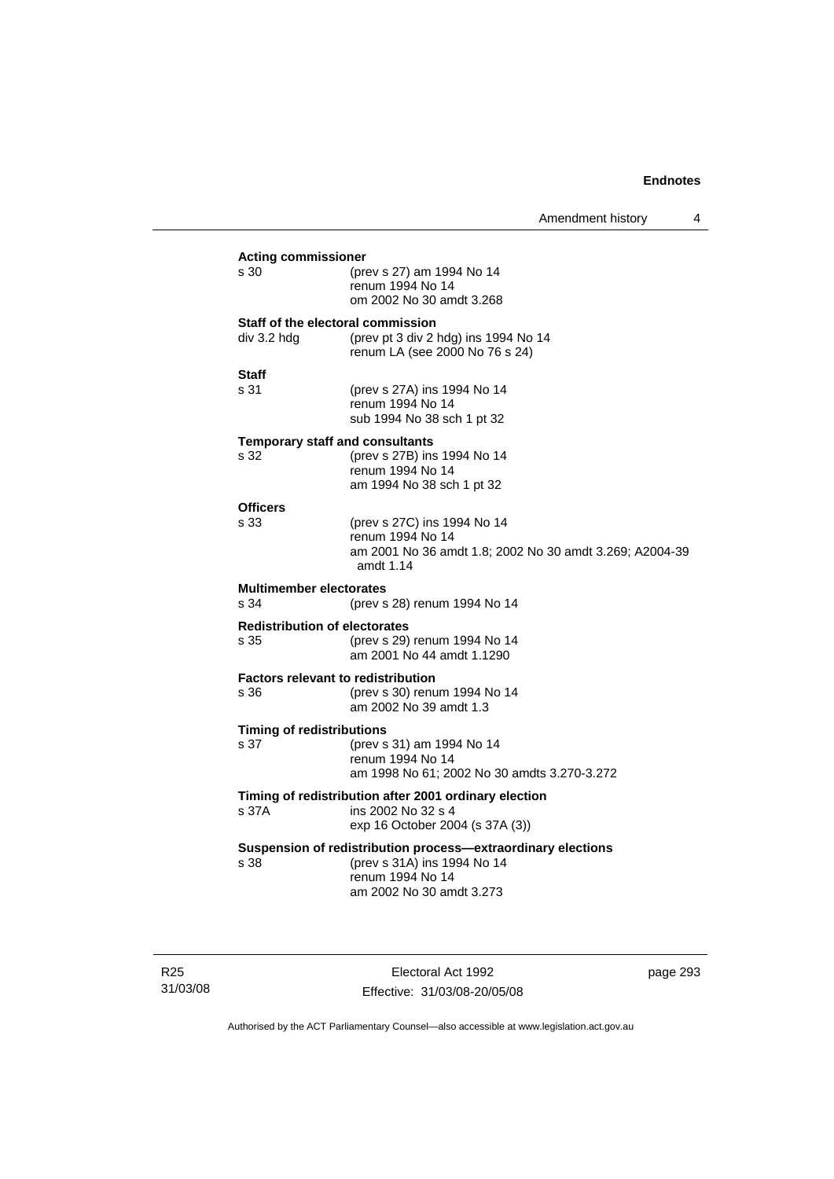**Acting commissioner**

s 30 (prev s 27) am 1994 No 14
renum 1994 No 14
om 2002 No 30 amdt 3.268

**Staff of the electoral commission**

div 3.2 hdg (prev pt 3 div 2 hdg) ins 1994 No 14
renum LA (see 2000 No 76 s 24)

**Staff**

s 31 (prev s 27A) ins 1994 No 14
renum 1994 No 14
sub 1994 No 38 sch 1 pt 32

**Temporary staff and consultants**

s 32 (prev s 27B) ins 1994 No 14
renum 1994 No 14
am 1994 No 38 sch 1 pt 32

**Officers**

s 33 (prev s 27C) ins 1994 No 14
renum 1994 No 14
am 2001 No 36 amdt 1.8; 2002 No 30 amdt 3.269; A2004-39 amdt 1.14

**Multimember electorates**

s 34 (prev s 28) renum 1994 No 14

**Redistribution of electorates**

s 35 (prev s 29) renum 1994 No 14
am 2001 No 44 amdt 1.1290

**Factors relevant to redistribution**

s 36 (prev s 30) renum 1994 No 14
am 2002 No 39 amdt 1.3

**Timing of redistributions**

s 37 (prev s 31) am 1994 No 14
renum 1994 No 14
am 1998 No 61; 2002 No 30 amdts 3.270-3.272

**Timing of redistribution after 2001 ordinary election**

s 37A ins 2002 No 32 s 4
exp 16 October 2004 (s 37A (3))

**Suspension of redistribution process—extraordinary elections**

s 38 (prev s 31A) ins 1994 No 14
renum 1994 No 14
am 2002 No 30 amdt 3.273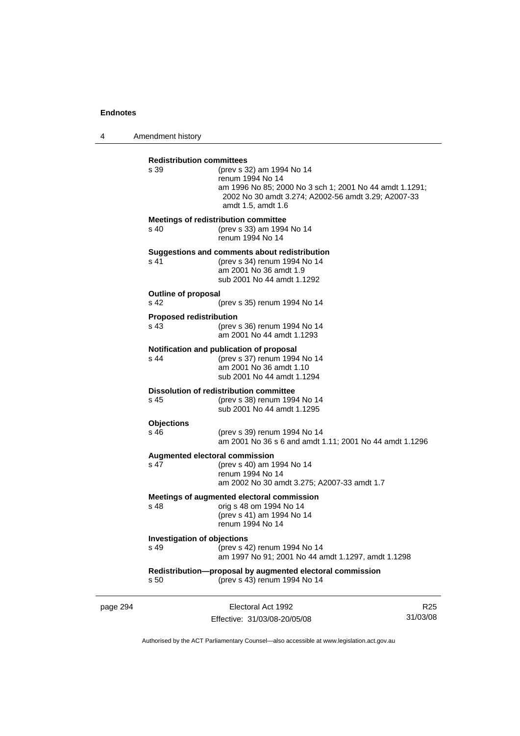**Redistribution committees**

s 39 (prev s 32) am 1994 No 14
renum 1994 No 14
am 1996 No 85; 2000 No 3 sch 1; 2001 No 44 amdt 1.1291; 2002 No 30 amdt 3.274; A2002-56 amdt 3.29; A2007-33 amdt 1.5, amdt 1.6

**Meetings of redistribution committee**

s 40 (prev s 33) am 1994 No 14
renum 1994 No 14

**Suggestions and comments about redistribution**

s 41 (prev s 34) renum 1994 No 14
am 2001 No 36 amdt 1.9
sub 2001 No 44 amdt 1.1292

**Outline of proposal**

s 42 (prev s 35) renum 1994 No 14

**Proposed redistribution**

s 43 (prev s 36) renum 1994 No 14
am 2001 No 44 amdt 1.1293

**Notification and publication of proposal**

s 44 (prev s 37) renum 1994 No 14
am 2001 No 36 amdt 1.10
sub 2001 No 44 amdt 1.1294

**Dissolution of redistribution committee**

s 45 (prev s 38) renum 1994 No 14
sub 2001 No 44 amdt 1.1295

**Objections**

s 46 (prev s 39) renum 1994 No 14
am 2001 No 36 s 6 and amdt 1.11; 2001 No 44 amdt 1.1296

**Augmented electoral commission**

s 47 (prev s 40) am 1994 No 14
renum 1994 No 14
am 2002 No 30 amdt 3.275; A2007-33 amdt 1.7

**Meetings of augmented electoral commission**

s 48 orig s 48 om 1994 No 14
(prev s 41) am 1994 No 14
renum 1994 No 14

**Investigation of objections**

s 49 (prev s 42) renum 1994 No 14
am 1997 No 91; 2001 No 44 amdt 1.1297, amdt 1.1298

**Redistribution—proposal by augmented electoral commission**

s 50 (prev s 43) renum 1994 No 14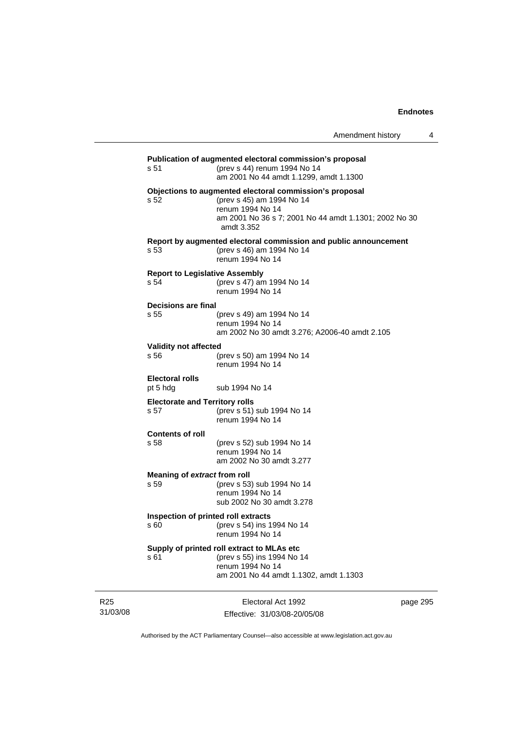**Publication of augmented electoral commission's proposal**

s 51 (prev s 44) renum 1994 No 14
am 2001 No 44 amdt 1.1299, amdt 1.1300

**Objections to augmented electoral commission's proposal**

s 52 (prev s 45) am 1994 No 14
renum 1994 No 14
am 2001 No 36 s 7; 2001 No 44 amdt 1.1301; 2002 No 30 amdt 3.352

**Report by augmented electoral commission and public announcement**

s 53 (prev s 46) am 1994 No 14
renum 1994 No 14

**Report to Legislative Assembly**

s 54 (prev s 47) am 1994 No 14
renum 1994 No 14

**Decisions are final**

s 55 (prev s 49) am 1994 No 14
renum 1994 No 14
am 2002 No 30 amdt 3.276; A2006-40 amdt 2.105

**Validity not affected**

s 56 (prev s 50) am 1994 No 14
renum 1994 No 14

**Electoral rolls**

pt 5 hdg sub 1994 No 14

**Electorate and Territory rolls**

s 57 (prev s 51) sub 1994 No 14
renum 1994 No 14

**Contents of roll**

s 58 (prev s 52) sub 1994 No 14
renum 1994 No 14
am 2002 No 30 amdt 3.277

**Meaning of *extract* from roll**

s 59 (prev s 53) sub 1994 No 14
renum 1994 No 14
sub 2002 No 30 amdt 3.278

**Inspection of printed roll extracts**

s 60 (prev s 54) ins 1994 No 14
renum 1994 No 14

**Supply of printed roll extract to MLAs etc**

s 61 (prev s 55) ins 1994 No 14
renum 1994 No 14
am 2001 No 44 amdt 1.1302, amdt 1.1303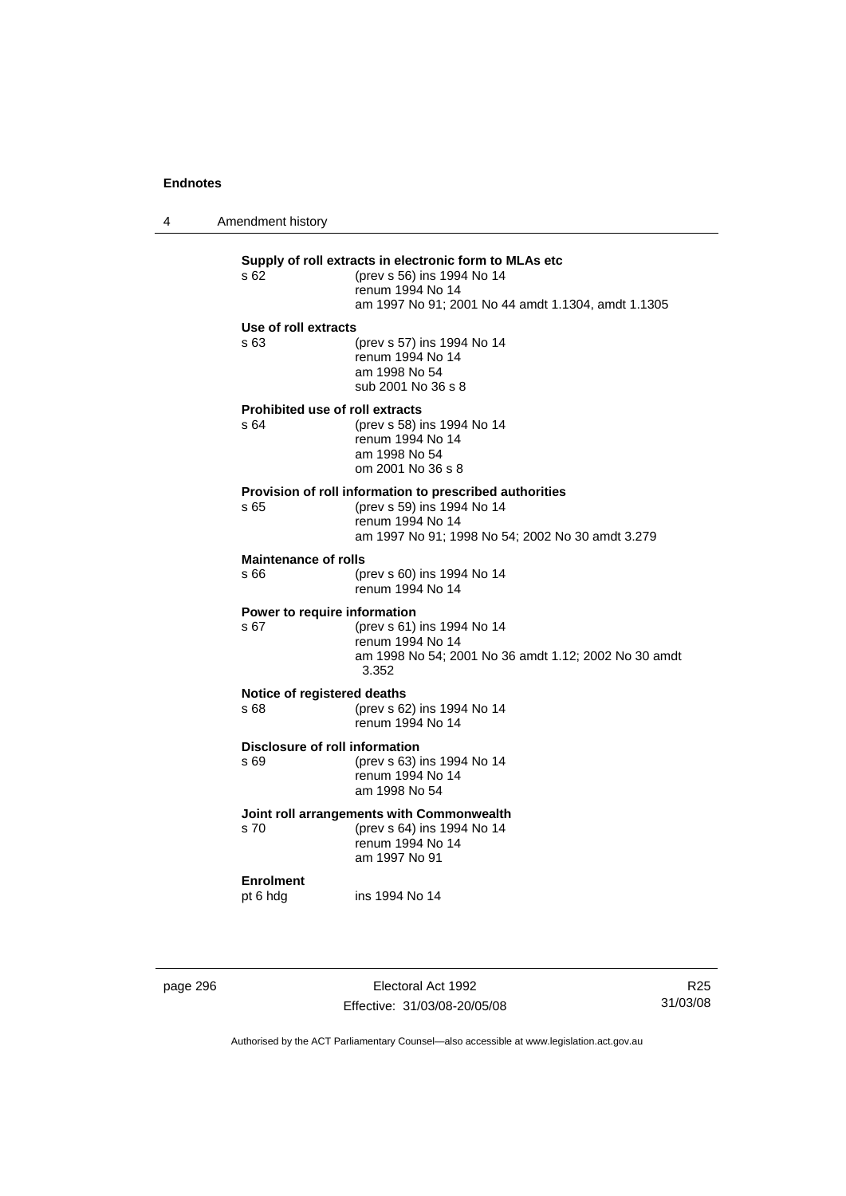**Supply of roll extracts in electronic form to MLAs etc**

s 62 (prev s 56) ins 1994 No 14
renum 1994 No 14
am 1997 No 91; 2001 No 44 amdt 1.1304, amdt 1.1305

**Use of roll extracts**

s 63 (prev s 57) ins 1994 No 14
renum 1994 No 14
am 1998 No 54
sub 2001 No 36 s 8

**Prohibited use of roll extracts**

s 64 (prev s 58) ins 1994 No 14
renum 1994 No 14
am 1998 No 54
om 2001 No 36 s 8

**Provision of roll information to prescribed authorities**

s 65 (prev s 59) ins 1994 No 14
renum 1994 No 14
am 1997 No 91; 1998 No 54; 2002 No 30 amdt 3.279

**Maintenance of rolls**

s 66 (prev s 60) ins 1994 No 14
renum 1994 No 14

**Power to require information**

s 67 (prev s 61) ins 1994 No 14
renum 1994 No 14
am 1998 No 54; 2001 No 36 amdt 1.12; 2002 No 30 amdt 3.352

**Notice of registered deaths**

s 68 (prev s 62) ins 1994 No 14
renum 1994 No 14

**Disclosure of roll information**

s 69 (prev s 63) ins 1994 No 14
renum 1994 No 14
am 1998 No 54

**Joint roll arrangements with Commonwealth**

s 70 (prev s 64) ins 1994 No 14
renum 1994 No 14
am 1997 No 91

**Enrolment**

pt 6 hdg ins 1994 No 14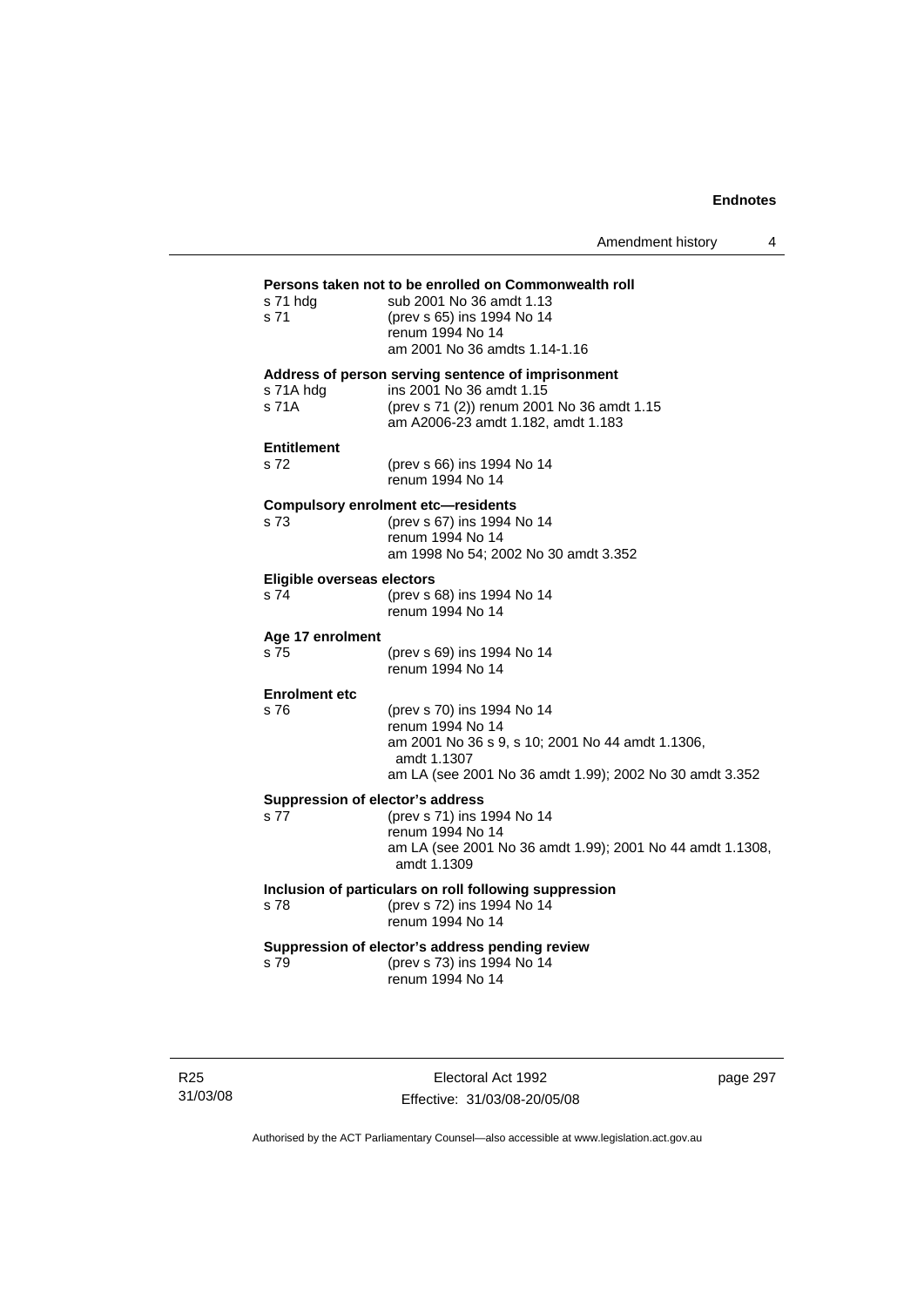**Persons taken not to be enrolled on Commonwealth roll**

s 71 hdg — sub 2001 No 36 amdt 1.13
s 71 — (prev s 65) ins 1994 No 14
renum 1994 No 14
am 2001 No 36 amdts 1.14-1.16

**Address of person serving sentence of imprisonment**

s 71A hdg — ins 2001 No 36 amdt 1.15
s 71A — (prev s 71 (2)) renum 2001 No 36 amdt 1.15
am A2006-23 amdt 1.182, amdt 1.183

**Entitlement**

s 72 — (prev s 66) ins 1994 No 14
renum 1994 No 14

**Compulsory enrolment etc—residents**

s 73 — (prev s 67) ins 1994 No 14
renum 1994 No 14
am 1998 No 54; 2002 No 30 amdt 3.352

**Eligible overseas electors**

s 74 — (prev s 68) ins 1994 No 14
renum 1994 No 14

**Age 17 enrolment**

s 75 — (prev s 69) ins 1994 No 14
renum 1994 No 14

**Enrolment etc**

s 76 — (prev s 70) ins 1994 No 14
renum 1994 No 14
am 2001 No 36 s 9, s 10; 2001 No 44 amdt 1.1306, amdt 1.1307
am LA (see 2001 No 36 amdt 1.99); 2002 No 30 amdt 3.352

**Suppression of elector's address**

s 77 — (prev s 71) ins 1994 No 14
renum 1994 No 14
am LA (see 2001 No 36 amdt 1.99); 2001 No 44 amdt 1.1308, amdt 1.1309

**Inclusion of particulars on roll following suppression**

s 78 — (prev s 72) ins 1994 No 14
renum 1994 No 14

**Suppression of elector's address pending review**

s 79 — (prev s 73) ins 1994 No 14
renum 1994 No 14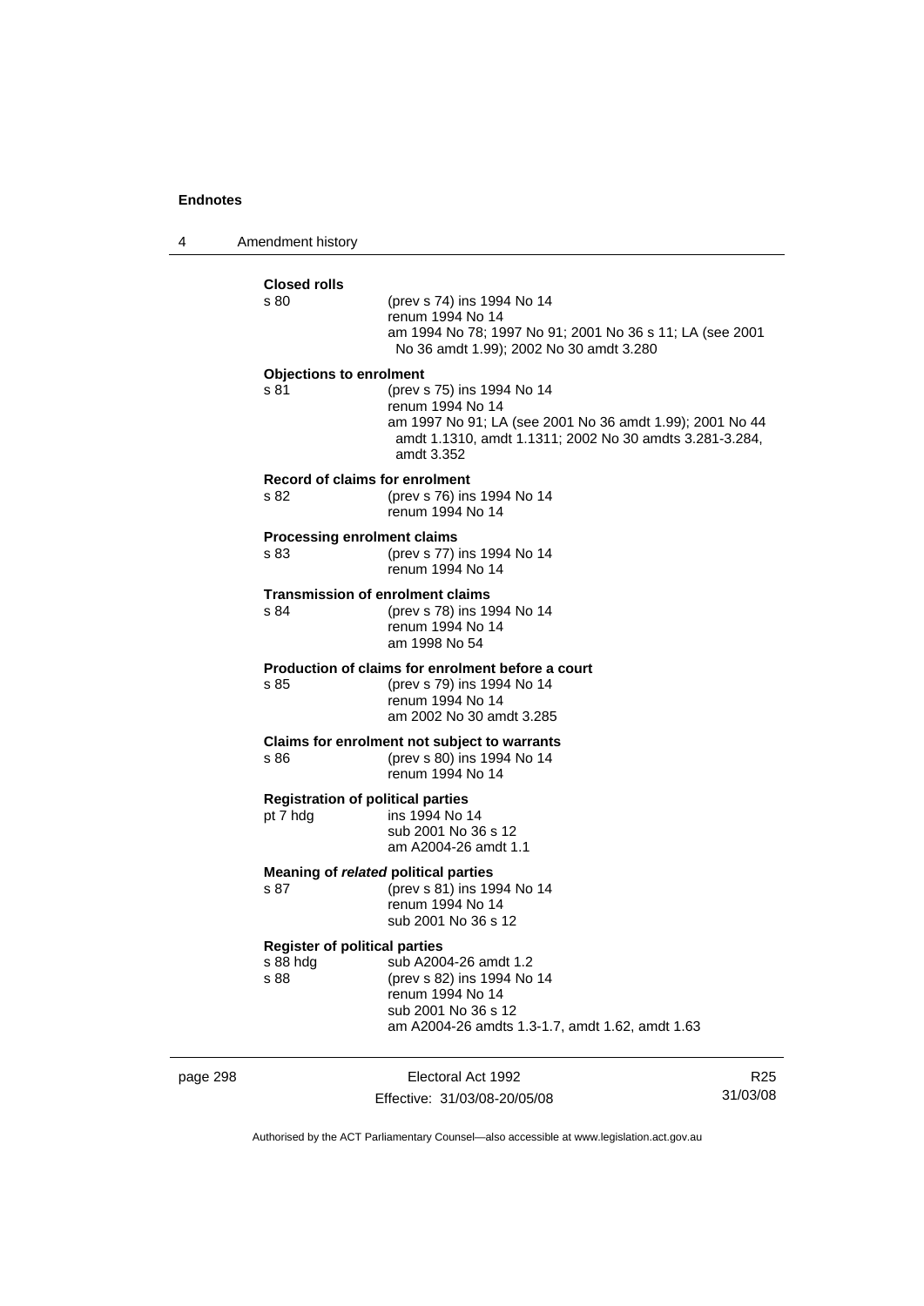**Closed rolls**

s 80 (prev s 74) ins 1994 No 14
renum 1994 No 14
am 1994 No 78; 1997 No 91; 2001 No 36 s 11; LA (see 2001 No 36 amdt 1.99); 2002 No 30 amdt 3.280

**Objections to enrolment**

s 81 (prev s 75) ins 1994 No 14
renum 1994 No 14
am 1997 No 91; LA (see 2001 No 36 amdt 1.99); 2001 No 44 amdt 1.1310, amdt 1.1311; 2002 No 30 amdts 3.281-3.284, amdt 3.352

**Record of claims for enrolment**

s 82 (prev s 76) ins 1994 No 14
renum 1994 No 14

**Processing enrolment claims**

s 83 (prev s 77) ins 1994 No 14
renum 1994 No 14

**Transmission of enrolment claims**

s 84 (prev s 78) ins 1994 No 14
renum 1994 No 14
am 1998 No 54

**Production of claims for enrolment before a court**

s 85 (prev s 79) ins 1994 No 14
renum 1994 No 14
am 2002 No 30 amdt 3.285

**Claims for enrolment not subject to warrants**

s 86 (prev s 80) ins 1994 No 14
renum 1994 No 14

**Registration of political parties**

pt 7 hdg ins 1994 No 14
sub 2001 No 36 s 12
am A2004-26 amdt 1.1

**Meaning of *related* political parties**

s 87 (prev s 81) ins 1994 No 14
renum 1994 No 14
sub 2001 No 36 s 12

**Register of political parties**

s 88 hdg sub A2004-26 amdt 1.2
s 88 (prev s 82) ins 1994 No 14
renum 1994 No 14
sub 2001 No 36 s 12
am A2004-26 amdts 1.3-1.7, amdt 1.62, amdt 1.63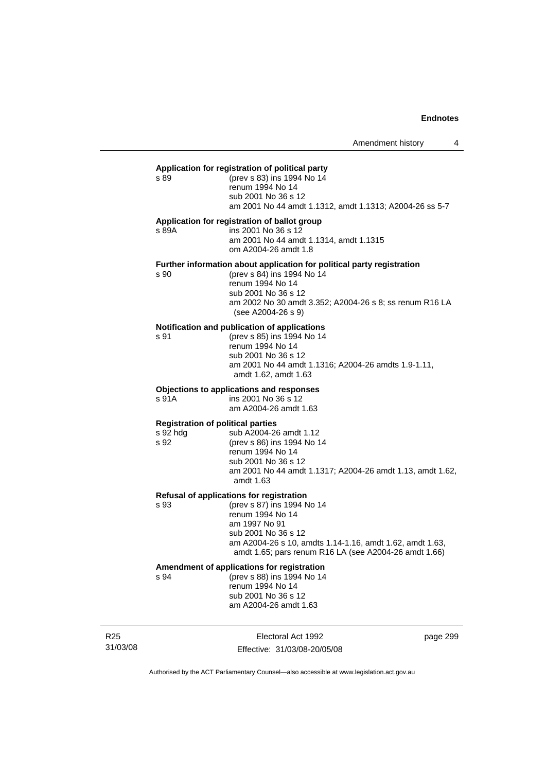**Application for registration of political party**

s 89 (prev s 83) ins 1994 No 14
renum 1994 No 14
sub 2001 No 36 s 12
am 2001 No 44 amdt 1.1312, amdt 1.1313; A2004-26 ss 5-7

**Application for registration of ballot group**

s 89A ins 2001 No 36 s 12
am 2001 No 44 amdt 1.1314, amdt 1.1315
om A2004-26 amdt 1.8

**Further information about application for political party registration**

s 90 (prev s 84) ins 1994 No 14
renum 1994 No 14
sub 2001 No 36 s 12
am 2002 No 30 amdt 3.352; A2004-26 s 8; ss renum R16 LA (see A2004-26 s 9)

**Notification and publication of applications**

s 91 (prev s 85) ins 1994 No 14
renum 1994 No 14
sub 2001 No 36 s 12
am 2001 No 44 amdt 1.1316; A2004-26 amdts 1.9-1.11, amdt 1.62, amdt 1.63

**Objections to applications and responses**

s 91A ins 2001 No 36 s 12
am A2004-26 amdt 1.63

**Registration of political parties**

s 92 hdg sub A2004-26 amdt 1.12
s 92 (prev s 86) ins 1994 No 14
renum 1994 No 14
sub 2001 No 36 s 12
am 2001 No 44 amdt 1.1317; A2004-26 amdt 1.13, amdt 1.62, amdt 1.63

**Refusal of applications for registration**

s 93 (prev s 87) ins 1994 No 14
renum 1994 No 14
am 1997 No 91
sub 2001 No 36 s 12
am A2004-26 s 10, amdts 1.14-1.16, amdt 1.62, amdt 1.63, amdt 1.65; pars renum R16 LA (see A2004-26 amdt 1.66)

**Amendment of applications for registration**

s 94 (prev s 88) ins 1994 No 14
renum 1994 No 14
sub 2001 No 36 s 12
am A2004-26 amdt 1.63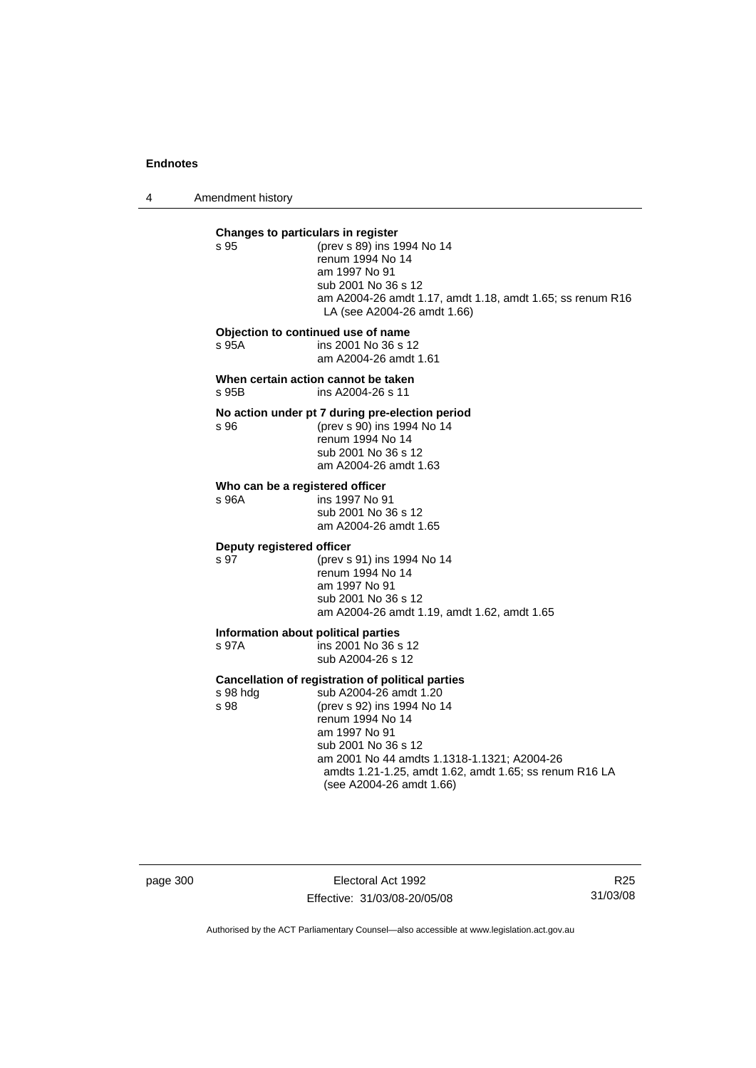**Changes to particulars in register**

s 95 (prev s 89) ins 1994 No 14
renum 1994 No 14
am 1997 No 91
sub 2001 No 36 s 12
am A2004-26 amdt 1.17, amdt 1.18, amdt 1.65; ss renum R16 LA (see A2004-26 amdt 1.66)

**Objection to continued use of name**

s 95A ins 2001 No 36 s 12
am A2004-26 amdt 1.61

**When certain action cannot be taken**

s 95B ins A2004-26 s 11

**No action under pt 7 during pre-election period**

s 96 (prev s 90) ins 1994 No 14
renum 1994 No 14
sub 2001 No 36 s 12
am A2004-26 amdt 1.63

**Who can be a registered officer**

s 96A ins 1997 No 91
sub 2001 No 36 s 12
am A2004-26 amdt 1.65

**Deputy registered officer**

s 97 (prev s 91) ins 1994 No 14
renum 1994 No 14
am 1997 No 91
sub 2001 No 36 s 12
am A2004-26 amdt 1.19, amdt 1.62, amdt 1.65

**Information about political parties**

s 97A ins 2001 No 36 s 12
sub A2004-26 s 12

**Cancellation of registration of political parties**

s 98 hdg sub A2004-26 amdt 1.20
s 98 (prev s 92) ins 1994 No 14
renum 1994 No 14
am 1997 No 91
sub 2001 No 36 s 12
am 2001 No 44 amdts 1.1318-1.1321; A2004-26 amdts 1.21-1.25, amdt 1.62, amdt 1.65; ss renum R16 LA (see A2004-26 amdt 1.66)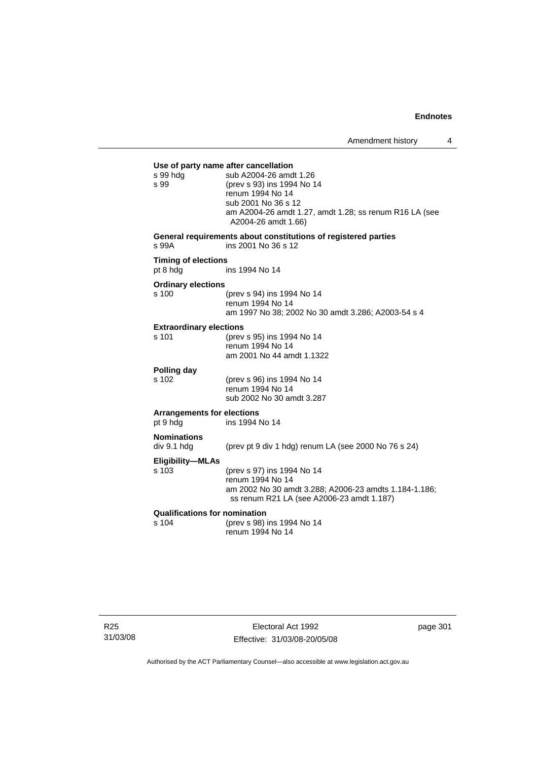**Use of party name after cancellation**

s 99 hdg sub A2004-26 amdt 1.26

s 99 (prev s 93) ins 1994 No 14
renum 1994 No 14
sub 2001 No 36 s 12
am A2004-26 amdt 1.27, amdt 1.28; ss renum R16 LA (see A2004-26 amdt 1.66)

**General requirements about constitutions of registered parties**

s 99A ins 2001 No 36 s 12

**Timing of elections**

pt 8 hdg ins 1994 No 14

**Ordinary elections**

s 100 (prev s 94) ins 1994 No 14
renum 1994 No 14
am 1997 No 38; 2002 No 30 amdt 3.286; A2003-54 s 4

**Extraordinary elections**

s 101 (prev s 95) ins 1994 No 14
renum 1994 No 14
am 2001 No 44 amdt 1.1322

**Polling day**

s 102 (prev s 96) ins 1994 No 14
renum 1994 No 14
sub 2002 No 30 amdt 3.287

**Arrangements for elections**

pt 9 hdg ins 1994 No 14

**Nominations**

div 9.1 hdg (prev pt 9 div 1 hdg) renum LA (see 2000 No 76 s 24)

**Eligibility—MLAs**

s 103 (prev s 97) ins 1994 No 14
renum 1994 No 14
am 2002 No 30 amdt 3.288; A2006-23 amdts 1.184-1.186; ss renum R21 LA (see A2006-23 amdt 1.187)

**Qualifications for nomination**

s 104 (prev s 98) ins 1994 No 14
renum 1994 No 14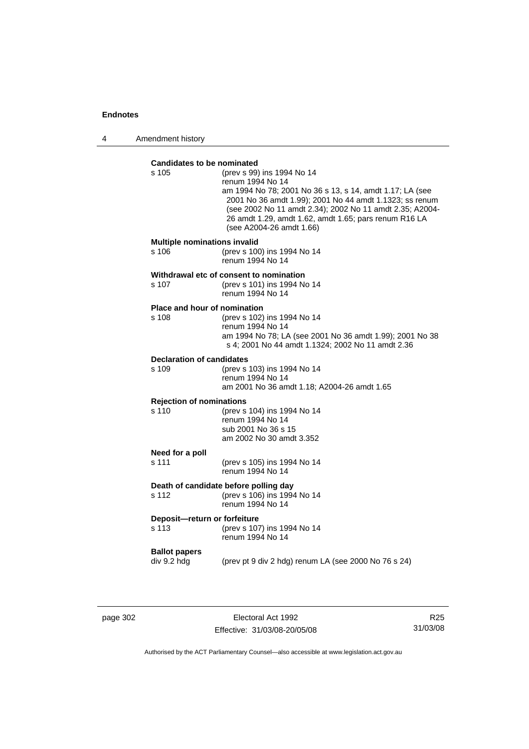**Candidates to be nominated**

s 105 (prev s 99) ins 1994 No 14
renum 1994 No 14
am 1994 No 78; 2001 No 36 s 13, s 14, amdt 1.17; LA (see 2001 No 36 amdt 1.99); 2001 No 44 amdt 1.1323; ss renum (see 2002 No 11 amdt 2.34); 2002 No 11 amdt 2.35; A2004-26 amdt 1.29, amdt 1.62, amdt 1.65; pars renum R16 LA (see A2004-26 amdt 1.66)

**Multiple nominations invalid**

s 106 (prev s 100) ins 1994 No 14
renum 1994 No 14

**Withdrawal etc of consent to nomination**

s 107 (prev s 101) ins 1994 No 14
renum 1994 No 14

**Place and hour of nomination**

s 108 (prev s 102) ins 1994 No 14
renum 1994 No 14
am 1994 No 78; LA (see 2001 No 36 amdt 1.99); 2001 No 38 s 4; 2001 No 44 amdt 1.1324; 2002 No 11 amdt 2.36

**Declaration of candidates**

s 109 (prev s 103) ins 1994 No 14
renum 1994 No 14
am 2001 No 36 amdt 1.18; A2004-26 amdt 1.65

**Rejection of nominations**

s 110 (prev s 104) ins 1994 No 14
renum 1994 No 14
sub 2001 No 36 s 15
am 2002 No 30 amdt 3.352

**Need for a poll**

s 111 (prev s 105) ins 1994 No 14
renum 1994 No 14

**Death of candidate before polling day**

s 112 (prev s 106) ins 1994 No 14
renum 1994 No 14

**Deposit—return or forfeiture**

s 113 (prev s 107) ins 1994 No 14
renum 1994 No 14

**Ballot papers**

div 9.2 hdg (prev pt 9 div 2 hdg) renum LA (see 2000 No 76 s 24)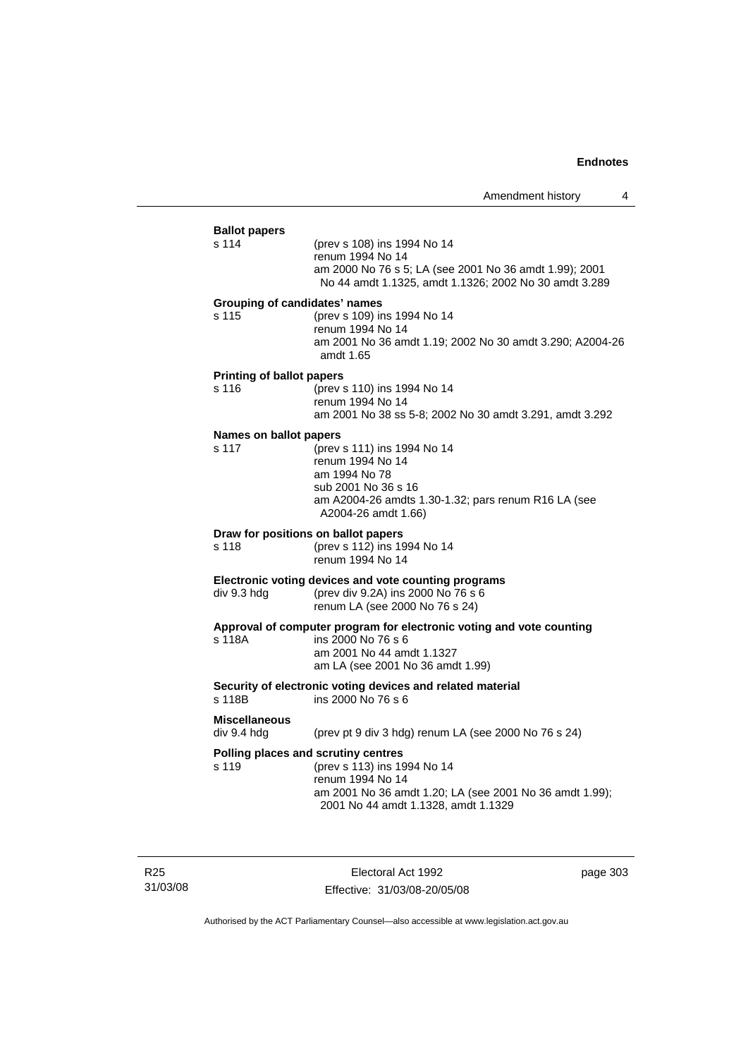**Ballot papers**

s 114 (prev s 108) ins 1994 No 14
renum 1994 No 14
am 2000 No 76 s 5; LA (see 2001 No 36 amdt 1.99); 2001 No 44 amdt 1.1325, amdt 1.1326; 2002 No 30 amdt 3.289

**Grouping of candidates' names**

s 115 (prev s 109) ins 1994 No 14
renum 1994 No 14
am 2001 No 36 amdt 1.19; 2002 No 30 amdt 3.290; A2004-26 amdt 1.65

**Printing of ballot papers**

s 116 (prev s 110) ins 1994 No 14
renum 1994 No 14
am 2001 No 38 ss 5-8; 2002 No 30 amdt 3.291, amdt 3.292

**Names on ballot papers**

s 117 (prev s 111) ins 1994 No 14
renum 1994 No 14
am 1994 No 78
sub 2001 No 36 s 16
am A2004-26 amdts 1.30-1.32; pars renum R16 LA (see A2004-26 amdt 1.66)

**Draw for positions on ballot papers**

s 118 (prev s 112) ins 1994 No 14
renum 1994 No 14

**Electronic voting devices and vote counting programs**

div 9.3 hdg (prev div 9.2A) ins 2000 No 76 s 6
renum LA (see 2000 No 76 s 24)

**Approval of computer program for electronic voting and vote counting**

s 118A ins 2000 No 76 s 6
am 2001 No 44 amdt 1.1327
am LA (see 2001 No 36 amdt 1.99)

**Security of electronic voting devices and related material**

s 118B ins 2000 No 76 s 6

**Miscellaneous**

div 9.4 hdg (prev pt 9 div 3 hdg) renum LA (see 2000 No 76 s 24)

**Polling places and scrutiny centres**

s 119 (prev s 113) ins 1994 No 14
renum 1994 No 14
am 2001 No 36 amdt 1.20; LA (see 2001 No 36 amdt 1.99); 2001 No 44 amdt 1.1328, amdt 1.1329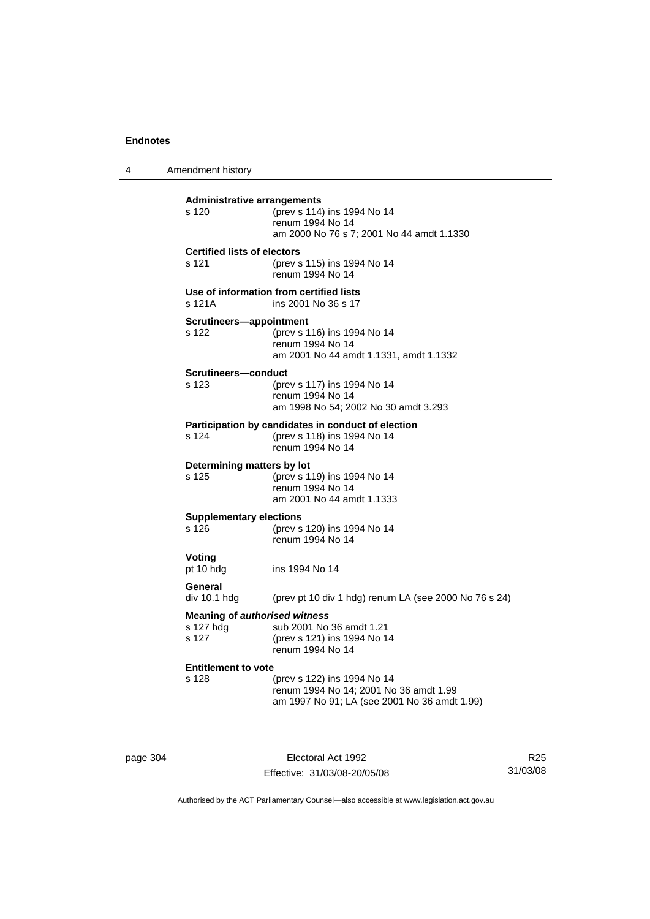**Administrative arrangements**

s 120 (prev s 114) ins 1994 No 14
renum 1994 No 14
am 2000 No 76 s 7; 2001 No 44 amdt 1.1330

**Certified lists of electors**

s 121 (prev s 115) ins 1994 No 14
renum 1994 No 14

**Use of information from certified lists**

s 121A ins 2001 No 36 s 17

**Scrutineers—appointment**

s 122 (prev s 116) ins 1994 No 14
renum 1994 No 14
am 2001 No 44 amdt 1.1331, amdt 1.1332

**Scrutineers—conduct**

s 123 (prev s 117) ins 1994 No 14
renum 1994 No 14
am 1998 No 54; 2002 No 30 amdt 3.293

**Participation by candidates in conduct of election**

s 124 (prev s 118) ins 1994 No 14
renum 1994 No 14

**Determining matters by lot**

s 125 (prev s 119) ins 1994 No 14
renum 1994 No 14
am 2001 No 44 amdt 1.1333

**Supplementary elections**

s 126 (prev s 120) ins 1994 No 14
renum 1994 No 14

**Voting**

pt 10 hdg ins 1994 No 14

**General**

div 10.1 hdg (prev pt 10 div 1 hdg) renum LA (see 2000 No 76 s 24)

**Meaning of *authorised witness***

s 127 hdg sub 2001 No 36 amdt 1.21
s 127 (prev s 121) ins 1994 No 14
renum 1994 No 14

**Entitlement to vote**

s 128 (prev s 122) ins 1994 No 14
renum 1994 No 14; 2001 No 36 amdt 1.99
am 1997 No 91; LA (see 2001 No 36 amdt 1.99)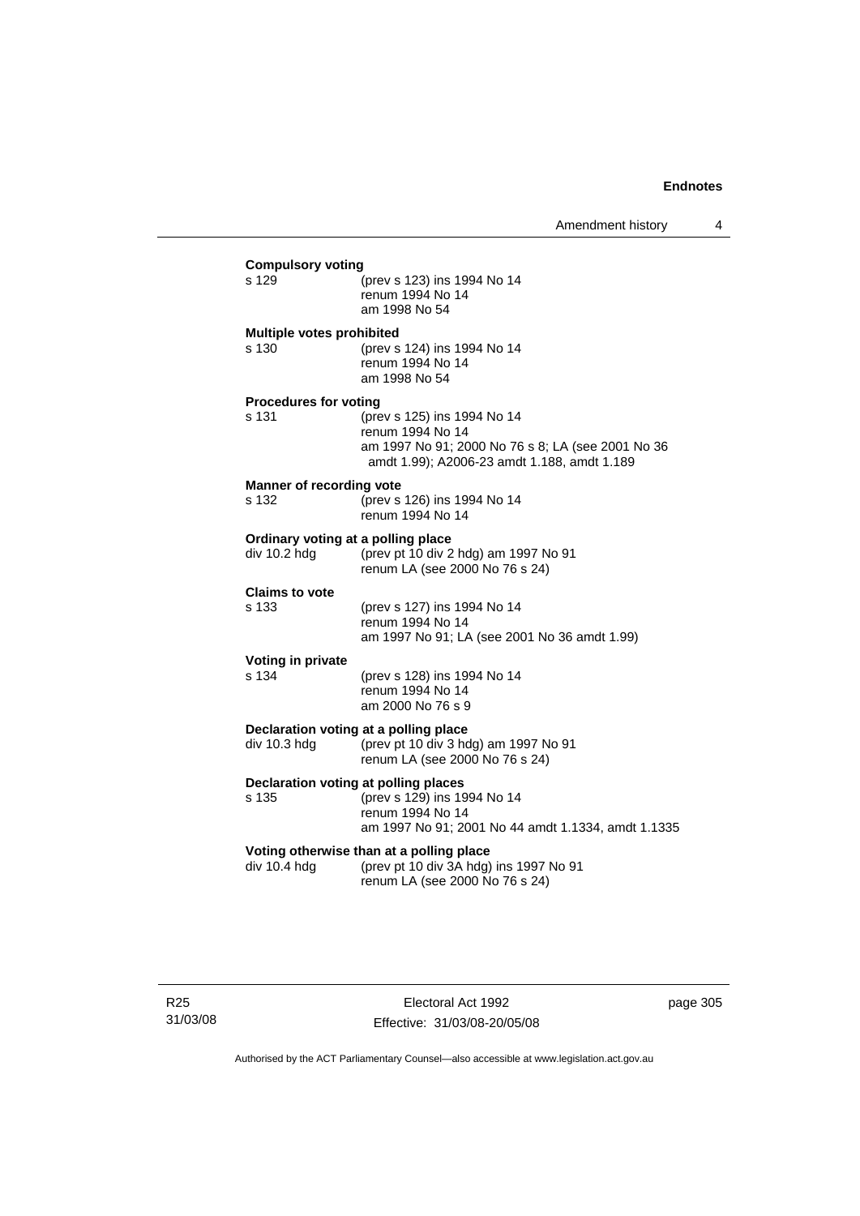**Compulsory voting**

s 129 (prev s 123) ins 1994 No 14
renum 1994 No 14
am 1998 No 54

**Multiple votes prohibited**

s 130 (prev s 124) ins 1994 No 14
renum 1994 No 14
am 1998 No 54

**Procedures for voting**

s 131 (prev s 125) ins 1994 No 14
renum 1994 No 14
am 1997 No 91; 2000 No 76 s 8; LA (see 2001 No 36 amdt 1.99); A2006-23 amdt 1.188, amdt 1.189

**Manner of recording vote**

s 132 (prev s 126) ins 1994 No 14
renum 1994 No 14

**Ordinary voting at a polling place**

div 10.2 hdg (prev pt 10 div 2 hdg) am 1997 No 91
renum LA (see 2000 No 76 s 24)

**Claims to vote**

s 133 (prev s 127) ins 1994 No 14
renum 1994 No 14
am 1997 No 91; LA (see 2001 No 36 amdt 1.99)

**Voting in private**

s 134 (prev s 128) ins 1994 No 14
renum 1994 No 14
am 2000 No 76 s 9

**Declaration voting at a polling place**

div 10.3 hdg (prev pt 10 div 3 hdg) am 1997 No 91
renum LA (see 2000 No 76 s 24)

**Declaration voting at polling places**

s 135 (prev s 129) ins 1994 No 14
renum 1994 No 14
am 1997 No 91; 2001 No 44 amdt 1.1334, amdt 1.1335

**Voting otherwise than at a polling place**

div 10.4 hdg (prev pt 10 div 3A hdg) ins 1997 No 91
renum LA (see 2000 No 76 s 24)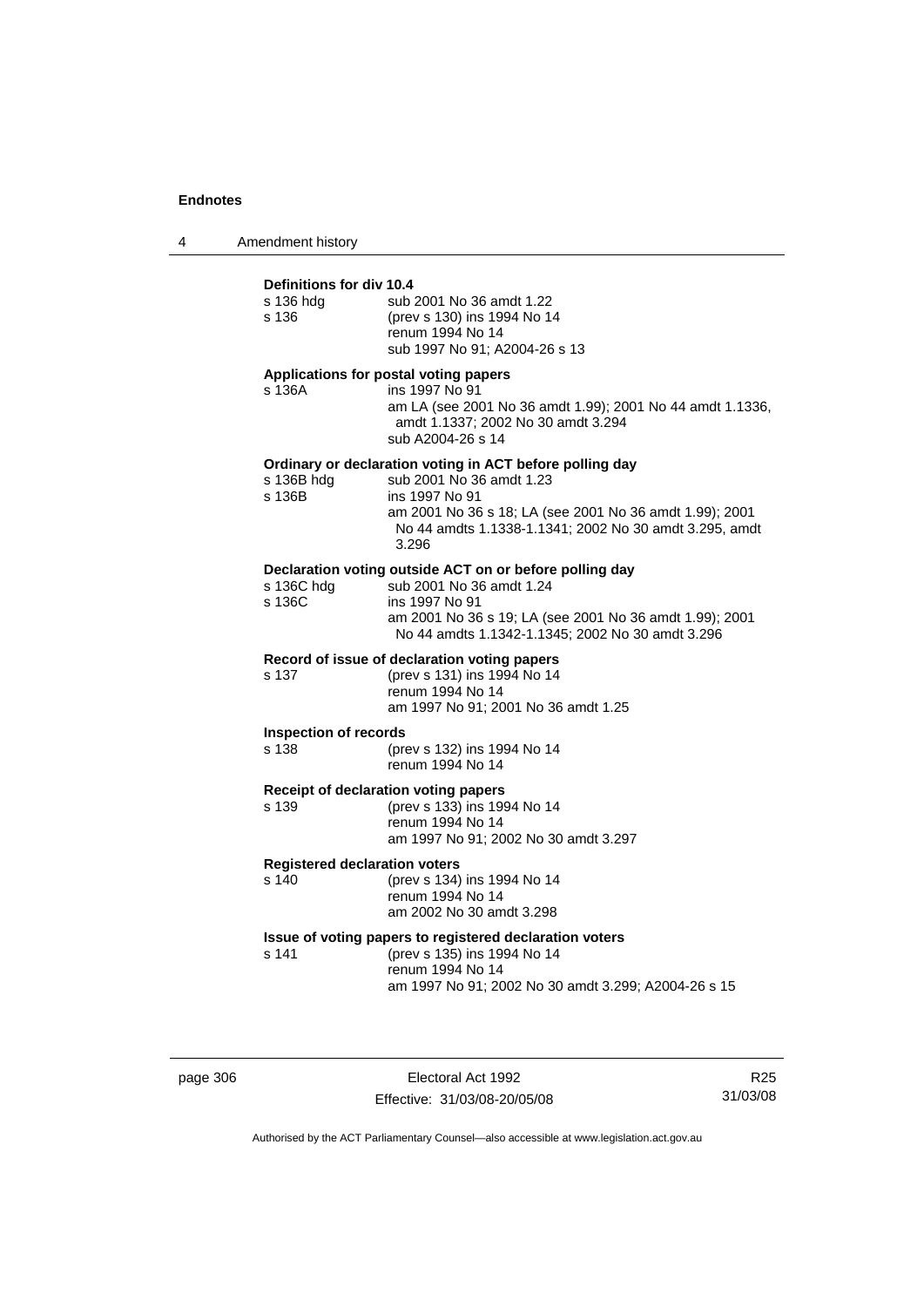**Definitions for div 10.4**

s 136 hdg	sub 2001 No 36 amdt 1.22
s 136	(prev s 130) ins 1994 No 14
renum 1994 No 14
sub 1997 No 91; A2004-26 s 13

**Applications for postal voting papers**

s 136A	ins 1997 No 91
am LA (see 2001 No 36 amdt 1.99); 2001 No 44 amdt 1.1336, amdt 1.1337; 2002 No 30 amdt 3.294
sub A2004-26 s 14

**Ordinary or declaration voting in ACT before polling day**

s 136B hdg	sub 2001 No 36 amdt 1.23
s 136B	ins 1997 No 91
am 2001 No 36 s 18; LA (see 2001 No 36 amdt 1.99); 2001 No 44 amdts 1.1338-1.1341; 2002 No 30 amdt 3.295, amdt 3.296

**Declaration voting outside ACT on or before polling day**

s 136C hdg	sub 2001 No 36 amdt 1.24
s 136C	ins 1997 No 91
am 2001 No 36 s 19; LA (see 2001 No 36 amdt 1.99); 2001 No 44 amdts 1.1342-1.1345; 2002 No 30 amdt 3.296

**Record of issue of declaration voting papers**

s 137	(prev s 131) ins 1994 No 14
renum 1994 No 14
am 1997 No 91; 2001 No 36 amdt 1.25

**Inspection of records**

s 138	(prev s 132) ins 1994 No 14
renum 1994 No 14

**Receipt of declaration voting papers**

s 139	(prev s 133) ins 1994 No 14
renum 1994 No 14
am 1997 No 91; 2002 No 30 amdt 3.297

**Registered declaration voters**

s 140	(prev s 134) ins 1994 No 14
renum 1994 No 14
am 2002 No 30 amdt 3.298

**Issue of voting papers to registered declaration voters**

s 141	(prev s 135) ins 1994 No 14
renum 1994 No 14
am 1997 No 91; 2002 No 30 amdt 3.299; A2004-26 s 15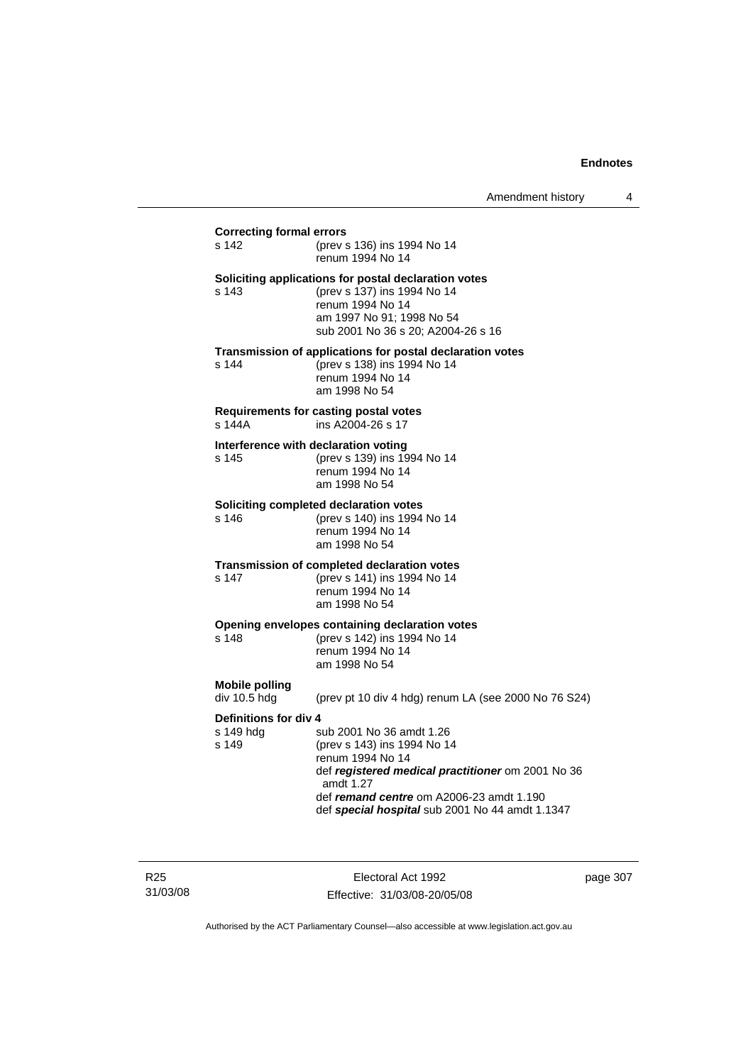**Correcting formal errors**

s 142 (prev s 136) ins 1994 No 14
renum 1994 No 14

**Soliciting applications for postal declaration votes**

s 143 (prev s 137) ins 1994 No 14
renum 1994 No 14
am 1997 No 91; 1998 No 54
sub 2001 No 36 s 20; A2004-26 s 16

**Transmission of applications for postal declaration votes**

s 144 (prev s 138) ins 1994 No 14
renum 1994 No 14
am 1998 No 54

**Requirements for casting postal votes**

s 144A ins A2004-26 s 17

**Interference with declaration voting**

s 145 (prev s 139) ins 1994 No 14
renum 1994 No 14
am 1998 No 54

**Soliciting completed declaration votes**

s 146 (prev s 140) ins 1994 No 14
renum 1994 No 14
am 1998 No 54

**Transmission of completed declaration votes**

s 147 (prev s 141) ins 1994 No 14
renum 1994 No 14
am 1998 No 54

**Opening envelopes containing declaration votes**

s 148 (prev s 142) ins 1994 No 14
renum 1994 No 14
am 1998 No 54

**Mobile polling**

div 10.5 hdg (prev pt 10 div 4 hdg) renum LA (see 2000 No 76 S24)

**Definitions for div 4**

s 149 hdg sub 2001 No 36 amdt 1.26
s 149 (prev s 143) ins 1994 No 14
renum 1994 No 14
def ***registered medical practitioner*** om 2001 No 36 amdt 1.27
def ***remand centre*** om A2006-23 amdt 1.190
def ***special hospital*** sub 2001 No 44 amdt 1.1347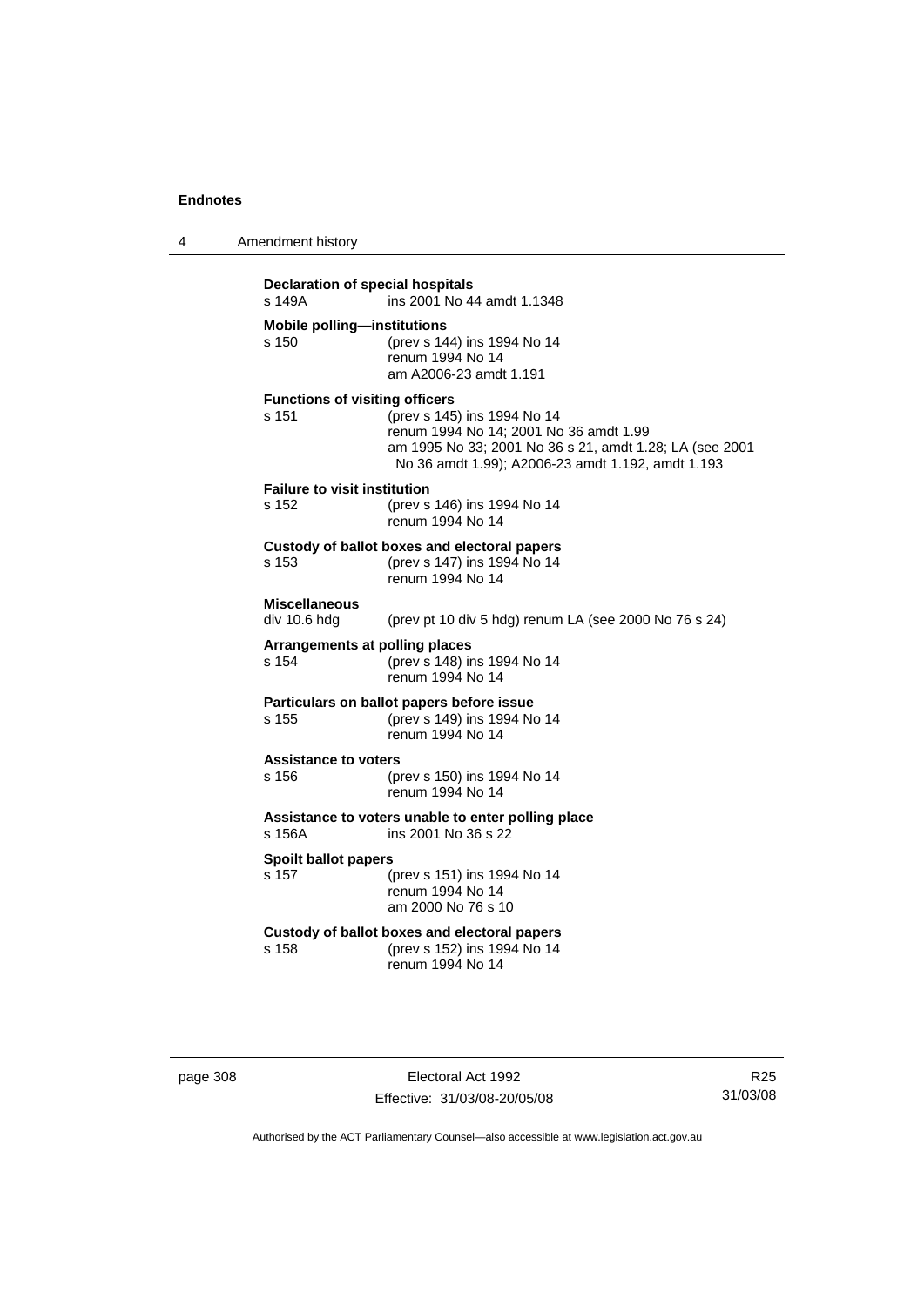**Declaration of special hospitals**
s 149A ins 2001 No 44 amdt 1.1348

**Mobile polling—institutions**
s 150 (prev s 144) ins 1994 No 14
renum 1994 No 14
am A2006-23 amdt 1.191

**Functions of visiting officers**
s 151 (prev s 145) ins 1994 No 14
renum 1994 No 14; 2001 No 36 amdt 1.99
am 1995 No 33; 2001 No 36 s 21, amdt 1.28; LA (see 2001 No 36 amdt 1.99); A2006-23 amdt 1.192, amdt 1.193

**Failure to visit institution**
s 152 (prev s 146) ins 1994 No 14
renum 1994 No 14

**Custody of ballot boxes and electoral papers**
s 153 (prev s 147) ins 1994 No 14
renum 1994 No 14

**Miscellaneous**
div 10.6 hdg (prev pt 10 div 5 hdg) renum LA (see 2000 No 76 s 24)

**Arrangements at polling places**
s 154 (prev s 148) ins 1994 No 14
renum 1994 No 14

**Particulars on ballot papers before issue**
s 155 (prev s 149) ins 1994 No 14
renum 1994 No 14

**Assistance to voters**
s 156 (prev s 150) ins 1994 No 14
renum 1994 No 14

**Assistance to voters unable to enter polling place**
s 156A ins 2001 No 36 s 22

**Spoilt ballot papers**
s 157 (prev s 151) ins 1994 No 14
renum 1994 No 14
am 2000 No 76 s 10

**Custody of ballot boxes and electoral papers**
s 158 (prev s 152) ins 1994 No 14
renum 1994 No 14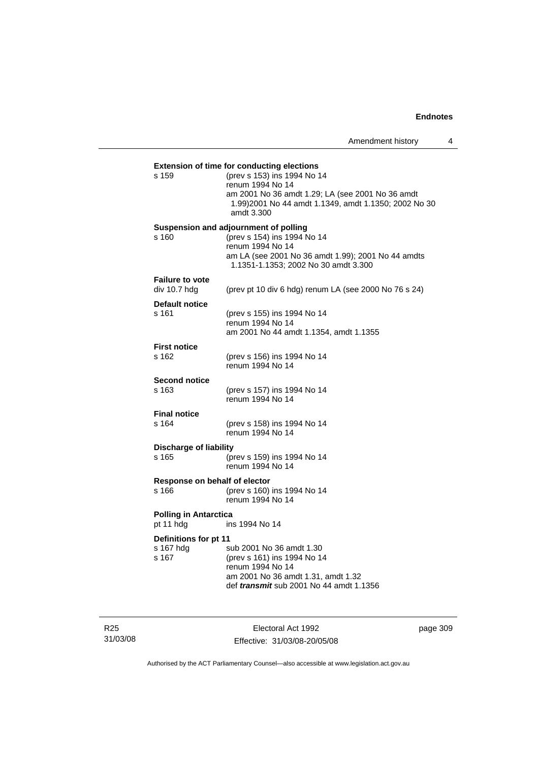**Extension of time for conducting elections**

s 159 (prev s 153) ins 1994 No 14
renum 1994 No 14
am 2001 No 36 amdt 1.29; LA (see 2001 No 36 amdt 1.99)2001 No 44 amdt 1.1349, amdt 1.1350; 2002 No 30 amdt 3.300

**Suspension and adjournment of polling**

s 160 (prev s 154) ins 1994 No 14
renum 1994 No 14
am LA (see 2001 No 36 amdt 1.99); 2001 No 44 amdts 1.1351-1.1353; 2002 No 30 amdt 3.300

**Failure to vote**

div 10.7 hdg (prev pt 10 div 6 hdg) renum LA (see 2000 No 76 s 24)

**Default notice**

s 161 (prev s 155) ins 1994 No 14
renum 1994 No 14
am 2001 No 44 amdt 1.1354, amdt 1.1355

**First notice**

s 162 (prev s 156) ins 1994 No 14
renum 1994 No 14

**Second notice**

s 163 (prev s 157) ins 1994 No 14
renum 1994 No 14

**Final notice**

s 164 (prev s 158) ins 1994 No 14
renum 1994 No 14

**Discharge of liability**

s 165 (prev s 159) ins 1994 No 14
renum 1994 No 14

**Response on behalf of elector**

s 166 (prev s 160) ins 1994 No 14
renum 1994 No 14

**Polling in Antarctica**

pt 11 hdg ins 1994 No 14

**Definitions for pt 11**

s 167 hdg sub 2001 No 36 amdt 1.30
s 167 (prev s 161) ins 1994 No 14
renum 1994 No 14
am 2001 No 36 amdt 1.31, amdt 1.32
def ***transmit*** sub 2001 No 44 amdt 1.1356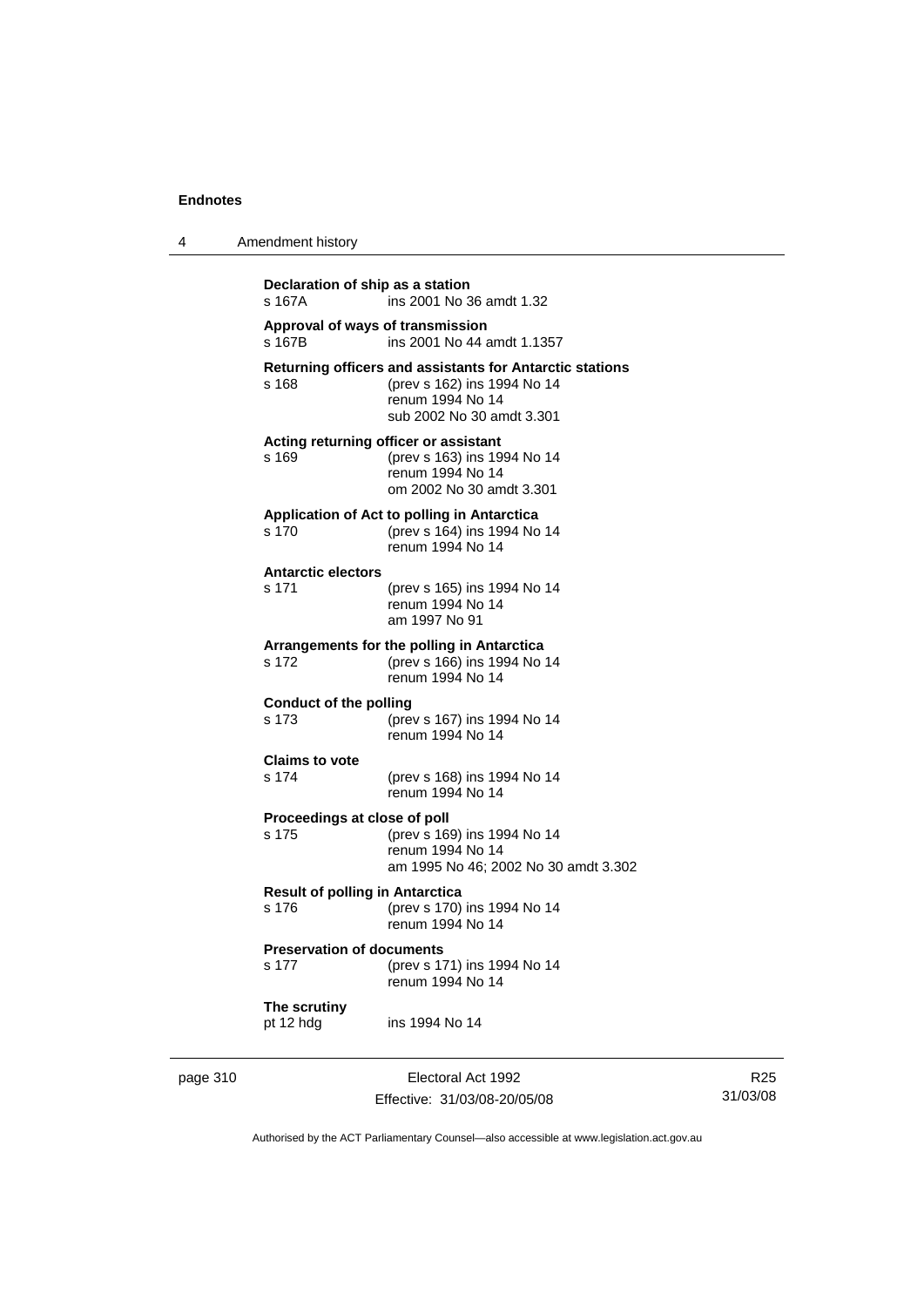**Declaration of ship as a station**
s 167A ins 2001 No 36 amdt 1.32

**Approval of ways of transmission**
s 167B ins 2001 No 44 amdt 1.1357

**Returning officers and assistants for Antarctic stations**
s 168 (prev s 162) ins 1994 No 14
renum 1994 No 14
sub 2002 No 30 amdt 3.301

**Acting returning officer or assistant**
s 169 (prev s 163) ins 1994 No 14
renum 1994 No 14
om 2002 No 30 amdt 3.301

**Application of Act to polling in Antarctica**
s 170 (prev s 164) ins 1994 No 14
renum 1994 No 14

**Antarctic electors**
s 171 (prev s 165) ins 1994 No 14
renum 1994 No 14
am 1997 No 91

**Arrangements for the polling in Antarctica**
s 172 (prev s 166) ins 1994 No 14
renum 1994 No 14

**Conduct of the polling**
s 173 (prev s 167) ins 1994 No 14
renum 1994 No 14

**Claims to vote**
s 174 (prev s 168) ins 1994 No 14
renum 1994 No 14

**Proceedings at close of poll**
s 175 (prev s 169) ins 1994 No 14
renum 1994 No 14
am 1995 No 46; 2002 No 30 amdt 3.302

**Result of polling in Antarctica**
s 176 (prev s 170) ins 1994 No 14
renum 1994 No 14

**Preservation of documents**
s 177 (prev s 171) ins 1994 No 14
renum 1994 No 14

**The scrutiny**
pt 12 hdg ins 1994 No 14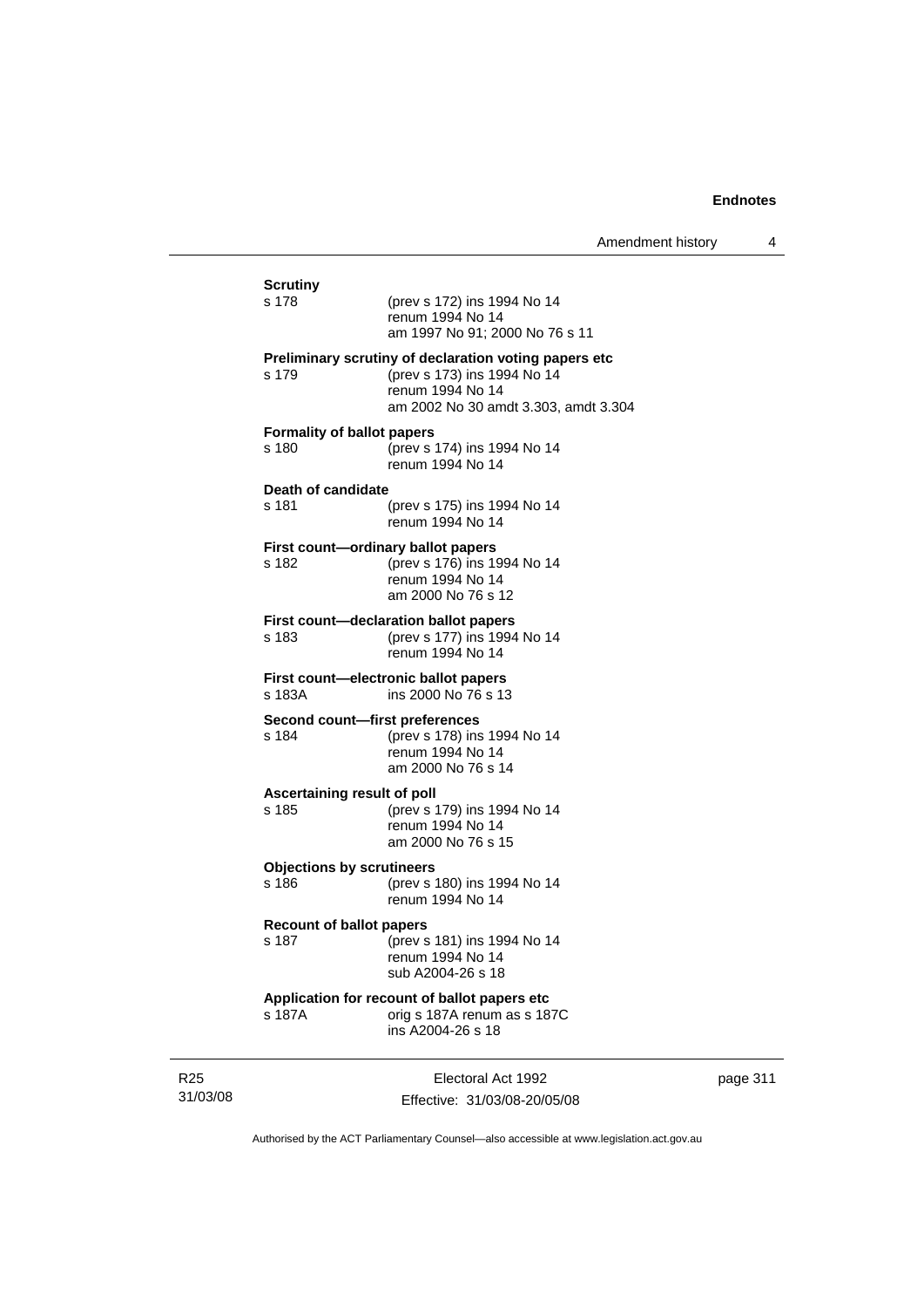**Scrutiny**

s 178 (prev s 172) ins 1994 No 14
renum 1994 No 14
am 1997 No 91; 2000 No 76 s 11

**Preliminary scrutiny of declaration voting papers etc**

s 179 (prev s 173) ins 1994 No 14
renum 1994 No 14
am 2002 No 30 amdt 3.303, amdt 3.304

**Formality of ballot papers**

s 180 (prev s 174) ins 1994 No 14
renum 1994 No 14

**Death of candidate**

s 181 (prev s 175) ins 1994 No 14
renum 1994 No 14

**First count—ordinary ballot papers**

s 182 (prev s 176) ins 1994 No 14
renum 1994 No 14
am 2000 No 76 s 12

**First count—declaration ballot papers**

s 183 (prev s 177) ins 1994 No 14
renum 1994 No 14

**First count—electronic ballot papers**

s 183A ins 2000 No 76 s 13

**Second count—first preferences**

s 184 (prev s 178) ins 1994 No 14
renum 1994 No 14
am 2000 No 76 s 14

**Ascertaining result of poll**

s 185 (prev s 179) ins 1994 No 14
renum 1994 No 14
am 2000 No 76 s 15

**Objections by scrutineers**

s 186 (prev s 180) ins 1994 No 14
renum 1994 No 14

**Recount of ballot papers**

s 187 (prev s 181) ins 1994 No 14
renum 1994 No 14
sub A2004-26 s 18

**Application for recount of ballot papers etc**

s 187A orig s 187A renum as s 187C
ins A2004-26 s 18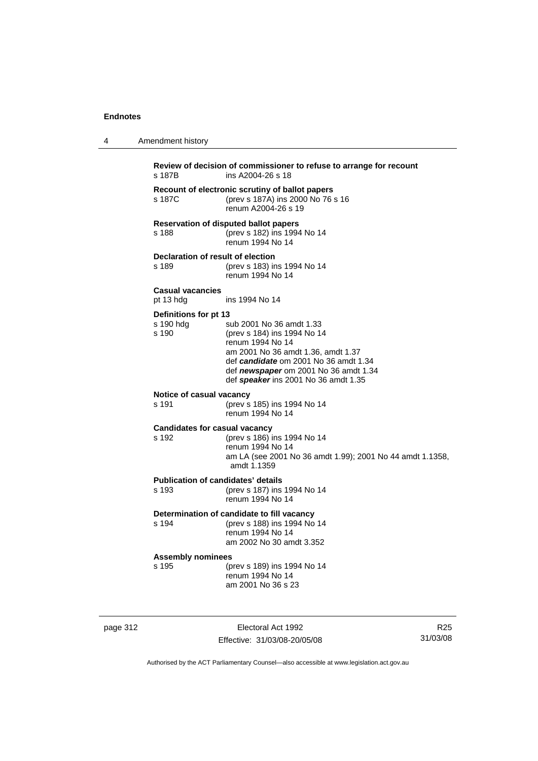**Review of decision of commissioner to refuse to arrange for recount**

s 187B ins A2004-26 s 18

**Recount of electronic scrutiny of ballot papers**

s 187C (prev s 187A) ins 2000 No 76 s 16
renum A2004-26 s 19

**Reservation of disputed ballot papers**

s 188 (prev s 182) ins 1994 No 14
renum 1994 No 14

**Declaration of result of election**

s 189 (prev s 183) ins 1994 No 14
renum 1994 No 14

**Casual vacancies**

pt 13 hdg ins 1994 No 14

**Definitions for pt 13**

s 190 hdg sub 2001 No 36 amdt 1.33

s 190 (prev s 184) ins 1994 No 14
renum 1994 No 14
am 2001 No 36 amdt 1.36, amdt 1.37
def ***candidate*** om 2001 No 36 amdt 1.34
def ***newspaper*** om 2001 No 36 amdt 1.34
def ***speaker*** ins 2001 No 36 amdt 1.35

**Notice of casual vacancy**

s 191 (prev s 185) ins 1994 No 14
renum 1994 No 14

**Candidates for casual vacancy**

s 192 (prev s 186) ins 1994 No 14
renum 1994 No 14
am LA (see 2001 No 36 amdt 1.99); 2001 No 44 amdt 1.1358, amdt 1.1359

**Publication of candidates' details**

s 193 (prev s 187) ins 1994 No 14
renum 1994 No 14

**Determination of candidate to fill vacancy**

s 194 (prev s 188) ins 1994 No 14
renum 1994 No 14
am 2002 No 30 amdt 3.352

**Assembly nominees**

s 195 (prev s 189) ins 1994 No 14
renum 1994 No 14
am 2001 No 36 s 23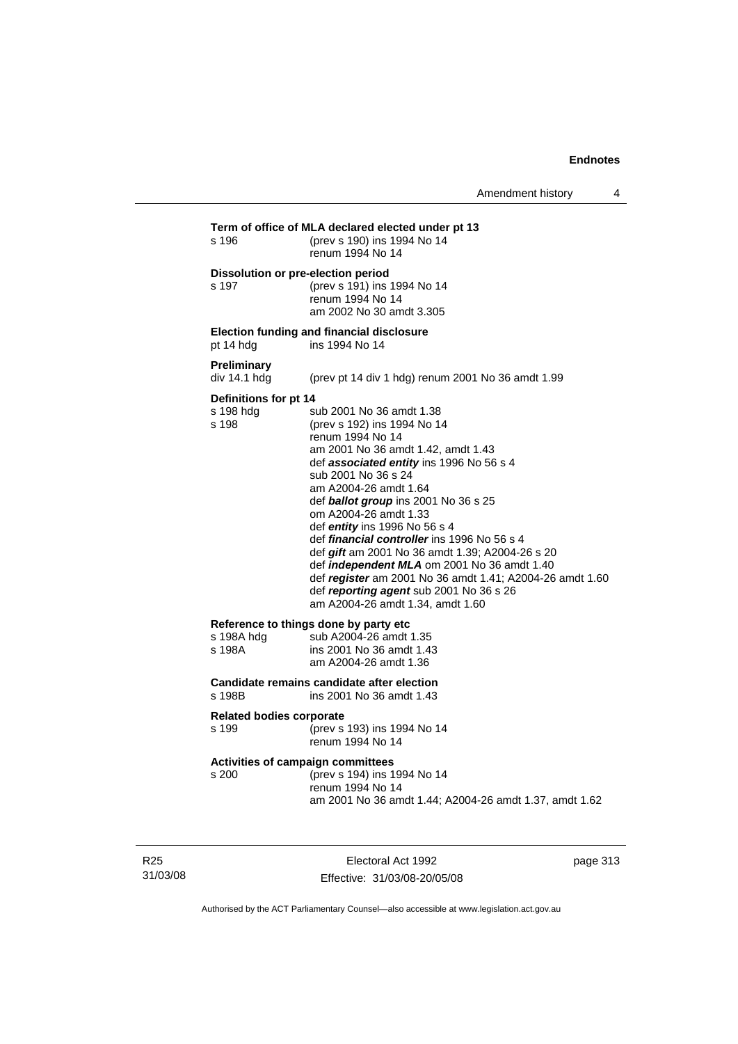**Term of office of MLA declared elected under pt 13**

| | |
|---|---|
| s 196 | (prev s 190) ins 1994 No 14<br>renum 1994 No 14 |

**Dissolution or pre-election period**

| | |
|---|---|
| s 197 | (prev s 191) ins 1994 No 14<br>renum 1994 No 14<br>am 2002 No 30 amdt 3.305 |

**Election funding and financial disclosure**

| | |
|---|---|
| pt 14 hdg | ins 1994 No 14 |

**Preliminary**

| | |
|---|---|
| div 14.1 hdg | (prev pt 14 div 1 hdg) renum 2001 No 36 amdt 1.99 |

**Definitions for pt 14**

| | |
|---|---|
| s 198 hdg | sub 2001 No 36 amdt 1.38 |
| s 198 | (prev s 192) ins 1994 No 14<br>renum 1994 No 14<br>am 2001 No 36 amdt 1.42, amdt 1.43<br>def ***associated entity*** ins 1996 No 56 s 4<br>sub 2001 No 36 s 24<br>am A2004-26 amdt 1.64<br>def ***ballot group*** ins 2001 No 36 s 25<br>om A2004-26 amdt 1.33<br>def ***entity*** ins 1996 No 56 s 4<br>def ***financial controller*** ins 1996 No 56 s 4<br>def ***gift*** am 2001 No 36 amdt 1.39; A2004-26 s 20<br>def ***independent MLA*** om 2001 No 36 amdt 1.40<br>def ***register*** am 2001 No 36 amdt 1.41; A2004-26 amdt 1.60<br>def ***reporting agent*** sub 2001 No 36 s 26<br>am A2004-26 amdt 1.34, amdt 1.60 |

**Reference to things done by party etc**

| | |
|---|---|
| s 198A hdg | sub A2004-26 amdt 1.35 |
| s 198A | ins 2001 No 36 amdt 1.43<br>am A2004-26 amdt 1.36 |

**Candidate remains candidate after election**

| | |
|---|---|
| s 198B | ins 2001 No 36 amdt 1.43 |

**Related bodies corporate**

| | |
|---|---|
| s 199 | (prev s 193) ins 1994 No 14<br>renum 1994 No 14 |

**Activities of campaign committees**

| | |
|---|---|
| s 200 | (prev s 194) ins 1994 No 14<br>renum 1994 No 14<br>am 2001 No 36 amdt 1.44; A2004-26 amdt 1.37, amdt 1.62 |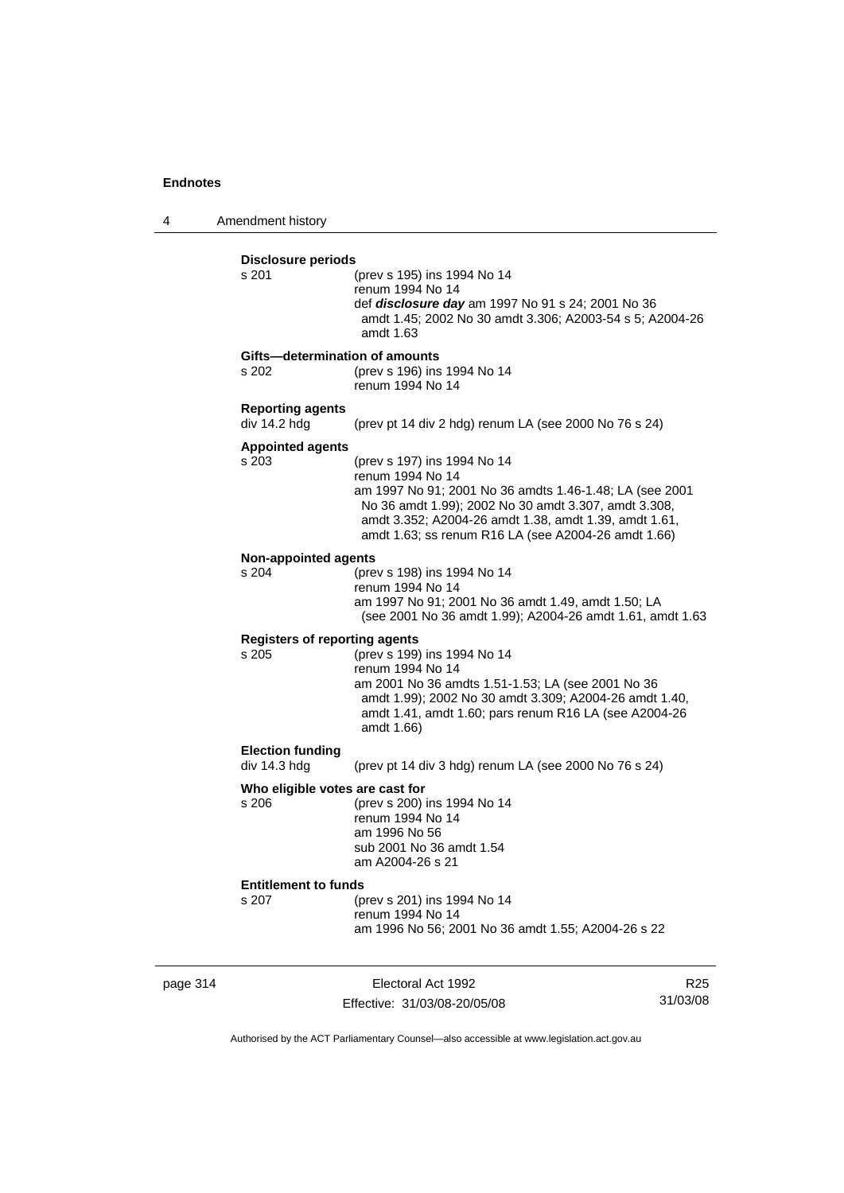**Disclosure periods**

s 201 (prev s 195) ins 1994 No 14
renum 1994 No 14
def ***disclosure day*** am 1997 No 91 s 24; 2001 No 36 amdt 1.45; 2002 No 30 amdt 3.306; A2003-54 s 5; A2004-26 amdt 1.63

**Gifts—determination of amounts**

s 202 (prev s 196) ins 1994 No 14
renum 1994 No 14

**Reporting agents**

div 14.2 hdg (prev pt 14 div 2 hdg) renum LA (see 2000 No 76 s 24)

**Appointed agents**

s 203 (prev s 197) ins 1994 No 14
renum 1994 No 14
am 1997 No 91; 2001 No 36 amdts 1.46-1.48; LA (see 2001 No 36 amdt 1.99); 2002 No 30 amdt 3.307, amdt 3.308, amdt 3.352; A2004-26 amdt 1.38, amdt 1.39, amdt 1.61, amdt 1.63; ss renum R16 LA (see A2004-26 amdt 1.66)

**Non-appointed agents**

s 204 (prev s 198) ins 1994 No 14
renum 1994 No 14
am 1997 No 91; 2001 No 36 amdt 1.49, amdt 1.50; LA (see 2001 No 36 amdt 1.99); A2004-26 amdt 1.61, amdt 1.63

**Registers of reporting agents**

s 205 (prev s 199) ins 1994 No 14
renum 1994 No 14
am 2001 No 36 amdts 1.51-1.53; LA (see 2001 No 36 amdt 1.99); 2002 No 30 amdt 3.309; A2004-26 amdt 1.40, amdt 1.41, amdt 1.60; pars renum R16 LA (see A2004-26 amdt 1.66)

**Election funding**

div 14.3 hdg (prev pt 14 div 3 hdg) renum LA (see 2000 No 76 s 24)

**Who eligible votes are cast for**

s 206 (prev s 200) ins 1994 No 14
renum 1994 No 14
am 1996 No 56
sub 2001 No 36 amdt 1.54
am A2004-26 s 21

**Entitlement to funds**

s 207 (prev s 201) ins 1994 No 14
renum 1994 No 14
am 1996 No 56; 2001 No 36 amdt 1.55; A2004-26 s 22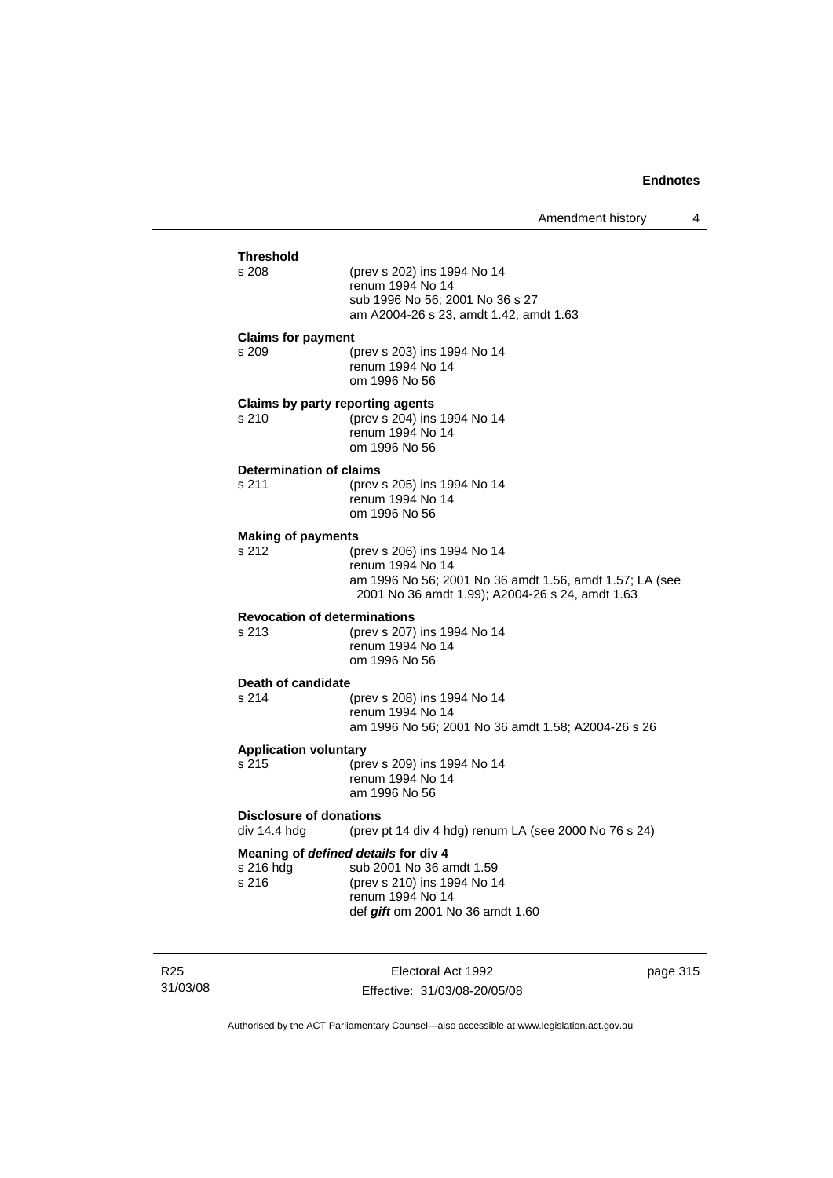**Threshold**

s 208 (prev s 202) ins 1994 No 14
renum 1994 No 14
sub 1996 No 56; 2001 No 36 s 27
am A2004-26 s 23, amdt 1.42, amdt 1.63

**Claims for payment**

s 209 (prev s 203) ins 1994 No 14
renum 1994 No 14
om 1996 No 56

**Claims by party reporting agents**

s 210 (prev s 204) ins 1994 No 14
renum 1994 No 14
om 1996 No 56

**Determination of claims**

s 211 (prev s 205) ins 1994 No 14
renum 1994 No 14
om 1996 No 56

**Making of payments**

s 212 (prev s 206) ins 1994 No 14
renum 1994 No 14
am 1996 No 56; 2001 No 36 amdt 1.56, amdt 1.57; LA (see 2001 No 36 amdt 1.99); A2004-26 s 24, amdt 1.63

**Revocation of determinations**

s 213 (prev s 207) ins 1994 No 14
renum 1994 No 14
om 1996 No 56

**Death of candidate**

s 214 (prev s 208) ins 1994 No 14
renum 1994 No 14
am 1996 No 56; 2001 No 36 amdt 1.58; A2004-26 s 26

**Application voluntary**

s 215 (prev s 209) ins 1994 No 14
renum 1994 No 14
am 1996 No 56

**Disclosure of donations**

div 14.4 hdg (prev pt 14 div 4 hdg) renum LA (see 2000 No 76 s 24)

**Meaning of *defined details* for div 4**

s 216 hdg sub 2001 No 36 amdt 1.59

s 216 (prev s 210) ins 1994 No 14
renum 1994 No 14
def ***gift*** om 2001 No 36 amdt 1.60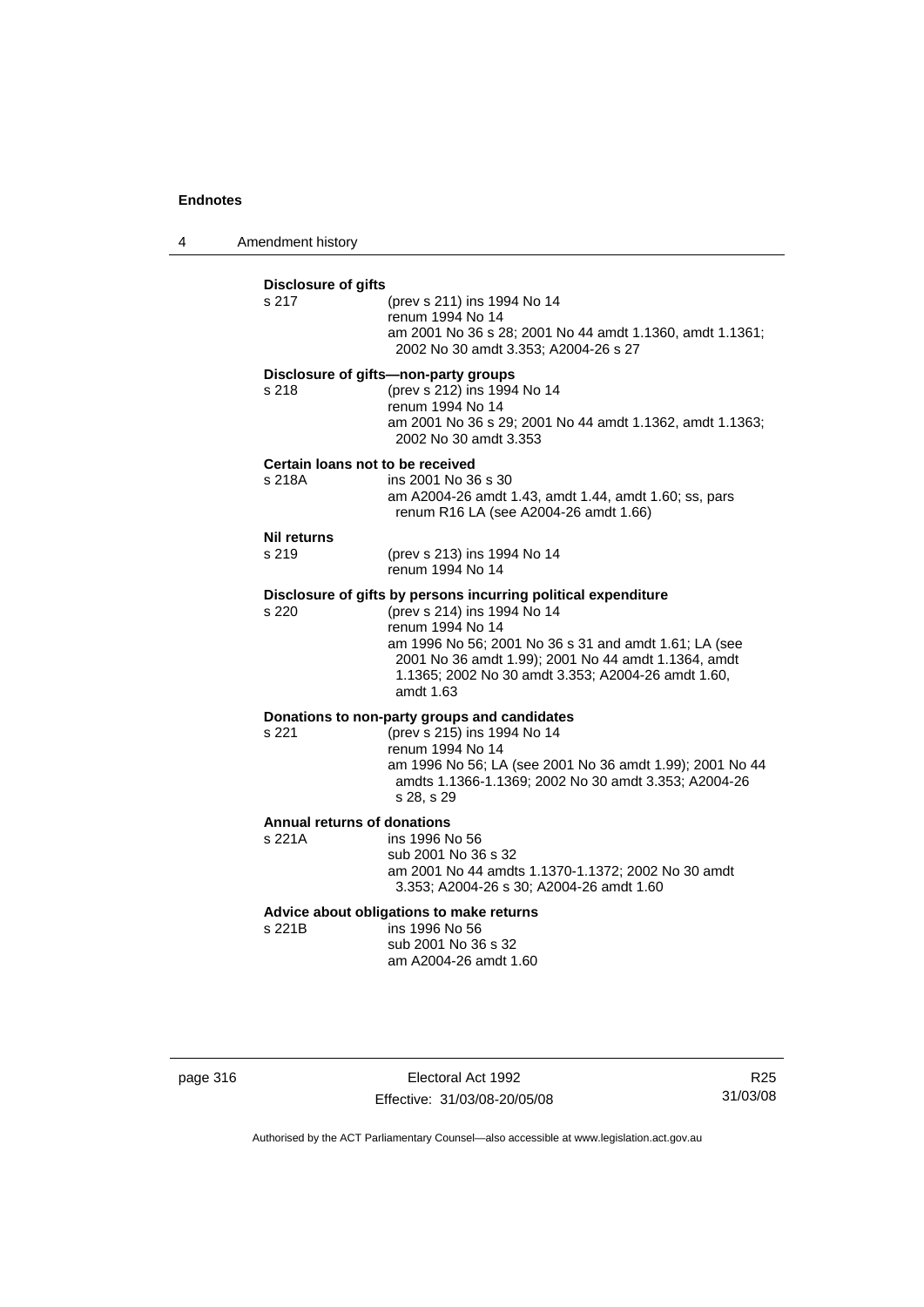**Disclosure of gifts**

s 217 (prev s 211) ins 1994 No 14
renum 1994 No 14
am 2001 No 36 s 28; 2001 No 44 amdt 1.1360, amdt 1.1361; 2002 No 30 amdt 3.353; A2004-26 s 27

**Disclosure of gifts—non-party groups**

s 218 (prev s 212) ins 1994 No 14
renum 1994 No 14
am 2001 No 36 s 29; 2001 No 44 amdt 1.1362, amdt 1.1363; 2002 No 30 amdt 3.353

**Certain loans not to be received**

s 218A ins 2001 No 36 s 30
am A2004-26 amdt 1.43, amdt 1.44, amdt 1.60; ss, pars renum R16 LA (see A2004-26 amdt 1.66)

**Nil returns**

s 219 (prev s 213) ins 1994 No 14
renum 1994 No 14

**Disclosure of gifts by persons incurring political expenditure**

s 220 (prev s 214) ins 1994 No 14
renum 1994 No 14
am 1996 No 56; 2001 No 36 s 31 and amdt 1.61; LA (see 2001 No 36 amdt 1.99); 2001 No 44 amdt 1.1364, amdt 1.1365; 2002 No 30 amdt 3.353; A2004-26 amdt 1.60, amdt 1.63

**Donations to non-party groups and candidates**

s 221 (prev s 215) ins 1994 No 14
renum 1994 No 14
am 1996 No 56; LA (see 2001 No 36 amdt 1.99); 2001 No 44 amdts 1.1366-1.1369; 2002 No 30 amdt 3.353; A2004-26 s 28, s 29

**Annual returns of donations**

s 221A ins 1996 No 56
sub 2001 No 36 s 32
am 2001 No 44 amdts 1.1370-1.1372; 2002 No 30 amdt 3.353; A2004-26 s 30; A2004-26 amdt 1.60

**Advice about obligations to make returns**

s 221B ins 1996 No 56
sub 2001 No 36 s 32
am A2004-26 amdt 1.60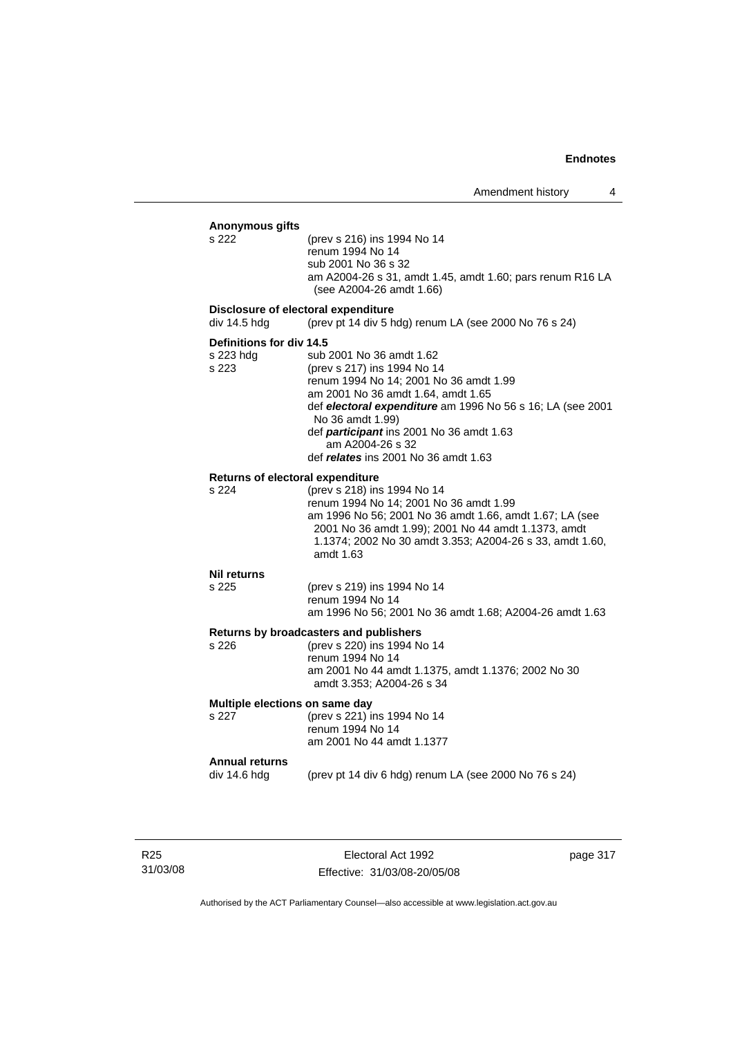**Anonymous gifts**

s 222 (prev s 216) ins 1994 No 14
renum 1994 No 14
sub 2001 No 36 s 32
am A2004-26 s 31, amdt 1.45, amdt 1.60; pars renum R16 LA (see A2004-26 amdt 1.66)

**Disclosure of electoral expenditure**

div 14.5 hdg (prev pt 14 div 5 hdg) renum LA (see 2000 No 76 s 24)

**Definitions for div 14.5**

s 223 hdg sub 2001 No 36 amdt 1.62
s 223 (prev s 217) ins 1994 No 14
renum 1994 No 14; 2001 No 36 amdt 1.99
am 2001 No 36 amdt 1.64, amdt 1.65
def ***electoral expenditure*** am 1996 No 56 s 16; LA (see 2001 No 36 amdt 1.99)
def ***participant*** ins 2001 No 36 amdt 1.63
am A2004-26 s 32
def ***relates*** ins 2001 No 36 amdt 1.63

**Returns of electoral expenditure**

s 224 (prev s 218) ins 1994 No 14
renum 1994 No 14; 2001 No 36 amdt 1.99
am 1996 No 56; 2001 No 36 amdt 1.66, amdt 1.67; LA (see 2001 No 36 amdt 1.99); 2001 No 44 amdt 1.1373, amdt 1.1374; 2002 No 30 amdt 3.353; A2004-26 s 33, amdt 1.60, amdt 1.63

**Nil returns**

s 225 (prev s 219) ins 1994 No 14
renum 1994 No 14
am 1996 No 56; 2001 No 36 amdt 1.68; A2004-26 amdt 1.63

**Returns by broadcasters and publishers**

s 226 (prev s 220) ins 1994 No 14
renum 1994 No 14
am 2001 No 44 amdt 1.1375, amdt 1.1376; 2002 No 30 amdt 3.353; A2004-26 s 34

**Multiple elections on same day**

s 227 (prev s 221) ins 1994 No 14
renum 1994 No 14
am 2001 No 44 amdt 1.1377

**Annual returns**

div 14.6 hdg (prev pt 14 div 6 hdg) renum LA (see 2000 No 76 s 24)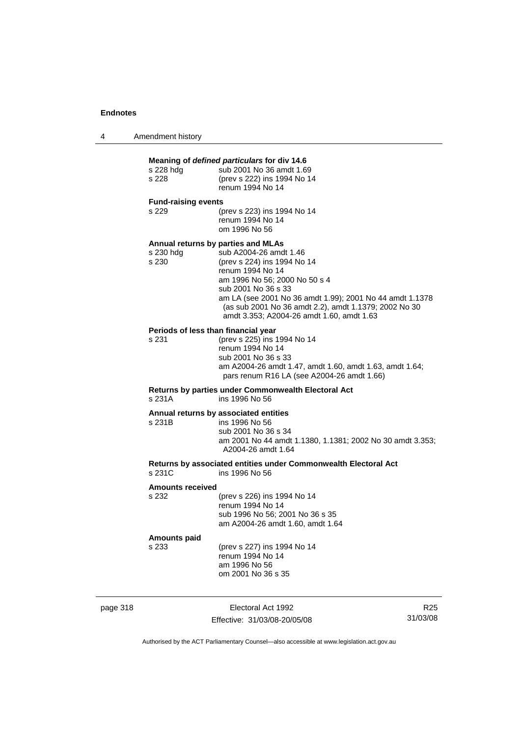**Meaning of *defined particulars* for div 14.6**

s 228 hdg — sub 2001 No 36 amdt 1.69
s 228 — (prev s 222) ins 1994 No 14
renum 1994 No 14

**Fund-raising events**

s 229 — (prev s 223) ins 1994 No 14
renum 1994 No 14
om 1996 No 56

**Annual returns by parties and MLAs**

s 230 hdg — sub A2004-26 amdt 1.46
s 230 — (prev s 224) ins 1994 No 14
renum 1994 No 14
am 1996 No 56; 2000 No 50 s 4
sub 2001 No 36 s 33
am LA (see 2001 No 36 amdt 1.99); 2001 No 44 amdt 1.1378 (as sub 2001 No 36 amdt 2.2), amdt 1.1379; 2002 No 30 amdt 3.353; A2004-26 amdt 1.60, amdt 1.63

**Periods of less than financial year**

s 231 — (prev s 225) ins 1994 No 14
renum 1994 No 14
sub 2001 No 36 s 33
am A2004-26 amdt 1.47, amdt 1.60, amdt 1.63, amdt 1.64; pars renum R16 LA (see A2004-26 amdt 1.66)

**Returns by parties under Commonwealth Electoral Act**

s 231A — ins 1996 No 56

**Annual returns by associated entities**

s 231B — ins 1996 No 56
sub 2001 No 36 s 34
am 2001 No 44 amdt 1.1380, 1.1381; 2002 No 30 amdt 3.353; A2004-26 amdt 1.64

**Returns by associated entities under Commonwealth Electoral Act**

s 231C — ins 1996 No 56

**Amounts received**

s 232 — (prev s 226) ins 1994 No 14
renum 1994 No 14
sub 1996 No 56; 2001 No 36 s 35
am A2004-26 amdt 1.60, amdt 1.64

**Amounts paid**

s 233 — (prev s 227) ins 1994 No 14
renum 1994 No 14
am 1996 No 56
om 2001 No 36 s 35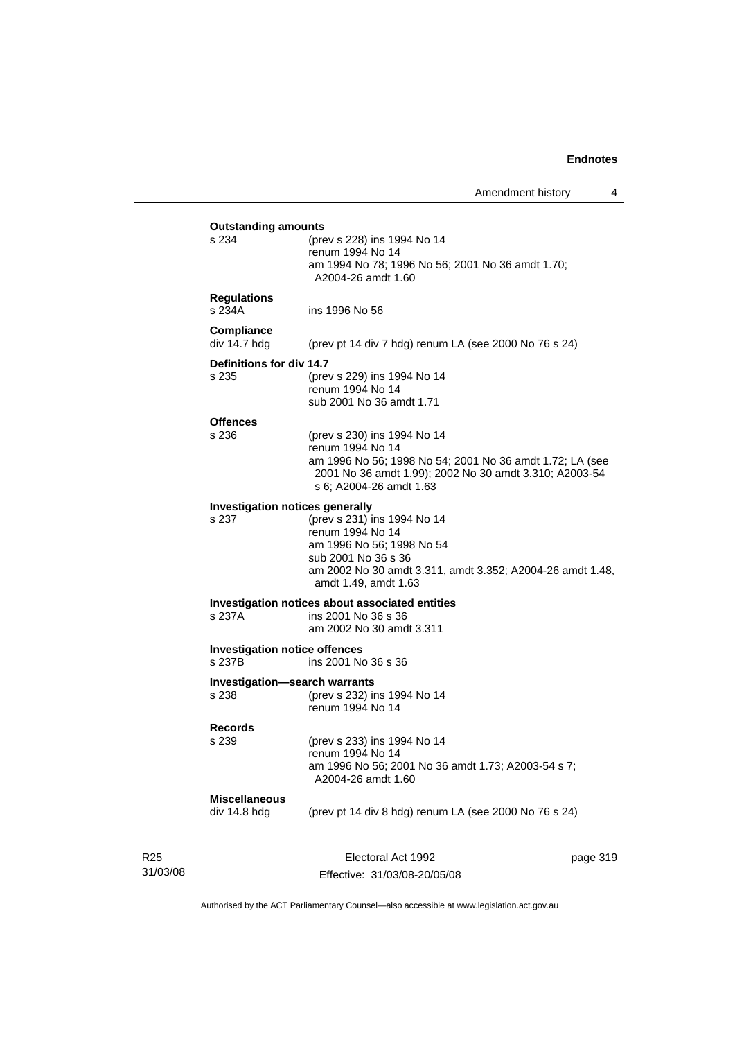**Outstanding amounts**

s 234 (prev s 228) ins 1994 No 14
renum 1994 No 14
am 1994 No 78; 1996 No 56; 2001 No 36 amdt 1.70; A2004-26 amdt 1.60

**Regulations**

s 234A ins 1996 No 56

**Compliance**

div 14.7 hdg (prev pt 14 div 7 hdg) renum LA (see 2000 No 76 s 24)

**Definitions for div 14.7**

s 235 (prev s 229) ins 1994 No 14
renum 1994 No 14
sub 2001 No 36 amdt 1.71

**Offences**

s 236 (prev s 230) ins 1994 No 14
renum 1994 No 14
am 1996 No 56; 1998 No 54; 2001 No 36 amdt 1.72; LA (see 2001 No 36 amdt 1.99); 2002 No 30 amdt 3.310; A2003-54 s 6; A2004-26 amdt 1.63

**Investigation notices generally**

s 237 (prev s 231) ins 1994 No 14
renum 1994 No 14
am 1996 No 56; 1998 No 54
sub 2001 No 36 s 36
am 2002 No 30 amdt 3.311, amdt 3.352; A2004-26 amdt 1.48, amdt 1.49, amdt 1.63

**Investigation notices about associated entities**

s 237A ins 2001 No 36 s 36
am 2002 No 30 amdt 3.311

**Investigation notice offences**

s 237B ins 2001 No 36 s 36

**Investigation—search warrants**

s 238 (prev s 232) ins 1994 No 14
renum 1994 No 14

**Records**

s 239 (prev s 233) ins 1994 No 14
renum 1994 No 14
am 1996 No 56; 2001 No 36 amdt 1.73; A2003-54 s 7; A2004-26 amdt 1.60

**Miscellaneous**

div 14.8 hdg (prev pt 14 div 8 hdg) renum LA (see 2000 No 76 s 24)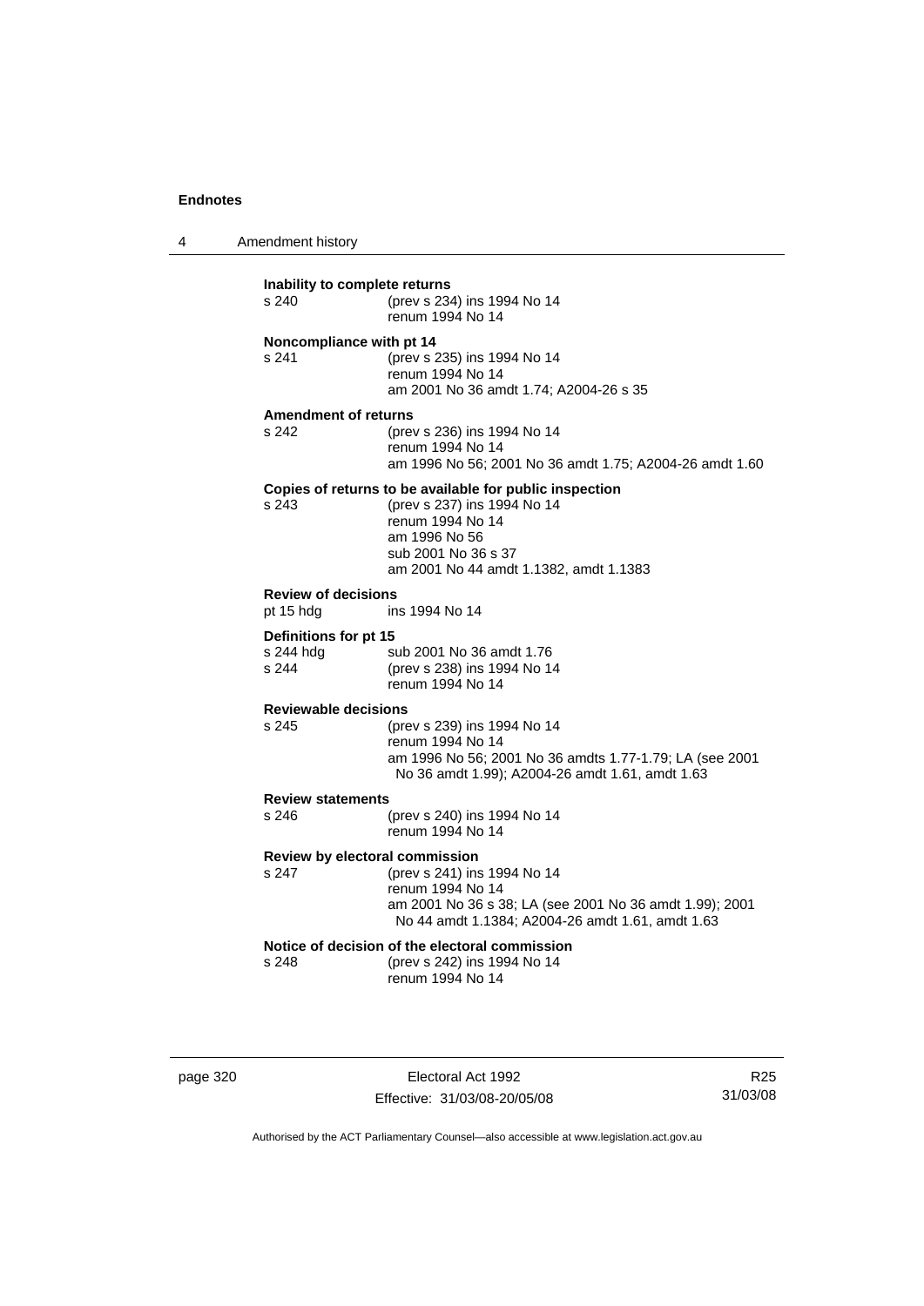**Inability to complete returns**

s 240 (prev s 234) ins 1994 No 14
renum 1994 No 14

**Noncompliance with pt 14**

s 241 (prev s 235) ins 1994 No 14
renum 1994 No 14
am 2001 No 36 amdt 1.74; A2004-26 s 35

**Amendment of returns**

s 242 (prev s 236) ins 1994 No 14
renum 1994 No 14
am 1996 No 56; 2001 No 36 amdt 1.75; A2004-26 amdt 1.60

**Copies of returns to be available for public inspection**

s 243 (prev s 237) ins 1994 No 14
renum 1994 No 14
am 1996 No 56
sub 2001 No 36 s 37
am 2001 No 44 amdt 1.1382, amdt 1.1383

**Review of decisions**

pt 15 hdg ins 1994 No 14

**Definitions for pt 15**

s 244 hdg sub 2001 No 36 amdt 1.76
s 244 (prev s 238) ins 1994 No 14
renum 1994 No 14

**Reviewable decisions**

s 245 (prev s 239) ins 1994 No 14
renum 1994 No 14
am 1996 No 56; 2001 No 36 amdts 1.77-1.79; LA (see 2001 No 36 amdt 1.99); A2004-26 amdt 1.61, amdt 1.63

**Review statements**

s 246 (prev s 240) ins 1994 No 14
renum 1994 No 14

**Review by electoral commission**

s 247 (prev s 241) ins 1994 No 14
renum 1994 No 14
am 2001 No 36 s 38; LA (see 2001 No 36 amdt 1.99); 2001 No 44 amdt 1.1384; A2004-26 amdt 1.61, amdt 1.63

**Notice of decision of the electoral commission**

s 248 (prev s 242) ins 1994 No 14
renum 1994 No 14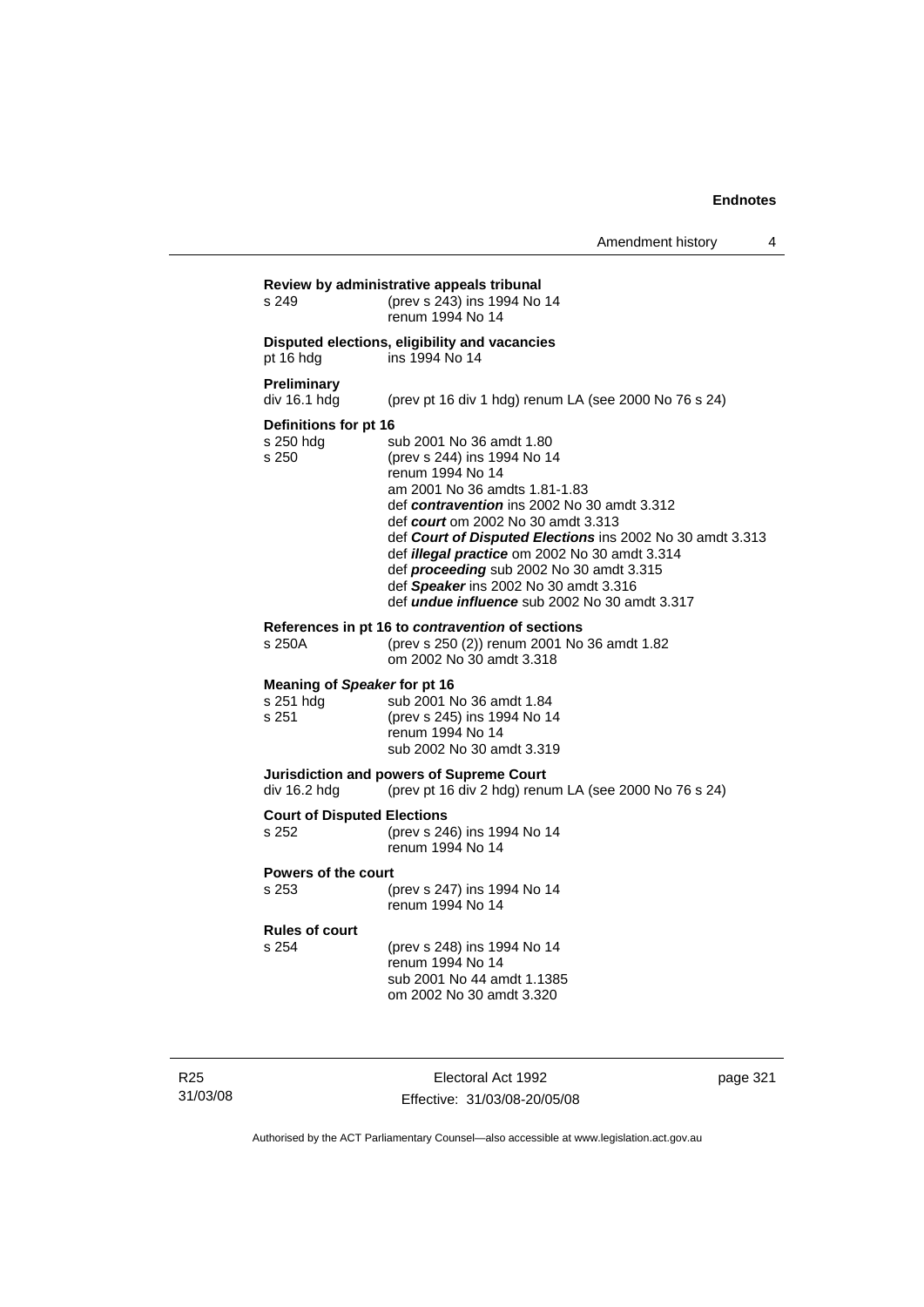**Review by administrative appeals tribunal**

s 249 (prev s 243) ins 1994 No 14
renum 1994 No 14

**Disputed elections, eligibility and vacancies**

pt 16 hdg ins 1994 No 14

**Preliminary**

div 16.1 hdg (prev pt 16 div 1 hdg) renum LA (see 2000 No 76 s 24)

**Definitions for pt 16**

s 250 hdg sub 2001 No 36 amdt 1.80

s 250 (prev s 244) ins 1994 No 14
renum 1994 No 14
am 2001 No 36 amdts 1.81-1.83
def ***contravention*** ins 2002 No 30 amdt 3.312
def ***court*** om 2002 No 30 amdt 3.313
def ***Court of Disputed Elections*** ins 2002 No 30 amdt 3.313
def ***illegal practice*** om 2002 No 30 amdt 3.314
def ***proceeding*** sub 2002 No 30 amdt 3.315
def ***Speaker*** ins 2002 No 30 amdt 3.316
def ***undue influence*** sub 2002 No 30 amdt 3.317

**References in pt 16 to *contravention* of sections**

s 250A (prev s 250 (2)) renum 2001 No 36 amdt 1.82
om 2002 No 30 amdt 3.318

**Meaning of *Speaker* for pt 16**

s 251 hdg sub 2001 No 36 amdt 1.84

s 251 (prev s 245) ins 1994 No 14
renum 1994 No 14
sub 2002 No 30 amdt 3.319

**Jurisdiction and powers of Supreme Court**

div 16.2 hdg (prev pt 16 div 2 hdg) renum LA (see 2000 No 76 s 24)

**Court of Disputed Elections**

s 252 (prev s 246) ins 1994 No 14
renum 1994 No 14

**Powers of the court**

s 253 (prev s 247) ins 1994 No 14
renum 1994 No 14

**Rules of court**

s 254 (prev s 248) ins 1994 No 14
renum 1994 No 14
sub 2001 No 44 amdt 1.1385
om 2002 No 30 amdt 3.320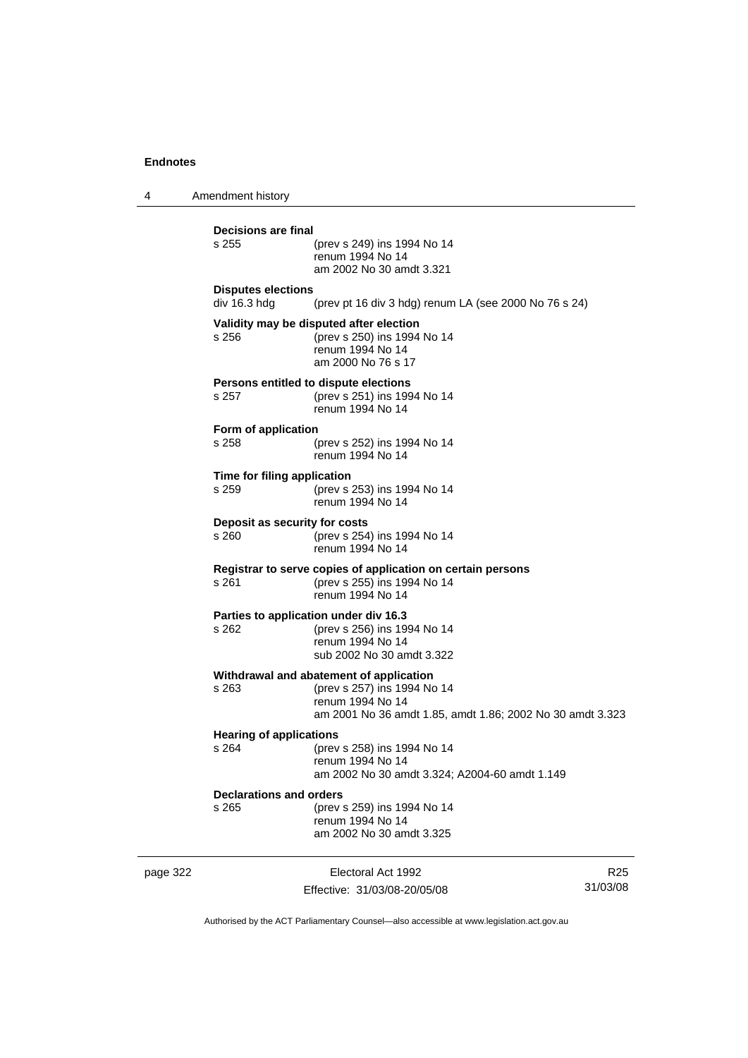**Decisions are final**

s 255 (prev s 249) ins 1994 No 14
renum 1994 No 14
am 2002 No 30 amdt 3.321

**Disputes elections**

div 16.3 hdg (prev pt 16 div 3 hdg) renum LA (see 2000 No 76 s 24)

**Validity may be disputed after election**

s 256 (prev s 250) ins 1994 No 14
renum 1994 No 14
am 2000 No 76 s 17

**Persons entitled to dispute elections**

s 257 (prev s 251) ins 1994 No 14
renum 1994 No 14

**Form of application**

s 258 (prev s 252) ins 1994 No 14
renum 1994 No 14

**Time for filing application**

s 259 (prev s 253) ins 1994 No 14
renum 1994 No 14

**Deposit as security for costs**

s 260 (prev s 254) ins 1994 No 14
renum 1994 No 14

**Registrar to serve copies of application on certain persons**

s 261 (prev s 255) ins 1994 No 14
renum 1994 No 14

**Parties to application under div 16.3**

s 262 (prev s 256) ins 1994 No 14
renum 1994 No 14
sub 2002 No 30 amdt 3.322

**Withdrawal and abatement of application**

s 263 (prev s 257) ins 1994 No 14
renum 1994 No 14
am 2001 No 36 amdt 1.85, amdt 1.86; 2002 No 30 amdt 3.323

**Hearing of applications**

s 264 (prev s 258) ins 1994 No 14
renum 1994 No 14
am 2002 No 30 amdt 3.324; A2004-60 amdt 1.149

**Declarations and orders**

s 265 (prev s 259) ins 1994 No 14
renum 1994 No 14
am 2002 No 30 amdt 3.325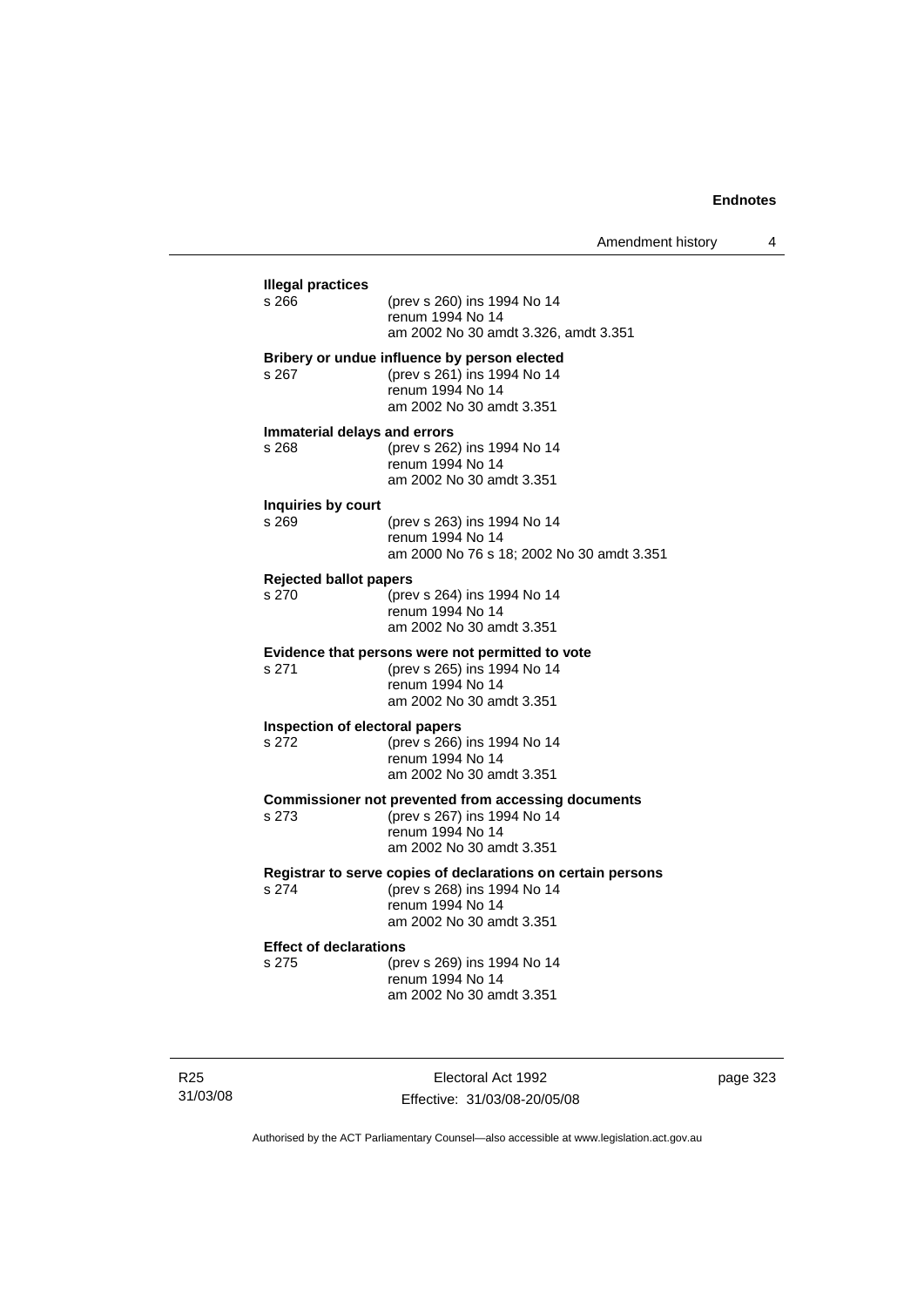**Illegal practices**

s 266 (prev s 260) ins 1994 No 14
renum 1994 No 14
am 2002 No 30 amdt 3.326, amdt 3.351

**Bribery or undue influence by person elected**

s 267 (prev s 261) ins 1994 No 14
renum 1994 No 14
am 2002 No 30 amdt 3.351

**Immaterial delays and errors**

s 268 (prev s 262) ins 1994 No 14
renum 1994 No 14
am 2002 No 30 amdt 3.351

**Inquiries by court**

s 269 (prev s 263) ins 1994 No 14
renum 1994 No 14
am 2000 No 76 s 18; 2002 No 30 amdt 3.351

**Rejected ballot papers**

s 270 (prev s 264) ins 1994 No 14
renum 1994 No 14
am 2002 No 30 amdt 3.351

**Evidence that persons were not permitted to vote**

s 271 (prev s 265) ins 1994 No 14
renum 1994 No 14
am 2002 No 30 amdt 3.351

**Inspection of electoral papers**

s 272 (prev s 266) ins 1994 No 14
renum 1994 No 14
am 2002 No 30 amdt 3.351

**Commissioner not prevented from accessing documents**

s 273 (prev s 267) ins 1994 No 14
renum 1994 No 14
am 2002 No 30 amdt 3.351

**Registrar to serve copies of declarations on certain persons**

s 274 (prev s 268) ins 1994 No 14
renum 1994 No 14
am 2002 No 30 amdt 3.351

**Effect of declarations**

s 275 (prev s 269) ins 1994 No 14
renum 1994 No 14
am 2002 No 30 amdt 3.351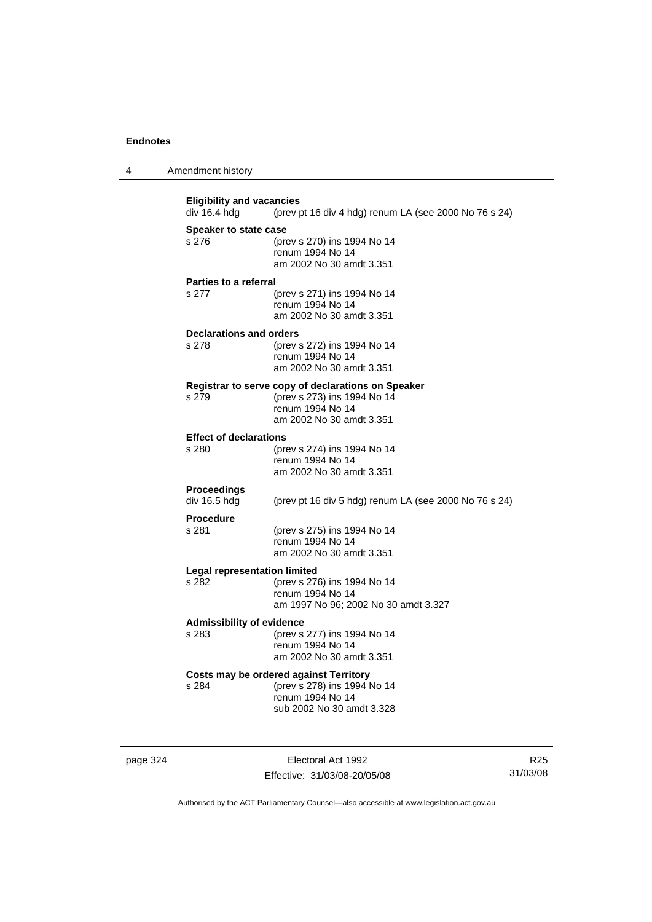**Eligibility and vacancies**
div 16.4 hdg (prev pt 16 div 4 hdg) renum LA (see 2000 No 76 s 24)

**Speaker to state case**
s 276 (prev s 270) ins 1994 No 14
renum 1994 No 14
am 2002 No 30 amdt 3.351

**Parties to a referral**
s 277 (prev s 271) ins 1994 No 14
renum 1994 No 14
am 2002 No 30 amdt 3.351

**Declarations and orders**
s 278 (prev s 272) ins 1994 No 14
renum 1994 No 14
am 2002 No 30 amdt 3.351

**Registrar to serve copy of declarations on Speaker**
s 279 (prev s 273) ins 1994 No 14
renum 1994 No 14
am 2002 No 30 amdt 3.351

**Effect of declarations**
s 280 (prev s 274) ins 1994 No 14
renum 1994 No 14
am 2002 No 30 amdt 3.351

**Proceedings**
div 16.5 hdg (prev pt 16 div 5 hdg) renum LA (see 2000 No 76 s 24)

**Procedure**
s 281 (prev s 275) ins 1994 No 14
renum 1994 No 14
am 2002 No 30 amdt 3.351

**Legal representation limited**
s 282 (prev s 276) ins 1994 No 14
renum 1994 No 14
am 1997 No 96; 2002 No 30 amdt 3.327

**Admissibility of evidence**
s 283 (prev s 277) ins 1994 No 14
renum 1994 No 14
am 2002 No 30 amdt 3.351

**Costs may be ordered against Territory**
s 284 (prev s 278) ins 1994 No 14
renum 1994 No 14
sub 2002 No 30 amdt 3.328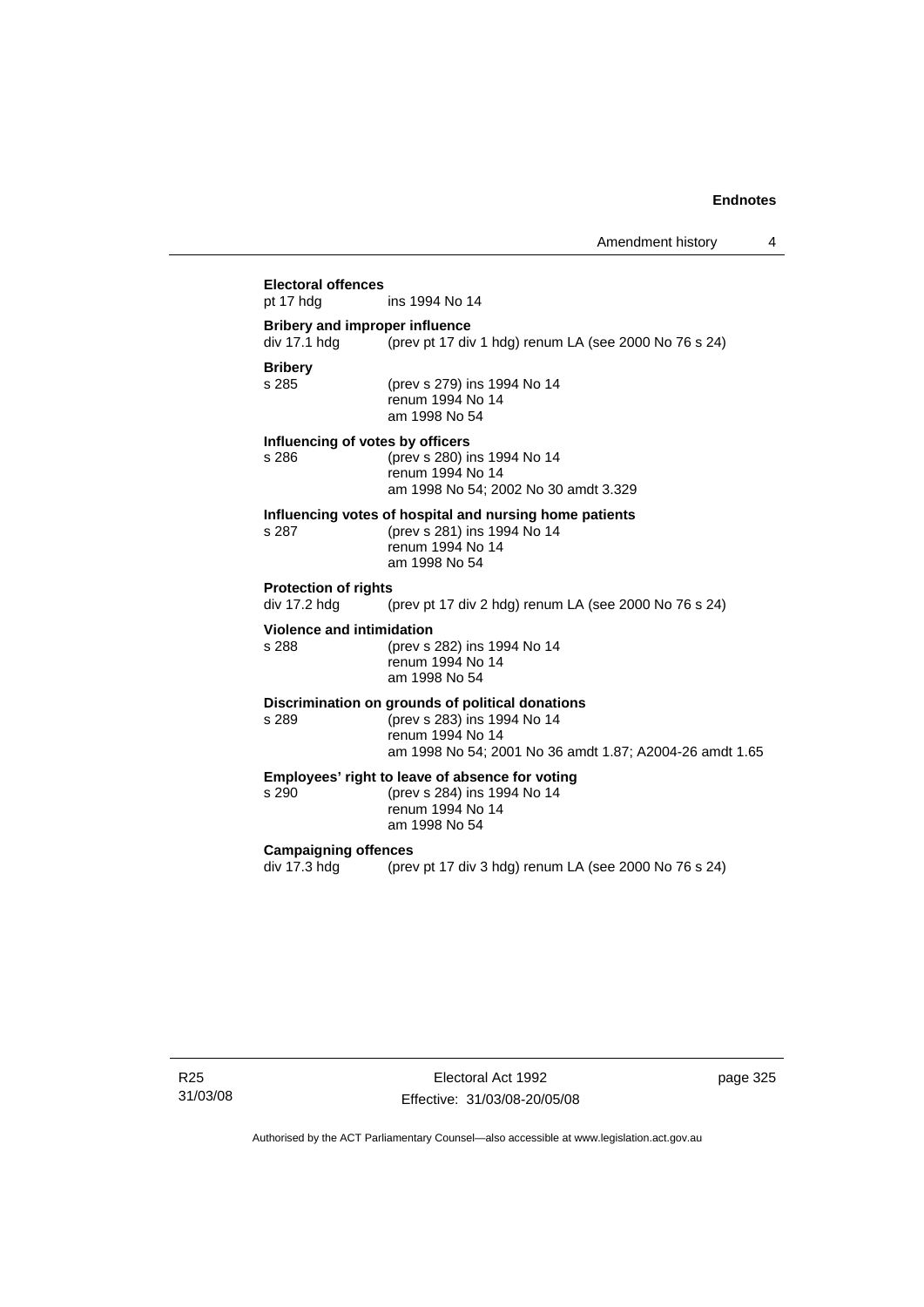**Electoral offences**

pt 17 hdg ins 1994 No 14

**Bribery and improper influence**

div 17.1 hdg (prev pt 17 div 1 hdg) renum LA (see 2000 No 76 s 24)

**Bribery**

s 285 (prev s 279) ins 1994 No 14
renum 1994 No 14
am 1998 No 54

**Influencing of votes by officers**

s 286 (prev s 280) ins 1994 No 14
renum 1994 No 14
am 1998 No 54; 2002 No 30 amdt 3.329

**Influencing votes of hospital and nursing home patients**

s 287 (prev s 281) ins 1994 No 14
renum 1994 No 14
am 1998 No 54

**Protection of rights**

div 17.2 hdg (prev pt 17 div 2 hdg) renum LA (see 2000 No 76 s 24)

**Violence and intimidation**

s 288 (prev s 282) ins 1994 No 14
renum 1994 No 14
am 1998 No 54

**Discrimination on grounds of political donations**

s 289 (prev s 283) ins 1994 No 14
renum 1994 No 14
am 1998 No 54; 2001 No 36 amdt 1.87; A2004-26 amdt 1.65

**Employees' right to leave of absence for voting**

s 290 (prev s 284) ins 1994 No 14
renum 1994 No 14
am 1998 No 54

**Campaigning offences**

div 17.3 hdg (prev pt 17 div 3 hdg) renum LA (see 2000 No 76 s 24)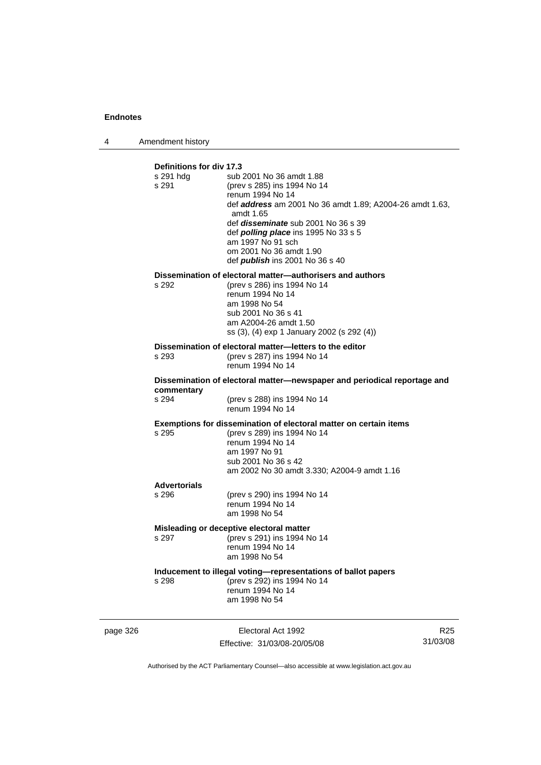**Definitions for div 17.3**

s 291 hdg — sub 2001 No 36 amdt 1.88
s 291 — (prev s 285) ins 1994 No 14
renum 1994 No 14
def ***address*** am 2001 No 36 amdt 1.89; A2004-26 amdt 1.63, amdt 1.65
def ***disseminate*** sub 2001 No 36 s 39
def ***polling place*** ins 1995 No 33 s 5
am 1997 No 91 sch
om 2001 No 36 amdt 1.90
def ***publish*** ins 2001 No 36 s 40

**Dissemination of electoral matter—authorisers and authors**

s 292 — (prev s 286) ins 1994 No 14
renum 1994 No 14
am 1998 No 54
sub 2001 No 36 s 41
am A2004-26 amdt 1.50
ss (3), (4) exp 1 January 2002 (s 292 (4))

**Dissemination of electoral matter—letters to the editor**

s 293 — (prev s 287) ins 1994 No 14
renum 1994 No 14

**Dissemination of electoral matter—newspaper and periodical reportage and commentary**

s 294 — (prev s 288) ins 1994 No 14
renum 1994 No 14

**Exemptions for dissemination of electoral matter on certain items**

s 295 — (prev s 289) ins 1994 No 14
renum 1994 No 14
am 1997 No 91
sub 2001 No 36 s 42
am 2002 No 30 amdt 3.330; A2004-9 amdt 1.16

**Advertorials**

s 296 — (prev s 290) ins 1994 No 14
renum 1994 No 14
am 1998 No 54

**Misleading or deceptive electoral matter**

s 297 — (prev s 291) ins 1994 No 14
renum 1994 No 14
am 1998 No 54

**Inducement to illegal voting—representations of ballot papers**

s 298 — (prev s 292) ins 1994 No 14
renum 1994 No 14
am 1998 No 54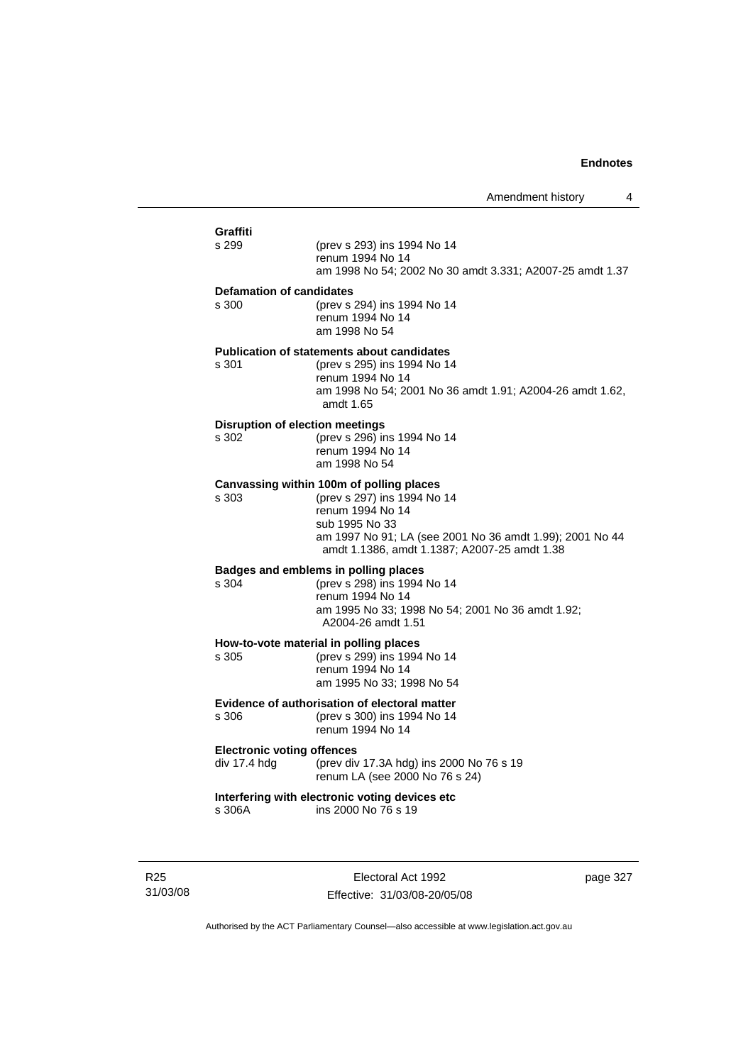**Graffiti**

s 299 (prev s 293) ins 1994 No 14
renum 1994 No 14
am 1998 No 54; 2002 No 30 amdt 3.331; A2007-25 amdt 1.37

**Defamation of candidates**

s 300 (prev s 294) ins 1994 No 14
renum 1994 No 14
am 1998 No 54

**Publication of statements about candidates**

s 301 (prev s 295) ins 1994 No 14
renum 1994 No 14
am 1998 No 54; 2001 No 36 amdt 1.91; A2004-26 amdt 1.62, amdt 1.65

**Disruption of election meetings**

s 302 (prev s 296) ins 1994 No 14
renum 1994 No 14
am 1998 No 54

**Canvassing within 100m of polling places**

s 303 (prev s 297) ins 1994 No 14
renum 1994 No 14
sub 1995 No 33
am 1997 No 91; LA (see 2001 No 36 amdt 1.99); 2001 No 44 amdt 1.1386, amdt 1.1387; A2007-25 amdt 1.38

**Badges and emblems in polling places**

s 304 (prev s 298) ins 1994 No 14
renum 1994 No 14
am 1995 No 33; 1998 No 54; 2001 No 36 amdt 1.92; A2004-26 amdt 1.51

**How-to-vote material in polling places**

s 305 (prev s 299) ins 1994 No 14
renum 1994 No 14
am 1995 No 33; 1998 No 54

**Evidence of authorisation of electoral matter**

s 306 (prev s 300) ins 1994 No 14
renum 1994 No 14

**Electronic voting offences**

div 17.4 hdg (prev div 17.3A hdg) ins 2000 No 76 s 19
renum LA (see 2000 No 76 s 24)

**Interfering with electronic voting devices etc**

s 306A ins 2000 No 76 s 19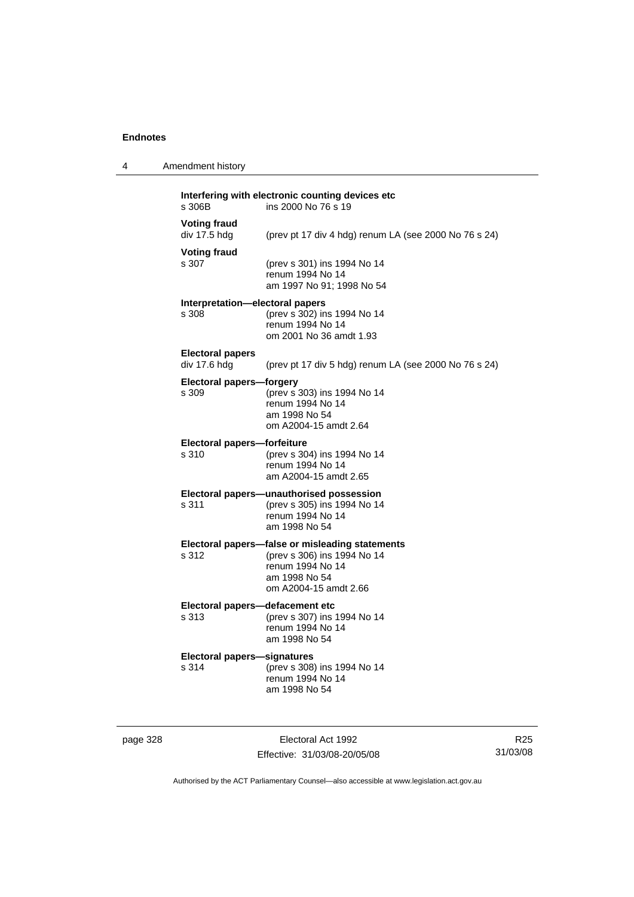**Interfering with electronic counting devices etc**
s 306B ins 2000 No 76 s 19

**Voting fraud**
div 17.5 hdg (prev pt 17 div 4 hdg) renum LA (see 2000 No 76 s 24)

**Voting fraud**
s 307 (prev s 301) ins 1994 No 14
renum 1994 No 14
am 1997 No 91; 1998 No 54

**Interpretation—electoral papers**
s 308 (prev s 302) ins 1994 No 14
renum 1994 No 14
om 2001 No 36 amdt 1.93

**Electoral papers**
div 17.6 hdg (prev pt 17 div 5 hdg) renum LA (see 2000 No 76 s 24)

**Electoral papers—forgery**
s 309 (prev s 303) ins 1994 No 14
renum 1994 No 14
am 1998 No 54
om A2004-15 amdt 2.64

**Electoral papers—forfeiture**
s 310 (prev s 304) ins 1994 No 14
renum 1994 No 14
am A2004-15 amdt 2.65

**Electoral papers—unauthorised possession**
s 311 (prev s 305) ins 1994 No 14
renum 1994 No 14
am 1998 No 54

**Electoral papers—false or misleading statements**
s 312 (prev s 306) ins 1994 No 14
renum 1994 No 14
am 1998 No 54
om A2004-15 amdt 2.66

**Electoral papers—defacement etc**
s 313 (prev s 307) ins 1994 No 14
renum 1994 No 14
am 1998 No 54

**Electoral papers—signatures**
s 314 (prev s 308) ins 1994 No 14
renum 1994 No 14
am 1998 No 54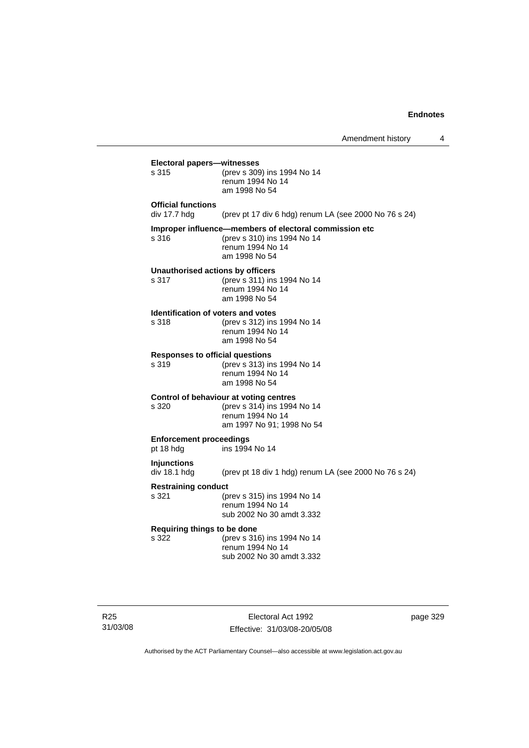**Electoral papers—witnesses**

s 315 (prev s 309) ins 1994 No 14
renum 1994 No 14
am 1998 No 54

**Official functions**

div 17.7 hdg (prev pt 17 div 6 hdg) renum LA (see 2000 No 76 s 24)

**Improper influence—members of electoral commission etc**

s 316 (prev s 310) ins 1994 No 14
renum 1994 No 14
am 1998 No 54

**Unauthorised actions by officers**

s 317 (prev s 311) ins 1994 No 14
renum 1994 No 14
am 1998 No 54

**Identification of voters and votes**

s 318 (prev s 312) ins 1994 No 14
renum 1994 No 14
am 1998 No 54

**Responses to official questions**

s 319 (prev s 313) ins 1994 No 14
renum 1994 No 14
am 1998 No 54

**Control of behaviour at voting centres**

s 320 (prev s 314) ins 1994 No 14
renum 1994 No 14
am 1997 No 91; 1998 No 54

**Enforcement proceedings**

pt 18 hdg ins 1994 No 14

**Injunctions**

div 18.1 hdg (prev pt 18 div 1 hdg) renum LA (see 2000 No 76 s 24)

**Restraining conduct**

s 321 (prev s 315) ins 1994 No 14
renum 1994 No 14
sub 2002 No 30 amdt 3.332

**Requiring things to be done**

s 322 (prev s 316) ins 1994 No 14
renum 1994 No 14
sub 2002 No 30 amdt 3.332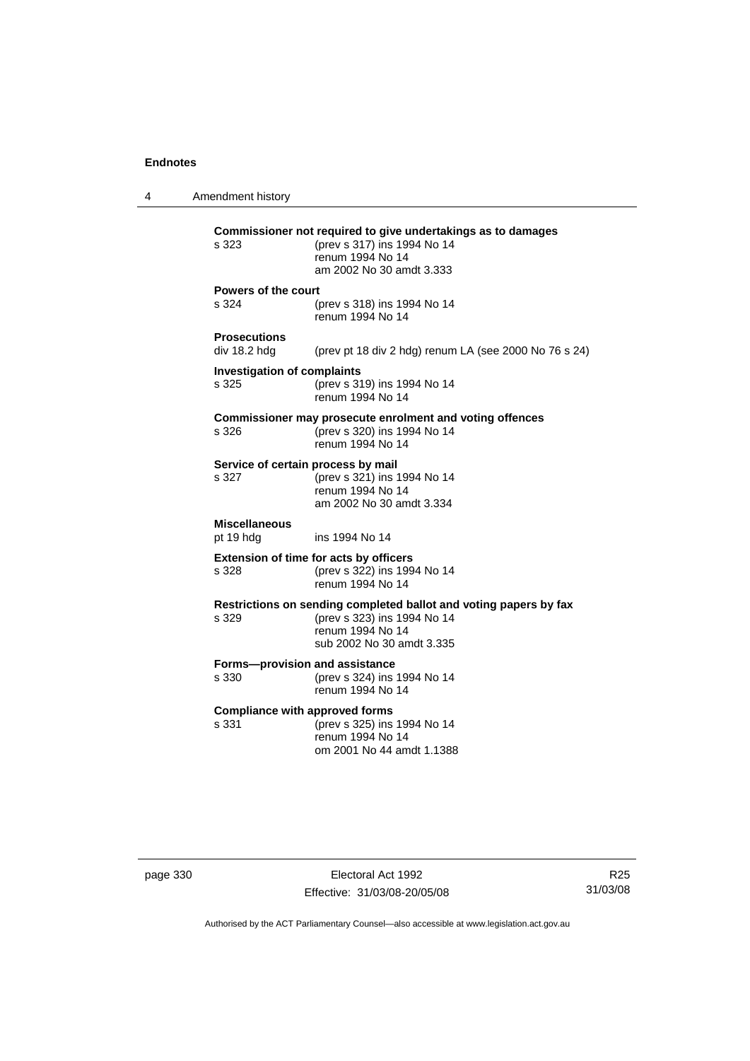**Commissioner not required to give undertakings as to damages**

s 323 (prev s 317) ins 1994 No 14
renum 1994 No 14
am 2002 No 30 amdt 3.333

**Powers of the court**

s 324 (prev s 318) ins 1994 No 14
renum 1994 No 14

**Prosecutions**

div 18.2 hdg (prev pt 18 div 2 hdg) renum LA (see 2000 No 76 s 24)

**Investigation of complaints**

s 325 (prev s 319) ins 1994 No 14
renum 1994 No 14

**Commissioner may prosecute enrolment and voting offences**

s 326 (prev s 320) ins 1994 No 14
renum 1994 No 14

**Service of certain process by mail**

s 327 (prev s 321) ins 1994 No 14
renum 1994 No 14
am 2002 No 30 amdt 3.334

**Miscellaneous**

pt 19 hdg ins 1994 No 14

**Extension of time for acts by officers**

s 328 (prev s 322) ins 1994 No 14
renum 1994 No 14

**Restrictions on sending completed ballot and voting papers by fax**

s 329 (prev s 323) ins 1994 No 14
renum 1994 No 14
sub 2002 No 30 amdt 3.335

**Forms—provision and assistance**

s 330 (prev s 324) ins 1994 No 14
renum 1994 No 14

**Compliance with approved forms**

s 331 (prev s 325) ins 1994 No 14
renum 1994 No 14
om 2001 No 44 amdt 1.1388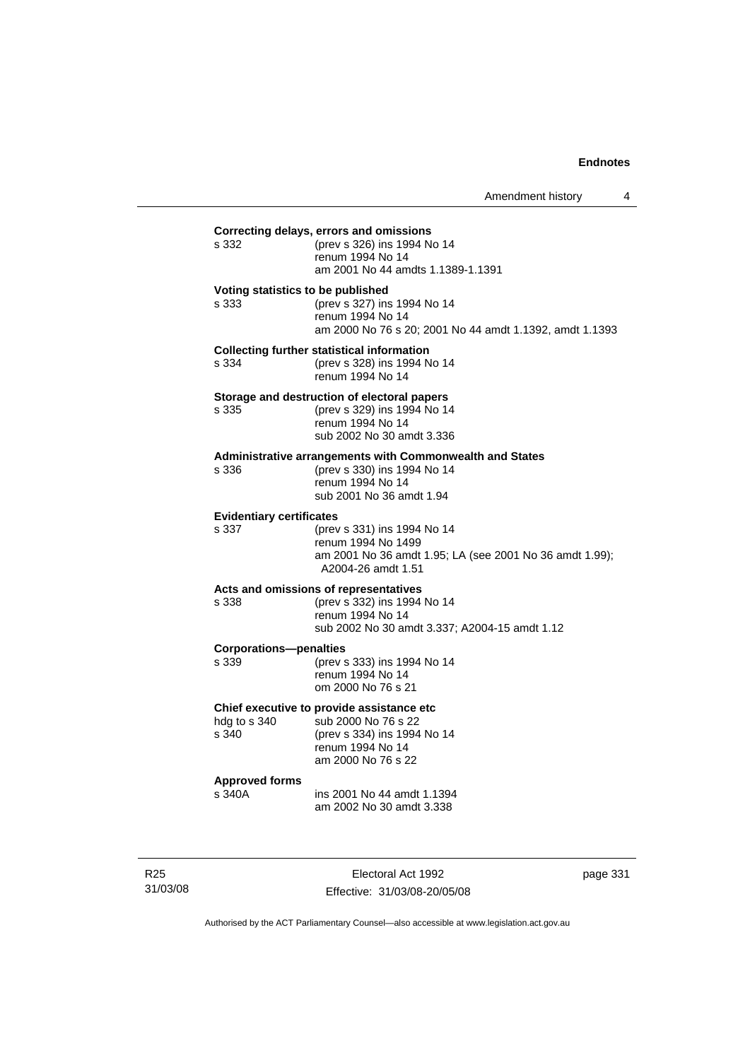**Correcting delays, errors and omissions**

s 332 (prev s 326) ins 1994 No 14
renum 1994 No 14
am 2001 No 44 amdts 1.1389-1.1391

**Voting statistics to be published**

s 333 (prev s 327) ins 1994 No 14
renum 1994 No 14
am 2000 No 76 s 20; 2001 No 44 amdt 1.1392, amdt 1.1393

**Collecting further statistical information**

s 334 (prev s 328) ins 1994 No 14
renum 1994 No 14

**Storage and destruction of electoral papers**

s 335 (prev s 329) ins 1994 No 14
renum 1994 No 14
sub 2002 No 30 amdt 3.336

**Administrative arrangements with Commonwealth and States**

s 336 (prev s 330) ins 1994 No 14
renum 1994 No 14
sub 2001 No 36 amdt 1.94

**Evidentiary certificates**

s 337 (prev s 331) ins 1994 No 14
renum 1994 No 1499
am 2001 No 36 amdt 1.95; LA (see 2001 No 36 amdt 1.99); A2004-26 amdt 1.51

**Acts and omissions of representatives**

s 338 (prev s 332) ins 1994 No 14
renum 1994 No 14
sub 2002 No 30 amdt 3.337; A2004-15 amdt 1.12

**Corporations—penalties**

s 339 (prev s 333) ins 1994 No 14
renum 1994 No 14
om 2000 No 76 s 21

**Chief executive to provide assistance etc**

hdg to s 340 sub 2000 No 76 s 22
s 340 (prev s 334) ins 1994 No 14
renum 1994 No 14
am 2000 No 76 s 22

**Approved forms**

s 340A ins 2001 No 44 amdt 1.1394
am 2002 No 30 amdt 3.338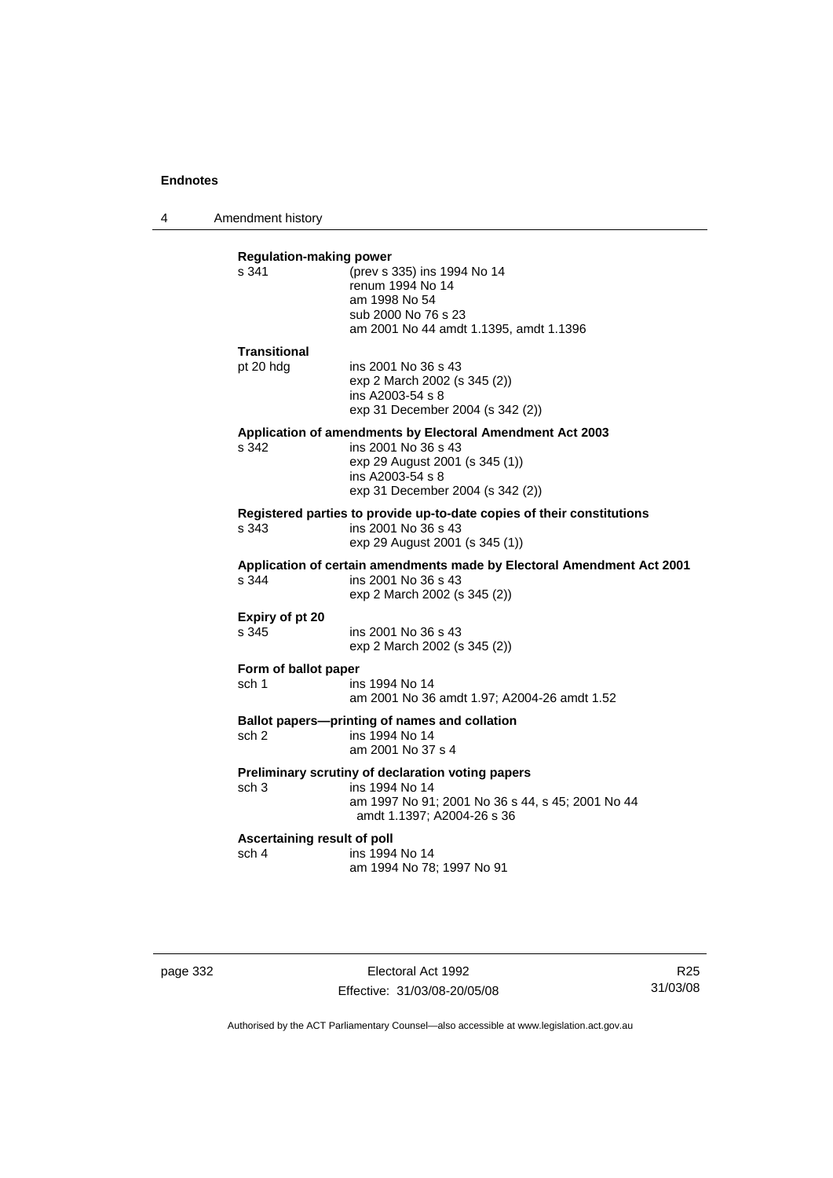**Regulation-making power**

s 341 (prev s 335) ins 1994 No 14
renum 1994 No 14
am 1998 No 54
sub 2000 No 76 s 23
am 2001 No 44 amdt 1.1395, amdt 1.1396

**Transitional**

pt 20 hdg ins 2001 No 36 s 43
exp 2 March 2002 (s 345 (2))
ins A2003-54 s 8
exp 31 December 2004 (s 342 (2))

**Application of amendments by Electoral Amendment Act 2003**

s 342 ins 2001 No 36 s 43
exp 29 August 2001 (s 345 (1))
ins A2003-54 s 8
exp 31 December 2004 (s 342 (2))

**Registered parties to provide up-to-date copies of their constitutions**

s 343 ins 2001 No 36 s 43
exp 29 August 2001 (s 345 (1))

**Application of certain amendments made by Electoral Amendment Act 2001**

s 344 ins 2001 No 36 s 43
exp 2 March 2002 (s 345 (2))

**Expiry of pt 20**

s 345 ins 2001 No 36 s 43
exp 2 March 2002 (s 345 (2))

**Form of ballot paper**

sch 1 ins 1994 No 14
am 2001 No 36 amdt 1.97; A2004-26 amdt 1.52

**Ballot papers—printing of names and collation**

sch 2 ins 1994 No 14
am 2001 No 37 s 4

**Preliminary scrutiny of declaration voting papers**

sch 3 ins 1994 No 14
am 1997 No 91; 2001 No 36 s 44, s 45; 2001 No 44 amdt 1.1397; A2004-26 s 36

**Ascertaining result of poll**

sch 4 ins 1994 No 14
am 1994 No 78; 1997 No 91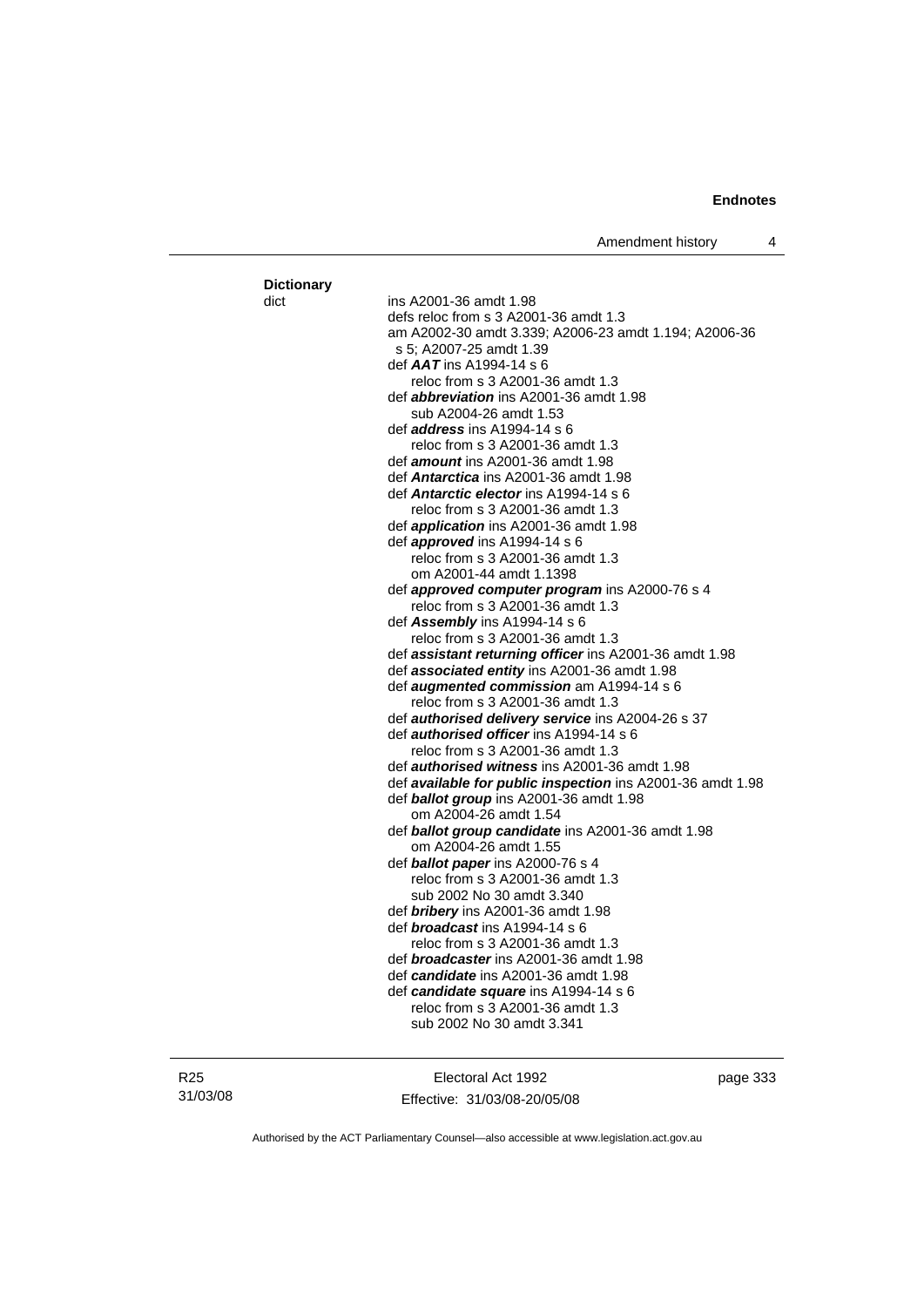**Dictionary**

dict ins A2001-36 amdt 1.98
defs reloc from s 3 A2001-36 amdt 1.3
am A2002-30 amdt 3.339; A2006-23 amdt 1.194; A2006-36 s 5; A2007-25 amdt 1.39
def ***AAT*** ins A1994-14 s 6
reloc from s 3 A2001-36 amdt 1.3
def ***abbreviation*** ins A2001-36 amdt 1.98
sub A2004-26 amdt 1.53
def ***address*** ins A1994-14 s 6
reloc from s 3 A2001-36 amdt 1.3
def ***amount*** ins A2001-36 amdt 1.98
def ***Antarctica*** ins A2001-36 amdt 1.98
def ***Antarctic elector*** ins A1994-14 s 6
reloc from s 3 A2001-36 amdt 1.3
def ***application*** ins A2001-36 amdt 1.98
def ***approved*** ins A1994-14 s 6
reloc from s 3 A2001-36 amdt 1.3
om A2001-44 amdt 1.1398
def ***approved computer program*** ins A2000-76 s 4
reloc from s 3 A2001-36 amdt 1.3
def ***Assembly*** ins A1994-14 s 6
reloc from s 3 A2001-36 amdt 1.3
def ***assistant returning officer*** ins A2001-36 amdt 1.98
def ***associated entity*** ins A2001-36 amdt 1.98
def ***augmented commission*** am A1994-14 s 6
reloc from s 3 A2001-36 amdt 1.3
def ***authorised delivery service*** ins A2004-26 s 37
def ***authorised officer*** ins A1994-14 s 6
reloc from s 3 A2001-36 amdt 1.3
def ***authorised witness*** ins A2001-36 amdt 1.98
def ***available for public inspection*** ins A2001-36 amdt 1.98
def ***ballot group*** ins A2001-36 amdt 1.98
om A2004-26 amdt 1.54
def ***ballot group candidate*** ins A2001-36 amdt 1.98
om A2004-26 amdt 1.55
def ***ballot paper*** ins A2000-76 s 4
reloc from s 3 A2001-36 amdt 1.3
sub 2002 No 30 amdt 3.340
def ***bribery*** ins A2001-36 amdt 1.98
def ***broadcast*** ins A1994-14 s 6
reloc from s 3 A2001-36 amdt 1.3
def ***broadcaster*** ins A2001-36 amdt 1.98
def ***candidate*** ins A2001-36 amdt 1.98
def ***candidate square*** ins A1994-14 s 6
reloc from s 3 A2001-36 amdt 1.3
sub 2002 No 30 amdt 3.341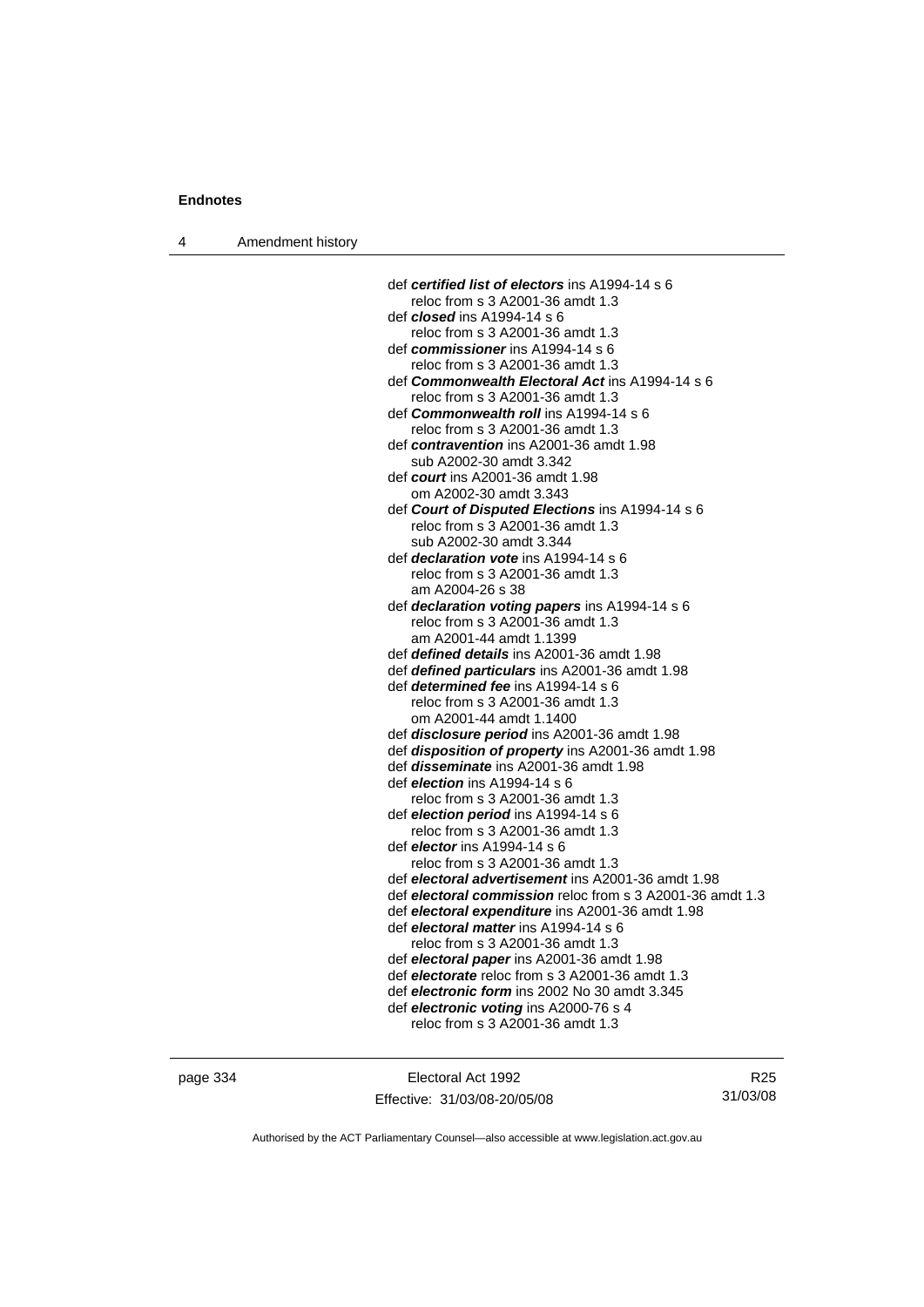def ***certified list of electors*** ins A1994-14 s 6
reloc from s 3 A2001-36 amdt 1.3
def ***closed*** ins A1994-14 s 6
reloc from s 3 A2001-36 amdt 1.3
def ***commissioner*** ins A1994-14 s 6
reloc from s 3 A2001-36 amdt 1.3
def ***Commonwealth Electoral Act*** ins A1994-14 s 6
reloc from s 3 A2001-36 amdt 1.3
def ***Commonwealth roll*** ins A1994-14 s 6
reloc from s 3 A2001-36 amdt 1.3
def ***contravention*** ins A2001-36 amdt 1.98
sub A2002-30 amdt 3.342
def ***court*** ins A2001-36 amdt 1.98
om A2002-30 amdt 3.343
def ***Court of Disputed Elections*** ins A1994-14 s 6
reloc from s 3 A2001-36 amdt 1.3
sub A2002-30 amdt 3.344
def ***declaration vote*** ins A1994-14 s 6
reloc from s 3 A2001-36 amdt 1.3
am A2004-26 s 38
def ***declaration voting papers*** ins A1994-14 s 6
reloc from s 3 A2001-36 amdt 1.3
am A2001-44 amdt 1.1399
def ***defined details*** ins A2001-36 amdt 1.98
def ***defined particulars*** ins A2001-36 amdt 1.98
def ***determined fee*** ins A1994-14 s 6
reloc from s 3 A2001-36 amdt 1.3
om A2001-44 amdt 1.1400
def ***disclosure period*** ins A2001-36 amdt 1.98
def ***disposition of property*** ins A2001-36 amdt 1.98
def ***disseminate*** ins A2001-36 amdt 1.98
def ***election*** ins A1994-14 s 6
reloc from s 3 A2001-36 amdt 1.3
def ***election period*** ins A1994-14 s 6
reloc from s 3 A2001-36 amdt 1.3
def ***elector*** ins A1994-14 s 6
reloc from s 3 A2001-36 amdt 1.3
def ***electoral advertisement*** ins A2001-36 amdt 1.98
def ***electoral commission*** reloc from s 3 A2001-36 amdt 1.3
def ***electoral expenditure*** ins A2001-36 amdt 1.98
def ***electoral matter*** ins A1994-14 s 6
reloc from s 3 A2001-36 amdt 1.3
def ***electoral paper*** ins A2001-36 amdt 1.98
def ***electorate*** reloc from s 3 A2001-36 amdt 1.3
def ***electronic form*** ins 2002 No 30 amdt 3.345
def ***electronic voting*** ins A2000-76 s 4
reloc from s 3 A2001-36 amdt 1.3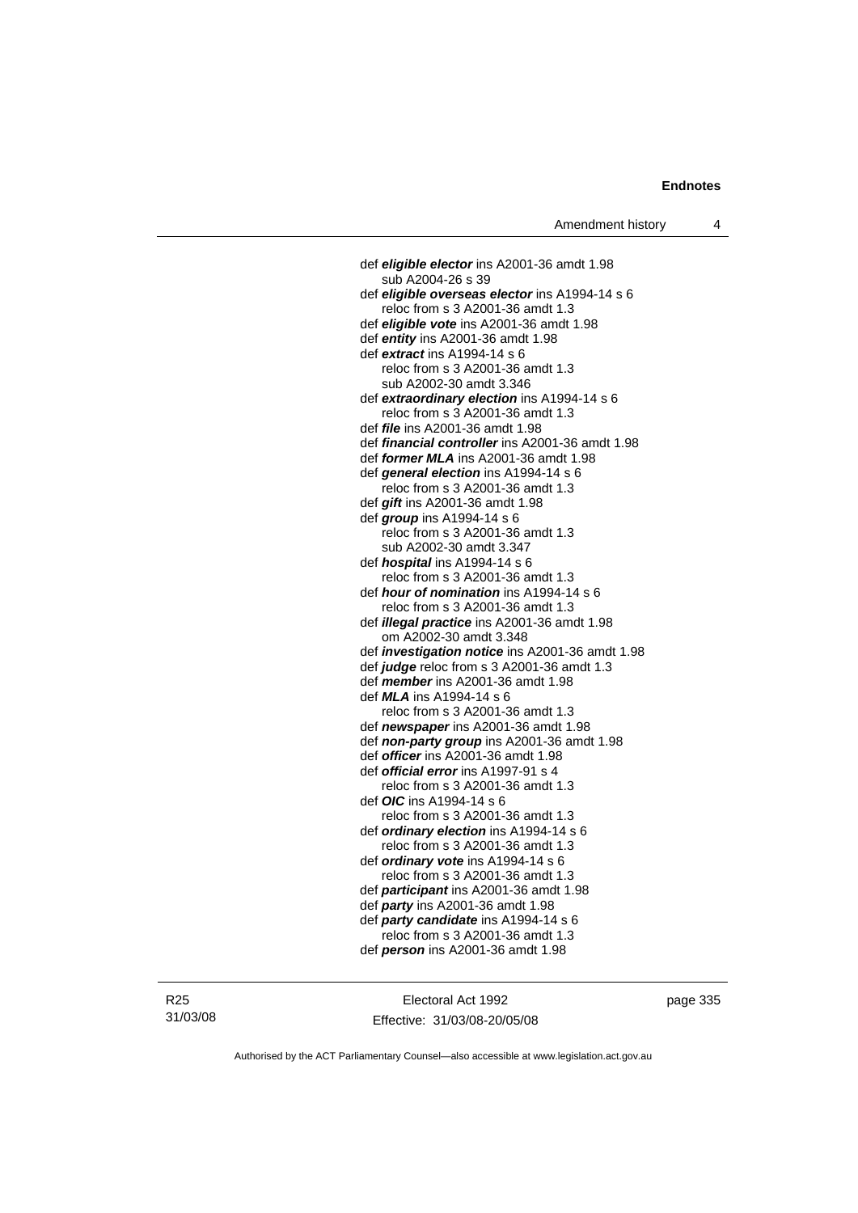def ***eligible elector*** ins A2001-36 amdt 1.98
sub A2004-26 s 39
def ***eligible overseas elector*** ins A1994-14 s 6
reloc from s 3 A2001-36 amdt 1.3
def ***eligible vote*** ins A2001-36 amdt 1.98
def ***entity*** ins A2001-36 amdt 1.98
def ***extract*** ins A1994-14 s 6
reloc from s 3 A2001-36 amdt 1.3
sub A2002-30 amdt 3.346
def ***extraordinary election*** ins A1994-14 s 6
reloc from s 3 A2001-36 amdt 1.3
def ***file*** ins A2001-36 amdt 1.98
def ***financial controller*** ins A2001-36 amdt 1.98
def ***former MLA*** ins A2001-36 amdt 1.98
def ***general election*** ins A1994-14 s 6
reloc from s 3 A2001-36 amdt 1.3
def ***gift*** ins A2001-36 amdt 1.98
def ***group*** ins A1994-14 s 6
reloc from s 3 A2001-36 amdt 1.3
sub A2002-30 amdt 3.347
def ***hospital*** ins A1994-14 s 6
reloc from s 3 A2001-36 amdt 1.3
def ***hour of nomination*** ins A1994-14 s 6
reloc from s 3 A2001-36 amdt 1.3
def ***illegal practice*** ins A2001-36 amdt 1.98
om A2002-30 amdt 3.348
def ***investigation notice*** ins A2001-36 amdt 1.98
def ***judge*** reloc from s 3 A2001-36 amdt 1.3
def ***member*** ins A2001-36 amdt 1.98
def ***MLA*** ins A1994-14 s 6
reloc from s 3 A2001-36 amdt 1.3
def ***newspaper*** ins A2001-36 amdt 1.98
def ***non-party group*** ins A2001-36 amdt 1.98
def ***officer*** ins A2001-36 amdt 1.98
def ***official error*** ins A1997-91 s 4
reloc from s 3 A2001-36 amdt 1.3
def ***OIC*** ins A1994-14 s 6
reloc from s 3 A2001-36 amdt 1.3
def ***ordinary election*** ins A1994-14 s 6
reloc from s 3 A2001-36 amdt 1.3
def ***ordinary vote*** ins A1994-14 s 6
reloc from s 3 A2001-36 amdt 1.3
def ***participant*** ins A2001-36 amdt 1.98
def ***party*** ins A2001-36 amdt 1.98
def ***party candidate*** ins A1994-14 s 6
reloc from s 3 A2001-36 amdt 1.3
def ***person*** ins A2001-36 amdt 1.98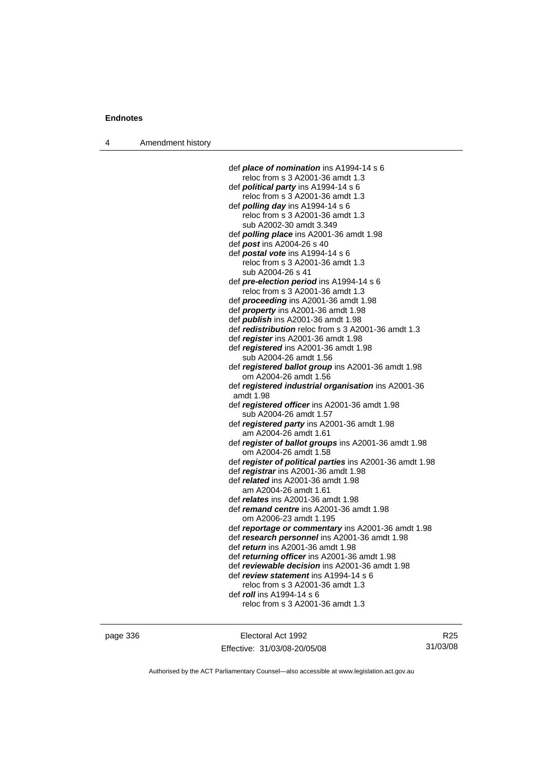def ***place of nomination*** ins A1994-14 s 6
reloc from s 3 A2001-36 amdt 1.3
def ***political party*** ins A1994-14 s 6
reloc from s 3 A2001-36 amdt 1.3
def ***polling day*** ins A1994-14 s 6
reloc from s 3 A2001-36 amdt 1.3
sub A2002-30 amdt 3.349
def ***polling place*** ins A2001-36 amdt 1.98
def ***post*** ins A2004-26 s 40
def ***postal vote*** ins A1994-14 s 6
reloc from s 3 A2001-36 amdt 1.3
sub A2004-26 s 41
def ***pre-election period*** ins A1994-14 s 6
reloc from s 3 A2001-36 amdt 1.3
def ***proceeding*** ins A2001-36 amdt 1.98
def ***property*** ins A2001-36 amdt 1.98
def ***publish*** ins A2001-36 amdt 1.98
def ***redistribution*** reloc from s 3 A2001-36 amdt 1.3
def ***register*** ins A2001-36 amdt 1.98
def ***registered*** ins A2001-36 amdt 1.98
sub A2004-26 amdt 1.56
def ***registered ballot group*** ins A2001-36 amdt 1.98
om A2004-26 amdt 1.56
def ***registered industrial organisation*** ins A2001-36 amdt 1.98
def ***registered officer*** ins A2001-36 amdt 1.98
sub A2004-26 amdt 1.57
def ***registered party*** ins A2001-36 amdt 1.98
am A2004-26 amdt 1.61
def ***register of ballot groups*** ins A2001-36 amdt 1.98
om A2004-26 amdt 1.58
def ***register of political parties*** ins A2001-36 amdt 1.98
def ***registrar*** ins A2001-36 amdt 1.98
def ***related*** ins A2001-36 amdt 1.98
am A2004-26 amdt 1.61
def ***relates*** ins A2001-36 amdt 1.98
def ***remand centre*** ins A2001-36 amdt 1.98
om A2006-23 amdt 1.195
def ***reportage or commentary*** ins A2001-36 amdt 1.98
def ***research personnel*** ins A2001-36 amdt 1.98
def ***return*** ins A2001-36 amdt 1.98
def ***returning officer*** ins A2001-36 amdt 1.98
def ***reviewable decision*** ins A2001-36 amdt 1.98
def ***review statement*** ins A1994-14 s 6
reloc from s 3 A2001-36 amdt 1.3
def ***roll*** ins A1994-14 s 6
reloc from s 3 A2001-36 amdt 1.3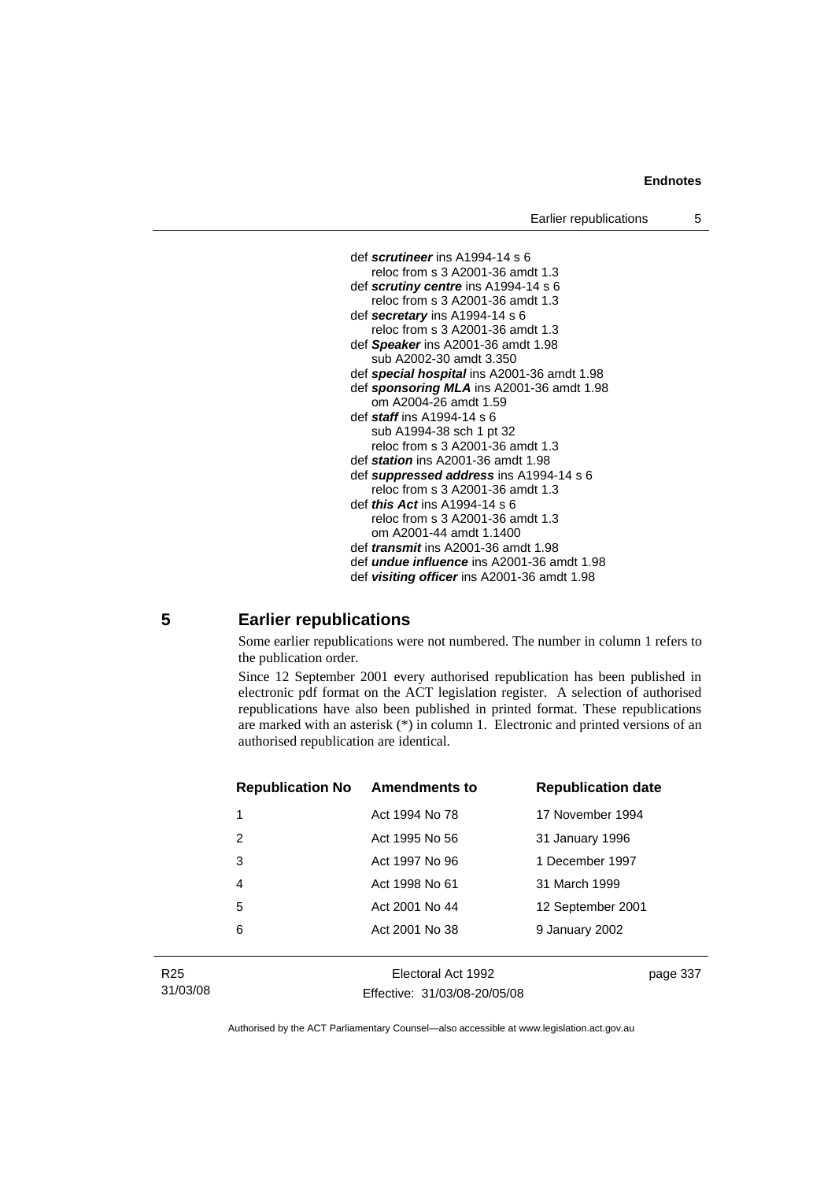def ***scrutineer*** ins A1994-14 s 6
reloc from s 3 A2001-36 amdt 1.3
def ***scrutiny centre*** ins A1994-14 s 6
reloc from s 3 A2001-36 amdt 1.3
def ***secretary*** ins A1994-14 s 6
reloc from s 3 A2001-36 amdt 1.3
def ***Speaker*** ins A2001-36 amdt 1.98
sub A2002-30 amdt 3.350
def ***special hospital*** ins A2001-36 amdt 1.98
def ***sponsoring MLA*** ins A2001-36 amdt 1.98
om A2004-26 amdt 1.59
def ***staff*** ins A1994-14 s 6
sub A1994-38 sch 1 pt 32
reloc from s 3 A2001-36 amdt 1.3
def ***station*** ins A2001-36 amdt 1.98
def ***suppressed address*** ins A1994-14 s 6
reloc from s 3 A2001-36 amdt 1.3
def ***this Act*** ins A1994-14 s 6
reloc from s 3 A2001-36 amdt 1.3
om A2001-44 amdt 1.1400
def ***transmit*** ins A2001-36 amdt 1.98
def ***undue influence*** ins A2001-36 amdt 1.98
def ***visiting officer*** ins A2001-36 amdt 1.98

## 5 Earlier republications

Some earlier republications were not numbered. The number in column 1 refers to the publication order.

Since 12 September 2001 every authorised republication has been published in electronic pdf format on the ACT legislation register. A selection of authorised republications have also been published in printed format. These republications are marked with an asterisk (*) in column 1. Electronic and printed versions of an authorised republication are identical.

| Republication No | Amendments to | Republication date |
|---|---|---|
| 1 | Act 1994 No 78 | 17 November 1994 |
| 2 | Act 1995 No 56 | 31 January 1996 |
| 3 | Act 1997 No 96 | 1 December 1997 |
| 4 | Act 1998 No 61 | 31 March 1999 |
| 5 | Act 2001 No 44 | 12 September 2001 |
| 6 | Act 2001 No 38 | 9 January 2002 |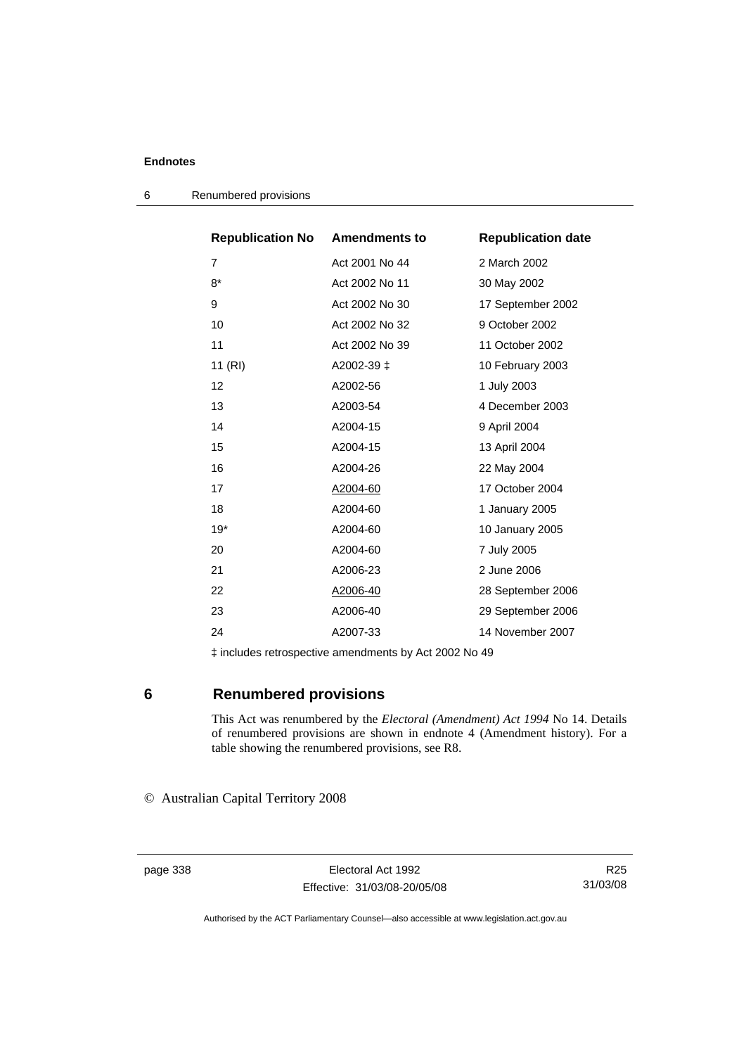| Republication No | Amendments to | Republication date |
|---|---|---|
| 7 | Act 2001 No 44 | 2 March 2002 |
| 8* | Act 2002 No 11 | 30 May 2002 |
| 9 | Act 2002 No 30 | 17 September 2002 |
| 10 | Act 2002 No 32 | 9 October 2002 |
| 11 | Act 2002 No 39 | 11 October 2002 |
| 11 (RI) | A2002-39 ‡ | 10 February 2003 |
| 12 | A2002-56 | 1 July 2003 |
| 13 | A2003-54 | 4 December 2003 |
| 14 | A2004-15 | 9 April 2004 |
| 15 | A2004-15 | 13 April 2004 |
| 16 | A2004-26 | 22 May 2004 |
| 17 | A2004-60 | 17 October 2004 |
| 18 | A2004-60 | 1 January 2005 |
| 19* | A2004-60 | 10 January 2005 |
| 20 | A2004-60 | 7 July 2005 |
| 21 | A2006-23 | 2 June 2006 |
| 22 | A2006-40 | 28 September 2006 |
| 23 | A2006-40 | 29 September 2006 |
| 24 | A2007-33 | 14 November 2007 |

‡ includes retrospective amendments by Act 2002 No 49

## 6 Renumbered provisions

This Act was renumbered by the *Electoral (Amendment) Act 1994* No 14. Details of renumbered provisions are shown in endnote 4 (Amendment history). For a table showing the renumbered provisions, see R8.

© Australian Capital Territory 2008